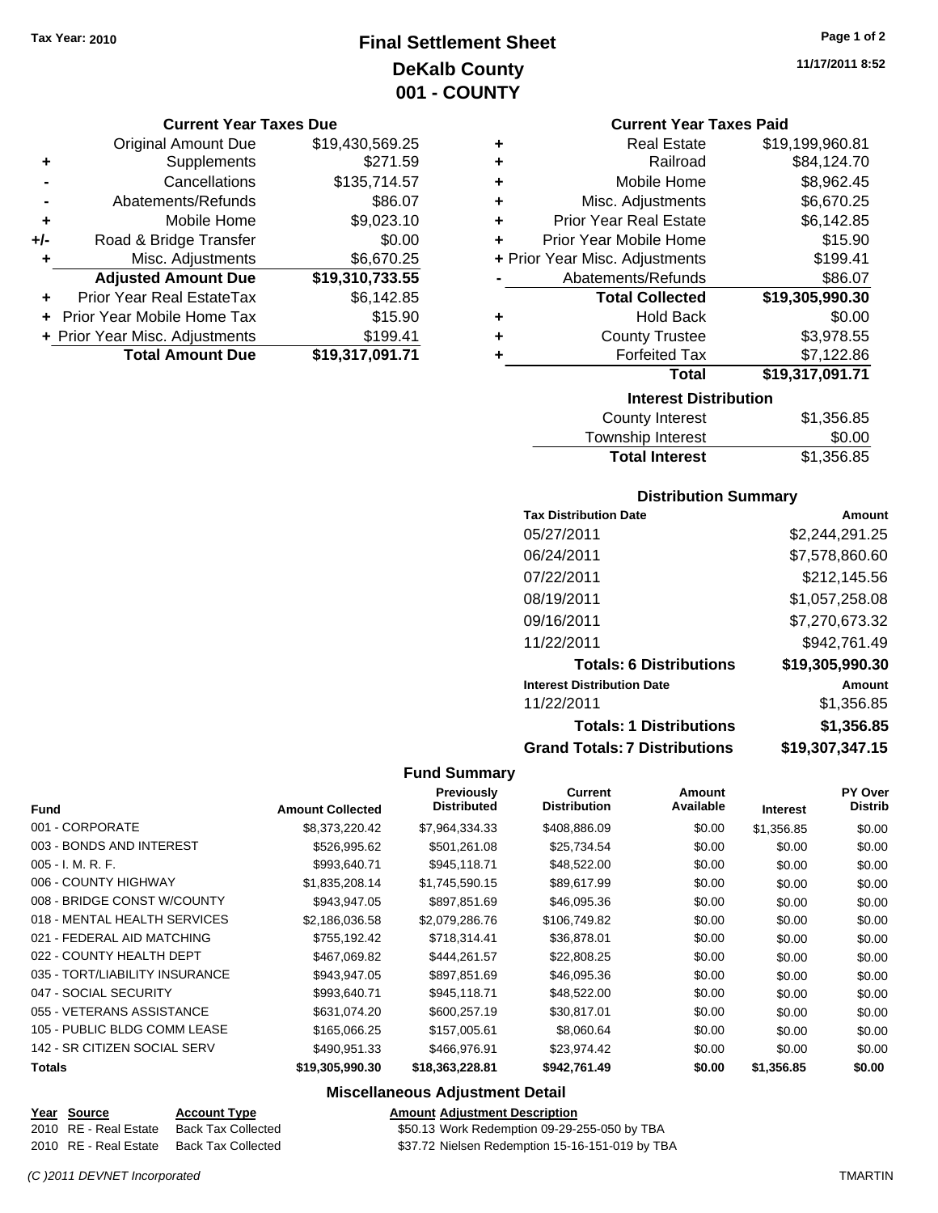Tax Year: 2010

# Final Settlement Sheet
## DeKalb County
## 001 - COUNTY

11/17/2011 8:52

### Current Year Taxes Due

| | | |
|---|---|---|
| | Original Amount Due | $19,430,569.25 |
| + | Supplements | $271.59 |
| - | Cancellations | $135,714.57 |
| - | Abatements/Refunds | $86.07 |
| + | Mobile Home | $9,023.10 |
| +/- | Road & Bridge Transfer | $0.00 |
| + | Misc. Adjustments | $6,670.25 |
| | **Adjusted Amount Due** | **$19,310,733.55** |
| + | Prior Year Real EstateTax | $6,142.85 |
| + | Prior Year Mobile Home Tax | $15.90 |
| + | Prior Year Misc. Adjustments | $199.41 |
| | **Total Amount Due** | **$19,317,091.71** |

### Current Year Taxes Paid

| | | |
|---|---|---|
| + | Real Estate | $19,199,960.81 |
| + | Railroad | $84,124.70 |
| + | Mobile Home | $8,962.45 |
| + | Misc. Adjustments | $6,670.25 |
| + | Prior Year Real Estate | $6,142.85 |
| + | Prior Year Mobile Home | $15.90 |
| + | Prior Year Misc. Adjustments | $199.41 |
| - | Abatements/Refunds | $86.07 |
| | **Total Collected** | **$19,305,990.30** |
| + | Hold Back | $0.00 |
| + | County Trustee | $3,978.55 |
| + | Forfeited Tax | $7,122.86 |
| | **Total** | **$19,317,091.71** |

### Interest Distribution

| | |
|---|---|
| County Interest | $1,356.85 |
| Township Interest | $0.00 |
| **Total Interest** | **$1,356.85** |

### Distribution Summary

| Tax Distribution Date | Amount |
|---|---|
| 05/27/2011 | $2,244,291.25 |
| 06/24/2011 | $7,578,860.60 |
| 07/22/2011 | $212,145.56 |
| 08/19/2011 | $1,057,258.08 |
| 09/16/2011 | $7,270,673.32 |
| 11/22/2011 | $942,761.49 |
| **Totals: 6 Distributions** | **$19,305,990.30** |
| **Interest Distribution Date** | **Amount** |
| 11/22/2011 | $1,356.85 |
| **Totals: 1 Distributions** | **$1,356.85** |
| **Grand Totals: 7 Distributions** | **$19,307,347.15** |

### Fund Summary

| Fund | Amount Collected | Previously Distributed | Current Distribution | Amount Available | Interest | PY Over Distrib |
|---|---|---|---|---|---|---|
| 001 - CORPORATE | $8,373,220.42 | $7,964,334.33 | $408,886.09 | $0.00 | $1,356.85 | $0.00 |
| 003 - BONDS AND INTEREST | $526,995.62 | $501,261.08 | $25,734.54 | $0.00 | $0.00 | $0.00 |
| 005 - I. M. R. F. | $993,640.71 | $945,118.71 | $48,522.00 | $0.00 | $0.00 | $0.00 |
| 006 - COUNTY HIGHWAY | $1,835,208.14 | $1,745,590.15 | $89,617.99 | $0.00 | $0.00 | $0.00 |
| 008 - BRIDGE CONST W/COUNTY | $943,947.05 | $897,851.69 | $46,095.36 | $0.00 | $0.00 | $0.00 |
| 018 - MENTAL HEALTH SERVICES | $2,186,036.58 | $2,079,286.76 | $106,749.82 | $0.00 | $0.00 | $0.00 |
| 021 - FEDERAL AID MATCHING | $755,192.42 | $718,314.41 | $36,878.01 | $0.00 | $0.00 | $0.00 |
| 022 - COUNTY HEALTH DEPT | $467,069.82 | $444,261.57 | $22,808.25 | $0.00 | $0.00 | $0.00 |
| 035 - TORT/LIABILITY INSURANCE | $943,947.05 | $897,851.69 | $46,095.36 | $0.00 | $0.00 | $0.00 |
| 047 - SOCIAL SECURITY | $993,640.71 | $945,118.71 | $48,522.00 | $0.00 | $0.00 | $0.00 |
| 055 - VETERANS ASSISTANCE | $631,074.20 | $600,257.19 | $30,817.01 | $0.00 | $0.00 | $0.00 |
| 105 - PUBLIC BLDG COMM LEASE | $165,066.25 | $157,005.61 | $8,060.64 | $0.00 | $0.00 | $0.00 |
| 142 - SR CITIZEN SOCIAL SERV | $490,951.33 | $466,976.91 | $23,974.42 | $0.00 | $0.00 | $0.00 |
| **Totals** | **$19,305,990.30** | **$18,363,228.81** | **$942,761.49** | **$0.00** | **$1,356.85** | **$0.00** |

### Miscellaneous Adjustment Detail

| Year | Source | Account Type | Amount | Adjustment Description |
|---|---|---|---|---|
| 2010 | RE - Real Estate | Back Tax Collected | $50.13 | Work Redemption 09-29-255-050 by TBA |
| 2010 | RE - Real Estate | Back Tax Collected | $37.72 | Nielsen Redemption 15-16-151-019 by TBA |

(C )2011 DEVNET Incorporated TMARTIN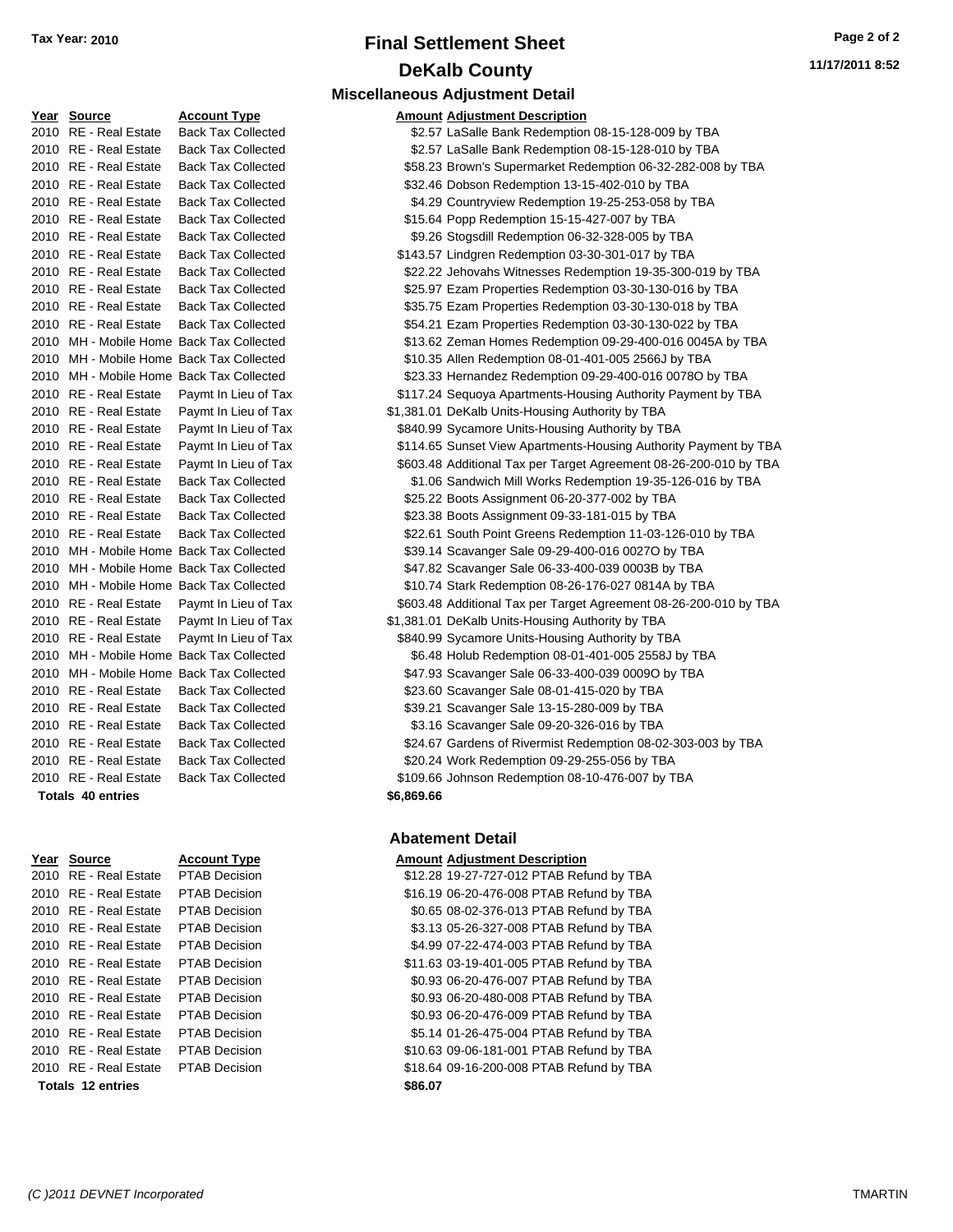Tax Year: 2010

# Final Settlement Sheet

## DeKalb County

### Miscellaneous Adjustment Detail

| Year | Source | Account Type | Amount | Adjustment Description |
|---|---|---|---|---|
| 2010 | RE - Real Estate | Back Tax Collected | $2.57 | LaSalle Bank Redemption 08-15-128-009 by TBA |
| 2010 | RE - Real Estate | Back Tax Collected | $2.57 | LaSalle Bank Redemption 08-15-128-010 by TBA |
| 2010 | RE - Real Estate | Back Tax Collected | $58.23 | Brown's Supermarket Redemption 06-32-282-008 by TBA |
| 2010 | RE - Real Estate | Back Tax Collected | $32.46 | Dobson Redemption 13-15-402-010 by TBA |
| 2010 | RE - Real Estate | Back Tax Collected | $4.29 | Countryview Redemption 19-25-253-058 by TBA |
| 2010 | RE - Real Estate | Back Tax Collected | $15.64 | Popp Redemption 15-15-427-007 by TBA |
| 2010 | RE - Real Estate | Back Tax Collected | $9.26 | Stogsdill Redemption 06-32-328-005 by TBA |
| 2010 | RE - Real Estate | Back Tax Collected | $143.57 | Lindgren Redemption 03-30-301-017 by TBA |
| 2010 | RE - Real Estate | Back Tax Collected | $22.22 | Jehovahs Witnesses Redemption 19-35-300-019 by TBA |
| 2010 | RE - Real Estate | Back Tax Collected | $25.97 | Ezam Properties Redemption 03-30-130-016 by TBA |
| 2010 | RE - Real Estate | Back Tax Collected | $35.75 | Ezam Properties Redemption 03-30-130-018 by TBA |
| 2010 | RE - Real Estate | Back Tax Collected | $54.21 | Ezam Properties Redemption 03-30-130-022 by TBA |
| 2010 | MH - Mobile Home | Back Tax Collected | $13.62 | Zeman Homes Redemption 09-29-400-016 0045A by TBA |
| 2010 | MH - Mobile Home | Back Tax Collected | $10.35 | Allen Redemption 08-01-401-005 2566J by TBA |
| 2010 | MH - Mobile Home | Back Tax Collected | $23.33 | Hernandez Redemption 09-29-400-016 0078O by TBA |
| 2010 | RE - Real Estate | Paymt In Lieu of Tax | $117.24 | Sequoya Apartments-Housing Authority Payment by TBA |
| 2010 | RE - Real Estate | Paymt In Lieu of Tax | $1,381.01 | DeKalb Units-Housing Authority by TBA |
| 2010 | RE - Real Estate | Paymt In Lieu of Tax | $840.99 | Sycamore Units-Housing Authority by TBA |
| 2010 | RE - Real Estate | Paymt In Lieu of Tax | $114.65 | Sunset View Apartments-Housing Authority Payment by TBA |
| 2010 | RE - Real Estate | Paymt In Lieu of Tax | $603.48 | Additional Tax per Target Agreement 08-26-200-010 by TBA |
| 2010 | RE - Real Estate | Back Tax Collected | $1.06 | Sandwich Mill Works Redemption 19-35-126-016 by TBA |
| 2010 | RE - Real Estate | Back Tax Collected | $25.22 | Boots Assignment 06-20-377-002 by TBA |
| 2010 | RE - Real Estate | Back Tax Collected | $23.38 | Boots Assignment 09-33-181-015 by TBA |
| 2010 | RE - Real Estate | Back Tax Collected | $22.61 | South Point Greens Redemption 11-03-126-010 by TBA |
| 2010 | MH - Mobile Home | Back Tax Collected | $39.14 | Scavanger Sale 09-29-400-016 0027O by TBA |
| 2010 | MH - Mobile Home | Back Tax Collected | $47.82 | Scavanger Sale 06-33-400-039 0003B by TBA |
| 2010 | MH - Mobile Home | Back Tax Collected | $10.74 | Stark Redemption 08-26-176-027 0814A by TBA |
| 2010 | RE - Real Estate | Paymt In Lieu of Tax | $603.48 | Additional Tax per Target Agreement 08-26-200-010 by TBA |
| 2010 | RE - Real Estate | Paymt In Lieu of Tax | $1,381.01 | DeKalb Units-Housing Authority by TBA |
| 2010 | RE - Real Estate | Paymt In Lieu of Tax | $840.99 | Sycamore Units-Housing Authority by TBA |
| 2010 | MH - Mobile Home | Back Tax Collected | $6.48 | Holub Redemption 08-01-401-005 2558J by TBA |
| 2010 | MH - Mobile Home | Back Tax Collected | $47.93 | Scavanger Sale 06-33-400-039 0009O by TBA |
| 2010 | RE - Real Estate | Back Tax Collected | $23.60 | Scavanger Sale 08-01-415-020 by TBA |
| 2010 | RE - Real Estate | Back Tax Collected | $39.21 | Scavanger Sale 13-15-280-009 by TBA |
| 2010 | RE - Real Estate | Back Tax Collected | $3.16 | Scavanger Sale 09-20-326-016 by TBA |
| 2010 | RE - Real Estate | Back Tax Collected | $24.67 | Gardens of Rivermist Redemption 08-02-303-003 by TBA |
| 2010 | RE - Real Estate | Back Tax Collected | $20.24 | Work Redemption 09-29-255-056 by TBA |
| 2010 | RE - Real Estate | Back Tax Collected | $109.66 | Johnson Redemption 08-10-476-007 by TBA |
| **Totals 40 entries** | | | **$6,869.66** | |

### Abatement Detail

| Year | Source | Account Type | Amount | Adjustment Description |
|---|---|---|---|---|
| 2010 | RE - Real Estate | PTAB Decision | $12.28 | 19-27-727-012 PTAB Refund by TBA |
| 2010 | RE - Real Estate | PTAB Decision | $16.19 | 06-20-476-008 PTAB Refund by TBA |
| 2010 | RE - Real Estate | PTAB Decision | $0.65 | 08-02-376-013 PTAB Refund by TBA |
| 2010 | RE - Real Estate | PTAB Decision | $3.13 | 05-26-327-008 PTAB Refund by TBA |
| 2010 | RE - Real Estate | PTAB Decision | $4.99 | 07-22-474-003 PTAB Refund by TBA |
| 2010 | RE - Real Estate | PTAB Decision | $11.63 | 03-19-401-005 PTAB Refund by TBA |
| 2010 | RE - Real Estate | PTAB Decision | $0.93 | 06-20-476-007 PTAB Refund by TBA |
| 2010 | RE - Real Estate | PTAB Decision | $0.93 | 06-20-480-008 PTAB Refund by TBA |
| 2010 | RE - Real Estate | PTAB Decision | $0.93 | 06-20-476-009 PTAB Refund by TBA |
| 2010 | RE - Real Estate | PTAB Decision | $5.14 | 01-26-475-004 PTAB Refund by TBA |
| 2010 | RE - Real Estate | PTAB Decision | $10.63 | 09-06-181-001 PTAB Refund by TBA |
| 2010 | RE - Real Estate | PTAB Decision | $18.64 | 09-16-200-008 PTAB Refund by TBA |
| **Totals 12 entries** | | | **$86.07** | |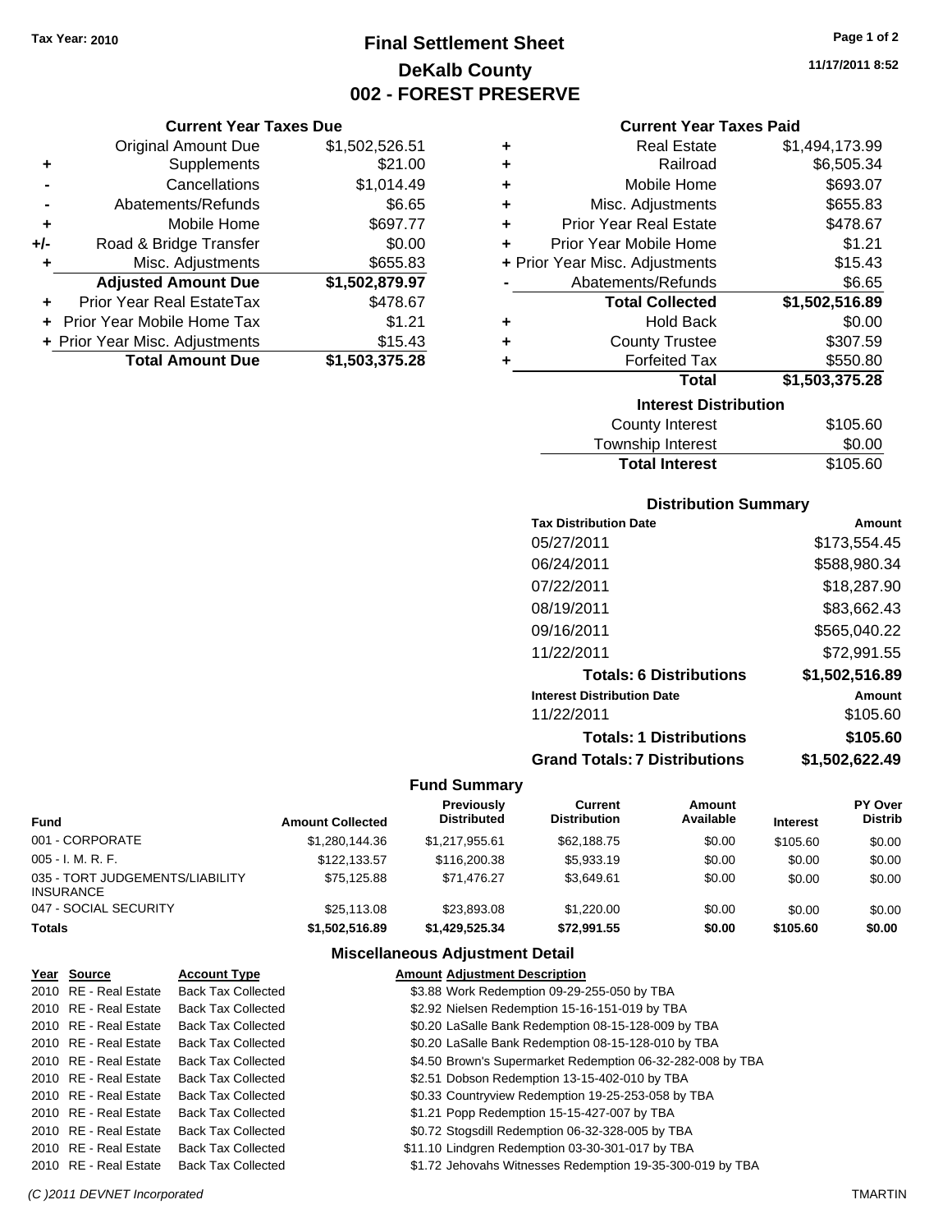Tax Year: 2010

# Final Settlement Sheet
## DeKalb County
## 002 - FOREST PRESERVE

11/17/2011 8:52

### Current Year Taxes Due

| | | |
|---|---|---|
| | Original Amount Due | $1,502,526.51 |
| + | Supplements | $21.00 |
| - | Cancellations | $1,014.49 |
| - | Abatements/Refunds | $6.65 |
| + | Mobile Home | $697.77 |
| +/- | Road & Bridge Transfer | $0.00 |
| + | Misc. Adjustments | $655.83 |
| | **Adjusted Amount Due** | **$1,502,879.97** |
| + | Prior Year Real EstateTax | $478.67 |
| + | Prior Year Mobile Home Tax | $1.21 |
| + | Prior Year Misc. Adjustments | $15.43 |
| | **Total Amount Due** | **$1,503,375.28** |

### Current Year Taxes Paid

| | | |
|---|---|---|
| + | Real Estate | $1,494,173.99 |
| + | Railroad | $6,505.34 |
| + | Mobile Home | $693.07 |
| + | Misc. Adjustments | $655.83 |
| + | Prior Year Real Estate | $478.67 |
| + | Prior Year Mobile Home | $1.21 |
| + | Prior Year Misc. Adjustments | $15.43 |
| - | Abatements/Refunds | $6.65 |
| | **Total Collected** | **$1,502,516.89** |
| + | Hold Back | $0.00 |
| + | County Trustee | $307.59 |
| + | Forfeited Tax | $550.80 |
| | **Total** | **$1,503,375.28** |

### Interest Distribution

| | |
|---|---|
| County Interest | $105.60 |
| Township Interest | $0.00 |
| **Total Interest** | $105.60 |

### Distribution Summary

| Tax Distribution Date | Amount |
|---|---|
| 05/27/2011 | $173,554.45 |
| 06/24/2011 | $588,980.34 |
| 07/22/2011 | $18,287.90 |
| 08/19/2011 | $83,662.43 |
| 09/16/2011 | $565,040.22 |
| 11/22/2011 | $72,991.55 |
| **Totals: 6 Distributions** | **$1,502,516.89** |
| **Interest Distribution Date** | **Amount** |
| 11/22/2011 | $105.60 |
| **Totals: 1 Distributions** | **$105.60** |
| **Grand Totals: 7 Distributions** | **$1,502,622.49** |

### Fund Summary

| Fund | Amount Collected | Previously Distributed | Current Distribution | Amount Available | Interest | PY Over Distrib |
|---|---|---|---|---|---|---|
| 001 - CORPORATE | $1,280,144.36 | $1,217,955.61 | $62,188.75 | $0.00 | $105.60 | $0.00 |
| 005 - I. M. R. F. | $122,133.57 | $116,200.38 | $5,933.19 | $0.00 | $0.00 | $0.00 |
| 035 - TORT JUDGEMENTS/LIABILITY INSURANCE | $75,125.88 | $71,476.27 | $3,649.61 | $0.00 | $0.00 | $0.00 |
| 047 - SOCIAL SECURITY | $25,113.08 | $23,893.08 | $1,220.00 | $0.00 | $0.00 | $0.00 |
| **Totals** | **$1,502,516.89** | **$1,429,525.34** | **$72,991.55** | **$0.00** | **$105.60** | **$0.00** |

### Miscellaneous Adjustment Detail

| Year | Source | Account Type | Amount | Adjustment Description |
|---|---|---|---|---|
| 2010 | RE - Real Estate | Back Tax Collected | $3.88 | Work Redemption 09-29-255-050 by TBA |
| 2010 | RE - Real Estate | Back Tax Collected | $2.92 | Nielsen Redemption 15-16-151-019 by TBA |
| 2010 | RE - Real Estate | Back Tax Collected | $0.20 | LaSalle Bank Redemption 08-15-128-009 by TBA |
| 2010 | RE - Real Estate | Back Tax Collected | $0.20 | LaSalle Bank Redemption 08-15-128-010 by TBA |
| 2010 | RE - Real Estate | Back Tax Collected | $4.50 | Brown's Supermarket Redemption 06-32-282-008 by TBA |
| 2010 | RE - Real Estate | Back Tax Collected | $2.51 | Dobson Redemption 13-15-402-010 by TBA |
| 2010 | RE - Real Estate | Back Tax Collected | $0.33 | Countryview Redemption 19-25-253-058 by TBA |
| 2010 | RE - Real Estate | Back Tax Collected | $1.21 | Popp Redemption 15-15-427-007 by TBA |
| 2010 | RE - Real Estate | Back Tax Collected | $0.72 | Stogsdill Redemption 06-32-328-005 by TBA |
| 2010 | RE - Real Estate | Back Tax Collected | $11.10 | Lindgren Redemption 03-30-301-017 by TBA |
| 2010 | RE - Real Estate | Back Tax Collected | $1.72 | Jehovahs Witnesses Redemption 19-35-300-019 by TBA |

(C )2011 DEVNET Incorporated TMARTIN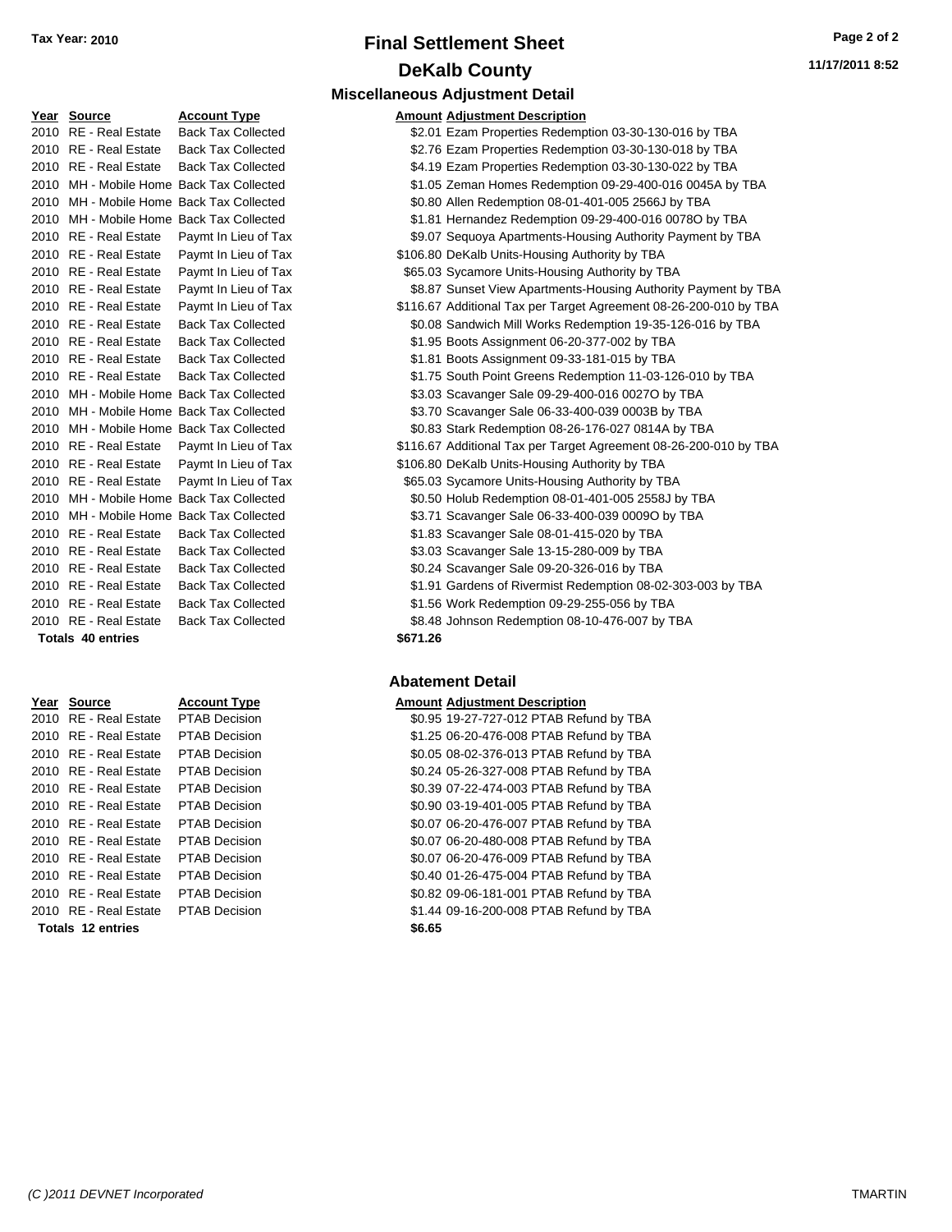**Tax Year: 2010**

# Final Settlement Sheet

## DeKalb County

11/17/2011 8:52

### Miscellaneous Adjustment Detail

| Year | Source | Account Type | Amount | Adjustment Description |
|---|---|---|---|---|
| 2010 | RE - Real Estate | Back Tax Collected | $2.01 | Ezam Properties Redemption 03-30-130-016 by TBA |
| 2010 | RE - Real Estate | Back Tax Collected | $2.76 | Ezam Properties Redemption 03-30-130-018 by TBA |
| 2010 | RE - Real Estate | Back Tax Collected | $4.19 | Ezam Properties Redemption 03-30-130-022 by TBA |
| 2010 | MH - Mobile Home | Back Tax Collected | $1.05 | Zeman Homes Redemption 09-29-400-016 0045A by TBA |
| 2010 | MH - Mobile Home | Back Tax Collected | $0.80 | Allen Redemption 08-01-401-005 2566J by TBA |
| 2010 | MH - Mobile Home | Back Tax Collected | $1.81 | Hernandez Redemption 09-29-400-016 0078O by TBA |
| 2010 | RE - Real Estate | Paymt In Lieu of Tax | $9.07 | Sequoya Apartments-Housing Authority Payment by TBA |
| 2010 | RE - Real Estate | Paymt In Lieu of Tax | $106.80 | DeKalb Units-Housing Authority by TBA |
| 2010 | RE - Real Estate | Paymt In Lieu of Tax | $65.03 | Sycamore Units-Housing Authority by TBA |
| 2010 | RE - Real Estate | Paymt In Lieu of Tax | $8.87 | Sunset View Apartments-Housing Authority Payment by TBA |
| 2010 | RE - Real Estate | Paymt In Lieu of Tax | $116.67 | Additional Tax per Target Agreement 08-26-200-010 by TBA |
| 2010 | RE - Real Estate | Back Tax Collected | $0.08 | Sandwich Mill Works Redemption 19-35-126-016 by TBA |
| 2010 | RE - Real Estate | Back Tax Collected | $1.95 | Boots Assignment 06-20-377-002 by TBA |
| 2010 | RE - Real Estate | Back Tax Collected | $1.81 | Boots Assignment 09-33-181-015 by TBA |
| 2010 | RE - Real Estate | Back Tax Collected | $1.75 | South Point Greens Redemption 11-03-126-010 by TBA |
| 2010 | MH - Mobile Home | Back Tax Collected | $3.03 | Scavanger Sale 09-29-400-016 0027O by TBA |
| 2010 | MH - Mobile Home | Back Tax Collected | $3.70 | Scavanger Sale 06-33-400-039 0003B by TBA |
| 2010 | MH - Mobile Home | Back Tax Collected | $0.83 | Stark Redemption 08-26-176-027 0814A by TBA |
| 2010 | RE - Real Estate | Paymt In Lieu of Tax | $116.67 | Additional Tax per Target Agreement 08-26-200-010 by TBA |
| 2010 | RE - Real Estate | Paymt In Lieu of Tax | $106.80 | DeKalb Units-Housing Authority by TBA |
| 2010 | RE - Real Estate | Paymt In Lieu of Tax | $65.03 | Sycamore Units-Housing Authority by TBA |
| 2010 | MH - Mobile Home | Back Tax Collected | $0.50 | Holub Redemption 08-01-401-005 2558J by TBA |
| 2010 | MH - Mobile Home | Back Tax Collected | $3.71 | Scavanger Sale 06-33-400-039 0009O by TBA |
| 2010 | RE - Real Estate | Back Tax Collected | $1.83 | Scavanger Sale 08-01-415-020 by TBA |
| 2010 | RE - Real Estate | Back Tax Collected | $3.03 | Scavanger Sale 13-15-280-009 by TBA |
| 2010 | RE - Real Estate | Back Tax Collected | $0.24 | Scavanger Sale 09-20-326-016 by TBA |
| 2010 | RE - Real Estate | Back Tax Collected | $1.91 | Gardens of Rivermist Redemption 08-02-303-003 by TBA |
| 2010 | RE - Real Estate | Back Tax Collected | $1.56 | Work Redemption 09-29-255-056 by TBA |
| 2010 | RE - Real Estate | Back Tax Collected | $8.48 | Johnson Redemption 08-10-476-007 by TBA |
| **Totals 40 entries** | | | **$671.26** | |

### Abatement Detail

| Year | Source | Account Type | Amount | Adjustment Description |
|---|---|---|---|---|
| 2010 | RE - Real Estate | PTAB Decision | $0.95 | 19-27-727-012 PTAB Refund by TBA |
| 2010 | RE - Real Estate | PTAB Decision | $1.25 | 06-20-476-008 PTAB Refund by TBA |
| 2010 | RE - Real Estate | PTAB Decision | $0.05 | 08-02-376-013 PTAB Refund by TBA |
| 2010 | RE - Real Estate | PTAB Decision | $0.24 | 05-26-327-008 PTAB Refund by TBA |
| 2010 | RE - Real Estate | PTAB Decision | $0.39 | 07-22-474-003 PTAB Refund by TBA |
| 2010 | RE - Real Estate | PTAB Decision | $0.90 | 03-19-401-005 PTAB Refund by TBA |
| 2010 | RE - Real Estate | PTAB Decision | $0.07 | 06-20-476-007 PTAB Refund by TBA |
| 2010 | RE - Real Estate | PTAB Decision | $0.07 | 06-20-480-008 PTAB Refund by TBA |
| 2010 | RE - Real Estate | PTAB Decision | $0.07 | 06-20-476-009 PTAB Refund by TBA |
| 2010 | RE - Real Estate | PTAB Decision | $0.40 | 01-26-475-004 PTAB Refund by TBA |
| 2010 | RE - Real Estate | PTAB Decision | $0.82 | 09-06-181-001 PTAB Refund by TBA |
| 2010 | RE - Real Estate | PTAB Decision | $1.44 | 09-16-200-008 PTAB Refund by TBA |
| **Totals 12 entries** | | | **$6.65** | |

*(C )2011 DEVNET Incorporated* TMARTIN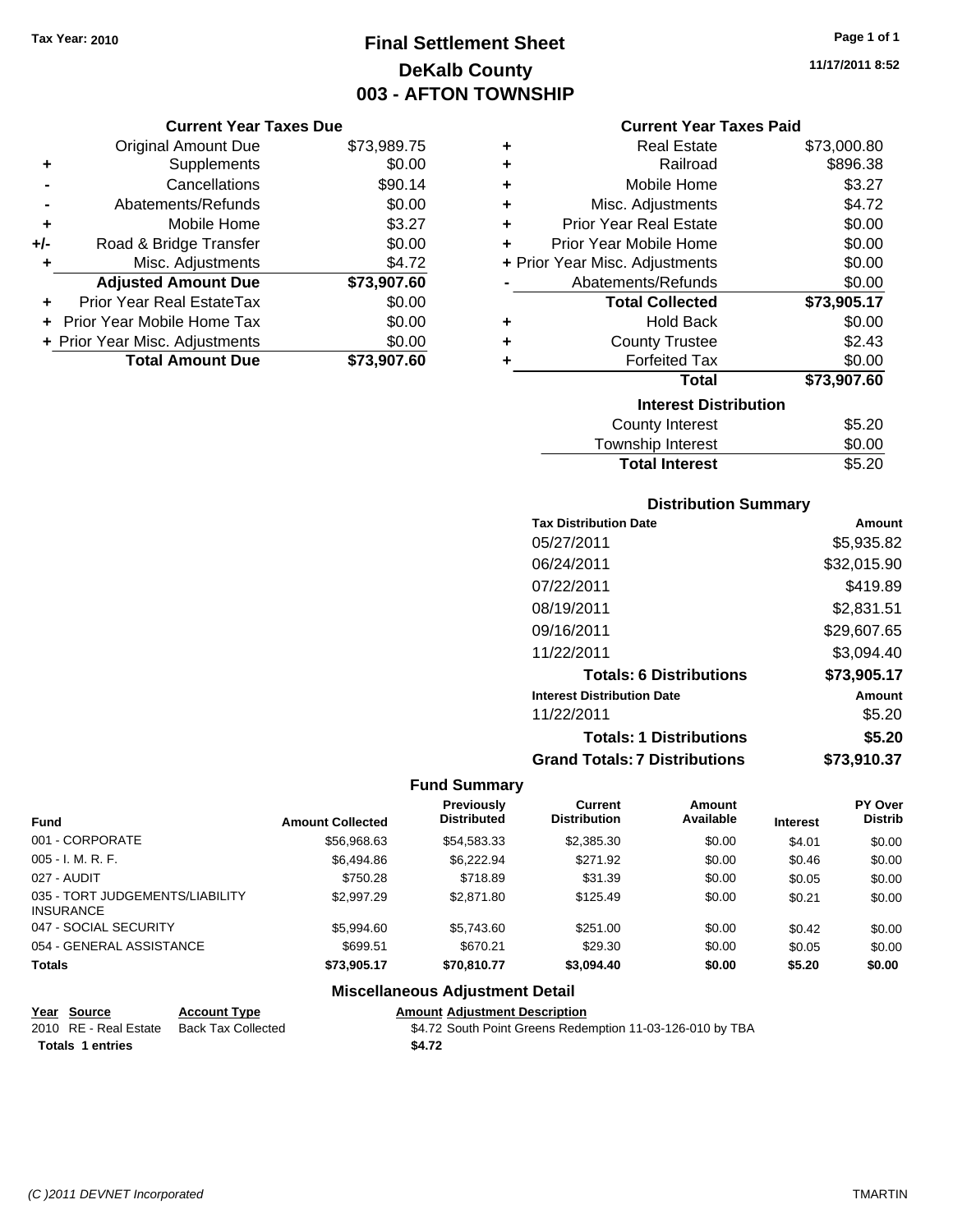Tax Year: 2010

# Final Settlement Sheet
## DeKalb County
## 003 - AFTON TOWNSHIP

11/17/2011 8:52

### Current Year Taxes Due

| | | |
|---|---|---|
| | Original Amount Due | $73,989.75 |
| + | Supplements | $0.00 |
| - | Cancellations | $90.14 |
| - | Abatements/Refunds | $0.00 |
| + | Mobile Home | $3.27 |
| +/- | Road & Bridge Transfer | $0.00 |
| + | Misc. Adjustments | $4.72 |
| | **Adjusted Amount Due** | **$73,907.60** |
| + | Prior Year Real EstateTax | $0.00 |
| + | Prior Year Mobile Home Tax | $0.00 |
| + | Prior Year Misc. Adjustments | $0.00 |
| | **Total Amount Due** | **$73,907.60** |

### Current Year Taxes Paid

| | | |
|---|---|---|
| + | Real Estate | $73,000.80 |
| + | Railroad | $896.38 |
| + | Mobile Home | $3.27 |
| + | Misc. Adjustments | $4.72 |
| + | Prior Year Real Estate | $0.00 |
| + | Prior Year Mobile Home | $0.00 |
| + | Prior Year Misc. Adjustments | $0.00 |
| - | Abatements/Refunds | $0.00 |
| | **Total Collected** | **$73,905.17** |
| + | Hold Back | $0.00 |
| + | County Trustee | $2.43 |
| + | Forfeited Tax | $0.00 |
| | **Total** | **$73,907.60** |

### Interest Distribution

| | |
|---|---|
| County Interest | $5.20 |
| Township Interest | $0.00 |
| **Total Interest** | $5.20 |

### Distribution Summary

| Tax Distribution Date | Amount |
|---|---|
| 05/27/2011 | $5,935.82 |
| 06/24/2011 | $32,015.90 |
| 07/22/2011 | $419.89 |
| 08/19/2011 | $2,831.51 |
| 09/16/2011 | $29,607.65 |
| 11/22/2011 | $3,094.40 |
| **Totals: 6 Distributions** | **$73,905.17** |
| **Interest Distribution Date** | **Amount** |
| 11/22/2011 | $5.20 |
| **Totals: 1 Distributions** | **$5.20** |
| **Grand Totals: 7 Distributions** | **$73,910.37** |

### Fund Summary

| Fund | Amount Collected | Previously Distributed | Current Distribution | Amount Available | Interest | PY Over Distrib |
|---|---|---|---|---|---|---|
| 001 - CORPORATE | $56,968.63 | $54,583.33 | $2,385.30 | $0.00 | $4.01 | $0.00 |
| 005 - I. M. R. F. | $6,494.86 | $6,222.94 | $271.92 | $0.00 | $0.46 | $0.00 |
| 027 - AUDIT | $750.28 | $718.89 | $31.39 | $0.00 | $0.05 | $0.00 |
| 035 - TORT JUDGEMENTS/LIABILITY INSURANCE | $2,997.29 | $2,871.80 | $125.49 | $0.00 | $0.21 | $0.00 |
| 047 - SOCIAL SECURITY | $5,994.60 | $5,743.60 | $251.00 | $0.00 | $0.42 | $0.00 |
| 054 - GENERAL ASSISTANCE | $699.51 | $670.21 | $29.30 | $0.00 | $0.05 | $0.00 |
| **Totals** | **$73,905.17** | **$70,810.77** | **$3,094.40** | **$0.00** | **$5.20** | **$0.00** |

### Miscellaneous Adjustment Detail

| Year | Source | Account Type | Amount | Adjustment Description |
|---|---|---|---|---|
| 2010 | RE - Real Estate | Back Tax Collected | $4.72 | South Point Greens Redemption 11-03-126-010 by TBA |
| **Totals** | **1 entries** | | **$4.72** | |

(C )2011 DEVNET Incorporated TMARTIN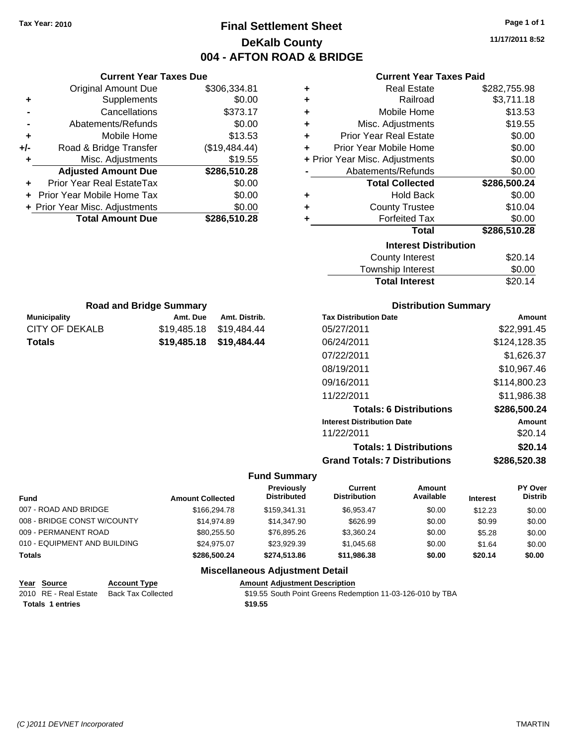Tax Year: 2010

# Final Settlement Sheet

## DeKalb County

## 004 - AFTON ROAD & BRIDGE

11/17/2011 8:52

### Current Year Taxes Due

| | | |
|---|---|---|
| | Original Amount Due | $306,334.81 |
| + | Supplements | $0.00 |
| - | Cancellations | $373.17 |
| - | Abatements/Refunds | $0.00 |
| + | Mobile Home | $13.53 |
| +/- | Road & Bridge Transfer | ($19,484.44) |
| + | Misc. Adjustments | $19.55 |
| | **Adjusted Amount Due** | **$286,510.28** |
| + | Prior Year Real EstateTax | $0.00 |
| + | Prior Year Mobile Home Tax | $0.00 |
| + | Prior Year Misc. Adjustments | $0.00 |
| | **Total Amount Due** | **$286,510.28** |

### Current Year Taxes Paid

| | | |
|---|---|---|
| + | Real Estate | $282,755.98 |
| + | Railroad | $3,711.18 |
| + | Mobile Home | $13.53 |
| + | Misc. Adjustments | $19.55 |
| + | Prior Year Real Estate | $0.00 |
| + | Prior Year Mobile Home | $0.00 |
| + | Prior Year Misc. Adjustments | $0.00 |
| - | Abatements/Refunds | $0.00 |
| | **Total Collected** | **$286,500.24** |
| + | Hold Back | $0.00 |
| + | County Trustee | $10.04 |
| + | Forfeited Tax | $0.00 |
| | **Total** | **$286,510.28** |

### Interest Distribution

| | |
|---|---|
| County Interest | $20.14 |
| Township Interest | $0.00 |
| **Total Interest** | $20.14 |

### Road and Bridge Summary

| Municipality | Amt. Due | Amt. Distrib. |
|---|---|---|
| CITY OF DEKALB | $19,485.18 | $19,484.44 |
| **Totals** | **$19,485.18** | **$19,484.44** |

### Distribution Summary

| Tax Distribution Date | Amount |
|---|---|
| 05/27/2011 | $22,991.45 |
| 06/24/2011 | $124,128.35 |
| 07/22/2011 | $1,626.37 |
| 08/19/2011 | $10,967.46 |
| 09/16/2011 | $114,800.23 |
| 11/22/2011 | $11,986.38 |
| **Totals: 6 Distributions** | **$286,500.24** |
| **Interest Distribution Date** | **Amount** |
| 11/22/2011 | $20.14 |
| **Totals: 1 Distributions** | **$20.14** |
| **Grand Totals: 7 Distributions** | **$286,520.38** |

### Fund Summary

| Fund | Amount Collected | Previously Distributed | Current Distribution | Amount Available | Interest | PY Over Distrib |
|---|---|---|---|---|---|---|
| 007 - ROAD AND BRIDGE | $166,294.78 | $159,341.31 | $6,953.47 | $0.00 | $12.23 | $0.00 |
| 008 - BRIDGE CONST W/COUNTY | $14,974.89 | $14,347.90 | $626.99 | $0.00 | $0.99 | $0.00 |
| 009 - PERMANENT ROAD | $80,255.50 | $76,895.26 | $3,360.24 | $0.00 | $5.28 | $0.00 |
| 010 - EQUIPMENT AND BUILDING | $24,975.07 | $23,929.39 | $1,045.68 | $0.00 | $1.64 | $0.00 |
| **Totals** | **$286,500.24** | **$274,513.86** | **$11,986.38** | **$0.00** | **$20.14** | **$0.00** |

### Miscellaneous Adjustment Detail

| Year | Source | Account Type | Amount | Adjustment Description |
|---|---|---|---|---|
| 2010 | RE - Real Estate | Back Tax Collected | $19.55 | South Point Greens Redemption 11-03-126-010 by TBA |
| **Totals** | **1 entries** | | **$19.55** | |

(C )2011 DEVNET Incorporated TMARTIN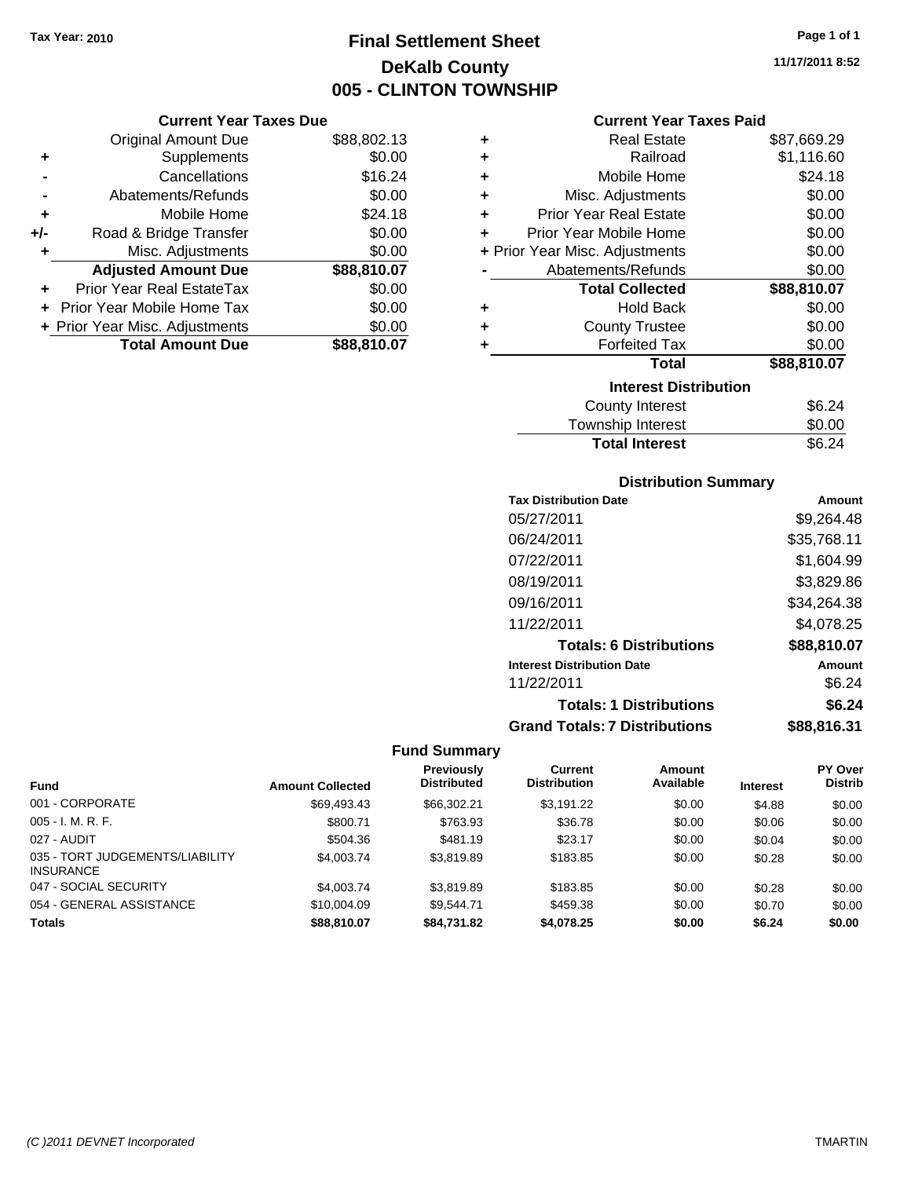Tax Year: 2010

# Final Settlement Sheet
## DeKalb County
## 005 - CLINTON TOWNSHIP

11/17/2011 8:52

### Current Year Taxes Due

| | | |
|---|---|---|
| | Original Amount Due | $88,802.13 |
| + | Supplements | $0.00 |
| - | Cancellations | $16.24 |
| - | Abatements/Refunds | $0.00 |
| + | Mobile Home | $24.18 |
| +/- | Road & Bridge Transfer | $0.00 |
| + | Misc. Adjustments | $0.00 |
| | **Adjusted Amount Due** | **$88,810.07** |
| + | Prior Year Real EstateTax | $0.00 |
| + | Prior Year Mobile Home Tax | $0.00 |
| + | Prior Year Misc. Adjustments | $0.00 |
| | **Total Amount Due** | **$88,810.07** |

### Current Year Taxes Paid

| | | |
|---|---|---|
| + | Real Estate | $87,669.29 |
| + | Railroad | $1,116.60 |
| + | Mobile Home | $24.18 |
| + | Misc. Adjustments | $0.00 |
| + | Prior Year Real Estate | $0.00 |
| + | Prior Year Mobile Home | $0.00 |
| + | Prior Year Misc. Adjustments | $0.00 |
| - | Abatements/Refunds | $0.00 |
| | **Total Collected** | **$88,810.07** |
| + | Hold Back | $0.00 |
| + | County Trustee | $0.00 |
| + | Forfeited Tax | $0.00 |
| | **Total** | **$88,810.07** |

### Interest Distribution

| | |
|---|---|
| County Interest | $6.24 |
| Township Interest | $0.00 |
| **Total Interest** | $6.24 |

### Distribution Summary

| Tax Distribution Date | Amount |
|---|---|
| 05/27/2011 | $9,264.48 |
| 06/24/2011 | $35,768.11 |
| 07/22/2011 | $1,604.99 |
| 08/19/2011 | $3,829.86 |
| 09/16/2011 | $34,264.38 |
| 11/22/2011 | $4,078.25 |
| **Totals: 6 Distributions** | **$88,810.07** |

| Interest Distribution Date | Amount |
|---|---|
| 11/22/2011 | $6.24 |
| **Totals: 1 Distributions** | **$6.24** |
| **Grand Totals: 7 Distributions** | **$88,816.31** |

### Fund Summary

| Fund | Amount Collected | Previously Distributed | Current Distribution | Amount Available | Interest | PY Over Distrib |
|---|---|---|---|---|---|---|
| 001 - CORPORATE | $69,493.43 | $66,302.21 | $3,191.22 | $0.00 | $4.88 | $0.00 |
| 005 - I. M. R. F. | $800.71 | $763.93 | $36.78 | $0.00 | $0.06 | $0.00 |
| 027 - AUDIT | $504.36 | $481.19 | $23.17 | $0.00 | $0.04 | $0.00 |
| 035 - TORT JUDGEMENTS/LIABILITY INSURANCE | $4,003.74 | $3,819.89 | $183.85 | $0.00 | $0.28 | $0.00 |
| 047 - SOCIAL SECURITY | $4,003.74 | $3,819.89 | $183.85 | $0.00 | $0.28 | $0.00 |
| 054 - GENERAL ASSISTANCE | $10,004.09 | $9,544.71 | $459.38 | $0.00 | $0.70 | $0.00 |
| **Totals** | **$88,810.07** | **$84,731.82** | **$4,078.25** | **$0.00** | **$6.24** | **$0.00** |

(C )2011 DEVNET Incorporated TMARTIN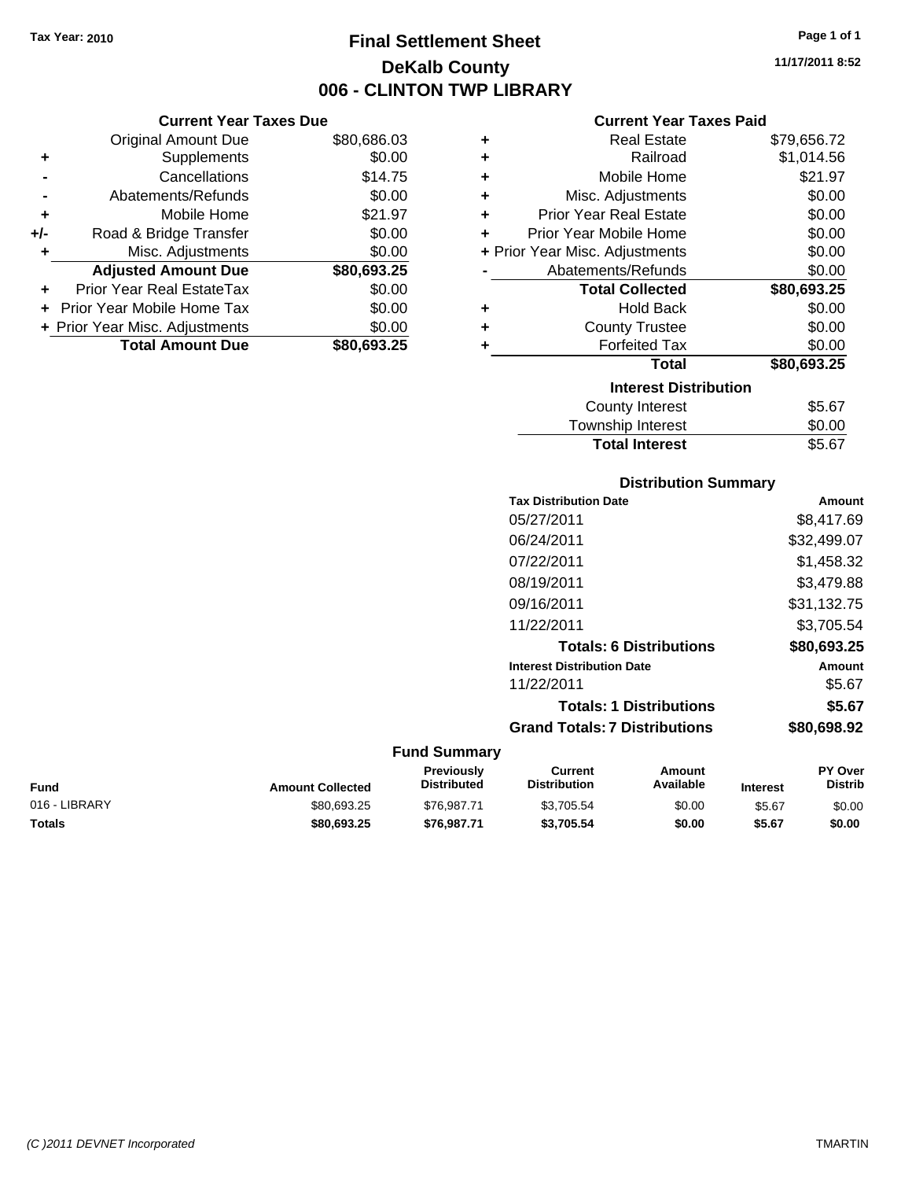Tax Year: 2010

# Final Settlement Sheet
## DeKalb County
## 006 - CLINTON TWP LIBRARY

11/17/2011 8:52

### Current Year Taxes Due

| | | |
|---|---|---|
| | Original Amount Due | $80,686.03 |
| + | Supplements | $0.00 |
| - | Cancellations | $14.75 |
| - | Abatements/Refunds | $0.00 |
| + | Mobile Home | $21.97 |
| +/- | Road & Bridge Transfer | $0.00 |
| + | Misc. Adjustments | $0.00 |
| | **Adjusted Amount Due** | **$80,693.25** |
| + | Prior Year Real EstateTax | $0.00 |
| + | Prior Year Mobile Home Tax | $0.00 |
| + | Prior Year Misc. Adjustments | $0.00 |
| | **Total Amount Due** | **$80,693.25** |

### Current Year Taxes Paid

| | | |
|---|---|---|
| + | Real Estate | $79,656.72 |
| + | Railroad | $1,014.56 |
| + | Mobile Home | $21.97 |
| + | Misc. Adjustments | $0.00 |
| + | Prior Year Real Estate | $0.00 |
| + | Prior Year Mobile Home | $0.00 |
| + | Prior Year Misc. Adjustments | $0.00 |
| - | Abatements/Refunds | $0.00 |
| | **Total Collected** | **$80,693.25** |
| + | Hold Back | $0.00 |
| + | County Trustee | $0.00 |
| + | Forfeited Tax | $0.00 |
| | **Total** | **$80,693.25** |

### Interest Distribution

| | |
|---|---|
| County Interest | $5.67 |
| Township Interest | $0.00 |
| **Total Interest** | $5.67 |

### Distribution Summary

| Tax Distribution Date | Amount |
|---|---|
| 05/27/2011 | $8,417.69 |
| 06/24/2011 | $32,499.07 |
| 07/22/2011 | $1,458.32 |
| 08/19/2011 | $3,479.88 |
| 09/16/2011 | $31,132.75 |
| 11/22/2011 | $3,705.54 |
| **Totals: 6 Distributions** | **$80,693.25** |
| **Interest Distribution Date** | **Amount** |
| 11/22/2011 | $5.67 |
| **Totals: 1 Distributions** | **$5.67** |
| **Grand Totals: 7 Distributions** | **$80,698.92** |

### Fund Summary

| Fund | Amount Collected | Previously Distributed | Current Distribution | Amount Available | Interest | PY Over Distrib |
|---|---|---|---|---|---|---|
| 016 - LIBRARY | $80,693.25 | $76,987.71 | $3,705.54 | $0.00 | $5.67 | $0.00 |
| **Totals** | **$80,693.25** | **$76,987.71** | **$3,705.54** | **$0.00** | **$5.67** | **$0.00** |

(C )2011 DEVNET Incorporated TMARTIN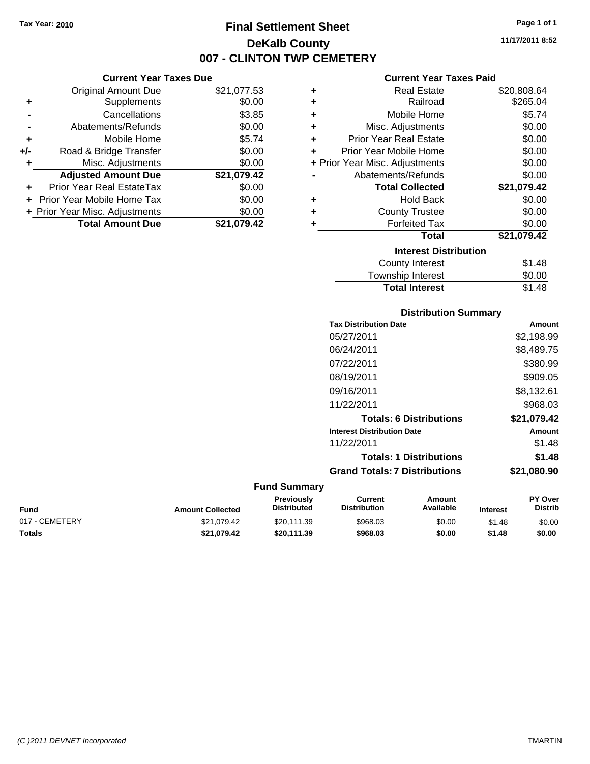Tax Year: 2010

# Final Settlement Sheet
## DeKalb County
## 007 - CLINTON TWP CEMETERY

11/17/2011 8:52

### Current Year Taxes Due

| | | |
|---|---|---|
| | Original Amount Due | $21,077.53 |
| + | Supplements | $0.00 |
| - | Cancellations | $3.85 |
| - | Abatements/Refunds | $0.00 |
| + | Mobile Home | $5.74 |
| +/- | Road & Bridge Transfer | $0.00 |
| + | Misc. Adjustments | $0.00 |
| | **Adjusted Amount Due** | **$21,079.42** |
| + | Prior Year Real EstateTax | $0.00 |
| + | Prior Year Mobile Home Tax | $0.00 |
| + | Prior Year Misc. Adjustments | $0.00 |
| | **Total Amount Due** | **$21,079.42** |

### Current Year Taxes Paid

| | | |
|---|---|---|
| + | Real Estate | $20,808.64 |
| + | Railroad | $265.04 |
| + | Mobile Home | $5.74 |
| + | Misc. Adjustments | $0.00 |
| + | Prior Year Real Estate | $0.00 |
| + | Prior Year Mobile Home | $0.00 |
| + | Prior Year Misc. Adjustments | $0.00 |
| - | Abatements/Refunds | $0.00 |
| | **Total Collected** | **$21,079.42** |
| + | Hold Back | $0.00 |
| + | County Trustee | $0.00 |
| + | Forfeited Tax | $0.00 |
| | **Total** | **$21,079.42** |

### Interest Distribution

| | |
|---|---|
| County Interest | $1.48 |
| Township Interest | $0.00 |
| **Total Interest** | $1.48 |

### Distribution Summary

| Tax Distribution Date | Amount |
|---|---|
| 05/27/2011 | $2,198.99 |
| 06/24/2011 | $8,489.75 |
| 07/22/2011 | $380.99 |
| 08/19/2011 | $909.05 |
| 09/16/2011 | $8,132.61 |
| 11/22/2011 | $968.03 |
| **Totals: 6 Distributions** | **$21,079.42** |
| **Interest Distribution Date** | **Amount** |
| 11/22/2011 | $1.48 |
| **Totals: 1 Distributions** | **$1.48** |
| **Grand Totals: 7 Distributions** | **$21,080.90** |

### Fund Summary

| Fund | Amount Collected | Previously Distributed | Current Distribution | Amount Available | Interest | PY Over Distrib |
|---|---|---|---|---|---|---|
| 017 - CEMETERY | $21,079.42 | $20,111.39 | $968.03 | $0.00 | $1.48 | $0.00 |
| **Totals** | **$21,079.42** | **$20,111.39** | **$968.03** | **$0.00** | **$1.48** | **$0.00** |

(C )2011 DEVNET Incorporated TMARTIN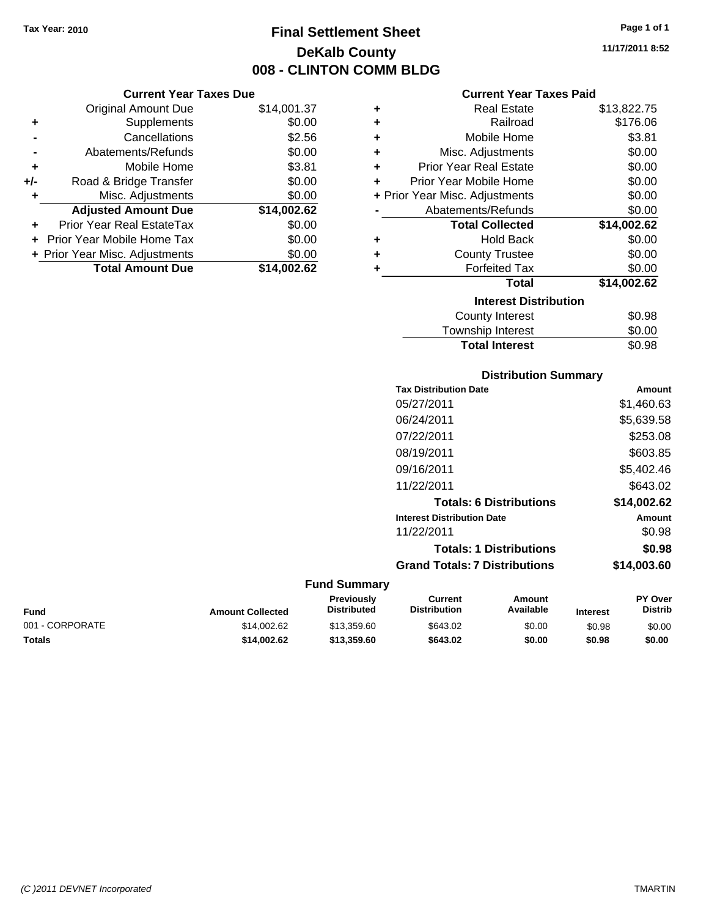**Tax Year: 2010**

# Final Settlement Sheet
## DeKalb County
## 008 - CLINTON COMM BLDG

11/17/2011 8:52

### Current Year Taxes Due

| | | |
|---|---|---|
| | Original Amount Due | $14,001.37 |
| + | Supplements | $0.00 |
| - | Cancellations | $2.56 |
| - | Abatements/Refunds | $0.00 |
| + | Mobile Home | $3.81 |
| +/- | Road & Bridge Transfer | $0.00 |
| + | Misc. Adjustments | $0.00 |
| | **Adjusted Amount Due** | **$14,002.62** |
| + | Prior Year Real EstateTax | $0.00 |
| + | Prior Year Mobile Home Tax | $0.00 |
| + | Prior Year Misc. Adjustments | $0.00 |
| | **Total Amount Due** | **$14,002.62** |

### Current Year Taxes Paid

| | | |
|---|---|---|
| + | Real Estate | $13,822.75 |
| + | Railroad | $176.06 |
| + | Mobile Home | $3.81 |
| + | Misc. Adjustments | $0.00 |
| + | Prior Year Real Estate | $0.00 |
| + | Prior Year Mobile Home | $0.00 |
| + | Prior Year Misc. Adjustments | $0.00 |
| - | Abatements/Refunds | $0.00 |
| | **Total Collected** | **$14,002.62** |
| + | Hold Back | $0.00 |
| + | County Trustee | $0.00 |
| + | Forfeited Tax | $0.00 |
| | **Total** | **$14,002.62** |

### Interest Distribution

| | |
|---|---|
| County Interest | $0.98 |
| Township Interest | $0.00 |
| **Total Interest** | $0.98 |

### Distribution Summary

| Tax Distribution Date | Amount |
|---|---|
| 05/27/2011 | $1,460.63 |
| 06/24/2011 | $5,639.58 |
| 07/22/2011 | $253.08 |
| 08/19/2011 | $603.85 |
| 09/16/2011 | $5,402.46 |
| 11/22/2011 | $643.02 |
| **Totals: 6 Distributions** | **$14,002.62** |
| **Interest Distribution Date** | **Amount** |
| 11/22/2011 | $0.98 |
| **Totals: 1 Distributions** | **$0.98** |
| **Grand Totals: 7 Distributions** | **$14,003.60** |

### Fund Summary

| Fund | Amount Collected | Previously Distributed | Current Distribution | Amount Available | Interest | PY Over Distrib |
|---|---|---|---|---|---|---|
| 001 - CORPORATE | $14,002.62 | $13,359.60 | $643.02 | $0.00 | $0.98 | $0.00 |
| **Totals** | **$14,002.62** | **$13,359.60** | **$643.02** | **$0.00** | **$0.98** | **$0.00** |

(C )2011 DEVNET Incorporated TMARTIN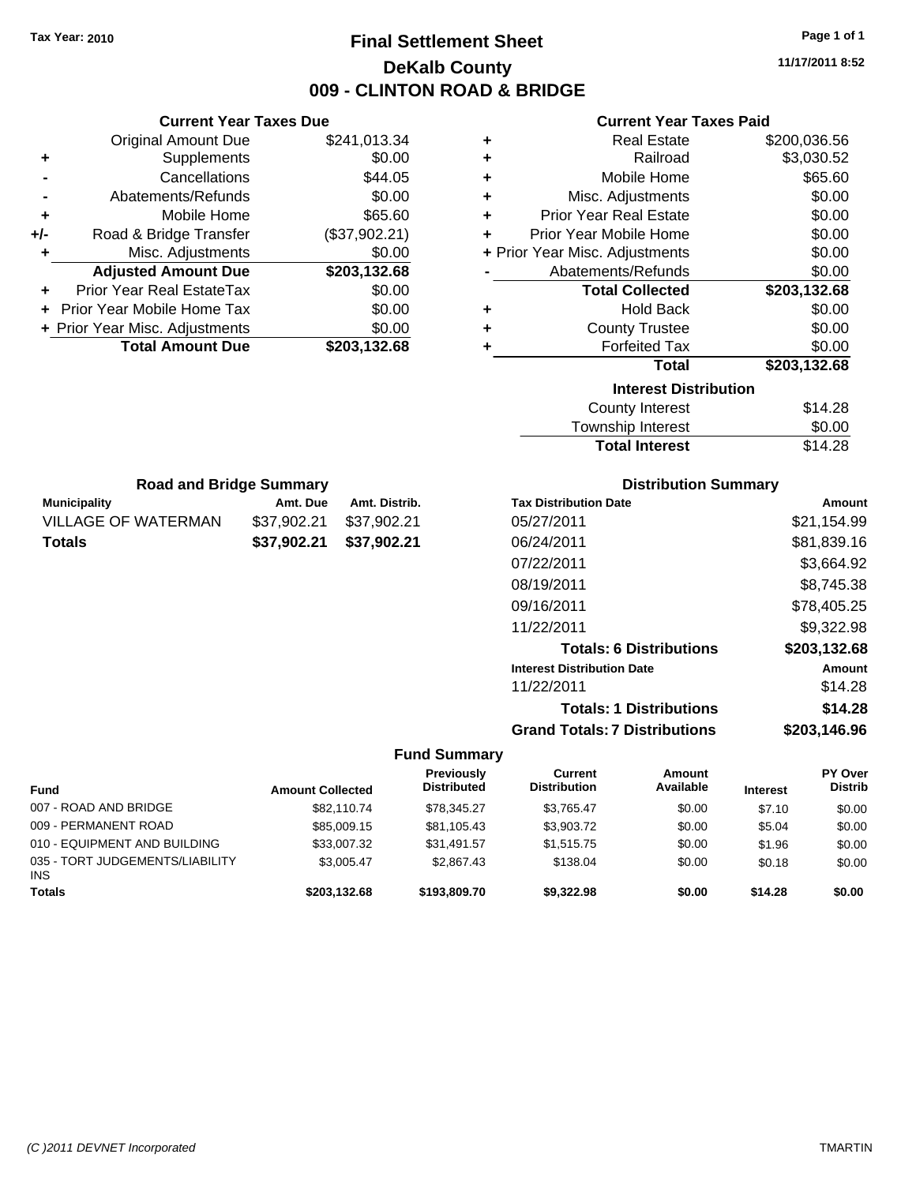**Tax Year: 2010**

# Final Settlement Sheet

## DeKalb County

## 009 - CLINTON ROAD & BRIDGE

11/17/2011 8:52

### Current Year Taxes Due

| | | |
|---|---|---|
| | Original Amount Due | $241,013.34 |
| + | Supplements | $0.00 |
| - | Cancellations | $44.05 |
| - | Abatements/Refunds | $0.00 |
| + | Mobile Home | $65.60 |
| +/- | Road & Bridge Transfer | ($37,902.21) |
| + | Misc. Adjustments | $0.00 |
| | **Adjusted Amount Due** | **$203,132.68** |
| + | Prior Year Real EstateTax | $0.00 |
| + | Prior Year Mobile Home Tax | $0.00 |
| + | Prior Year Misc. Adjustments | $0.00 |
| | **Total Amount Due** | **$203,132.68** |

### Current Year Taxes Paid

| | | |
|---|---|---|
| + | Real Estate | $200,036.56 |
| + | Railroad | $3,030.52 |
| + | Mobile Home | $65.60 |
| + | Misc. Adjustments | $0.00 |
| + | Prior Year Real Estate | $0.00 |
| + | Prior Year Mobile Home | $0.00 |
| + | Prior Year Misc. Adjustments | $0.00 |
| - | Abatements/Refunds | $0.00 |
| | **Total Collected** | **$203,132.68** |
| + | Hold Back | $0.00 |
| + | County Trustee | $0.00 |
| + | Forfeited Tax | $0.00 |
| | **Total** | **$203,132.68** |

### Interest Distribution

| | |
|---|---|
| County Interest | $14.28 |
| Township Interest | $0.00 |
| **Total Interest** | $14.28 |

### Road and Bridge Summary

| Municipality | Amt. Due | Amt. Distrib. |
|---|---|---|
| VILLAGE OF WATERMAN | $37,902.21 | $37,902.21 |
| **Totals** | **$37,902.21** | **$37,902.21** |

### Distribution Summary

| Tax Distribution Date | Amount |
|---|---|
| 05/27/2011 | $21,154.99 |
| 06/24/2011 | $81,839.16 |
| 07/22/2011 | $3,664.92 |
| 08/19/2011 | $8,745.38 |
| 09/16/2011 | $78,405.25 |
| 11/22/2011 | $9,322.98 |
| **Totals: 6 Distributions** | **$203,132.68** |
| **Interest Distribution Date** | **Amount** |
| 11/22/2011 | $14.28 |
| **Totals: 1 Distributions** | **$14.28** |
| **Grand Totals: 7 Distributions** | **$203,146.96** |

### Fund Summary

| Fund | Amount Collected | Previously Distributed | Current Distribution | Amount Available | Interest | PY Over Distrib |
|---|---|---|---|---|---|---|
| 007 - ROAD AND BRIDGE | $82,110.74 | $78,345.27 | $3,765.47 | $0.00 | $7.10 | $0.00 |
| 009 - PERMANENT ROAD | $85,009.15 | $81,105.43 | $3,903.72 | $0.00 | $5.04 | $0.00 |
| 010 - EQUIPMENT AND BUILDING | $33,007.32 | $31,491.57 | $1,515.75 | $0.00 | $1.96 | $0.00 |
| 035 - TORT JUDGEMENTS/LIABILITY INS | $3,005.47 | $2,867.43 | $138.04 | $0.00 | $0.18 | $0.00 |
| **Totals** | **$203,132.68** | **$193,809.70** | **$9,322.98** | **$0.00** | **$14.28** | **$0.00** |

(C )2011 DEVNET Incorporated TMARTIN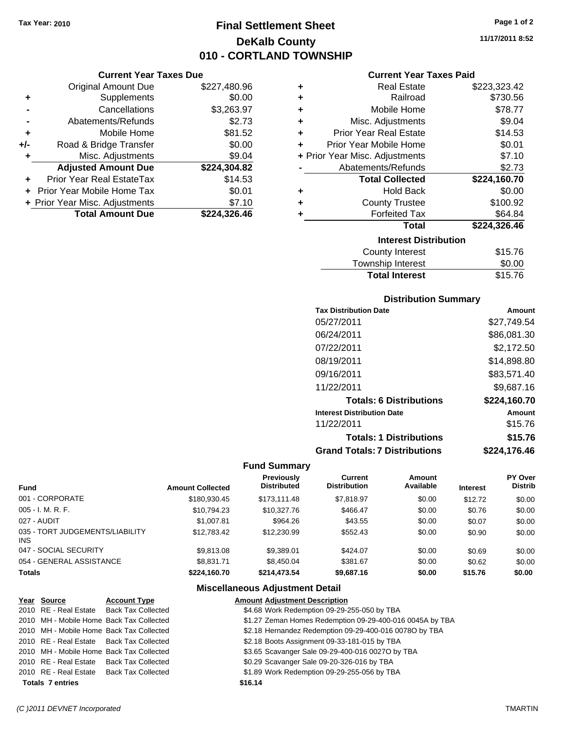Tax Year: 2010

# Final Settlement Sheet

## DeKalb County

## 010 - CORTLAND TOWNSHIP

11/17/2011 8:52

### Current Year Taxes Due

| | | |
|---|---|---|
| | Original Amount Due | $227,480.96 |
| + | Supplements | $0.00 |
| - | Cancellations | $3,263.97 |
| - | Abatements/Refunds | $2.73 |
| + | Mobile Home | $81.52 |
| +/- | Road & Bridge Transfer | $0.00 |
| + | Misc. Adjustments | $9.04 |
| | **Adjusted Amount Due** | **$224,304.82** |
| + | Prior Year Real EstateTax | $14.53 |
| + | Prior Year Mobile Home Tax | $0.01 |
| + | Prior Year Misc. Adjustments | $7.10 |
| | **Total Amount Due** | **$224,326.46** |

### Current Year Taxes Paid

| | | |
|---|---|---|
| + | Real Estate | $223,323.42 |
| + | Railroad | $730.56 |
| + | Mobile Home | $78.77 |
| + | Misc. Adjustments | $9.04 |
| + | Prior Year Real Estate | $14.53 |
| + | Prior Year Mobile Home | $0.01 |
| + | Prior Year Misc. Adjustments | $7.10 |
| - | Abatements/Refunds | $2.73 |
| | **Total Collected** | **$224,160.70** |
| + | Hold Back | $0.00 |
| + | County Trustee | $100.92 |
| + | Forfeited Tax | $64.84 |
| | **Total** | **$224,326.46** |

### Interest Distribution

| | |
|---|---|
| County Interest | $15.76 |
| Township Interest | $0.00 |
| **Total Interest** | $15.76 |

### Distribution Summary

| Tax Distribution Date | Amount |
|---|---|
| 05/27/2011 | $27,749.54 |
| 06/24/2011 | $86,081.30 |
| 07/22/2011 | $2,172.50 |
| 08/19/2011 | $14,898.80 |
| 09/16/2011 | $83,571.40 |
| 11/22/2011 | $9,687.16 |
| **Totals: 6 Distributions** | **$224,160.70** |
| **Interest Distribution Date** | **Amount** |
| 11/22/2011 | $15.76 |
| **Totals: 1 Distributions** | **$15.76** |
| **Grand Totals: 7 Distributions** | **$224,176.46** |

### Fund Summary

| Fund | Amount Collected | Previously Distributed | Current Distribution | Amount Available | Interest | PY Over Distrib |
|---|---|---|---|---|---|---|
| 001 - CORPORATE | $180,930.45 | $173,111.48 | $7,818.97 | $0.00 | $12.72 | $0.00 |
| 005 - I. M. R. F. | $10,794.23 | $10,327.76 | $466.47 | $0.00 | $0.76 | $0.00 |
| 027 - AUDIT | $1,007.81 | $964.26 | $43.55 | $0.00 | $0.07 | $0.00 |
| 035 - TORT JUDGEMENTS/LIABILITY INS | $12,783.42 | $12,230.99 | $552.43 | $0.00 | $0.90 | $0.00 |
| 047 - SOCIAL SECURITY | $9,813.08 | $9,389.01 | $424.07 | $0.00 | $0.69 | $0.00 |
| 054 - GENERAL ASSISTANCE | $8,831.71 | $8,450.04 | $381.67 | $0.00 | $0.62 | $0.00 |
| **Totals** | **$224,160.70** | **$214,473.54** | **$9,687.16** | **$0.00** | **$15.76** | **$0.00** |

### Miscellaneous Adjustment Detail

| Year | Source | Account Type | Amount | Adjustment Description |
|---|---|---|---|---|
| 2010 | RE - Real Estate | Back Tax Collected | $4.68 | Work Redemption 09-29-255-050 by TBA |
| 2010 | MH - Mobile Home | Back Tax Collected | $1.27 | Zeman Homes Redemption 09-29-400-016 0045A by TBA |
| 2010 | MH - Mobile Home | Back Tax Collected | $2.18 | Hernandez Redemption 09-29-400-016 0078O by TBA |
| 2010 | RE - Real Estate | Back Tax Collected | $2.18 | Boots Assignment 09-33-181-015 by TBA |
| 2010 | MH - Mobile Home | Back Tax Collected | $3.65 | Scavanger Sale 09-29-400-016 0027O by TBA |
| 2010 | RE - Real Estate | Back Tax Collected | $0.29 | Scavanger Sale 09-20-326-016 by TBA |
| 2010 | RE - Real Estate | Back Tax Collected | $1.89 | Work Redemption 09-29-255-056 by TBA |
| **Totals 7 entries** | | | **$16.14** | |

(C )2011 DEVNET Incorporated TMARTIN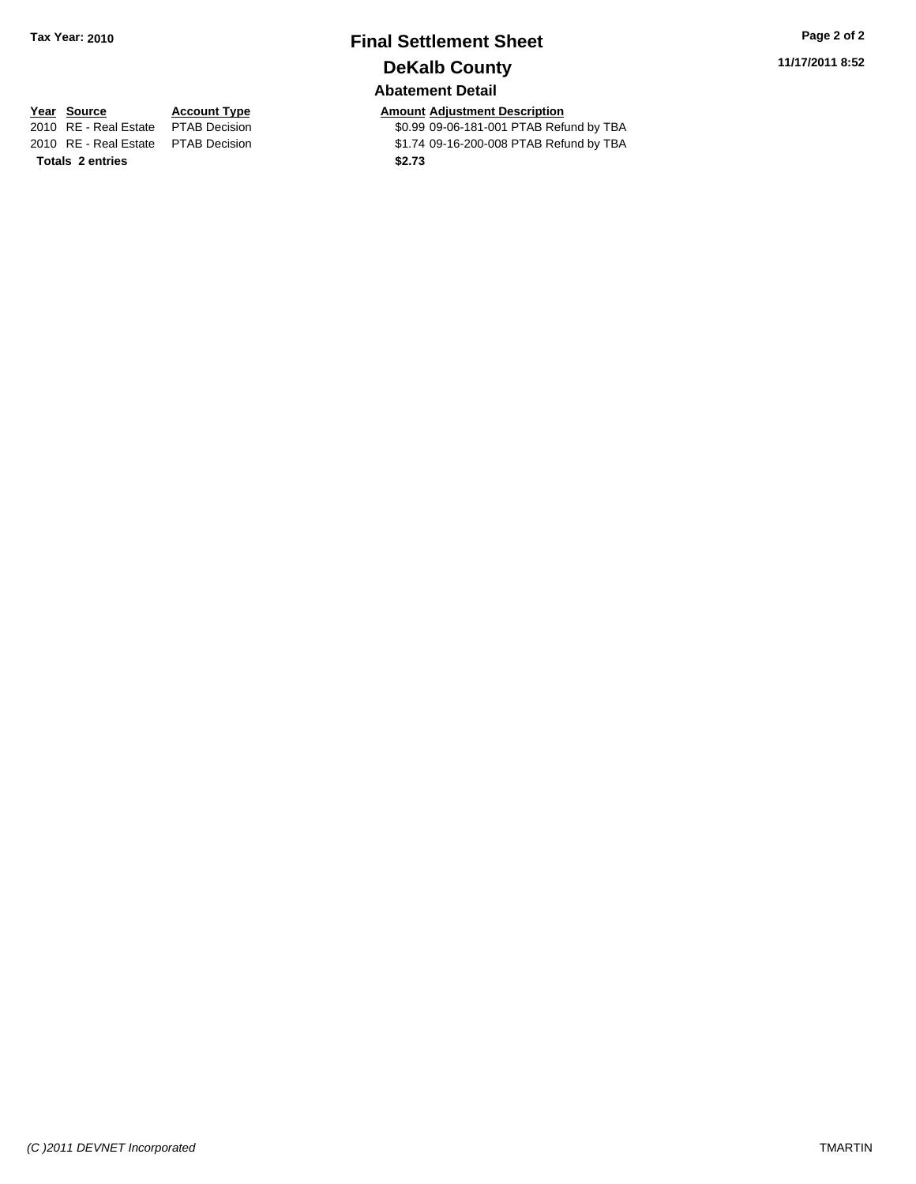**Tax Year: 2010**

# Final Settlement Sheet

## DeKalb County

### Abatement Detail

| Year | Source | Account Type | Amount | Adjustment Description |
|---|---|---|---|---|
| 2010 | RE - Real Estate | PTAB Decision | $0.99 | 09-06-181-001 PTAB Refund by TBA |
| 2010 | RE - Real Estate | PTAB Decision | $1.74 | 09-16-200-008 PTAB Refund by TBA |
| **Totals** | **2 entries** | | **$2.73** | |

11/17/2011 8:52

*(C )2011 DEVNET Incorporated*

TMARTIN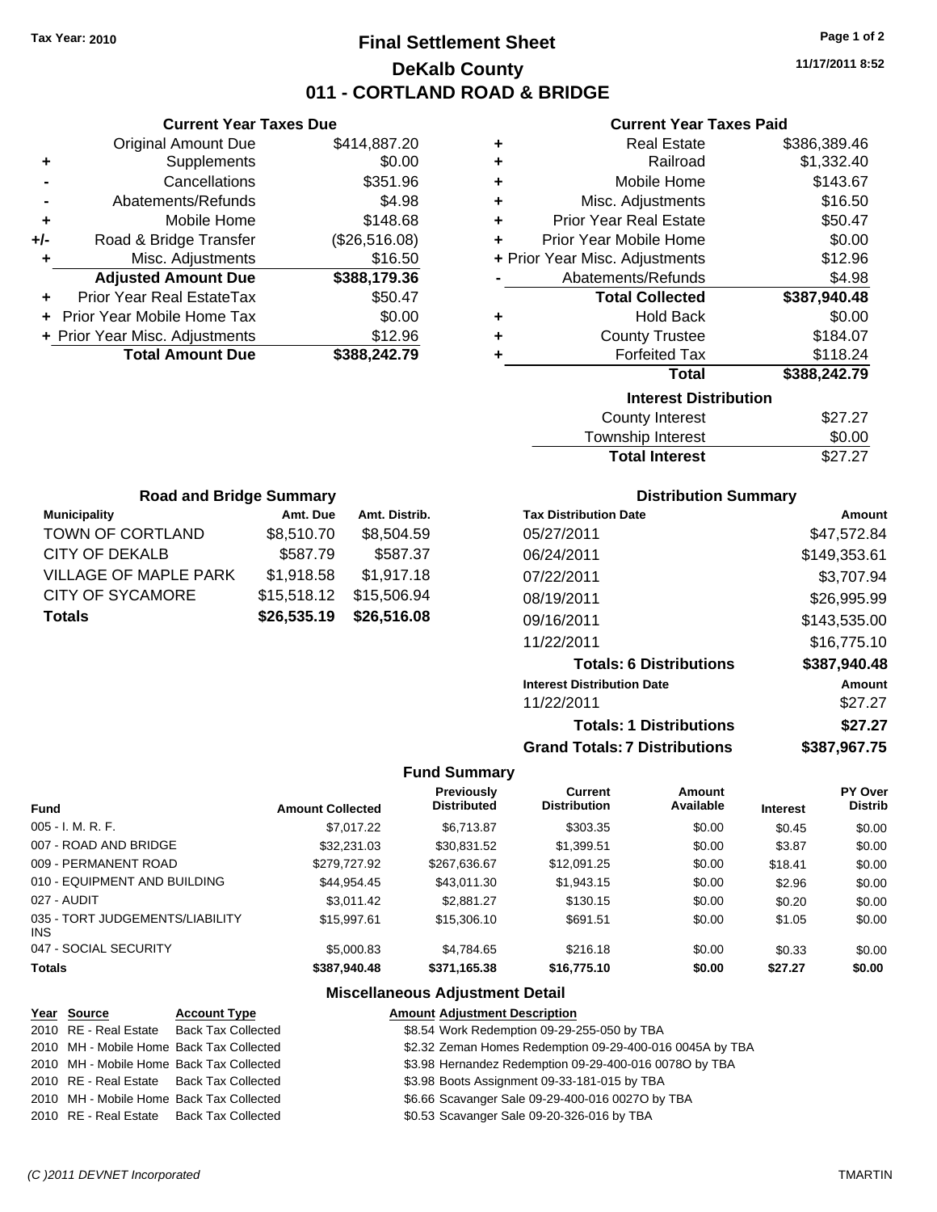Tax Year: 2010

# Final Settlement Sheet

## DeKalb County

## 011 - CORTLAND ROAD & BRIDGE

11/17/2011 8:52

### Current Year Taxes Due

| | | |
|---|---|---|
| | Original Amount Due | $414,887.20 |
| + | Supplements | $0.00 |
| - | Cancellations | $351.96 |
| - | Abatements/Refunds | $4.98 |
| + | Mobile Home | $148.68 |
| +/- | Road & Bridge Transfer | ($26,516.08) |
| + | Misc. Adjustments | $16.50 |
| | **Adjusted Amount Due** | **$388,179.36** |
| + | Prior Year Real EstateTax | $50.47 |
| + | Prior Year Mobile Home Tax | $0.00 |
| + | Prior Year Misc. Adjustments | $12.96 |
| | **Total Amount Due** | **$388,242.79** |

### Current Year Taxes Paid

| | | |
|---|---|---|
| + | Real Estate | $386,389.46 |
| + | Railroad | $1,332.40 |
| + | Mobile Home | $143.67 |
| + | Misc. Adjustments | $16.50 |
| + | Prior Year Real Estate | $50.47 |
| + | Prior Year Mobile Home | $0.00 |
| + | Prior Year Misc. Adjustments | $12.96 |
| - | Abatements/Refunds | $4.98 |
| | **Total Collected** | **$387,940.48** |
| + | Hold Back | $0.00 |
| + | County Trustee | $184.07 |
| + | Forfeited Tax | $118.24 |
| | **Total** | **$388,242.79** |

### Interest Distribution

| | |
|---|---|
| County Interest | $27.27 |
| Township Interest | $0.00 |
| **Total Interest** | $27.27 |

### Road and Bridge Summary

| Municipality | Amt. Due | Amt. Distrib. |
|---|---|---|
| TOWN OF CORTLAND | $8,510.70 | $8,504.59 |
| CITY OF DEKALB | $587.79 | $587.37 |
| VILLAGE OF MAPLE PARK | $1,918.58 | $1,917.18 |
| CITY OF SYCAMORE | $15,518.12 | $15,506.94 |
| **Totals** | **$26,535.19** | **$26,516.08** |

### Distribution Summary

| Tax Distribution Date | Amount |
|---|---|
| 05/27/2011 | $47,572.84 |
| 06/24/2011 | $149,353.61 |
| 07/22/2011 | $3,707.94 |
| 08/19/2011 | $26,995.99 |
| 09/16/2011 | $143,535.00 |
| 11/22/2011 | $16,775.10 |
| **Totals: 6 Distributions** | **$387,940.48** |
| **Interest Distribution Date** | **Amount** |
| 11/22/2011 | $27.27 |
| **Totals: 1 Distributions** | **$27.27** |
| **Grand Totals: 7 Distributions** | **$387,967.75** |

### Fund Summary

| Fund | Amount Collected | Previously Distributed | Current Distribution | Amount Available | Interest | PY Over Distrib |
|---|---|---|---|---|---|---|
| 005 - I. M. R. F. | $7,017.22 | $6,713.87 | $303.35 | $0.00 | $0.45 | $0.00 |
| 007 - ROAD AND BRIDGE | $32,231.03 | $30,831.52 | $1,399.51 | $0.00 | $3.87 | $0.00 |
| 009 - PERMANENT ROAD | $279,727.92 | $267,636.67 | $12,091.25 | $0.00 | $18.41 | $0.00 |
| 010 - EQUIPMENT AND BUILDING | $44,954.45 | $43,011.30 | $1,943.15 | $0.00 | $2.96 | $0.00 |
| 027 - AUDIT | $3,011.42 | $2,881.27 | $130.15 | $0.00 | $0.20 | $0.00 |
| 035 - TORT JUDGEMENTS/LIABILITY INS | $15,997.61 | $15,306.10 | $691.51 | $0.00 | $1.05 | $0.00 |
| 047 - SOCIAL SECURITY | $5,000.83 | $4,784.65 | $216.18 | $0.00 | $0.33 | $0.00 |
| **Totals** | **$387,940.48** | **$371,165.38** | **$16,775.10** | **$0.00** | **$27.27** | **$0.00** |

### Miscellaneous Adjustment Detail

| Year | Source | Account Type | Amount | Adjustment Description |
|---|---|---|---|---|
| 2010 | RE - Real Estate | Back Tax Collected | $8.54 | Work Redemption 09-29-255-050 by TBA |
| 2010 | MH - Mobile Home | Back Tax Collected | $2.32 | Zeman Homes Redemption 09-29-400-016 0045A by TBA |
| 2010 | MH - Mobile Home | Back Tax Collected | $3.98 | Hernandez Redemption 09-29-400-016 0078O by TBA |
| 2010 | RE - Real Estate | Back Tax Collected | $3.98 | Boots Assignment 09-33-181-015 by TBA |
| 2010 | MH - Mobile Home | Back Tax Collected | $6.66 | Scavanger Sale 09-29-400-016 0027O by TBA |
| 2010 | RE - Real Estate | Back Tax Collected | $0.53 | Scavanger Sale 09-20-326-016 by TBA |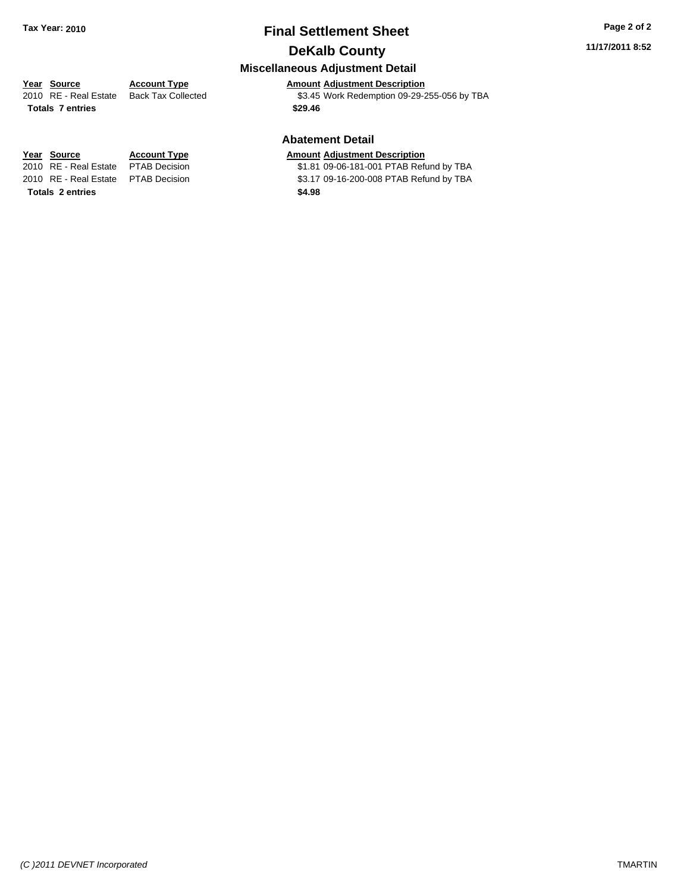**Tax Year: 2010**

# Final Settlement Sheet

## DeKalb County

11/17/2011 8:52

### Miscellaneous Adjustment Detail

| Year | Source | Account Type | Amount | Adjustment Description |
|---|---|---|---|---|
| 2010 | RE - Real Estate | Back Tax Collected | $3.45 | Work Redemption 09-29-255-056 by TBA |
| **Totals 7 entries** | | | **$29.46** | |

### Abatement Detail

| Year | Source | Account Type | Amount | Adjustment Description |
|---|---|---|---|---|
| 2010 | RE - Real Estate | PTAB Decision | $1.81 | 09-06-181-001 PTAB Refund by TBA |
| 2010 | RE - Real Estate | PTAB Decision | $3.17 | 09-16-200-008 PTAB Refund by TBA |
| **Totals 2 entries** | | | **$4.98** | |

*(C )2011 DEVNET Incorporated* TMARTIN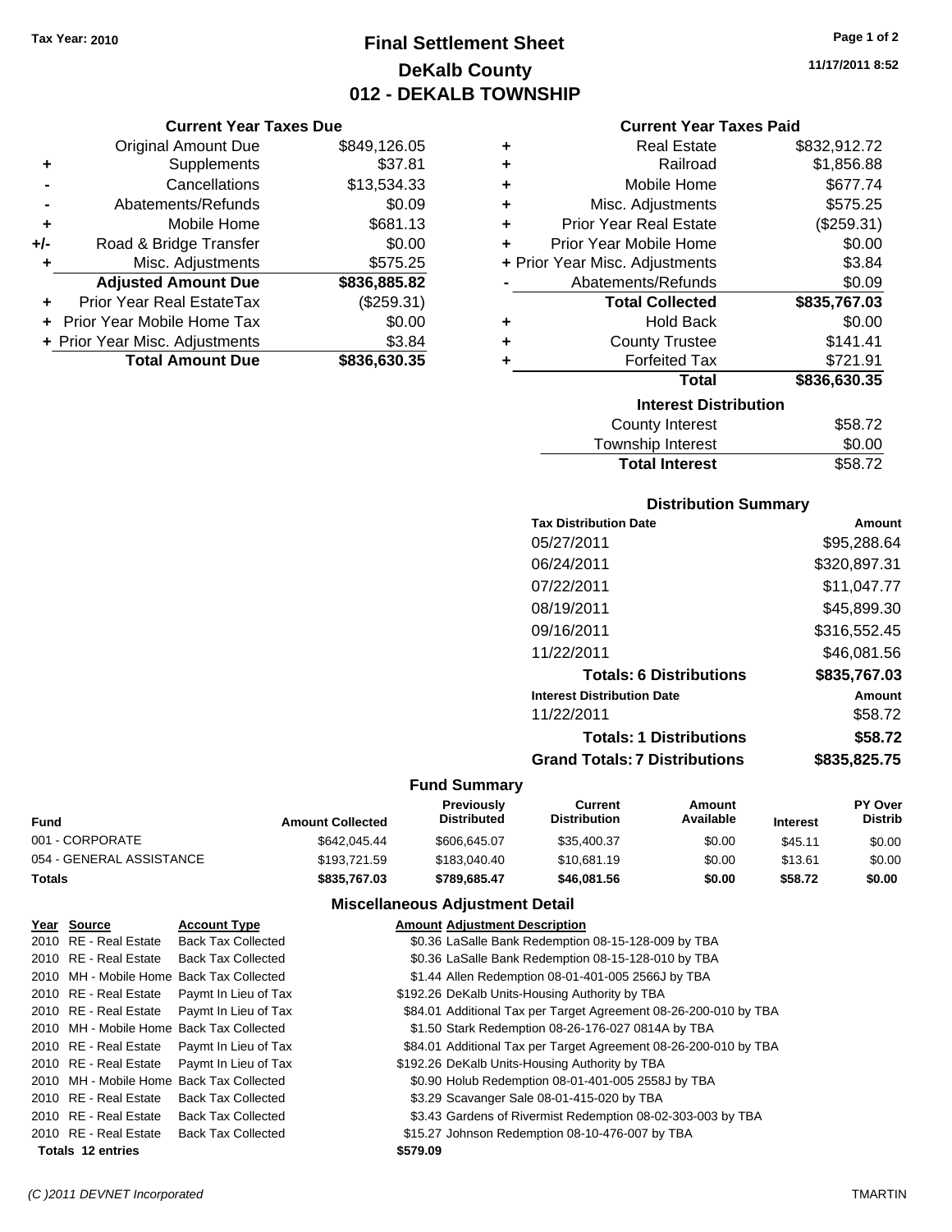Tax Year: 2010

# Final Settlement Sheet
## DeKalb County
## 012 - DEKALB TOWNSHIP

11/17/2011 8:52

### Current Year Taxes Due

| | | |
|---|---|---|
| | Original Amount Due | $849,126.05 |
| + | Supplements | $37.81 |
| - | Cancellations | $13,534.33 |
| - | Abatements/Refunds | $0.09 |
| + | Mobile Home | $681.13 |
| +/- | Road & Bridge Transfer | $0.00 |
| + | Misc. Adjustments | $575.25 |
| | **Adjusted Amount Due** | **$836,885.82** |
| + | Prior Year Real EstateTax | ($259.31) |
| + | Prior Year Mobile Home Tax | $0.00 |
| + | Prior Year Misc. Adjustments | $3.84 |
| | **Total Amount Due** | **$836,630.35** |

### Current Year Taxes Paid

| | | |
|---|---|---|
| + | Real Estate | $832,912.72 |
| + | Railroad | $1,856.88 |
| + | Mobile Home | $677.74 |
| + | Misc. Adjustments | $575.25 |
| + | Prior Year Real Estate | ($259.31) |
| + | Prior Year Mobile Home | $0.00 |
| + | Prior Year Misc. Adjustments | $3.84 |
| - | Abatements/Refunds | $0.09 |
| | **Total Collected** | **$835,767.03** |
| + | Hold Back | $0.00 |
| + | County Trustee | $141.41 |
| + | Forfeited Tax | $721.91 |
| | **Total** | **$836,630.35** |

### Interest Distribution

| | |
|---|---|
| County Interest | $58.72 |
| Township Interest | $0.00 |
| **Total Interest** | $58.72 |

### Distribution Summary

| Tax Distribution Date | Amount |
|---|---|
| 05/27/2011 | $95,288.64 |
| 06/24/2011 | $320,897.31 |
| 07/22/2011 | $11,047.77 |
| 08/19/2011 | $45,899.30 |
| 09/16/2011 | $316,552.45 |
| 11/22/2011 | $46,081.56 |
| **Totals: 6 Distributions** | **$835,767.03** |
| **Interest Distribution Date** | **Amount** |
| 11/22/2011 | $58.72 |
| **Totals: 1 Distributions** | **$58.72** |
| **Grand Totals: 7 Distributions** | **$835,825.75** |

### Fund Summary

| Fund | Amount Collected | Previously Distributed | Current Distribution | Amount Available | Interest | PY Over Distrib |
|---|---|---|---|---|---|---|
| 001 - CORPORATE | $642,045.44 | $606,645.07 | $35,400.37 | $0.00 | $45.11 | $0.00 |
| 054 - GENERAL ASSISTANCE | $193,721.59 | $183,040.40 | $10,681.19 | $0.00 | $13.61 | $0.00 |
| **Totals** | **$835,767.03** | **$789,685.47** | **$46,081.56** | **$0.00** | **$58.72** | **$0.00** |

### Miscellaneous Adjustment Detail

| Year | Source | Account Type | Amount | Adjustment Description |
|---|---|---|---|---|
| 2010 | RE - Real Estate | Back Tax Collected | $0.36 | LaSalle Bank Redemption 08-15-128-009 by TBA |
| 2010 | RE - Real Estate | Back Tax Collected | $0.36 | LaSalle Bank Redemption 08-15-128-010 by TBA |
| 2010 | MH - Mobile Home | Back Tax Collected | $1.44 | Allen Redemption 08-01-401-005 2566J by TBA |
| 2010 | RE - Real Estate | Paymt In Lieu of Tax | $192.26 | DeKalb Units-Housing Authority by TBA |
| 2010 | RE - Real Estate | Paymt In Lieu of Tax | $84.01 | Additional Tax per Target Agreement 08-26-200-010 by TBA |
| 2010 | MH - Mobile Home | Back Tax Collected | $1.50 | Stark Redemption 08-26-176-027 0814A by TBA |
| 2010 | RE - Real Estate | Paymt In Lieu of Tax | $84.01 | Additional Tax per Target Agreement 08-26-200-010 by TBA |
| 2010 | RE - Real Estate | Paymt In Lieu of Tax | $192.26 | DeKalb Units-Housing Authority by TBA |
| 2010 | MH - Mobile Home | Back Tax Collected | $0.90 | Holub Redemption 08-01-401-005 2558J by TBA |
| 2010 | RE - Real Estate | Back Tax Collected | $3.29 | Scavanger Sale 08-01-415-020 by TBA |
| 2010 | RE - Real Estate | Back Tax Collected | $3.43 | Gardens of Rivermist Redemption 08-02-303-003 by TBA |
| 2010 | RE - Real Estate | Back Tax Collected | $15.27 | Johnson Redemption 08-10-476-007 by TBA |
| **Totals** | **12 entries** | | **$579.09** | |

(C )2011 DEVNET Incorporated — TMARTIN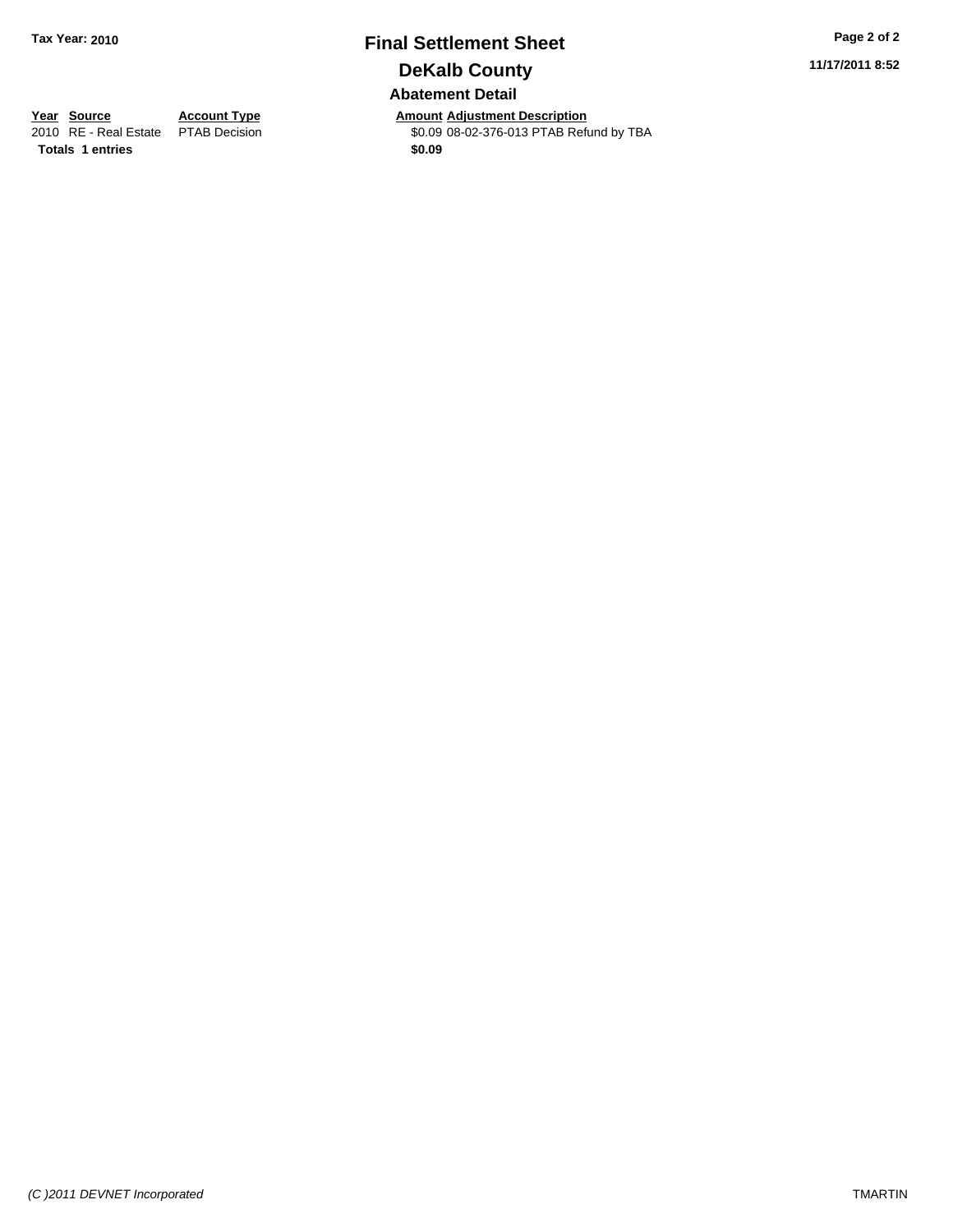Tax Year: 2010

# Final Settlement Sheet

## DeKalb County

### Abatement Detail

| Year | Source | Account Type | Amount | Adjustment Description |
| --- | --- | --- | --- | --- |
| 2010 | RE - Real Estate | PTAB Decision | $0.09 | 08-02-376-013 PTAB Refund by TBA |
| **Totals** | **1 entries** | | **$0.09** | |

11/17/2011 8:52

*(C )2011 DEVNET Incorporated* TMARTIN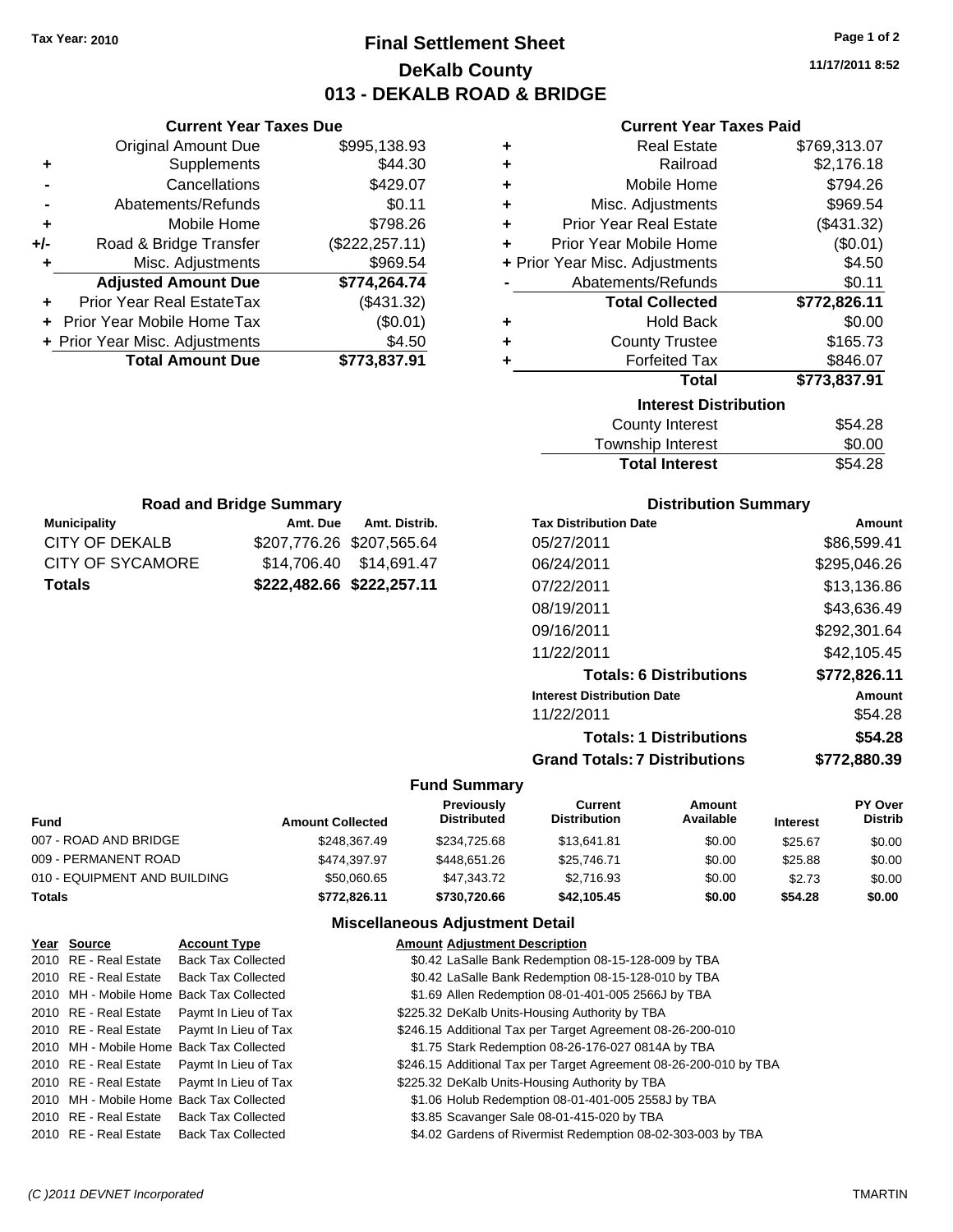Tax Year: 2010

# Final Settlement Sheet

## DeKalb County

## 013 - DEKALB ROAD & BRIDGE

11/17/2011 8:52

### Current Year Taxes Due

| | | |
|---|---|---|
| | Original Amount Due | $995,138.93 |
| + | Supplements | $44.30 |
| - | Cancellations | $429.07 |
| - | Abatements/Refunds | $0.11 |
| + | Mobile Home | $798.26 |
| +/- | Road & Bridge Transfer | ($222,257.11) |
| + | Misc. Adjustments | $969.54 |
| | **Adjusted Amount Due** | **$774,264.74** |
| + | Prior Year Real EstateTax | ($431.32) |
| + | Prior Year Mobile Home Tax | ($0.01) |
| + | Prior Year Misc. Adjustments | $4.50 |
| | **Total Amount Due** | **$773,837.91** |

### Current Year Taxes Paid

| | | |
|---|---|---|
| + | Real Estate | $769,313.07 |
| + | Railroad | $2,176.18 |
| + | Mobile Home | $794.26 |
| + | Misc. Adjustments | $969.54 |
| + | Prior Year Real Estate | ($431.32) |
| + | Prior Year Mobile Home | ($0.01) |
| + | Prior Year Misc. Adjustments | $4.50 |
| - | Abatements/Refunds | $0.11 |
| | **Total Collected** | **$772,826.11** |
| + | Hold Back | $0.00 |
| + | County Trustee | $165.73 |
| + | Forfeited Tax | $846.07 |
| | **Total** | **$773,837.91** |

### Interest Distribution

| | |
|---|---|
| County Interest | $54.28 |
| Township Interest | $0.00 |
| **Total Interest** | $54.28 |

### Road and Bridge Summary

| Municipality | Amt. Due | Amt. Distrib. |
|---|---|---|
| CITY OF DEKALB | $207,776.26 | $207,565.64 |
| CITY OF SYCAMORE | $14,706.40 | $14,691.47 |
| **Totals** | **$222,482.66** | **$222,257.11** |

### Distribution Summary

| Tax Distribution Date | Amount |
|---|---|
| 05/27/2011 | $86,599.41 |
| 06/24/2011 | $295,046.26 |
| 07/22/2011 | $13,136.86 |
| 08/19/2011 | $43,636.49 |
| 09/16/2011 | $292,301.64 |
| 11/22/2011 | $42,105.45 |
| **Totals: 6 Distributions** | **$772,826.11** |
| **Interest Distribution Date** | **Amount** |
| 11/22/2011 | $54.28 |
| **Totals: 1 Distributions** | **$54.28** |
| **Grand Totals: 7 Distributions** | **$772,880.39** |

### Fund Summary

| Fund | Amount Collected | Previously Distributed | Current Distribution | Amount Available | Interest | PY Over Distrib |
|---|---|---|---|---|---|---|
| 007 - ROAD AND BRIDGE | $248,367.49 | $234,725.68 | $13,641.81 | $0.00 | $25.67 | $0.00 |
| 009 - PERMANENT ROAD | $474,397.97 | $448,651.26 | $25,746.71 | $0.00 | $25.88 | $0.00 |
| 010 - EQUIPMENT AND BUILDING | $50,060.65 | $47,343.72 | $2,716.93 | $0.00 | $2.73 | $0.00 |
| **Totals** | **$772,826.11** | **$730,720.66** | **$42,105.45** | **$0.00** | **$54.28** | **$0.00** |

### Miscellaneous Adjustment Detail

| Year | Source | Account Type | Amount | Adjustment Description |
|---|---|---|---|---|
| 2010 | RE - Real Estate | Back Tax Collected | $0.42 | LaSalle Bank Redemption 08-15-128-009 by TBA |
| 2010 | RE - Real Estate | Back Tax Collected | $0.42 | LaSalle Bank Redemption 08-15-128-010 by TBA |
| 2010 | MH - Mobile Home | Back Tax Collected | $1.69 | Allen Redemption 08-01-401-005 2566J by TBA |
| 2010 | RE - Real Estate | Paymt In Lieu of Tax | $225.32 | DeKalb Units-Housing Authority by TBA |
| 2010 | RE - Real Estate | Paymt In Lieu of Tax | $246.15 | Additional Tax per Target Agreement 08-26-200-010 |
| 2010 | MH - Mobile Home | Back Tax Collected | $1.75 | Stark Redemption 08-26-176-027 0814A by TBA |
| 2010 | RE - Real Estate | Paymt In Lieu of Tax | $246.15 | Additional Tax per Target Agreement 08-26-200-010 by TBA |
| 2010 | RE - Real Estate | Paymt In Lieu of Tax | $225.32 | DeKalb Units-Housing Authority by TBA |
| 2010 | MH - Mobile Home | Back Tax Collected | $1.06 | Holub Redemption 08-01-401-005 2558J by TBA |
| 2010 | RE - Real Estate | Back Tax Collected | $3.85 | Scavanger Sale 08-01-415-020 by TBA |
| 2010 | RE - Real Estate | Back Tax Collected | $4.02 | Gardens of Rivermist Redemption 08-02-303-003 by TBA |

(C )2011 DEVNET Incorporated TMARTIN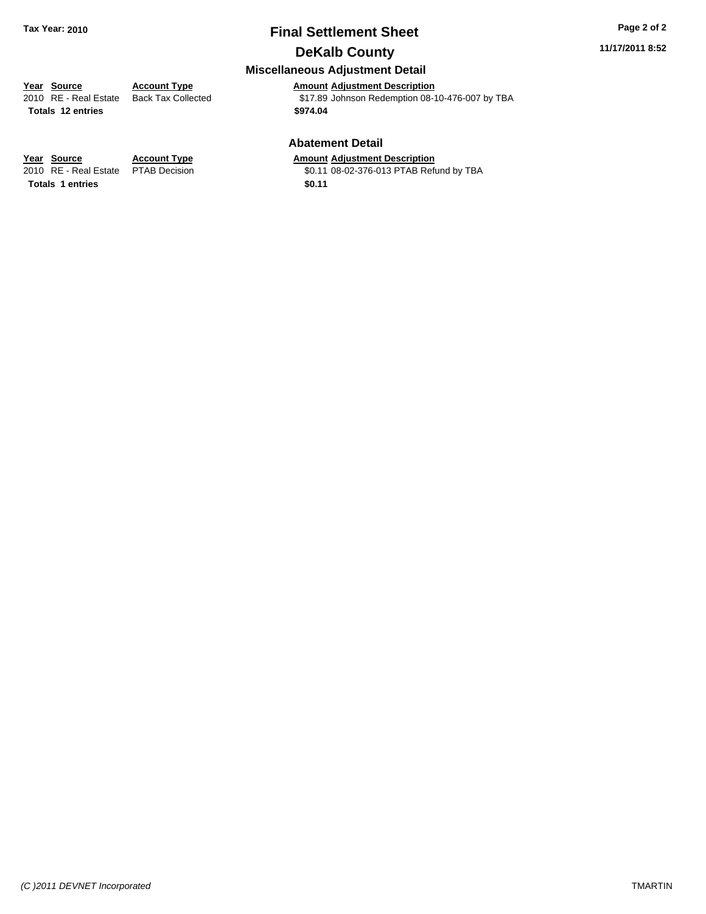# Final Settlement Sheet

## DeKalb County

### Miscellaneous Adjustment Detail

| Year | Source | Account Type | Amount | Adjustment Description |
|---|---|---|---|---|
| 2010 | RE - Real Estate | Back Tax Collected | $17.89 | Johnson Redemption 08-10-476-007 by TBA |
| **Totals 12 entries** | | | **$974.04** | |

### Abatement Detail

| Year | Source | Account Type | Amount | Adjustment Description |
|---|---|---|---|---|
| 2010 | RE - Real Estate | PTAB Decision | $0.11 | 08-02-376-013 PTAB Refund by TBA |
| **Totals 1 entries** | | | **$0.11** | |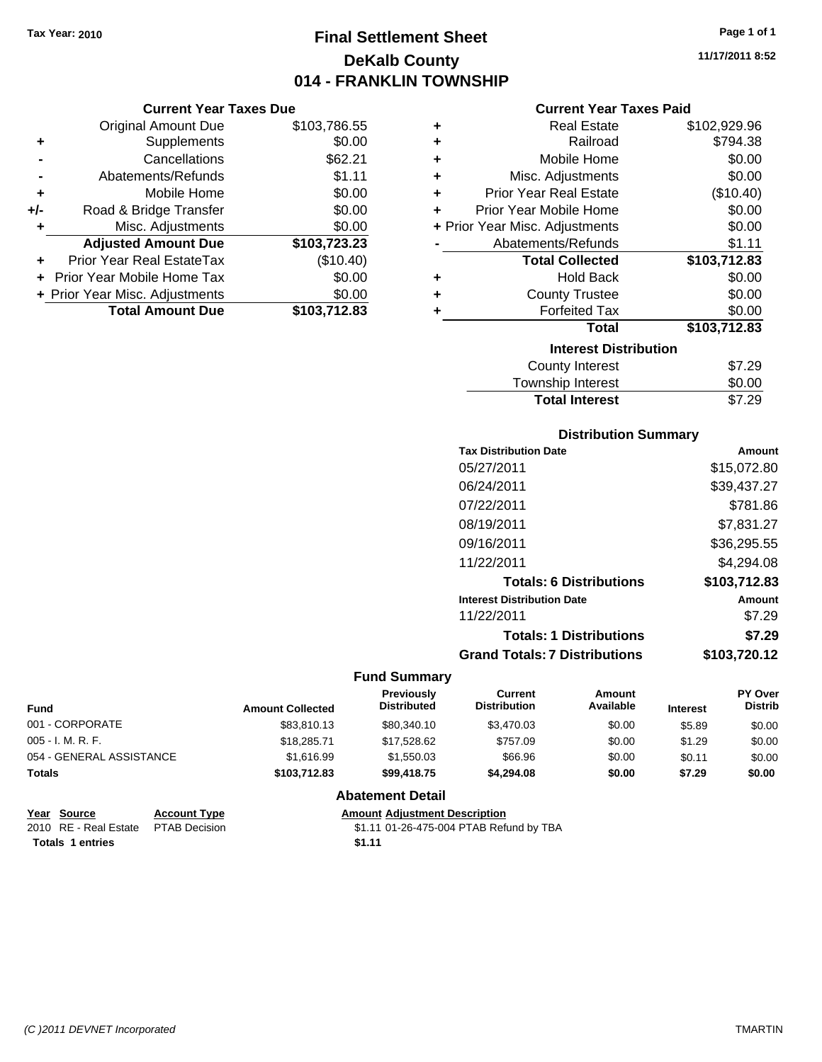Tax Year: 2010

# Final Settlement Sheet
## DeKalb County
## 014 - FRANKLIN TOWNSHIP

11/17/2011 8:52

### Current Year Taxes Due

| | | |
|---|---|---|
| | Original Amount Due | $103,786.55 |
| + | Supplements | $0.00 |
| - | Cancellations | $62.21 |
| - | Abatements/Refunds | $1.11 |
| + | Mobile Home | $0.00 |
| +/- | Road & Bridge Transfer | $0.00 |
| + | Misc. Adjustments | $0.00 |
| | **Adjusted Amount Due** | **$103,723.23** |
| + | Prior Year Real EstateTax | ($10.40) |
| + | Prior Year Mobile Home Tax | $0.00 |
| + | Prior Year Misc. Adjustments | $0.00 |
| | **Total Amount Due** | **$103,712.83** |

### Current Year Taxes Paid

| | | |
|---|---|---|
| + | Real Estate | $102,929.96 |
| + | Railroad | $794.38 |
| + | Mobile Home | $0.00 |
| + | Misc. Adjustments | $0.00 |
| + | Prior Year Real Estate | ($10.40) |
| + | Prior Year Mobile Home | $0.00 |
| + | Prior Year Misc. Adjustments | $0.00 |
| - | Abatements/Refunds | $1.11 |
| | **Total Collected** | **$103,712.83** |
| + | Hold Back | $0.00 |
| + | County Trustee | $0.00 |
| + | Forfeited Tax | $0.00 |
| | **Total** | **$103,712.83** |

### Interest Distribution

| | |
|---|---|
| County Interest | $7.29 |
| Township Interest | $0.00 |
| **Total Interest** | $7.29 |

### Distribution Summary

| Tax Distribution Date | Amount |
|---|---|
| 05/27/2011 | $15,072.80 |
| 06/24/2011 | $39,437.27 |
| 07/22/2011 | $781.86 |
| 08/19/2011 | $7,831.27 |
| 09/16/2011 | $36,295.55 |
| 11/22/2011 | $4,294.08 |
| **Totals: 6 Distributions** | **$103,712.83** |
| **Interest Distribution Date** | **Amount** |
| 11/22/2011 | $7.29 |
| **Totals: 1 Distributions** | **$7.29** |
| **Grand Totals: 7 Distributions** | **$103,720.12** |

### Fund Summary

| Fund | Amount Collected | Previously Distributed | Current Distribution | Amount Available | Interest | PY Over Distrib |
|---|---|---|---|---|---|---|
| 001 - CORPORATE | $83,810.13 | $80,340.10 | $3,470.03 | $0.00 | $5.89 | $0.00 |
| 005 - I. M. R. F. | $18,285.71 | $17,528.62 | $757.09 | $0.00 | $1.29 | $0.00 |
| 054 - GENERAL ASSISTANCE | $1,616.99 | $1,550.03 | $66.96 | $0.00 | $0.11 | $0.00 |
| **Totals** | **$103,712.83** | **$99,418.75** | **$4,294.08** | **$0.00** | **$7.29** | **$0.00** |

### Abatement Detail

| Year | Source | Account Type | Amount | Adjustment Description |
|---|---|---|---|---|
| 2010 | RE - Real Estate | PTAB Decision | $1.11 | 01-26-475-004 PTAB Refund by TBA |
| **Totals 1 entries** | | | **$1.11** | |

(C )2011 DEVNET Incorporated — TMARTIN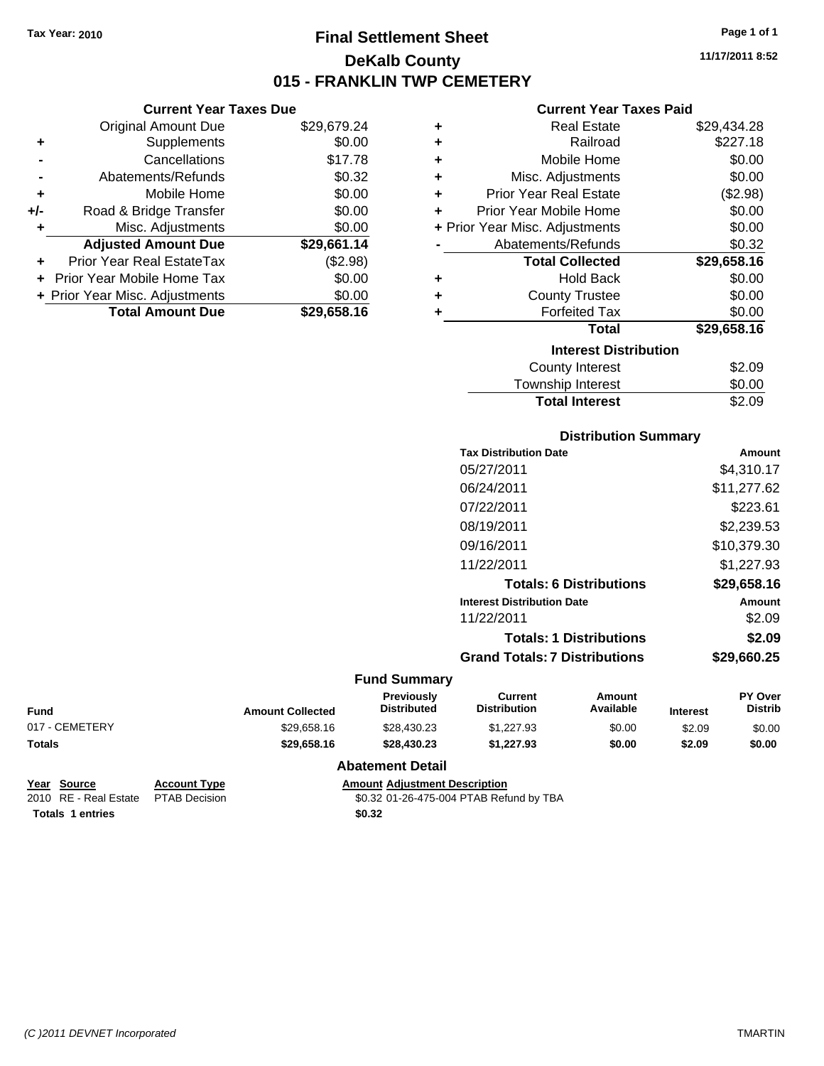Tax Year: 2010

# Final Settlement Sheet

## DeKalb County

## 015 - FRANKLIN TWP CEMETERY

11/17/2011 8:52

### Current Year Taxes Due

| | | |
|---|---|---|
| | Original Amount Due | $29,679.24 |
| + | Supplements | $0.00 |
| - | Cancellations | $17.78 |
| - | Abatements/Refunds | $0.32 |
| + | Mobile Home | $0.00 |
| +/- | Road & Bridge Transfer | $0.00 |
| + | Misc. Adjustments | $0.00 |
| | **Adjusted Amount Due** | **$29,661.14** |
| + | Prior Year Real EstateTax | ($2.98) |
| + | Prior Year Mobile Home Tax | $0.00 |
| + | Prior Year Misc. Adjustments | $0.00 |
| | **Total Amount Due** | **$29,658.16** |

### Current Year Taxes Paid

| | | |
|---|---|---|
| + | Real Estate | $29,434.28 |
| + | Railroad | $227.18 |
| + | Mobile Home | $0.00 |
| + | Misc. Adjustments | $0.00 |
| + | Prior Year Real Estate | ($2.98) |
| + | Prior Year Mobile Home | $0.00 |
| + | Prior Year Misc. Adjustments | $0.00 |
| - | Abatements/Refunds | $0.32 |
| | **Total Collected** | **$29,658.16** |
| + | Hold Back | $0.00 |
| + | County Trustee | $0.00 |
| + | Forfeited Tax | $0.00 |
| | **Total** | **$29,658.16** |

### Interest Distribution

| | |
|---|---|
| County Interest | $2.09 |
| Township Interest | $0.00 |
| **Total Interest** | $2.09 |

### Distribution Summary

| Tax Distribution Date | Amount |
|---|---|
| 05/27/2011 | $4,310.17 |
| 06/24/2011 | $11,277.62 |
| 07/22/2011 | $223.61 |
| 08/19/2011 | $2,239.53 |
| 09/16/2011 | $10,379.30 |
| 11/22/2011 | $1,227.93 |
| **Totals: 6 Distributions** | **$29,658.16** |
| **Interest Distribution Date** | **Amount** |
| 11/22/2011 | $2.09 |
| **Totals: 1 Distributions** | **$2.09** |
| **Grand Totals: 7 Distributions** | **$29,660.25** |

### Fund Summary

| Fund | Amount Collected | Previously Distributed | Current Distribution | Amount Available | Interest | PY Over Distrib |
|---|---|---|---|---|---|---|
| 017 - CEMETERY | $29,658.16 | $28,430.23 | $1,227.93 | $0.00 | $2.09 | $0.00 |
| **Totals** | **$29,658.16** | **$28,430.23** | **$1,227.93** | **$0.00** | **$2.09** | **$0.00** |

### Abatement Detail

| Year | Source | Account Type | Amount | Adjustment Description |
|---|---|---|---|---|
| 2010 | RE - Real Estate | PTAB Decision | $0.32 | 01-26-475-004 PTAB Refund by TBA |
| **Totals 1 entries** | | | **$0.32** | |

(C )2011 DEVNET Incorporated TMARTIN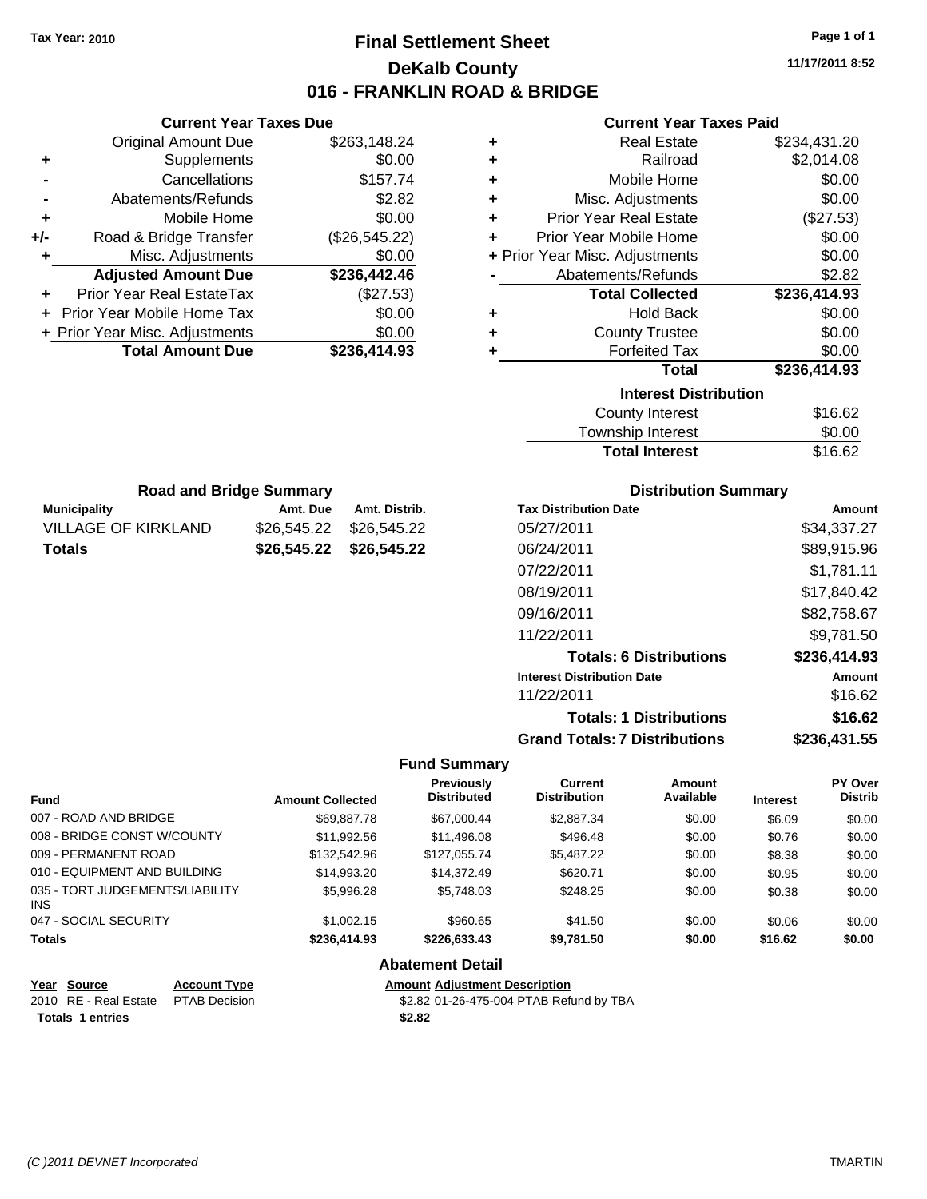**Tax Year: 2010**

# Final Settlement Sheet

## DeKalb County

## 016 - FRANKLIN ROAD & BRIDGE

11/17/2011 8:52

### Current Year Taxes Due

| | | |
|---|---|---|
| | Original Amount Due | $263,148.24 |
| + | Supplements | $0.00 |
| - | Cancellations | $157.74 |
| - | Abatements/Refunds | $2.82 |
| + | Mobile Home | $0.00 |
| +/- | Road & Bridge Transfer | ($26,545.22) |
| + | Misc. Adjustments | $0.00 |
| | **Adjusted Amount Due** | **$236,442.46** |
| + | Prior Year Real EstateTax | ($27.53) |
| + | Prior Year Mobile Home Tax | $0.00 |
| + | Prior Year Misc. Adjustments | $0.00 |
| | **Total Amount Due** | **$236,414.93** |

### Current Year Taxes Paid

| | | |
|---|---|---|
| + | Real Estate | $234,431.20 |
| + | Railroad | $2,014.08 |
| + | Mobile Home | $0.00 |
| + | Misc. Adjustments | $0.00 |
| + | Prior Year Real Estate | ($27.53) |
| + | Prior Year Mobile Home | $0.00 |
| + | Prior Year Misc. Adjustments | $0.00 |
| - | Abatements/Refunds | $2.82 |
| | **Total Collected** | **$236,414.93** |
| + | Hold Back | $0.00 |
| + | County Trustee | $0.00 |
| + | Forfeited Tax | $0.00 |
| | **Total** | **$236,414.93** |

### Interest Distribution

| | |
|---|---|
| County Interest | $16.62 |
| Township Interest | $0.00 |
| **Total Interest** | $16.62 |

### Road and Bridge Summary

| Municipality | Amt. Due | Amt. Distrib. |
|---|---|---|
| VILLAGE OF KIRKLAND | $26,545.22 | $26,545.22 |
| **Totals** | **$26,545.22** | **$26,545.22** |

### Distribution Summary

| Tax Distribution Date | Amount |
|---|---|
| 05/27/2011 | $34,337.27 |
| 06/24/2011 | $89,915.96 |
| 07/22/2011 | $1,781.11 |
| 08/19/2011 | $17,840.42 |
| 09/16/2011 | $82,758.67 |
| 11/22/2011 | $9,781.50 |
| **Totals: 6 Distributions** | **$236,414.93** |
| **Interest Distribution Date** | **Amount** |
| 11/22/2011 | $16.62 |
| **Totals: 1 Distributions** | **$16.62** |
| **Grand Totals: 7 Distributions** | **$236,431.55** |

### Fund Summary

| Fund | Amount Collected | Previously Distributed | Current Distribution | Amount Available | Interest | PY Over Distrib |
|---|---|---|---|---|---|---|
| 007 - ROAD AND BRIDGE | $69,887.78 | $67,000.44 | $2,887.34 | $0.00 | $6.09 | $0.00 |
| 008 - BRIDGE CONST W/COUNTY | $11,992.56 | $11,496.08 | $496.48 | $0.00 | $0.76 | $0.00 |
| 009 - PERMANENT ROAD | $132,542.96 | $127,055.74 | $5,487.22 | $0.00 | $8.38 | $0.00 |
| 010 - EQUIPMENT AND BUILDING | $14,993.20 | $14,372.49 | $620.71 | $0.00 | $0.95 | $0.00 |
| 035 - TORT JUDGEMENTS/LIABILITY INS | $5,996.28 | $5,748.03 | $248.25 | $0.00 | $0.38 | $0.00 |
| 047 - SOCIAL SECURITY | $1,002.15 | $960.65 | $41.50 | $0.00 | $0.06 | $0.00 |
| **Totals** | **$236,414.93** | **$226,633.43** | **$9,781.50** | **$0.00** | **$16.62** | **$0.00** |

### Abatement Detail

| Year | Source | Account Type | Amount | Adjustment Description |
|---|---|---|---|---|
| 2010 | RE - Real Estate | PTAB Decision | $2.82 | 01-26-475-004 PTAB Refund by TBA |
| **Totals 1 entries** | | | **$2.82** | |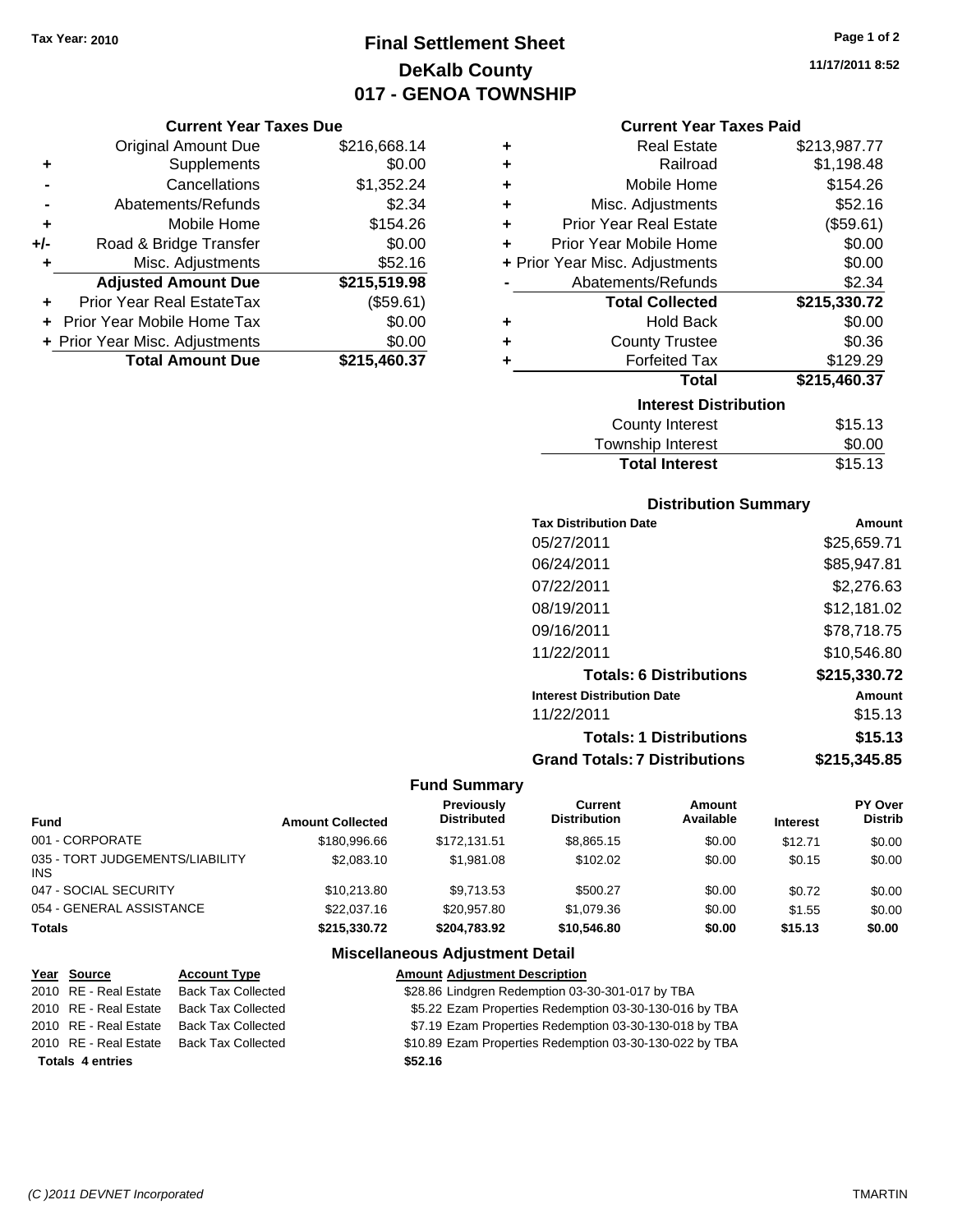Tax Year: 2010

# Final Settlement Sheet
## DeKalb County
## 017 - GENOA TOWNSHIP

11/17/2011 8:52

### Current Year Taxes Due

| | | |
|---|---|---|
| | Original Amount Due | $216,668.14 |
| + | Supplements | $0.00 |
| - | Cancellations | $1,352.24 |
| - | Abatements/Refunds | $2.34 |
| + | Mobile Home | $154.26 |
| +/- | Road & Bridge Transfer | $0.00 |
| + | Misc. Adjustments | $52.16 |
| | **Adjusted Amount Due** | **$215,519.98** |
| + | Prior Year Real EstateTax | ($59.61) |
| + | Prior Year Mobile Home Tax | $0.00 |
| + | Prior Year Misc. Adjustments | $0.00 |
| | **Total Amount Due** | **$215,460.37** |

### Current Year Taxes Paid

| | | |
|---|---|---|
| + | Real Estate | $213,987.77 |
| + | Railroad | $1,198.48 |
| + | Mobile Home | $154.26 |
| + | Misc. Adjustments | $52.16 |
| + | Prior Year Real Estate | ($59.61) |
| + | Prior Year Mobile Home | $0.00 |
| + | Prior Year Misc. Adjustments | $0.00 |
| - | Abatements/Refunds | $2.34 |
| | **Total Collected** | **$215,330.72** |
| + | Hold Back | $0.00 |
| + | County Trustee | $0.36 |
| + | Forfeited Tax | $129.29 |
| | **Total** | **$215,460.37** |

### Interest Distribution

| | |
|---|---|
| County Interest | $15.13 |
| Township Interest | $0.00 |
| **Total Interest** | $15.13 |

### Distribution Summary

| Tax Distribution Date | Amount |
|---|---|
| 05/27/2011 | $25,659.71 |
| 06/24/2011 | $85,947.81 |
| 07/22/2011 | $2,276.63 |
| 08/19/2011 | $12,181.02 |
| 09/16/2011 | $78,718.75 |
| 11/22/2011 | $10,546.80 |
| **Totals: 6 Distributions** | **$215,330.72** |
| **Interest Distribution Date** | **Amount** |
| 11/22/2011 | $15.13 |
| **Totals: 1 Distributions** | **$15.13** |
| **Grand Totals: 7 Distributions** | **$215,345.85** |

### Fund Summary

| Fund | Amount Collected | Previously Distributed | Current Distribution | Amount Available | Interest | PY Over Distrib |
|---|---|---|---|---|---|---|
| 001 - CORPORATE | $180,996.66 | $172,131.51 | $8,865.15 | $0.00 | $12.71 | $0.00 |
| 035 - TORT JUDGEMENTS/LIABILITY INS | $2,083.10 | $1,981.08 | $102.02 | $0.00 | $0.15 | $0.00 |
| 047 - SOCIAL SECURITY | $10,213.80 | $9,713.53 | $500.27 | $0.00 | $0.72 | $0.00 |
| 054 - GENERAL ASSISTANCE | $22,037.16 | $20,957.80 | $1,079.36 | $0.00 | $1.55 | $0.00 |
| **Totals** | **$215,330.72** | **$204,783.92** | **$10,546.80** | **$0.00** | **$15.13** | **$0.00** |

### Miscellaneous Adjustment Detail

| Year | Source | Account Type | Amount | Adjustment Description |
|---|---|---|---|---|
| 2010 | RE - Real Estate | Back Tax Collected | $28.86 | Lindgren Redemption 03-30-301-017 by TBA |
| 2010 | RE - Real Estate | Back Tax Collected | $5.22 | Ezam Properties Redemption 03-30-130-016 by TBA |
| 2010 | RE - Real Estate | Back Tax Collected | $7.19 | Ezam Properties Redemption 03-30-130-018 by TBA |
| 2010 | RE - Real Estate | Back Tax Collected | $10.89 | Ezam Properties Redemption 03-30-130-022 by TBA |
| **Totals 4 entries** | | | **$52.16** | |

(C )2011 DEVNET Incorporated TMARTIN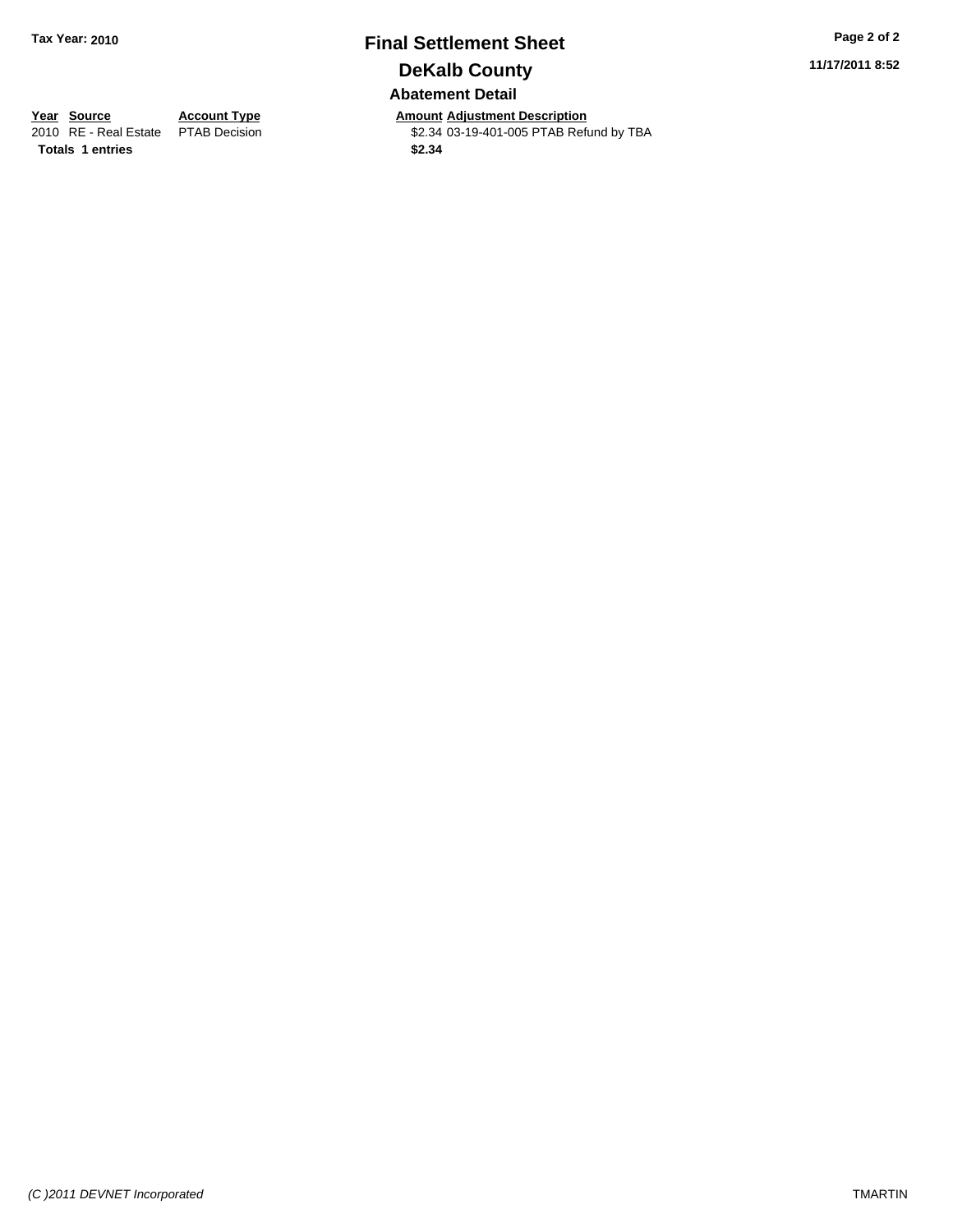Tax Year: 2010

# Final Settlement Sheet

## DeKalb County

11/17/2011 8:52

### Abatement Detail

| Year | Source | Account Type | Amount | Adjustment Description |
|---|---|---|---|---|
| 2010 | RE - Real Estate | PTAB Decision | $2.34 | 03-19-401-005 PTAB Refund by TBA |
| **Totals** | **1 entries** | | **$2.34** | |

*(C )2011 DEVNET Incorporated*

TMARTIN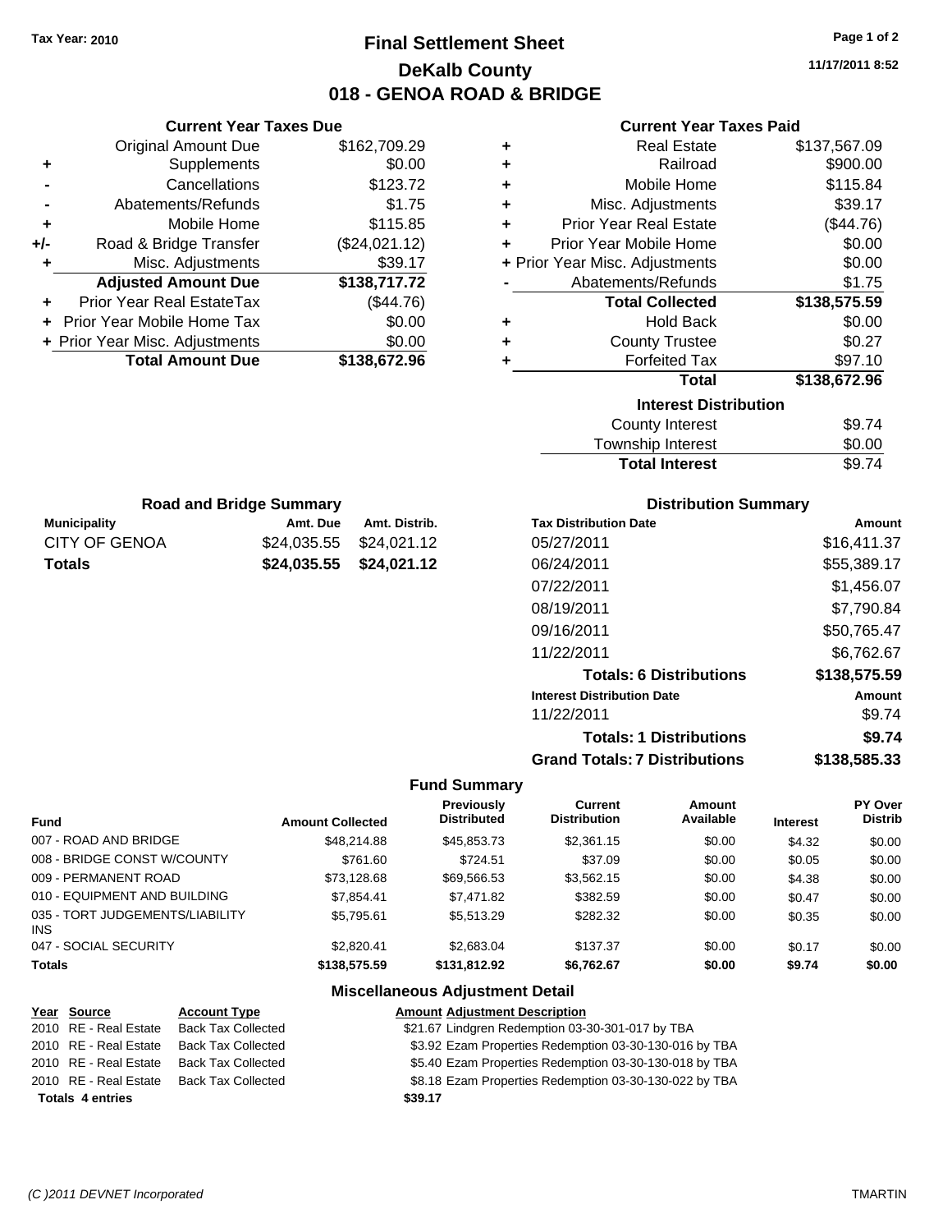Tax Year: 2010

# Final Settlement Sheet
## DeKalb County
## 018 - GENOA ROAD & BRIDGE

11/17/2011 8:52

### Current Year Taxes Due

| | | |
|---|---|---|
| | Original Amount Due | $162,709.29 |
| + | Supplements | $0.00 |
| - | Cancellations | $123.72 |
| - | Abatements/Refunds | $1.75 |
| + | Mobile Home | $115.85 |
| +/- | Road & Bridge Transfer | ($24,021.12) |
| + | Misc. Adjustments | $39.17 |
| | **Adjusted Amount Due** | **$138,717.72** |
| + | Prior Year Real EstateTax | ($44.76) |
| + | Prior Year Mobile Home Tax | $0.00 |
| + | Prior Year Misc. Adjustments | $0.00 |
| | **Total Amount Due** | **$138,672.96** |

### Current Year Taxes Paid

| | | |
|---|---|---|
| + | Real Estate | $137,567.09 |
| + | Railroad | $900.00 |
| + | Mobile Home | $115.84 |
| + | Misc. Adjustments | $39.17 |
| + | Prior Year Real Estate | ($44.76) |
| + | Prior Year Mobile Home | $0.00 |
| + | Prior Year Misc. Adjustments | $0.00 |
| - | Abatements/Refunds | $1.75 |
| | **Total Collected** | **$138,575.59** |
| + | Hold Back | $0.00 |
| + | County Trustee | $0.27 |
| + | Forfeited Tax | $97.10 |
| | **Total** | **$138,672.96** |

### Interest Distribution

| | |
|---|---|
| County Interest | $9.74 |
| Township Interest | $0.00 |
| **Total Interest** | $9.74 |

### Road and Bridge Summary

| Municipality | Amt. Due | Amt. Distrib. |
|---|---|---|
| CITY OF GENOA | $24,035.55 | $24,021.12 |
| **Totals** | **$24,035.55** | **$24,021.12** |

### Distribution Summary

| Tax Distribution Date | Amount |
|---|---|
| 05/27/2011 | $16,411.37 |
| 06/24/2011 | $55,389.17 |
| 07/22/2011 | $1,456.07 |
| 08/19/2011 | $7,790.84 |
| 09/16/2011 | $50,765.47 |
| 11/22/2011 | $6,762.67 |
| **Totals: 6 Distributions** | **$138,575.59** |
| **Interest Distribution Date** | **Amount** |
| 11/22/2011 | $9.74 |
| **Totals: 1 Distributions** | **$9.74** |
| **Grand Totals: 7 Distributions** | **$138,585.33** |

### Fund Summary

| Fund | Amount Collected | Previously Distributed | Current Distribution | Amount Available | Interest | PY Over Distrib |
|---|---|---|---|---|---|---|
| 007 - ROAD AND BRIDGE | $48,214.88 | $45,853.73 | $2,361.15 | $0.00 | $4.32 | $0.00 |
| 008 - BRIDGE CONST W/COUNTY | $761.60 | $724.51 | $37.09 | $0.00 | $0.05 | $0.00 |
| 009 - PERMANENT ROAD | $73,128.68 | $69,566.53 | $3,562.15 | $0.00 | $4.38 | $0.00 |
| 010 - EQUIPMENT AND BUILDING | $7,854.41 | $7,471.82 | $382.59 | $0.00 | $0.47 | $0.00 |
| 035 - TORT JUDGEMENTS/LIABILITY INS | $5,795.61 | $5,513.29 | $282.32 | $0.00 | $0.35 | $0.00 |
| 047 - SOCIAL SECURITY | $2,820.41 | $2,683.04 | $137.37 | $0.00 | $0.17 | $0.00 |
| **Totals** | **$138,575.59** | **$131,812.92** | **$6,762.67** | **$0.00** | **$9.74** | **$0.00** |

### Miscellaneous Adjustment Detail

| Year | Source | Account Type | Amount | Adjustment Description |
|---|---|---|---|---|
| 2010 | RE - Real Estate | Back Tax Collected | $21.67 | Lindgren Redemption 03-30-301-017 by TBA |
| 2010 | RE - Real Estate | Back Tax Collected | $3.92 | Ezam Properties Redemption 03-30-130-016 by TBA |
| 2010 | RE - Real Estate | Back Tax Collected | $5.40 | Ezam Properties Redemption 03-30-130-018 by TBA |
| 2010 | RE - Real Estate | Back Tax Collected | $8.18 | Ezam Properties Redemption 03-30-130-022 by TBA |
| **Totals** | **4 entries** | | **$39.17** | |

(C )2011 DEVNET Incorporated    TMARTIN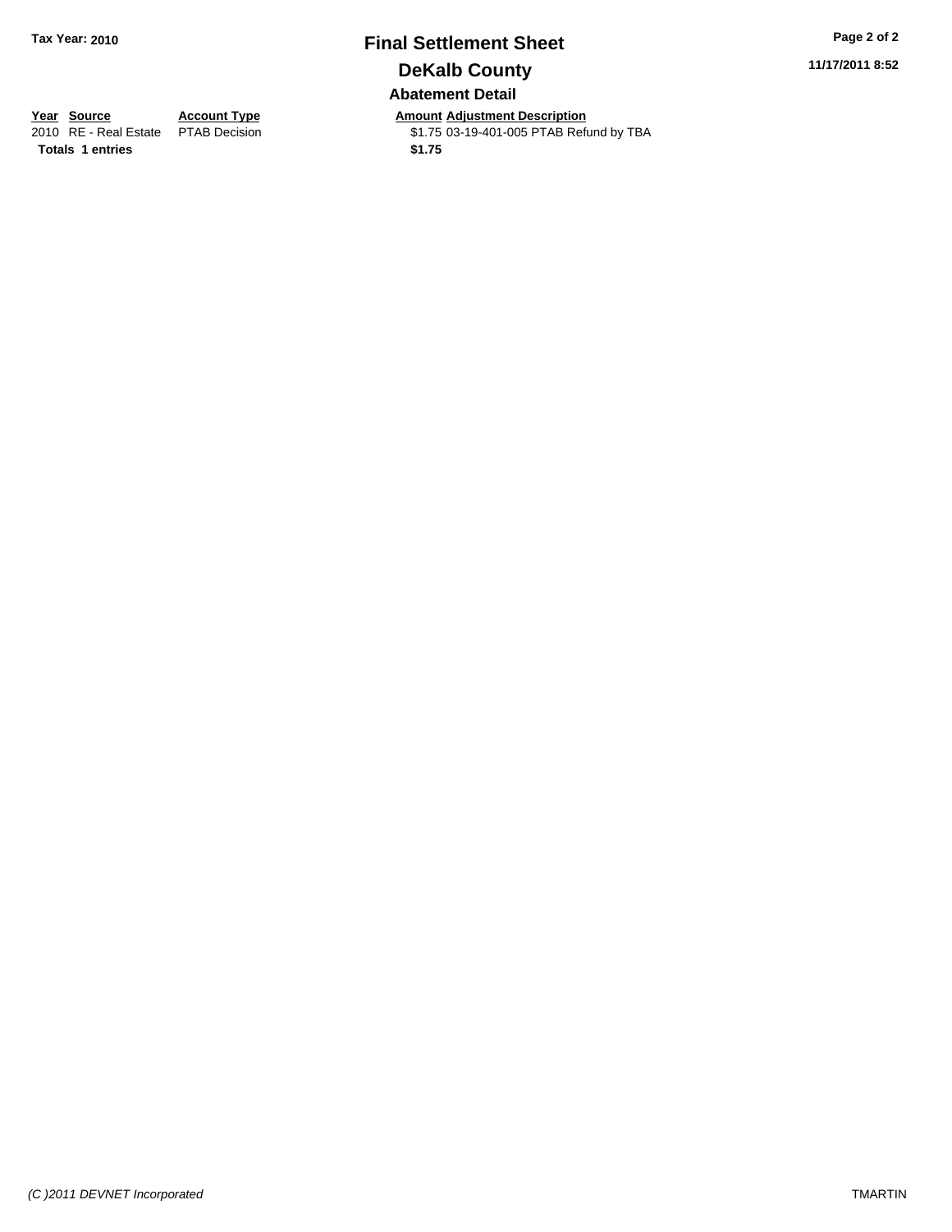**Tax Year: 2010**

# Final Settlement Sheet

## DeKalb County

### Abatement Detail

| Year | Source | Account Type | Amount | Adjustment Description |
|---|---|---|---|---|
| 2010 | RE - Real Estate | PTAB Decision | $1.75 | 03-19-401-005 PTAB Refund by TBA |
| **Totals** | **1 entries** | | **$1.75** | |

11/17/2011 8:52

*(C )2011 DEVNET Incorporated*

TMARTIN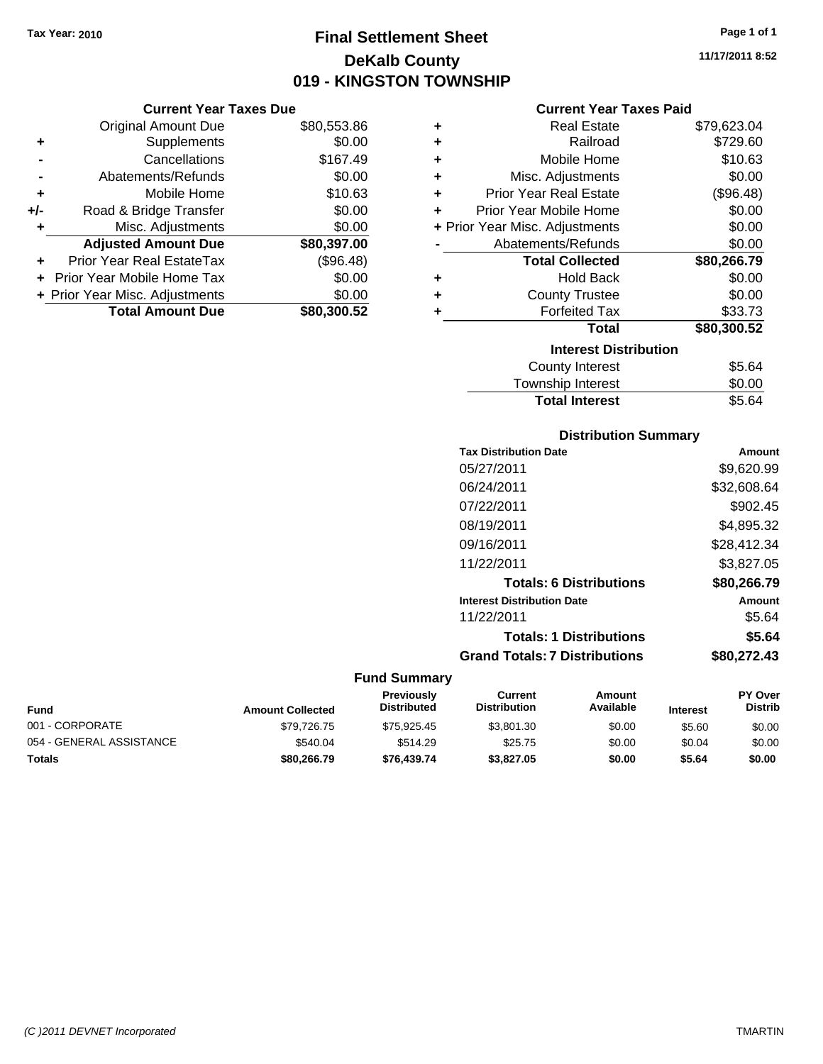Tax Year: 2010

# Final Settlement Sheet
## DeKalb County
## 019 - KINGSTON TOWNSHIP

11/17/2011 8:52

### Current Year Taxes Due

| | | |
|---|---|---|
| | Original Amount Due | $80,553.86 |
| + | Supplements | $0.00 |
| - | Cancellations | $167.49 |
| - | Abatements/Refunds | $0.00 |
| + | Mobile Home | $10.63 |
| +/- | Road & Bridge Transfer | $0.00 |
| + | Misc. Adjustments | $0.00 |
| | **Adjusted Amount Due** | **$80,397.00** |
| + | Prior Year Real EstateTax | ($96.48) |
| + | Prior Year Mobile Home Tax | $0.00 |
| + | Prior Year Misc. Adjustments | $0.00 |
| | **Total Amount Due** | **$80,300.52** |

### Current Year Taxes Paid

| | | |
|---|---|---|
| + | Real Estate | $79,623.04 |
| + | Railroad | $729.60 |
| + | Mobile Home | $10.63 |
| + | Misc. Adjustments | $0.00 |
| + | Prior Year Real Estate | ($96.48) |
| + | Prior Year Mobile Home | $0.00 |
| + | Prior Year Misc. Adjustments | $0.00 |
| - | Abatements/Refunds | $0.00 |
| | **Total Collected** | **$80,266.79** |
| + | Hold Back | $0.00 |
| + | County Trustee | $0.00 |
| + | Forfeited Tax | $33.73 |
| | **Total** | **$80,300.52** |

### Interest Distribution

| | |
|---|---|
| County Interest | $5.64 |
| Township Interest | $0.00 |
| **Total Interest** | $5.64 |

### Distribution Summary

| Tax Distribution Date | Amount |
|---|---|
| 05/27/2011 | $9,620.99 |
| 06/24/2011 | $32,608.64 |
| 07/22/2011 | $902.45 |
| 08/19/2011 | $4,895.32 |
| 09/16/2011 | $28,412.34 |
| 11/22/2011 | $3,827.05 |
| **Totals: 6 Distributions** | **$80,266.79** |
| **Interest Distribution Date** | **Amount** |
| 11/22/2011 | $5.64 |
| **Totals: 1 Distributions** | **$5.64** |
| **Grand Totals: 7 Distributions** | **$80,272.43** |

### Fund Summary

| Fund | Amount Collected | Previously Distributed | Current Distribution | Amount Available | Interest | PY Over Distrib |
|---|---|---|---|---|---|---|
| 001 - CORPORATE | $79,726.75 | $75,925.45 | $3,801.30 | $0.00 | $5.60 | $0.00 |
| 054 - GENERAL ASSISTANCE | $540.04 | $514.29 | $25.75 | $0.00 | $0.04 | $0.00 |
| **Totals** | **$80,266.79** | **$76,439.74** | **$3,827.05** | **$0.00** | **$5.64** | **$0.00** |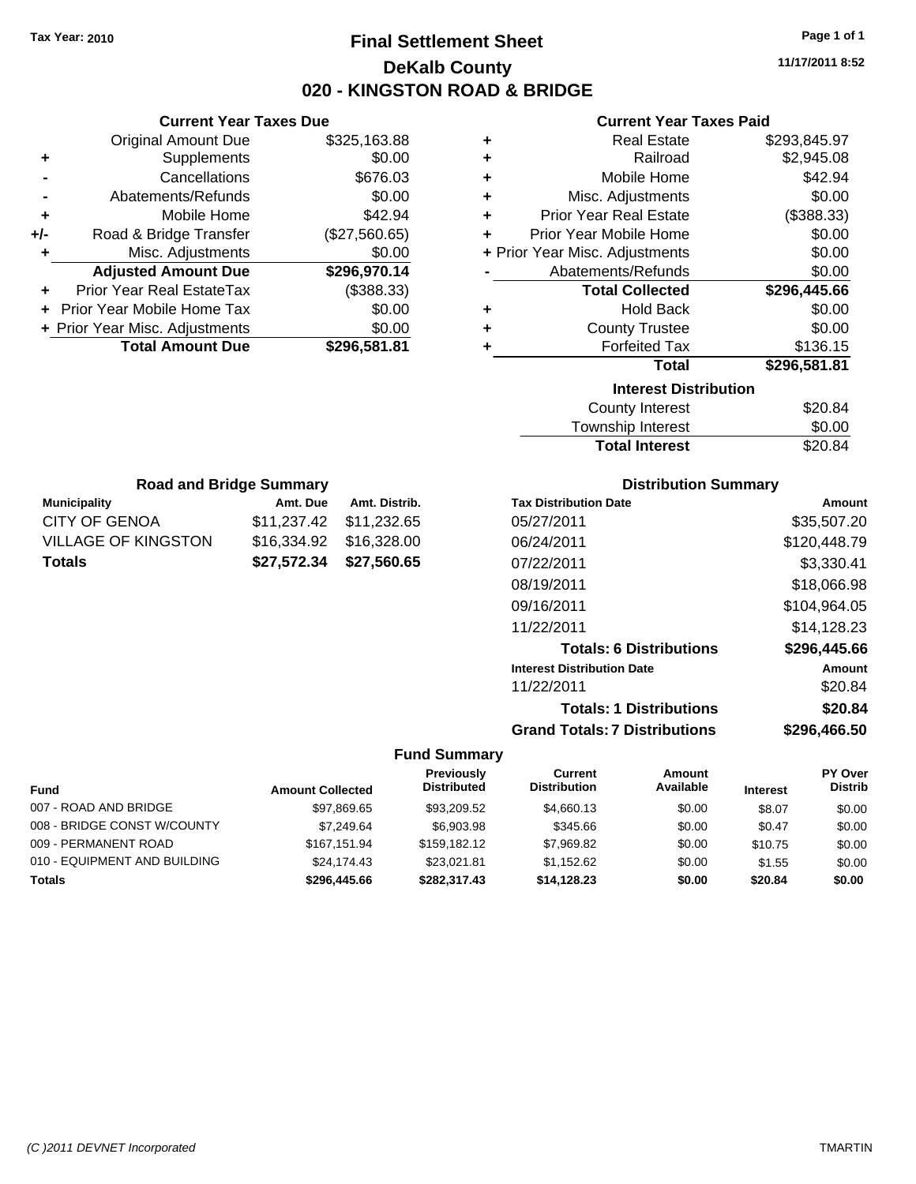Tax Year: 2010

# Final Settlement Sheet

## DeKalb County

## 020 - KINGSTON ROAD & BRIDGE

11/17/2011 8:52

### Current Year Taxes Due

| | | |
|---|---|---|
| | Original Amount Due | $325,163.88 |
| + | Supplements | $0.00 |
| - | Cancellations | $676.03 |
| - | Abatements/Refunds | $0.00 |
| + | Mobile Home | $42.94 |
| +/- | Road & Bridge Transfer | ($27,560.65) |
| + | Misc. Adjustments | $0.00 |
| | **Adjusted Amount Due** | **$296,970.14** |
| + | Prior Year Real EstateTax | ($388.33) |
| + | Prior Year Mobile Home Tax | $0.00 |
| + | Prior Year Misc. Adjustments | $0.00 |
| | **Total Amount Due** | **$296,581.81** |

### Current Year Taxes Paid

| | | |
|---|---|---|
| + | Real Estate | $293,845.97 |
| + | Railroad | $2,945.08 |
| + | Mobile Home | $42.94 |
| + | Misc. Adjustments | $0.00 |
| + | Prior Year Real Estate | ($388.33) |
| + | Prior Year Mobile Home | $0.00 |
| + | Prior Year Misc. Adjustments | $0.00 |
| - | Abatements/Refunds | $0.00 |
| | **Total Collected** | **$296,445.66** |
| + | Hold Back | $0.00 |
| + | County Trustee | $0.00 |
| + | Forfeited Tax | $136.15 |
| | **Total** | **$296,581.81** |

### Interest Distribution

| | |
|---|---|
| County Interest | $20.84 |
| Township Interest | $0.00 |
| **Total Interest** | $20.84 |

### Road and Bridge Summary

| Municipality | Amt. Due | Amt. Distrib. |
|---|---|---|
| CITY OF GENOA | $11,237.42 | $11,232.65 |
| VILLAGE OF KINGSTON | $16,334.92 | $16,328.00 |
| **Totals** | **$27,572.34** | **$27,560.65** |

### Distribution Summary

| Tax Distribution Date | Amount |
|---|---|
| 05/27/2011 | $35,507.20 |
| 06/24/2011 | $120,448.79 |
| 07/22/2011 | $3,330.41 |
| 08/19/2011 | $18,066.98 |
| 09/16/2011 | $104,964.05 |
| 11/22/2011 | $14,128.23 |
| **Totals: 6 Distributions** | **$296,445.66** |
| **Interest Distribution Date** | **Amount** |
| 11/22/2011 | $20.84 |
| **Totals: 1 Distributions** | **$20.84** |
| **Grand Totals: 7 Distributions** | **$296,466.50** |

### Fund Summary

| Fund | Amount Collected | Previously Distributed | Current Distribution | Amount Available | Interest | PY Over Distrib |
|---|---|---|---|---|---|---|
| 007 - ROAD AND BRIDGE | $97,869.65 | $93,209.52 | $4,660.13 | $0.00 | $8.07 | $0.00 |
| 008 - BRIDGE CONST W/COUNTY | $7,249.64 | $6,903.98 | $345.66 | $0.00 | $0.47 | $0.00 |
| 009 - PERMANENT ROAD | $167,151.94 | $159,182.12 | $7,969.82 | $0.00 | $10.75 | $0.00 |
| 010 - EQUIPMENT AND BUILDING | $24,174.43 | $23,021.81 | $1,152.62 | $0.00 | $1.55 | $0.00 |
| **Totals** | **$296,445.66** | **$282,317.43** | **$14,128.23** | **$0.00** | **$20.84** | **$0.00** |

(C )2011 DEVNET Incorporated — TMARTIN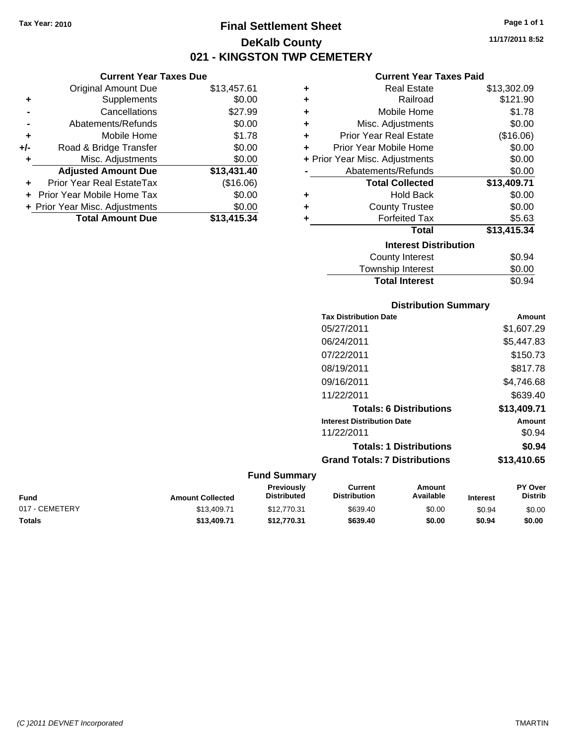Tax Year: 2010

# Final Settlement Sheet

## DeKalb County

## 021 - KINGSTON TWP CEMETERY

11/17/2011 8:52

### Current Year Taxes Due

| | | |
|---|---|---|
| | Original Amount Due | $13,457.61 |
| + | Supplements | $0.00 |
| - | Cancellations | $27.99 |
| - | Abatements/Refunds | $0.00 |
| + | Mobile Home | $1.78 |
| +/- | Road & Bridge Transfer | $0.00 |
| + | Misc. Adjustments | $0.00 |
| | **Adjusted Amount Due** | **$13,431.40** |
| + | Prior Year Real EstateTax | ($16.06) |
| + | Prior Year Mobile Home Tax | $0.00 |
| + | Prior Year Misc. Adjustments | $0.00 |
| | **Total Amount Due** | **$13,415.34** |

### Current Year Taxes Paid

| | | |
|---|---|---|
| + | Real Estate | $13,302.09 |
| + | Railroad | $121.90 |
| + | Mobile Home | $1.78 |
| + | Misc. Adjustments | $0.00 |
| + | Prior Year Real Estate | ($16.06) |
| + | Prior Year Mobile Home | $0.00 |
| + | Prior Year Misc. Adjustments | $0.00 |
| - | Abatements/Refunds | $0.00 |
| | **Total Collected** | **$13,409.71** |
| + | Hold Back | $0.00 |
| + | County Trustee | $0.00 |
| + | Forfeited Tax | $5.63 |
| | **Total** | **$13,415.34** |

### Interest Distribution

| | |
|---|---|
| County Interest | $0.94 |
| Township Interest | $0.00 |
| **Total Interest** | $0.94 |

### Distribution Summary

| Tax Distribution Date | Amount |
|---|---|
| 05/27/2011 | $1,607.29 |
| 06/24/2011 | $5,447.83 |
| 07/22/2011 | $150.73 |
| 08/19/2011 | $817.78 |
| 09/16/2011 | $4,746.68 |
| 11/22/2011 | $639.40 |
| **Totals: 6 Distributions** | **$13,409.71** |
| **Interest Distribution Date** | **Amount** |
| 11/22/2011 | $0.94 |
| **Totals: 1 Distributions** | **$0.94** |
| **Grand Totals: 7 Distributions** | **$13,410.65** |

### Fund Summary

| Fund | Amount Collected | Previously Distributed | Current Distribution | Amount Available | Interest | PY Over Distrib |
|---|---|---|---|---|---|---|
| 017 - CEMETERY | $13,409.71 | $12,770.31 | $639.40 | $0.00 | $0.94 | $0.00 |
| **Totals** | **$13,409.71** | **$12,770.31** | **$639.40** | **$0.00** | **$0.94** | **$0.00** |

(C )2011 DEVNET Incorporated TMARTIN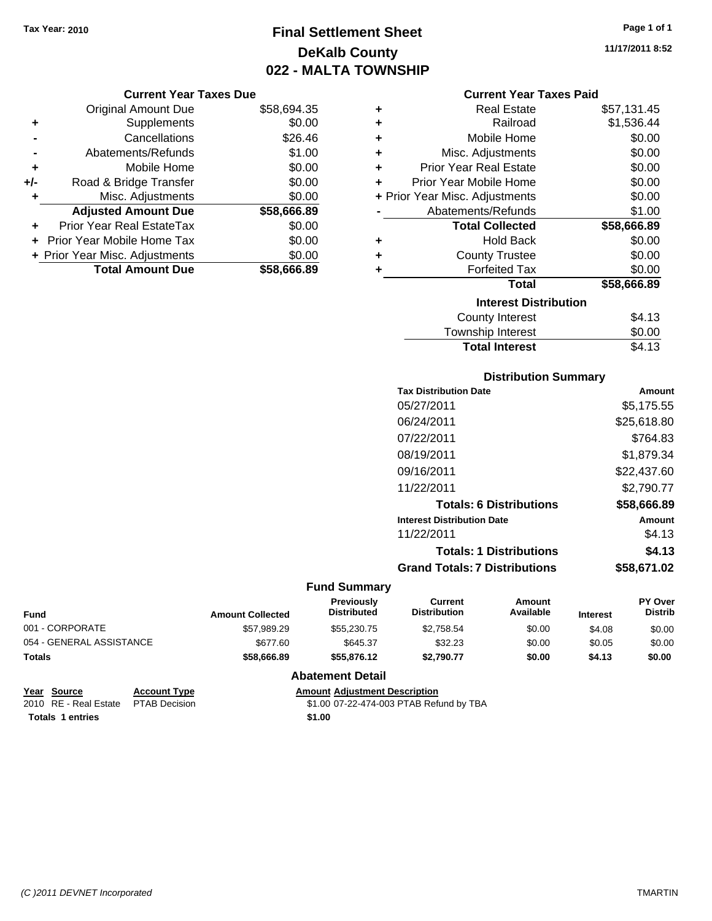Tax Year: 2010

# Final Settlement Sheet
## DeKalb County
## 022 - MALTA TOWNSHIP

11/17/2011 8:52

### Current Year Taxes Due

| | | |
|---|---|---|
| | Original Amount Due | $58,694.35 |
| + | Supplements | $0.00 |
| - | Cancellations | $26.46 |
| - | Abatements/Refunds | $1.00 |
| + | Mobile Home | $0.00 |
| +/- | Road & Bridge Transfer | $0.00 |
| + | Misc. Adjustments | $0.00 |
| | **Adjusted Amount Due** | **$58,666.89** |
| + | Prior Year Real EstateTax | $0.00 |
| + | Prior Year Mobile Home Tax | $0.00 |
| + | Prior Year Misc. Adjustments | $0.00 |
| | **Total Amount Due** | **$58,666.89** |

### Current Year Taxes Paid

| | | |
|---|---|---|
| + | Real Estate | $57,131.45 |
| + | Railroad | $1,536.44 |
| + | Mobile Home | $0.00 |
| + | Misc. Adjustments | $0.00 |
| + | Prior Year Real Estate | $0.00 |
| + | Prior Year Mobile Home | $0.00 |
| + | Prior Year Misc. Adjustments | $0.00 |
| - | Abatements/Refunds | $1.00 |
| | **Total Collected** | **$58,666.89** |
| + | Hold Back | $0.00 |
| + | County Trustee | $0.00 |
| + | Forfeited Tax | $0.00 |
| | **Total** | **$58,666.89** |

### Interest Distribution

| | |
|---|---|
| County Interest | $4.13 |
| Township Interest | $0.00 |
| **Total Interest** | $4.13 |

### Distribution Summary

| Tax Distribution Date | Amount |
|---|---|
| 05/27/2011 | $5,175.55 |
| 06/24/2011 | $25,618.80 |
| 07/22/2011 | $764.83 |
| 08/19/2011 | $1,879.34 |
| 09/16/2011 | $22,437.60 |
| 11/22/2011 | $2,790.77 |
| **Totals: 6 Distributions** | **$58,666.89** |
| **Interest Distribution Date** | **Amount** |
| 11/22/2011 | $4.13 |
| **Totals: 1 Distributions** | **$4.13** |
| **Grand Totals: 7 Distributions** | **$58,671.02** |

### Fund Summary

| Fund | Amount Collected | Previously Distributed | Current Distribution | Amount Available | Interest | PY Over Distrib |
|---|---|---|---|---|---|---|
| 001 - CORPORATE | $57,989.29 | $55,230.75 | $2,758.54 | $0.00 | $4.08 | $0.00 |
| 054 - GENERAL ASSISTANCE | $677.60 | $645.37 | $32.23 | $0.00 | $0.05 | $0.00 |
| **Totals** | **$58,666.89** | **$55,876.12** | **$2,790.77** | **$0.00** | **$4.13** | **$0.00** |

### Abatement Detail

| Year | Source | Account Type | Amount | Adjustment Description |
|---|---|---|---|---|
| 2010 | RE - Real Estate | PTAB Decision | $1.00 | 07-22-474-003 PTAB Refund by TBA |
| **Totals** | **1 entries** | | **$1.00** | |

(C )2011 DEVNET Incorporated — TMARTIN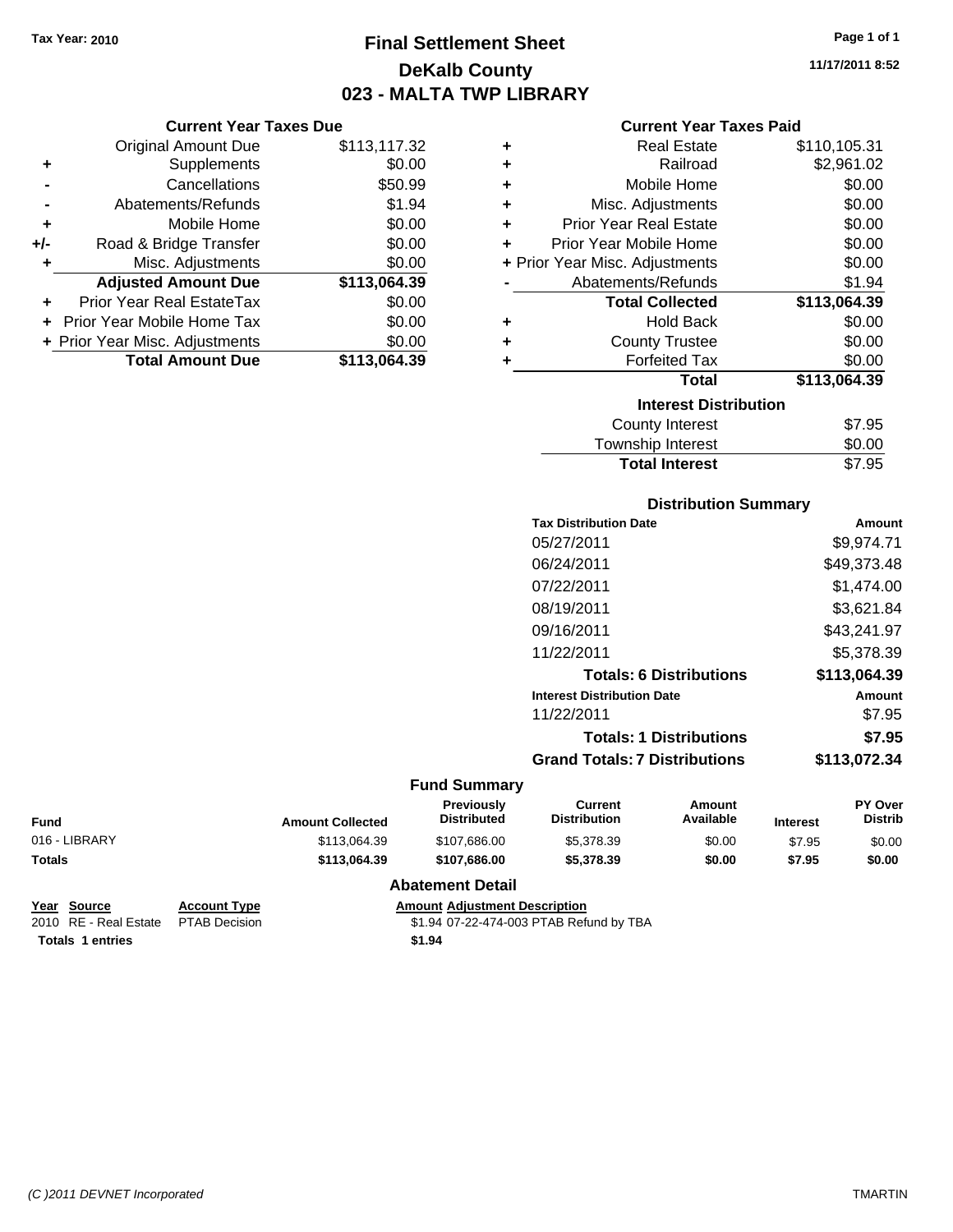Tax Year: 2010

# Final Settlement Sheet
## DeKalb County
## 023 - MALTA TWP LIBRARY

11/17/2011 8:52

### Current Year Taxes Due

| | | |
|---|---|---|
| | Original Amount Due | $113,117.32 |
| + | Supplements | $0.00 |
| - | Cancellations | $50.99 |
| - | Abatements/Refunds | $1.94 |
| + | Mobile Home | $0.00 |
| +/- | Road & Bridge Transfer | $0.00 |
| + | Misc. Adjustments | $0.00 |
| | **Adjusted Amount Due** | **$113,064.39** |
| + | Prior Year Real EstateTax | $0.00 |
| + | Prior Year Mobile Home Tax | $0.00 |
| + | Prior Year Misc. Adjustments | $0.00 |
| | **Total Amount Due** | **$113,064.39** |

### Current Year Taxes Paid

| | | |
|---|---|---|
| + | Real Estate | $110,105.31 |
| + | Railroad | $2,961.02 |
| + | Mobile Home | $0.00 |
| + | Misc. Adjustments | $0.00 |
| + | Prior Year Real Estate | $0.00 |
| + | Prior Year Mobile Home | $0.00 |
| + | Prior Year Misc. Adjustments | $0.00 |
| - | Abatements/Refunds | $1.94 |
| | **Total Collected** | **$113,064.39** |
| + | Hold Back | $0.00 |
| + | County Trustee | $0.00 |
| + | Forfeited Tax | $0.00 |
| | **Total** | **$113,064.39** |

### Interest Distribution

| | |
|---|---|
| County Interest | $7.95 |
| Township Interest | $0.00 |
| **Total Interest** | $7.95 |

### Distribution Summary

| Tax Distribution Date | Amount |
|---|---|
| 05/27/2011 | $9,974.71 |
| 06/24/2011 | $49,373.48 |
| 07/22/2011 | $1,474.00 |
| 08/19/2011 | $3,621.84 |
| 09/16/2011 | $43,241.97 |
| 11/22/2011 | $5,378.39 |
| **Totals: 6 Distributions** | **$113,064.39** |
| **Interest Distribution Date** | **Amount** |
| 11/22/2011 | $7.95 |
| **Totals: 1 Distributions** | **$7.95** |
| **Grand Totals: 7 Distributions** | **$113,072.34** |

### Fund Summary

| Fund | Amount Collected | Previously Distributed | Current Distribution | Amount Available | Interest | PY Over Distrib |
|---|---|---|---|---|---|---|
| 016 - LIBRARY | $113,064.39 | $107,686.00 | $5,378.39 | $0.00 | $7.95 | $0.00 |
| **Totals** | **$113,064.39** | **$107,686.00** | **$5,378.39** | **$0.00** | **$7.95** | **$0.00** |

### Abatement Detail

| Year | Source | Account Type | Amount | Adjustment Description |
|---|---|---|---|---|
| 2010 | RE - Real Estate | PTAB Decision | $1.94 | 07-22-474-003 PTAB Refund by TBA |
| **Totals 1 entries** | | | **$1.94** | |

(C )2011 DEVNET Incorporated

TMARTIN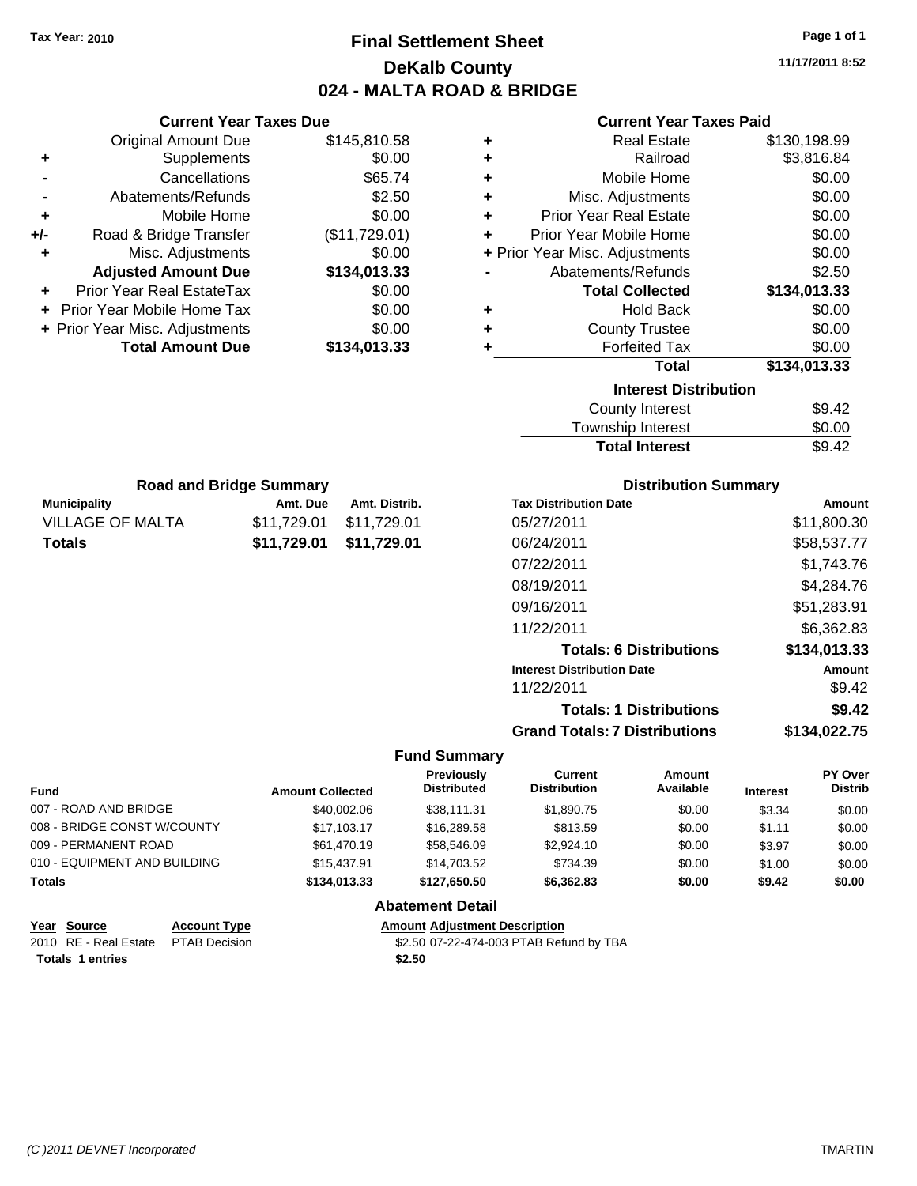Tax Year: 2010

# Final Settlement Sheet
## DeKalb County
## 024 - MALTA ROAD & BRIDGE

11/17/2011 8:52

### Current Year Taxes Due

| | | |
|---|---|---|
| | Original Amount Due | $145,810.58 |
| + | Supplements | $0.00 |
| - | Cancellations | $65.74 |
| - | Abatements/Refunds | $2.50 |
| + | Mobile Home | $0.00 |
| +/- | Road & Bridge Transfer | ($11,729.01) |
| + | Misc. Adjustments | $0.00 |
| | **Adjusted Amount Due** | **$134,013.33** |
| + | Prior Year Real EstateTax | $0.00 |
| + | Prior Year Mobile Home Tax | $0.00 |
| + | Prior Year Misc. Adjustments | $0.00 |
| | **Total Amount Due** | **$134,013.33** |

### Current Year Taxes Paid

| | | |
|---|---|---|
| + | Real Estate | $130,198.99 |
| + | Railroad | $3,816.84 |
| + | Mobile Home | $0.00 |
| + | Misc. Adjustments | $0.00 |
| + | Prior Year Real Estate | $0.00 |
| + | Prior Year Mobile Home | $0.00 |
| + | Prior Year Misc. Adjustments | $0.00 |
| - | Abatements/Refunds | $2.50 |
| | **Total Collected** | **$134,013.33** |
| + | Hold Back | $0.00 |
| + | County Trustee | $0.00 |
| + | Forfeited Tax | $0.00 |
| | **Total** | **$134,013.33** |

### Interest Distribution

| | |
|---|---|
| County Interest | $9.42 |
| Township Interest | $0.00 |
| **Total Interest** | $9.42 |

### Road and Bridge Summary

| Municipality | Amt. Due | Amt. Distrib. |
|---|---|---|
| VILLAGE OF MALTA | $11,729.01 | $11,729.01 |
| **Totals** | **$11,729.01** | **$11,729.01** |

### Distribution Summary

| Tax Distribution Date | Amount |
|---|---|
| 05/27/2011 | $11,800.30 |
| 06/24/2011 | $58,537.77 |
| 07/22/2011 | $1,743.76 |
| 08/19/2011 | $4,284.76 |
| 09/16/2011 | $51,283.91 |
| 11/22/2011 | $6,362.83 |
| **Totals: 6 Distributions** | **$134,013.33** |
| **Interest Distribution Date** | **Amount** |
| 11/22/2011 | $9.42 |
| **Totals: 1 Distributions** | **$9.42** |
| **Grand Totals: 7 Distributions** | **$134,022.75** |

### Fund Summary

| Fund | Amount Collected | Previously Distributed | Current Distribution | Amount Available | Interest | PY Over Distrib |
|---|---|---|---|---|---|---|
| 007 - ROAD AND BRIDGE | $40,002.06 | $38,111.31 | $1,890.75 | $0.00 | $3.34 | $0.00 |
| 008 - BRIDGE CONST W/COUNTY | $17,103.17 | $16,289.58 | $813.59 | $0.00 | $1.11 | $0.00 |
| 009 - PERMANENT ROAD | $61,470.19 | $58,546.09 | $2,924.10 | $0.00 | $3.97 | $0.00 |
| 010 - EQUIPMENT AND BUILDING | $15,437.91 | $14,703.52 | $734.39 | $0.00 | $1.00 | $0.00 |
| **Totals** | **$134,013.33** | **$127,650.50** | **$6,362.83** | **$0.00** | **$9.42** | **$0.00** |

### Abatement Detail

| Year | Source | Account Type | Amount | Adjustment Description |
|---|---|---|---|---|
| 2010 | RE - Real Estate | PTAB Decision | $2.50 | 07-22-474-003 PTAB Refund by TBA |
| **Totals 1 entries** | | | **$2.50** | |

(C )2011 DEVNET Incorporated TMARTIN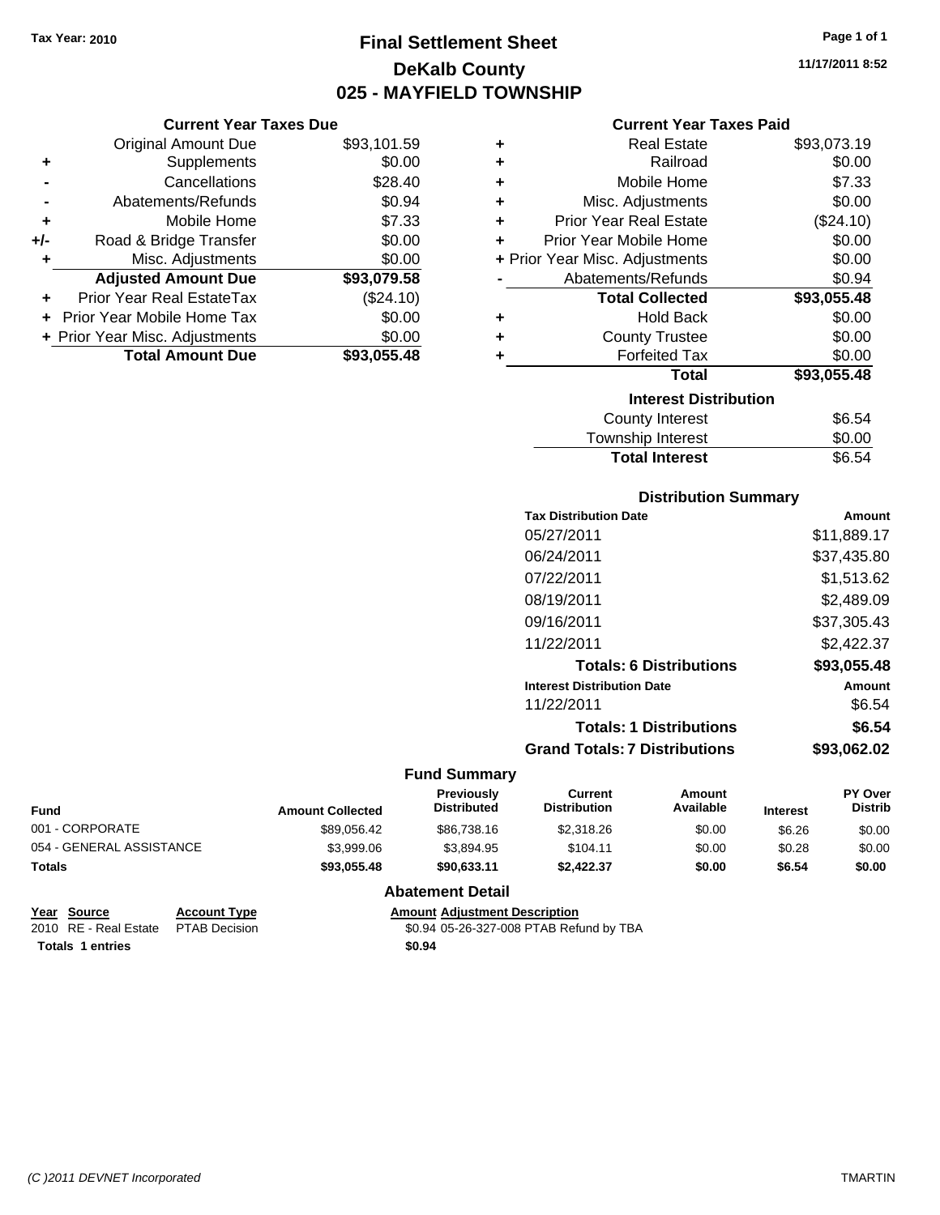Tax Year: 2010

# Final Settlement Sheet
## DeKalb County
## 025 - MAYFIELD TOWNSHIP

11/17/2011 8:52

### Current Year Taxes Due

| | | |
|---|---|---|
| | Original Amount Due | $93,101.59 |
| + | Supplements | $0.00 |
| - | Cancellations | $28.40 |
| - | Abatements/Refunds | $0.94 |
| + | Mobile Home | $7.33 |
| +/- | Road & Bridge Transfer | $0.00 |
| + | Misc. Adjustments | $0.00 |
| | **Adjusted Amount Due** | **$93,079.58** |
| + | Prior Year Real EstateTax | ($24.10) |
| + | Prior Year Mobile Home Tax | $0.00 |
| + | Prior Year Misc. Adjustments | $0.00 |
| | **Total Amount Due** | **$93,055.48** |

### Current Year Taxes Paid

| | | |
|---|---|---|
| + | Real Estate | $93,073.19 |
| + | Railroad | $0.00 |
| + | Mobile Home | $7.33 |
| + | Misc. Adjustments | $0.00 |
| + | Prior Year Real Estate | ($24.10) |
| + | Prior Year Mobile Home | $0.00 |
| + | Prior Year Misc. Adjustments | $0.00 |
| - | Abatements/Refunds | $0.94 |
| | **Total Collected** | **$93,055.48** |
| + | Hold Back | $0.00 |
| + | County Trustee | $0.00 |
| + | Forfeited Tax | $0.00 |
| | **Total** | **$93,055.48** |

### Interest Distribution

| | |
|---|---|
| County Interest | $6.54 |
| Township Interest | $0.00 |
| **Total Interest** | $6.54 |

### Distribution Summary

| Tax Distribution Date | Amount |
|---|---|
| 05/27/2011 | $11,889.17 |
| 06/24/2011 | $37,435.80 |
| 07/22/2011 | $1,513.62 |
| 08/19/2011 | $2,489.09 |
| 09/16/2011 | $37,305.43 |
| 11/22/2011 | $2,422.37 |
| **Totals: 6 Distributions** | **$93,055.48** |
| **Interest Distribution Date** | **Amount** |
| 11/22/2011 | $6.54 |
| **Totals: 1 Distributions** | **$6.54** |
| **Grand Totals: 7 Distributions** | **$93,062.02** |

### Fund Summary

| Fund | Amount Collected | Previously Distributed | Current Distribution | Amount Available | Interest | PY Over Distrib |
|---|---|---|---|---|---|---|
| 001 - CORPORATE | $89,056.42 | $86,738.16 | $2,318.26 | $0.00 | $6.26 | $0.00 |
| 054 - GENERAL ASSISTANCE | $3,999.06 | $3,894.95 | $104.11 | $0.00 | $0.28 | $0.00 |
| **Totals** | **$93,055.48** | **$90,633.11** | **$2,422.37** | **$0.00** | **$6.54** | **$0.00** |

### Abatement Detail

| Year | Source | Account Type | Amount | Adjustment Description |
|---|---|---|---|---|
| 2010 | RE - Real Estate | PTAB Decision | $0.94 | 05-26-327-008 PTAB Refund by TBA |
| **Totals 1 entries** | | | **$0.94** | |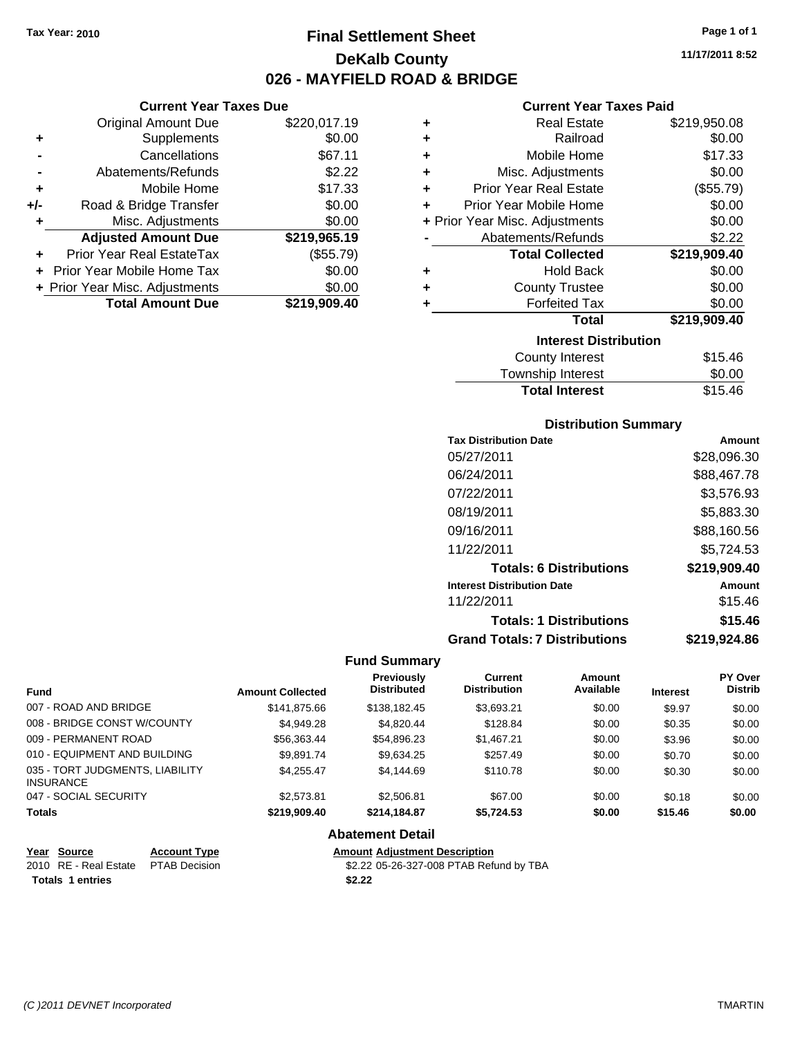Tax Year: 2010

# Final Settlement Sheet

## DeKalb County

## 026 - MAYFIELD ROAD & BRIDGE

11/17/2011 8:52

### Current Year Taxes Due

| | | |
|---|---|---|
| | Original Amount Due | $220,017.19 |
| + | Supplements | $0.00 |
| - | Cancellations | $67.11 |
| - | Abatements/Refunds | $2.22 |
| + | Mobile Home | $17.33 |
| +/- | Road & Bridge Transfer | $0.00 |
| + | Misc. Adjustments | $0.00 |
| | **Adjusted Amount Due** | **$219,965.19** |
| + | Prior Year Real EstateTax | ($55.79) |
| + | Prior Year Mobile Home Tax | $0.00 |
| + | Prior Year Misc. Adjustments | $0.00 |
| | **Total Amount Due** | **$219,909.40** |

### Current Year Taxes Paid

| | | |
|---|---|---|
| + | Real Estate | $219,950.08 |
| + | Railroad | $0.00 |
| + | Mobile Home | $17.33 |
| + | Misc. Adjustments | $0.00 |
| + | Prior Year Real Estate | ($55.79) |
| + | Prior Year Mobile Home | $0.00 |
| + | Prior Year Misc. Adjustments | $0.00 |
| - | Abatements/Refunds | $2.22 |
| | **Total Collected** | **$219,909.40** |
| + | Hold Back | $0.00 |
| + | County Trustee | $0.00 |
| + | Forfeited Tax | $0.00 |
| | **Total** | **$219,909.40** |

### Interest Distribution

| | |
|---|---|
| County Interest | $15.46 |
| Township Interest | $0.00 |
| **Total Interest** | $15.46 |

### Distribution Summary

| Tax Distribution Date | Amount |
|---|---|
| 05/27/2011 | $28,096.30 |
| 06/24/2011 | $88,467.78 |
| 07/22/2011 | $3,576.93 |
| 08/19/2011 | $5,883.30 |
| 09/16/2011 | $88,160.56 |
| 11/22/2011 | $5,724.53 |
| **Totals: 6 Distributions** | **$219,909.40** |
| **Interest Distribution Date** | **Amount** |
| 11/22/2011 | $15.46 |
| **Totals: 1 Distributions** | **$15.46** |
| **Grand Totals: 7 Distributions** | **$219,924.86** |

### Fund Summary

| Fund | Amount Collected | Previously Distributed | Current Distribution | Amount Available | Interest | PY Over Distrib |
|---|---|---|---|---|---|---|
| 007 - ROAD AND BRIDGE | $141,875.66 | $138,182.45 | $3,693.21 | $0.00 | $9.97 | $0.00 |
| 008 - BRIDGE CONST W/COUNTY | $4,949.28 | $4,820.44 | $128.84 | $0.00 | $0.35 | $0.00 |
| 009 - PERMANENT ROAD | $56,363.44 | $54,896.23 | $1,467.21 | $0.00 | $3.96 | $0.00 |
| 010 - EQUIPMENT AND BUILDING | $9,891.74 | $9,634.25 | $257.49 | $0.00 | $0.70 | $0.00 |
| 035 - TORT JUDGMENTS, LIABILITY INSURANCE | $4,255.47 | $4,144.69 | $110.78 | $0.00 | $0.30 | $0.00 |
| 047 - SOCIAL SECURITY | $2,573.81 | $2,506.81 | $67.00 | $0.00 | $0.18 | $0.00 |
| **Totals** | **$219,909.40** | **$214,184.87** | **$5,724.53** | **$0.00** | **$15.46** | **$0.00** |

### Abatement Detail

| Year | Source | Account Type | Amount | Adjustment Description |
|---|---|---|---|---|
| 2010 | RE - Real Estate | PTAB Decision | $2.22 | 05-26-327-008 PTAB Refund by TBA |
| **Totals 1 entries** | | | **$2.22** | |

(C )2011 DEVNET Incorporated TMARTIN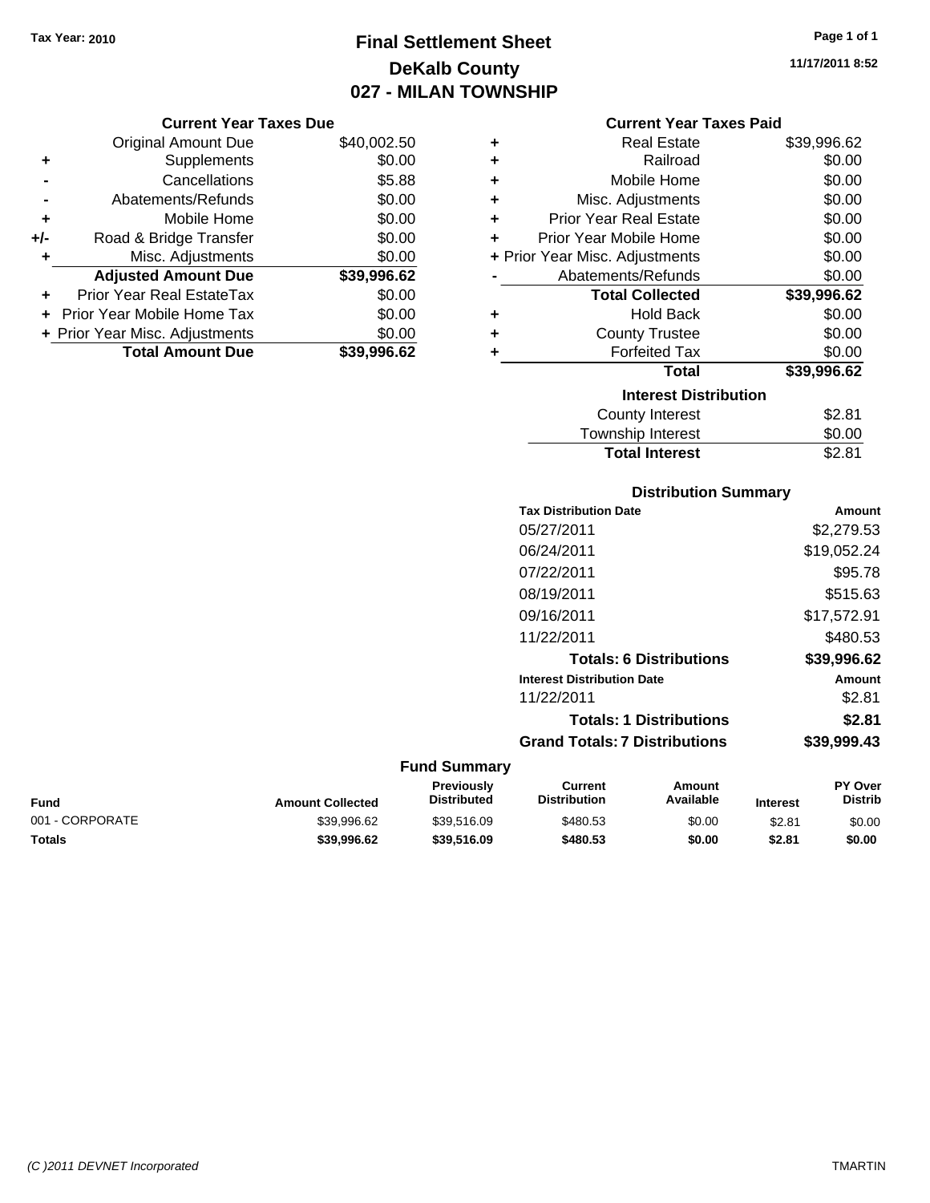Tax Year: 2010

# Final Settlement Sheet
## DeKalb County
## 027 - MILAN TOWNSHIP

11/17/2011 8:52

### Current Year Taxes Due

| | | |
|---|---|---|
| | Original Amount Due | $40,002.50 |
| + | Supplements | $0.00 |
| - | Cancellations | $5.88 |
| - | Abatements/Refunds | $0.00 |
| + | Mobile Home | $0.00 |
| +/- | Road & Bridge Transfer | $0.00 |
| + | Misc. Adjustments | $0.00 |
| | **Adjusted Amount Due** | **$39,996.62** |
| + | Prior Year Real EstateTax | $0.00 |
| + | Prior Year Mobile Home Tax | $0.00 |
| + | Prior Year Misc. Adjustments | $0.00 |
| | **Total Amount Due** | **$39,996.62** |

### Current Year Taxes Paid

| | | |
|---|---|---|
| + | Real Estate | $39,996.62 |
| + | Railroad | $0.00 |
| + | Mobile Home | $0.00 |
| + | Misc. Adjustments | $0.00 |
| + | Prior Year Real Estate | $0.00 |
| + | Prior Year Mobile Home | $0.00 |
| + | Prior Year Misc. Adjustments | $0.00 |
| - | Abatements/Refunds | $0.00 |
| | **Total Collected** | **$39,996.62** |
| + | Hold Back | $0.00 |
| + | County Trustee | $0.00 |
| + | Forfeited Tax | $0.00 |
| | **Total** | **$39,996.62** |

### Interest Distribution

| | |
|---|---|
| County Interest | $2.81 |
| Township Interest | $0.00 |
| **Total Interest** | $2.81 |

### Distribution Summary

| Tax Distribution Date | Amount |
|---|---|
| 05/27/2011 | $2,279.53 |
| 06/24/2011 | $19,052.24 |
| 07/22/2011 | $95.78 |
| 08/19/2011 | $515.63 |
| 09/16/2011 | $17,572.91 |
| 11/22/2011 | $480.53 |
| **Totals: 6 Distributions** | **$39,996.62** |

| Interest Distribution Date | Amount |
|---|---|
| 11/22/2011 | $2.81 |
| **Totals: 1 Distributions** | **$2.81** |
| **Grand Totals: 7 Distributions** | **$39,999.43** |

### Fund Summary

| Fund | Amount Collected | Previously Distributed | Current Distribution | Amount Available | Interest | PY Over Distrib |
|---|---|---|---|---|---|---|
| 001 - CORPORATE | $39,996.62 | $39,516.09 | $480.53 | $0.00 | $2.81 | $0.00 |
| **Totals** | **$39,996.62** | **$39,516.09** | **$480.53** | **$0.00** | **$2.81** | **$0.00** |

(C )2011 DEVNET Incorporated TMARTIN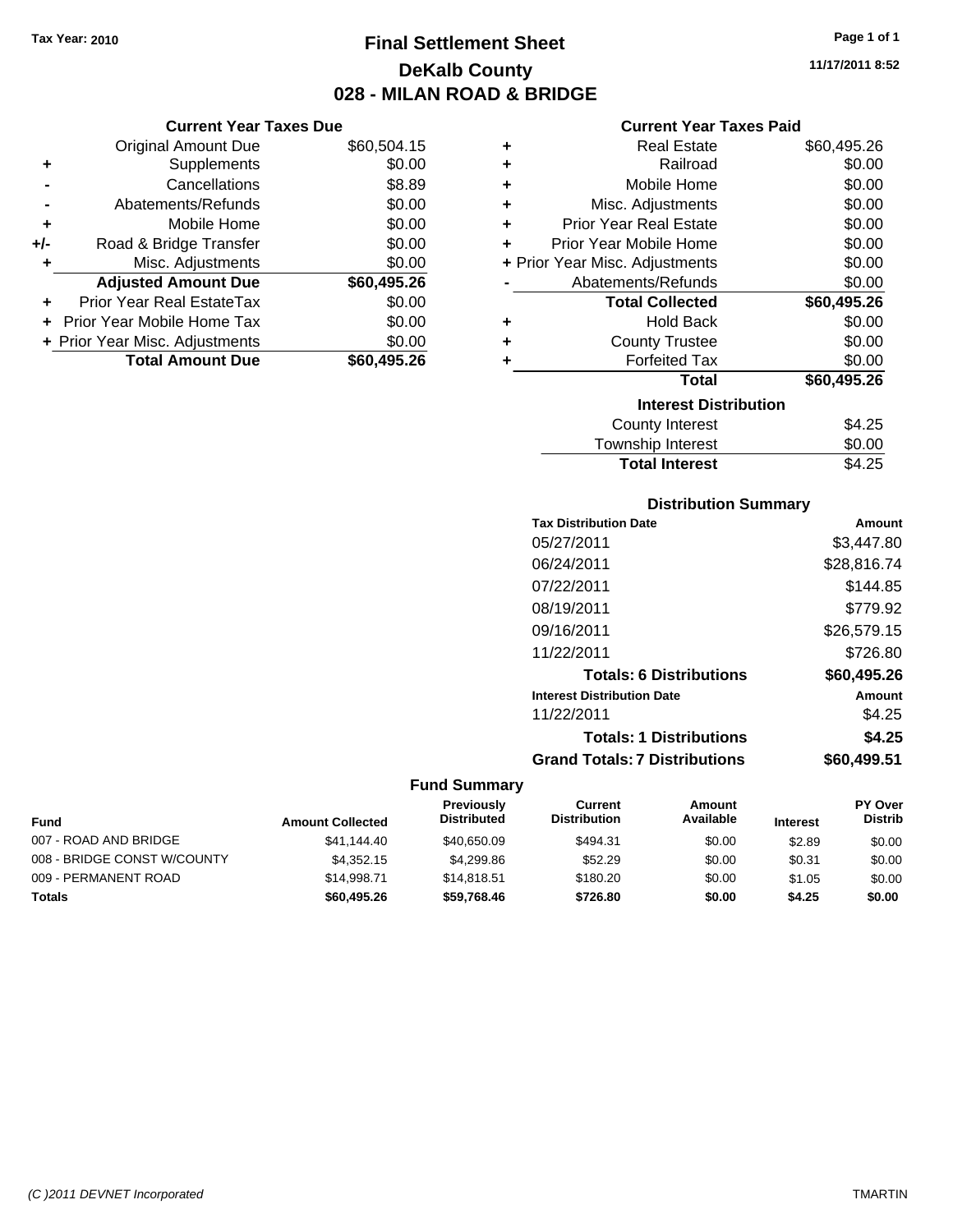Tax Year: 2010

# Final Settlement Sheet

## DeKalb County

## 028 - MILAN ROAD & BRIDGE

11/17/2011 8:52

### Current Year Taxes Due

| | | |
|---|---|---|
| | Original Amount Due | $60,504.15 |
| + | Supplements | $0.00 |
| - | Cancellations | $8.89 |
| - | Abatements/Refunds | $0.00 |
| + | Mobile Home | $0.00 |
| +/- | Road & Bridge Transfer | $0.00 |
| + | Misc. Adjustments | $0.00 |
| | **Adjusted Amount Due** | **$60,495.26** |
| + | Prior Year Real EstateTax | $0.00 |
| + | Prior Year Mobile Home Tax | $0.00 |
| + | Prior Year Misc. Adjustments | $0.00 |
| | **Total Amount Due** | **$60,495.26** |

### Current Year Taxes Paid

| | | |
|---|---|---|
| + | Real Estate | $60,495.26 |
| + | Railroad | $0.00 |
| + | Mobile Home | $0.00 |
| + | Misc. Adjustments | $0.00 |
| + | Prior Year Real Estate | $0.00 |
| + | Prior Year Mobile Home | $0.00 |
| + | Prior Year Misc. Adjustments | $0.00 |
| - | Abatements/Refunds | $0.00 |
| | **Total Collected** | **$60,495.26** |
| + | Hold Back | $0.00 |
| + | County Trustee | $0.00 |
| + | Forfeited Tax | $0.00 |
| | **Total** | **$60,495.26** |

### Interest Distribution

| | |
|---|---|
| County Interest | $4.25 |
| Township Interest | $0.00 |
| **Total Interest** | $4.25 |

### Distribution Summary

| Tax Distribution Date | Amount |
|---|---|
| 05/27/2011 | $3,447.80 |
| 06/24/2011 | $28,816.74 |
| 07/22/2011 | $144.85 |
| 08/19/2011 | $779.92 |
| 09/16/2011 | $26,579.15 |
| 11/22/2011 | $726.80 |
| **Totals: 6 Distributions** | **$60,495.26** |
| **Interest Distribution Date** | **Amount** |
| 11/22/2011 | $4.25 |
| **Totals: 1 Distributions** | **$4.25** |
| **Grand Totals: 7 Distributions** | **$60,499.51** |

### Fund Summary

| Fund | Amount Collected | Previously Distributed | Current Distribution | Amount Available | Interest | PY Over Distrib |
|---|---|---|---|---|---|---|
| 007 - ROAD AND BRIDGE | $41,144.40 | $40,650.09 | $494.31 | $0.00 | $2.89 | $0.00 |
| 008 - BRIDGE CONST W/COUNTY | $4,352.15 | $4,299.86 | $52.29 | $0.00 | $0.31 | $0.00 |
| 009 - PERMANENT ROAD | $14,998.71 | $14,818.51 | $180.20 | $0.00 | $1.05 | $0.00 |
| **Totals** | **$60,495.26** | **$59,768.46** | **$726.80** | **$0.00** | **$4.25** | **$0.00** |

(C )2011 DEVNET Incorporated TMARTIN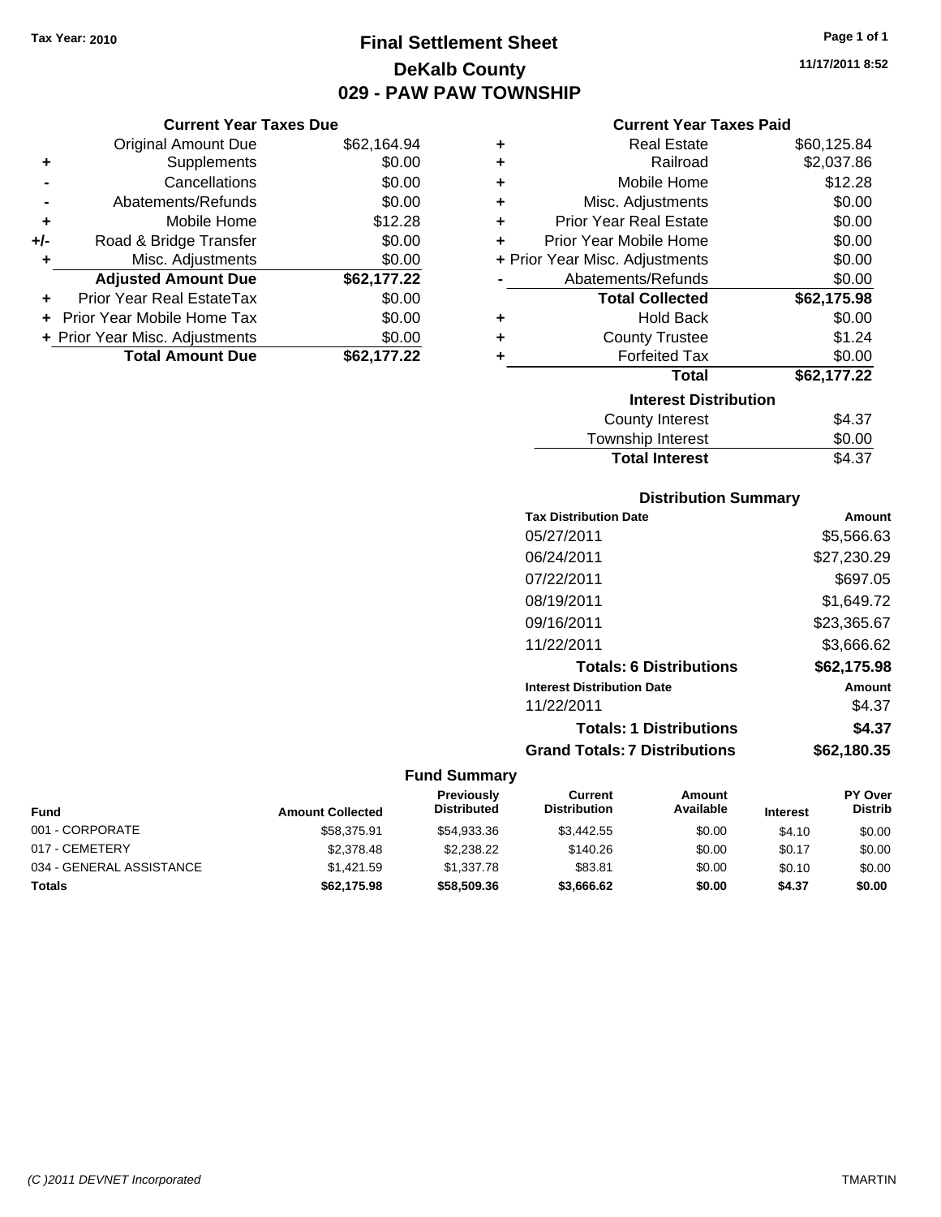Tax Year: 2010

# Final Settlement Sheet

## DeKalb County

## 029 - PAW PAW TOWNSHIP

11/17/2011 8:52

### Current Year Taxes Due

| | | |
|---|---|---|
| | Original Amount Due | $62,164.94 |
| + | Supplements | $0.00 |
| - | Cancellations | $0.00 |
| - | Abatements/Refunds | $0.00 |
| + | Mobile Home | $12.28 |
| +/- | Road & Bridge Transfer | $0.00 |
| + | Misc. Adjustments | $0.00 |
| | **Adjusted Amount Due** | **$62,177.22** |
| + | Prior Year Real EstateTax | $0.00 |
| + | Prior Year Mobile Home Tax | $0.00 |
| + | Prior Year Misc. Adjustments | $0.00 |
| | **Total Amount Due** | **$62,177.22** |

### Current Year Taxes Paid

| | | |
|---|---|---|
| + | Real Estate | $60,125.84 |
| + | Railroad | $2,037.86 |
| + | Mobile Home | $12.28 |
| + | Misc. Adjustments | $0.00 |
| + | Prior Year Real Estate | $0.00 |
| + | Prior Year Mobile Home | $0.00 |
| + | Prior Year Misc. Adjustments | $0.00 |
| - | Abatements/Refunds | $0.00 |
| | **Total Collected** | **$62,175.98** |
| + | Hold Back | $0.00 |
| + | County Trustee | $1.24 |
| + | Forfeited Tax | $0.00 |
| | **Total** | **$62,177.22** |

### Interest Distribution

| | |
|---|---|
| County Interest | $4.37 |
| Township Interest | $0.00 |
| **Total Interest** | $4.37 |

### Distribution Summary

| Tax Distribution Date | Amount |
|---|---|
| 05/27/2011 | $5,566.63 |
| 06/24/2011 | $27,230.29 |
| 07/22/2011 | $697.05 |
| 08/19/2011 | $1,649.72 |
| 09/16/2011 | $23,365.67 |
| 11/22/2011 | $3,666.62 |
| **Totals: 6 Distributions** | **$62,175.98** |
| **Interest Distribution Date** | **Amount** |
| 11/22/2011 | $4.37 |
| **Totals: 1 Distributions** | **$4.37** |
| **Grand Totals: 7 Distributions** | **$62,180.35** |

### Fund Summary

| Fund | Amount Collected | Previously Distributed | Current Distribution | Amount Available | Interest | PY Over Distrib |
|---|---|---|---|---|---|---|
| 001 - CORPORATE | $58,375.91 | $54,933.36 | $3,442.55 | $0.00 | $4.10 | $0.00 |
| 017 - CEMETERY | $2,378.48 | $2,238.22 | $140.26 | $0.00 | $0.17 | $0.00 |
| 034 - GENERAL ASSISTANCE | $1,421.59 | $1,337.78 | $83.81 | $0.00 | $0.10 | $0.00 |
| **Totals** | **$62,175.98** | **$58,509.36** | **$3,666.62** | **$0.00** | **$4.37** | **$0.00** |

(C )2011 DEVNET Incorporated TMARTIN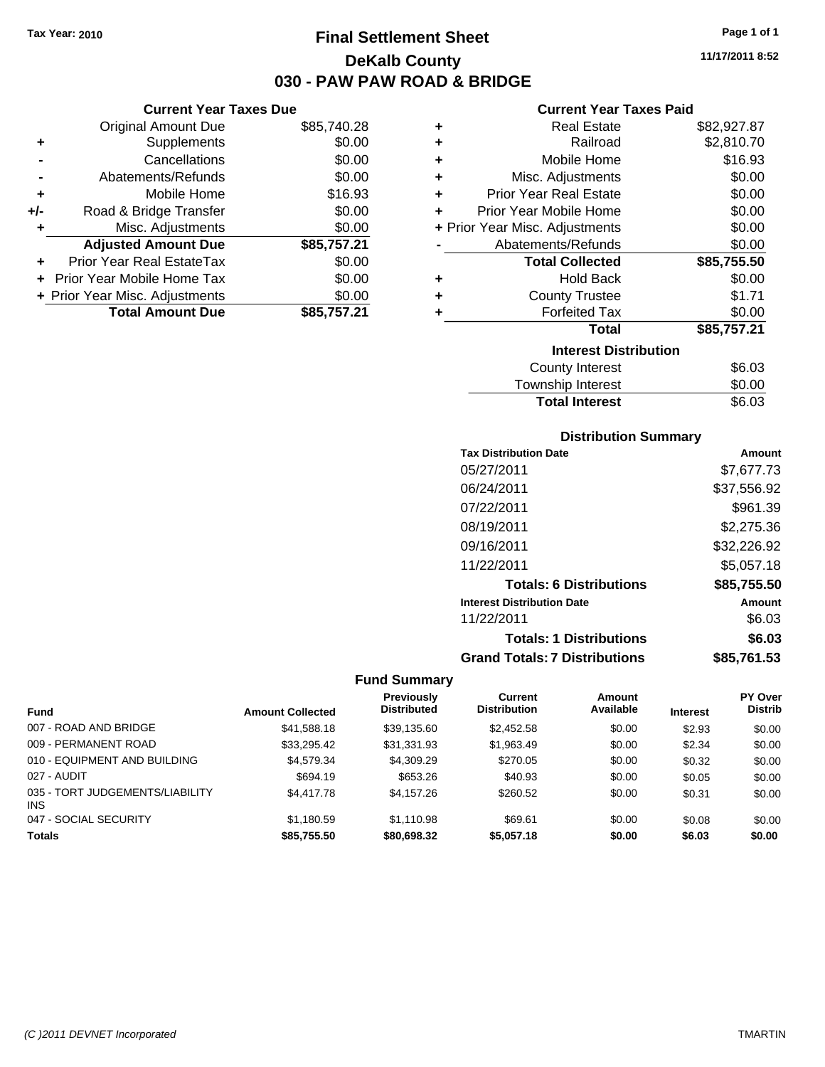Tax Year: 2010

# Final Settlement Sheet
## DeKalb County
## 030 - PAW PAW ROAD & BRIDGE

11/17/2011 8:52

### Current Year Taxes Due

| | | |
|---|---|---|
| | Original Amount Due | $85,740.28 |
| + | Supplements | $0.00 |
| - | Cancellations | $0.00 |
| - | Abatements/Refunds | $0.00 |
| + | Mobile Home | $16.93 |
| +/- | Road & Bridge Transfer | $0.00 |
| + | Misc. Adjustments | $0.00 |
| | **Adjusted Amount Due** | **$85,757.21** |
| + | Prior Year Real EstateTax | $0.00 |
| + | Prior Year Mobile Home Tax | $0.00 |
| + | Prior Year Misc. Adjustments | $0.00 |
| | **Total Amount Due** | **$85,757.21** |

### Current Year Taxes Paid

| | | |
|---|---|---|
| + | Real Estate | $82,927.87 |
| + | Railroad | $2,810.70 |
| + | Mobile Home | $16.93 |
| + | Misc. Adjustments | $0.00 |
| + | Prior Year Real Estate | $0.00 |
| + | Prior Year Mobile Home | $0.00 |
| + | Prior Year Misc. Adjustments | $0.00 |
| - | Abatements/Refunds | $0.00 |
| | **Total Collected** | **$85,755.50** |
| + | Hold Back | $0.00 |
| + | County Trustee | $1.71 |
| + | Forfeited Tax | $0.00 |
| | **Total** | **$85,757.21** |

### Interest Distribution

| | |
|---|---|
| County Interest | $6.03 |
| Township Interest | $0.00 |
| **Total Interest** | $6.03 |

### Distribution Summary

| Tax Distribution Date | Amount |
|---|---|
| 05/27/2011 | $7,677.73 |
| 06/24/2011 | $37,556.92 |
| 07/22/2011 | $961.39 |
| 08/19/2011 | $2,275.36 |
| 09/16/2011 | $32,226.92 |
| 11/22/2011 | $5,057.18 |
| **Totals: 6 Distributions** | **$85,755.50** |
| **Interest Distribution Date** | **Amount** |
| 11/22/2011 | $6.03 |
| **Totals: 1 Distributions** | **$6.03** |
| **Grand Totals: 7 Distributions** | **$85,761.53** |

### Fund Summary

| Fund | Amount Collected | Previously Distributed | Current Distribution | Amount Available | Interest | PY Over Distrib |
|---|---|---|---|---|---|---|
| 007 - ROAD AND BRIDGE | $41,588.18 | $39,135.60 | $2,452.58 | $0.00 | $2.93 | $0.00 |
| 009 - PERMANENT ROAD | $33,295.42 | $31,331.93 | $1,963.49 | $0.00 | $2.34 | $0.00 |
| 010 - EQUIPMENT AND BUILDING | $4,579.34 | $4,309.29 | $270.05 | $0.00 | $0.32 | $0.00 |
| 027 - AUDIT | $694.19 | $653.26 | $40.93 | $0.00 | $0.05 | $0.00 |
| 035 - TORT JUDGEMENTS/LIABILITY INS | $4,417.78 | $4,157.26 | $260.52 | $0.00 | $0.31 | $0.00 |
| 047 - SOCIAL SECURITY | $1,180.59 | $1,110.98 | $69.61 | $0.00 | $0.08 | $0.00 |
| **Totals** | **$85,755.50** | **$80,698.32** | **$5,057.18** | **$0.00** | **$6.03** | **$0.00** |

(C )2011 DEVNET Incorporated TMARTIN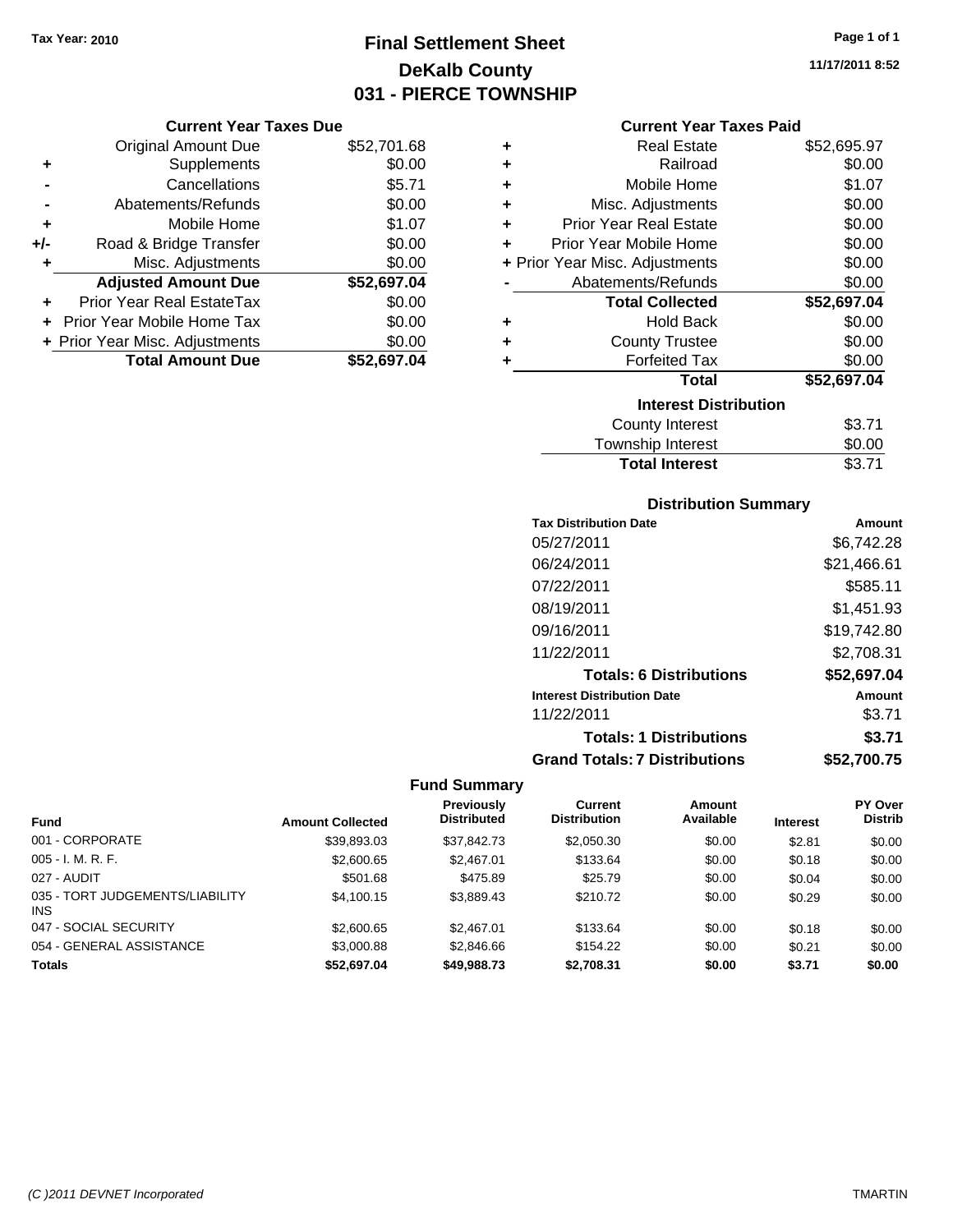Tax Year: 2010

# Final Settlement Sheet
## DeKalb County
## 031 - PIERCE TOWNSHIP

11/17/2011 8:52

### Current Year Taxes Due

| | | |
|---|---|---|
| | Original Amount Due | $52,701.68 |
| + | Supplements | $0.00 |
| - | Cancellations | $5.71 |
| - | Abatements/Refunds | $0.00 |
| + | Mobile Home | $1.07 |
| +/- | Road & Bridge Transfer | $0.00 |
| + | Misc. Adjustments | $0.00 |
| | **Adjusted Amount Due** | **$52,697.04** |
| + | Prior Year Real EstateTax | $0.00 |
| + | Prior Year Mobile Home Tax | $0.00 |
| + | Prior Year Misc. Adjustments | $0.00 |
| | **Total Amount Due** | **$52,697.04** |

### Current Year Taxes Paid

| | | |
|---|---|---|
| + | Real Estate | $52,695.97 |
| + | Railroad | $0.00 |
| + | Mobile Home | $1.07 |
| + | Misc. Adjustments | $0.00 |
| + | Prior Year Real Estate | $0.00 |
| + | Prior Year Mobile Home | $0.00 |
| + | Prior Year Misc. Adjustments | $0.00 |
| - | Abatements/Refunds | $0.00 |
| | **Total Collected** | **$52,697.04** |
| + | Hold Back | $0.00 |
| + | County Trustee | $0.00 |
| + | Forfeited Tax | $0.00 |
| | **Total** | **$52,697.04** |

### Interest Distribution

| | |
|---|---|
| County Interest | $3.71 |
| Township Interest | $0.00 |
| **Total Interest** | $3.71 |

### Distribution Summary

| Tax Distribution Date | Amount |
|---|---|
| 05/27/2011 | $6,742.28 |
| 06/24/2011 | $21,466.61 |
| 07/22/2011 | $585.11 |
| 08/19/2011 | $1,451.93 |
| 09/16/2011 | $19,742.80 |
| 11/22/2011 | $2,708.31 |
| **Totals: 6 Distributions** | **$52,697.04** |
| **Interest Distribution Date** | **Amount** |
| 11/22/2011 | $3.71 |
| **Totals: 1 Distributions** | **$3.71** |
| **Grand Totals: 7 Distributions** | **$52,700.75** |

### Fund Summary

| Fund | Amount Collected | Previously Distributed | Current Distribution | Amount Available | Interest | PY Over Distrib |
|---|---|---|---|---|---|---|
| 001 - CORPORATE | $39,893.03 | $37,842.73 | $2,050.30 | $0.00 | $2.81 | $0.00 |
| 005 - I. M. R. F. | $2,600.65 | $2,467.01 | $133.64 | $0.00 | $0.18 | $0.00 |
| 027 - AUDIT | $501.68 | $475.89 | $25.79 | $0.00 | $0.04 | $0.00 |
| 035 - TORT JUDGEMENTS/LIABILITY INS | $4,100.15 | $3,889.43 | $210.72 | $0.00 | $0.29 | $0.00 |
| 047 - SOCIAL SECURITY | $2,600.65 | $2,467.01 | $133.64 | $0.00 | $0.18 | $0.00 |
| 054 - GENERAL ASSISTANCE | $3,000.88 | $2,846.66 | $154.22 | $0.00 | $0.21 | $0.00 |
| **Totals** | **$52,697.04** | **$49,988.73** | **$2,708.31** | **$0.00** | **$3.71** | **$0.00** |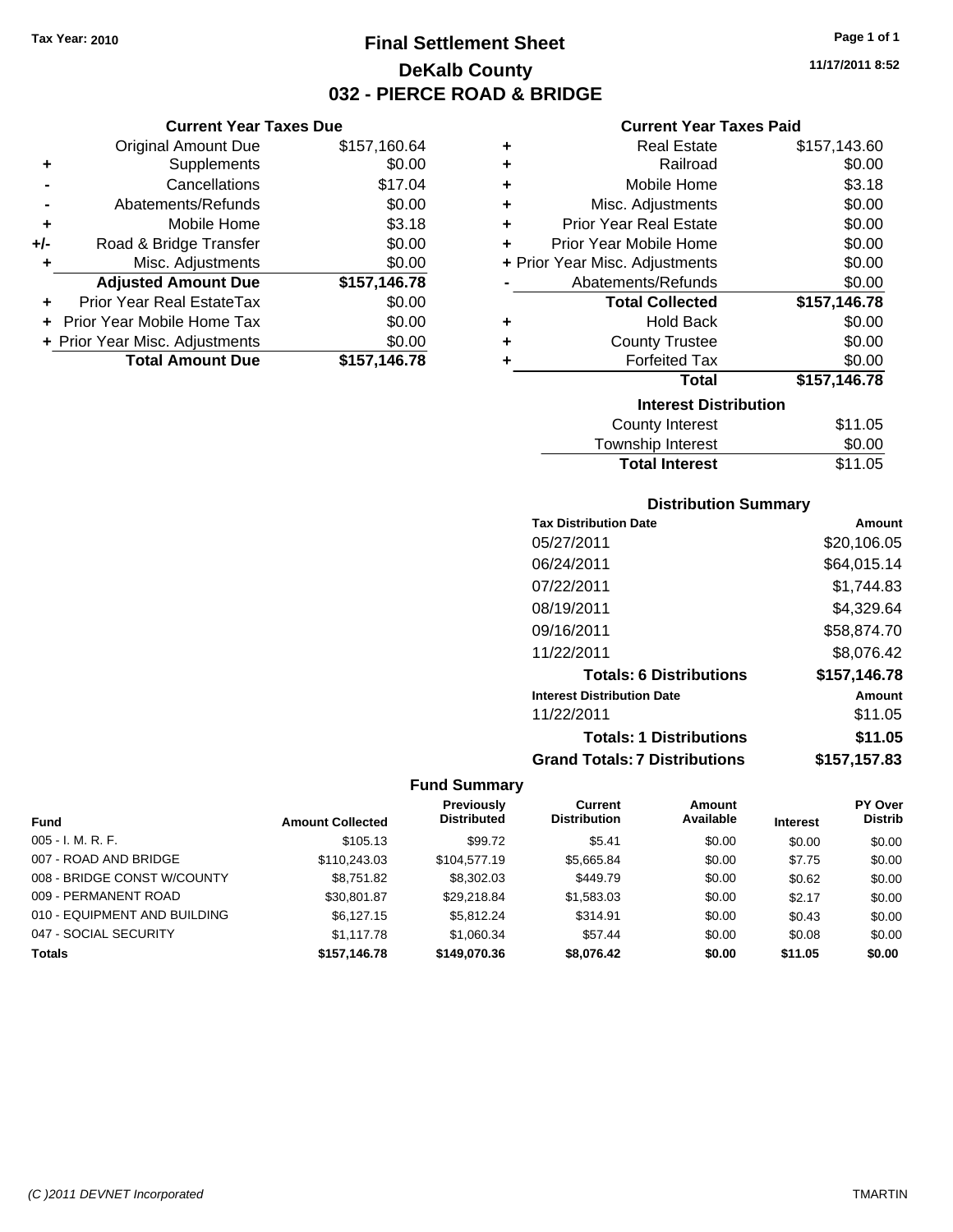Tax Year: 2010

# Final Settlement Sheet

## DeKalb County

## 032 - PIERCE ROAD & BRIDGE

### Current Year Taxes Due

| | | |
|---|---|---|
| | Original Amount Due | $157,160.64 |
| + | Supplements | $0.00 |
| - | Cancellations | $17.04 |
| - | Abatements/Refunds | $0.00 |
| + | Mobile Home | $3.18 |
| +/- | Road & Bridge Transfer | $0.00 |
| + | Misc. Adjustments | $0.00 |
| | **Adjusted Amount Due** | **$157,146.78** |
| + | Prior Year Real EstateTax | $0.00 |
| + | Prior Year Mobile Home Tax | $0.00 |
| + | Prior Year Misc. Adjustments | $0.00 |
| | **Total Amount Due** | **$157,146.78** |

### Current Year Taxes Paid

| | | |
|---|---|---|
| + | Real Estate | $157,143.60 |
| + | Railroad | $0.00 |
| + | Mobile Home | $3.18 |
| + | Misc. Adjustments | $0.00 |
| + | Prior Year Real Estate | $0.00 |
| + | Prior Year Mobile Home | $0.00 |
| + | Prior Year Misc. Adjustments | $0.00 |
| - | Abatements/Refunds | $0.00 |
| | **Total Collected** | **$157,146.78** |
| + | Hold Back | $0.00 |
| + | County Trustee | $0.00 |
| + | Forfeited Tax | $0.00 |
| | **Total** | **$157,146.78** |

### Interest Distribution

| | |
|---|---|
| County Interest | $11.05 |
| Township Interest | $0.00 |
| **Total Interest** | $11.05 |

### Distribution Summary

| Tax Distribution Date | Amount |
|---|---|
| 05/27/2011 | $20,106.05 |
| 06/24/2011 | $64,015.14 |
| 07/22/2011 | $1,744.83 |
| 08/19/2011 | $4,329.64 |
| 09/16/2011 | $58,874.70 |
| 11/22/2011 | $8,076.42 |
| **Totals: 6 Distributions** | **$157,146.78** |
| **Interest Distribution Date** | **Amount** |
| 11/22/2011 | $11.05 |
| **Totals: 1 Distributions** | **$11.05** |
| **Grand Totals: 7 Distributions** | **$157,157.83** |

### Fund Summary

| Fund | Amount Collected | Previously Distributed | Current Distribution | Amount Available | Interest | PY Over Distrib |
|---|---|---|---|---|---|---|
| 005 - I. M. R. F. | $105.13 | $99.72 | $5.41 | $0.00 | $0.00 | $0.00 |
| 007 - ROAD AND BRIDGE | $110,243.03 | $104,577.19 | $5,665.84 | $0.00 | $7.75 | $0.00 |
| 008 - BRIDGE CONST W/COUNTY | $8,751.82 | $8,302.03 | $449.79 | $0.00 | $0.62 | $0.00 |
| 009 - PERMANENT ROAD | $30,801.87 | $29,218.84 | $1,583.03 | $0.00 | $2.17 | $0.00 |
| 010 - EQUIPMENT AND BUILDING | $6,127.15 | $5,812.24 | $314.91 | $0.00 | $0.43 | $0.00 |
| 047 - SOCIAL SECURITY | $1,117.78 | $1,060.34 | $57.44 | $0.00 | $0.08 | $0.00 |
| **Totals** | **$157,146.78** | **$149,070.36** | **$8,076.42** | **$0.00** | **$11.05** | **$0.00** |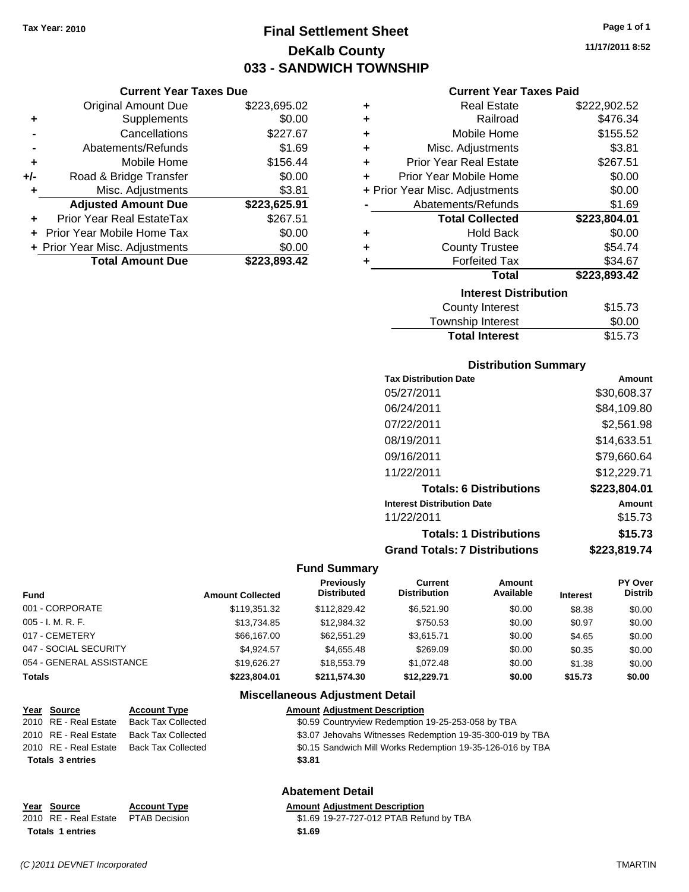Tax Year: 2010

# Final Settlement Sheet
## DeKalb County
## 033 - SANDWICH TOWNSHIP

11/17/2011 8:52

### Current Year Taxes Due

| | | |
|---|---|---|
| | Original Amount Due | $223,695.02 |
| + | Supplements | $0.00 |
| - | Cancellations | $227.67 |
| - | Abatements/Refunds | $1.69 |
| + | Mobile Home | $156.44 |
| +/- | Road & Bridge Transfer | $0.00 |
| + | Misc. Adjustments | $3.81 |
| | **Adjusted Amount Due** | **$223,625.91** |
| + | Prior Year Real EstateTax | $267.51 |
| + | Prior Year Mobile Home Tax | $0.00 |
| + | Prior Year Misc. Adjustments | $0.00 |
| | **Total Amount Due** | **$223,893.42** |

### Current Year Taxes Paid

| | | |
|---|---|---|
| + | Real Estate | $222,902.52 |
| + | Railroad | $476.34 |
| + | Mobile Home | $155.52 |
| + | Misc. Adjustments | $3.81 |
| + | Prior Year Real Estate | $267.51 |
| + | Prior Year Mobile Home | $0.00 |
| + | Prior Year Misc. Adjustments | $0.00 |
| - | Abatements/Refunds | $1.69 |
| | **Total Collected** | **$223,804.01** |
| + | Hold Back | $0.00 |
| + | County Trustee | $54.74 |
| + | Forfeited Tax | $34.67 |
| | **Total** | **$223,893.42** |

### Interest Distribution

| | |
|---|---|
| County Interest | $15.73 |
| Township Interest | $0.00 |
| **Total Interest** | $15.73 |

### Distribution Summary

| Tax Distribution Date | Amount |
|---|---|
| 05/27/2011 | $30,608.37 |
| 06/24/2011 | $84,109.80 |
| 07/22/2011 | $2,561.98 |
| 08/19/2011 | $14,633.51 |
| 09/16/2011 | $79,660.64 |
| 11/22/2011 | $12,229.71 |
| **Totals: 6 Distributions** | **$223,804.01** |
| **Interest Distribution Date** | **Amount** |
| 11/22/2011 | $15.73 |
| **Totals: 1 Distributions** | **$15.73** |
| **Grand Totals: 7 Distributions** | **$223,819.74** |

### Fund Summary

| Fund | Amount Collected | Previously Distributed | Current Distribution | Amount Available | Interest | PY Over Distrib |
|---|---|---|---|---|---|---|
| 001 - CORPORATE | $119,351.32 | $112,829.42 | $6,521.90 | $0.00 | $8.38 | $0.00 |
| 005 - I. M. R. F. | $13,734.85 | $12,984.32 | $750.53 | $0.00 | $0.97 | $0.00 |
| 017 - CEMETERY | $66,167.00 | $62,551.29 | $3,615.71 | $0.00 | $4.65 | $0.00 |
| 047 - SOCIAL SECURITY | $4,924.57 | $4,655.48 | $269.09 | $0.00 | $0.35 | $0.00 |
| 054 - GENERAL ASSISTANCE | $19,626.27 | $18,553.79 | $1,072.48 | $0.00 | $1.38 | $0.00 |
| **Totals** | **$223,804.01** | **$211,574.30** | **$12,229.71** | **$0.00** | **$15.73** | **$0.00** |

### Miscellaneous Adjustment Detail

| Year | Source | Account Type | Amount | Adjustment Description |
|---|---|---|---|---|
| 2010 | RE - Real Estate | Back Tax Collected | $0.59 | Countryview Redemption 19-25-253-058 by TBA |
| 2010 | RE - Real Estate | Back Tax Collected | $3.07 | Jehovahs Witnesses Redemption 19-35-300-019 by TBA |
| 2010 | RE - Real Estate | Back Tax Collected | $0.15 | Sandwich Mill Works Redemption 19-35-126-016 by TBA |
| **Totals 3 entries** | | | **$3.81** | |

### Abatement Detail

| Year | Source | Account Type | Amount | Adjustment Description |
|---|---|---|---|---|
| 2010 | RE - Real Estate | PTAB Decision | $1.69 | 19-27-727-012 PTAB Refund by TBA |
| **Totals 1 entries** | | | **$1.69** | |

*(C )2011 DEVNET Incorporated* TMARTIN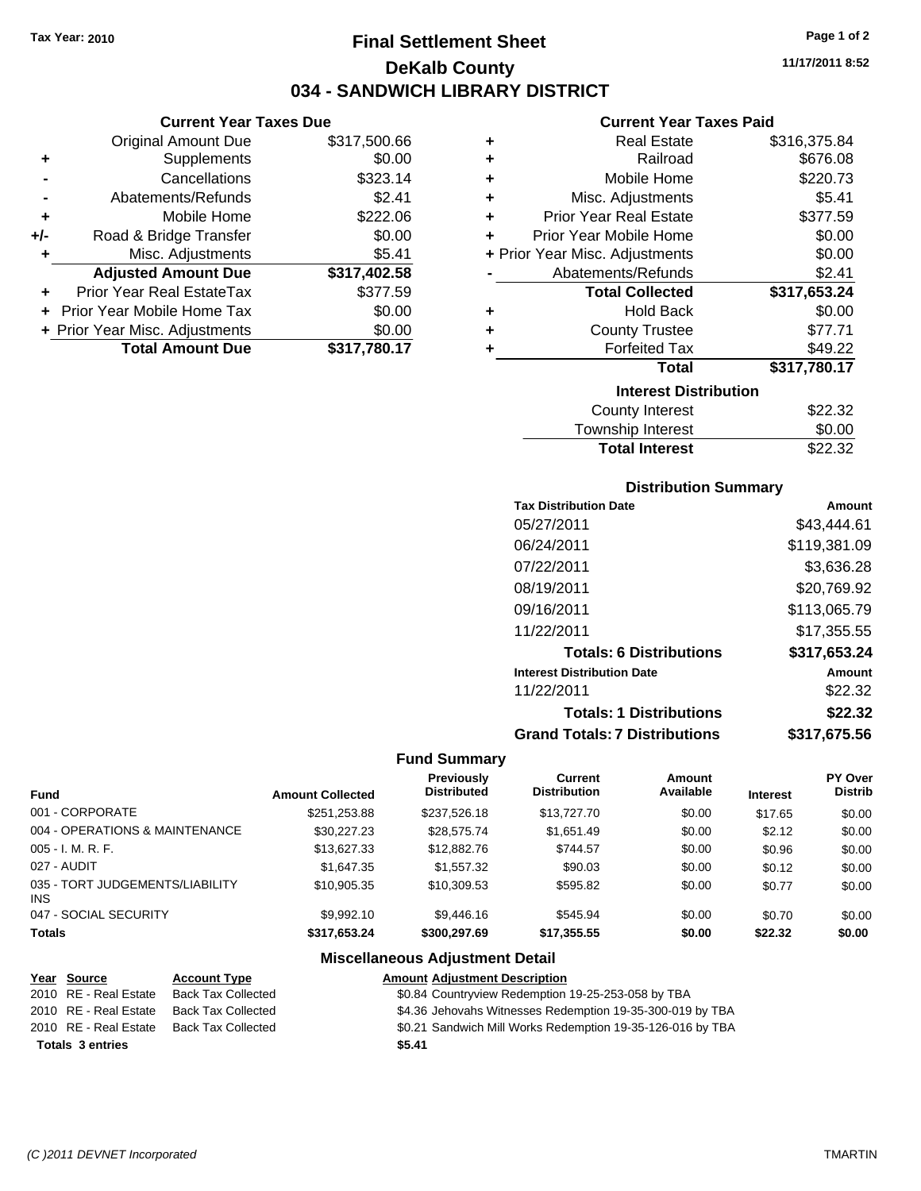Tax Year: 2010

# Final Settlement Sheet

## DeKalb County

## 034 - SANDWICH LIBRARY DISTRICT

11/17/2011 8:52

### Current Year Taxes Due

| | | |
|---|---|---|
| | Original Amount Due | $317,500.66 |
| + | Supplements | $0.00 |
| - | Cancellations | $323.14 |
| - | Abatements/Refunds | $2.41 |
| + | Mobile Home | $222.06 |
| +/- | Road & Bridge Transfer | $0.00 |
| + | Misc. Adjustments | $5.41 |
| | **Adjusted Amount Due** | **$317,402.58** |
| + | Prior Year Real EstateTax | $377.59 |
| + | Prior Year Mobile Home Tax | $0.00 |
| + | Prior Year Misc. Adjustments | $0.00 |
| | **Total Amount Due** | **$317,780.17** |

### Current Year Taxes Paid

| | | |
|---|---|---|
| + | Real Estate | $316,375.84 |
| + | Railroad | $676.08 |
| + | Mobile Home | $220.73 |
| + | Misc. Adjustments | $5.41 |
| + | Prior Year Real Estate | $377.59 |
| + | Prior Year Mobile Home | $0.00 |
| + | Prior Year Misc. Adjustments | $0.00 |
| - | Abatements/Refunds | $2.41 |
| | **Total Collected** | **$317,653.24** |
| + | Hold Back | $0.00 |
| + | County Trustee | $77.71 |
| + | Forfeited Tax | $49.22 |
| | **Total** | **$317,780.17** |

### Interest Distribution

| | |
|---|---|
| County Interest | $22.32 |
| Township Interest | $0.00 |
| **Total Interest** | $22.32 |

### Distribution Summary

| Tax Distribution Date | Amount |
|---|---|
| 05/27/2011 | $43,444.61 |
| 06/24/2011 | $119,381.09 |
| 07/22/2011 | $3,636.28 |
| 08/19/2011 | $20,769.92 |
| 09/16/2011 | $113,065.79 |
| 11/22/2011 | $17,355.55 |
| **Totals: 6 Distributions** | **$317,653.24** |
| **Interest Distribution Date** | **Amount** |
| 11/22/2011 | $22.32 |
| **Totals: 1 Distributions** | **$22.32** |
| **Grand Totals: 7 Distributions** | **$317,675.56** |

### Fund Summary

| Fund | Amount Collected | Previously Distributed | Current Distribution | Amount Available | Interest | PY Over Distrib |
|---|---|---|---|---|---|---|
| 001 - CORPORATE | $251,253.88 | $237,526.18 | $13,727.70 | $0.00 | $17.65 | $0.00 |
| 004 - OPERATIONS & MAINTENANCE | $30,227.23 | $28,575.74 | $1,651.49 | $0.00 | $2.12 | $0.00 |
| 005 - I. M. R. F. | $13,627.33 | $12,882.76 | $744.57 | $0.00 | $0.96 | $0.00 |
| 027 - AUDIT | $1,647.35 | $1,557.32 | $90.03 | $0.00 | $0.12 | $0.00 |
| 035 - TORT JUDGEMENTS/LIABILITY INS | $10,905.35 | $10,309.53 | $595.82 | $0.00 | $0.77 | $0.00 |
| 047 - SOCIAL SECURITY | $9,992.10 | $9,446.16 | $545.94 | $0.00 | $0.70 | $0.00 |
| **Totals** | **$317,653.24** | **$300,297.69** | **$17,355.55** | **$0.00** | **$22.32** | **$0.00** |

### Miscellaneous Adjustment Detail

| Year | Source | Account Type | Amount | Adjustment Description |
|---|---|---|---|---|
| 2010 | RE - Real Estate | Back Tax Collected | $0.84 | Countryview Redemption 19-25-253-058 by TBA |
| 2010 | RE - Real Estate | Back Tax Collected | $4.36 | Jehovahs Witnesses Redemption 19-35-300-019 by TBA |
| 2010 | RE - Real Estate | Back Tax Collected | $0.21 | Sandwich Mill Works Redemption 19-35-126-016 by TBA |
| **Totals** | **3 entries** | | **$5.41** | |

(C )2011 DEVNET Incorporated — TMARTIN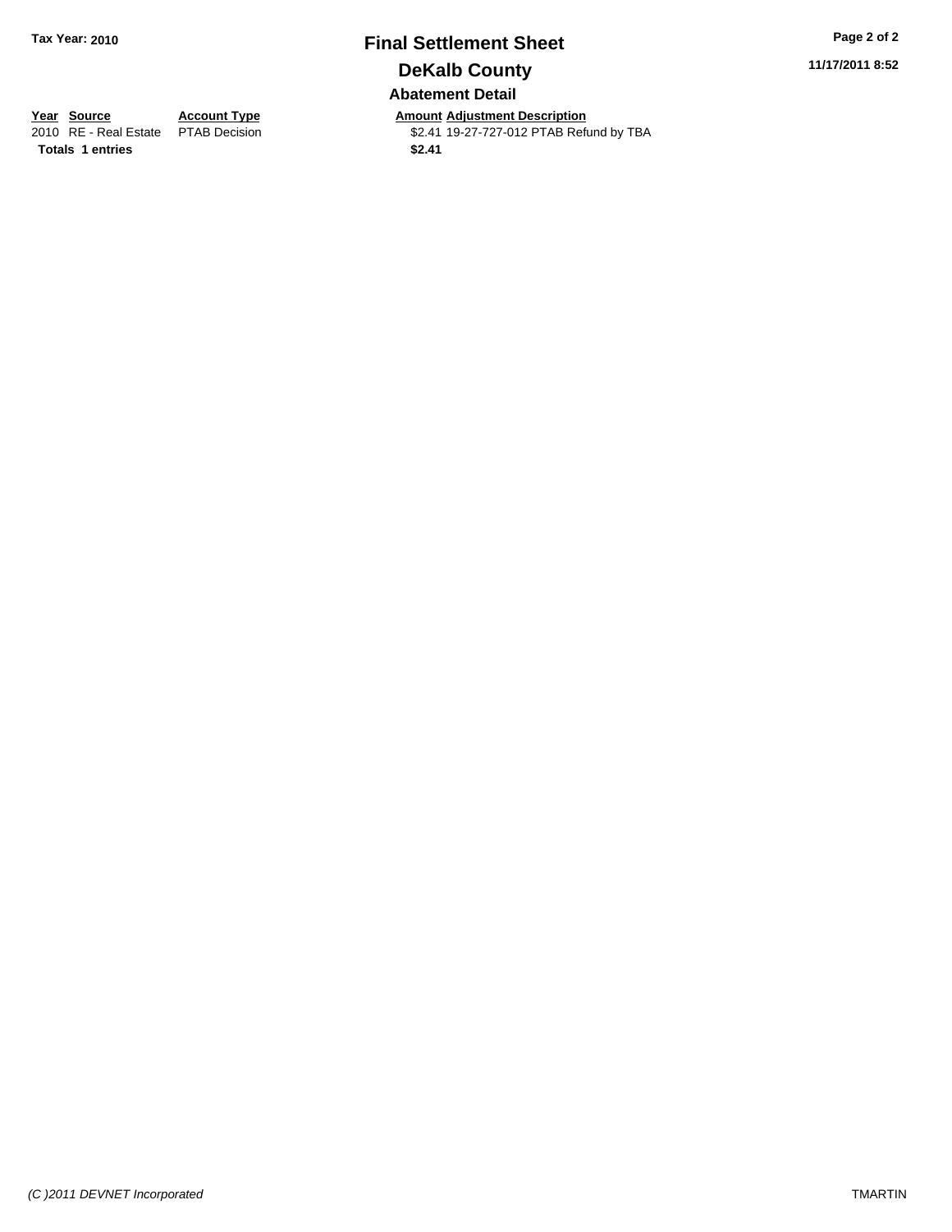**Tax Year: 2010**

# Final Settlement Sheet

## DeKalb County

### Abatement Detail

| Year | Source | Account Type | Amount | Adjustment Description |
|---|---|---|---|---|
| 2010 | RE - Real Estate | PTAB Decision | $2.41 | 19-27-727-012 PTAB Refund by TBA |
| **Totals** | **1 entries** | | **$2.41** | |

*(C )2011 DEVNET Incorporated*

TMARTIN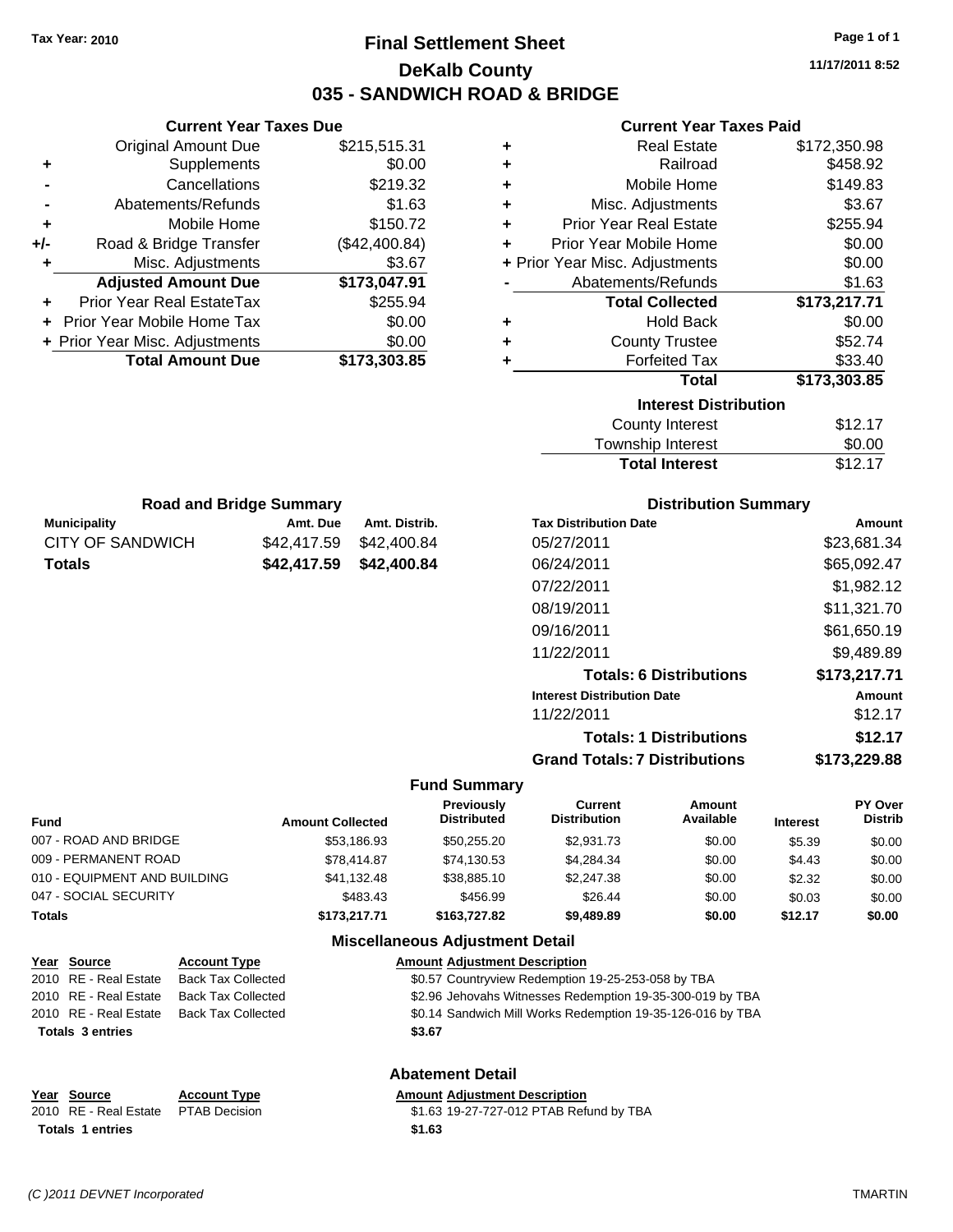Tax Year: 2010

# Final Settlement Sheet

## DeKalb County

## 035 - SANDWICH ROAD & BRIDGE

11/17/2011 8:52

### Current Year Taxes Due

| | | |
|---|---|---|
| | Original Amount Due | $215,515.31 |
| + | Supplements | $0.00 |
| - | Cancellations | $219.32 |
| - | Abatements/Refunds | $1.63 |
| + | Mobile Home | $150.72 |
| +/- | Road & Bridge Transfer | ($42,400.84) |
| + | Misc. Adjustments | $3.67 |
| | **Adjusted Amount Due** | **$173,047.91** |
| + | Prior Year Real EstateTax | $255.94 |
| + | Prior Year Mobile Home Tax | $0.00 |
| + | Prior Year Misc. Adjustments | $0.00 |
| | **Total Amount Due** | **$173,303.85** |

### Current Year Taxes Paid

| | | |
|---|---|---|
| + | Real Estate | $172,350.98 |
| + | Railroad | $458.92 |
| + | Mobile Home | $149.83 |
| + | Misc. Adjustments | $3.67 |
| + | Prior Year Real Estate | $255.94 |
| + | Prior Year Mobile Home | $0.00 |
| + | Prior Year Misc. Adjustments | $0.00 |
| - | Abatements/Refunds | $1.63 |
| | **Total Collected** | **$173,217.71** |
| + | Hold Back | $0.00 |
| + | County Trustee | $52.74 |
| + | Forfeited Tax | $33.40 |
| | **Total** | **$173,303.85** |

### Interest Distribution

| | |
|---|---|
| County Interest | $12.17 |
| Township Interest | $0.00 |
| **Total Interest** | $12.17 |

### Road and Bridge Summary

| Municipality | Amt. Due | Amt. Distrib. |
|---|---|---|
| CITY OF SANDWICH | $42,417.59 | $42,400.84 |
| **Totals** | **$42,417.59** | **$42,400.84** |

### Distribution Summary

| Tax Distribution Date | Amount |
|---|---|
| 05/27/2011 | $23,681.34 |
| 06/24/2011 | $65,092.47 |
| 07/22/2011 | $1,982.12 |
| 08/19/2011 | $11,321.70 |
| 09/16/2011 | $61,650.19 |
| 11/22/2011 | $9,489.89 |
| **Totals: 6 Distributions** | **$173,217.71** |
| **Interest Distribution Date** | **Amount** |
| 11/22/2011 | $12.17 |
| **Totals: 1 Distributions** | **$12.17** |
| **Grand Totals: 7 Distributions** | **$173,229.88** |

### Fund Summary

| Fund | Amount Collected | Previously Distributed | Current Distribution | Amount Available | Interest | PY Over Distrib |
|---|---|---|---|---|---|---|
| 007 - ROAD AND BRIDGE | $53,186.93 | $50,255.20 | $2,931.73 | $0.00 | $5.39 | $0.00 |
| 009 - PERMANENT ROAD | $78,414.87 | $74,130.53 | $4,284.34 | $0.00 | $4.43 | $0.00 |
| 010 - EQUIPMENT AND BUILDING | $41,132.48 | $38,885.10 | $2,247.38 | $0.00 | $2.32 | $0.00 |
| 047 - SOCIAL SECURITY | $483.43 | $456.99 | $26.44 | $0.00 | $0.03 | $0.00 |
| **Totals** | **$173,217.71** | **$163,727.82** | **$9,489.89** | **$0.00** | **$12.17** | **$0.00** |

### Miscellaneous Adjustment Detail

| Year | Source | Account Type | Amount | Adjustment Description |
|---|---|---|---|---|
| 2010 | RE - Real Estate | Back Tax Collected | $0.57 | Countryview Redemption 19-25-253-058 by TBA |
| 2010 | RE - Real Estate | Back Tax Collected | $2.96 | Jehovahs Witnesses Redemption 19-35-300-019 by TBA |
| 2010 | RE - Real Estate | Back Tax Collected | $0.14 | Sandwich Mill Works Redemption 19-35-126-016 by TBA |
| **Totals 3 entries** | | | **$3.67** | |

### Abatement Detail

| Year | Source | Account Type | Amount | Adjustment Description |
|---|---|---|---|---|
| 2010 | RE - Real Estate | PTAB Decision | $1.63 | 19-27-727-012 PTAB Refund by TBA |
| **Totals 1 entries** | | | **$1.63** | |

(C )2011 DEVNET Incorporated TMARTIN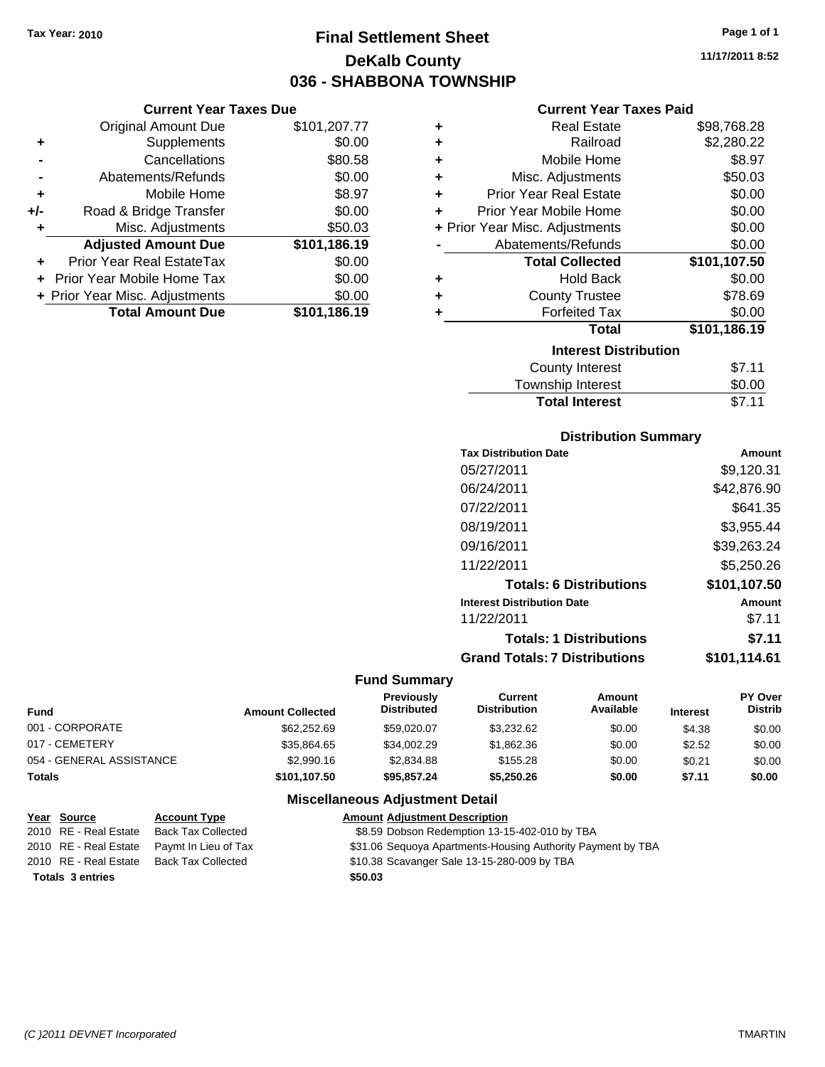Tax Year: 2010

# Final Settlement Sheet
## DeKalb County
## 036 - SHABBONA TOWNSHIP

11/17/2011 8:52

### Current Year Taxes Due

| | | |
|---|---|---|
| | Original Amount Due | $101,207.77 |
| + | Supplements | $0.00 |
| - | Cancellations | $80.58 |
| - | Abatements/Refunds | $0.00 |
| + | Mobile Home | $8.97 |
| +/- | Road & Bridge Transfer | $0.00 |
| + | Misc. Adjustments | $50.03 |
| | **Adjusted Amount Due** | **$101,186.19** |
| + | Prior Year Real EstateTax | $0.00 |
| + | Prior Year Mobile Home Tax | $0.00 |
| + | Prior Year Misc. Adjustments | $0.00 |
| | **Total Amount Due** | **$101,186.19** |

### Current Year Taxes Paid

| | | |
|---|---|---|
| + | Real Estate | $98,768.28 |
| + | Railroad | $2,280.22 |
| + | Mobile Home | $8.97 |
| + | Misc. Adjustments | $50.03 |
| + | Prior Year Real Estate | $0.00 |
| + | Prior Year Mobile Home | $0.00 |
| + | Prior Year Misc. Adjustments | $0.00 |
| - | Abatements/Refunds | $0.00 |
| | **Total Collected** | **$101,107.50** |
| + | Hold Back | $0.00 |
| + | County Trustee | $78.69 |
| + | Forfeited Tax | $0.00 |
| | **Total** | **$101,186.19** |

### Interest Distribution

| | |
|---|---|
| County Interest | $7.11 |
| Township Interest | $0.00 |
| **Total Interest** | $7.11 |

### Distribution Summary

| Tax Distribution Date | Amount |
|---|---|
| 05/27/2011 | $9,120.31 |
| 06/24/2011 | $42,876.90 |
| 07/22/2011 | $641.35 |
| 08/19/2011 | $3,955.44 |
| 09/16/2011 | $39,263.24 |
| 11/22/2011 | $5,250.26 |
| **Totals: 6 Distributions** | **$101,107.50** |
| **Interest Distribution Date** | **Amount** |
| 11/22/2011 | $7.11 |
| **Totals: 1 Distributions** | **$7.11** |
| **Grand Totals: 7 Distributions** | **$101,114.61** |

### Fund Summary

| Fund | Amount Collected | Previously Distributed | Current Distribution | Amount Available | Interest | PY Over Distrib |
|---|---|---|---|---|---|---|
| 001 - CORPORATE | $62,252.69 | $59,020.07 | $3,232.62 | $0.00 | $4.38 | $0.00 |
| 017 - CEMETERY | $35,864.65 | $34,002.29 | $1,862.36 | $0.00 | $2.52 | $0.00 |
| 054 - GENERAL ASSISTANCE | $2,990.16 | $2,834.88 | $155.28 | $0.00 | $0.21 | $0.00 |
| **Totals** | **$101,107.50** | **$95,857.24** | **$5,250.26** | **$0.00** | **$7.11** | **$0.00** |

### Miscellaneous Adjustment Detail

| Year | Source | Account Type | Amount | Adjustment Description |
|---|---|---|---|---|
| 2010 | RE - Real Estate | Back Tax Collected | $8.59 | Dobson Redemption 13-15-402-010 by TBA |
| 2010 | RE - Real Estate | Paymt In Lieu of Tax | $31.06 | Sequoya Apartments-Housing Authority Payment by TBA |
| 2010 | RE - Real Estate | Back Tax Collected | $10.38 | Scavanger Sale 13-15-280-009 by TBA |
| **Totals 3 entries** | | | **$50.03** | |

(C )2011 DEVNET Incorporated — TMARTIN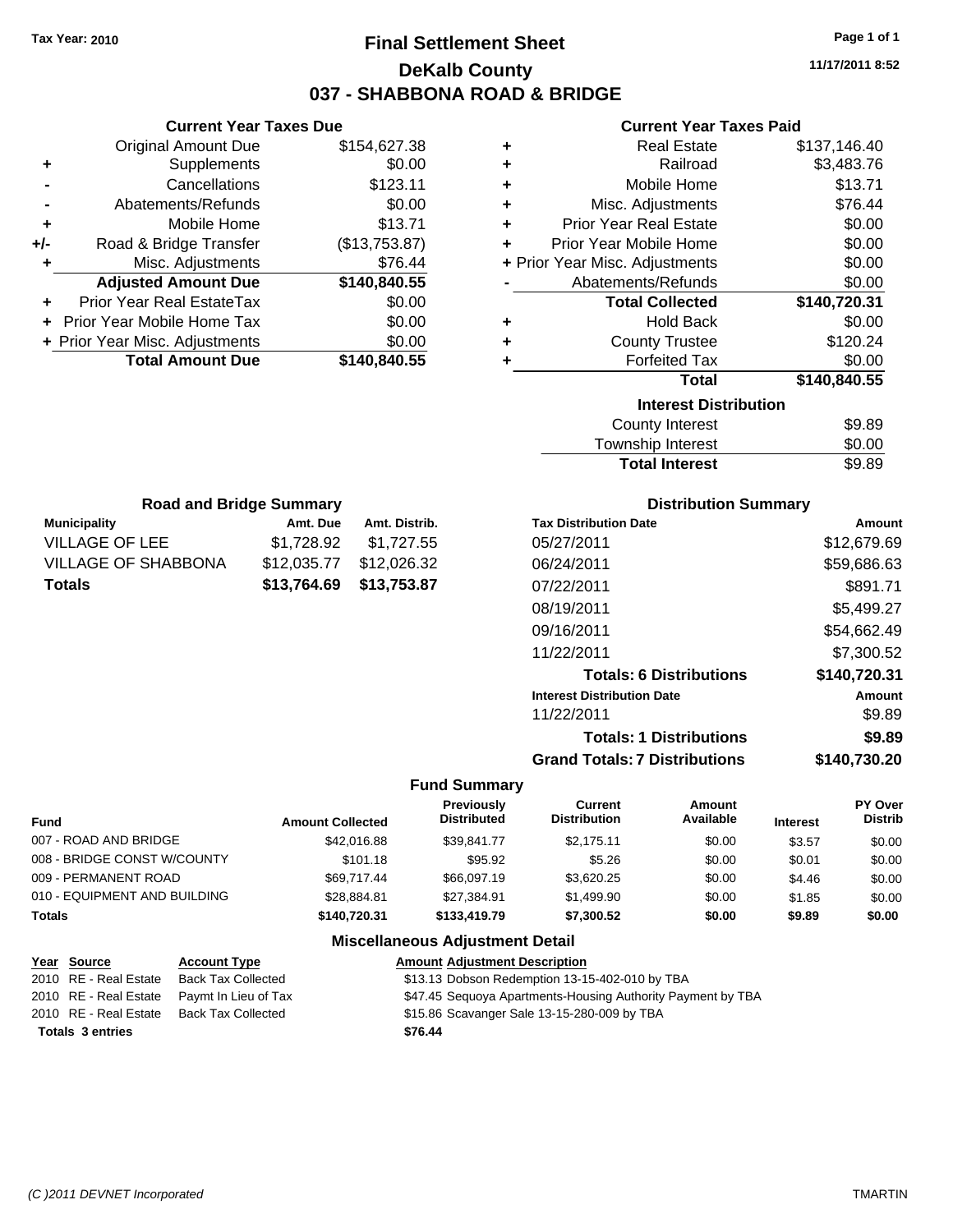Tax Year: 2010

# Final Settlement Sheet

## DeKalb County

## 037 - SHABBONA ROAD & BRIDGE

11/17/2011 8:52

### Current Year Taxes Due

| | | |
|---|---|---|
| | Original Amount Due | $154,627.38 |
| + | Supplements | $0.00 |
| - | Cancellations | $123.11 |
| - | Abatements/Refunds | $0.00 |
| + | Mobile Home | $13.71 |
| +/- | Road & Bridge Transfer | ($13,753.87) |
| + | Misc. Adjustments | $76.44 |
| | **Adjusted Amount Due** | **$140,840.55** |
| + | Prior Year Real EstateTax | $0.00 |
| + | Prior Year Mobile Home Tax | $0.00 |
| + | Prior Year Misc. Adjustments | $0.00 |
| | **Total Amount Due** | **$140,840.55** |

### Current Year Taxes Paid

| | | |
|---|---|---|
| + | Real Estate | $137,146.40 |
| + | Railroad | $3,483.76 |
| + | Mobile Home | $13.71 |
| + | Misc. Adjustments | $76.44 |
| + | Prior Year Real Estate | $0.00 |
| + | Prior Year Mobile Home | $0.00 |
| + | Prior Year Misc. Adjustments | $0.00 |
| - | Abatements/Refunds | $0.00 |
| | **Total Collected** | **$140,720.31** |
| + | Hold Back | $0.00 |
| + | County Trustee | $120.24 |
| + | Forfeited Tax | $0.00 |
| | **Total** | **$140,840.55** |

### Interest Distribution

| | |
|---|---|
| County Interest | $9.89 |
| Township Interest | $0.00 |
| **Total Interest** | $9.89 |

### Road and Bridge Summary

| Municipality | Amt. Due | Amt. Distrib. |
|---|---|---|
| VILLAGE OF LEE | $1,728.92 | $1,727.55 |
| VILLAGE OF SHABBONA | $12,035.77 | $12,026.32 |
| **Totals** | **$13,764.69** | **$13,753.87** |

### Distribution Summary

| Tax Distribution Date | Amount |
|---|---|
| 05/27/2011 | $12,679.69 |
| 06/24/2011 | $59,686.63 |
| 07/22/2011 | $891.71 |
| 08/19/2011 | $5,499.27 |
| 09/16/2011 | $54,662.49 |
| 11/22/2011 | $7,300.52 |
| **Totals: 6 Distributions** | **$140,720.31** |
| **Interest Distribution Date** | **Amount** |
| 11/22/2011 | $9.89 |
| **Totals: 1 Distributions** | **$9.89** |
| **Grand Totals: 7 Distributions** | **$140,730.20** |

### Fund Summary

| Fund | Amount Collected | Previously Distributed | Current Distribution | Amount Available | Interest | PY Over Distrib |
|---|---|---|---|---|---|---|
| 007 - ROAD AND BRIDGE | $42,016.88 | $39,841.77 | $2,175.11 | $0.00 | $3.57 | $0.00 |
| 008 - BRIDGE CONST W/COUNTY | $101.18 | $95.92 | $5.26 | $0.00 | $0.01 | $0.00 |
| 009 - PERMANENT ROAD | $69,717.44 | $66,097.19 | $3,620.25 | $0.00 | $4.46 | $0.00 |
| 010 - EQUIPMENT AND BUILDING | $28,884.81 | $27,384.91 | $1,499.90 | $0.00 | $1.85 | $0.00 |
| **Totals** | **$140,720.31** | **$133,419.79** | **$7,300.52** | **$0.00** | **$9.89** | **$0.00** |

### Miscellaneous Adjustment Detail

| Year | Source | Account Type | Amount | Adjustment Description |
|---|---|---|---|---|
| 2010 | RE - Real Estate | Back Tax Collected | $13.13 | Dobson Redemption 13-15-402-010 by TBA |
| 2010 | RE - Real Estate | Paymt In Lieu of Tax | $47.45 | Sequoya Apartments-Housing Authority Payment by TBA |
| 2010 | RE - Real Estate | Back Tax Collected | $15.86 | Scavanger Sale 13-15-280-009 by TBA |
| **Totals 3 entries** | | | **$76.44** | |

(C )2011 DEVNET Incorporated TMARTIN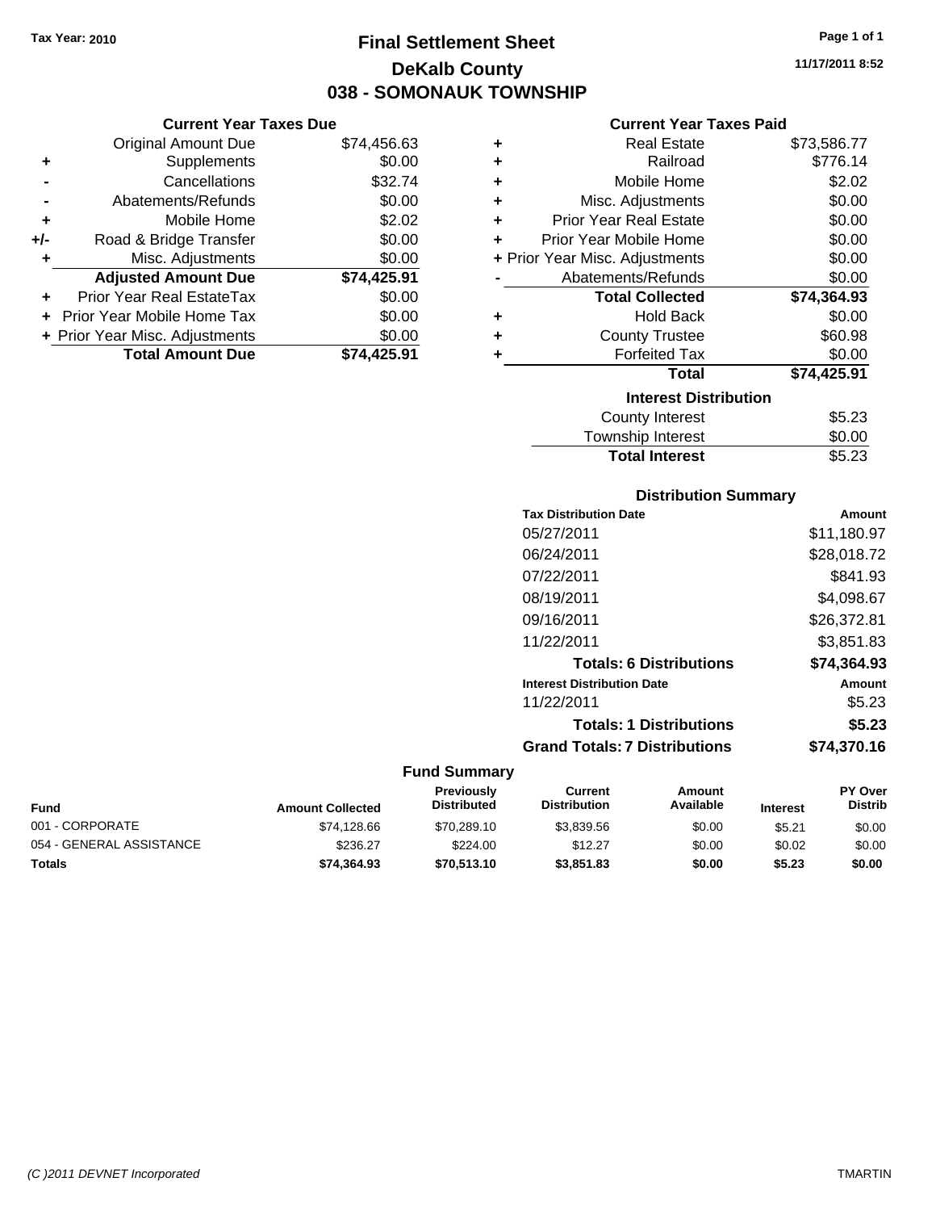Tax Year: 2010

# Final Settlement Sheet
## DeKalb County
## 038 - SOMONAUK TOWNSHIP

11/17/2011 8:52

### Current Year Taxes Due

| | | |
|---|---|---|
| | Original Amount Due | $74,456.63 |
| + | Supplements | $0.00 |
| - | Cancellations | $32.74 |
| - | Abatements/Refunds | $0.00 |
| + | Mobile Home | $2.02 |
| +/- | Road & Bridge Transfer | $0.00 |
| + | Misc. Adjustments | $0.00 |
| | **Adjusted Amount Due** | **$74,425.91** |
| + | Prior Year Real EstateTax | $0.00 |
| + | Prior Year Mobile Home Tax | $0.00 |
| + | Prior Year Misc. Adjustments | $0.00 |
| | **Total Amount Due** | **$74,425.91** |

### Current Year Taxes Paid

| | | |
|---|---|---|
| + | Real Estate | $73,586.77 |
| + | Railroad | $776.14 |
| + | Mobile Home | $2.02 |
| + | Misc. Adjustments | $0.00 |
| + | Prior Year Real Estate | $0.00 |
| + | Prior Year Mobile Home | $0.00 |
| + | Prior Year Misc. Adjustments | $0.00 |
| - | Abatements/Refunds | $0.00 |
| | **Total Collected** | **$74,364.93** |
| + | Hold Back | $0.00 |
| + | County Trustee | $60.98 |
| + | Forfeited Tax | $0.00 |
| | **Total** | **$74,425.91** |

### Interest Distribution

| | |
|---|---|
| County Interest | $5.23 |
| Township Interest | $0.00 |
| **Total Interest** | $5.23 |

### Distribution Summary

| Tax Distribution Date | Amount |
|---|---|
| 05/27/2011 | $11,180.97 |
| 06/24/2011 | $28,018.72 |
| 07/22/2011 | $841.93 |
| 08/19/2011 | $4,098.67 |
| 09/16/2011 | $26,372.81 |
| 11/22/2011 | $3,851.83 |
| **Totals: 6 Distributions** | **$74,364.93** |
| **Interest Distribution Date** | **Amount** |
| 11/22/2011 | $5.23 |
| **Totals: 1 Distributions** | **$5.23** |
| **Grand Totals: 7 Distributions** | **$74,370.16** |

### Fund Summary

| Fund | Amount Collected | Previously Distributed | Current Distribution | Amount Available | Interest | PY Over Distrib |
|---|---|---|---|---|---|---|
| 001 - CORPORATE | $74,128.66 | $70,289.10 | $3,839.56 | $0.00 | $5.21 | $0.00 |
| 054 - GENERAL ASSISTANCE | $236.27 | $224.00 | $12.27 | $0.00 | $0.02 | $0.00 |
| **Totals** | **$74,364.93** | **$70,513.10** | **$3,851.83** | **$0.00** | **$5.23** | **$0.00** |

(C )2011 DEVNET Incorporated TMARTIN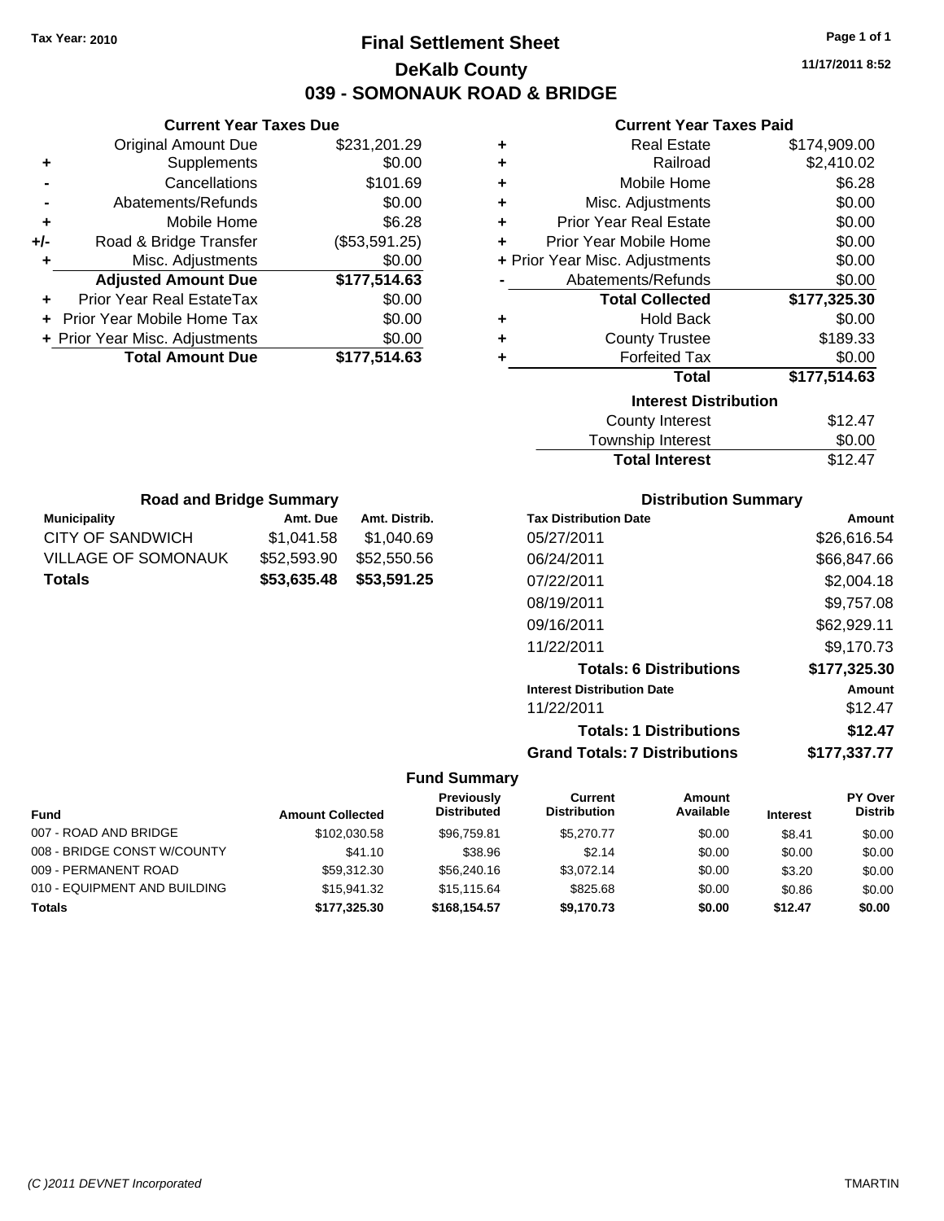Tax Year: 2010

# Final Settlement Sheet

## DeKalb County

## 039 - SOMONAUK ROAD & BRIDGE

11/17/2011 8:52

### Current Year Taxes Due

| | | |
|---|---|---|
| | Original Amount Due | $231,201.29 |
| + | Supplements | $0.00 |
| - | Cancellations | $101.69 |
| - | Abatements/Refunds | $0.00 |
| + | Mobile Home | $6.28 |
| +/- | Road & Bridge Transfer | ($53,591.25) |
| + | Misc. Adjustments | $0.00 |
| | **Adjusted Amount Due** | **$177,514.63** |
| + | Prior Year Real EstateTax | $0.00 |
| + | Prior Year Mobile Home Tax | $0.00 |
| + | Prior Year Misc. Adjustments | $0.00 |
| | **Total Amount Due** | **$177,514.63** |

### Current Year Taxes Paid

| | | |
|---|---|---|
| + | Real Estate | $174,909.00 |
| + | Railroad | $2,410.02 |
| + | Mobile Home | $6.28 |
| + | Misc. Adjustments | $0.00 |
| + | Prior Year Real Estate | $0.00 |
| + | Prior Year Mobile Home | $0.00 |
| + | Prior Year Misc. Adjustments | $0.00 |
| - | Abatements/Refunds | $0.00 |
| | **Total Collected** | **$177,325.30** |
| + | Hold Back | $0.00 |
| + | County Trustee | $189.33 |
| + | Forfeited Tax | $0.00 |
| | **Total** | **$177,514.63** |

### Interest Distribution

| | |
|---|---|
| County Interest | $12.47 |
| Township Interest | $0.00 |
| **Total Interest** | $12.47 |

### Road and Bridge Summary

| Municipality | Amt. Due | Amt. Distrib. |
|---|---|---|
| CITY OF SANDWICH | $1,041.58 | $1,040.69 |
| VILLAGE OF SOMONAUK | $52,593.90 | $52,550.56 |
| **Totals** | **$53,635.48** | **$53,591.25** |

### Distribution Summary

| Tax Distribution Date | Amount |
|---|---|
| 05/27/2011 | $26,616.54 |
| 06/24/2011 | $66,847.66 |
| 07/22/2011 | $2,004.18 |
| 08/19/2011 | $9,757.08 |
| 09/16/2011 | $62,929.11 |
| 11/22/2011 | $9,170.73 |
| **Totals: 6 Distributions** | **$177,325.30** |
| **Interest Distribution Date** | **Amount** |
| 11/22/2011 | $12.47 |
| **Totals: 1 Distributions** | **$12.47** |
| **Grand Totals: 7 Distributions** | **$177,337.77** |

### Fund Summary

| Fund | Amount Collected | Previously Distributed | Current Distribution | Amount Available | Interest | PY Over Distrib |
|---|---|---|---|---|---|---|
| 007 - ROAD AND BRIDGE | $102,030.58 | $96,759.81 | $5,270.77 | $0.00 | $8.41 | $0.00 |
| 008 - BRIDGE CONST W/COUNTY | $41.10 | $38.96 | $2.14 | $0.00 | $0.00 | $0.00 |
| 009 - PERMANENT ROAD | $59,312.30 | $56,240.16 | $3,072.14 | $0.00 | $3.20 | $0.00 |
| 010 - EQUIPMENT AND BUILDING | $15,941.32 | $15,115.64 | $825.68 | $0.00 | $0.86 | $0.00 |
| **Totals** | **$177,325.30** | **$168,154.57** | **$9,170.73** | **$0.00** | **$12.47** | **$0.00** |

(C )2011 DEVNET Incorporated TMARTIN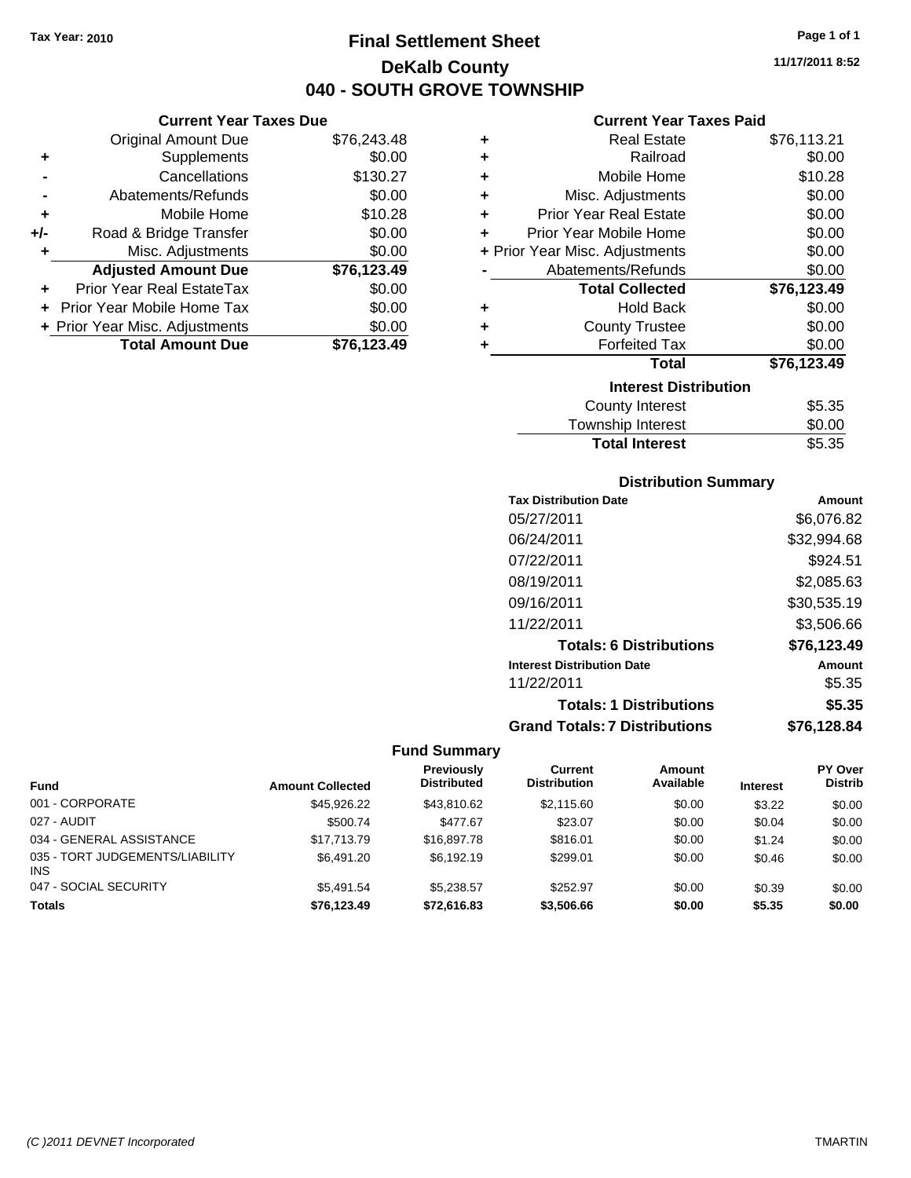Tax Year: 2010

# Final Settlement Sheet
## DeKalb County
## 040 - SOUTH GROVE TOWNSHIP

11/17/2011 8:52

### Current Year Taxes Due

| | | |
|---|---|---|
| | Original Amount Due | $76,243.48 |
| + | Supplements | $0.00 |
| - | Cancellations | $130.27 |
| - | Abatements/Refunds | $0.00 |
| + | Mobile Home | $10.28 |
| +/- | Road & Bridge Transfer | $0.00 |
| + | Misc. Adjustments | $0.00 |
| | **Adjusted Amount Due** | **$76,123.49** |
| + | Prior Year Real EstateTax | $0.00 |
| + | Prior Year Mobile Home Tax | $0.00 |
| + | Prior Year Misc. Adjustments | $0.00 |
| | **Total Amount Due** | **$76,123.49** |

### Current Year Taxes Paid

| | | |
|---|---|---|
| + | Real Estate | $76,113.21 |
| + | Railroad | $0.00 |
| + | Mobile Home | $10.28 |
| + | Misc. Adjustments | $0.00 |
| + | Prior Year Real Estate | $0.00 |
| + | Prior Year Mobile Home | $0.00 |
| + | Prior Year Misc. Adjustments | $0.00 |
| - | Abatements/Refunds | $0.00 |
| | **Total Collected** | **$76,123.49** |
| + | Hold Back | $0.00 |
| + | County Trustee | $0.00 |
| + | Forfeited Tax | $0.00 |
| | **Total** | **$76,123.49** |

### Interest Distribution

| | |
|---|---|
| County Interest | $5.35 |
| Township Interest | $0.00 |
| **Total Interest** | $5.35 |

### Distribution Summary

| Tax Distribution Date | Amount |
|---|---|
| 05/27/2011 | $6,076.82 |
| 06/24/2011 | $32,994.68 |
| 07/22/2011 | $924.51 |
| 08/19/2011 | $2,085.63 |
| 09/16/2011 | $30,535.19 |
| 11/22/2011 | $3,506.66 |
| **Totals: 6 Distributions** | **$76,123.49** |
| **Interest Distribution Date** | **Amount** |
| 11/22/2011 | $5.35 |
| **Totals: 1 Distributions** | **$5.35** |
| **Grand Totals: 7 Distributions** | **$76,128.84** |

### Fund Summary

| Fund | Amount Collected | Previously Distributed | Current Distribution | Amount Available | Interest | PY Over Distrib |
|---|---|---|---|---|---|---|
| 001 - CORPORATE | $45,926.22 | $43,810.62 | $2,115.60 | $0.00 | $3.22 | $0.00 |
| 027 - AUDIT | $500.74 | $477.67 | $23.07 | $0.00 | $0.04 | $0.00 |
| 034 - GENERAL ASSISTANCE | $17,713.79 | $16,897.78 | $816.01 | $0.00 | $1.24 | $0.00 |
| 035 - TORT JUDGEMENTS/LIABILITY INS | $6,491.20 | $6,192.19 | $299.01 | $0.00 | $0.46 | $0.00 |
| 047 - SOCIAL SECURITY | $5,491.54 | $5,238.57 | $252.97 | $0.00 | $0.39 | $0.00 |
| **Totals** | **$76,123.49** | **$72,616.83** | **$3,506.66** | **$0.00** | **$5.35** | **$0.00** |

(C )2011 DEVNET Incorporated TMARTIN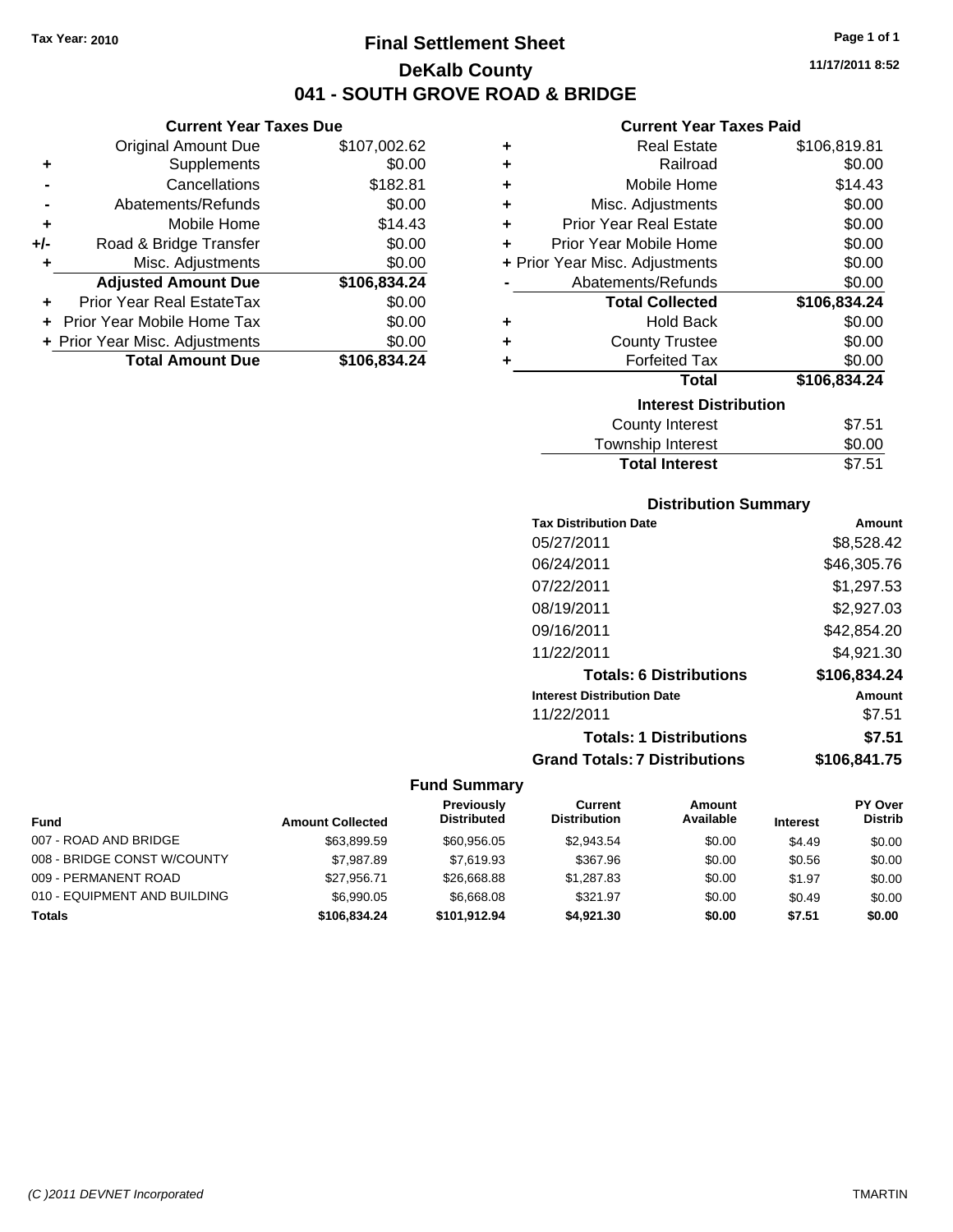Tax Year: 2010

# Final Settlement Sheet
## DeKalb County
## 041 - SOUTH GROVE ROAD & BRIDGE

11/17/2011 8:52

### Current Year Taxes Due

| | | |
|---|---|---|
| | Original Amount Due | $107,002.62 |
| + | Supplements | $0.00 |
| - | Cancellations | $182.81 |
| - | Abatements/Refunds | $0.00 |
| + | Mobile Home | $14.43 |
| +/- | Road & Bridge Transfer | $0.00 |
| + | Misc. Adjustments | $0.00 |
| | **Adjusted Amount Due** | **$106,834.24** |
| + | Prior Year Real EstateTax | $0.00 |
| + | Prior Year Mobile Home Tax | $0.00 |
| + | Prior Year Misc. Adjustments | $0.00 |
| | **Total Amount Due** | **$106,834.24** |

### Current Year Taxes Paid

| | | |
|---|---|---|
| + | Real Estate | $106,819.81 |
| + | Railroad | $0.00 |
| + | Mobile Home | $14.43 |
| + | Misc. Adjustments | $0.00 |
| + | Prior Year Real Estate | $0.00 |
| + | Prior Year Mobile Home | $0.00 |
| + | Prior Year Misc. Adjustments | $0.00 |
| - | Abatements/Refunds | $0.00 |
| | **Total Collected** | **$106,834.24** |
| + | Hold Back | $0.00 |
| + | County Trustee | $0.00 |
| + | Forfeited Tax | $0.00 |
| | **Total** | **$106,834.24** |

### Interest Distribution

| | |
|---|---|
| County Interest | $7.51 |
| Township Interest | $0.00 |
| **Total Interest** | $7.51 |

### Distribution Summary

| Tax Distribution Date | Amount |
|---|---|
| 05/27/2011 | $8,528.42 |
| 06/24/2011 | $46,305.76 |
| 07/22/2011 | $1,297.53 |
| 08/19/2011 | $2,927.03 |
| 09/16/2011 | $42,854.20 |
| 11/22/2011 | $4,921.30 |
| **Totals: 6 Distributions** | **$106,834.24** |
| **Interest Distribution Date** | **Amount** |
| 11/22/2011 | $7.51 |
| **Totals: 1 Distributions** | **$7.51** |
| **Grand Totals: 7 Distributions** | **$106,841.75** |

### Fund Summary

| Fund | Amount Collected | Previously Distributed | Current Distribution | Amount Available | Interest | PY Over Distrib |
|---|---|---|---|---|---|---|
| 007 - ROAD AND BRIDGE | $63,899.59 | $60,956.05 | $2,943.54 | $0.00 | $4.49 | $0.00 |
| 008 - BRIDGE CONST W/COUNTY | $7,987.89 | $7,619.93 | $367.96 | $0.00 | $0.56 | $0.00 |
| 009 - PERMANENT ROAD | $27,956.71 | $26,668.88 | $1,287.83 | $0.00 | $1.97 | $0.00 |
| 010 - EQUIPMENT AND BUILDING | $6,990.05 | $6,668.08 | $321.97 | $0.00 | $0.49 | $0.00 |
| **Totals** | **$106,834.24** | **$101,912.94** | **$4,921.30** | **$0.00** | **$7.51** | **$0.00** |

(C )2011 DEVNET Incorporated TMARTIN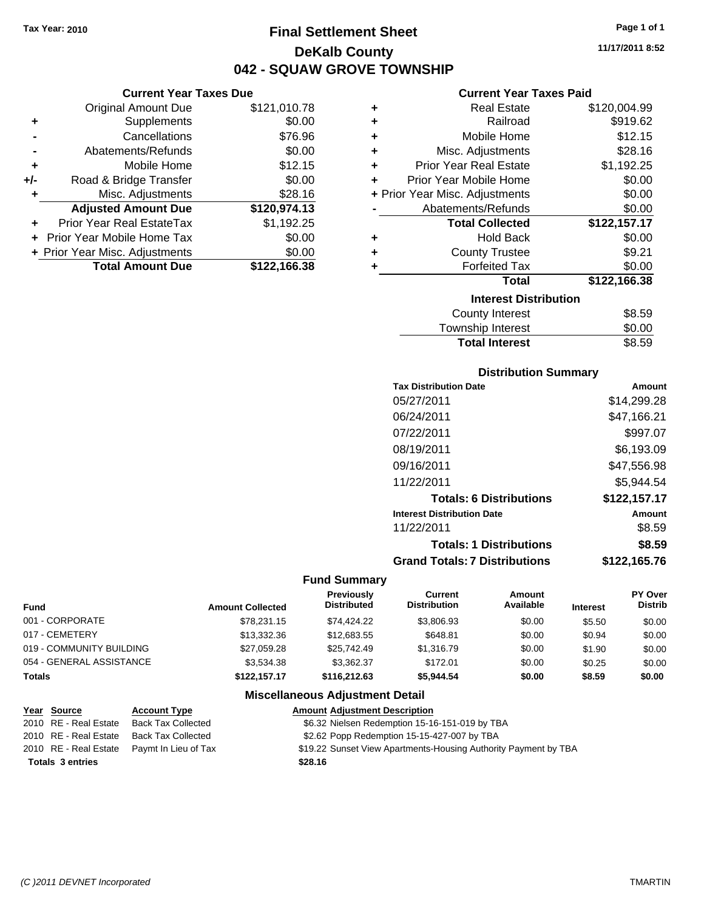Tax Year: 2010

# Final Settlement Sheet
## DeKalb County
## 042 - SQUAW GROVE TOWNSHIP

11/17/2011 8:52

### Current Year Taxes Due

| | | |
|---|---|---|
| | Original Amount Due | $121,010.78 |
| + | Supplements | $0.00 |
| - | Cancellations | $76.96 |
| - | Abatements/Refunds | $0.00 |
| + | Mobile Home | $12.15 |
| +/- | Road & Bridge Transfer | $0.00 |
| + | Misc. Adjustments | $28.16 |
| | **Adjusted Amount Due** | **$120,974.13** |
| + | Prior Year Real EstateTax | $1,192.25 |
| + | Prior Year Mobile Home Tax | $0.00 |
| + | Prior Year Misc. Adjustments | $0.00 |
| | **Total Amount Due** | **$122,166.38** |

### Current Year Taxes Paid

| | | |
|---|---|---|
| + | Real Estate | $120,004.99 |
| + | Railroad | $919.62 |
| + | Mobile Home | $12.15 |
| + | Misc. Adjustments | $28.16 |
| + | Prior Year Real Estate | $1,192.25 |
| + | Prior Year Mobile Home | $0.00 |
| + | Prior Year Misc. Adjustments | $0.00 |
| - | Abatements/Refunds | $0.00 |
| | **Total Collected** | **$122,157.17** |
| + | Hold Back | $0.00 |
| + | County Trustee | $9.21 |
| + | Forfeited Tax | $0.00 |
| | **Total** | **$122,166.38** |

### Interest Distribution

| | |
|---|---|
| County Interest | $8.59 |
| Township Interest | $0.00 |
| **Total Interest** | $8.59 |

### Distribution Summary

| Tax Distribution Date | Amount |
|---|---|
| 05/27/2011 | $14,299.28 |
| 06/24/2011 | $47,166.21 |
| 07/22/2011 | $997.07 |
| 08/19/2011 | $6,193.09 |
| 09/16/2011 | $47,556.98 |
| 11/22/2011 | $5,944.54 |
| **Totals: 6 Distributions** | **$122,157.17** |
| **Interest Distribution Date** | **Amount** |
| 11/22/2011 | $8.59 |
| **Totals: 1 Distributions** | **$8.59** |
| **Grand Totals: 7 Distributions** | **$122,165.76** |

### Fund Summary

| Fund | Amount Collected | Previously Distributed | Current Distribution | Amount Available | Interest | PY Over Distrib |
|---|---|---|---|---|---|---|
| 001 - CORPORATE | $78,231.15 | $74,424.22 | $3,806.93 | $0.00 | $5.50 | $0.00 |
| 017 - CEMETERY | $13,332.36 | $12,683.55 | $648.81 | $0.00 | $0.94 | $0.00 |
| 019 - COMMUNITY BUILDING | $27,059.28 | $25,742.49 | $1,316.79 | $0.00 | $1.90 | $0.00 |
| 054 - GENERAL ASSISTANCE | $3,534.38 | $3,362.37 | $172.01 | $0.00 | $0.25 | $0.00 |
| **Totals** | **$122,157.17** | **$116,212.63** | **$5,944.54** | **$0.00** | **$8.59** | **$0.00** |

### Miscellaneous Adjustment Detail

| Year | Source | Account Type | Amount | Adjustment Description |
|---|---|---|---|---|
| 2010 | RE - Real Estate | Back Tax Collected | $6.32 | Nielsen Redemption 15-16-151-019 by TBA |
| 2010 | RE - Real Estate | Back Tax Collected | $2.62 | Popp Redemption 15-15-427-007 by TBA |
| 2010 | RE - Real Estate | Paymt In Lieu of Tax | $19.22 | Sunset View Apartments-Housing Authority Payment by TBA |
| **Totals** | **3 entries** | | **$28.16** | |

(C )2011 DEVNET Incorporated TMARTIN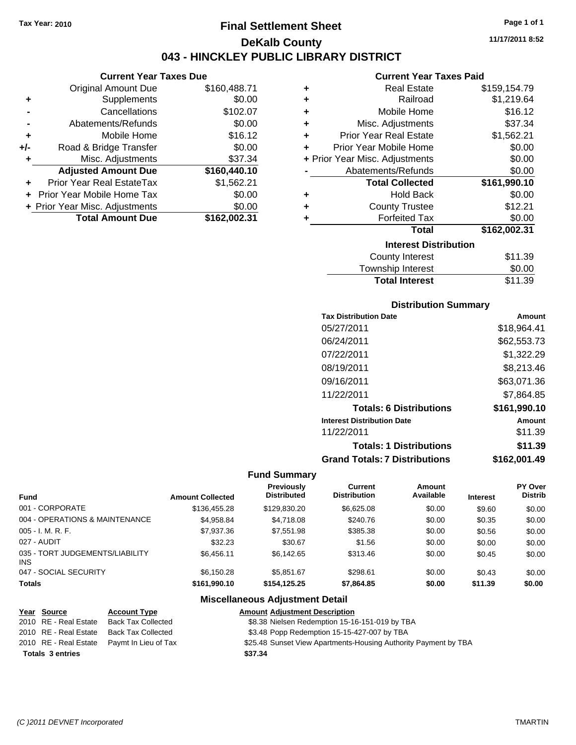Tax Year: 2010

# Final Settlement Sheet

## DeKalb County

## 043 - HINCKLEY PUBLIC LIBRARY DISTRICT

11/17/2011 8:52

### Current Year Taxes Due

| | | |
|---|---|---|
| | Original Amount Due | $160,488.71 |
| + | Supplements | $0.00 |
| - | Cancellations | $102.07 |
| - | Abatements/Refunds | $0.00 |
| + | Mobile Home | $16.12 |
| +/- | Road & Bridge Transfer | $0.00 |
| + | Misc. Adjustments | $37.34 |
| | **Adjusted Amount Due** | **$160,440.10** |
| + | Prior Year Real EstateTax | $1,562.21 |
| + | Prior Year Mobile Home Tax | $0.00 |
| + | Prior Year Misc. Adjustments | $0.00 |
| | **Total Amount Due** | **$162,002.31** |

### Current Year Taxes Paid

| | | |
|---|---|---|
| + | Real Estate | $159,154.79 |
| + | Railroad | $1,219.64 |
| + | Mobile Home | $16.12 |
| + | Misc. Adjustments | $37.34 |
| + | Prior Year Real Estate | $1,562.21 |
| + | Prior Year Mobile Home | $0.00 |
| + | Prior Year Misc. Adjustments | $0.00 |
| - | Abatements/Refunds | $0.00 |
| | **Total Collected** | **$161,990.10** |
| + | Hold Back | $0.00 |
| + | County Trustee | $12.21 |
| + | Forfeited Tax | $0.00 |
| | **Total** | **$162,002.31** |

### Interest Distribution

| | |
|---|---|
| County Interest | $11.39 |
| Township Interest | $0.00 |
| **Total Interest** | $11.39 |

### Distribution Summary

| Tax Distribution Date | Amount |
|---|---|
| 05/27/2011 | $18,964.41 |
| 06/24/2011 | $62,553.73 |
| 07/22/2011 | $1,322.29 |
| 08/19/2011 | $8,213.46 |
| 09/16/2011 | $63,071.36 |
| 11/22/2011 | $7,864.85 |
| **Totals: 6 Distributions** | **$161,990.10** |
| **Interest Distribution Date** | **Amount** |
| 11/22/2011 | $11.39 |
| **Totals: 1 Distributions** | **$11.39** |
| **Grand Totals: 7 Distributions** | **$162,001.49** |

### Fund Summary

| Fund | Amount Collected | Previously Distributed | Current Distribution | Amount Available | Interest | PY Over Distrib |
|---|---|---|---|---|---|---|
| 001 - CORPORATE | $136,455.28 | $129,830.20 | $6,625.08 | $0.00 | $9.60 | $0.00 |
| 004 - OPERATIONS & MAINTENANCE | $4,958.84 | $4,718.08 | $240.76 | $0.00 | $0.35 | $0.00 |
| 005 - I. M. R. F. | $7,937.36 | $7,551.98 | $385.38 | $0.00 | $0.56 | $0.00 |
| 027 - AUDIT | $32.23 | $30.67 | $1.56 | $0.00 | $0.00 | $0.00 |
| 035 - TORT JUDGEMENTS/LIABILITY INS | $6,456.11 | $6,142.65 | $313.46 | $0.00 | $0.45 | $0.00 |
| 047 - SOCIAL SECURITY | $6,150.28 | $5,851.67 | $298.61 | $0.00 | $0.43 | $0.00 |
| **Totals** | **$161,990.10** | **$154,125.25** | **$7,864.85** | **$0.00** | **$11.39** | **$0.00** |

### Miscellaneous Adjustment Detail

| Year | Source | Account Type | Amount | Adjustment Description |
|---|---|---|---|---|
| 2010 | RE - Real Estate | Back Tax Collected | $8.38 | Nielsen Redemption 15-16-151-019 by TBA |
| 2010 | RE - Real Estate | Back Tax Collected | $3.48 | Popp Redemption 15-15-427-007 by TBA |
| 2010 | RE - Real Estate | Paymt In Lieu of Tax | $25.48 | Sunset View Apartments-Housing Authority Payment by TBA |
| **Totals** | **3 entries** | | **$37.34** | |

(C )2011 DEVNET Incorporated TMARTIN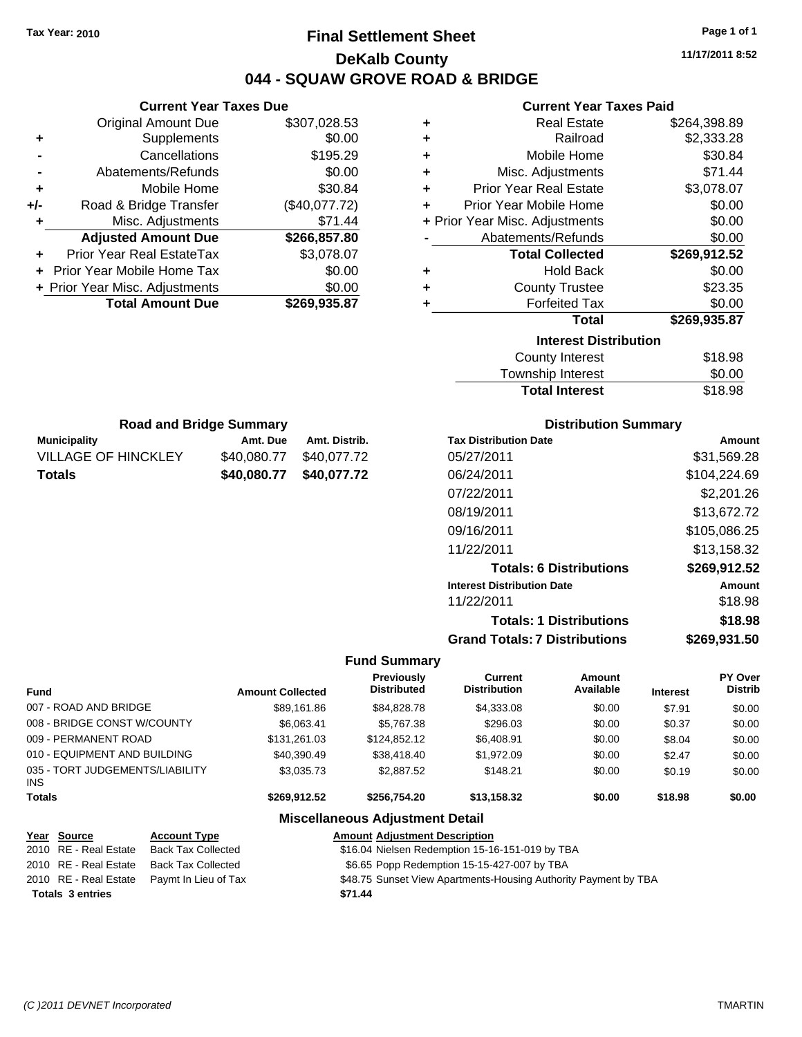Tax Year: 2010

# Final Settlement Sheet
## DeKalb County
## 044 - SQUAW GROVE ROAD & BRIDGE

11/17/2011 8:52

### Current Year Taxes Due

| | | |
|---|---|---|
| | Original Amount Due | $307,028.53 |
| + | Supplements | $0.00 |
| - | Cancellations | $195.29 |
| - | Abatements/Refunds | $0.00 |
| + | Mobile Home | $30.84 |
| +/- | Road & Bridge Transfer | ($40,077.72) |
| + | Misc. Adjustments | $71.44 |
| | **Adjusted Amount Due** | **$266,857.80** |
| + | Prior Year Real EstateTax | $3,078.07 |
| + | Prior Year Mobile Home Tax | $0.00 |
| + | Prior Year Misc. Adjustments | $0.00 |
| | **Total Amount Due** | **$269,935.87** |

### Current Year Taxes Paid

| | | |
|---|---|---|
| + | Real Estate | $264,398.89 |
| + | Railroad | $2,333.28 |
| + | Mobile Home | $30.84 |
| + | Misc. Adjustments | $71.44 |
| + | Prior Year Real Estate | $3,078.07 |
| + | Prior Year Mobile Home | $0.00 |
| + | Prior Year Misc. Adjustments | $0.00 |
| - | Abatements/Refunds | $0.00 |
| | **Total Collected** | **$269,912.52** |
| + | Hold Back | $0.00 |
| + | County Trustee | $23.35 |
| + | Forfeited Tax | $0.00 |
| | **Total** | **$269,935.87** |

### Interest Distribution

| | |
|---|---|
| County Interest | $18.98 |
| Township Interest | $0.00 |
| **Total Interest** | $18.98 |

### Road and Bridge Summary

| Municipality | Amt. Due | Amt. Distrib. |
|---|---|---|
| VILLAGE OF HINCKLEY | $40,080.77 | $40,077.72 |
| **Totals** | **$40,080.77** | **$40,077.72** |

### Distribution Summary

| Tax Distribution Date | Amount |
|---|---|
| 05/27/2011 | $31,569.28 |
| 06/24/2011 | $104,224.69 |
| 07/22/2011 | $2,201.26 |
| 08/19/2011 | $13,672.72 |
| 09/16/2011 | $105,086.25 |
| 11/22/2011 | $13,158.32 |
| **Totals: 6 Distributions** | **$269,912.52** |
| **Interest Distribution Date** | **Amount** |
| 11/22/2011 | $18.98 |
| **Totals: 1 Distributions** | **$18.98** |
| **Grand Totals: 7 Distributions** | **$269,931.50** |

### Fund Summary

| Fund | Amount Collected | Previously Distributed | Current Distribution | Amount Available | Interest | PY Over Distrib |
|---|---|---|---|---|---|---|
| 007 - ROAD AND BRIDGE | $89,161.86 | $84,828.78 | $4,333.08 | $0.00 | $7.91 | $0.00 |
| 008 - BRIDGE CONST W/COUNTY | $6,063.41 | $5,767.38 | $296.03 | $0.00 | $0.37 | $0.00 |
| 009 - PERMANENT ROAD | $131,261.03 | $124,852.12 | $6,408.91 | $0.00 | $8.04 | $0.00 |
| 010 - EQUIPMENT AND BUILDING | $40,390.49 | $38,418.40 | $1,972.09 | $0.00 | $2.47 | $0.00 |
| 035 - TORT JUDGEMENTS/LIABILITY INS | $3,035.73 | $2,887.52 | $148.21 | $0.00 | $0.19 | $0.00 |
| **Totals** | **$269,912.52** | **$256,754.20** | **$13,158.32** | **$0.00** | **$18.98** | **$0.00** |

### Miscellaneous Adjustment Detail

| Year | Source | Account Type | Amount | Adjustment Description |
|---|---|---|---|---|
| 2010 | RE - Real Estate | Back Tax Collected | $16.04 | Nielsen Redemption 15-16-151-019 by TBA |
| 2010 | RE - Real Estate | Back Tax Collected | $6.65 | Popp Redemption 15-15-427-007 by TBA |
| 2010 | RE - Real Estate | Paymt In Lieu of Tax | $48.75 | Sunset View Apartments-Housing Authority Payment by TBA |
| **Totals 3 entries** | | | **$71.44** | |

(C )2011 DEVNET Incorporated TMARTIN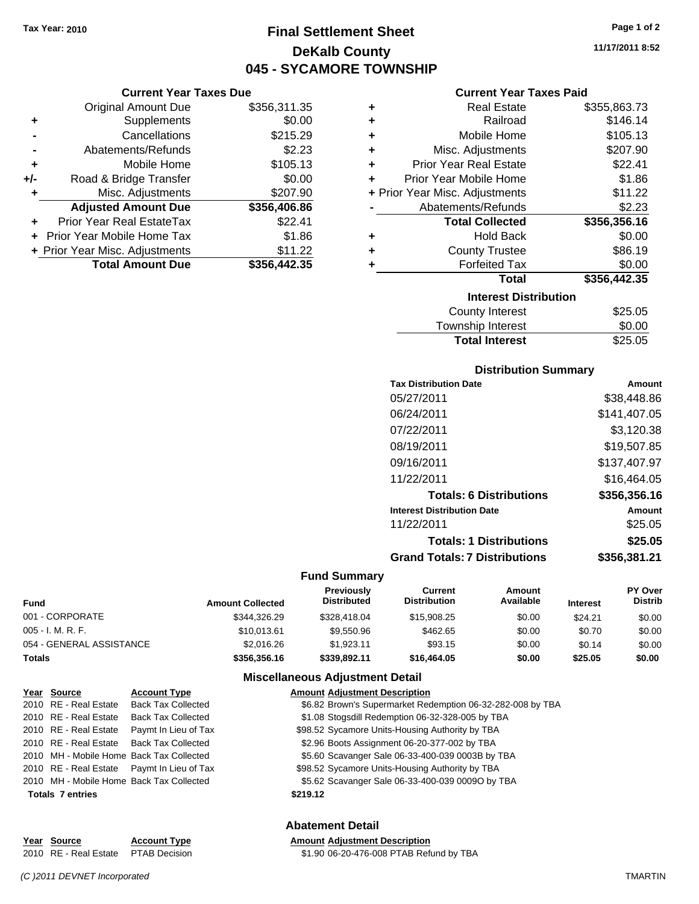Tax Year: 2010

# Final Settlement Sheet
## DeKalb County
## 045 - SYCAMORE TOWNSHIP

11/17/2011 8:52

### Current Year Taxes Due

| | | |
|---|---|---|
| | Original Amount Due | $356,311.35 |
| + | Supplements | $0.00 |
| - | Cancellations | $215.29 |
| - | Abatements/Refunds | $2.23 |
| + | Mobile Home | $105.13 |
| +/- | Road & Bridge Transfer | $0.00 |
| + | Misc. Adjustments | $207.90 |
| | **Adjusted Amount Due** | **$356,406.86** |
| + | Prior Year Real EstateTax | $22.41 |
| + | Prior Year Mobile Home Tax | $1.86 |
| + | Prior Year Misc. Adjustments | $11.22 |
| | **Total Amount Due** | **$356,442.35** |

### Current Year Taxes Paid

| | | |
|---|---|---|
| + | Real Estate | $355,863.73 |
| + | Railroad | $146.14 |
| + | Mobile Home | $105.13 |
| + | Misc. Adjustments | $207.90 |
| + | Prior Year Real Estate | $22.41 |
| + | Prior Year Mobile Home | $1.86 |
| + | Prior Year Misc. Adjustments | $11.22 |
| - | Abatements/Refunds | $2.23 |
| | **Total Collected** | **$356,356.16** |
| + | Hold Back | $0.00 |
| + | County Trustee | $86.19 |
| + | Forfeited Tax | $0.00 |
| | **Total** | **$356,442.35** |

### Interest Distribution

| | |
|---|---|
| County Interest | $25.05 |
| Township Interest | $0.00 |
| **Total Interest** | **$25.05** |

### Distribution Summary

| Tax Distribution Date | Amount |
|---|---|
| 05/27/2011 | $38,448.86 |
| 06/24/2011 | $141,407.05 |
| 07/22/2011 | $3,120.38 |
| 08/19/2011 | $19,507.85 |
| 09/16/2011 | $137,407.97 |
| 11/22/2011 | $16,464.05 |
| **Totals: 6 Distributions** | **$356,356.16** |
| **Interest Distribution Date** | **Amount** |
| 11/22/2011 | $25.05 |
| **Totals: 1 Distributions** | **$25.05** |
| **Grand Totals: 7 Distributions** | **$356,381.21** |

### Fund Summary

| Fund | Amount Collected | Previously Distributed | Current Distribution | Amount Available | Interest | PY Over Distrib |
|---|---|---|---|---|---|---|
| 001 - CORPORATE | $344,326.29 | $328,418.04 | $15,908.25 | $0.00 | $24.21 | $0.00 |
| 005 - I. M. R. F. | $10,013.61 | $9,550.96 | $462.65 | $0.00 | $0.70 | $0.00 |
| 054 - GENERAL ASSISTANCE | $2,016.26 | $1,923.11 | $93.15 | $0.00 | $0.14 | $0.00 |
| **Totals** | **$356,356.16** | **$339,892.11** | **$16,464.05** | **$0.00** | **$25.05** | **$0.00** |

### Miscellaneous Adjustment Detail

| Year | Source | Account Type | Amount | Adjustment Description |
|---|---|---|---|---|
| 2010 | RE - Real Estate | Back Tax Collected | $6.82 | Brown's Supermarket Redemption 06-32-282-008 by TBA |
| 2010 | RE - Real Estate | Back Tax Collected | $1.08 | Stogsdill Redemption 06-32-328-005 by TBA |
| 2010 | RE - Real Estate | Paymt In Lieu of Tax | $98.52 | Sycamore Units-Housing Authority by TBA |
| 2010 | RE - Real Estate | Back Tax Collected | $2.96 | Boots Assignment 06-20-377-002 by TBA |
| 2010 | MH - Mobile Home | Back Tax Collected | $5.60 | Scavanger Sale 06-33-400-039 0003B by TBA |
| 2010 | RE - Real Estate | Paymt In Lieu of Tax | $98.52 | Sycamore Units-Housing Authority by TBA |
| 2010 | MH - Mobile Home | Back Tax Collected | $5.62 | Scavanger Sale 06-33-400-039 0009O by TBA |
| **Totals 7 entries** | | | **$219.12** | |

### Abatement Detail

| Year | Source | Account Type | Amount | Adjustment Description |
|---|---|---|---|---|
| 2010 | RE - Real Estate | PTAB Decision | $1.90 | 06-20-476-008 PTAB Refund by TBA |

(C )2011 DEVNET Incorporated TMARTIN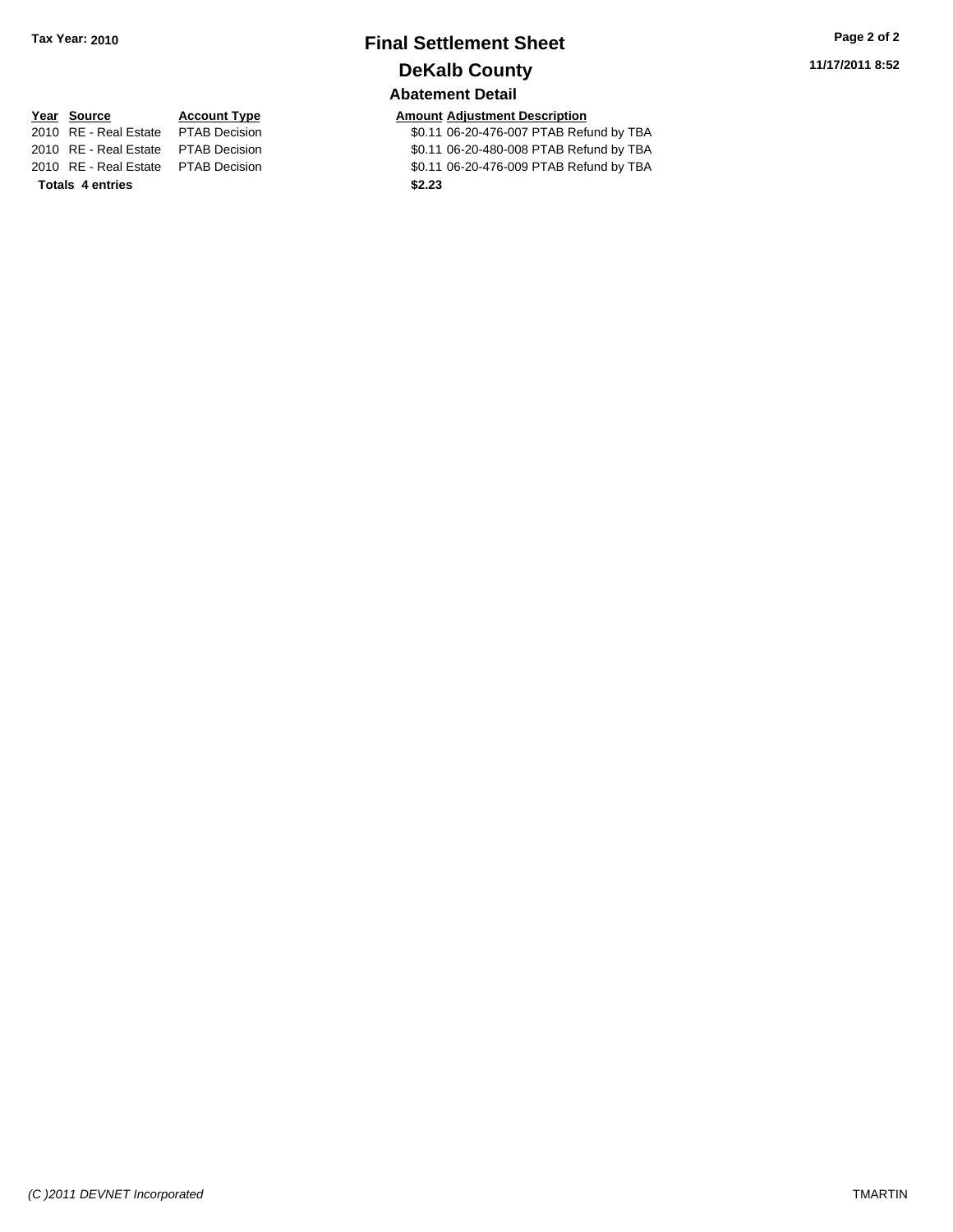**Tax Year: 2010**

# Final Settlement Sheet

## DeKalb County

### Abatement Detail

| Year | Source | Account Type | Amount | Adjustment Description |
|---|---|---|---|---|
| 2010 | RE - Real Estate | PTAB Decision | $0.11 | 06-20-476-007 PTAB Refund by TBA |
| 2010 | RE - Real Estate | PTAB Decision | $0.11 | 06-20-480-008 PTAB Refund by TBA |
| 2010 | RE - Real Estate | PTAB Decision | $0.11 | 06-20-476-009 PTAB Refund by TBA |
| **Totals** | **4 entries** | | **$2.23** | |

11/17/2011 8:52

*(C )2011 DEVNET Incorporated*

TMARTIN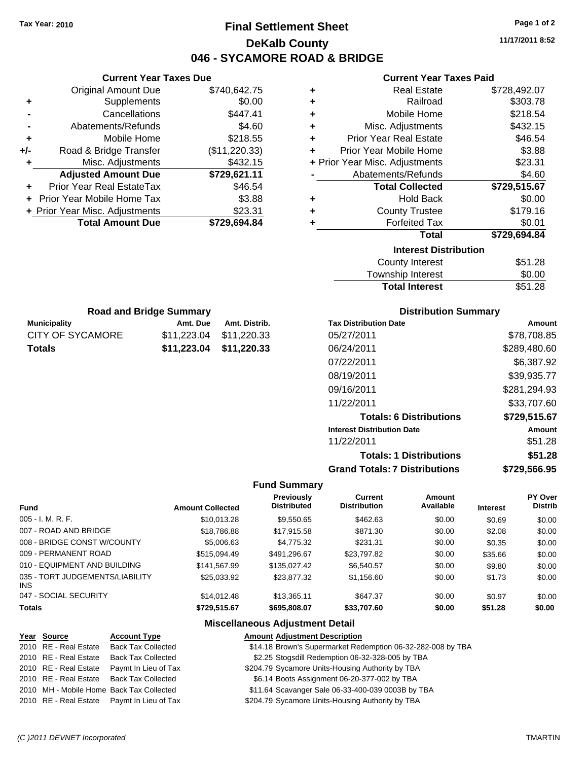Tax Year: 2010

# Final Settlement Sheet

## DeKalb County

## 046 - SYCAMORE ROAD & BRIDGE

11/17/2011 8:52

### Current Year Taxes Due

| | | |
|---|---|---|
| | Original Amount Due | $740,642.75 |
| + | Supplements | $0.00 |
| - | Cancellations | $447.41 |
| - | Abatements/Refunds | $4.60 |
| + | Mobile Home | $218.55 |
| +/- | Road & Bridge Transfer | ($11,220.33) |
| + | Misc. Adjustments | $432.15 |
| | **Adjusted Amount Due** | **$729,621.11** |
| + | Prior Year Real EstateTax | $46.54 |
| + | Prior Year Mobile Home Tax | $3.88 |
| + | Prior Year Misc. Adjustments | $23.31 |
| | **Total Amount Due** | **$729,694.84** |

### Current Year Taxes Paid

| | | |
|---|---|---|
| + | Real Estate | $728,492.07 |
| + | Railroad | $303.78 |
| + | Mobile Home | $218.54 |
| + | Misc. Adjustments | $432.15 |
| + | Prior Year Real Estate | $46.54 |
| + | Prior Year Mobile Home | $3.88 |
| + | Prior Year Misc. Adjustments | $23.31 |
| - | Abatements/Refunds | $4.60 |
| | **Total Collected** | **$729,515.67** |
| + | Hold Back | $0.00 |
| + | County Trustee | $179.16 |
| + | Forfeited Tax | $0.01 |
| | **Total** | **$729,694.84** |

### Interest Distribution

| | |
|---|---|
| County Interest | $51.28 |
| Township Interest | $0.00 |
| **Total Interest** | $51.28 |

### Road and Bridge Summary

| Municipality | Amt. Due | Amt. Distrib. |
|---|---|---|
| CITY OF SYCAMORE | $11,223.04 | $11,220.33 |
| **Totals** | **$11,223.04** | **$11,220.33** |

### Distribution Summary

| Tax Distribution Date | Amount |
|---|---|
| 05/27/2011 | $78,708.85 |
| 06/24/2011 | $289,480.60 |
| 07/22/2011 | $6,387.92 |
| 08/19/2011 | $39,935.77 |
| 09/16/2011 | $281,294.93 |
| 11/22/2011 | $33,707.60 |
| **Totals: 6 Distributions** | **$729,515.67** |
| **Interest Distribution Date** | **Amount** |
| 11/22/2011 | $51.28 |
| **Totals: 1 Distributions** | **$51.28** |
| **Grand Totals: 7 Distributions** | **$729,566.95** |

### Fund Summary

| Fund | Amount Collected | Previously Distributed | Current Distribution | Amount Available | Interest | PY Over Distrib |
|---|---|---|---|---|---|---|
| 005 - I. M. R. F. | $10,013.28 | $9,550.65 | $462.63 | $0.00 | $0.69 | $0.00 |
| 007 - ROAD AND BRIDGE | $18,786.88 | $17,915.58 | $871.30 | $0.00 | $2.08 | $0.00 |
| 008 - BRIDGE CONST W/COUNTY | $5,006.63 | $4,775.32 | $231.31 | $0.00 | $0.35 | $0.00 |
| 009 - PERMANENT ROAD | $515,094.49 | $491,296.67 | $23,797.82 | $0.00 | $35.66 | $0.00 |
| 010 - EQUIPMENT AND BUILDING | $141,567.99 | $135,027.42 | $6,540.57 | $0.00 | $9.80 | $0.00 |
| 035 - TORT JUDGEMENTS/LIABILITY INS | $25,033.92 | $23,877.32 | $1,156.60 | $0.00 | $1.73 | $0.00 |
| 047 - SOCIAL SECURITY | $14,012.48 | $13,365.11 | $647.37 | $0.00 | $0.97 | $0.00 |
| **Totals** | **$729,515.67** | **$695,808.07** | **$33,707.60** | **$0.00** | **$51.28** | **$0.00** |

### Miscellaneous Adjustment Detail

| Year | Source | Account Type | Amount | Adjustment Description |
|---|---|---|---|---|
| 2010 | RE - Real Estate | Back Tax Collected | $14.18 | Brown's Supermarket Redemption 06-32-282-008 by TBA |
| 2010 | RE - Real Estate | Back Tax Collected | $2.25 | Stogsdill Redemption 06-32-328-005 by TBA |
| 2010 | RE - Real Estate | Paymt In Lieu of Tax | $204.79 | Sycamore Units-Housing Authority by TBA |
| 2010 | RE - Real Estate | Back Tax Collected | $6.14 | Boots Assignment 06-20-377-002 by TBA |
| 2010 | MH - Mobile Home | Back Tax Collected | $11.64 | Scavanger Sale 06-33-400-039 0003B by TBA |
| 2010 | RE - Real Estate | Paymt In Lieu of Tax | $204.79 | Sycamore Units-Housing Authority by TBA |

(C )2011 DEVNET Incorporated TMARTIN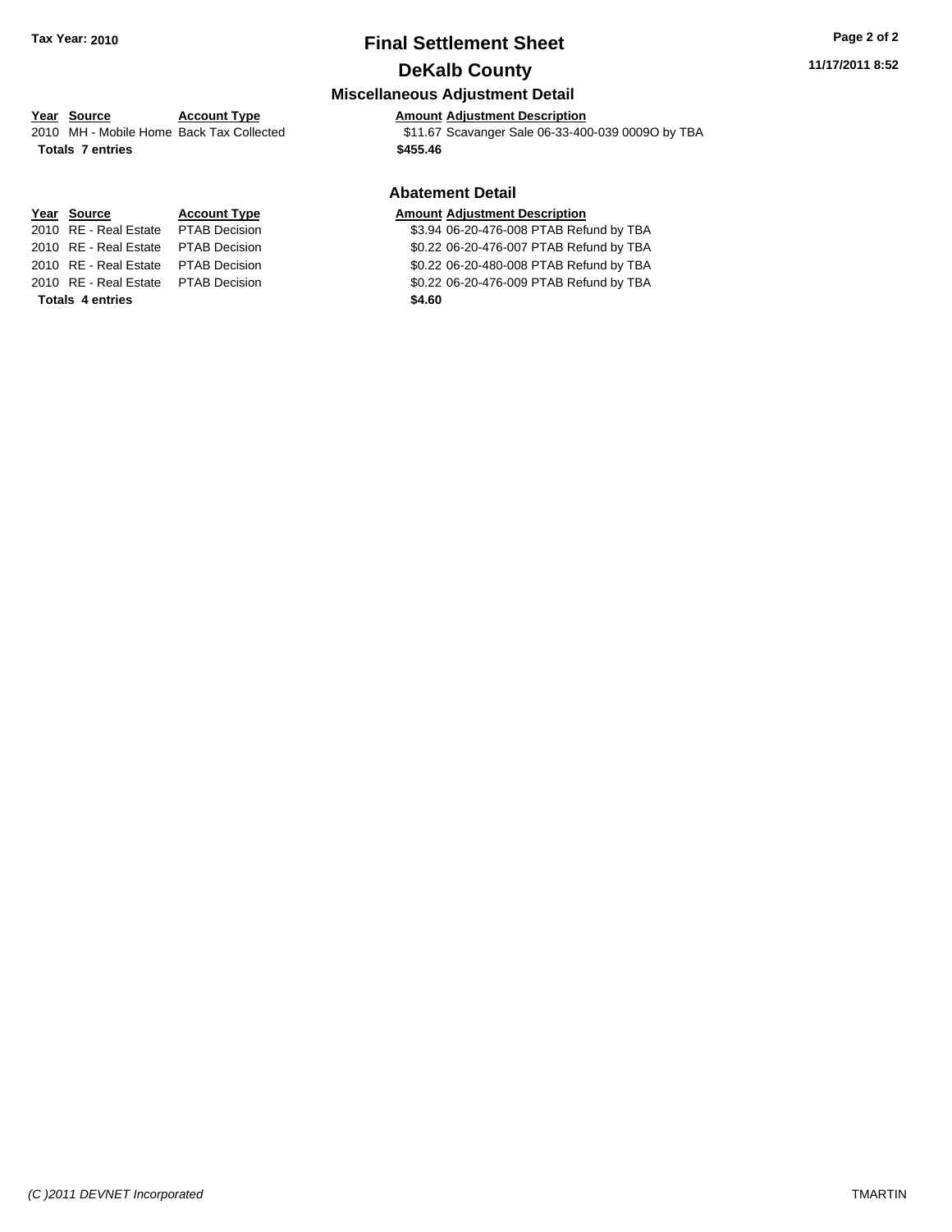**Tax Year: 2010**

# Final Settlement Sheet

## DeKalb County

### Miscellaneous Adjustment Detail

| Year | Source | Account Type | Amount | Adjustment Description |
|---|---|---|---|---|
| 2010 | MH - Mobile Home | Back Tax Collected | $11.67 | Scavanger Sale 06-33-400-039 0009O by TBA |
| **Totals** | **7 entries** | | **$455.46** | |

### Abatement Detail

| Year | Source | Account Type | Amount | Adjustment Description |
|---|---|---|---|---|
| 2010 | RE - Real Estate | PTAB Decision | $3.94 | 06-20-476-008 PTAB Refund by TBA |
| 2010 | RE - Real Estate | PTAB Decision | $0.22 | 06-20-476-007 PTAB Refund by TBA |
| 2010 | RE - Real Estate | PTAB Decision | $0.22 | 06-20-480-008 PTAB Refund by TBA |
| 2010 | RE - Real Estate | PTAB Decision | $0.22 | 06-20-476-009 PTAB Refund by TBA |
| **Totals** | **4 entries** | | **$4.60** | |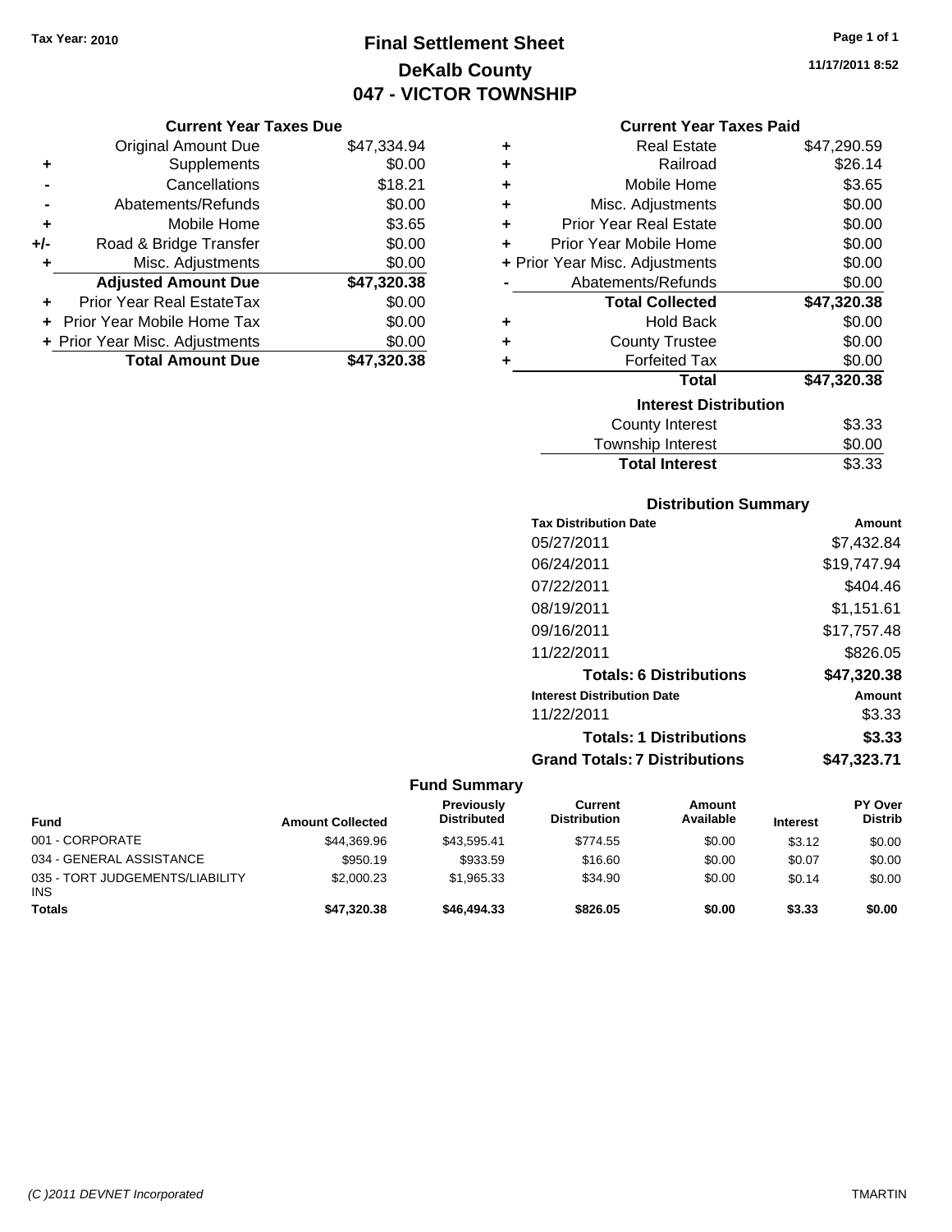Tax Year: 2010

# Final Settlement Sheet
## DeKalb County
## 047 - VICTOR TOWNSHIP

11/17/2011 8:52

### Current Year Taxes Due

| | | |
|---|---|---|
| | Original Amount Due | $47,334.94 |
| + | Supplements | $0.00 |
| - | Cancellations | $18.21 |
| - | Abatements/Refunds | $0.00 |
| + | Mobile Home | $3.65 |
| +/- | Road & Bridge Transfer | $0.00 |
| + | Misc. Adjustments | $0.00 |
| | **Adjusted Amount Due** | **$47,320.38** |
| + | Prior Year Real EstateTax | $0.00 |
| + | Prior Year Mobile Home Tax | $0.00 |
| + | Prior Year Misc. Adjustments | $0.00 |
| | **Total Amount Due** | **$47,320.38** |

### Current Year Taxes Paid

| | | |
|---|---|---|
| + | Real Estate | $47,290.59 |
| + | Railroad | $26.14 |
| + | Mobile Home | $3.65 |
| + | Misc. Adjustments | $0.00 |
| + | Prior Year Real Estate | $0.00 |
| + | Prior Year Mobile Home | $0.00 |
| + | Prior Year Misc. Adjustments | $0.00 |
| - | Abatements/Refunds | $0.00 |
| | **Total Collected** | **$47,320.38** |
| + | Hold Back | $0.00 |
| + | County Trustee | $0.00 |
| + | Forfeited Tax | $0.00 |
| | **Total** | **$47,320.38** |

### Interest Distribution

| | |
|---|---|
| County Interest | $3.33 |
| Township Interest | $0.00 |
| **Total Interest** | $3.33 |

### Distribution Summary

| Tax Distribution Date | Amount |
|---|---|
| 05/27/2011 | $7,432.84 |
| 06/24/2011 | $19,747.94 |
| 07/22/2011 | $404.46 |
| 08/19/2011 | $1,151.61 |
| 09/16/2011 | $17,757.48 |
| 11/22/2011 | $826.05 |
| **Totals: 6 Distributions** | **$47,320.38** |
| **Interest Distribution Date** | **Amount** |
| 11/22/2011 | $3.33 |
| **Totals: 1 Distributions** | **$3.33** |
| **Grand Totals: 7 Distributions** | **$47,323.71** |

### Fund Summary

| Fund | Amount Collected | Previously Distributed | Current Distribution | Amount Available | Interest | PY Over Distrib |
|---|---|---|---|---|---|---|
| 001 - CORPORATE | $44,369.96 | $43,595.41 | $774.55 | $0.00 | $3.12 | $0.00 |
| 034 - GENERAL ASSISTANCE | $950.19 | $933.59 | $16.60 | $0.00 | $0.07 | $0.00 |
| 035 - TORT JUDGEMENTS/LIABILITY INS | $2,000.23 | $1,965.33 | $34.90 | $0.00 | $0.14 | $0.00 |
| **Totals** | **$47,320.38** | **$46,494.33** | **$826.05** | **$0.00** | **$3.33** | **$0.00** |

(C )2011 DEVNET Incorporated TMARTIN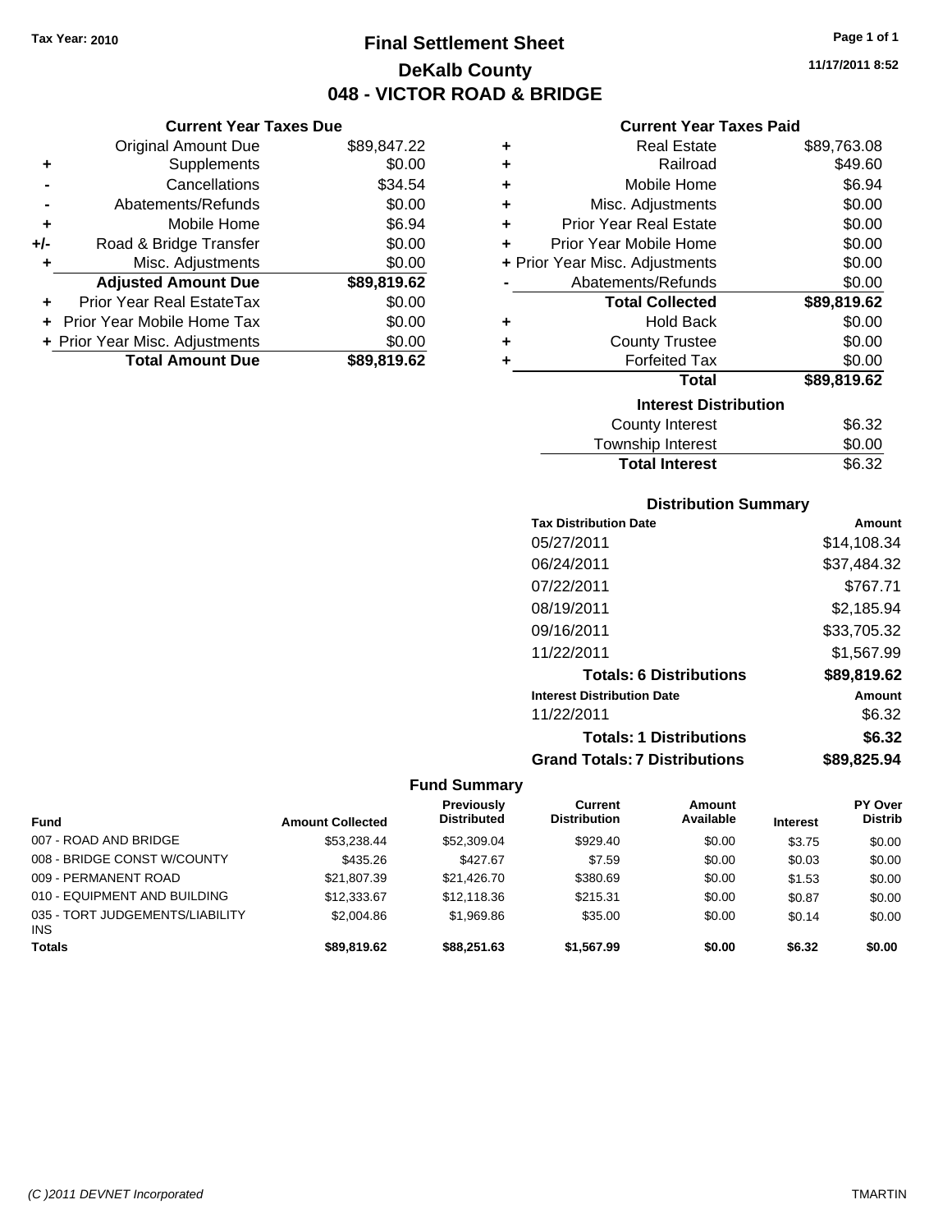Tax Year: 2010

# Final Settlement Sheet

## DeKalb County

## 048 - VICTOR ROAD & BRIDGE

11/17/2011 8:52

### Current Year Taxes Due

| | | |
|---|---|---|
| | Original Amount Due | $89,847.22 |
| + | Supplements | $0.00 |
| - | Cancellations | $34.54 |
| - | Abatements/Refunds | $0.00 |
| + | Mobile Home | $6.94 |
| +/- | Road & Bridge Transfer | $0.00 |
| + | Misc. Adjustments | $0.00 |
| | **Adjusted Amount Due** | **$89,819.62** |
| + | Prior Year Real EstateTax | $0.00 |
| + | Prior Year Mobile Home Tax | $0.00 |
| + | Prior Year Misc. Adjustments | $0.00 |
| | **Total Amount Due** | **$89,819.62** |

### Current Year Taxes Paid

| | | |
|---|---|---|
| + | Real Estate | $89,763.08 |
| + | Railroad | $49.60 |
| + | Mobile Home | $6.94 |
| + | Misc. Adjustments | $0.00 |
| + | Prior Year Real Estate | $0.00 |
| + | Prior Year Mobile Home | $0.00 |
| + | Prior Year Misc. Adjustments | $0.00 |
| - | Abatements/Refunds | $0.00 |
| | **Total Collected** | **$89,819.62** |
| + | Hold Back | $0.00 |
| + | County Trustee | $0.00 |
| + | Forfeited Tax | $0.00 |
| | **Total** | **$89,819.62** |

### Interest Distribution

| | |
|---|---|
| County Interest | $6.32 |
| Township Interest | $0.00 |
| **Total Interest** | $6.32 |

### Distribution Summary

| Tax Distribution Date | Amount |
|---|---|
| 05/27/2011 | $14,108.34 |
| 06/24/2011 | $37,484.32 |
| 07/22/2011 | $767.71 |
| 08/19/2011 | $2,185.94 |
| 09/16/2011 | $33,705.32 |
| 11/22/2011 | $1,567.99 |
| **Totals: 6 Distributions** | **$89,819.62** |
| **Interest Distribution Date** | **Amount** |
| 11/22/2011 | $6.32 |
| **Totals: 1 Distributions** | **$6.32** |
| **Grand Totals: 7 Distributions** | **$89,825.94** |

### Fund Summary

| Fund | Amount Collected | Previously Distributed | Current Distribution | Amount Available | Interest | PY Over Distrib |
|---|---|---|---|---|---|---|
| 007 - ROAD AND BRIDGE | $53,238.44 | $52,309.04 | $929.40 | $0.00 | $3.75 | $0.00 |
| 008 - BRIDGE CONST W/COUNTY | $435.26 | $427.67 | $7.59 | $0.00 | $0.03 | $0.00 |
| 009 - PERMANENT ROAD | $21,807.39 | $21,426.70 | $380.69 | $0.00 | $1.53 | $0.00 |
| 010 - EQUIPMENT AND BUILDING | $12,333.67 | $12,118.36 | $215.31 | $0.00 | $0.87 | $0.00 |
| 035 - TORT JUDGEMENTS/LIABILITY INS | $2,004.86 | $1,969.86 | $35.00 | $0.00 | $0.14 | $0.00 |
| **Totals** | **$89,819.62** | **$88,251.63** | **$1,567.99** | **$0.00** | **$6.32** | **$0.00** |

(C )2011 DEVNET Incorporated TMARTIN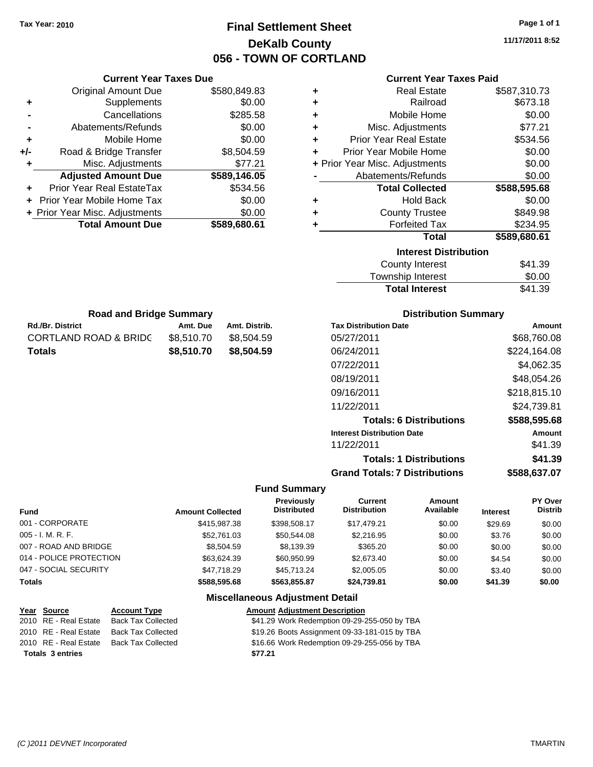Tax Year: 2010

# Final Settlement Sheet

## DeKalb County

## 056 - TOWN OF CORTLAND

11/17/2011 8:52

### Current Year Taxes Due

| | | |
|---|---|---|
| | Original Amount Due | $580,849.83 |
| + | Supplements | $0.00 |
| - | Cancellations | $285.58 |
| - | Abatements/Refunds | $0.00 |
| + | Mobile Home | $0.00 |
| +/- | Road & Bridge Transfer | $8,504.59 |
| + | Misc. Adjustments | $77.21 |
| | **Adjusted Amount Due** | **$589,146.05** |
| + | Prior Year Real EstateTax | $534.56 |
| + | Prior Year Mobile Home Tax | $0.00 |
| + | Prior Year Misc. Adjustments | $0.00 |
| | **Total Amount Due** | **$589,680.61** |

### Current Year Taxes Paid

| | | |
|---|---|---|
| + | Real Estate | $587,310.73 |
| + | Railroad | $673.18 |
| + | Mobile Home | $0.00 |
| + | Misc. Adjustments | $77.21 |
| + | Prior Year Real Estate | $534.56 |
| + | Prior Year Mobile Home | $0.00 |
| + | Prior Year Misc. Adjustments | $0.00 |
| - | Abatements/Refunds | $0.00 |
| | **Total Collected** | **$588,595.68** |
| + | Hold Back | $0.00 |
| + | County Trustee | $849.98 |
| + | Forfeited Tax | $234.95 |
| | **Total** | **$589,680.61** |

### Interest Distribution

| | |
|---|---|
| County Interest | $41.39 |
| Township Interest | $0.00 |
| **Total Interest** | $41.39 |

### Road and Bridge Summary

| Rd./Br. District | Amt. Due | Amt. Distrib. |
|---|---|---|
| CORTLAND ROAD & BRIDG | $8,510.70 | $8,504.59 |
| **Totals** | **$8,510.70** | **$8,504.59** |

### Distribution Summary

| Tax Distribution Date | Amount |
|---|---|
| 05/27/2011 | $68,760.08 |
| 06/24/2011 | $224,164.08 |
| 07/22/2011 | $4,062.35 |
| 08/19/2011 | $48,054.26 |
| 09/16/2011 | $218,815.10 |
| 11/22/2011 | $24,739.81 |
| **Totals: 6 Distributions** | **$588,595.68** |
| **Interest Distribution Date** | **Amount** |
| 11/22/2011 | $41.39 |
| **Totals: 1 Distributions** | **$41.39** |
| **Grand Totals: 7 Distributions** | **$588,637.07** |

### Fund Summary

| Fund | Amount Collected | Previously Distributed | Current Distribution | Amount Available | Interest | PY Over Distrib |
|---|---|---|---|---|---|---|
| 001 - CORPORATE | $415,987.38 | $398,508.17 | $17,479.21 | $0.00 | $29.69 | $0.00 |
| 005 - I. M. R. F. | $52,761.03 | $50,544.08 | $2,216.95 | $0.00 | $3.76 | $0.00 |
| 007 - ROAD AND BRIDGE | $8,504.59 | $8,139.39 | $365.20 | $0.00 | $0.00 | $0.00 |
| 014 - POLICE PROTECTION | $63,624.39 | $60,950.99 | $2,673.40 | $0.00 | $4.54 | $0.00 |
| 047 - SOCIAL SECURITY | $47,718.29 | $45,713.24 | $2,005.05 | $0.00 | $3.40 | $0.00 |
| **Totals** | **$588,595.68** | **$563,855.87** | **$24,739.81** | **$0.00** | **$41.39** | **$0.00** |

### Miscellaneous Adjustment Detail

| Year | Source | Account Type | Amount | Adjustment Description |
|---|---|---|---|---|
| 2010 | RE - Real Estate | Back Tax Collected | $41.29 | Work Redemption 09-29-255-050 by TBA |
| 2010 | RE - Real Estate | Back Tax Collected | $19.26 | Boots Assignment 09-33-181-015 by TBA |
| 2010 | RE - Real Estate | Back Tax Collected | $16.66 | Work Redemption 09-29-255-056 by TBA |
| **Totals 3 entries** | | | **$77.21** | |

(C )2011 DEVNET Incorporated TMARTIN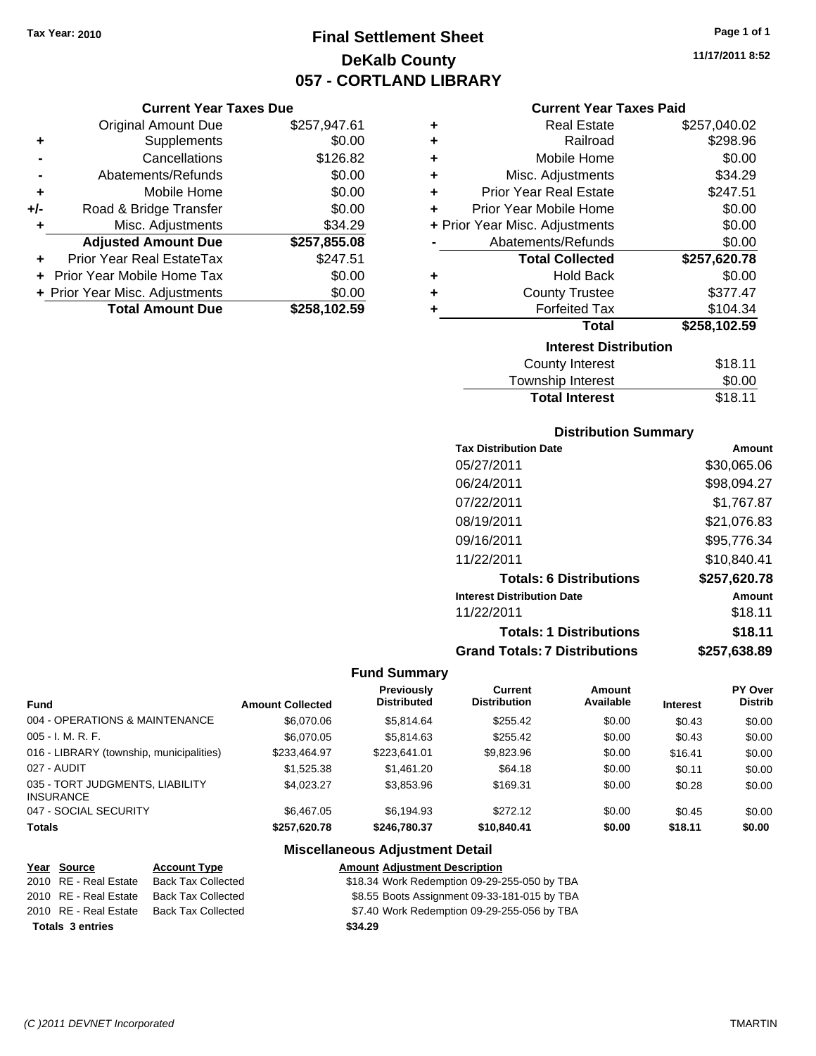Tax Year: 2010

# Final Settlement Sheet
## DeKalb County
## 057 - CORTLAND LIBRARY

11/17/2011 8:52

### Current Year Taxes Due

| | | |
|---|---|---|
| | Original Amount Due | $257,947.61 |
| + | Supplements | $0.00 |
| - | Cancellations | $126.82 |
| - | Abatements/Refunds | $0.00 |
| + | Mobile Home | $0.00 |
| +/- | Road & Bridge Transfer | $0.00 |
| + | Misc. Adjustments | $34.29 |
| | **Adjusted Amount Due** | **$257,855.08** |
| + | Prior Year Real EstateTax | $247.51 |
| + | Prior Year Mobile Home Tax | $0.00 |
| + | Prior Year Misc. Adjustments | $0.00 |
| | **Total Amount Due** | **$258,102.59** |

### Current Year Taxes Paid

| | | |
|---|---|---|
| + | Real Estate | $257,040.02 |
| + | Railroad | $298.96 |
| + | Mobile Home | $0.00 |
| + | Misc. Adjustments | $34.29 |
| + | Prior Year Real Estate | $247.51 |
| + | Prior Year Mobile Home | $0.00 |
| + | Prior Year Misc. Adjustments | $0.00 |
| - | Abatements/Refunds | $0.00 |
| | **Total Collected** | **$257,620.78** |
| + | Hold Back | $0.00 |
| + | County Trustee | $377.47 |
| + | Forfeited Tax | $104.34 |
| | **Total** | **$258,102.59** |

### Interest Distribution

| | |
|---|---|
| County Interest | $18.11 |
| Township Interest | $0.00 |
| **Total Interest** | $18.11 |

### Distribution Summary

| Tax Distribution Date | Amount |
|---|---|
| 05/27/2011 | $30,065.06 |
| 06/24/2011 | $98,094.27 |
| 07/22/2011 | $1,767.87 |
| 08/19/2011 | $21,076.83 |
| 09/16/2011 | $95,776.34 |
| 11/22/2011 | $10,840.41 |
| **Totals: 6 Distributions** | **$257,620.78** |
| **Interest Distribution Date** | **Amount** |
| 11/22/2011 | $18.11 |
| **Totals: 1 Distributions** | **$18.11** |
| **Grand Totals: 7 Distributions** | **$257,638.89** |

### Fund Summary

| Fund | Amount Collected | Previously Distributed | Current Distribution | Amount Available | Interest | PY Over Distrib |
|---|---|---|---|---|---|---|
| 004 - OPERATIONS & MAINTENANCE | $6,070.06 | $5,814.64 | $255.42 | $0.00 | $0.43 | $0.00 |
| 005 - I. M. R. F. | $6,070.05 | $5,814.63 | $255.42 | $0.00 | $0.43 | $0.00 |
| 016 - LIBRARY (township, municipalities) | $233,464.97 | $223,641.01 | $9,823.96 | $0.00 | $16.41 | $0.00 |
| 027 - AUDIT | $1,525.38 | $1,461.20 | $64.18 | $0.00 | $0.11 | $0.00 |
| 035 - TORT JUDGMENTS, LIABILITY INSURANCE | $4,023.27 | $3,853.96 | $169.31 | $0.00 | $0.28 | $0.00 |
| 047 - SOCIAL SECURITY | $6,467.05 | $6,194.93 | $272.12 | $0.00 | $0.45 | $0.00 |
| **Totals** | **$257,620.78** | **$246,780.37** | **$10,840.41** | **$0.00** | **$18.11** | **$0.00** |

### Miscellaneous Adjustment Detail

| Year | Source | Account Type | Amount | Adjustment Description |
|---|---|---|---|---|
| 2010 | RE - Real Estate | Back Tax Collected | $18.34 | Work Redemption 09-29-255-050 by TBA |
| 2010 | RE - Real Estate | Back Tax Collected | $8.55 | Boots Assignment 09-33-181-015 by TBA |
| 2010 | RE - Real Estate | Back Tax Collected | $7.40 | Work Redemption 09-29-255-056 by TBA |
| **Totals** | **3 entries** | | **$34.29** | |

(C )2011 DEVNET Incorporated TMARTIN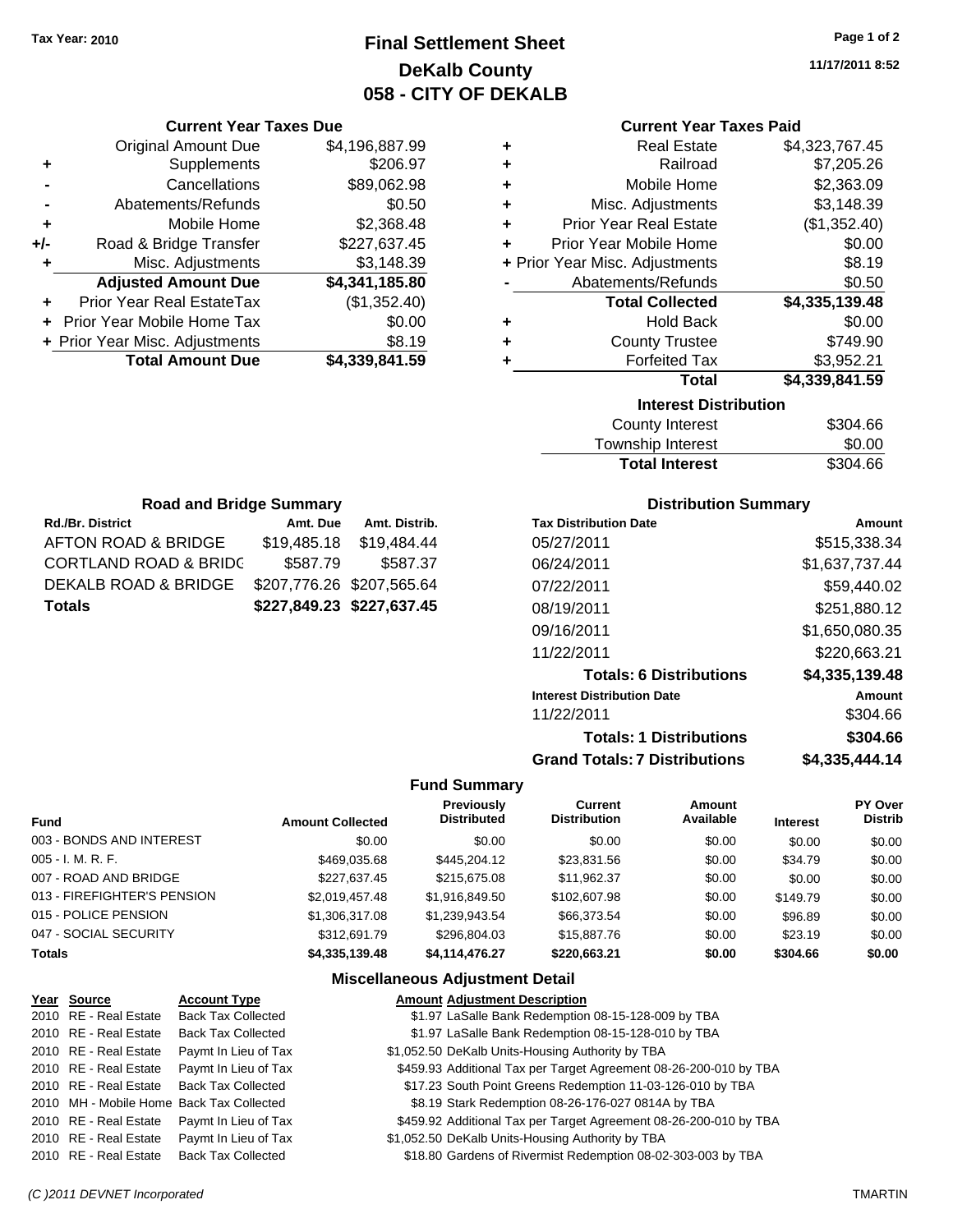Tax Year: 2010

# Final Settlement Sheet
## DeKalb County
## 058 - CITY OF DEKALB

11/17/2011 8:52

### Current Year Taxes Due

| | | |
|---|---|---|
| | Original Amount Due | $4,196,887.99 |
| + | Supplements | $206.97 |
| - | Cancellations | $89,062.98 |
| - | Abatements/Refunds | $0.50 |
| + | Mobile Home | $2,368.48 |
| +/- | Road & Bridge Transfer | $227,637.45 |
| + | Misc. Adjustments | $3,148.39 |
| | **Adjusted Amount Due** | **$4,341,185.80** |
| + | Prior Year Real EstateTax | ($1,352.40) |
| + | Prior Year Mobile Home Tax | $0.00 |
| + | Prior Year Misc. Adjustments | $8.19 |
| | **Total Amount Due** | **$4,339,841.59** |

### Current Year Taxes Paid

| | | |
|---|---|---|
| + | Real Estate | $4,323,767.45 |
| + | Railroad | $7,205.26 |
| + | Mobile Home | $2,363.09 |
| + | Misc. Adjustments | $3,148.39 |
| + | Prior Year Real Estate | ($1,352.40) |
| + | Prior Year Mobile Home | $0.00 |
| + | Prior Year Misc. Adjustments | $8.19 |
| - | Abatements/Refunds | $0.50 |
| | **Total Collected** | **$4,335,139.48** |
| + | Hold Back | $0.00 |
| + | County Trustee | $749.90 |
| + | Forfeited Tax | $3,952.21 |
| | **Total** | **$4,339,841.59** |

### Interest Distribution

| | |
|---|---|
| County Interest | $304.66 |
| Township Interest | $0.00 |
| **Total Interest** | $304.66 |

### Road and Bridge Summary

| Rd./Br. District | Amt. Due | Amt. Distrib. |
|---|---|---|
| AFTON ROAD & BRIDGE | $19,485.18 | $19,484.44 |
| CORTLAND ROAD & BRIDG | $587.79 | $587.37 |
| DEKALB ROAD & BRIDGE | $207,776.26 | $207,565.64 |
| **Totals** | **$227,849.23** | **$227,637.45** |

### Distribution Summary

| Tax Distribution Date | Amount |
|---|---|
| 05/27/2011 | $515,338.34 |
| 06/24/2011 | $1,637,737.44 |
| 07/22/2011 | $59,440.02 |
| 08/19/2011 | $251,880.12 |
| 09/16/2011 | $1,650,080.35 |
| 11/22/2011 | $220,663.21 |
| **Totals: 6 Distributions** | **$4,335,139.48** |
| **Interest Distribution Date** | **Amount** |
| 11/22/2011 | $304.66 |
| **Totals: 1 Distributions** | **$304.66** |
| **Grand Totals: 7 Distributions** | **$4,335,444.14** |

### Fund Summary

| Fund | Amount Collected | Previously Distributed | Current Distribution | Amount Available | Interest | PY Over Distrib |
|---|---|---|---|---|---|---|
| 003 - BONDS AND INTEREST | $0.00 | $0.00 | $0.00 | $0.00 | $0.00 | $0.00 |
| 005 - I. M. R. F. | $469,035.68 | $445,204.12 | $23,831.56 | $0.00 | $34.79 | $0.00 |
| 007 - ROAD AND BRIDGE | $227,637.45 | $215,675.08 | $11,962.37 | $0.00 | $0.00 | $0.00 |
| 013 - FIREFIGHTER'S PENSION | $2,019,457.48 | $1,916,849.50 | $102,607.98 | $0.00 | $149.79 | $0.00 |
| 015 - POLICE PENSION | $1,306,317.08 | $1,239,943.54 | $66,373.54 | $0.00 | $96.89 | $0.00 |
| 047 - SOCIAL SECURITY | $312,691.79 | $296,804.03 | $15,887.76 | $0.00 | $23.19 | $0.00 |
| **Totals** | **$4,335,139.48** | **$4,114,476.27** | **$220,663.21** | **$0.00** | **$304.66** | **$0.00** |

### Miscellaneous Adjustment Detail

| Year | Source | Account Type | Amount | Adjustment Description |
|---|---|---|---|---|
| 2010 | RE - Real Estate | Back Tax Collected | $1.97 | LaSalle Bank Redemption 08-15-128-009 by TBA |
| 2010 | RE - Real Estate | Back Tax Collected | $1.97 | LaSalle Bank Redemption 08-15-128-010 by TBA |
| 2010 | RE - Real Estate | Paymt In Lieu of Tax | $1,052.50 | DeKalb Units-Housing Authority by TBA |
| 2010 | RE - Real Estate | Paymt In Lieu of Tax | $459.93 | Additional Tax per Target Agreement 08-26-200-010 by TBA |
| 2010 | RE - Real Estate | Back Tax Collected | $17.23 | South Point Greens Redemption 11-03-126-010 by TBA |
| 2010 | MH - Mobile Home | Back Tax Collected | $8.19 | Stark Redemption 08-26-176-027 0814A by TBA |
| 2010 | RE - Real Estate | Paymt In Lieu of Tax | $459.92 | Additional Tax per Target Agreement 08-26-200-010 by TBA |
| 2010 | RE - Real Estate | Paymt In Lieu of Tax | $1,052.50 | DeKalb Units-Housing Authority by TBA |
| 2010 | RE - Real Estate | Back Tax Collected | $18.80 | Gardens of Rivermist Redemption 08-02-303-003 by TBA |

(C )2011 DEVNET Incorporated TMARTIN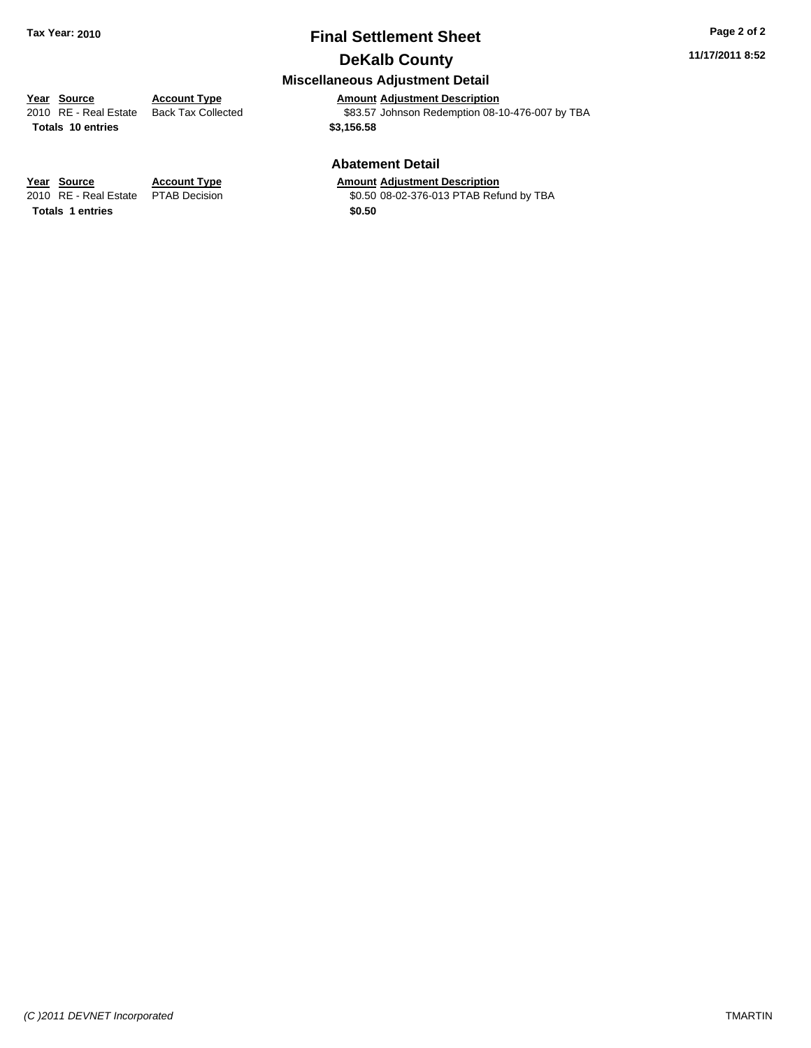# Final Settlement Sheet

## DeKalb County

### Miscellaneous Adjustment Detail

| Year | Source | Account Type | Amount | Adjustment Description |
|---|---|---|---|---|
| 2010 | RE - Real Estate | Back Tax Collected | $83.57 | Johnson Redemption 08-10-476-007 by TBA |
| **Totals 10 entries** | | | **$3,156.58** | |

### Abatement Detail

| Year | Source | Account Type | Amount | Adjustment Description |
|---|---|---|---|---|
| 2010 | RE - Real Estate | PTAB Decision | $0.50 | 08-02-376-013 PTAB Refund by TBA |
| **Totals 1 entries** | | | **$0.50** | |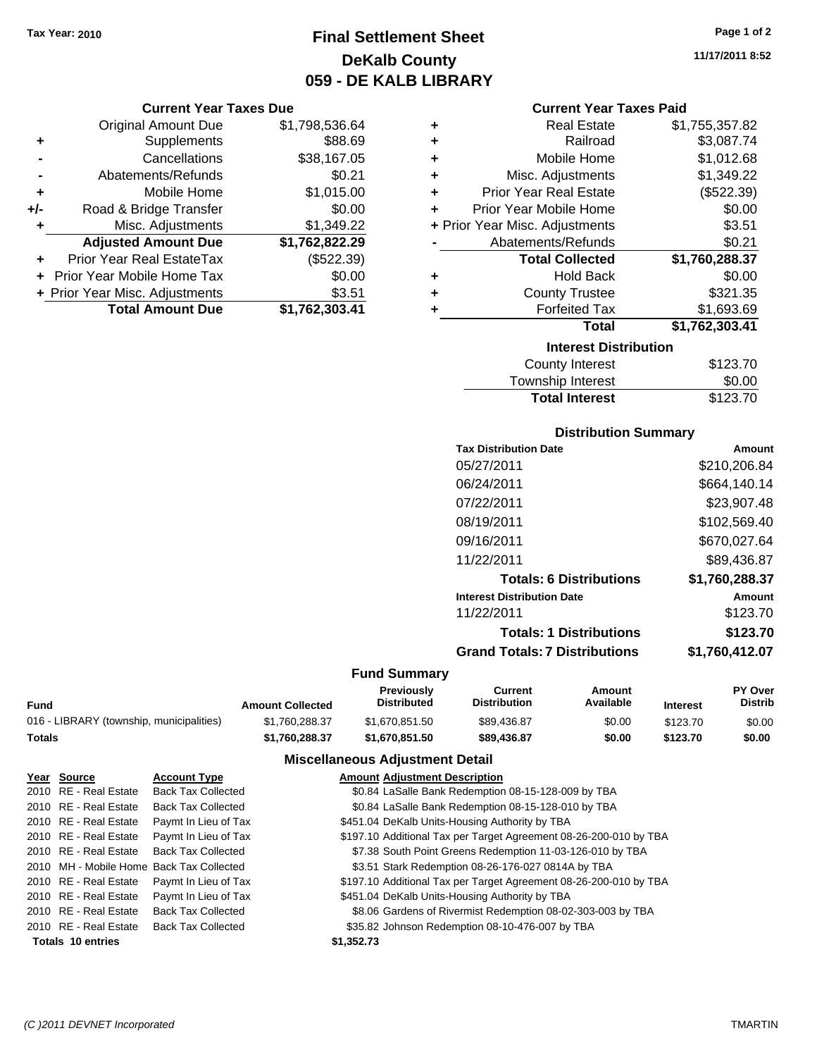Tax Year: 2010

# Final Settlement Sheet
## DeKalb County
## 059 - DE KALB LIBRARY

11/17/2011 8:52

### Current Year Taxes Due

| | | |
|---|---|---|
| | Original Amount Due | $1,798,536.64 |
| + | Supplements | $88.69 |
| - | Cancellations | $38,167.05 |
| - | Abatements/Refunds | $0.21 |
| + | Mobile Home | $1,015.00 |
| +/- | Road & Bridge Transfer | $0.00 |
| + | Misc. Adjustments | $1,349.22 |
| | **Adjusted Amount Due** | **$1,762,822.29** |
| + | Prior Year Real EstateTax | ($522.39) |
| + | Prior Year Mobile Home Tax | $0.00 |
| + | Prior Year Misc. Adjustments | $3.51 |
| | **Total Amount Due** | **$1,762,303.41** |

### Current Year Taxes Paid

| | | |
|---|---|---|
| + | Real Estate | $1,755,357.82 |
| + | Railroad | $3,087.74 |
| + | Mobile Home | $1,012.68 |
| + | Misc. Adjustments | $1,349.22 |
| + | Prior Year Real Estate | ($522.39) |
| + | Prior Year Mobile Home | $0.00 |
| + | Prior Year Misc. Adjustments | $3.51 |
| - | Abatements/Refunds | $0.21 |
| | **Total Collected** | **$1,760,288.37** |
| + | Hold Back | $0.00 |
| + | County Trustee | $321.35 |
| + | Forfeited Tax | $1,693.69 |
| | **Total** | **$1,762,303.41** |

### Interest Distribution

| | |
|---|---|
| County Interest | $123.70 |
| Township Interest | $0.00 |
| **Total Interest** | $123.70 |

### Distribution Summary

| Tax Distribution Date | Amount |
|---|---|
| 05/27/2011 | $210,206.84 |
| 06/24/2011 | $664,140.14 |
| 07/22/2011 | $23,907.48 |
| 08/19/2011 | $102,569.40 |
| 09/16/2011 | $670,027.64 |
| 11/22/2011 | $89,436.87 |
| **Totals: 6 Distributions** | **$1,760,288.37** |
| **Interest Distribution Date** | **Amount** |
| 11/22/2011 | $123.70 |
| **Totals: 1 Distributions** | **$123.70** |
| **Grand Totals: 7 Distributions** | **$1,760,412.07** |

### Fund Summary

| Fund | Amount Collected | Previously Distributed | Current Distribution | Amount Available | Interest | PY Over Distrib |
|---|---|---|---|---|---|---|
| 016 - LIBRARY (township, municipalities) | $1,760,288.37 | $1,670,851.50 | $89,436.87 | $0.00 | $123.70 | $0.00 |
| **Totals** | **$1,760,288.37** | **$1,670,851.50** | **$89,436.87** | **$0.00** | **$123.70** | **$0.00** |

### Miscellaneous Adjustment Detail

| Year | Source | Account Type | Amount | Adjustment Description |
|---|---|---|---|---|
| 2010 | RE - Real Estate | Back Tax Collected | $0.84 | LaSalle Bank Redemption 08-15-128-009 by TBA |
| 2010 | RE - Real Estate | Back Tax Collected | $0.84 | LaSalle Bank Redemption 08-15-128-010 by TBA |
| 2010 | RE - Real Estate | Paymt In Lieu of Tax | $451.04 | DeKalb Units-Housing Authority by TBA |
| 2010 | RE - Real Estate | Paymt In Lieu of Tax | $197.10 | Additional Tax per Target Agreement 08-26-200-010 by TBA |
| 2010 | RE - Real Estate | Back Tax Collected | $7.38 | South Point Greens Redemption 11-03-126-010 by TBA |
| 2010 | MH - Mobile Home | Back Tax Collected | $3.51 | Stark Redemption 08-26-176-027 0814A by TBA |
| 2010 | RE - Real Estate | Paymt In Lieu of Tax | $197.10 | Additional Tax per Target Agreement 08-26-200-010 by TBA |
| 2010 | RE - Real Estate | Paymt In Lieu of Tax | $451.04 | DeKalb Units-Housing Authority by TBA |
| 2010 | RE - Real Estate | Back Tax Collected | $8.06 | Gardens of Rivermist Redemption 08-02-303-003 by TBA |
| 2010 | RE - Real Estate | Back Tax Collected | $35.82 | Johnson Redemption 08-10-476-007 by TBA |
| **Totals** | **10 entries** | | **$1,352.73** | |

(C )2011 DEVNET Incorporated TMARTIN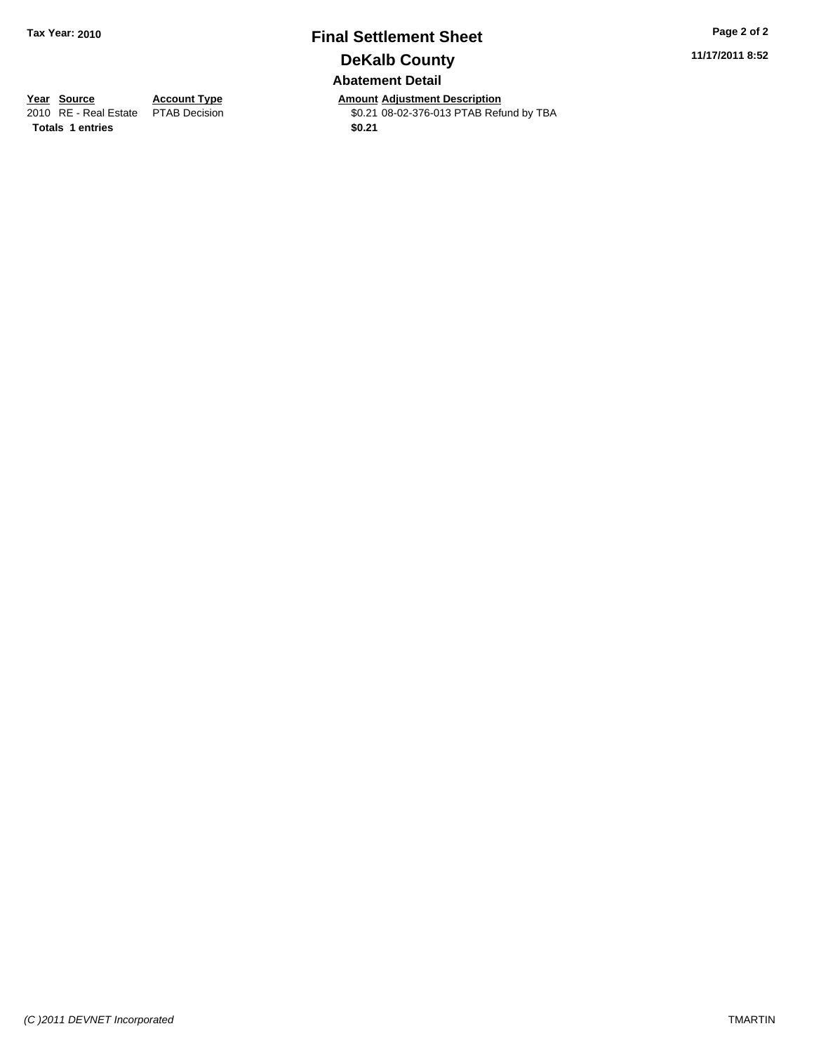**Tax Year: 2010**

# Final Settlement Sheet

## DeKalb County

### Abatement Detail

| Year | Source | Account Type | Amount | Adjustment Description |
|---|---|---|---|---|
| 2010 | RE - Real Estate | PTAB Decision | $0.21 | 08-02-376-013 PTAB Refund by TBA |
| **Totals** | **1 entries** | | **$0.21** | |

11/17/2011 8:52

*(C )2011 DEVNET Incorporated*

TMARTIN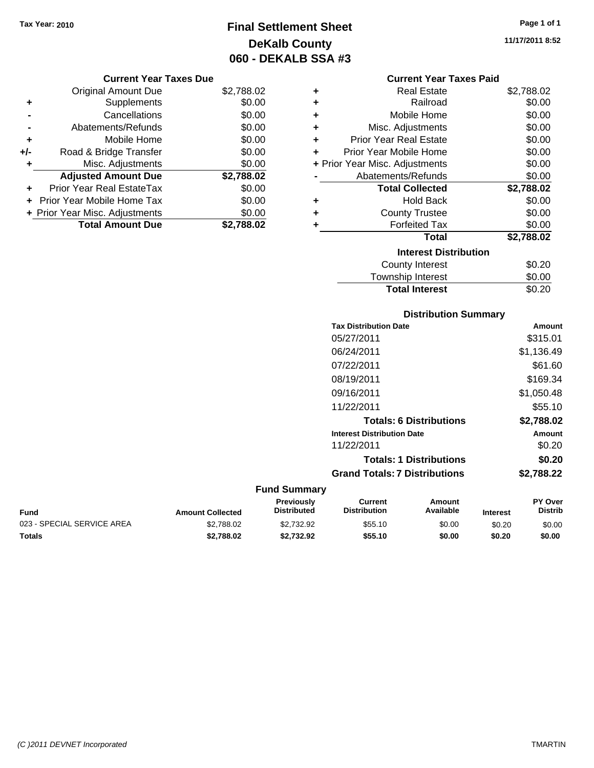Tax Year: 2010

# Final Settlement Sheet
## DeKalb County
## 060 - DEKALB SSA #3

11/17/2011 8:52

### Current Year Taxes Due

| | | |
|---|---|---|
| | Original Amount Due | $2,788.02 |
| + | Supplements | $0.00 |
| - | Cancellations | $0.00 |
| - | Abatements/Refunds | $0.00 |
| + | Mobile Home | $0.00 |
| +/- | Road & Bridge Transfer | $0.00 |
| + | Misc. Adjustments | $0.00 |
| | **Adjusted Amount Due** | **$2,788.02** |
| + | Prior Year Real EstateTax | $0.00 |
| + | Prior Year Mobile Home Tax | $0.00 |
| + | Prior Year Misc. Adjustments | $0.00 |
| | **Total Amount Due** | **$2,788.02** |

### Current Year Taxes Paid

| | | |
|---|---|---|
| + | Real Estate | $2,788.02 |
| + | Railroad | $0.00 |
| + | Mobile Home | $0.00 |
| + | Misc. Adjustments | $0.00 |
| + | Prior Year Real Estate | $0.00 |
| + | Prior Year Mobile Home | $0.00 |
| + | Prior Year Misc. Adjustments | $0.00 |
| - | Abatements/Refunds | $0.00 |
| | **Total Collected** | **$2,788.02** |
| + | Hold Back | $0.00 |
| + | County Trustee | $0.00 |
| + | Forfeited Tax | $0.00 |
| | **Total** | **$2,788.02** |

### Interest Distribution

| | |
|---|---|
| County Interest | $0.20 |
| Township Interest | $0.00 |
| **Total Interest** | $0.20 |

### Distribution Summary

| Tax Distribution Date | Amount |
|---|---|
| 05/27/2011 | $315.01 |
| 06/24/2011 | $1,136.49 |
| 07/22/2011 | $61.60 |
| 08/19/2011 | $169.34 |
| 09/16/2011 | $1,050.48 |
| 11/22/2011 | $55.10 |
| **Totals: 6 Distributions** | **$2,788.02** |
| **Interest Distribution Date** | **Amount** |
| 11/22/2011 | $0.20 |
| **Totals: 1 Distributions** | **$0.20** |
| **Grand Totals: 7 Distributions** | **$2,788.22** |

### Fund Summary

| Fund | Amount Collected | Previously Distributed | Current Distribution | Amount Available | Interest | PY Over Distrib |
|---|---|---|---|---|---|---|
| 023 - SPECIAL SERVICE AREA | $2,788.02 | $2,732.92 | $55.10 | $0.00 | $0.20 | $0.00 |
| **Totals** | **$2,788.02** | **$2,732.92** | **$55.10** | **$0.00** | **$0.20** | **$0.00** |

(C )2011 DEVNET Incorporated — TMARTIN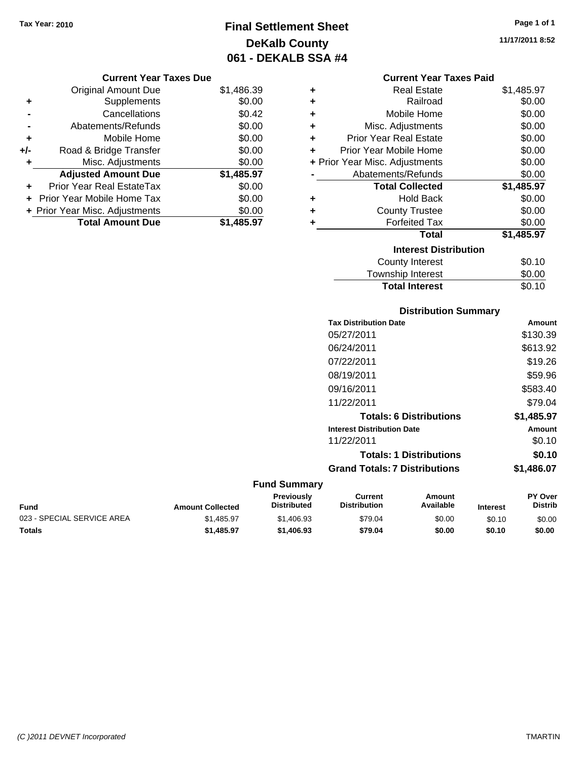Tax Year: 2010

# Final Settlement Sheet
## DeKalb County
## 061 - DEKALB SSA #4

11/17/2011 8:52

### Current Year Taxes Due

| | | |
|---|---|---|
| | Original Amount Due | $1,486.39 |
| + | Supplements | $0.00 |
| - | Cancellations | $0.42 |
| - | Abatements/Refunds | $0.00 |
| + | Mobile Home | $0.00 |
| +/- | Road & Bridge Transfer | $0.00 |
| + | Misc. Adjustments | $0.00 |
| | **Adjusted Amount Due** | **$1,485.97** |
| + | Prior Year Real EstateTax | $0.00 |
| + | Prior Year Mobile Home Tax | $0.00 |
| + | Prior Year Misc. Adjustments | $0.00 |
| | **Total Amount Due** | **$1,485.97** |

### Current Year Taxes Paid

| | | |
|---|---|---|
| + | Real Estate | $1,485.97 |
| + | Railroad | $0.00 |
| + | Mobile Home | $0.00 |
| + | Misc. Adjustments | $0.00 |
| + | Prior Year Real Estate | $0.00 |
| + | Prior Year Mobile Home | $0.00 |
| + | Prior Year Misc. Adjustments | $0.00 |
| - | Abatements/Refunds | $0.00 |
| | **Total Collected** | **$1,485.97** |
| + | Hold Back | $0.00 |
| + | County Trustee | $0.00 |
| + | Forfeited Tax | $0.00 |
| | **Total** | **$1,485.97** |

### Interest Distribution

| | |
|---|---|
| County Interest | $0.10 |
| Township Interest | $0.00 |
| **Total Interest** | $0.10 |

### Distribution Summary

| Tax Distribution Date | Amount |
|---|---|
| 05/27/2011 | $130.39 |
| 06/24/2011 | $613.92 |
| 07/22/2011 | $19.26 |
| 08/19/2011 | $59.96 |
| 09/16/2011 | $583.40 |
| 11/22/2011 | $79.04 |
| **Totals: 6 Distributions** | **$1,485.97** |

| Interest Distribution Date | Amount |
|---|---|
| 11/22/2011 | $0.10 |
| **Totals: 1 Distributions** | **$0.10** |
| **Grand Totals: 7 Distributions** | **$1,486.07** |

### Fund Summary

| Fund | Amount Collected | Previously Distributed | Current Distribution | Amount Available | Interest | PY Over Distrib |
|---|---|---|---|---|---|---|
| 023 - SPECIAL SERVICE AREA | $1,485.97 | $1,406.93 | $79.04 | $0.00 | $0.10 | $0.00 |
| **Totals** | **$1,485.97** | **$1,406.93** | **$79.04** | **$0.00** | **$0.10** | **$0.00** |

(C )2011 DEVNET Incorporated TMARTIN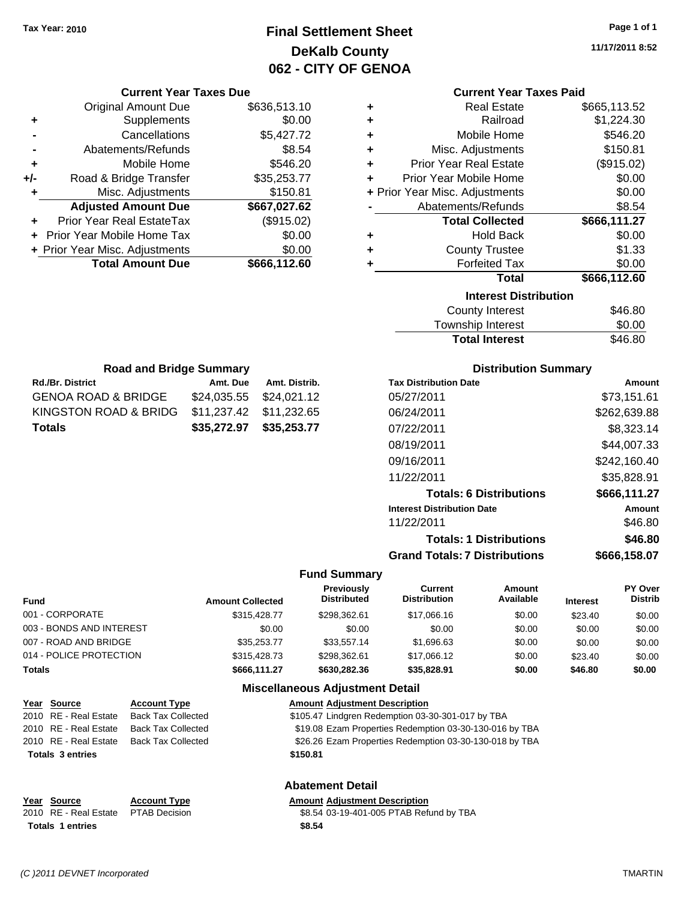Tax Year: 2010

# Final Settlement Sheet
## DeKalb County
## 062 - CITY OF GENOA

11/17/2011 8:52

### Current Year Taxes Due

| | | |
|---|---|---|
| | Original Amount Due | $636,513.10 |
| + | Supplements | $0.00 |
| - | Cancellations | $5,427.72 |
| - | Abatements/Refunds | $8.54 |
| + | Mobile Home | $546.20 |
| +/- | Road & Bridge Transfer | $35,253.77 |
| + | Misc. Adjustments | $150.81 |
| | **Adjusted Amount Due** | **$667,027.62** |
| + | Prior Year Real EstateTax | ($915.02) |
| + | Prior Year Mobile Home Tax | $0.00 |
| + | Prior Year Misc. Adjustments | $0.00 |
| | **Total Amount Due** | **$666,112.60** |

### Current Year Taxes Paid

| | | |
|---|---|---|
| + | Real Estate | $665,113.52 |
| + | Railroad | $1,224.30 |
| + | Mobile Home | $546.20 |
| + | Misc. Adjustments | $150.81 |
| + | Prior Year Real Estate | ($915.02) |
| + | Prior Year Mobile Home | $0.00 |
| + | Prior Year Misc. Adjustments | $0.00 |
| - | Abatements/Refunds | $8.54 |
| | **Total Collected** | **$666,111.27** |
| + | Hold Back | $0.00 |
| + | County Trustee | $1.33 |
| + | Forfeited Tax | $0.00 |
| | **Total** | **$666,112.60** |

### Interest Distribution

| | |
|---|---|
| County Interest | $46.80 |
| Township Interest | $0.00 |
| **Total Interest** | $46.80 |

### Road and Bridge Summary

| Rd./Br. District | Amt. Due | Amt. Distrib. |
|---|---|---|
| GENOA ROAD & BRIDGE | $24,035.55 | $24,021.12 |
| KINGSTON ROAD & BRIDG | $11,237.42 | $11,232.65 |
| **Totals** | **$35,272.97** | **$35,253.77** |

### Distribution Summary

| Tax Distribution Date | Amount |
|---|---|
| 05/27/2011 | $73,151.61 |
| 06/24/2011 | $262,639.88 |
| 07/22/2011 | $8,323.14 |
| 08/19/2011 | $44,007.33 |
| 09/16/2011 | $242,160.40 |
| 11/22/2011 | $35,828.91 |
| **Totals: 6 Distributions** | **$666,111.27** |
| **Interest Distribution Date** | **Amount** |
| 11/22/2011 | $46.80 |
| **Totals: 1 Distributions** | **$46.80** |
| **Grand Totals: 7 Distributions** | **$666,158.07** |

### Fund Summary

| Fund | Amount Collected | Previously Distributed | Current Distribution | Amount Available | Interest | PY Over Distrib |
|---|---|---|---|---|---|---|
| 001 - CORPORATE | $315,428.77 | $298,362.61 | $17,066.16 | $0.00 | $23.40 | $0.00 |
| 003 - BONDS AND INTEREST | $0.00 | $0.00 | $0.00 | $0.00 | $0.00 | $0.00 |
| 007 - ROAD AND BRIDGE | $35,253.77 | $33,557.14 | $1,696.63 | $0.00 | $0.00 | $0.00 |
| 014 - POLICE PROTECTION | $315,428.73 | $298,362.61 | $17,066.12 | $0.00 | $23.40 | $0.00 |
| **Totals** | **$666,111.27** | **$630,282.36** | **$35,828.91** | **$0.00** | **$46.80** | **$0.00** |

### Miscellaneous Adjustment Detail

| Year | Source | Account Type | Amount | Adjustment Description |
|---|---|---|---|---|
| 2010 | RE - Real Estate | Back Tax Collected | $105.47 | Lindgren Redemption 03-30-301-017 by TBA |
| 2010 | RE - Real Estate | Back Tax Collected | $19.08 | Ezam Properties Redemption 03-30-130-016 by TBA |
| 2010 | RE - Real Estate | Back Tax Collected | $26.26 | Ezam Properties Redemption 03-30-130-018 by TBA |
| **Totals 3 entries** | | | **$150.81** | |

### Abatement Detail

| Year | Source | Account Type | Amount | Adjustment Description |
|---|---|---|---|---|
| 2010 | RE - Real Estate | PTAB Decision | $8.54 | 03-19-401-005 PTAB Refund by TBA |
| **Totals 1 entries** | | | **$8.54** | |

*(C )2011 DEVNET Incorporated* TMARTIN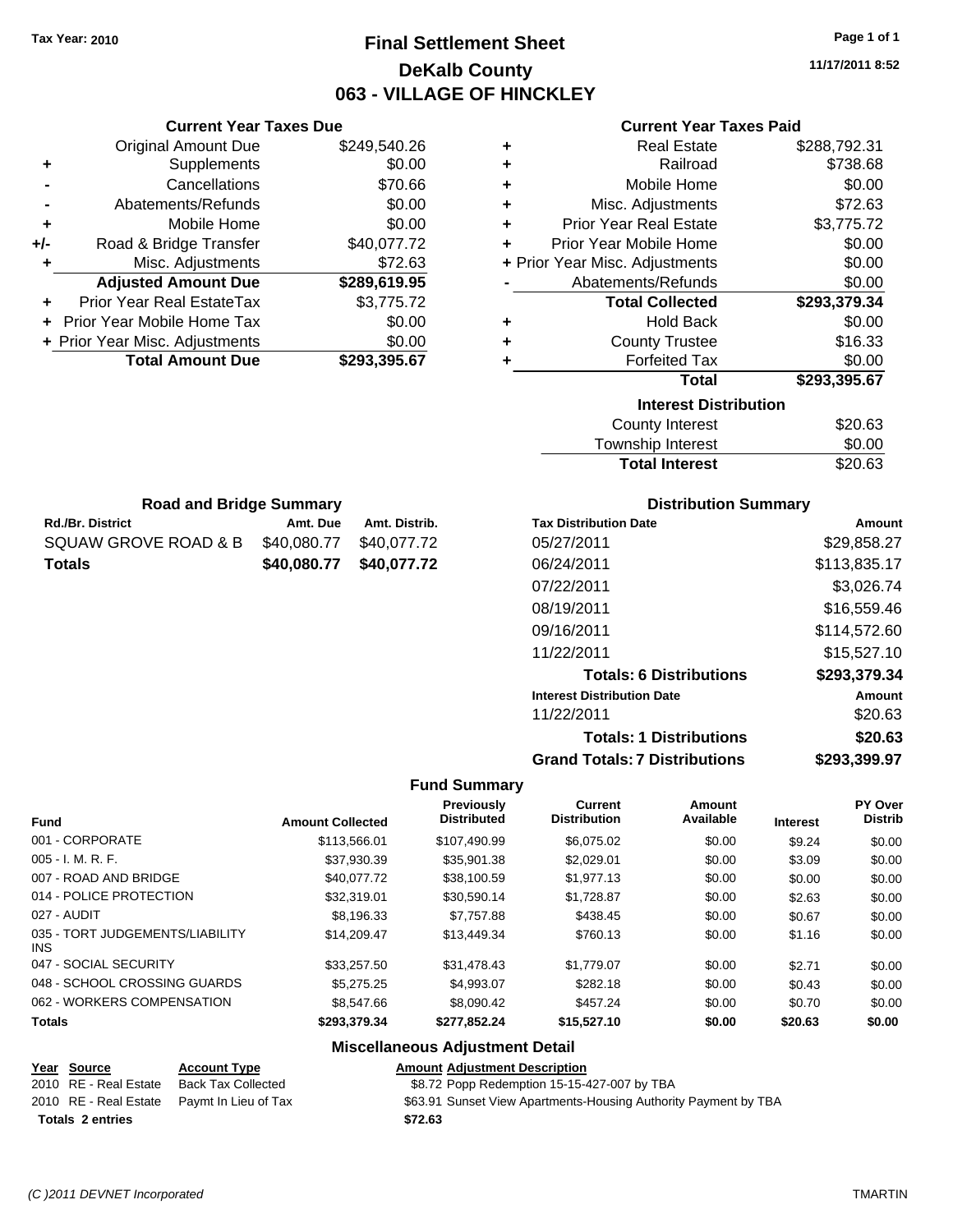Tax Year: 2010

# Final Settlement Sheet

## DeKalb County

## 063 - VILLAGE OF HINCKLEY

11/17/2011 8:52

### Current Year Taxes Due

| | | |
|---|---|---|
| | Original Amount Due | $249,540.26 |
| + | Supplements | $0.00 |
| - | Cancellations | $70.66 |
| - | Abatements/Refunds | $0.00 |
| + | Mobile Home | $0.00 |
| +/- | Road & Bridge Transfer | $40,077.72 |
| + | Misc. Adjustments | $72.63 |
| | **Adjusted Amount Due** | **$289,619.95** |
| + | Prior Year Real EstateTax | $3,775.72 |
| + | Prior Year Mobile Home Tax | $0.00 |
| + | Prior Year Misc. Adjustments | $0.00 |
| | **Total Amount Due** | **$293,395.67** |

### Current Year Taxes Paid

| | | |
|---|---|---|
| + | Real Estate | $288,792.31 |
| + | Railroad | $738.68 |
| + | Mobile Home | $0.00 |
| + | Misc. Adjustments | $72.63 |
| + | Prior Year Real Estate | $3,775.72 |
| + | Prior Year Mobile Home | $0.00 |
| + | Prior Year Misc. Adjustments | $0.00 |
| - | Abatements/Refunds | $0.00 |
| | **Total Collected** | **$293,379.34** |
| + | Hold Back | $0.00 |
| + | County Trustee | $16.33 |
| + | Forfeited Tax | $0.00 |
| | **Total** | **$293,395.67** |

### Interest Distribution

| | |
|---|---|
| County Interest | $20.63 |
| Township Interest | $0.00 |
| **Total Interest** | $20.63 |

### Road and Bridge Summary

| Rd./Br. District | Amt. Due | Amt. Distrib. |
|---|---|---|
| SQUAW GROVE ROAD & B | $40,080.77 | $40,077.72 |
| **Totals** | **$40,080.77** | **$40,077.72** |

### Distribution Summary

| Tax Distribution Date | Amount |
|---|---|
| 05/27/2011 | $29,858.27 |
| 06/24/2011 | $113,835.17 |
| 07/22/2011 | $3,026.74 |
| 08/19/2011 | $16,559.46 |
| 09/16/2011 | $114,572.60 |
| 11/22/2011 | $15,527.10 |
| **Totals: 6 Distributions** | **$293,379.34** |
| **Interest Distribution Date** | **Amount** |
| 11/22/2011 | $20.63 |
| **Totals: 1 Distributions** | **$20.63** |
| **Grand Totals: 7 Distributions** | **$293,399.97** |

### Fund Summary

| Fund | Amount Collected | Previously Distributed | Current Distribution | Amount Available | Interest | PY Over Distrib |
|---|---|---|---|---|---|---|
| 001 - CORPORATE | $113,566.01 | $107,490.99 | $6,075.02 | $0.00 | $9.24 | $0.00 |
| 005 - I. M. R. F. | $37,930.39 | $35,901.38 | $2,029.01 | $0.00 | $3.09 | $0.00 |
| 007 - ROAD AND BRIDGE | $40,077.72 | $38,100.59 | $1,977.13 | $0.00 | $0.00 | $0.00 |
| 014 - POLICE PROTECTION | $32,319.01 | $30,590.14 | $1,728.87 | $0.00 | $2.63 | $0.00 |
| 027 - AUDIT | $8,196.33 | $7,757.88 | $438.45 | $0.00 | $0.67 | $0.00 |
| 035 - TORT JUDGEMENTS/LIABILITY INS | $14,209.47 | $13,449.34 | $760.13 | $0.00 | $1.16 | $0.00 |
| 047 - SOCIAL SECURITY | $33,257.50 | $31,478.43 | $1,779.07 | $0.00 | $2.71 | $0.00 |
| 048 - SCHOOL CROSSING GUARDS | $5,275.25 | $4,993.07 | $282.18 | $0.00 | $0.43 | $0.00 |
| 062 - WORKERS COMPENSATION | $8,547.66 | $8,090.42 | $457.24 | $0.00 | $0.70 | $0.00 |
| **Totals** | **$293,379.34** | **$277,852.24** | **$15,527.10** | **$0.00** | **$20.63** | **$0.00** |

### Miscellaneous Adjustment Detail

| Year | Source | Account Type | Amount | Adjustment Description |
|---|---|---|---|---|
| 2010 | RE - Real Estate | Back Tax Collected | $8.72 | Popp Redemption 15-15-427-007 by TBA |
| 2010 | RE - Real Estate | Paymt In Lieu of Tax | $63.91 | Sunset View Apartments-Housing Authority Payment by TBA |
| **Totals** | **2 entries** | | **$72.63** | |

*(C )2011 DEVNET Incorporated* TMARTIN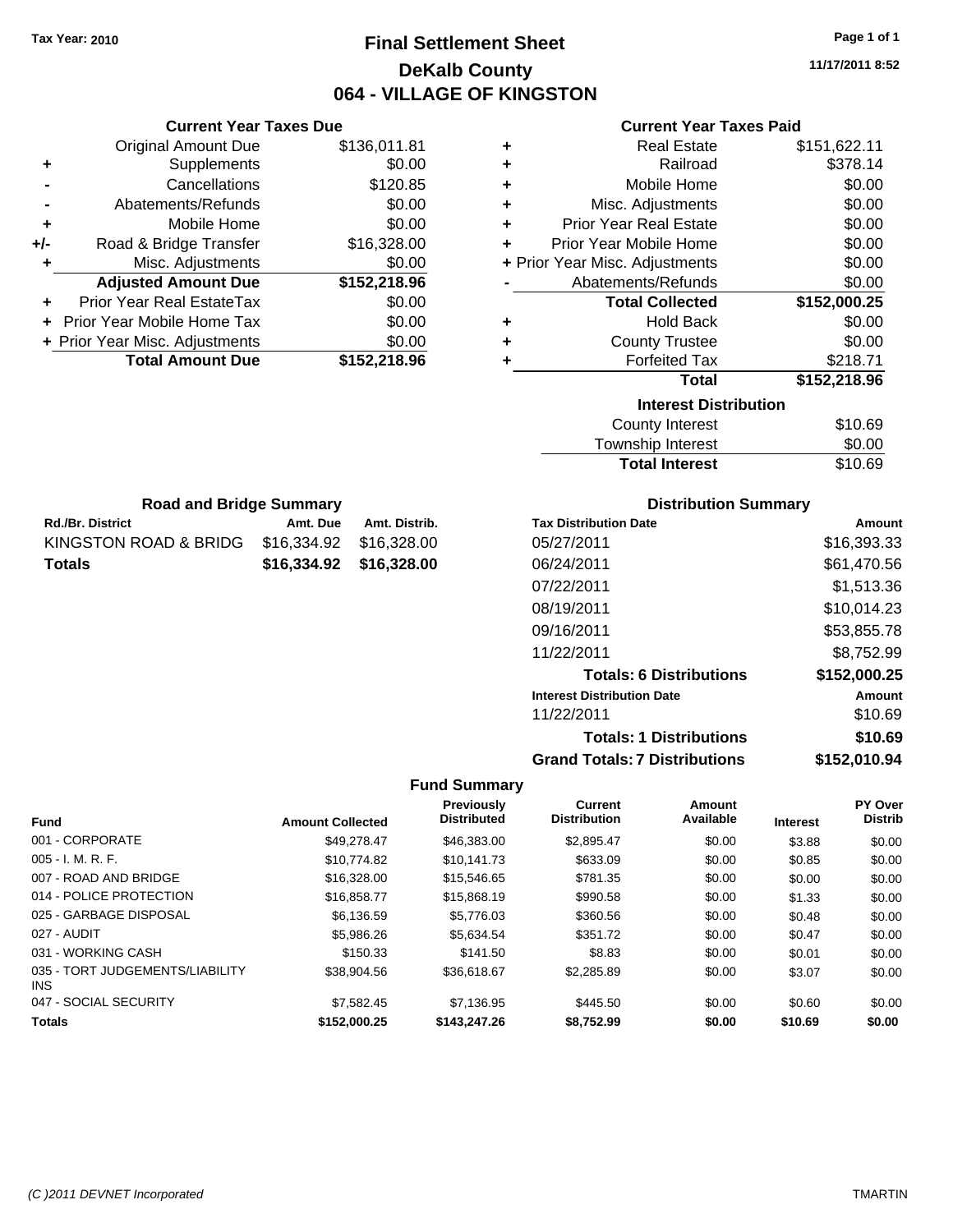Tax Year: 2010

# Final Settlement Sheet

## DeKalb County

## 064 - VILLAGE OF KINGSTON

11/17/2011 8:52

### Current Year Taxes Due

| | | |
|---|---|---|
| | Original Amount Due | $136,011.81 |
| + | Supplements | $0.00 |
| - | Cancellations | $120.85 |
| - | Abatements/Refunds | $0.00 |
| + | Mobile Home | $0.00 |
| +/- | Road & Bridge Transfer | $16,328.00 |
| + | Misc. Adjustments | $0.00 |
| | **Adjusted Amount Due** | **$152,218.96** |
| + | Prior Year Real EstateTax | $0.00 |
| + | Prior Year Mobile Home Tax | $0.00 |
| + | Prior Year Misc. Adjustments | $0.00 |
| | **Total Amount Due** | **$152,218.96** |

### Current Year Taxes Paid

| | | |
|---|---|---|
| + | Real Estate | $151,622.11 |
| + | Railroad | $378.14 |
| + | Mobile Home | $0.00 |
| + | Misc. Adjustments | $0.00 |
| + | Prior Year Real Estate | $0.00 |
| + | Prior Year Mobile Home | $0.00 |
| + | Prior Year Misc. Adjustments | $0.00 |
| - | Abatements/Refunds | $0.00 |
| | **Total Collected** | **$152,000.25** |
| + | Hold Back | $0.00 |
| + | County Trustee | $0.00 |
| + | Forfeited Tax | $218.71 |
| | **Total** | **$152,218.96** |

### Interest Distribution

| | |
|---|---|
| County Interest | $10.69 |
| Township Interest | $0.00 |
| **Total Interest** | $10.69 |

### Road and Bridge Summary

| Rd./Br. District | Amt. Due | Amt. Distrib. |
|---|---|---|
| KINGSTON ROAD & BRIDG | $16,334.92 | $16,328.00 |
| **Totals** | **$16,334.92** | **$16,328.00** |

### Distribution Summary

| Tax Distribution Date | Amount |
|---|---|
| 05/27/2011 | $16,393.33 |
| 06/24/2011 | $61,470.56 |
| 07/22/2011 | $1,513.36 |
| 08/19/2011 | $10,014.23 |
| 09/16/2011 | $53,855.78 |
| 11/22/2011 | $8,752.99 |
| **Totals: 6 Distributions** | **$152,000.25** |
| **Interest Distribution Date** | **Amount** |
| 11/22/2011 | $10.69 |
| **Totals: 1 Distributions** | **$10.69** |
| **Grand Totals: 7 Distributions** | **$152,010.94** |

### Fund Summary

| Fund | Amount Collected | Previously Distributed | Current Distribution | Amount Available | Interest | PY Over Distrib |
|---|---|---|---|---|---|---|
| 001 - CORPORATE | $49,278.47 | $46,383.00 | $2,895.47 | $0.00 | $3.88 | $0.00 |
| 005 - I. M. R. F. | $10,774.82 | $10,141.73 | $633.09 | $0.00 | $0.85 | $0.00 |
| 007 - ROAD AND BRIDGE | $16,328.00 | $15,546.65 | $781.35 | $0.00 | $0.00 | $0.00 |
| 014 - POLICE PROTECTION | $16,858.77 | $15,868.19 | $990.58 | $0.00 | $1.33 | $0.00 |
| 025 - GARBAGE DISPOSAL | $6,136.59 | $5,776.03 | $360.56 | $0.00 | $0.48 | $0.00 |
| 027 - AUDIT | $5,986.26 | $5,634.54 | $351.72 | $0.00 | $0.47 | $0.00 |
| 031 - WORKING CASH | $150.33 | $141.50 | $8.83 | $0.00 | $0.01 | $0.00 |
| 035 - TORT JUDGEMENTS/LIABILITY INS | $38,904.56 | $36,618.67 | $2,285.89 | $0.00 | $3.07 | $0.00 |
| 047 - SOCIAL SECURITY | $7,582.45 | $7,136.95 | $445.50 | $0.00 | $0.60 | $0.00 |
| **Totals** | **$152,000.25** | **$143,247.26** | **$8,752.99** | **$0.00** | **$10.69** | **$0.00** |

(C )2011 DEVNET Incorporated TMARTIN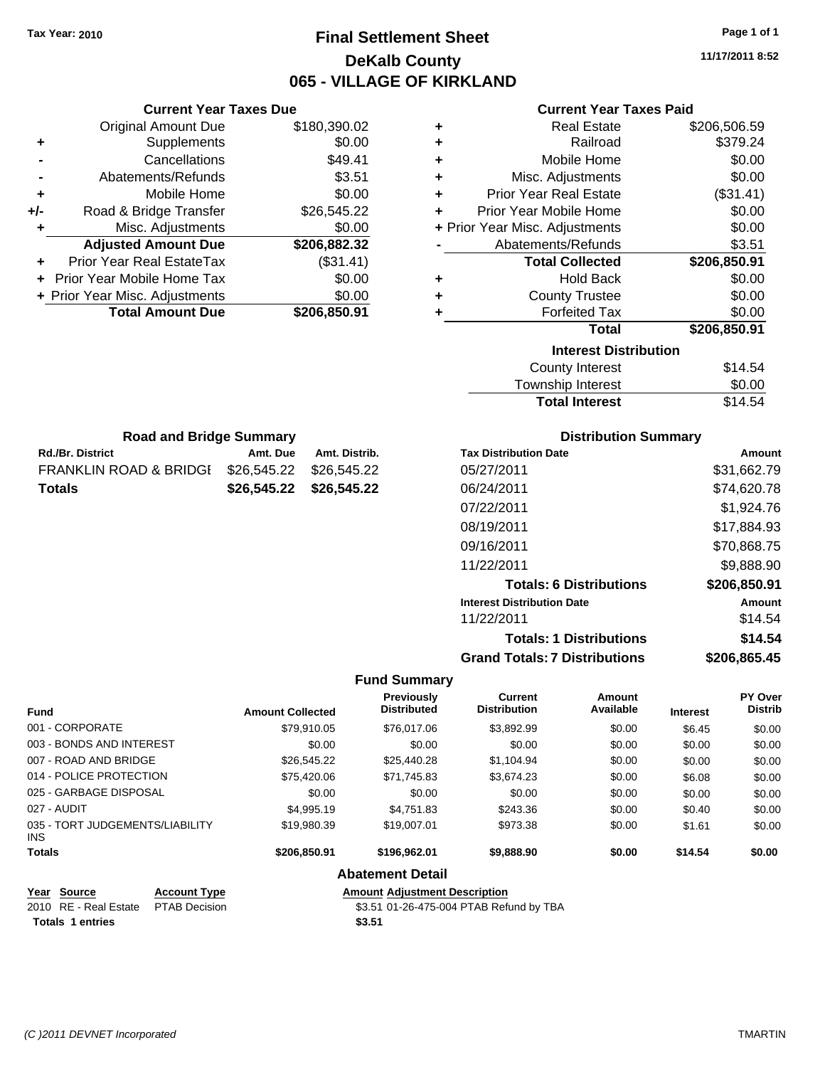Tax Year: 2010

# Final Settlement Sheet
## DeKalb County
## 065 - VILLAGE OF KIRKLAND

11/17/2011 8:52

### Current Year Taxes Due

| | | |
|---|---|---|
| | Original Amount Due | $180,390.02 |
| + | Supplements | $0.00 |
| - | Cancellations | $49.41 |
| - | Abatements/Refunds | $3.51 |
| + | Mobile Home | $0.00 |
| +/- | Road & Bridge Transfer | $26,545.22 |
| + | Misc. Adjustments | $0.00 |
| | **Adjusted Amount Due** | **$206,882.32** |
| + | Prior Year Real EstateTax | ($31.41) |
| + | Prior Year Mobile Home Tax | $0.00 |
| + | Prior Year Misc. Adjustments | $0.00 |
| | **Total Amount Due** | **$206,850.91** |

### Current Year Taxes Paid

| | | |
|---|---|---|
| + | Real Estate | $206,506.59 |
| + | Railroad | $379.24 |
| + | Mobile Home | $0.00 |
| + | Misc. Adjustments | $0.00 |
| + | Prior Year Real Estate | ($31.41) |
| + | Prior Year Mobile Home | $0.00 |
| + | Prior Year Misc. Adjustments | $0.00 |
| - | Abatements/Refunds | $3.51 |
| | **Total Collected** | **$206,850.91** |
| + | Hold Back | $0.00 |
| + | County Trustee | $0.00 |
| + | Forfeited Tax | $0.00 |
| | **Total** | **$206,850.91** |

### Interest Distribution

| | |
|---|---|
| County Interest | $14.54 |
| Township Interest | $0.00 |
| **Total Interest** | $14.54 |

### Road and Bridge Summary

| Rd./Br. District | Amt. Due | Amt. Distrib. |
|---|---|---|
| FRANKLIN ROAD & BRIDGI | $26,545.22 | $26,545.22 |
| **Totals** | **$26,545.22** | **$26,545.22** |

### Distribution Summary

| Tax Distribution Date | Amount |
|---|---|
| 05/27/2011 | $31,662.79 |
| 06/24/2011 | $74,620.78 |
| 07/22/2011 | $1,924.76 |
| 08/19/2011 | $17,884.93 |
| 09/16/2011 | $70,868.75 |
| 11/22/2011 | $9,888.90 |
| **Totals: 6 Distributions** | **$206,850.91** |
| **Interest Distribution Date** | **Amount** |
| 11/22/2011 | $14.54 |
| **Totals: 1 Distributions** | **$14.54** |
| **Grand Totals: 7 Distributions** | **$206,865.45** |

### Fund Summary

| Fund | Amount Collected | Previously Distributed | Current Distribution | Amount Available | Interest | PY Over Distrib |
|---|---|---|---|---|---|---|
| 001 - CORPORATE | $79,910.05 | $76,017.06 | $3,892.99 | $0.00 | $6.45 | $0.00 |
| 003 - BONDS AND INTEREST | $0.00 | $0.00 | $0.00 | $0.00 | $0.00 | $0.00 |
| 007 - ROAD AND BRIDGE | $26,545.22 | $25,440.28 | $1,104.94 | $0.00 | $0.00 | $0.00 |
| 014 - POLICE PROTECTION | $75,420.06 | $71,745.83 | $3,674.23 | $0.00 | $6.08 | $0.00 |
| 025 - GARBAGE DISPOSAL | $0.00 | $0.00 | $0.00 | $0.00 | $0.00 | $0.00 |
| 027 - AUDIT | $4,995.19 | $4,751.83 | $243.36 | $0.00 | $0.40 | $0.00 |
| 035 - TORT JUDGEMENTS/LIABILITY INS | $19,980.39 | $19,007.01 | $973.38 | $0.00 | $1.61 | $0.00 |
| **Totals** | **$206,850.91** | **$196,962.01** | **$9,888.90** | **$0.00** | **$14.54** | **$0.00** |

### Abatement Detail

| Year | Source | Account Type | Amount | Adjustment Description |
|---|---|---|---|---|
| 2010 | RE - Real Estate | PTAB Decision | $3.51 | 01-26-475-004 PTAB Refund by TBA |
| **Totals 1 entries** | | | **$3.51** | |

(C )2011 DEVNET Incorporated — TMARTIN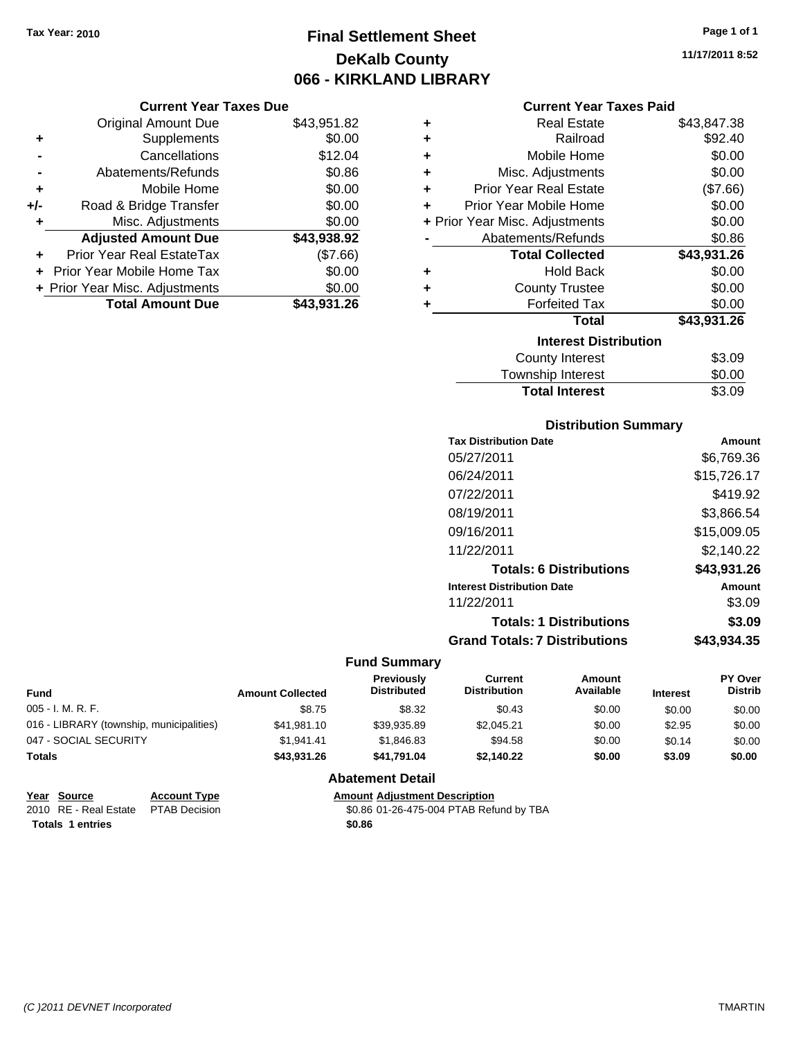Tax Year: 2010

# Final Settlement Sheet
## DeKalb County
## 066 - KIRKLAND LIBRARY

11/17/2011 8:52

### Current Year Taxes Due

| | | |
|---|---|---|
| | Original Amount Due | $43,951.82 |
| + | Supplements | $0.00 |
| - | Cancellations | $12.04 |
| - | Abatements/Refunds | $0.86 |
| + | Mobile Home | $0.00 |
| +/- | Road & Bridge Transfer | $0.00 |
| + | Misc. Adjustments | $0.00 |
| | **Adjusted Amount Due** | **$43,938.92** |
| + | Prior Year Real EstateTax | ($7.66) |
| + | Prior Year Mobile Home Tax | $0.00 |
| + | Prior Year Misc. Adjustments | $0.00 |
| | **Total Amount Due** | **$43,931.26** |

### Current Year Taxes Paid

| | | |
|---|---|---|
| + | Real Estate | $43,847.38 |
| + | Railroad | $92.40 |
| + | Mobile Home | $0.00 |
| + | Misc. Adjustments | $0.00 |
| + | Prior Year Real Estate | ($7.66) |
| + | Prior Year Mobile Home | $0.00 |
| + | Prior Year Misc. Adjustments | $0.00 |
| - | Abatements/Refunds | $0.86 |
| | **Total Collected** | **$43,931.26** |
| + | Hold Back | $0.00 |
| + | County Trustee | $0.00 |
| + | Forfeited Tax | $0.00 |
| | **Total** | **$43,931.26** |

### Interest Distribution

| | |
|---|---|
| County Interest | $3.09 |
| Township Interest | $0.00 |
| **Total Interest** | $3.09 |

### Distribution Summary

| Tax Distribution Date | Amount |
|---|---|
| 05/27/2011 | $6,769.36 |
| 06/24/2011 | $15,726.17 |
| 07/22/2011 | $419.92 |
| 08/19/2011 | $3,866.54 |
| 09/16/2011 | $15,009.05 |
| 11/22/2011 | $2,140.22 |
| **Totals: 6 Distributions** | **$43,931.26** |
| **Interest Distribution Date** | **Amount** |
| 11/22/2011 | $3.09 |
| **Totals: 1 Distributions** | **$3.09** |
| **Grand Totals: 7 Distributions** | **$43,934.35** |

### Fund Summary

| Fund | Amount Collected | Previously Distributed | Current Distribution | Amount Available | Interest | PY Over Distrib |
|---|---|---|---|---|---|---|
| 005 - I. M. R. F. | $8.75 | $8.32 | $0.43 | $0.00 | $0.00 | $0.00 |
| 016 - LIBRARY (township, municipalities) | $41,981.10 | $39,935.89 | $2,045.21 | $0.00 | $2.95 | $0.00 |
| 047 - SOCIAL SECURITY | $1,941.41 | $1,846.83 | $94.58 | $0.00 | $0.14 | $0.00 |
| **Totals** | **$43,931.26** | **$41,791.04** | **$2,140.22** | **$0.00** | **$3.09** | **$0.00** |

### Abatement Detail

| Year | Source | Account Type | Amount | Adjustment Description |
|---|---|---|---|---|
| 2010 | RE - Real Estate | PTAB Decision | $0.86 | 01-26-475-004 PTAB Refund by TBA |
| **Totals** | **1 entries** | | **$0.86** | |

(C )2011 DEVNET Incorporated

TMARTIN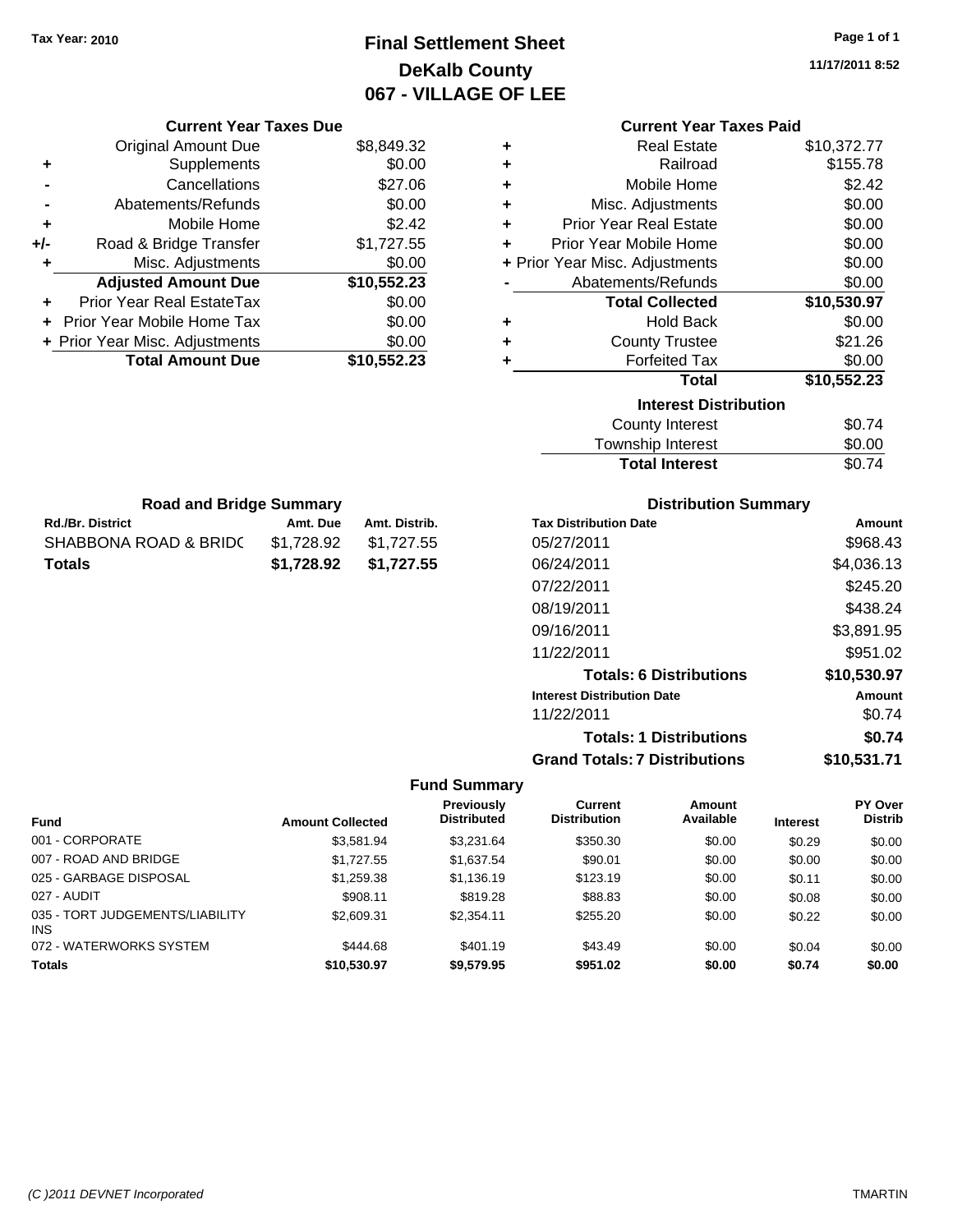Tax Year: 2010

# Final Settlement Sheet
## DeKalb County
## 067 - VILLAGE OF LEE

11/17/2011 8:52

### Current Year Taxes Due

| | | |
|---|---|---|
| | Original Amount Due | $8,849.32 |
| + | Supplements | $0.00 |
| - | Cancellations | $27.06 |
| - | Abatements/Refunds | $0.00 |
| + | Mobile Home | $2.42 |
| +/- | Road & Bridge Transfer | $1,727.55 |
| + | Misc. Adjustments | $0.00 |
| | **Adjusted Amount Due** | **$10,552.23** |
| + | Prior Year Real EstateTax | $0.00 |
| + | Prior Year Mobile Home Tax | $0.00 |
| + | Prior Year Misc. Adjustments | $0.00 |
| | **Total Amount Due** | **$10,552.23** |

### Current Year Taxes Paid

| | | |
|---|---|---|
| + | Real Estate | $10,372.77 |
| + | Railroad | $155.78 |
| + | Mobile Home | $2.42 |
| + | Misc. Adjustments | $0.00 |
| + | Prior Year Real Estate | $0.00 |
| + | Prior Year Mobile Home | $0.00 |
| + | Prior Year Misc. Adjustments | $0.00 |
| - | Abatements/Refunds | $0.00 |
| | **Total Collected** | **$10,530.97** |
| + | Hold Back | $0.00 |
| + | County Trustee | $21.26 |
| + | Forfeited Tax | $0.00 |
| | **Total** | **$10,552.23** |

### Interest Distribution

| | |
|---|---|
| County Interest | $0.74 |
| Township Interest | $0.00 |
| **Total Interest** | $0.74 |

### Road and Bridge Summary

| Rd./Br. District | Amt. Due | Amt. Distrib. |
|---|---|---|
| SHABBONA ROAD & BRIDC | $1,728.92 | $1,727.55 |
| **Totals** | **$1,728.92** | **$1,727.55** |

### Distribution Summary

| Tax Distribution Date | Amount |
|---|---|
| 05/27/2011 | $968.43 |
| 06/24/2011 | $4,036.13 |
| 07/22/2011 | $245.20 |
| 08/19/2011 | $438.24 |
| 09/16/2011 | $3,891.95 |
| 11/22/2011 | $951.02 |
| **Totals: 6 Distributions** | **$10,530.97** |
| **Interest Distribution Date** | **Amount** |
| 11/22/2011 | $0.74 |
| **Totals: 1 Distributions** | **$0.74** |
| **Grand Totals: 7 Distributions** | **$10,531.71** |

### Fund Summary

| Fund | Amount Collected | Previously Distributed | Current Distribution | Amount Available | Interest | PY Over Distrib |
|---|---|---|---|---|---|---|
| 001 - CORPORATE | $3,581.94 | $3,231.64 | $350.30 | $0.00 | $0.29 | $0.00 |
| 007 - ROAD AND BRIDGE | $1,727.55 | $1,637.54 | $90.01 | $0.00 | $0.00 | $0.00 |
| 025 - GARBAGE DISPOSAL | $1,259.38 | $1,136.19 | $123.19 | $0.00 | $0.11 | $0.00 |
| 027 - AUDIT | $908.11 | $819.28 | $88.83 | $0.00 | $0.08 | $0.00 |
| 035 - TORT JUDGEMENTS/LIABILITY INS | $2,609.31 | $2,354.11 | $255.20 | $0.00 | $0.22 | $0.00 |
| 072 - WATERWORKS SYSTEM | $444.68 | $401.19 | $43.49 | $0.00 | $0.04 | $0.00 |
| **Totals** | **$10,530.97** | **$9,579.95** | **$951.02** | **$0.00** | **$0.74** | **$0.00** |

(C )2011 DEVNET Incorporated TMARTIN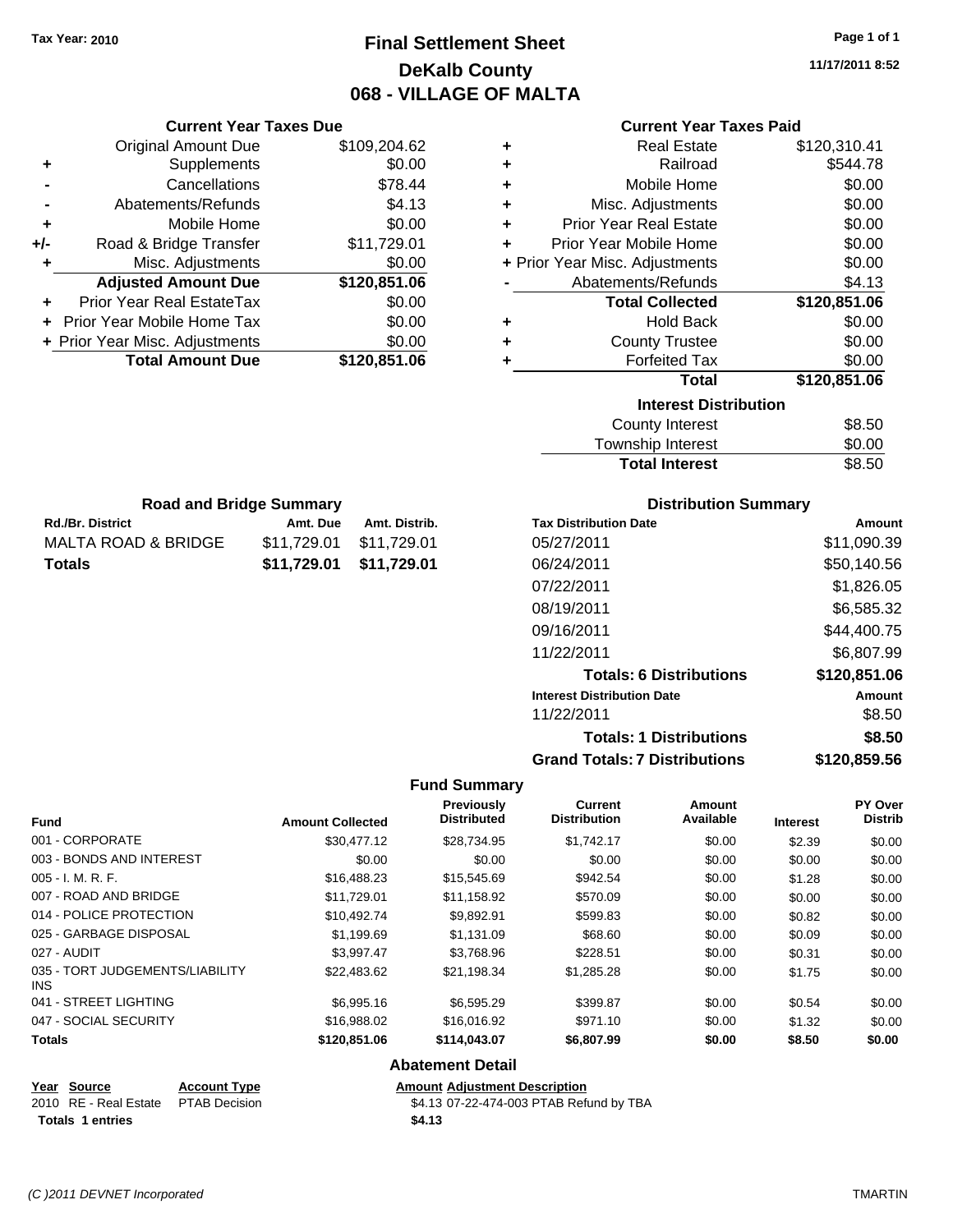Tax Year: 2010

# Final Settlement Sheet

## DeKalb County

## 068 - VILLAGE OF MALTA

11/17/2011 8:52

### Current Year Taxes Due

| | | |
|---|---|---|
| | Original Amount Due | $109,204.62 |
| + | Supplements | $0.00 |
| - | Cancellations | $78.44 |
| - | Abatements/Refunds | $4.13 |
| + | Mobile Home | $0.00 |
| +/- | Road & Bridge Transfer | $11,729.01 |
| + | Misc. Adjustments | $0.00 |
| | **Adjusted Amount Due** | **$120,851.06** |
| + | Prior Year Real EstateTax | $0.00 |
| + | Prior Year Mobile Home Tax | $0.00 |
| + | Prior Year Misc. Adjustments | $0.00 |
| | **Total Amount Due** | **$120,851.06** |

### Current Year Taxes Paid

| | | |
|---|---|---|
| + | Real Estate | $120,310.41 |
| + | Railroad | $544.78 |
| + | Mobile Home | $0.00 |
| + | Misc. Adjustments | $0.00 |
| + | Prior Year Real Estate | $0.00 |
| + | Prior Year Mobile Home | $0.00 |
| + | Prior Year Misc. Adjustments | $0.00 |
| - | Abatements/Refunds | $4.13 |
| | **Total Collected** | **$120,851.06** |
| + | Hold Back | $0.00 |
| + | County Trustee | $0.00 |
| + | Forfeited Tax | $0.00 |
| | **Total** | **$120,851.06** |

### Interest Distribution

| | |
|---|---|
| County Interest | $8.50 |
| Township Interest | $0.00 |
| **Total Interest** | $8.50 |

### Road and Bridge Summary

| Rd./Br. District | Amt. Due | Amt. Distrib. |
|---|---|---|
| MALTA ROAD & BRIDGE | $11,729.01 | $11,729.01 |
| **Totals** | **$11,729.01** | **$11,729.01** |

### Distribution Summary

| Tax Distribution Date | Amount |
|---|---|
| 05/27/2011 | $11,090.39 |
| 06/24/2011 | $50,140.56 |
| 07/22/2011 | $1,826.05 |
| 08/19/2011 | $6,585.32 |
| 09/16/2011 | $44,400.75 |
| 11/22/2011 | $6,807.99 |
| **Totals: 6 Distributions** | **$120,851.06** |
| **Interest Distribution Date** | **Amount** |
| 11/22/2011 | $8.50 |
| **Totals: 1 Distributions** | **$8.50** |
| **Grand Totals: 7 Distributions** | **$120,859.56** |

### Fund Summary

| Fund | Amount Collected | Previously Distributed | Current Distribution | Amount Available | Interest | PY Over Distrib |
|---|---|---|---|---|---|---|
| 001 - CORPORATE | $30,477.12 | $28,734.95 | $1,742.17 | $0.00 | $2.39 | $0.00 |
| 003 - BONDS AND INTEREST | $0.00 | $0.00 | $0.00 | $0.00 | $0.00 | $0.00 |
| 005 - I. M. R. F. | $16,488.23 | $15,545.69 | $942.54 | $0.00 | $1.28 | $0.00 |
| 007 - ROAD AND BRIDGE | $11,729.01 | $11,158.92 | $570.09 | $0.00 | $0.00 | $0.00 |
| 014 - POLICE PROTECTION | $10,492.74 | $9,892.91 | $599.83 | $0.00 | $0.82 | $0.00 |
| 025 - GARBAGE DISPOSAL | $1,199.69 | $1,131.09 | $68.60 | $0.00 | $0.09 | $0.00 |
| 027 - AUDIT | $3,997.47 | $3,768.96 | $228.51 | $0.00 | $0.31 | $0.00 |
| 035 - TORT JUDGEMENTS/LIABILITY INS | $22,483.62 | $21,198.34 | $1,285.28 | $0.00 | $1.75 | $0.00 |
| 041 - STREET LIGHTING | $6,995.16 | $6,595.29 | $399.87 | $0.00 | $0.54 | $0.00 |
| 047 - SOCIAL SECURITY | $16,988.02 | $16,016.92 | $971.10 | $0.00 | $1.32 | $0.00 |
| **Totals** | **$120,851.06** | **$114,043.07** | **$6,807.99** | **$0.00** | **$8.50** | **$0.00** |

### Abatement Detail

| Year | Source | Account Type | Amount | Adjustment Description |
|---|---|---|---|---|
| 2010 | RE - Real Estate | PTAB Decision | $4.13 | 07-22-474-003 PTAB Refund by TBA |
| **Totals 1 entries** | | | **$4.13** | |

(C )2011 DEVNET Incorporated TMARTIN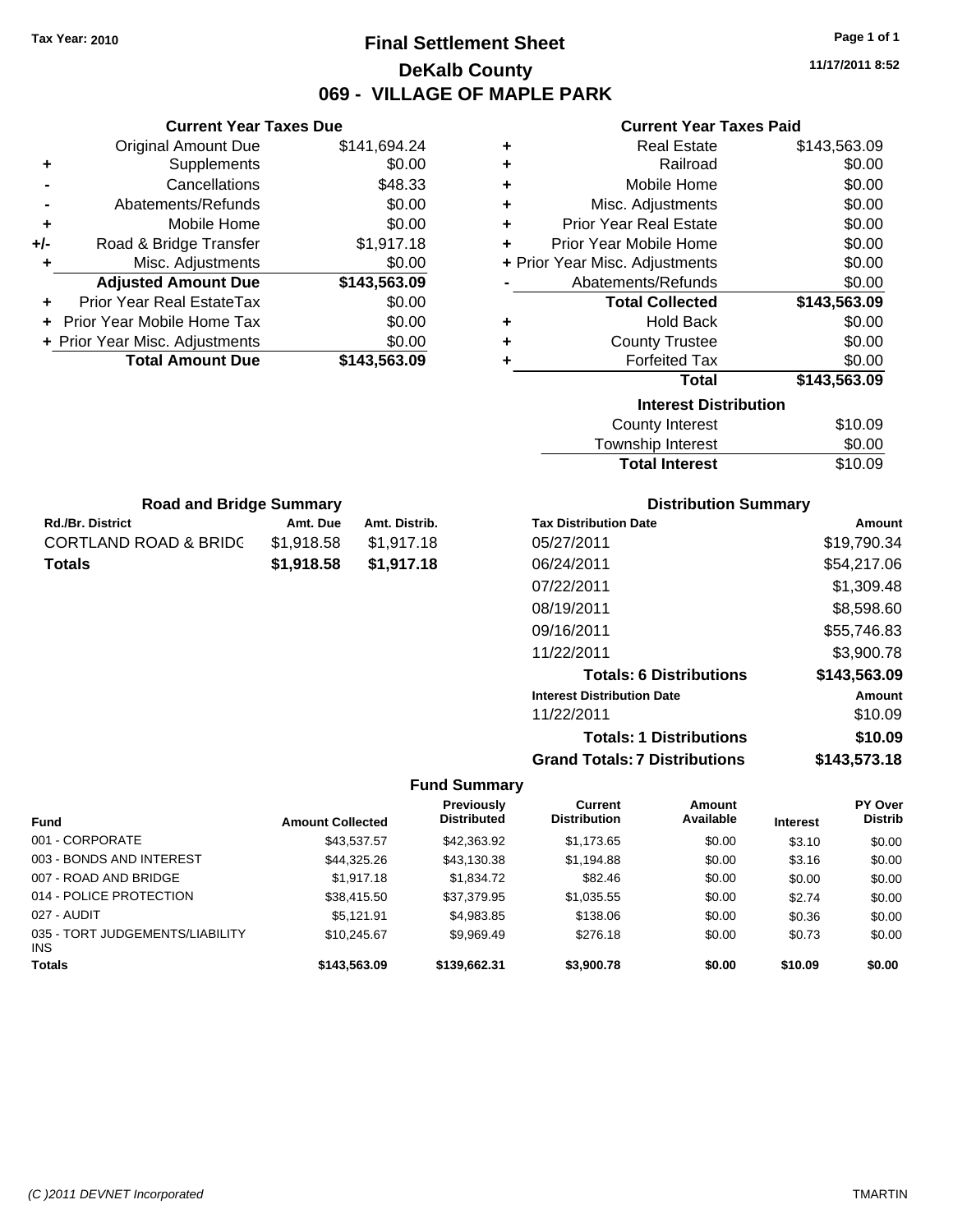Tax Year: 2010

# Final Settlement Sheet

## DeKalb County

## 069 - VILLAGE OF MAPLE PARK

11/17/2011 8:52

### Current Year Taxes Due

| | | |
|---|---|---|
| | Original Amount Due | $141,694.24 |
| + | Supplements | $0.00 |
| - | Cancellations | $48.33 |
| - | Abatements/Refunds | $0.00 |
| + | Mobile Home | $0.00 |
| +/- | Road & Bridge Transfer | $1,917.18 |
| + | Misc. Adjustments | $0.00 |
| | **Adjusted Amount Due** | **$143,563.09** |
| + | Prior Year Real EstateTax | $0.00 |
| + | Prior Year Mobile Home Tax | $0.00 |
| + | Prior Year Misc. Adjustments | $0.00 |
| | **Total Amount Due** | **$143,563.09** |

### Current Year Taxes Paid

| | | |
|---|---|---|
| + | Real Estate | $143,563.09 |
| + | Railroad | $0.00 |
| + | Mobile Home | $0.00 |
| + | Misc. Adjustments | $0.00 |
| + | Prior Year Real Estate | $0.00 |
| + | Prior Year Mobile Home | $0.00 |
| + | Prior Year Misc. Adjustments | $0.00 |
| - | Abatements/Refunds | $0.00 |
| | **Total Collected** | **$143,563.09** |
| + | Hold Back | $0.00 |
| + | County Trustee | $0.00 |
| + | Forfeited Tax | $0.00 |
| | **Total** | **$143,563.09** |

### Interest Distribution

| | |
|---|---|
| County Interest | $10.09 |
| Township Interest | $0.00 |
| **Total Interest** | $10.09 |

### Road and Bridge Summary

| Rd./Br. District | Amt. Due | Amt. Distrib. |
|---|---|---|
| CORTLAND ROAD & BRIDG | $1,918.58 | $1,917.18 |
| **Totals** | **$1,918.58** | **$1,917.18** |

### Distribution Summary

| Tax Distribution Date | Amount |
|---|---|
| 05/27/2011 | $19,790.34 |
| 06/24/2011 | $54,217.06 |
| 07/22/2011 | $1,309.48 |
| 08/19/2011 | $8,598.60 |
| 09/16/2011 | $55,746.83 |
| 11/22/2011 | $3,900.78 |
| **Totals: 6 Distributions** | **$143,563.09** |
| **Interest Distribution Date** | **Amount** |
| 11/22/2011 | $10.09 |
| **Totals: 1 Distributions** | **$10.09** |
| **Grand Totals: 7 Distributions** | **$143,573.18** |

### Fund Summary

| Fund | Amount Collected | Previously Distributed | Current Distribution | Amount Available | Interest | PY Over Distrib |
|---|---|---|---|---|---|---|
| 001 - CORPORATE | $43,537.57 | $42,363.92 | $1,173.65 | $0.00 | $3.10 | $0.00 |
| 003 - BONDS AND INTEREST | $44,325.26 | $43,130.38 | $1,194.88 | $0.00 | $3.16 | $0.00 |
| 007 - ROAD AND BRIDGE | $1,917.18 | $1,834.72 | $82.46 | $0.00 | $0.00 | $0.00 |
| 014 - POLICE PROTECTION | $38,415.50 | $37,379.95 | $1,035.55 | $0.00 | $2.74 | $0.00 |
| 027 - AUDIT | $5,121.91 | $4,983.85 | $138.06 | $0.00 | $0.36 | $0.00 |
| 035 - TORT JUDGEMENTS/LIABILITY INS | $10,245.67 | $9,969.49 | $276.18 | $0.00 | $0.73 | $0.00 |
| **Totals** | **$143,563.09** | **$139,662.31** | **$3,900.78** | **$0.00** | **$10.09** | **$0.00** |

(C )2011 DEVNET Incorporated TMARTIN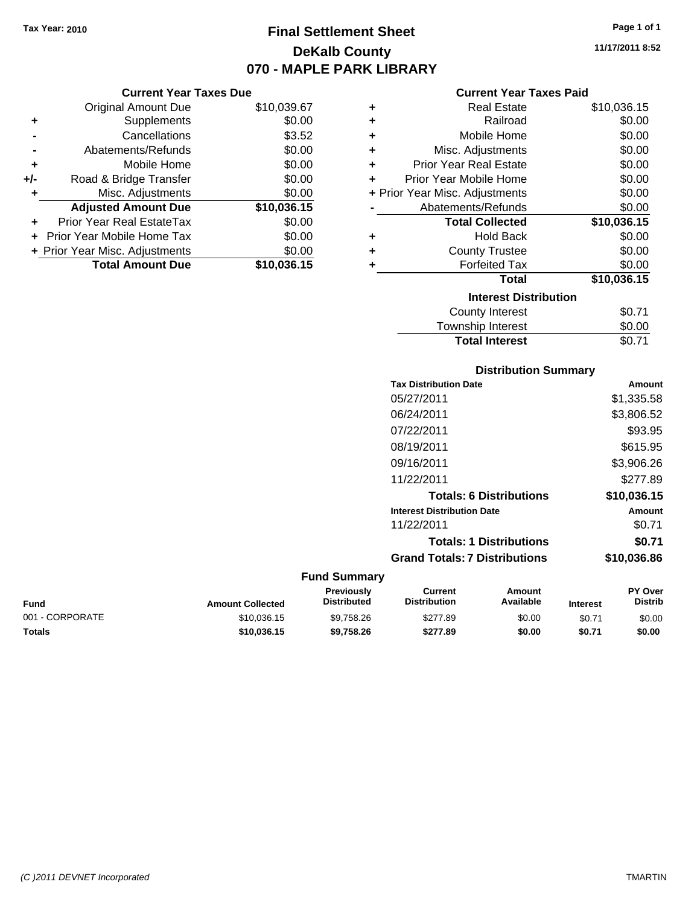Tax Year: 2010

# Final Settlement Sheet
## DeKalb County
## 070 - MAPLE PARK LIBRARY

11/17/2011 8:52

### Current Year Taxes Due

| | | |
|---|---|---|
| | Original Amount Due | $10,039.67 |
| + | Supplements | $0.00 |
| - | Cancellations | $3.52 |
| - | Abatements/Refunds | $0.00 |
| + | Mobile Home | $0.00 |
| +/- | Road & Bridge Transfer | $0.00 |
| + | Misc. Adjustments | $0.00 |
| | **Adjusted Amount Due** | **$10,036.15** |
| + | Prior Year Real EstateTax | $0.00 |
| + | Prior Year Mobile Home Tax | $0.00 |
| + | Prior Year Misc. Adjustments | $0.00 |
| | **Total Amount Due** | **$10,036.15** |

### Current Year Taxes Paid

| | | |
|---|---|---|
| + | Real Estate | $10,036.15 |
| + | Railroad | $0.00 |
| + | Mobile Home | $0.00 |
| + | Misc. Adjustments | $0.00 |
| + | Prior Year Real Estate | $0.00 |
| + | Prior Year Mobile Home | $0.00 |
| + | Prior Year Misc. Adjustments | $0.00 |
| - | Abatements/Refunds | $0.00 |
| | **Total Collected** | **$10,036.15** |
| + | Hold Back | $0.00 |
| + | County Trustee | $0.00 |
| + | Forfeited Tax | $0.00 |
| | **Total** | **$10,036.15** |

### Interest Distribution

| | |
|---|---|
| County Interest | $0.71 |
| Township Interest | $0.00 |
| **Total Interest** | **$0.71** |

### Distribution Summary

| Tax Distribution Date | Amount |
|---|---|
| 05/27/2011 | $1,335.58 |
| 06/24/2011 | $3,806.52 |
| 07/22/2011 | $93.95 |
| 08/19/2011 | $615.95 |
| 09/16/2011 | $3,906.26 |
| 11/22/2011 | $277.89 |
| **Totals: 6 Distributions** | **$10,036.15** |
| **Interest Distribution Date** | **Amount** |
| 11/22/2011 | $0.71 |
| **Totals: 1 Distributions** | **$0.71** |
| **Grand Totals: 7 Distributions** | **$10,036.86** |

### Fund Summary

| Fund | Amount Collected | Previously Distributed | Current Distribution | Amount Available | Interest | PY Over Distrib |
|---|---|---|---|---|---|---|
| 001 - CORPORATE | $10,036.15 | $9,758.26 | $277.89 | $0.00 | $0.71 | $0.00 |
| **Totals** | **$10,036.15** | **$9,758.26** | **$277.89** | **$0.00** | **$0.71** | **$0.00** |

(C )2011 DEVNET Incorporated TMARTIN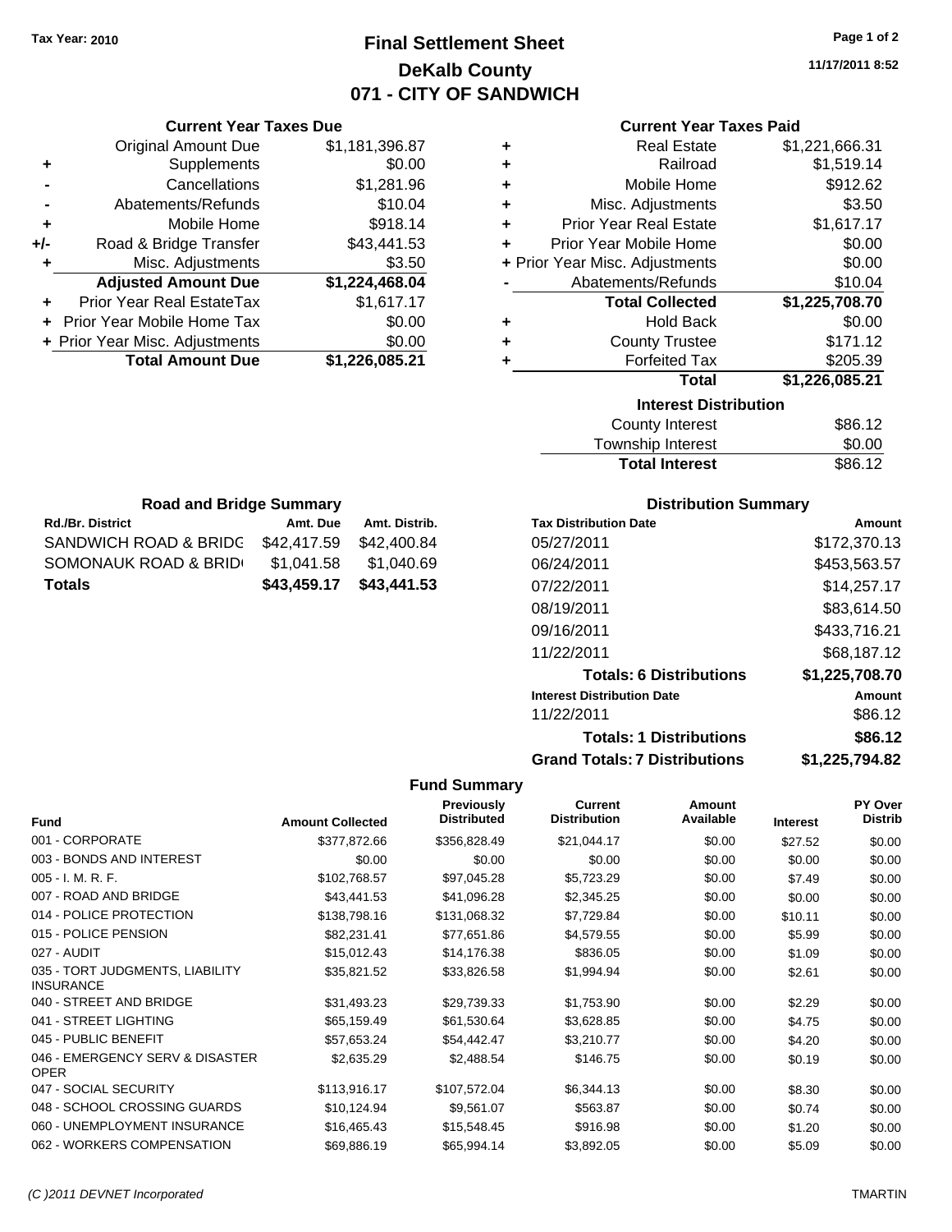Tax Year: 2010

# Final Settlement Sheet

## DeKalb County

## 071 - CITY OF SANDWICH

11/17/2011 8:52

### Current Year Taxes Due

| | | |
|---|---|---|
| | Original Amount Due | $1,181,396.87 |
| + | Supplements | $0.00 |
| - | Cancellations | $1,281.96 |
| - | Abatements/Refunds | $10.04 |
| + | Mobile Home | $918.14 |
| +/- | Road & Bridge Transfer | $43,441.53 |
| + | Misc. Adjustments | $3.50 |
| | **Adjusted Amount Due** | **$1,224,468.04** |
| + | Prior Year Real EstateTax | $1,617.17 |
| + | Prior Year Mobile Home Tax | $0.00 |
| + | Prior Year Misc. Adjustments | $0.00 |
| | **Total Amount Due** | **$1,226,085.21** |

### Current Year Taxes Paid

| | | |
|---|---|---|
| + | Real Estate | $1,221,666.31 |
| + | Railroad | $1,519.14 |
| + | Mobile Home | $912.62 |
| + | Misc. Adjustments | $3.50 |
| + | Prior Year Real Estate | $1,617.17 |
| + | Prior Year Mobile Home | $0.00 |
| + | Prior Year Misc. Adjustments | $0.00 |
| - | Abatements/Refunds | $10.04 |
| | **Total Collected** | **$1,225,708.70** |
| + | Hold Back | $0.00 |
| + | County Trustee | $171.12 |
| + | Forfeited Tax | $205.39 |
| | **Total** | **$1,226,085.21** |

### Interest Distribution

| | |
|---|---|
| County Interest | $86.12 |
| Township Interest | $0.00 |
| **Total Interest** | $86.12 |

### Road and Bridge Summary

| Rd./Br. District | Amt. Due | Amt. Distrib. |
|---|---|---|
| SANDWICH ROAD & BRIDG | $42,417.59 | $42,400.84 |
| SOMONAUK ROAD & BRID | $1,041.58 | $1,040.69 |
| **Totals** | **$43,459.17** | **$43,441.53** |

### Distribution Summary

| Tax Distribution Date | Amount |
|---|---|
| 05/27/2011 | $172,370.13 |
| 06/24/2011 | $453,563.57 |
| 07/22/2011 | $14,257.17 |
| 08/19/2011 | $83,614.50 |
| 09/16/2011 | $433,716.21 |
| 11/22/2011 | $68,187.12 |
| **Totals: 6 Distributions** | **$1,225,708.70** |
| **Interest Distribution Date** | **Amount** |
| 11/22/2011 | $86.12 |
| **Totals: 1 Distributions** | **$86.12** |
| **Grand Totals: 7 Distributions** | **$1,225,794.82** |

### Fund Summary

| Fund | Amount Collected | Previously Distributed | Current Distribution | Amount Available | Interest | PY Over Distrib |
|---|---|---|---|---|---|---|
| 001 - CORPORATE | $377,872.66 | $356,828.49 | $21,044.17 | $0.00 | $27.52 | $0.00 |
| 003 - BONDS AND INTEREST | $0.00 | $0.00 | $0.00 | $0.00 | $0.00 | $0.00 |
| 005 - I. M. R. F. | $102,768.57 | $97,045.28 | $5,723.29 | $0.00 | $7.49 | $0.00 |
| 007 - ROAD AND BRIDGE | $43,441.53 | $41,096.28 | $2,345.25 | $0.00 | $0.00 | $0.00 |
| 014 - POLICE PROTECTION | $138,798.16 | $131,068.32 | $7,729.84 | $0.00 | $10.11 | $0.00 |
| 015 - POLICE PENSION | $82,231.41 | $77,651.86 | $4,579.55 | $0.00 | $5.99 | $0.00 |
| 027 - AUDIT | $15,012.43 | $14,176.38 | $836.05 | $0.00 | $1.09 | $0.00 |
| 035 - TORT JUDGMENTS, LIABILITY INSURANCE | $35,821.52 | $33,826.58 | $1,994.94 | $0.00 | $2.61 | $0.00 |
| 040 - STREET AND BRIDGE | $31,493.23 | $29,739.33 | $1,753.90 | $0.00 | $2.29 | $0.00 |
| 041 - STREET LIGHTING | $65,159.49 | $61,530.64 | $3,628.85 | $0.00 | $4.75 | $0.00 |
| 045 - PUBLIC BENEFIT | $57,653.24 | $54,442.47 | $3,210.77 | $0.00 | $4.20 | $0.00 |
| 046 - EMERGENCY SERV & DISASTER OPER | $2,635.29 | $2,488.54 | $146.75 | $0.00 | $0.19 | $0.00 |
| 047 - SOCIAL SECURITY | $113,916.17 | $107,572.04 | $6,344.13 | $0.00 | $8.30 | $0.00 |
| 048 - SCHOOL CROSSING GUARDS | $10,124.94 | $9,561.07 | $563.87 | $0.00 | $0.74 | $0.00 |
| 060 - UNEMPLOYMENT INSURANCE | $16,465.43 | $15,548.45 | $916.98 | $0.00 | $1.20 | $0.00 |
| 062 - WORKERS COMPENSATION | $69,886.19 | $65,994.14 | $3,892.05 | $0.00 | $5.09 | $0.00 |

(C )2011 DEVNET Incorporated TMARTIN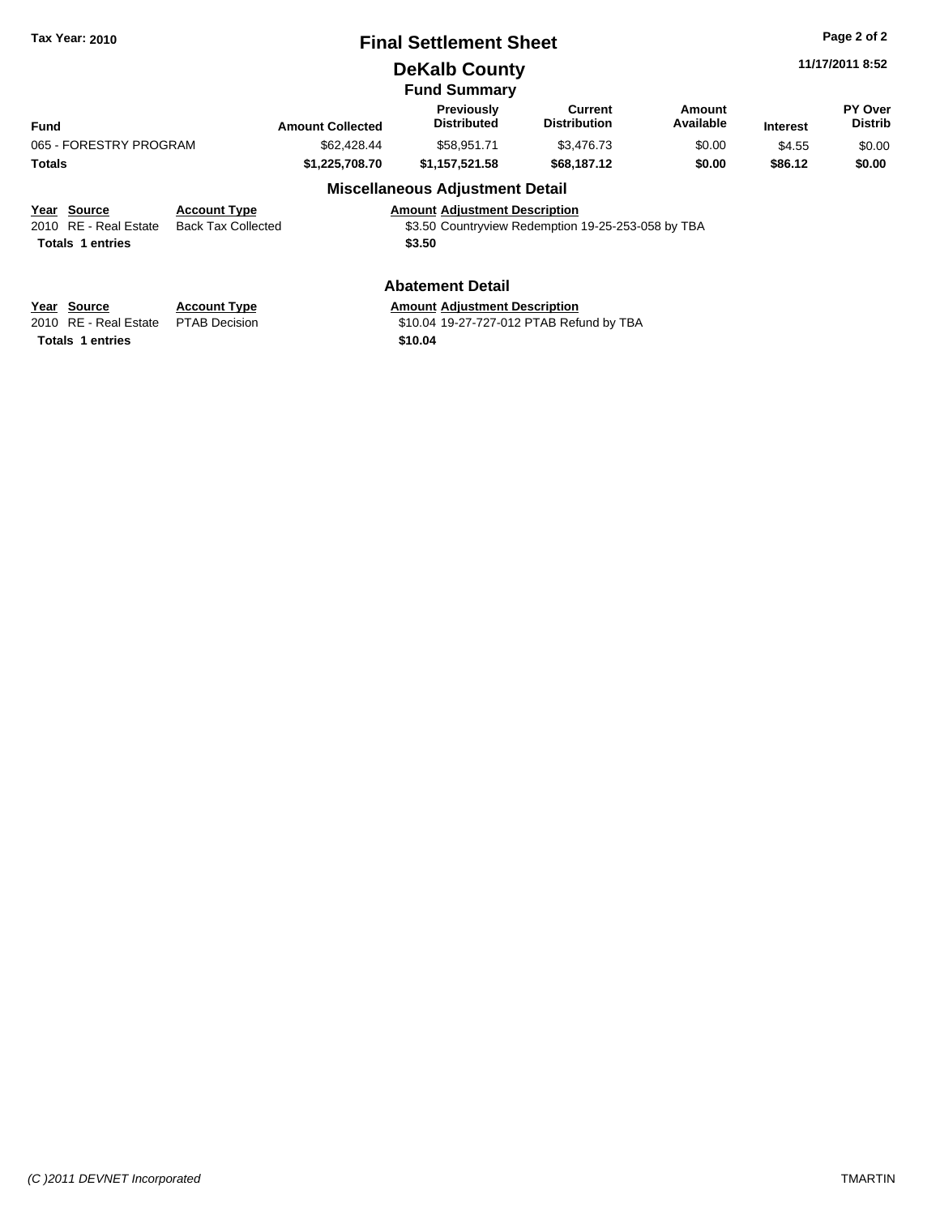**Tax Year: 2010**

# Final Settlement Sheet

## DeKalb County

### Fund Summary

11/17/2011 8:52

| Fund | Amount Collected | Previously Distributed | Current Distribution | Amount Available | Interest | PY Over Distrib |
|---|---|---|---|---|---|---|
| 065 - FORESTRY PROGRAM | $62,428.44 | $58,951.71 | $3,476.73 | $0.00 | $4.55 | $0.00 |
| **Totals** | **$1,225,708.70** | **$1,157,521.58** | **$68,187.12** | **$0.00** | **$86.12** | **$0.00** |

### Miscellaneous Adjustment Detail

| Year | Source | Account Type | Amount | Adjustment Description |
|---|---|---|---|---|
| 2010 | RE - Real Estate | Back Tax Collected | $3.50 | Countryview Redemption 19-25-253-058 by TBA |
| **Totals** | **1 entries** | | **$3.50** | |

### Abatement Detail

| Year | Source | Account Type | Amount | Adjustment Description |
|---|---|---|---|---|
| 2010 | RE - Real Estate | PTAB Decision | $10.04 | 19-27-727-012 PTAB Refund by TBA |
| **Totals** | **1 entries** | | **$10.04** | |

*(C )2011 DEVNET Incorporated* TMARTIN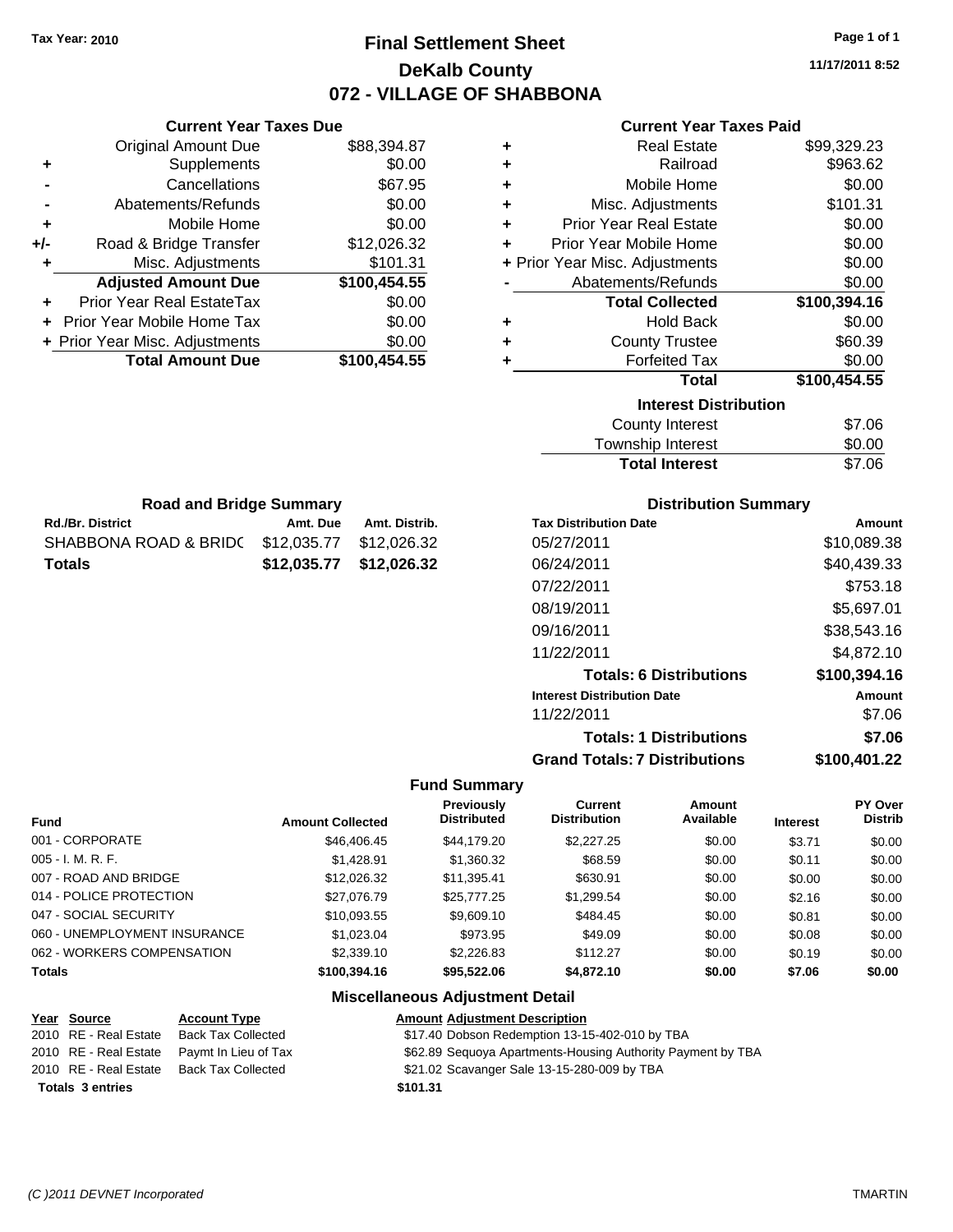Tax Year: 2010

# Final Settlement Sheet
## DeKalb County
## 072 - VILLAGE OF SHABBONA

11/17/2011 8:52

### Current Year Taxes Due

| | | |
|---|---|---|
| | Original Amount Due | $88,394.87 |
| + | Supplements | $0.00 |
| - | Cancellations | $67.95 |
| - | Abatements/Refunds | $0.00 |
| + | Mobile Home | $0.00 |
| +/- | Road & Bridge Transfer | $12,026.32 |
| + | Misc. Adjustments | $101.31 |
| | **Adjusted Amount Due** | **$100,454.55** |
| + | Prior Year Real EstateTax | $0.00 |
| + | Prior Year Mobile Home Tax | $0.00 |
| + | Prior Year Misc. Adjustments | $0.00 |
| | **Total Amount Due** | **$100,454.55** |

### Current Year Taxes Paid

| | | |
|---|---|---|
| + | Real Estate | $99,329.23 |
| + | Railroad | $963.62 |
| + | Mobile Home | $0.00 |
| + | Misc. Adjustments | $101.31 |
| + | Prior Year Real Estate | $0.00 |
| + | Prior Year Mobile Home | $0.00 |
| + | Prior Year Misc. Adjustments | $0.00 |
| - | Abatements/Refunds | $0.00 |
| | **Total Collected** | **$100,394.16** |
| + | Hold Back | $0.00 |
| + | County Trustee | $60.39 |
| + | Forfeited Tax | $0.00 |
| | **Total** | **$100,454.55** |

### Interest Distribution

| | |
|---|---|
| County Interest | $7.06 |
| Township Interest | $0.00 |
| **Total Interest** | $7.06 |

### Road and Bridge Summary

| Rd./Br. District | Amt. Due | Amt. Distrib. |
|---|---|---|
| SHABBONA ROAD & BRIDG | $12,035.77 | $12,026.32 |
| **Totals** | **$12,035.77** | **$12,026.32** |

### Distribution Summary

| Tax Distribution Date | Amount |
|---|---|
| 05/27/2011 | $10,089.38 |
| 06/24/2011 | $40,439.33 |
| 07/22/2011 | $753.18 |
| 08/19/2011 | $5,697.01 |
| 09/16/2011 | $38,543.16 |
| 11/22/2011 | $4,872.10 |
| **Totals: 6 Distributions** | **$100,394.16** |
| **Interest Distribution Date** | **Amount** |
| 11/22/2011 | $7.06 |
| **Totals: 1 Distributions** | **$7.06** |
| **Grand Totals: 7 Distributions** | **$100,401.22** |

### Fund Summary

| Fund | Amount Collected | Previously Distributed | Current Distribution | Amount Available | Interest | PY Over Distrib |
|---|---|---|---|---|---|---|
| 001 - CORPORATE | $46,406.45 | $44,179.20 | $2,227.25 | $0.00 | $3.71 | $0.00 |
| 005 - I. M. R. F. | $1,428.91 | $1,360.32 | $68.59 | $0.00 | $0.11 | $0.00 |
| 007 - ROAD AND BRIDGE | $12,026.32 | $11,395.41 | $630.91 | $0.00 | $0.00 | $0.00 |
| 014 - POLICE PROTECTION | $27,076.79 | $25,777.25 | $1,299.54 | $0.00 | $2.16 | $0.00 |
| 047 - SOCIAL SECURITY | $10,093.55 | $9,609.10 | $484.45 | $0.00 | $0.81 | $0.00 |
| 060 - UNEMPLOYMENT INSURANCE | $1,023.04 | $973.95 | $49.09 | $0.00 | $0.08 | $0.00 |
| 062 - WORKERS COMPENSATION | $2,339.10 | $2,226.83 | $112.27 | $0.00 | $0.19 | $0.00 |
| **Totals** | **$100,394.16** | **$95,522.06** | **$4,872.10** | **$0.00** | **$7.06** | **$0.00** |

### Miscellaneous Adjustment Detail

| Year | Source | Account Type | Amount | Adjustment Description |
|---|---|---|---|---|
| 2010 | RE - Real Estate | Back Tax Collected | $17.40 | Dobson Redemption 13-15-402-010 by TBA |
| 2010 | RE - Real Estate | Paymt In Lieu of Tax | $62.89 | Sequoya Apartments-Housing Authority Payment by TBA |
| 2010 | RE - Real Estate | Back Tax Collected | $21.02 | Scavanger Sale 13-15-280-009 by TBA |
| **Totals 3 entries** | | | **$101.31** | |

*(C )2011 DEVNET Incorporated* TMARTIN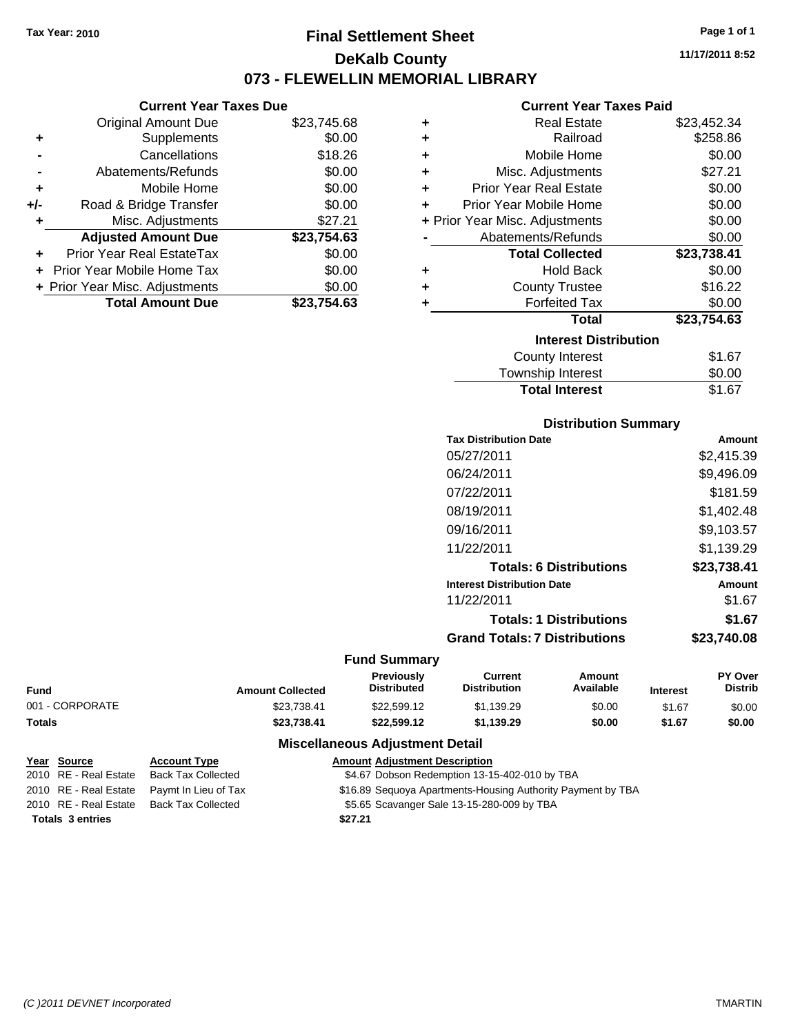Tax Year: 2010

# Final Settlement Sheet

## DeKalb County

## 073 - FLEWELLIN MEMORIAL LIBRARY

11/17/2011 8:52

### Current Year Taxes Due

| | | |
|---|---|---|
| | Original Amount Due | $23,745.68 |
| + | Supplements | $0.00 |
| - | Cancellations | $18.26 |
| - | Abatements/Refunds | $0.00 |
| + | Mobile Home | $0.00 |
| +/- | Road & Bridge Transfer | $0.00 |
| + | Misc. Adjustments | $27.21 |
| | **Adjusted Amount Due** | **$23,754.63** |
| + | Prior Year Real EstateTax | $0.00 |
| + | Prior Year Mobile Home Tax | $0.00 |
| + | Prior Year Misc. Adjustments | $0.00 |
| | **Total Amount Due** | **$23,754.63** |

### Current Year Taxes Paid

| | | |
|---|---|---|
| + | Real Estate | $23,452.34 |
| + | Railroad | $258.86 |
| + | Mobile Home | $0.00 |
| + | Misc. Adjustments | $27.21 |
| + | Prior Year Real Estate | $0.00 |
| + | Prior Year Mobile Home | $0.00 |
| + | Prior Year Misc. Adjustments | $0.00 |
| - | Abatements/Refunds | $0.00 |
| | **Total Collected** | **$23,738.41** |
| + | Hold Back | $0.00 |
| + | County Trustee | $16.22 |
| + | Forfeited Tax | $0.00 |
| | **Total** | **$23,754.63** |

### Interest Distribution

| | |
|---|---|
| County Interest | $1.67 |
| Township Interest | $0.00 |
| **Total Interest** | **$1.67** |

### Distribution Summary

| Tax Distribution Date | Amount |
|---|---|
| 05/27/2011 | $2,415.39 |
| 06/24/2011 | $9,496.09 |
| 07/22/2011 | $181.59 |
| 08/19/2011 | $1,402.48 |
| 09/16/2011 | $9,103.57 |
| 11/22/2011 | $1,139.29 |
| **Totals: 6 Distributions** | **$23,738.41** |
| **Interest Distribution Date** | **Amount** |
| 11/22/2011 | $1.67 |
| **Totals: 1 Distributions** | **$1.67** |
| **Grand Totals: 7 Distributions** | **$23,740.08** |

### Fund Summary

| Fund | Amount Collected | Previously Distributed | Current Distribution | Amount Available | Interest | PY Over Distrib |
|---|---|---|---|---|---|---|
| 001 - CORPORATE | $23,738.41 | $22,599.12 | $1,139.29 | $0.00 | $1.67 | $0.00 |
| **Totals** | **$23,738.41** | **$22,599.12** | **$1,139.29** | **$0.00** | **$1.67** | **$0.00** |

### Miscellaneous Adjustment Detail

| Year | Source | Account Type | Amount | Adjustment Description |
|---|---|---|---|---|
| 2010 | RE - Real Estate | Back Tax Collected | $4.67 | Dobson Redemption 13-15-402-010 by TBA |
| 2010 | RE - Real Estate | Paymt In Lieu of Tax | $16.89 | Sequoya Apartments-Housing Authority Payment by TBA |
| 2010 | RE - Real Estate | Back Tax Collected | $5.65 | Scavanger Sale 13-15-280-009 by TBA |
| **Totals 3 entries** | | | **$27.21** | |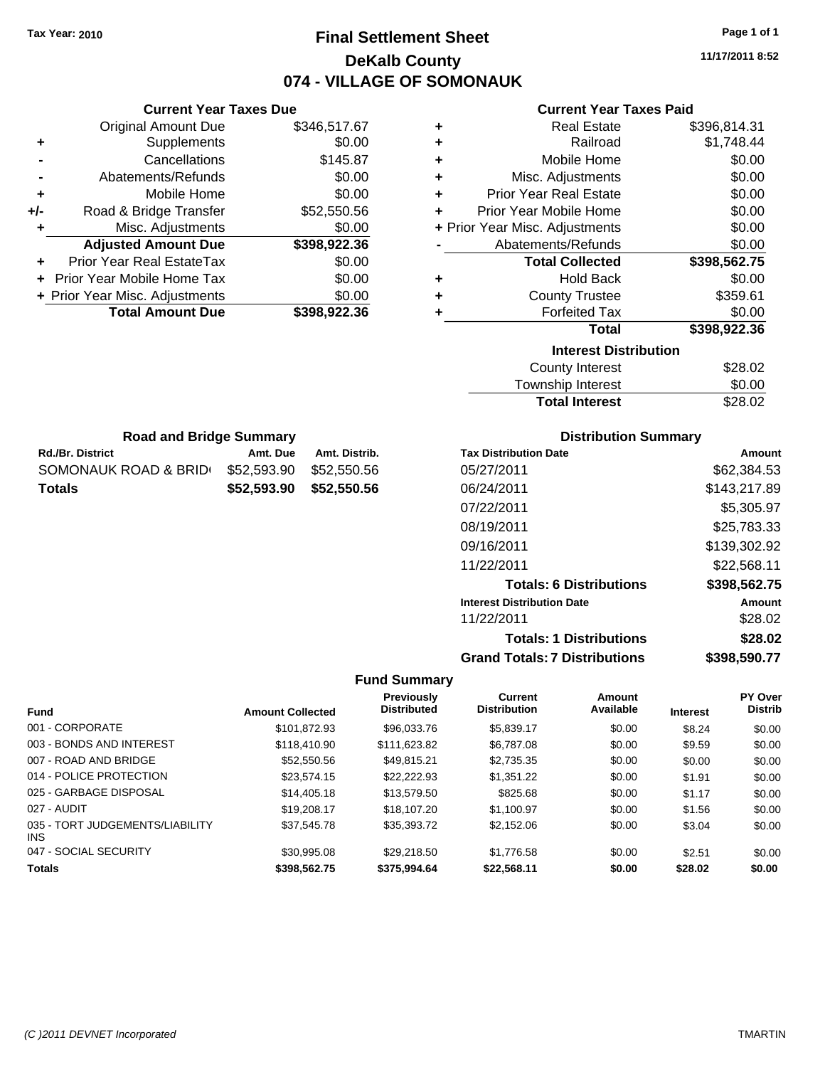Tax Year: 2010

# Final Settlement Sheet

## DeKalb County

## 074 - VILLAGE OF SOMONAUK

11/17/2011 8:52

### Current Year Taxes Due

| | | |
|---|---|---|
| | Original Amount Due | $346,517.67 |
| + | Supplements | $0.00 |
| - | Cancellations | $145.87 |
| - | Abatements/Refunds | $0.00 |
| + | Mobile Home | $0.00 |
| +/- | Road & Bridge Transfer | $52,550.56 |
| + | Misc. Adjustments | $0.00 |
| | **Adjusted Amount Due** | **$398,922.36** |
| + | Prior Year Real EstateTax | $0.00 |
| + | Prior Year Mobile Home Tax | $0.00 |
| + | Prior Year Misc. Adjustments | $0.00 |
| | **Total Amount Due** | **$398,922.36** |

### Current Year Taxes Paid

| | | |
|---|---|---|
| + | Real Estate | $396,814.31 |
| + | Railroad | $1,748.44 |
| + | Mobile Home | $0.00 |
| + | Misc. Adjustments | $0.00 |
| + | Prior Year Real Estate | $0.00 |
| + | Prior Year Mobile Home | $0.00 |
| + | Prior Year Misc. Adjustments | $0.00 |
| - | Abatements/Refunds | $0.00 |
| | **Total Collected** | **$398,562.75** |
| + | Hold Back | $0.00 |
| + | County Trustee | $359.61 |
| + | Forfeited Tax | $0.00 |
| | **Total** | **$398,922.36** |

### Interest Distribution

| | |
|---|---|
| County Interest | $28.02 |
| Township Interest | $0.00 |
| **Total Interest** | $28.02 |

### Road and Bridge Summary

| Rd./Br. District | Amt. Due | Amt. Distrib. |
|---|---|---|
| SOMONAUK ROAD & BRID | $52,593.90 | $52,550.56 |
| **Totals** | **$52,593.90** | **$52,550.56** |

### Distribution Summary

| Tax Distribution Date | Amount |
|---|---|
| 05/27/2011 | $62,384.53 |
| 06/24/2011 | $143,217.89 |
| 07/22/2011 | $5,305.97 |
| 08/19/2011 | $25,783.33 |
| 09/16/2011 | $139,302.92 |
| 11/22/2011 | $22,568.11 |
| **Totals: 6 Distributions** | **$398,562.75** |
| **Interest Distribution Date** | **Amount** |
| 11/22/2011 | $28.02 |
| **Totals: 1 Distributions** | **$28.02** |
| **Grand Totals: 7 Distributions** | **$398,590.77** |

### Fund Summary

| Fund | Amount Collected | Previously Distributed | Current Distribution | Amount Available | Interest | PY Over Distrib |
|---|---|---|---|---|---|---|
| 001 - CORPORATE | $101,872.93 | $96,033.76 | $5,839.17 | $0.00 | $8.24 | $0.00 |
| 003 - BONDS AND INTEREST | $118,410.90 | $111,623.82 | $6,787.08 | $0.00 | $9.59 | $0.00 |
| 007 - ROAD AND BRIDGE | $52,550.56 | $49,815.21 | $2,735.35 | $0.00 | $0.00 | $0.00 |
| 014 - POLICE PROTECTION | $23,574.15 | $22,222.93 | $1,351.22 | $0.00 | $1.91 | $0.00 |
| 025 - GARBAGE DISPOSAL | $14,405.18 | $13,579.50 | $825.68 | $0.00 | $1.17 | $0.00 |
| 027 - AUDIT | $19,208.17 | $18,107.20 | $1,100.97 | $0.00 | $1.56 | $0.00 |
| 035 - TORT JUDGEMENTS/LIABILITY INS | $37,545.78 | $35,393.72 | $2,152.06 | $0.00 | $3.04 | $0.00 |
| 047 - SOCIAL SECURITY | $30,995.08 | $29,218.50 | $1,776.58 | $0.00 | $2.51 | $0.00 |
| **Totals** | **$398,562.75** | **$375,994.64** | **$22,568.11** | **$0.00** | **$28.02** | **$0.00** |

(C )2011 DEVNET Incorporated — TMARTIN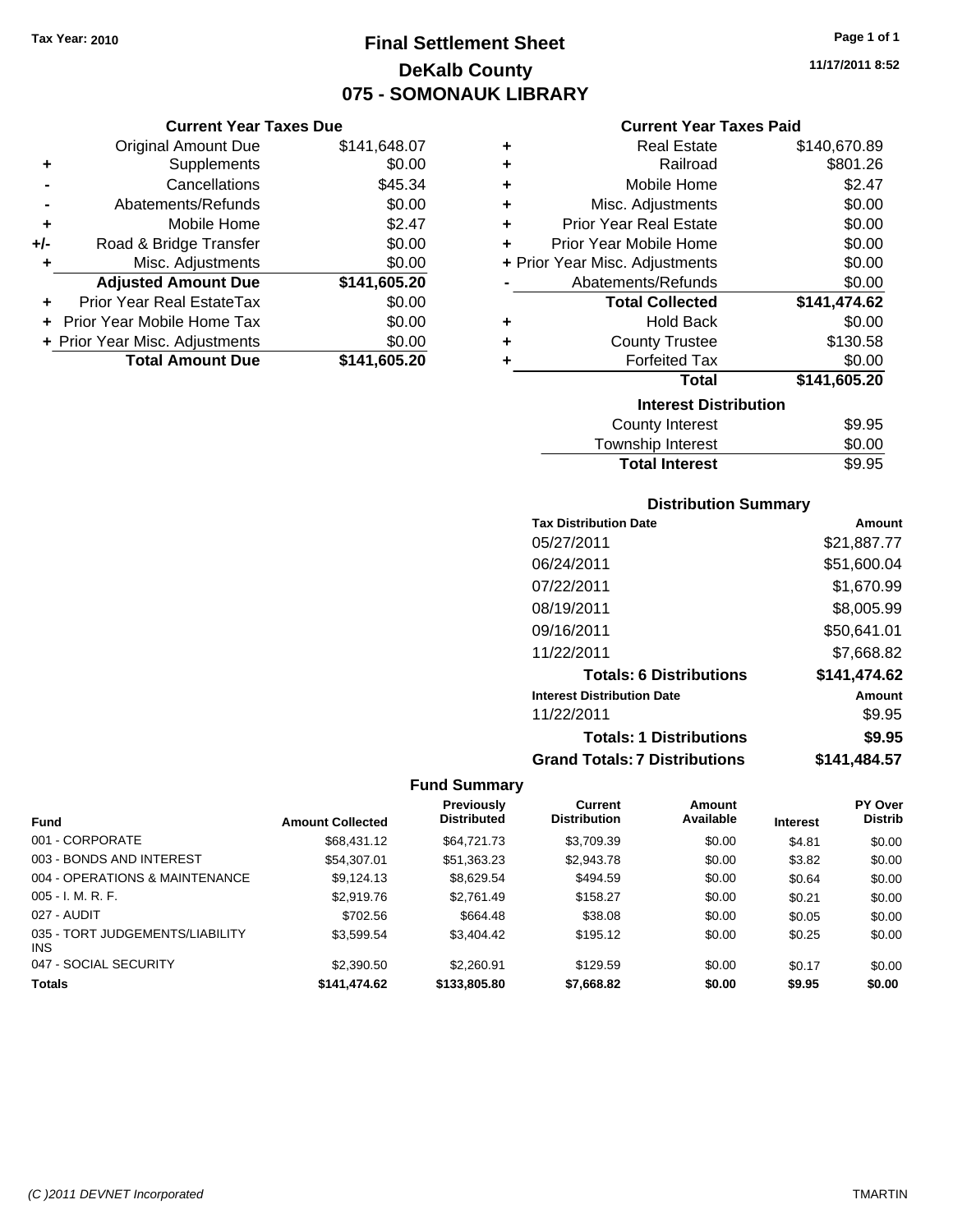Tax Year: 2010

# Final Settlement Sheet

## DeKalb County

## 075 - SOMONAUK LIBRARY

11/17/2011 8:52

### Current Year Taxes Due

| | | |
|---|---|---|
| | Original Amount Due | $141,648.07 |
| + | Supplements | $0.00 |
| - | Cancellations | $45.34 |
| - | Abatements/Refunds | $0.00 |
| + | Mobile Home | $2.47 |
| +/- | Road & Bridge Transfer | $0.00 |
| + | Misc. Adjustments | $0.00 |
| | **Adjusted Amount Due** | **$141,605.20** |
| + | Prior Year Real EstateTax | $0.00 |
| + | Prior Year Mobile Home Tax | $0.00 |
| + | Prior Year Misc. Adjustments | $0.00 |
| | **Total Amount Due** | **$141,605.20** |

### Current Year Taxes Paid

| | | |
|---|---|---|
| + | Real Estate | $140,670.89 |
| + | Railroad | $801.26 |
| + | Mobile Home | $2.47 |
| + | Misc. Adjustments | $0.00 |
| + | Prior Year Real Estate | $0.00 |
| + | Prior Year Mobile Home | $0.00 |
| + | Prior Year Misc. Adjustments | $0.00 |
| - | Abatements/Refunds | $0.00 |
| | **Total Collected** | **$141,474.62** |
| + | Hold Back | $0.00 |
| + | County Trustee | $130.58 |
| + | Forfeited Tax | $0.00 |
| | **Total** | **$141,605.20** |

### Interest Distribution

| | |
|---|---|
| County Interest | $9.95 |
| Township Interest | $0.00 |
| **Total Interest** | $9.95 |

### Distribution Summary

| Tax Distribution Date | Amount |
|---|---|
| 05/27/2011 | $21,887.77 |
| 06/24/2011 | $51,600.04 |
| 07/22/2011 | $1,670.99 |
| 08/19/2011 | $8,005.99 |
| 09/16/2011 | $50,641.01 |
| 11/22/2011 | $7,668.82 |
| **Totals: 6 Distributions** | **$141,474.62** |
| **Interest Distribution Date** | **Amount** |
| 11/22/2011 | $9.95 |
| **Totals: 1 Distributions** | **$9.95** |
| **Grand Totals: 7 Distributions** | **$141,484.57** |

### Fund Summary

| Fund | Amount Collected | Previously Distributed | Current Distribution | Amount Available | Interest | PY Over Distrib |
|---|---|---|---|---|---|---|
| 001 - CORPORATE | $68,431.12 | $64,721.73 | $3,709.39 | $0.00 | $4.81 | $0.00 |
| 003 - BONDS AND INTEREST | $54,307.01 | $51,363.23 | $2,943.78 | $0.00 | $3.82 | $0.00 |
| 004 - OPERATIONS & MAINTENANCE | $9,124.13 | $8,629.54 | $494.59 | $0.00 | $0.64 | $0.00 |
| 005 - I. M. R. F. | $2,919.76 | $2,761.49 | $158.27 | $0.00 | $0.21 | $0.00 |
| 027 - AUDIT | $702.56 | $664.48 | $38.08 | $0.00 | $0.05 | $0.00 |
| 035 - TORT JUDGEMENTS/LIABILITY INS | $3,599.54 | $3,404.42 | $195.12 | $0.00 | $0.25 | $0.00 |
| 047 - SOCIAL SECURITY | $2,390.50 | $2,260.91 | $129.59 | $0.00 | $0.17 | $0.00 |
| **Totals** | **$141,474.62** | **$133,805.80** | **$7,668.82** | **$0.00** | **$9.95** | **$0.00** |

(C )2011 DEVNET Incorporated TMARTIN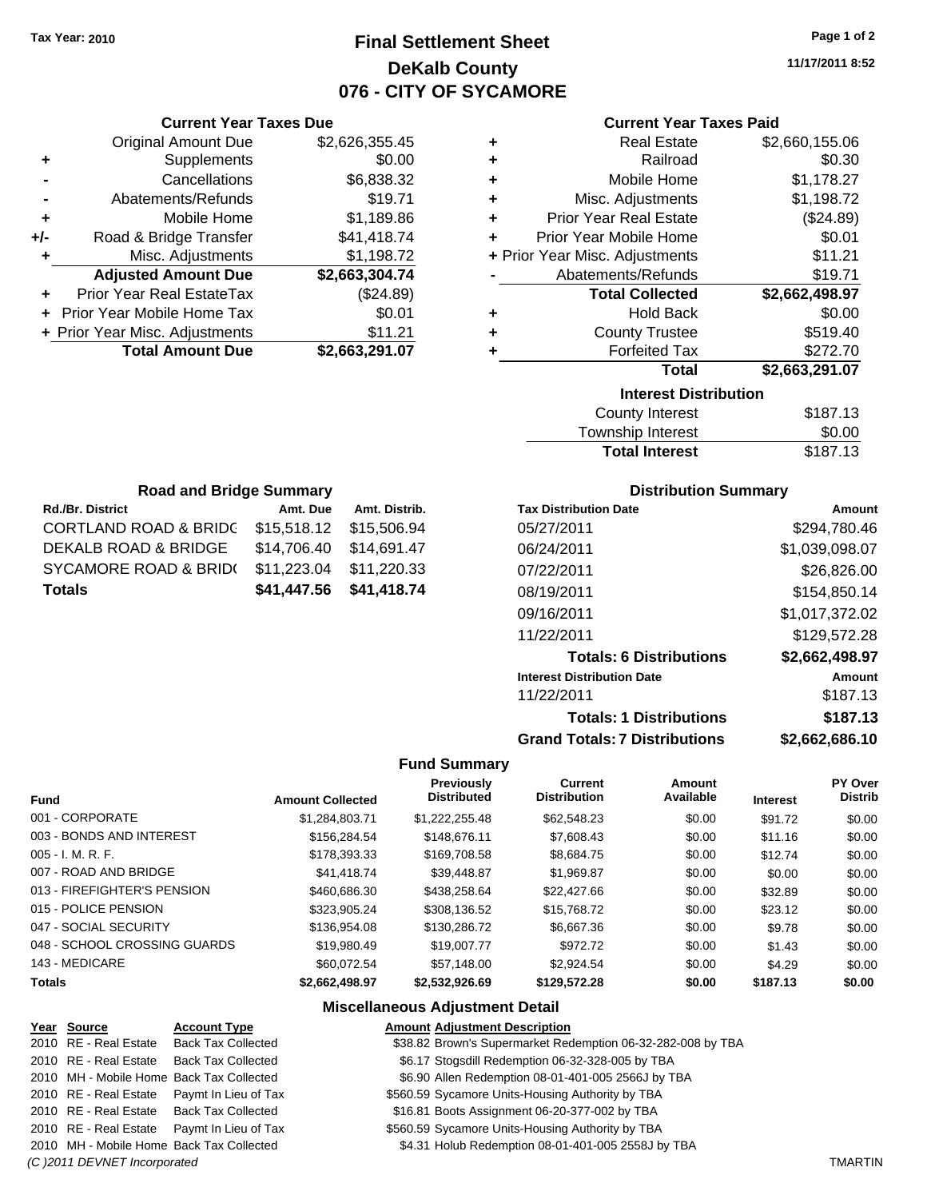Tax Year: 2010

# Final Settlement Sheet
## DeKalb County
## 076 - CITY OF SYCAMORE

11/17/2011 8:52

### Current Year Taxes Due

| | | |
|---|---|---|
| | Original Amount Due | $2,626,355.45 |
| + | Supplements | $0.00 |
| - | Cancellations | $6,838.32 |
| - | Abatements/Refunds | $19.71 |
| + | Mobile Home | $1,189.86 |
| +/- | Road & Bridge Transfer | $41,418.74 |
| + | Misc. Adjustments | $1,198.72 |
| | **Adjusted Amount Due** | **$2,663,304.74** |
| + | Prior Year Real EstateTax | ($24.89) |
| + | Prior Year Mobile Home Tax | $0.01 |
| + | Prior Year Misc. Adjustments | $11.21 |
| | **Total Amount Due** | **$2,663,291.07** |

### Current Year Taxes Paid

| | | |
|---|---|---|
| + | Real Estate | $2,660,155.06 |
| + | Railroad | $0.30 |
| + | Mobile Home | $1,178.27 |
| + | Misc. Adjustments | $1,198.72 |
| + | Prior Year Real Estate | ($24.89) |
| + | Prior Year Mobile Home | $0.01 |
| + | Prior Year Misc. Adjustments | $11.21 |
| - | Abatements/Refunds | $19.71 |
| | **Total Collected** | **$2,662,498.97** |
| + | Hold Back | $0.00 |
| + | County Trustee | $519.40 |
| + | Forfeited Tax | $272.70 |
| | **Total** | **$2,663,291.07** |

### Interest Distribution

| | |
|---|---|
| County Interest | $187.13 |
| Township Interest | $0.00 |
| **Total Interest** | **$187.13** |

### Road and Bridge Summary

| Rd./Br. District | Amt. Due | Amt. Distrib. |
|---|---|---|
| CORTLAND ROAD & BRIDG | $15,518.12 | $15,506.94 |
| DEKALB ROAD & BRIDGE | $14,706.40 | $14,691.47 |
| SYCAMORE ROAD & BRID( | $11,223.04 | $11,220.33 |
| **Totals** | **$41,447.56** | **$41,418.74** |

### Distribution Summary

| Tax Distribution Date | Amount |
|---|---|
| 05/27/2011 | $294,780.46 |
| 06/24/2011 | $1,039,098.07 |
| 07/22/2011 | $26,826.00 |
| 08/19/2011 | $154,850.14 |
| 09/16/2011 | $1,017,372.02 |
| 11/22/2011 | $129,572.28 |
| **Totals: 6 Distributions** | **$2,662,498.97** |
| **Interest Distribution Date** | **Amount** |
| 11/22/2011 | $187.13 |
| **Totals: 1 Distributions** | **$187.13** |
| **Grand Totals: 7 Distributions** | **$2,662,686.10** |

### Fund Summary

| Fund | Amount Collected | Previously Distributed | Current Distribution | Amount Available | Interest | PY Over Distrib |
|---|---|---|---|---|---|---|
| 001 - CORPORATE | $1,284,803.71 | $1,222,255.48 | $62,548.23 | $0.00 | $91.72 | $0.00 |
| 003 - BONDS AND INTEREST | $156,284.54 | $148,676.11 | $7,608.43 | $0.00 | $11.16 | $0.00 |
| 005 - I. M. R. F. | $178,393.33 | $169,708.58 | $8,684.75 | $0.00 | $12.74 | $0.00 |
| 007 - ROAD AND BRIDGE | $41,418.74 | $39,448.87 | $1,969.87 | $0.00 | $0.00 | $0.00 |
| 013 - FIREFIGHTER'S PENSION | $460,686.30 | $438,258.64 | $22,427.66 | $0.00 | $32.89 | $0.00 |
| 015 - POLICE PENSION | $323,905.24 | $308,136.52 | $15,768.72 | $0.00 | $23.12 | $0.00 |
| 047 - SOCIAL SECURITY | $136,954.08 | $130,286.72 | $6,667.36 | $0.00 | $9.78 | $0.00 |
| 048 - SCHOOL CROSSING GUARDS | $19,980.49 | $19,007.77 | $972.72 | $0.00 | $1.43 | $0.00 |
| 143 - MEDICARE | $60,072.54 | $57,148.00 | $2,924.54 | $0.00 | $4.29 | $0.00 |
| **Totals** | **$2,662,498.97** | **$2,532,926.69** | **$129,572.28** | **$0.00** | **$187.13** | **$0.00** |

### Miscellaneous Adjustment Detail

| Year | Source | Account Type | Amount | Adjustment Description |
|---|---|---|---|---|
| 2010 | RE - Real Estate | Back Tax Collected | $38.82 | Brown's Supermarket Redemption 06-32-282-008 by TBA |
| 2010 | RE - Real Estate | Back Tax Collected | $6.17 | Stogsdill Redemption 06-32-328-005 by TBA |
| 2010 | MH - Mobile Home | Back Tax Collected | $6.90 | Allen Redemption 08-01-401-005 2566J by TBA |
| 2010 | RE - Real Estate | Paymt In Lieu of Tax | $560.59 | Sycamore Units-Housing Authority by TBA |
| 2010 | RE - Real Estate | Back Tax Collected | $16.81 | Boots Assignment 06-20-377-002 by TBA |
| 2010 | RE - Real Estate | Paymt In Lieu of Tax | $560.59 | Sycamore Units-Housing Authority by TBA |
| 2010 | MH - Mobile Home | Back Tax Collected | $4.31 | Holub Redemption 08-01-401-005 2558J by TBA |

(C )2011 DEVNET Incorporated TMARTIN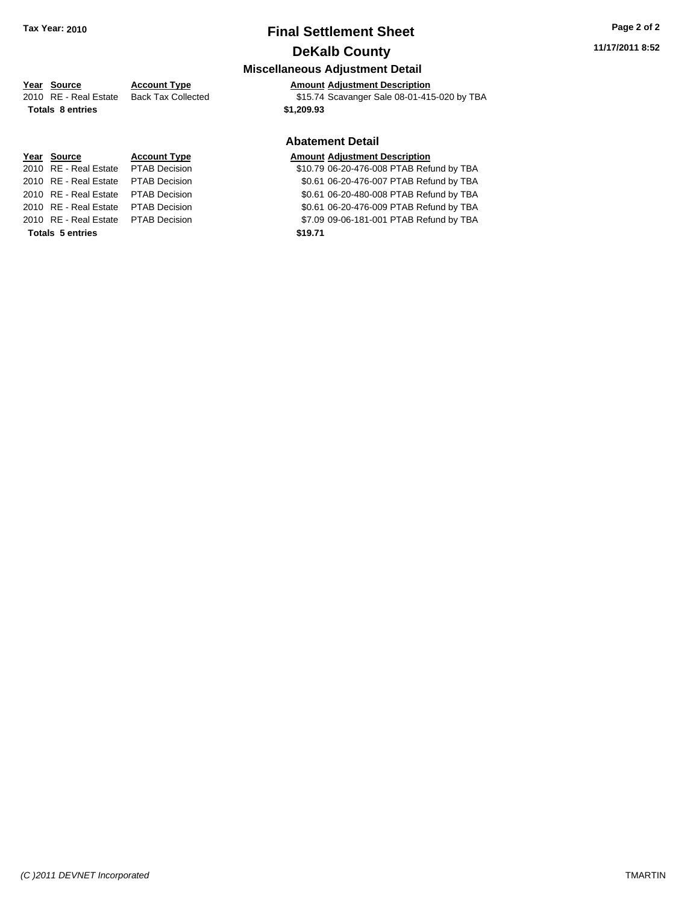# Final Settlement Sheet

**Tax Year: 2010**

## DeKalb County

11/17/2011 8:52

### Miscellaneous Adjustment Detail

| Year | Source | Account Type | Amount | Adjustment Description |
|---|---|---|---|---|
| 2010 | RE - Real Estate | Back Tax Collected | $15.74 | Scavanger Sale 08-01-415-020 by TBA |
| **Totals 8 entries** | | | **$1,209.93** | |

### Abatement Detail

| Year | Source | Account Type | Amount | Adjustment Description |
|---|---|---|---|---|
| 2010 | RE - Real Estate | PTAB Decision | $10.79 | 06-20-476-008 PTAB Refund by TBA |
| 2010 | RE - Real Estate | PTAB Decision | $0.61 | 06-20-476-007 PTAB Refund by TBA |
| 2010 | RE - Real Estate | PTAB Decision | $0.61 | 06-20-480-008 PTAB Refund by TBA |
| 2010 | RE - Real Estate | PTAB Decision | $0.61 | 06-20-476-009 PTAB Refund by TBA |
| 2010 | RE - Real Estate | PTAB Decision | $7.09 | 09-06-181-001 PTAB Refund by TBA |
| **Totals 5 entries** | | | **$19.71** | |

*(C )2011 DEVNET Incorporated* TMARTIN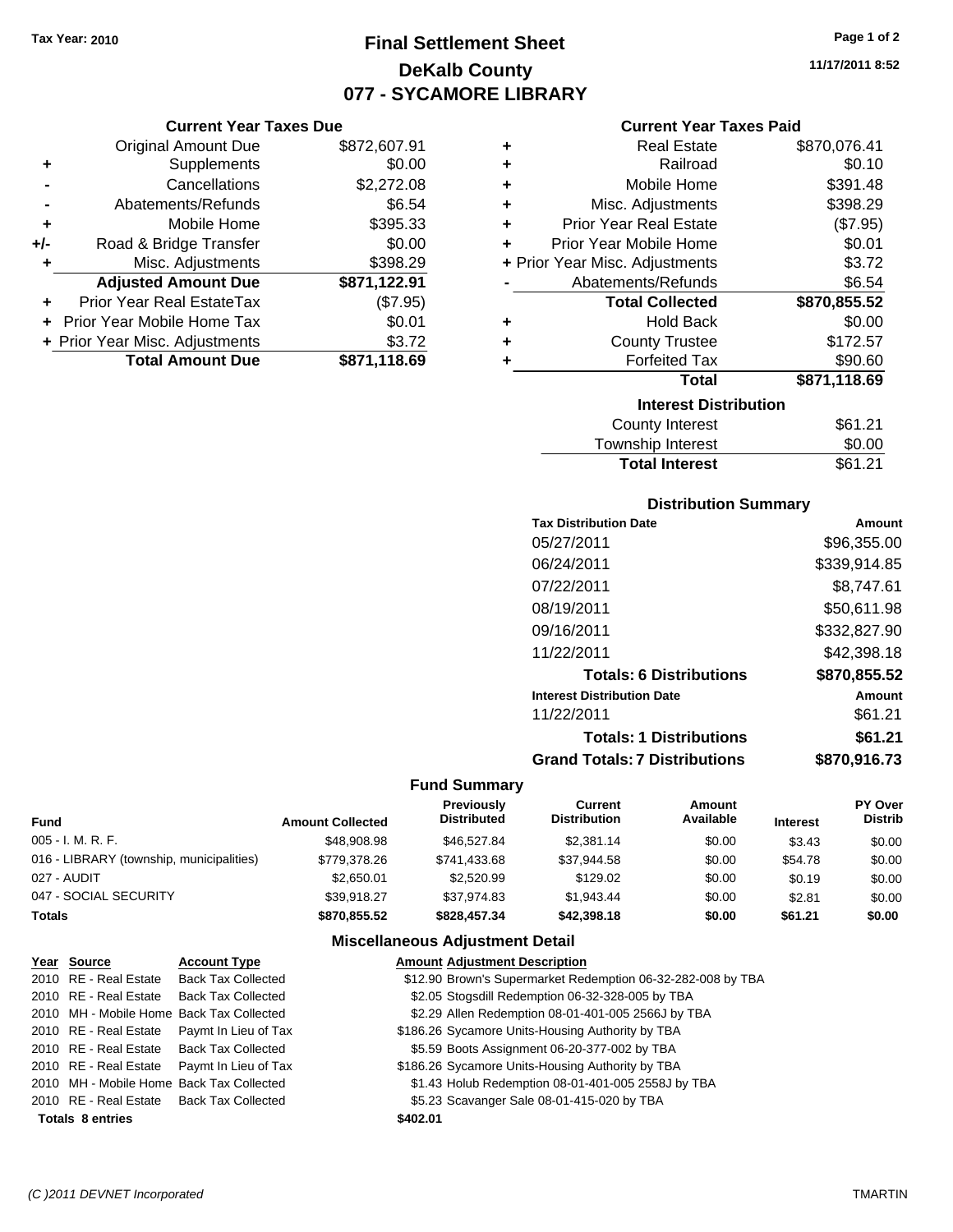Tax Year: 2010

# Final Settlement Sheet
## DeKalb County
## 077 - SYCAMORE LIBRARY

11/17/2011 8:52

### Current Year Taxes Due

| | | |
|---|---|---|
| | Original Amount Due | $872,607.91 |
| + | Supplements | $0.00 |
| - | Cancellations | $2,272.08 |
| - | Abatements/Refunds | $6.54 |
| + | Mobile Home | $395.33 |
| +/- | Road & Bridge Transfer | $0.00 |
| + | Misc. Adjustments | $398.29 |
| | **Adjusted Amount Due** | **$871,122.91** |
| + | Prior Year Real EstateTax | ($7.95) |
| + | Prior Year Mobile Home Tax | $0.01 |
| + | Prior Year Misc. Adjustments | $3.72 |
| | **Total Amount Due** | **$871,118.69** |

### Current Year Taxes Paid

| | | |
|---|---|---|
| + | Real Estate | $870,076.41 |
| + | Railroad | $0.10 |
| + | Mobile Home | $391.48 |
| + | Misc. Adjustments | $398.29 |
| + | Prior Year Real Estate | ($7.95) |
| + | Prior Year Mobile Home | $0.01 |
| + | Prior Year Misc. Adjustments | $3.72 |
| - | Abatements/Refunds | $6.54 |
| | **Total Collected** | **$870,855.52** |
| + | Hold Back | $0.00 |
| + | County Trustee | $172.57 |
| + | Forfeited Tax | $90.60 |
| | **Total** | **$871,118.69** |

### Interest Distribution

| | |
|---|---|
| County Interest | $61.21 |
| Township Interest | $0.00 |
| **Total Interest** | $61.21 |

### Distribution Summary

| Tax Distribution Date | Amount |
|---|---|
| 05/27/2011 | $96,355.00 |
| 06/24/2011 | $339,914.85 |
| 07/22/2011 | $8,747.61 |
| 08/19/2011 | $50,611.98 |
| 09/16/2011 | $332,827.90 |
| 11/22/2011 | $42,398.18 |
| **Totals: 6 Distributions** | **$870,855.52** |
| **Interest Distribution Date** | **Amount** |
| 11/22/2011 | $61.21 |
| **Totals: 1 Distributions** | **$61.21** |
| **Grand Totals: 7 Distributions** | **$870,916.73** |

### Fund Summary

| Fund | Amount Collected | Previously Distributed | Current Distribution | Amount Available | Interest | PY Over Distrib |
|---|---|---|---|---|---|---|
| 005 - I. M. R. F. | $48,908.98 | $46,527.84 | $2,381.14 | $0.00 | $3.43 | $0.00 |
| 016 - LIBRARY (township, municipalities) | $779,378.26 | $741,433.68 | $37,944.58 | $0.00 | $54.78 | $0.00 |
| 027 - AUDIT | $2,650.01 | $2,520.99 | $129.02 | $0.00 | $0.19 | $0.00 |
| 047 - SOCIAL SECURITY | $39,918.27 | $37,974.83 | $1,943.44 | $0.00 | $2.81 | $0.00 |
| **Totals** | **$870,855.52** | **$828,457.34** | **$42,398.18** | **$0.00** | **$61.21** | **$0.00** |

### Miscellaneous Adjustment Detail

| Year | Source | Account Type | Amount | Adjustment Description |
|---|---|---|---|---|
| 2010 | RE - Real Estate | Back Tax Collected | $12.90 | Brown's Supermarket Redemption 06-32-282-008 by TBA |
| 2010 | RE - Real Estate | Back Tax Collected | $2.05 | Stogsdill Redemption 06-32-328-005 by TBA |
| 2010 | MH - Mobile Home | Back Tax Collected | $2.29 | Allen Redemption 08-01-401-005 2566J by TBA |
| 2010 | RE - Real Estate | Paymt In Lieu of Tax | $186.26 | Sycamore Units-Housing Authority by TBA |
| 2010 | RE - Real Estate | Back Tax Collected | $5.59 | Boots Assignment 06-20-377-002 by TBA |
| 2010 | RE - Real Estate | Paymt In Lieu of Tax | $186.26 | Sycamore Units-Housing Authority by TBA |
| 2010 | MH - Mobile Home | Back Tax Collected | $1.43 | Holub Redemption 08-01-401-005 2558J by TBA |
| 2010 | RE - Real Estate | Back Tax Collected | $5.23 | Scavanger Sale 08-01-415-020 by TBA |
| **Totals 8 entries** | | | **$402.01** | |

(C )2011 DEVNET Incorporated — TMARTIN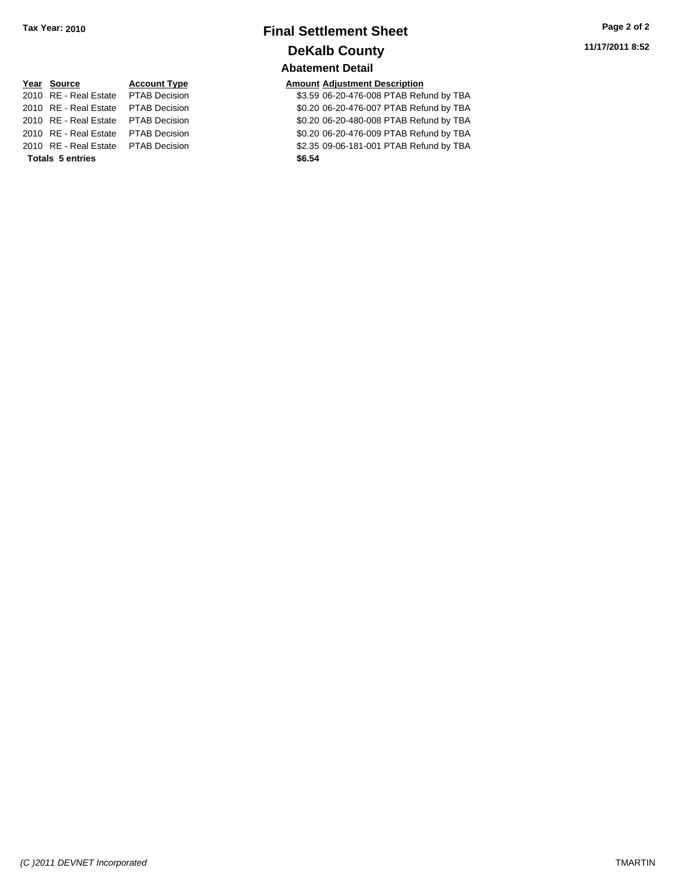# Final Settlement Sheet

**Tax Year: 2010**

## DeKalb County

**11/17/2011 8:52**

### Abatement Detail

| Year | Source | Account Type | Amount | Adjustment Description |
|---|---|---|---|---|
| 2010 | RE - Real Estate | PTAB Decision | $3.59 | 06-20-476-008 PTAB Refund by TBA |
| 2010 | RE - Real Estate | PTAB Decision | $0.20 | 06-20-476-007 PTAB Refund by TBA |
| 2010 | RE - Real Estate | PTAB Decision | $0.20 | 06-20-480-008 PTAB Refund by TBA |
| 2010 | RE - Real Estate | PTAB Decision | $0.20 | 06-20-476-009 PTAB Refund by TBA |
| 2010 | RE - Real Estate | PTAB Decision | $2.35 | 09-06-181-001 PTAB Refund by TBA |
| **Totals 5 entries** | | | **$6.54** | |

*(C )2011 DEVNET Incorporated* TMARTIN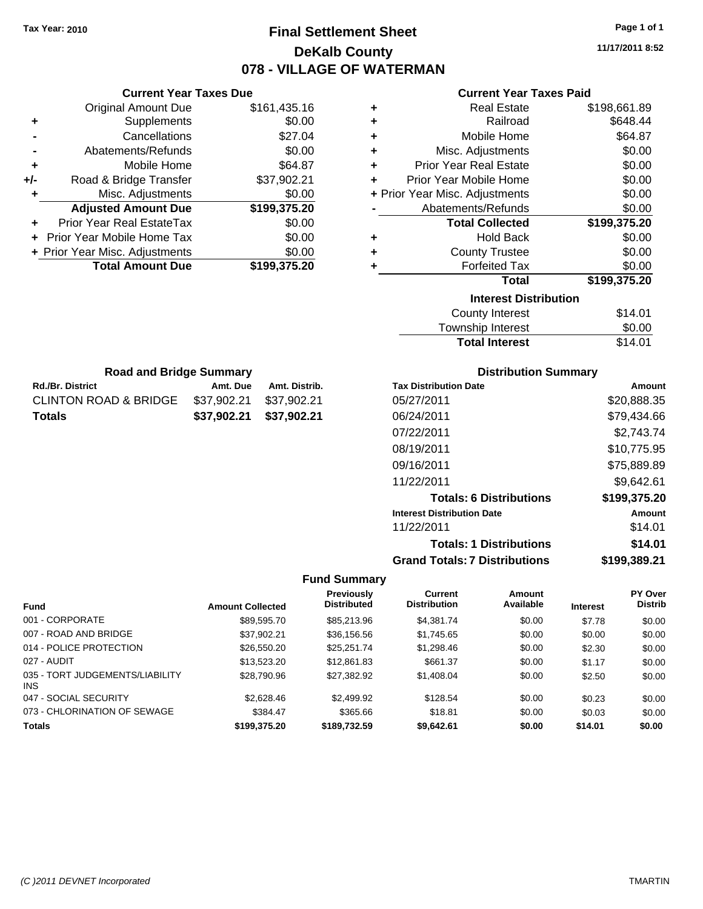Tax Year: 2010

# Final Settlement Sheet

## DeKalb County

## 078 - VILLAGE OF WATERMAN

11/17/2011 8:52

### Current Year Taxes Due

| | | |
|---|---|---|
| | Original Amount Due | $161,435.16 |
| + | Supplements | $0.00 |
| - | Cancellations | $27.04 |
| - | Abatements/Refunds | $0.00 |
| + | Mobile Home | $64.87 |
| +/- | Road & Bridge Transfer | $37,902.21 |
| + | Misc. Adjustments | $0.00 |
| | **Adjusted Amount Due** | **$199,375.20** |
| + | Prior Year Real EstateTax | $0.00 |
| + | Prior Year Mobile Home Tax | $0.00 |
| + | Prior Year Misc. Adjustments | $0.00 |
| | **Total Amount Due** | **$199,375.20** |

### Current Year Taxes Paid

| | | |
|---|---|---|
| + | Real Estate | $198,661.89 |
| + | Railroad | $648.44 |
| + | Mobile Home | $64.87 |
| + | Misc. Adjustments | $0.00 |
| + | Prior Year Real Estate | $0.00 |
| + | Prior Year Mobile Home | $0.00 |
| + | Prior Year Misc. Adjustments | $0.00 |
| - | Abatements/Refunds | $0.00 |
| | **Total Collected** | **$199,375.20** |
| + | Hold Back | $0.00 |
| + | County Trustee | $0.00 |
| + | Forfeited Tax | $0.00 |
| | **Total** | **$199,375.20** |

### Interest Distribution

| | |
|---|---|
| County Interest | $14.01 |
| Township Interest | $0.00 |
| **Total Interest** | $14.01 |

### Road and Bridge Summary

| Rd./Br. District | Amt. Due | Amt. Distrib. |
|---|---|---|
| CLINTON ROAD & BRIDGE | $37,902.21 | $37,902.21 |
| **Totals** | **$37,902.21** | **$37,902.21** |

### Distribution Summary

| Tax Distribution Date | Amount |
|---|---|
| 05/27/2011 | $20,888.35 |
| 06/24/2011 | $79,434.66 |
| 07/22/2011 | $2,743.74 |
| 08/19/2011 | $10,775.95 |
| 09/16/2011 | $75,889.89 |
| 11/22/2011 | $9,642.61 |
| **Totals: 6 Distributions** | **$199,375.20** |
| **Interest Distribution Date** | **Amount** |
| 11/22/2011 | $14.01 |
| **Totals: 1 Distributions** | **$14.01** |
| **Grand Totals: 7 Distributions** | **$199,389.21** |

### Fund Summary

| Fund | Amount Collected | Previously Distributed | Current Distribution | Amount Available | Interest | PY Over Distrib |
|---|---|---|---|---|---|---|
| 001 - CORPORATE | $89,595.70 | $85,213.96 | $4,381.74 | $0.00 | $7.78 | $0.00 |
| 007 - ROAD AND BRIDGE | $37,902.21 | $36,156.56 | $1,745.65 | $0.00 | $0.00 | $0.00 |
| 014 - POLICE PROTECTION | $26,550.20 | $25,251.74 | $1,298.46 | $0.00 | $2.30 | $0.00 |
| 027 - AUDIT | $13,523.20 | $12,861.83 | $661.37 | $0.00 | $1.17 | $0.00 |
| 035 - TORT JUDGEMENTS/LIABILITY INS | $28,790.96 | $27,382.92 | $1,408.04 | $0.00 | $2.50 | $0.00 |
| 047 - SOCIAL SECURITY | $2,628.46 | $2,499.92 | $128.54 | $0.00 | $0.23 | $0.00 |
| 073 - CHLORINATION OF SEWAGE | $384.47 | $365.66 | $18.81 | $0.00 | $0.03 | $0.00 |
| **Totals** | **$199,375.20** | **$189,732.59** | **$9,642.61** | **$0.00** | **$14.01** | **$0.00** |

(C )2011 DEVNET Incorporated TMARTIN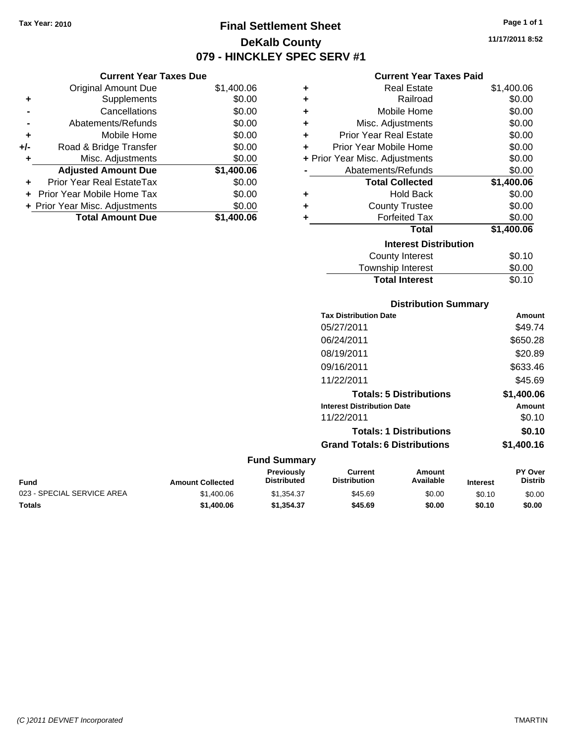Tax Year: 2010

# Final Settlement Sheet
## DeKalb County
## 079 - HINCKLEY SPEC SERV #1

11/17/2011 8:52

### Current Year Taxes Due

| | | |
|---|---|---|
| | Original Amount Due | $1,400.06 |
| + | Supplements | $0.00 |
| - | Cancellations | $0.00 |
| - | Abatements/Refunds | $0.00 |
| + | Mobile Home | $0.00 |
| +/- | Road & Bridge Transfer | $0.00 |
| + | Misc. Adjustments | $0.00 |
| | **Adjusted Amount Due** | **$1,400.06** |
| + | Prior Year Real EstateTax | $0.00 |
| + | Prior Year Mobile Home Tax | $0.00 |
| + | Prior Year Misc. Adjustments | $0.00 |
| | **Total Amount Due** | **$1,400.06** |

### Current Year Taxes Paid

| | | |
|---|---|---|
| + | Real Estate | $1,400.06 |
| + | Railroad | $0.00 |
| + | Mobile Home | $0.00 |
| + | Misc. Adjustments | $0.00 |
| + | Prior Year Real Estate | $0.00 |
| + | Prior Year Mobile Home | $0.00 |
| + | Prior Year Misc. Adjustments | $0.00 |
| - | Abatements/Refunds | $0.00 |
| | **Total Collected** | **$1,400.06** |
| + | Hold Back | $0.00 |
| + | County Trustee | $0.00 |
| + | Forfeited Tax | $0.00 |
| | **Total** | **$1,400.06** |

### Interest Distribution

| | |
|---|---|
| County Interest | $0.10 |
| Township Interest | $0.00 |
| **Total Interest** | $0.10 |

### Distribution Summary

| Tax Distribution Date | Amount |
|---|---|
| 05/27/2011 | $49.74 |
| 06/24/2011 | $650.28 |
| 08/19/2011 | $20.89 |
| 09/16/2011 | $633.46 |
| 11/22/2011 | $45.69 |
| **Totals: 5 Distributions** | **$1,400.06** |

| Interest Distribution Date | Amount |
|---|---|
| 11/22/2011 | $0.10 |
| **Totals: 1 Distributions** | **$0.10** |
| **Grand Totals: 6 Distributions** | **$1,400.16** |

### Fund Summary

| Fund | Amount Collected | Previously Distributed | Current Distribution | Amount Available | Interest | PY Over Distrib |
|---|---|---|---|---|---|---|
| 023 - SPECIAL SERVICE AREA | $1,400.06 | $1,354.37 | $45.69 | $0.00 | $0.10 | $0.00 |
| **Totals** | **$1,400.06** | **$1,354.37** | **$45.69** | **$0.00** | **$0.10** | **$0.00** |

(C )2011 DEVNET Incorporated    TMARTIN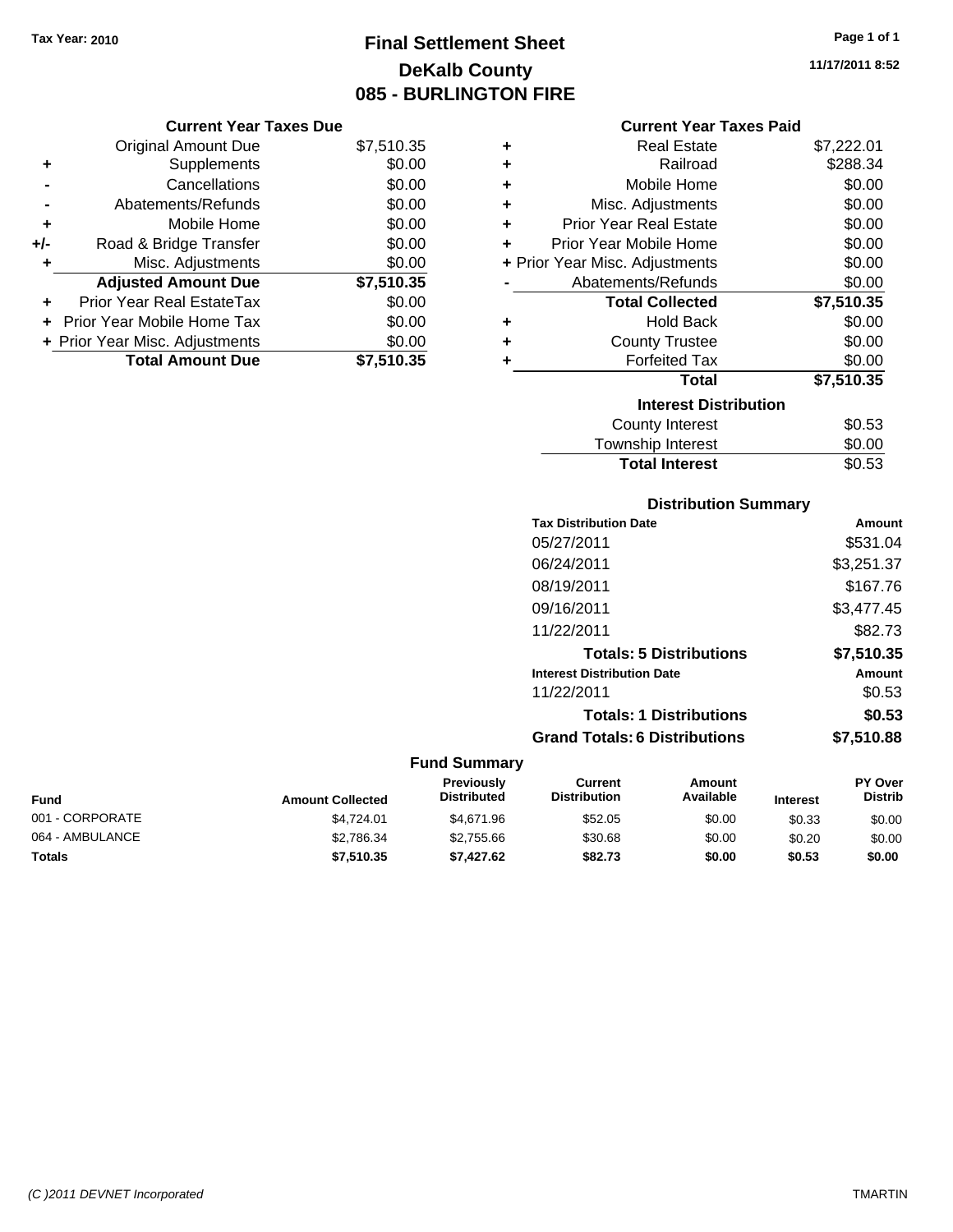Tax Year: 2010

# Final Settlement Sheet

## DeKalb County

## 085 - BURLINGTON FIRE

11/17/2011 8:52

### Current Year Taxes Due

| | | |
|---|---|---|
| | Original Amount Due | $7,510.35 |
| + | Supplements | $0.00 |
| - | Cancellations | $0.00 |
| - | Abatements/Refunds | $0.00 |
| + | Mobile Home | $0.00 |
| +/- | Road & Bridge Transfer | $0.00 |
| + | Misc. Adjustments | $0.00 |
| | **Adjusted Amount Due** | **$7,510.35** |
| + | Prior Year Real EstateTax | $0.00 |
| + | Prior Year Mobile Home Tax | $0.00 |
| + | Prior Year Misc. Adjustments | $0.00 |
| | **Total Amount Due** | **$7,510.35** |

### Current Year Taxes Paid

| | | |
|---|---|---|
| + | Real Estate | $7,222.01 |
| + | Railroad | $288.34 |
| + | Mobile Home | $0.00 |
| + | Misc. Adjustments | $0.00 |
| + | Prior Year Real Estate | $0.00 |
| + | Prior Year Mobile Home | $0.00 |
| + | Prior Year Misc. Adjustments | $0.00 |
| - | Abatements/Refunds | $0.00 |
| | **Total Collected** | **$7,510.35** |
| + | Hold Back | $0.00 |
| + | County Trustee | $0.00 |
| + | Forfeited Tax | $0.00 |
| | **Total** | **$7,510.35** |

### Interest Distribution

| | |
|---|---|
| County Interest | $0.53 |
| Township Interest | $0.00 |
| **Total Interest** | $0.53 |

### Distribution Summary

| Tax Distribution Date | Amount |
|---|---|
| 05/27/2011 | $531.04 |
| 06/24/2011 | $3,251.37 |
| 08/19/2011 | $167.76 |
| 09/16/2011 | $3,477.45 |
| 11/22/2011 | $82.73 |
| **Totals: 5 Distributions** | **$7,510.35** |
| **Interest Distribution Date** | **Amount** |
| 11/22/2011 | $0.53 |
| **Totals: 1 Distributions** | **$0.53** |
| **Grand Totals: 6 Distributions** | **$7,510.88** |

### Fund Summary

| Fund | Amount Collected | Previously Distributed | Current Distribution | Amount Available | Interest | PY Over Distrib |
|---|---|---|---|---|---|---|
| 001 - CORPORATE | $4,724.01 | $4,671.96 | $52.05 | $0.00 | $0.33 | $0.00 |
| 064 - AMBULANCE | $2,786.34 | $2,755.66 | $30.68 | $0.00 | $0.20 | $0.00 |
| **Totals** | **$7,510.35** | **$7,427.62** | **$82.73** | **$0.00** | **$0.53** | **$0.00** |

(C )2011 DEVNET Incorporated — TMARTIN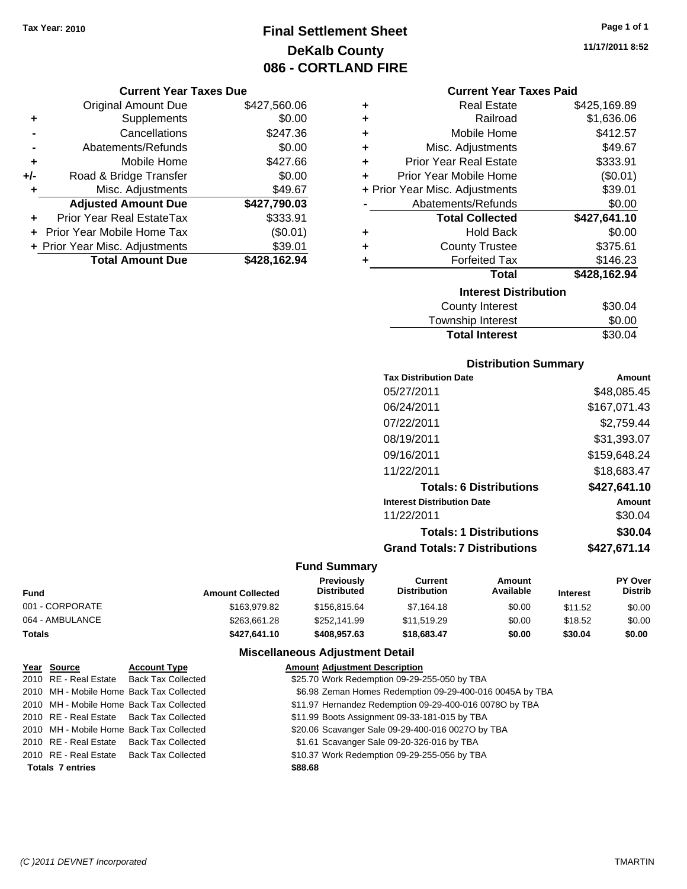Tax Year: 2010

# Final Settlement Sheet
## DeKalb County
## 086 - CORTLAND FIRE

11/17/2011 8:52

### Current Year Taxes Due

| | | |
|---|---|---|
| | Original Amount Due | $427,560.06 |
| + | Supplements | $0.00 |
| - | Cancellations | $247.36 |
| - | Abatements/Refunds | $0.00 |
| + | Mobile Home | $427.66 |
| +/- | Road & Bridge Transfer | $0.00 |
| + | Misc. Adjustments | $49.67 |
| | **Adjusted Amount Due** | **$427,790.03** |
| + | Prior Year Real EstateTax | $333.91 |
| + | Prior Year Mobile Home Tax | ($0.01) |
| + | Prior Year Misc. Adjustments | $39.01 |
| | **Total Amount Due** | **$428,162.94** |

### Current Year Taxes Paid

| | | |
|---|---|---|
| + | Real Estate | $425,169.89 |
| + | Railroad | $1,636.06 |
| + | Mobile Home | $412.57 |
| + | Misc. Adjustments | $49.67 |
| + | Prior Year Real Estate | $333.91 |
| + | Prior Year Mobile Home | ($0.01) |
| + | Prior Year Misc. Adjustments | $39.01 |
| - | Abatements/Refunds | $0.00 |
| | **Total Collected** | **$427,641.10** |
| + | Hold Back | $0.00 |
| + | County Trustee | $375.61 |
| + | Forfeited Tax | $146.23 |
| | **Total** | **$428,162.94** |

### Interest Distribution

| | |
|---|---|
| County Interest | $30.04 |
| Township Interest | $0.00 |
| **Total Interest** | $30.04 |

### Distribution Summary

| Tax Distribution Date | Amount |
|---|---|
| 05/27/2011 | $48,085.45 |
| 06/24/2011 | $167,071.43 |
| 07/22/2011 | $2,759.44 |
| 08/19/2011 | $31,393.07 |
| 09/16/2011 | $159,648.24 |
| 11/22/2011 | $18,683.47 |
| **Totals: 6 Distributions** | **$427,641.10** |
| **Interest Distribution Date** | **Amount** |
| 11/22/2011 | $30.04 |
| **Totals: 1 Distributions** | **$30.04** |
| **Grand Totals: 7 Distributions** | **$427,671.14** |

### Fund Summary

| Fund | Amount Collected | Previously Distributed | Current Distribution | Amount Available | Interest | PY Over Distrib |
|---|---|---|---|---|---|---|
| 001 - CORPORATE | $163,979.82 | $156,815.64 | $7,164.18 | $0.00 | $11.52 | $0.00 |
| 064 - AMBULANCE | $263,661.28 | $252,141.99 | $11,519.29 | $0.00 | $18.52 | $0.00 |
| **Totals** | **$427,641.10** | **$408,957.63** | **$18,683.47** | **$0.00** | **$30.04** | **$0.00** |

### Miscellaneous Adjustment Detail

| Year | Source | Account Type | Amount | Adjustment Description |
|---|---|---|---|---|
| 2010 | RE - Real Estate | Back Tax Collected | $25.70 | Work Redemption 09-29-255-050 by TBA |
| 2010 | MH - Mobile Home | Back Tax Collected | $6.98 | Zeman Homes Redemption 09-29-400-016 0045A by TBA |
| 2010 | MH - Mobile Home | Back Tax Collected | $11.97 | Hernandez Redemption 09-29-400-016 0078O by TBA |
| 2010 | RE - Real Estate | Back Tax Collected | $11.99 | Boots Assignment 09-33-181-015 by TBA |
| 2010 | MH - Mobile Home | Back Tax Collected | $20.06 | Scavanger Sale 09-29-400-016 0027O by TBA |
| 2010 | RE - Real Estate | Back Tax Collected | $1.61 | Scavanger Sale 09-20-326-016 by TBA |
| 2010 | RE - Real Estate | Back Tax Collected | $10.37 | Work Redemption 09-29-255-056 by TBA |
| **Totals 7 entries** | | | **$88.68** | |

(C )2011 DEVNET Incorporated TMARTIN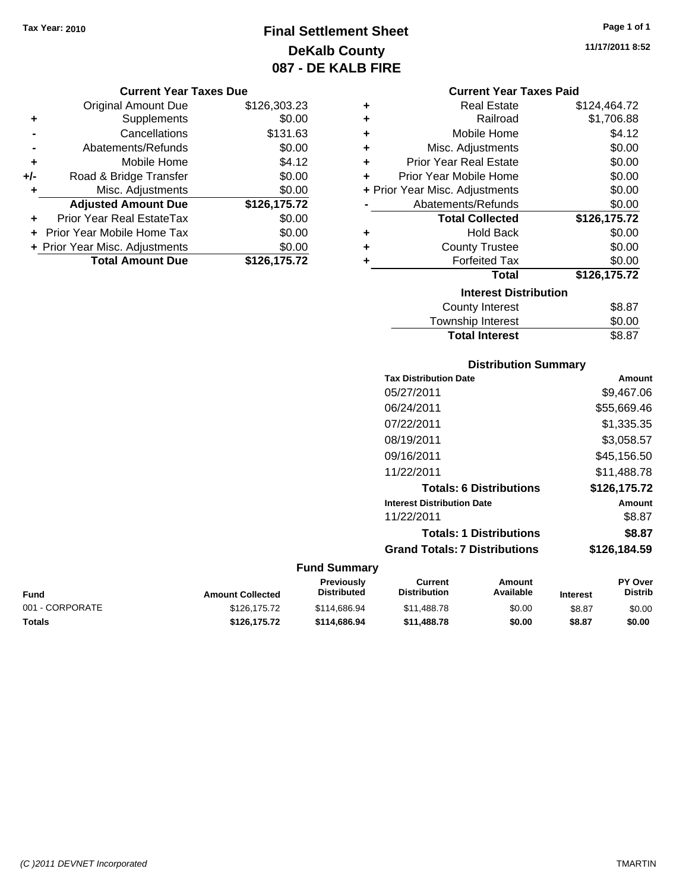Tax Year: 2010

# Final Settlement Sheet
## DeKalb County
## 087 - DE KALB FIRE

11/17/2011 8:52

### Current Year Taxes Due

| | | |
|---|---|---|
| | Original Amount Due | $126,303.23 |
| + | Supplements | $0.00 |
| - | Cancellations | $131.63 |
| - | Abatements/Refunds | $0.00 |
| + | Mobile Home | $4.12 |
| +/- | Road & Bridge Transfer | $0.00 |
| + | Misc. Adjustments | $0.00 |
| | **Adjusted Amount Due** | **$126,175.72** |
| + | Prior Year Real EstateTax | $0.00 |
| + | Prior Year Mobile Home Tax | $0.00 |
| + | Prior Year Misc. Adjustments | $0.00 |
| | **Total Amount Due** | **$126,175.72** |

### Current Year Taxes Paid

| | | |
|---|---|---|
| + | Real Estate | $124,464.72 |
| + | Railroad | $1,706.88 |
| + | Mobile Home | $4.12 |
| + | Misc. Adjustments | $0.00 |
| + | Prior Year Real Estate | $0.00 |
| + | Prior Year Mobile Home | $0.00 |
| + | Prior Year Misc. Adjustments | $0.00 |
| - | Abatements/Refunds | $0.00 |
| | **Total Collected** | **$126,175.72** |
| + | Hold Back | $0.00 |
| + | County Trustee | $0.00 |
| + | Forfeited Tax | $0.00 |
| | **Total** | **$126,175.72** |

### Interest Distribution

| | |
|---|---|
| County Interest | $8.87 |
| Township Interest | $0.00 |
| **Total Interest** | $8.87 |

### Distribution Summary

| Tax Distribution Date | Amount |
|---|---|
| 05/27/2011 | $9,467.06 |
| 06/24/2011 | $55,669.46 |
| 07/22/2011 | $1,335.35 |
| 08/19/2011 | $3,058.57 |
| 09/16/2011 | $45,156.50 |
| 11/22/2011 | $11,488.78 |
| **Totals: 6 Distributions** | **$126,175.72** |
| **Interest Distribution Date** | **Amount** |
| 11/22/2011 | $8.87 |
| **Totals: 1 Distributions** | **$8.87** |
| **Grand Totals: 7 Distributions** | **$126,184.59** |

### Fund Summary

| Fund | Amount Collected | Previously Distributed | Current Distribution | Amount Available | Interest | PY Over Distrib |
|---|---|---|---|---|---|---|
| 001 - CORPORATE | $126,175.72 | $114,686.94 | $11,488.78 | $0.00 | $8.87 | $0.00 |
| **Totals** | **$126,175.72** | **$114,686.94** | **$11,488.78** | **$0.00** | **$8.87** | **$0.00** |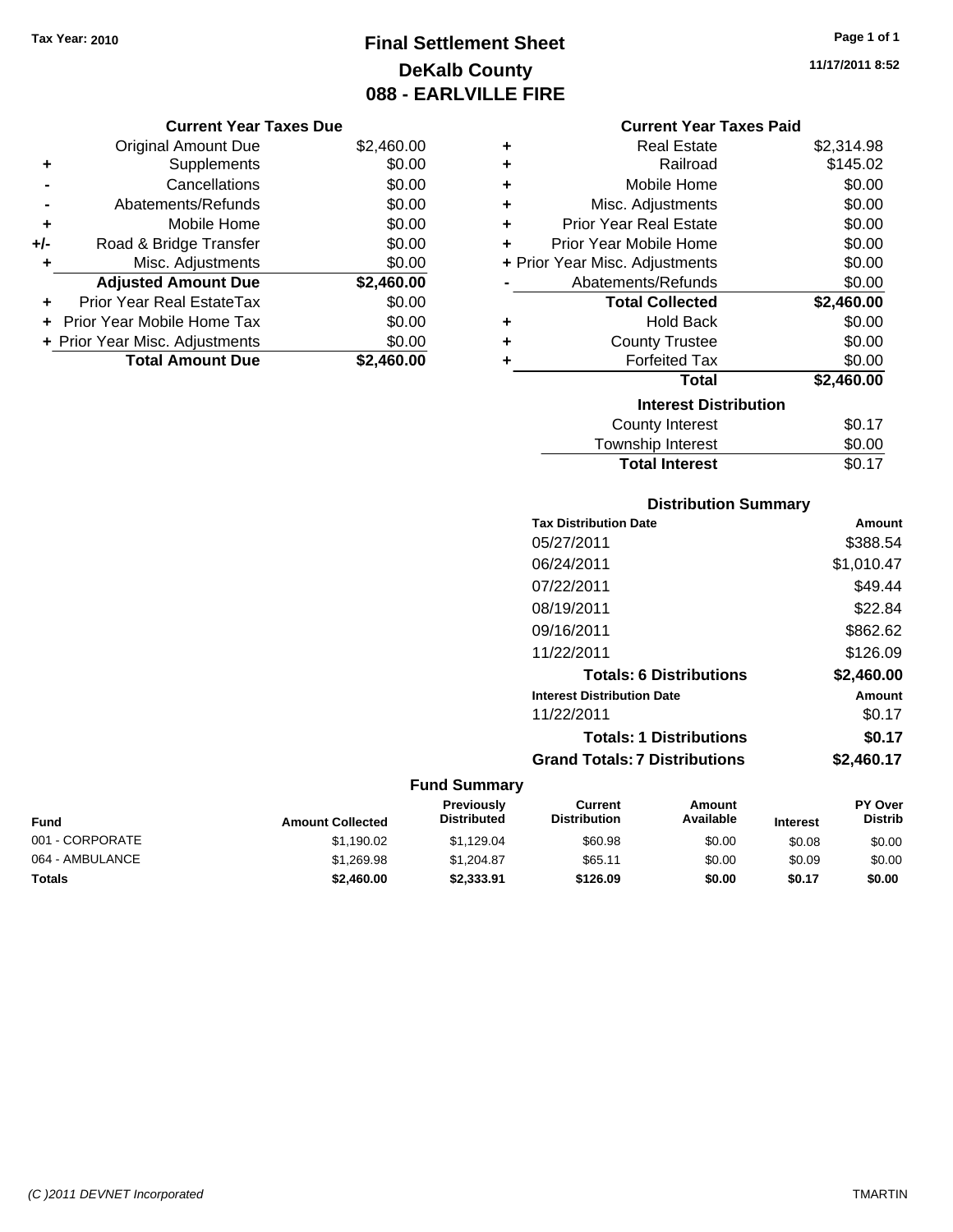Tax Year: 2010

# Final Settlement Sheet
## DeKalb County
## 088 - EARLVILLE FIRE

11/17/2011 8:52

### Current Year Taxes Due

| | | |
|---|---|---|
| | Original Amount Due | $2,460.00 |
| + | Supplements | $0.00 |
| - | Cancellations | $0.00 |
| - | Abatements/Refunds | $0.00 |
| + | Mobile Home | $0.00 |
| +/- | Road & Bridge Transfer | $0.00 |
| + | Misc. Adjustments | $0.00 |
| | **Adjusted Amount Due** | **$2,460.00** |
| + | Prior Year Real EstateTax | $0.00 |
| + | Prior Year Mobile Home Tax | $0.00 |
| + | Prior Year Misc. Adjustments | $0.00 |
| | **Total Amount Due** | **$2,460.00** |

### Current Year Taxes Paid

| | | |
|---|---|---|
| + | Real Estate | $2,314.98 |
| + | Railroad | $145.02 |
| + | Mobile Home | $0.00 |
| + | Misc. Adjustments | $0.00 |
| + | Prior Year Real Estate | $0.00 |
| + | Prior Year Mobile Home | $0.00 |
| + | Prior Year Misc. Adjustments | $0.00 |
| - | Abatements/Refunds | $0.00 |
| | **Total Collected** | **$2,460.00** |
| + | Hold Back | $0.00 |
| + | County Trustee | $0.00 |
| + | Forfeited Tax | $0.00 |
| | **Total** | **$2,460.00** |

### Interest Distribution

| | |
|---|---|
| County Interest | $0.17 |
| Township Interest | $0.00 |
| **Total Interest** | $0.17 |

### Distribution Summary

| Tax Distribution Date | Amount |
|---|---|
| 05/27/2011 | $388.54 |
| 06/24/2011 | $1,010.47 |
| 07/22/2011 | $49.44 |
| 08/19/2011 | $22.84 |
| 09/16/2011 | $862.62 |
| 11/22/2011 | $126.09 |
| **Totals: 6 Distributions** | **$2,460.00** |
| **Interest Distribution Date** | **Amount** |
| 11/22/2011 | $0.17 |
| **Totals: 1 Distributions** | **$0.17** |
| **Grand Totals: 7 Distributions** | **$2,460.17** |

### Fund Summary

| Fund | Amount Collected | Previously Distributed | Current Distribution | Amount Available | Interest | PY Over Distrib |
|---|---|---|---|---|---|---|
| 001 - CORPORATE | $1,190.02 | $1,129.04 | $60.98 | $0.00 | $0.08 | $0.00 |
| 064 - AMBULANCE | $1,269.98 | $1,204.87 | $65.11 | $0.00 | $0.09 | $0.00 |
| **Totals** | **$2,460.00** | **$2,333.91** | **$126.09** | **$0.00** | **$0.17** | **$0.00** |

(C )2011 DEVNET Incorporated TMARTIN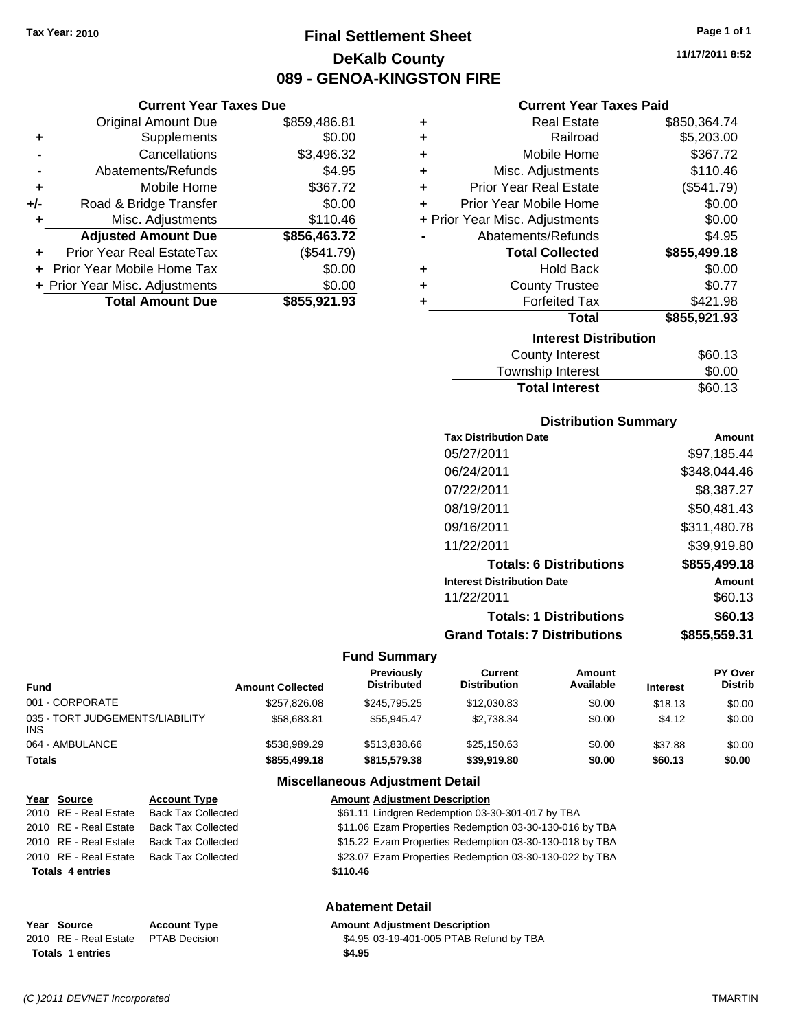Tax Year: 2010

# Final Settlement Sheet
## DeKalb County
## 089 - GENOA-KINGSTON FIRE

11/17/2011 8:52

### Current Year Taxes Due

| | | |
|---|---|---|
| | Original Amount Due | $859,486.81 |
| + | Supplements | $0.00 |
| - | Cancellations | $3,496.32 |
| - | Abatements/Refunds | $4.95 |
| + | Mobile Home | $367.72 |
| +/- | Road & Bridge Transfer | $0.00 |
| + | Misc. Adjustments | $110.46 |
| | **Adjusted Amount Due** | **$856,463.72** |
| + | Prior Year Real EstateTax | ($541.79) |
| + | Prior Year Mobile Home Tax | $0.00 |
| + | Prior Year Misc. Adjustments | $0.00 |
| | **Total Amount Due** | **$855,921.93** |

### Current Year Taxes Paid

| | | |
|---|---|---|
| + | Real Estate | $850,364.74 |
| + | Railroad | $5,203.00 |
| + | Mobile Home | $367.72 |
| + | Misc. Adjustments | $110.46 |
| + | Prior Year Real Estate | ($541.79) |
| + | Prior Year Mobile Home | $0.00 |
| + | Prior Year Misc. Adjustments | $0.00 |
| - | Abatements/Refunds | $4.95 |
| | **Total Collected** | **$855,499.18** |
| + | Hold Back | $0.00 |
| + | County Trustee | $0.77 |
| + | Forfeited Tax | $421.98 |
| | **Total** | **$855,921.93** |

### Interest Distribution

| | |
|---|---|
| County Interest | $60.13 |
| Township Interest | $0.00 |
| **Total Interest** | $60.13 |

### Distribution Summary

| Tax Distribution Date | Amount |
|---|---|
| 05/27/2011 | $97,185.44 |
| 06/24/2011 | $348,044.46 |
| 07/22/2011 | $8,387.27 |
| 08/19/2011 | $50,481.43 |
| 09/16/2011 | $311,480.78 |
| 11/22/2011 | $39,919.80 |
| **Totals: 6 Distributions** | **$855,499.18** |
| **Interest Distribution Date** | **Amount** |
| 11/22/2011 | $60.13 |
| **Totals: 1 Distributions** | **$60.13** |
| **Grand Totals: 7 Distributions** | **$855,559.31** |

### Fund Summary

| Fund | Amount Collected | Previously Distributed | Current Distribution | Amount Available | Interest | PY Over Distrib |
|---|---|---|---|---|---|---|
| 001 - CORPORATE | $257,826.08 | $245,795.25 | $12,030.83 | $0.00 | $18.13 | $0.00 |
| 035 - TORT JUDGEMENTS/LIABILITY INS | $58,683.81 | $55,945.47 | $2,738.34 | $0.00 | $4.12 | $0.00 |
| 064 - AMBULANCE | $538,989.29 | $513,838.66 | $25,150.63 | $0.00 | $37.88 | $0.00 |
| **Totals** | **$855,499.18** | **$815,579.38** | **$39,919.80** | **$0.00** | **$60.13** | **$0.00** |

### Miscellaneous Adjustment Detail

| Year | Source | Account Type | Amount | Adjustment Description |
|---|---|---|---|---|
| 2010 | RE - Real Estate | Back Tax Collected | $61.11 | Lindgren Redemption 03-30-301-017 by TBA |
| 2010 | RE - Real Estate | Back Tax Collected | $11.06 | Ezam Properties Redemption 03-30-130-016 by TBA |
| 2010 | RE - Real Estate | Back Tax Collected | $15.22 | Ezam Properties Redemption 03-30-130-018 by TBA |
| 2010 | RE - Real Estate | Back Tax Collected | $23.07 | Ezam Properties Redemption 03-30-130-022 by TBA |
| **Totals 4 entries** | | | **$110.46** | |

### Abatement Detail

| Year | Source | Account Type | Amount | Adjustment Description |
|---|---|---|---|---|
| 2010 | RE - Real Estate | PTAB Decision | $4.95 | 03-19-401-005 PTAB Refund by TBA |
| **Totals 1 entries** | | | **$4.95** | |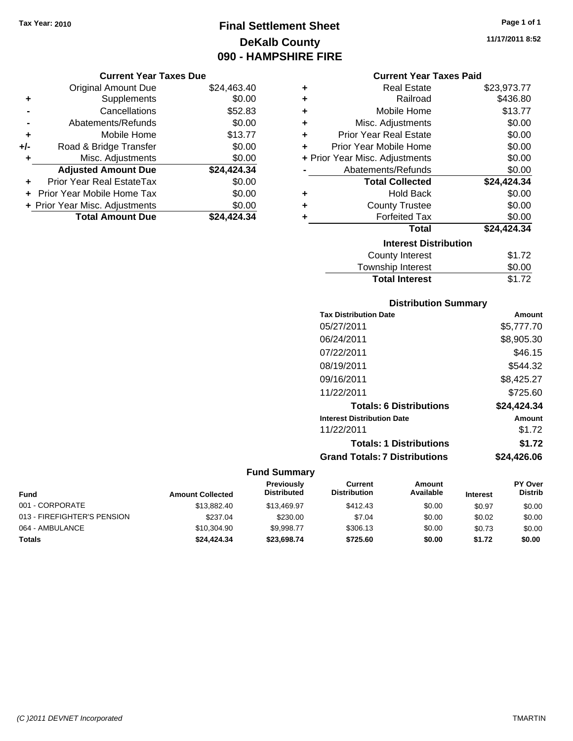Tax Year: 2010

# Final Settlement Sheet
## DeKalb County
## 090 - HAMPSHIRE FIRE

11/17/2011 8:52

### Current Year Taxes Due

| | | |
|---|---|---|
| | Original Amount Due | $24,463.40 |
| + | Supplements | $0.00 |
| - | Cancellations | $52.83 |
| - | Abatements/Refunds | $0.00 |
| + | Mobile Home | $13.77 |
| +/- | Road & Bridge Transfer | $0.00 |
| + | Misc. Adjustments | $0.00 |
| | **Adjusted Amount Due** | **$24,424.34** |
| + | Prior Year Real EstateTax | $0.00 |
| + | Prior Year Mobile Home Tax | $0.00 |
| + | Prior Year Misc. Adjustments | $0.00 |
| | **Total Amount Due** | **$24,424.34** |

### Current Year Taxes Paid

| | | |
|---|---|---|
| + | Real Estate | $23,973.77 |
| + | Railroad | $436.80 |
| + | Mobile Home | $13.77 |
| + | Misc. Adjustments | $0.00 |
| + | Prior Year Real Estate | $0.00 |
| + | Prior Year Mobile Home | $0.00 |
| + | Prior Year Misc. Adjustments | $0.00 |
| - | Abatements/Refunds | $0.00 |
| | **Total Collected** | **$24,424.34** |
| + | Hold Back | $0.00 |
| + | County Trustee | $0.00 |
| + | Forfeited Tax | $0.00 |
| | **Total** | **$24,424.34** |

### Interest Distribution

| | |
|---|---|
| County Interest | $1.72 |
| Township Interest | $0.00 |
| **Total Interest** | $1.72 |

### Distribution Summary

| Tax Distribution Date | Amount |
|---|---|
| 05/27/2011 | $5,777.70 |
| 06/24/2011 | $8,905.30 |
| 07/22/2011 | $46.15 |
| 08/19/2011 | $544.32 |
| 09/16/2011 | $8,425.27 |
| 11/22/2011 | $725.60 |
| **Totals: 6 Distributions** | **$24,424.34** |
| **Interest Distribution Date** | **Amount** |
| 11/22/2011 | $1.72 |
| **Totals: 1 Distributions** | **$1.72** |
| **Grand Totals: 7 Distributions** | **$24,426.06** |

### Fund Summary

| Fund | Amount Collected | Previously Distributed | Current Distribution | Amount Available | Interest | PY Over Distrib |
|---|---|---|---|---|---|---|
| 001 - CORPORATE | $13,882.40 | $13,469.97 | $412.43 | $0.00 | $0.97 | $0.00 |
| 013 - FIREFIGHTER'S PENSION | $237.04 | $230.00 | $7.04 | $0.00 | $0.02 | $0.00 |
| 064 - AMBULANCE | $10,304.90 | $9,998.77 | $306.13 | $0.00 | $0.73 | $0.00 |
| **Totals** | **$24,424.34** | **$23,698.74** | **$725.60** | **$0.00** | **$1.72** | **$0.00** |

(C )2011 DEVNET Incorporated — TMARTIN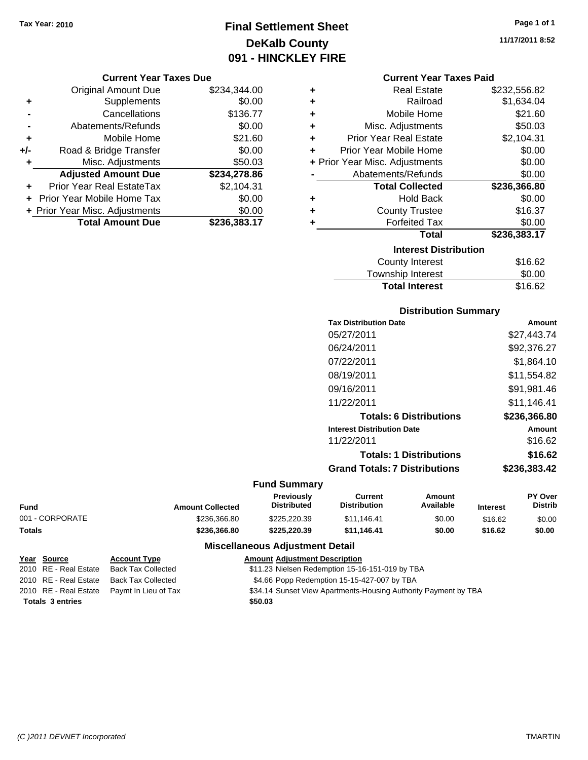Tax Year: 2010

# Final Settlement Sheet
## DeKalb County
## 091 - HINCKLEY FIRE

11/17/2011 8:52

### Current Year Taxes Due

| | | |
|---|---|---|
| | Original Amount Due | $234,344.00 |
| + | Supplements | $0.00 |
| - | Cancellations | $136.77 |
| - | Abatements/Refunds | $0.00 |
| + | Mobile Home | $21.60 |
| +/- | Road & Bridge Transfer | $0.00 |
| + | Misc. Adjustments | $50.03 |
| | **Adjusted Amount Due** | **$234,278.86** |
| + | Prior Year Real EstateTax | $2,104.31 |
| + | Prior Year Mobile Home Tax | $0.00 |
| + | Prior Year Misc. Adjustments | $0.00 |
| | **Total Amount Due** | **$236,383.17** |

### Current Year Taxes Paid

| | | |
|---|---|---|
| + | Real Estate | $232,556.82 |
| + | Railroad | $1,634.04 |
| + | Mobile Home | $21.60 |
| + | Misc. Adjustments | $50.03 |
| + | Prior Year Real Estate | $2,104.31 |
| + | Prior Year Mobile Home | $0.00 |
| + | Prior Year Misc. Adjustments | $0.00 |
| - | Abatements/Refunds | $0.00 |
| | **Total Collected** | **$236,366.80** |
| + | Hold Back | $0.00 |
| + | County Trustee | $16.37 |
| + | Forfeited Tax | $0.00 |
| | **Total** | **$236,383.17** |

### Interest Distribution

| | |
|---|---|
| County Interest | $16.62 |
| Township Interest | $0.00 |
| **Total Interest** | $16.62 |

### Distribution Summary

| Tax Distribution Date | Amount |
|---|---|
| 05/27/2011 | $27,443.74 |
| 06/24/2011 | $92,376.27 |
| 07/22/2011 | $1,864.10 |
| 08/19/2011 | $11,554.82 |
| 09/16/2011 | $91,981.46 |
| 11/22/2011 | $11,146.41 |
| **Totals: 6 Distributions** | **$236,366.80** |
| **Interest Distribution Date** | **Amount** |
| 11/22/2011 | $16.62 |
| **Totals: 1 Distributions** | **$16.62** |
| **Grand Totals: 7 Distributions** | **$236,383.42** |

### Fund Summary

| Fund | Amount Collected | Previously Distributed | Current Distribution | Amount Available | Interest | PY Over Distrib |
|---|---|---|---|---|---|---|
| 001 - CORPORATE | $236,366.80 | $225,220.39 | $11,146.41 | $0.00 | $16.62 | $0.00 |
| **Totals** | **$236,366.80** | **$225,220.39** | **$11,146.41** | **$0.00** | **$16.62** | **$0.00** |

### Miscellaneous Adjustment Detail

| Year | Source | Account Type | Amount | Adjustment Description |
|---|---|---|---|---|
| 2010 | RE - Real Estate | Back Tax Collected | $11.23 | Nielsen Redemption 15-16-151-019 by TBA |
| 2010 | RE - Real Estate | Back Tax Collected | $4.66 | Popp Redemption 15-15-427-007 by TBA |
| 2010 | RE - Real Estate | Paymt In Lieu of Tax | $34.14 | Sunset View Apartments-Housing Authority Payment by TBA |
| **Totals 3 entries** | | | **$50.03** | |

(C )2011 DEVNET Incorporated TMARTIN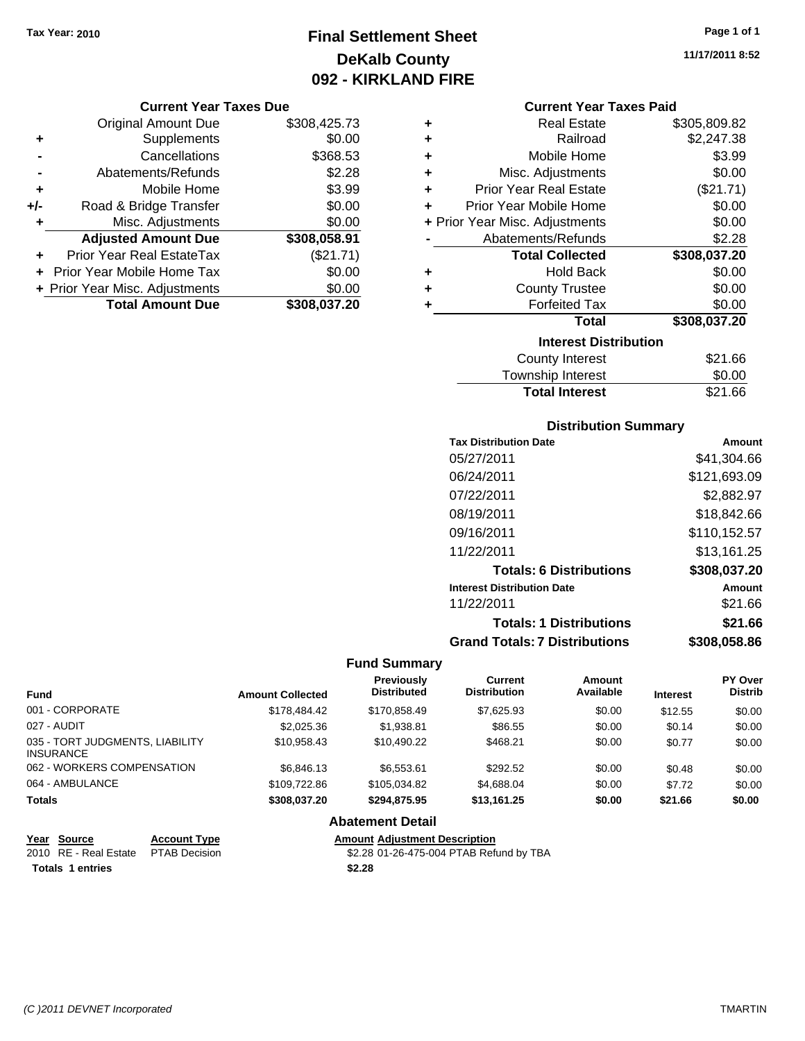Tax Year: 2010

# Final Settlement Sheet
## DeKalb County
## 092 - KIRKLAND FIRE

11/17/2011 8:52

### Current Year Taxes Due

| | | |
|---|---|---|
| | Original Amount Due | $308,425.73 |
| + | Supplements | $0.00 |
| - | Cancellations | $368.53 |
| - | Abatements/Refunds | $2.28 |
| + | Mobile Home | $3.99 |
| +/- | Road & Bridge Transfer | $0.00 |
| + | Misc. Adjustments | $0.00 |
| | **Adjusted Amount Due** | **$308,058.91** |
| + | Prior Year Real EstateTax | ($21.71) |
| + | Prior Year Mobile Home Tax | $0.00 |
| + | Prior Year Misc. Adjustments | $0.00 |
| | **Total Amount Due** | **$308,037.20** |

### Current Year Taxes Paid

| | | |
|---|---|---|
| + | Real Estate | $305,809.82 |
| + | Railroad | $2,247.38 |
| + | Mobile Home | $3.99 |
| + | Misc. Adjustments | $0.00 |
| + | Prior Year Real Estate | ($21.71) |
| + | Prior Year Mobile Home | $0.00 |
| + | Prior Year Misc. Adjustments | $0.00 |
| - | Abatements/Refunds | $2.28 |
| | **Total Collected** | **$308,037.20** |
| + | Hold Back | $0.00 |
| + | County Trustee | $0.00 |
| + | Forfeited Tax | $0.00 |
| | **Total** | **$308,037.20** |

### Interest Distribution

| | |
|---|---|
| County Interest | $21.66 |
| Township Interest | $0.00 |
| **Total Interest** | $21.66 |

### Distribution Summary

| Tax Distribution Date | Amount |
|---|---|
| 05/27/2011 | $41,304.66 |
| 06/24/2011 | $121,693.09 |
| 07/22/2011 | $2,882.97 |
| 08/19/2011 | $18,842.66 |
| 09/16/2011 | $110,152.57 |
| 11/22/2011 | $13,161.25 |
| **Totals: 6 Distributions** | **$308,037.20** |
| **Interest Distribution Date** | **Amount** |
| 11/22/2011 | $21.66 |
| **Totals: 1 Distributions** | **$21.66** |
| **Grand Totals: 7 Distributions** | **$308,058.86** |

### Fund Summary

| Fund | Amount Collected | Previously Distributed | Current Distribution | Amount Available | Interest | PY Over Distrib |
|---|---|---|---|---|---|---|
| 001 - CORPORATE | $178,484.42 | $170,858.49 | $7,625.93 | $0.00 | $12.55 | $0.00 |
| 027 - AUDIT | $2,025.36 | $1,938.81 | $86.55 | $0.00 | $0.14 | $0.00 |
| 035 - TORT JUDGMENTS, LIABILITY INSURANCE | $10,958.43 | $10,490.22 | $468.21 | $0.00 | $0.77 | $0.00 |
| 062 - WORKERS COMPENSATION | $6,846.13 | $6,553.61 | $292.52 | $0.00 | $0.48 | $0.00 |
| 064 - AMBULANCE | $109,722.86 | $105,034.82 | $4,688.04 | $0.00 | $7.72 | $0.00 |
| **Totals** | **$308,037.20** | **$294,875.95** | **$13,161.25** | **$0.00** | **$21.66** | **$0.00** |

### Abatement Detail

| Year | Source | Account Type | Amount | Adjustment Description |
|---|---|---|---|---|
| 2010 | RE - Real Estate | PTAB Decision | $2.28 | 01-26-475-004 PTAB Refund by TBA |
| **Totals 1 entries** | | | **$2.28** | |

(C )2011 DEVNET Incorporated TMARTIN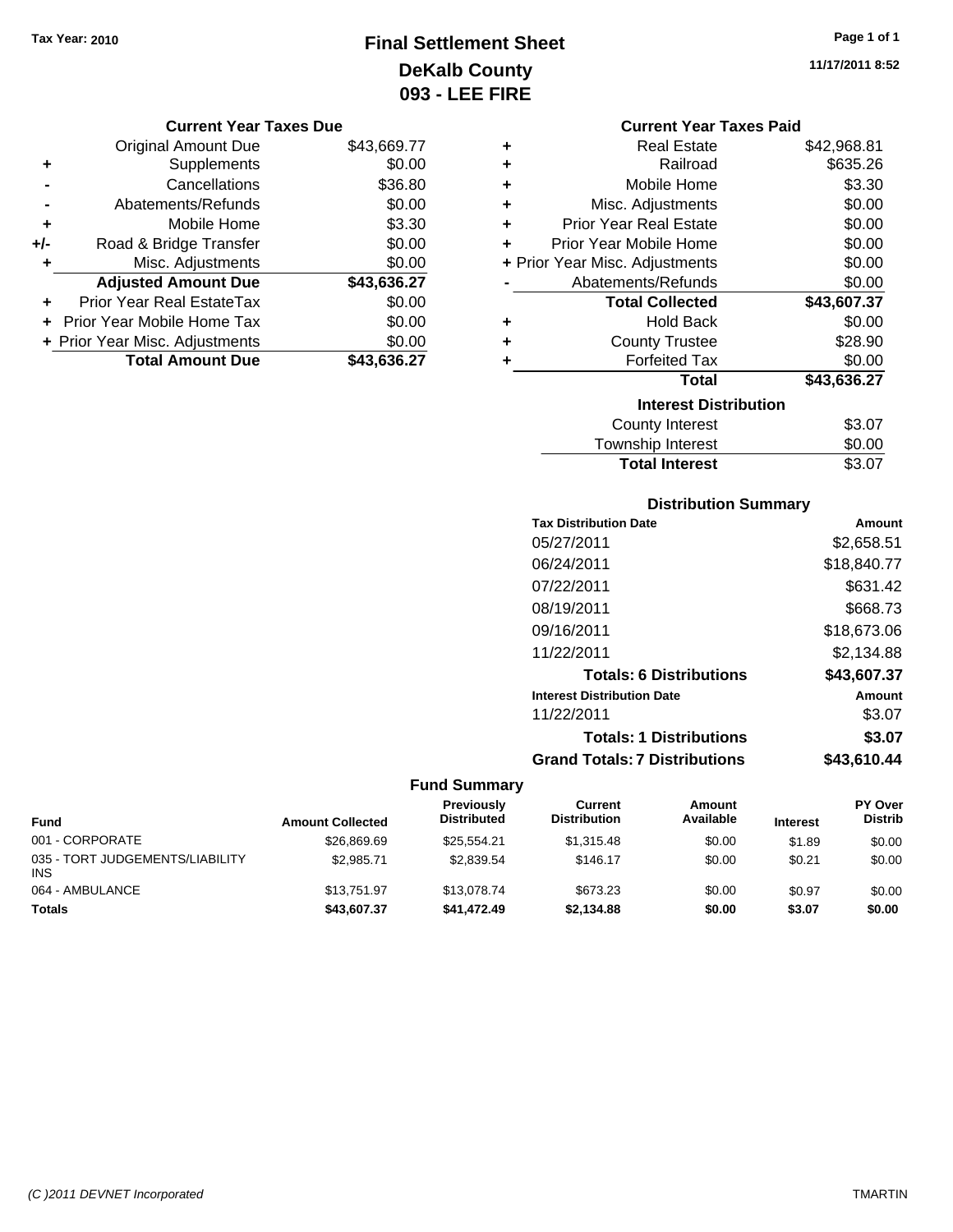Tax Year: 2010

# Final Settlement Sheet
## DeKalb County
## 093 - LEE FIRE

11/17/2011 8:52

### Current Year Taxes Due

| | | |
|---|---|---|
| | Original Amount Due | $43,669.77 |
| + | Supplements | $0.00 |
| - | Cancellations | $36.80 |
| - | Abatements/Refunds | $0.00 |
| + | Mobile Home | $3.30 |
| +/- | Road & Bridge Transfer | $0.00 |
| + | Misc. Adjustments | $0.00 |
| | **Adjusted Amount Due** | **$43,636.27** |
| + | Prior Year Real EstateTax | $0.00 |
| + | Prior Year Mobile Home Tax | $0.00 |
| + | Prior Year Misc. Adjustments | $0.00 |
| | **Total Amount Due** | **$43,636.27** |

### Current Year Taxes Paid

| | | |
|---|---|---|
| + | Real Estate | $42,968.81 |
| + | Railroad | $635.26 |
| + | Mobile Home | $3.30 |
| + | Misc. Adjustments | $0.00 |
| + | Prior Year Real Estate | $0.00 |
| + | Prior Year Mobile Home | $0.00 |
| + | Prior Year Misc. Adjustments | $0.00 |
| - | Abatements/Refunds | $0.00 |
| | **Total Collected** | **$43,607.37** |
| + | Hold Back | $0.00 |
| + | County Trustee | $28.90 |
| + | Forfeited Tax | $0.00 |
| | **Total** | **$43,636.27** |

### Interest Distribution

| | |
|---|---|
| County Interest | $3.07 |
| Township Interest | $0.00 |
| **Total Interest** | $3.07 |

### Distribution Summary

| Tax Distribution Date | Amount |
|---|---|
| 05/27/2011 | $2,658.51 |
| 06/24/2011 | $18,840.77 |
| 07/22/2011 | $631.42 |
| 08/19/2011 | $668.73 |
| 09/16/2011 | $18,673.06 |
| 11/22/2011 | $2,134.88 |
| **Totals: 6 Distributions** | **$43,607.37** |
| **Interest Distribution Date** | **Amount** |
| 11/22/2011 | $3.07 |
| **Totals: 1 Distributions** | **$3.07** |
| **Grand Totals: 7 Distributions** | **$43,610.44** |

### Fund Summary

| Fund | Amount Collected | Previously Distributed | Current Distribution | Amount Available | Interest | PY Over Distrib |
|---|---|---|---|---|---|---|
| 001 - CORPORATE | $26,869.69 | $25,554.21 | $1,315.48 | $0.00 | $1.89 | $0.00 |
| 035 - TORT JUDGEMENTS/LIABILITY INS | $2,985.71 | $2,839.54 | $146.17 | $0.00 | $0.21 | $0.00 |
| 064 - AMBULANCE | $13,751.97 | $13,078.74 | $673.23 | $0.00 | $0.97 | $0.00 |
| **Totals** | **$43,607.37** | **$41,472.49** | **$2,134.88** | **$0.00** | **$3.07** | **$0.00** |

(C )2011 DEVNET Incorporated TMARTIN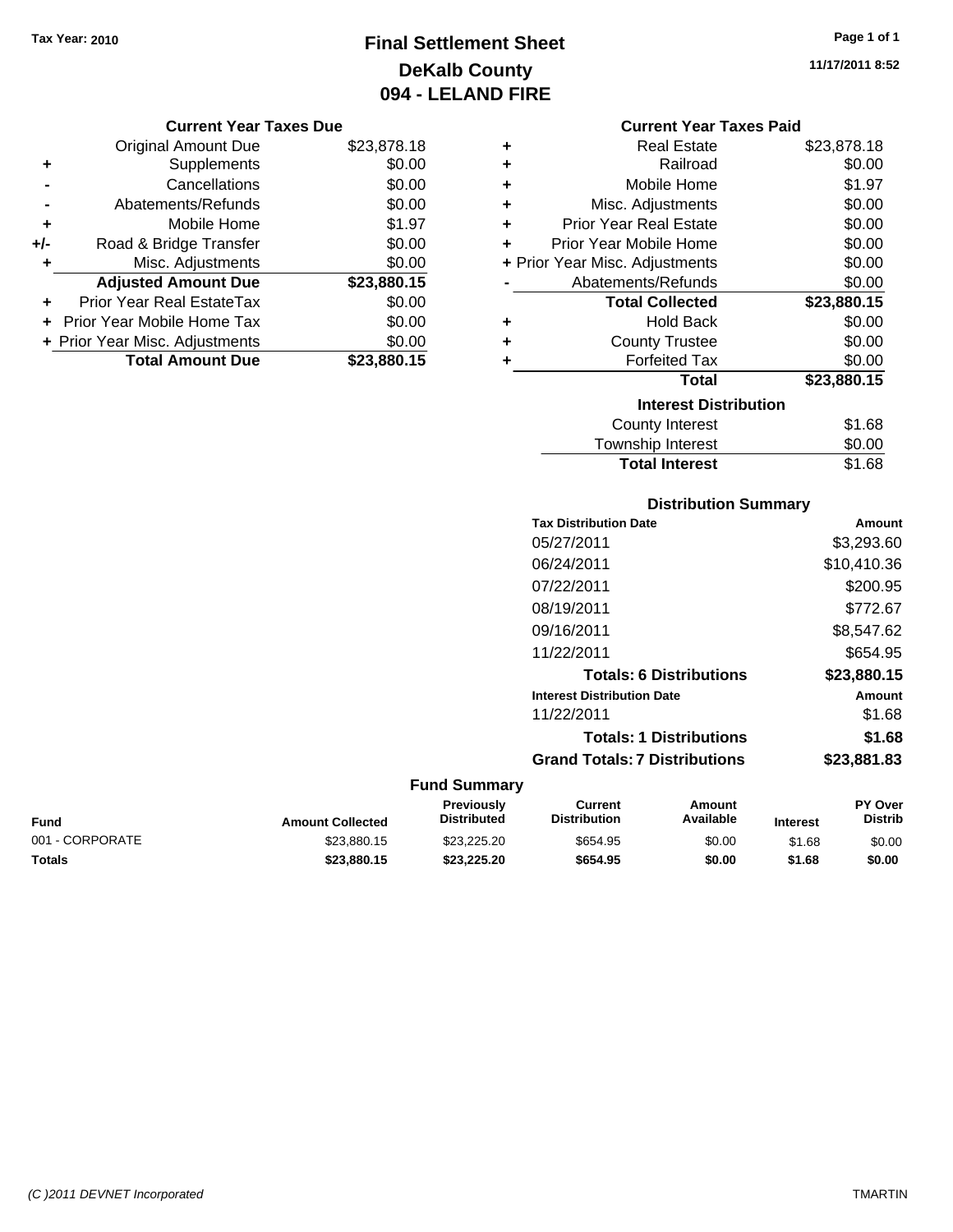Tax Year: 2010

# Final Settlement Sheet
## DeKalb County
## 094 - LELAND FIRE

11/17/2011 8:52

### Current Year Taxes Due

| | | |
|---|---|---|
| | Original Amount Due | $23,878.18 |
| + | Supplements | $0.00 |
| - | Cancellations | $0.00 |
| - | Abatements/Refunds | $0.00 |
| + | Mobile Home | $1.97 |
| +/- | Road & Bridge Transfer | $0.00 |
| + | Misc. Adjustments | $0.00 |
| | **Adjusted Amount Due** | **$23,880.15** |
| + | Prior Year Real EstateTax | $0.00 |
| + | Prior Year Mobile Home Tax | $0.00 |
| + | Prior Year Misc. Adjustments | $0.00 |
| | **Total Amount Due** | **$23,880.15** |

### Current Year Taxes Paid

| | | |
|---|---|---|
| + | Real Estate | $23,878.18 |
| + | Railroad | $0.00 |
| + | Mobile Home | $1.97 |
| + | Misc. Adjustments | $0.00 |
| + | Prior Year Real Estate | $0.00 |
| + | Prior Year Mobile Home | $0.00 |
| + | Prior Year Misc. Adjustments | $0.00 |
| - | Abatements/Refunds | $0.00 |
| | **Total Collected** | **$23,880.15** |
| + | Hold Back | $0.00 |
| + | County Trustee | $0.00 |
| + | Forfeited Tax | $0.00 |
| | **Total** | **$23,880.15** |

### Interest Distribution

| | |
|---|---|
| County Interest | $1.68 |
| Township Interest | $0.00 |
| **Total Interest** | $1.68 |

### Distribution Summary

| Tax Distribution Date | Amount |
|---|---|
| 05/27/2011 | $3,293.60 |
| 06/24/2011 | $10,410.36 |
| 07/22/2011 | $200.95 |
| 08/19/2011 | $772.67 |
| 09/16/2011 | $8,547.62 |
| 11/22/2011 | $654.95 |
| **Totals: 6 Distributions** | **$23,880.15** |
| **Interest Distribution Date** | **Amount** |
| 11/22/2011 | $1.68 |
| **Totals: 1 Distributions** | **$1.68** |
| **Grand Totals: 7 Distributions** | **$23,881.83** |

### Fund Summary

| Fund | Amount Collected | Previously Distributed | Current Distribution | Amount Available | Interest | PY Over Distrib |
|---|---|---|---|---|---|---|
| 001 - CORPORATE | $23,880.15 | $23,225.20 | $654.95 | $0.00 | $1.68 | $0.00 |
| **Totals** | **$23,880.15** | **$23,225.20** | **$654.95** | **$0.00** | **$1.68** | **$0.00** |

(C )2011 DEVNET Incorporated — TMARTIN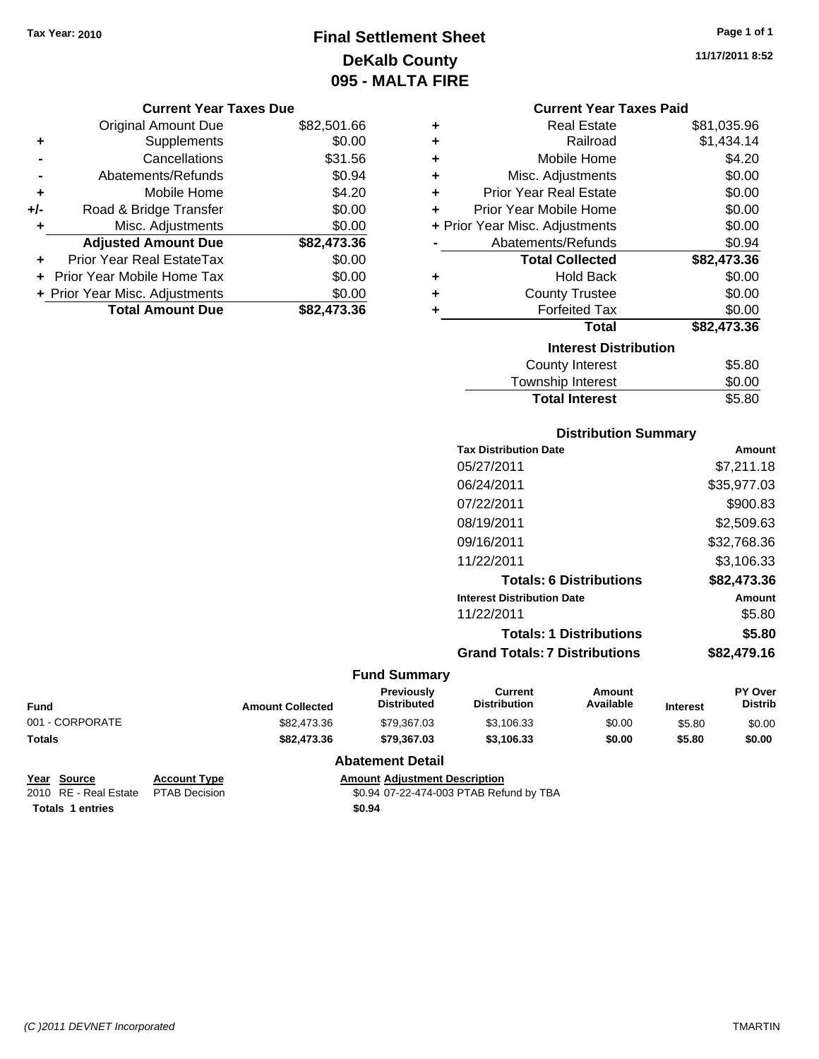Tax Year: 2010

# Final Settlement Sheet
## DeKalb County
## 095 - MALTA FIRE

11/17/2011 8:52

### Current Year Taxes Due

| | | |
|---|---|---|
| | Original Amount Due | $82,501.66 |
| + | Supplements | $0.00 |
| - | Cancellations | $31.56 |
| - | Abatements/Refunds | $0.94 |
| + | Mobile Home | $4.20 |
| +/- | Road & Bridge Transfer | $0.00 |
| + | Misc. Adjustments | $0.00 |
| | **Adjusted Amount Due** | **$82,473.36** |
| + | Prior Year Real EstateTax | $0.00 |
| + | Prior Year Mobile Home Tax | $0.00 |
| + | Prior Year Misc. Adjustments | $0.00 |
| | **Total Amount Due** | **$82,473.36** |

### Current Year Taxes Paid

| | | |
|---|---|---|
| + | Real Estate | $81,035.96 |
| + | Railroad | $1,434.14 |
| + | Mobile Home | $4.20 |
| + | Misc. Adjustments | $0.00 |
| + | Prior Year Real Estate | $0.00 |
| + | Prior Year Mobile Home | $0.00 |
| + | Prior Year Misc. Adjustments | $0.00 |
| - | Abatements/Refunds | $0.94 |
| | **Total Collected** | **$82,473.36** |
| + | Hold Back | $0.00 |
| + | County Trustee | $0.00 |
| + | Forfeited Tax | $0.00 |
| | **Total** | **$82,473.36** |

### Interest Distribution

| | |
|---|---|
| County Interest | $5.80 |
| Township Interest | $0.00 |
| **Total Interest** | $5.80 |

### Distribution Summary

| Tax Distribution Date | Amount |
|---|---|
| 05/27/2011 | $7,211.18 |
| 06/24/2011 | $35,977.03 |
| 07/22/2011 | $900.83 |
| 08/19/2011 | $2,509.63 |
| 09/16/2011 | $32,768.36 |
| 11/22/2011 | $3,106.33 |
| **Totals: 6 Distributions** | **$82,473.36** |
| **Interest Distribution Date** | **Amount** |
| 11/22/2011 | $5.80 |
| **Totals: 1 Distributions** | **$5.80** |
| **Grand Totals: 7 Distributions** | **$82,479.16** |

### Fund Summary

| Fund | Amount Collected | Previously Distributed | Current Distribution | Amount Available | Interest | PY Over Distrib |
|---|---|---|---|---|---|---|
| 001 - CORPORATE | $82,473.36 | $79,367.03 | $3,106.33 | $0.00 | $5.80 | $0.00 |
| **Totals** | **$82,473.36** | **$79,367.03** | **$3,106.33** | **$0.00** | **$5.80** | **$0.00** |

### Abatement Detail

| Year | Source | Account Type | Amount | Adjustment Description |
|---|---|---|---|---|
| 2010 | RE - Real Estate | PTAB Decision | $0.94 | 07-22-474-003 PTAB Refund by TBA |
| **Totals 1 entries** | | | **$0.94** | |

(C )2011 DEVNET Incorporated TMARTIN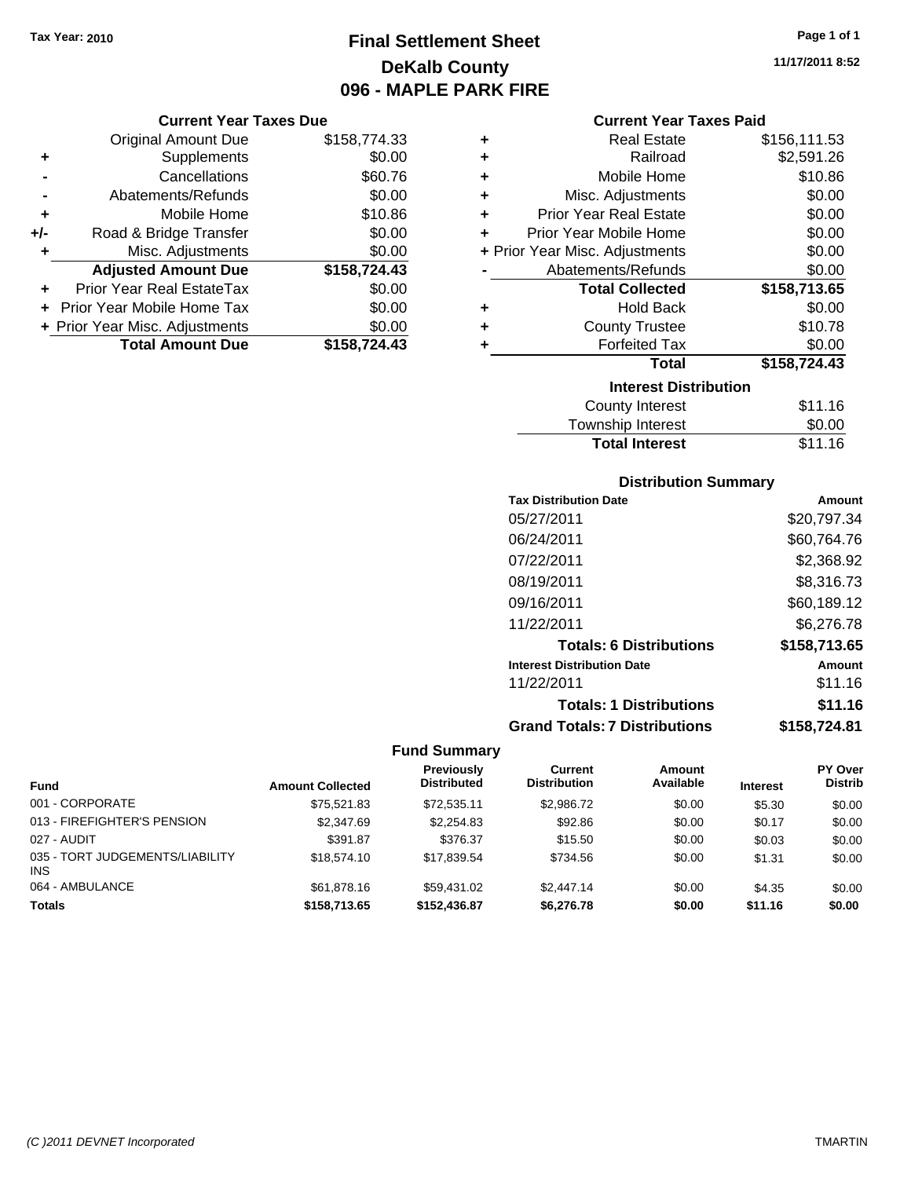Tax Year: 2010

# Final Settlement Sheet
## DeKalb County
## 096 - MAPLE PARK FIRE

11/17/2011 8:52

### Current Year Taxes Due

| | | |
|---|---|---|
| | Original Amount Due | $158,774.33 |
| + | Supplements | $0.00 |
| - | Cancellations | $60.76 |
| - | Abatements/Refunds | $0.00 |
| + | Mobile Home | $10.86 |
| +/- | Road & Bridge Transfer | $0.00 |
| + | Misc. Adjustments | $0.00 |
| | **Adjusted Amount Due** | **$158,724.43** |
| + | Prior Year Real EstateTax | $0.00 |
| + | Prior Year Mobile Home Tax | $0.00 |
| + | Prior Year Misc. Adjustments | $0.00 |
| | **Total Amount Due** | **$158,724.43** |

### Current Year Taxes Paid

| | | |
|---|---|---|
| + | Real Estate | $156,111.53 |
| + | Railroad | $2,591.26 |
| + | Mobile Home | $10.86 |
| + | Misc. Adjustments | $0.00 |
| + | Prior Year Real Estate | $0.00 |
| + | Prior Year Mobile Home | $0.00 |
| + | Prior Year Misc. Adjustments | $0.00 |
| - | Abatements/Refunds | $0.00 |
| | **Total Collected** | **$158,713.65** |
| + | Hold Back | $0.00 |
| + | County Trustee | $10.78 |
| + | Forfeited Tax | $0.00 |
| | **Total** | **$158,724.43** |

### Interest Distribution

| | |
|---|---|
| County Interest | $11.16 |
| Township Interest | $0.00 |
| **Total Interest** | $11.16 |

### Distribution Summary

| Tax Distribution Date | Amount |
|---|---|
| 05/27/2011 | $20,797.34 |
| 06/24/2011 | $60,764.76 |
| 07/22/2011 | $2,368.92 |
| 08/19/2011 | $8,316.73 |
| 09/16/2011 | $60,189.12 |
| 11/22/2011 | $6,276.78 |
| **Totals: 6 Distributions** | **$158,713.65** |
| **Interest Distribution Date** | **Amount** |
| 11/22/2011 | $11.16 |
| **Totals: 1 Distributions** | **$11.16** |
| **Grand Totals: 7 Distributions** | **$158,724.81** |

### Fund Summary

| Fund | Amount Collected | Previously Distributed | Current Distribution | Amount Available | Interest | PY Over Distrib |
|---|---|---|---|---|---|---|
| 001 - CORPORATE | $75,521.83 | $72,535.11 | $2,986.72 | $0.00 | $5.30 | $0.00 |
| 013 - FIREFIGHTER'S PENSION | $2,347.69 | $2,254.83 | $92.86 | $0.00 | $0.17 | $0.00 |
| 027 - AUDIT | $391.87 | $376.37 | $15.50 | $0.00 | $0.03 | $0.00 |
| 035 - TORT JUDGEMENTS/LIABILITY INS | $18,574.10 | $17,839.54 | $734.56 | $0.00 | $1.31 | $0.00 |
| 064 - AMBULANCE | $61,878.16 | $59,431.02 | $2,447.14 | $0.00 | $4.35 | $0.00 |
| **Totals** | **$158,713.65** | **$152,436.87** | **$6,276.78** | **$0.00** | **$11.16** | **$0.00** |

(C )2011 DEVNET Incorporated TMARTIN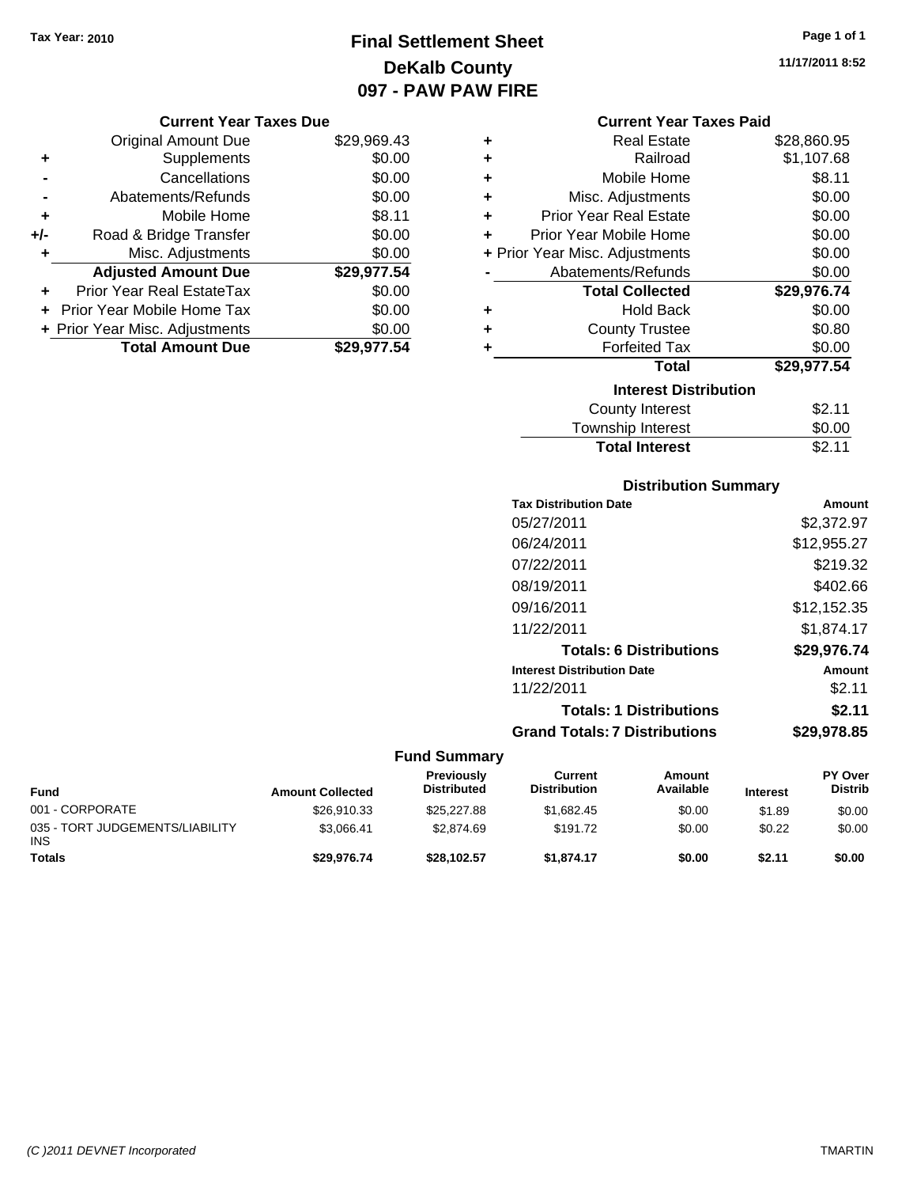Tax Year: 2010

# Final Settlement Sheet
## DeKalb County
## 097 - PAW PAW FIRE

11/17/2011 8:52

### Current Year Taxes Due

| | | |
|---|---|---|
| | Original Amount Due | $29,969.43 |
| + | Supplements | $0.00 |
| - | Cancellations | $0.00 |
| - | Abatements/Refunds | $0.00 |
| + | Mobile Home | $8.11 |
| +/- | Road & Bridge Transfer | $0.00 |
| + | Misc. Adjustments | $0.00 |
| | **Adjusted Amount Due** | **$29,977.54** |
| + | Prior Year Real EstateTax | $0.00 |
| + | Prior Year Mobile Home Tax | $0.00 |
| + | Prior Year Misc. Adjustments | $0.00 |
| | **Total Amount Due** | **$29,977.54** |

### Current Year Taxes Paid

| | | |
|---|---|---|
| + | Real Estate | $28,860.95 |
| + | Railroad | $1,107.68 |
| + | Mobile Home | $8.11 |
| + | Misc. Adjustments | $0.00 |
| + | Prior Year Real Estate | $0.00 |
| + | Prior Year Mobile Home | $0.00 |
| + | Prior Year Misc. Adjustments | $0.00 |
| - | Abatements/Refunds | $0.00 |
| | **Total Collected** | **$29,976.74** |
| + | Hold Back | $0.00 |
| + | County Trustee | $0.80 |
| + | Forfeited Tax | $0.00 |
| | **Total** | **$29,977.54** |

### Interest Distribution

| | |
|---|---|
| County Interest | $2.11 |
| Township Interest | $0.00 |
| **Total Interest** | $2.11 |

### Distribution Summary

| Tax Distribution Date | Amount |
|---|---|
| 05/27/2011 | $2,372.97 |
| 06/24/2011 | $12,955.27 |
| 07/22/2011 | $219.32 |
| 08/19/2011 | $402.66 |
| 09/16/2011 | $12,152.35 |
| 11/22/2011 | $1,874.17 |
| **Totals: 6 Distributions** | **$29,976.74** |
| **Interest Distribution Date** | **Amount** |
| 11/22/2011 | $2.11 |
| **Totals: 1 Distributions** | **$2.11** |
| **Grand Totals: 7 Distributions** | **$29,978.85** |

### Fund Summary

| Fund | Amount Collected | Previously Distributed | Current Distribution | Amount Available | Interest | PY Over Distrib |
|---|---|---|---|---|---|---|
| 001 - CORPORATE | $26,910.33 | $25,227.88 | $1,682.45 | $0.00 | $1.89 | $0.00 |
| 035 - TORT JUDGEMENTS/LIABILITY INS | $3,066.41 | $2,874.69 | $191.72 | $0.00 | $0.22 | $0.00 |
| **Totals** | **$29,976.74** | **$28,102.57** | **$1,874.17** | **$0.00** | **$2.11** | **$0.00** |

(C )2011 DEVNET Incorporated TMARTIN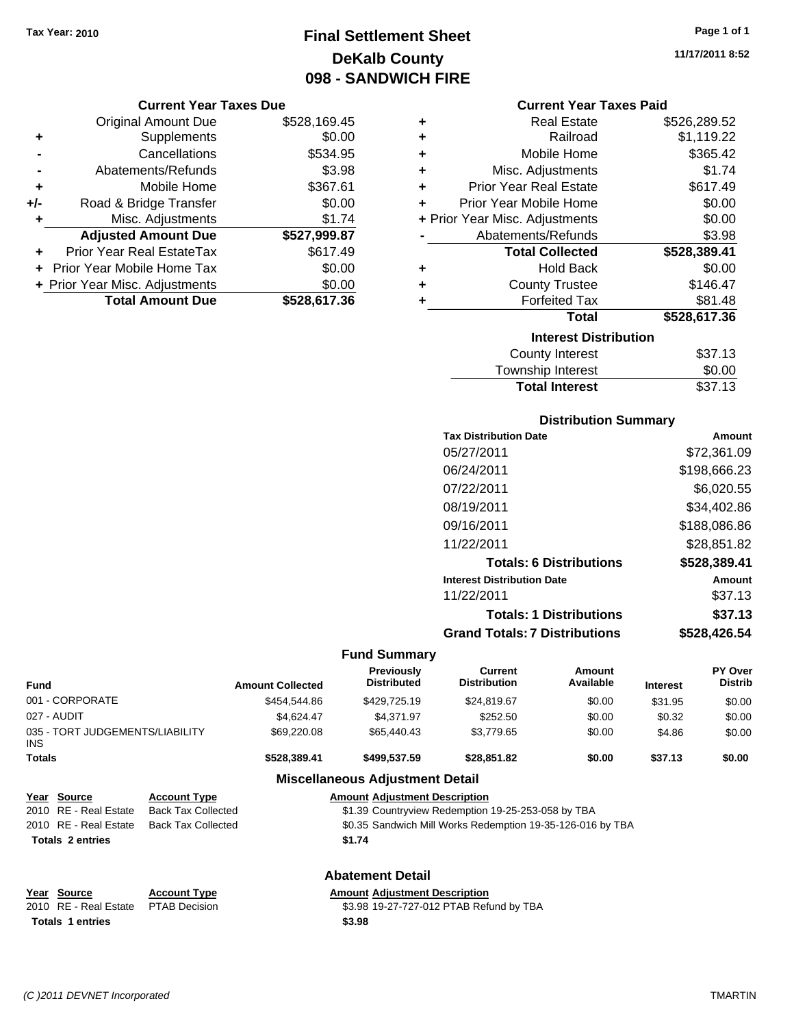Tax Year: 2010

# Final Settlement Sheet
## DeKalb County
## 098 - SANDWICH FIRE

11/17/2011 8:52

### Current Year Taxes Due

| | | |
|---|---|---|
| | Original Amount Due | $528,169.45 |
| + | Supplements | $0.00 |
| - | Cancellations | $534.95 |
| - | Abatements/Refunds | $3.98 |
| + | Mobile Home | $367.61 |
| +/- | Road & Bridge Transfer | $0.00 |
| + | Misc. Adjustments | $1.74 |
| | **Adjusted Amount Due** | **$527,999.87** |
| + | Prior Year Real EstateTax | $617.49 |
| + | Prior Year Mobile Home Tax | $0.00 |
| + | Prior Year Misc. Adjustments | $0.00 |
| | **Total Amount Due** | **$528,617.36** |

### Current Year Taxes Paid

| | | |
|---|---|---|
| + | Real Estate | $526,289.52 |
| + | Railroad | $1,119.22 |
| + | Mobile Home | $365.42 |
| + | Misc. Adjustments | $1.74 |
| + | Prior Year Real Estate | $617.49 |
| + | Prior Year Mobile Home | $0.00 |
| + | Prior Year Misc. Adjustments | $0.00 |
| - | Abatements/Refunds | $3.98 |
| | **Total Collected** | **$528,389.41** |
| + | Hold Back | $0.00 |
| + | County Trustee | $146.47 |
| + | Forfeited Tax | $81.48 |
| | **Total** | **$528,617.36** |

### Interest Distribution

| | |
|---|---|
| County Interest | $37.13 |
| Township Interest | $0.00 |
| **Total Interest** | **$37.13** |

### Distribution Summary

| Tax Distribution Date | Amount |
|---|---|
| 05/27/2011 | $72,361.09 |
| 06/24/2011 | $198,666.23 |
| 07/22/2011 | $6,020.55 |
| 08/19/2011 | $34,402.86 |
| 09/16/2011 | $188,086.86 |
| 11/22/2011 | $28,851.82 |
| **Totals: 6 Distributions** | **$528,389.41** |
| **Interest Distribution Date** | **Amount** |
| 11/22/2011 | $37.13 |
| **Totals: 1 Distributions** | **$37.13** |
| **Grand Totals: 7 Distributions** | **$528,426.54** |

### Fund Summary

| Fund | Amount Collected | Previously Distributed | Current Distribution | Amount Available | Interest | PY Over Distrib |
|---|---|---|---|---|---|---|
| 001 - CORPORATE | $454,544.86 | $429,725.19 | $24,819.67 | $0.00 | $31.95 | $0.00 |
| 027 - AUDIT | $4,624.47 | $4,371.97 | $252.50 | $0.00 | $0.32 | $0.00 |
| 035 - TORT JUDGEMENTS/LIABILITY INS | $69,220.08 | $65,440.43 | $3,779.65 | $0.00 | $4.86 | $0.00 |
| **Totals** | **$528,389.41** | **$499,537.59** | **$28,851.82** | **$0.00** | **$37.13** | **$0.00** |

### Miscellaneous Adjustment Detail

| Year | Source | Account Type | Amount | Adjustment Description |
|---|---|---|---|---|
| 2010 | RE - Real Estate | Back Tax Collected | $1.39 | Countryview Redemption 19-25-253-058 by TBA |
| 2010 | RE - Real Estate | Back Tax Collected | $0.35 | Sandwich Mill Works Redemption 19-35-126-016 by TBA |
| **Totals** | **2 entries** | | **$1.74** | |

### Abatement Detail

| Year | Source | Account Type | Amount | Adjustment Description |
|---|---|---|---|---|
| 2010 | RE - Real Estate | PTAB Decision | $3.98 | 19-27-727-012 PTAB Refund by TBA |
| **Totals** | **1 entries** | | **$3.98** | |

(C )2011 DEVNET Incorporated TMARTIN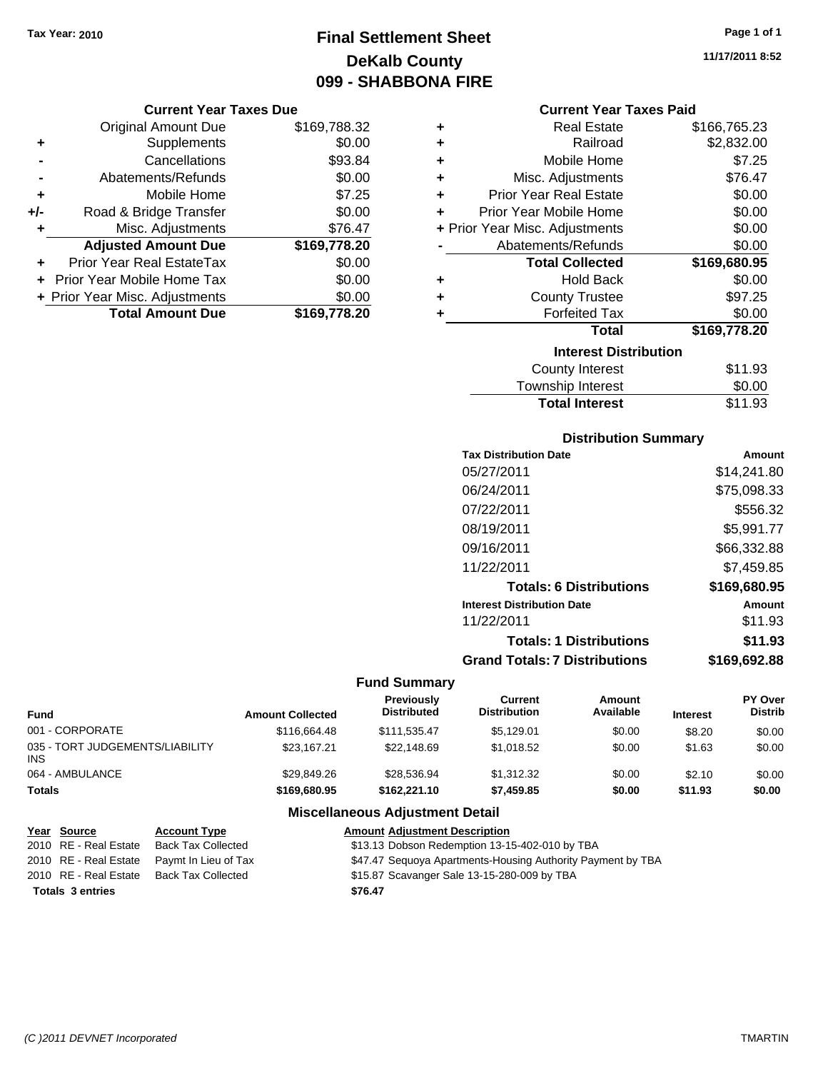Tax Year: 2010

# Final Settlement Sheet
## DeKalb County
## 099 - SHABBONA FIRE

11/17/2011 8:52

### Current Year Taxes Due

| | | |
|---|---|---|
| | Original Amount Due | $169,788.32 |
| + | Supplements | $0.00 |
| - | Cancellations | $93.84 |
| - | Abatements/Refunds | $0.00 |
| + | Mobile Home | $7.25 |
| +/- | Road & Bridge Transfer | $0.00 |
| + | Misc. Adjustments | $76.47 |
| | **Adjusted Amount Due** | **$169,778.20** |
| + | Prior Year Real EstateTax | $0.00 |
| + | Prior Year Mobile Home Tax | $0.00 |
| + | Prior Year Misc. Adjustments | $0.00 |
| | **Total Amount Due** | **$169,778.20** |

### Current Year Taxes Paid

| | | |
|---|---|---|
| + | Real Estate | $166,765.23 |
| + | Railroad | $2,832.00 |
| + | Mobile Home | $7.25 |
| + | Misc. Adjustments | $76.47 |
| + | Prior Year Real Estate | $0.00 |
| + | Prior Year Mobile Home | $0.00 |
| + | Prior Year Misc. Adjustments | $0.00 |
| - | Abatements/Refunds | $0.00 |
| | **Total Collected** | **$169,680.95** |
| + | Hold Back | $0.00 |
| + | County Trustee | $97.25 |
| + | Forfeited Tax | $0.00 |
| | **Total** | **$169,778.20** |

### Interest Distribution

| | |
|---|---|
| County Interest | $11.93 |
| Township Interest | $0.00 |
| **Total Interest** | $11.93 |

### Distribution Summary

| Tax Distribution Date | Amount |
|---|---|
| 05/27/2011 | $14,241.80 |
| 06/24/2011 | $75,098.33 |
| 07/22/2011 | $556.32 |
| 08/19/2011 | $5,991.77 |
| 09/16/2011 | $66,332.88 |
| 11/22/2011 | $7,459.85 |
| **Totals: 6 Distributions** | **$169,680.95** |
| **Interest Distribution Date** | **Amount** |
| 11/22/2011 | $11.93 |
| **Totals: 1 Distributions** | **$11.93** |
| **Grand Totals: 7 Distributions** | **$169,692.88** |

### Fund Summary

| Fund | Amount Collected | Previously Distributed | Current Distribution | Amount Available | Interest | PY Over Distrib |
|---|---|---|---|---|---|---|
| 001 - CORPORATE | $116,664.48 | $111,535.47 | $5,129.01 | $0.00 | $8.20 | $0.00 |
| 035 - TORT JUDGEMENTS/LIABILITY INS | $23,167.21 | $22,148.69 | $1,018.52 | $0.00 | $1.63 | $0.00 |
| 064 - AMBULANCE | $29,849.26 | $28,536.94 | $1,312.32 | $0.00 | $2.10 | $0.00 |
| **Totals** | **$169,680.95** | **$162,221.10** | **$7,459.85** | **$0.00** | **$11.93** | **$0.00** |

### Miscellaneous Adjustment Detail

| Year | Source | Account Type | Amount | Adjustment Description |
|---|---|---|---|---|
| 2010 | RE - Real Estate | Back Tax Collected | $13.13 | Dobson Redemption 13-15-402-010 by TBA |
| 2010 | RE - Real Estate | Paymt In Lieu of Tax | $47.47 | Sequoya Apartments-Housing Authority Payment by TBA |
| 2010 | RE - Real Estate | Back Tax Collected | $15.87 | Scavanger Sale 13-15-280-009 by TBA |
| **Totals 3 entries** | | | **$76.47** | |

(C )2011 DEVNET Incorporated TMARTIN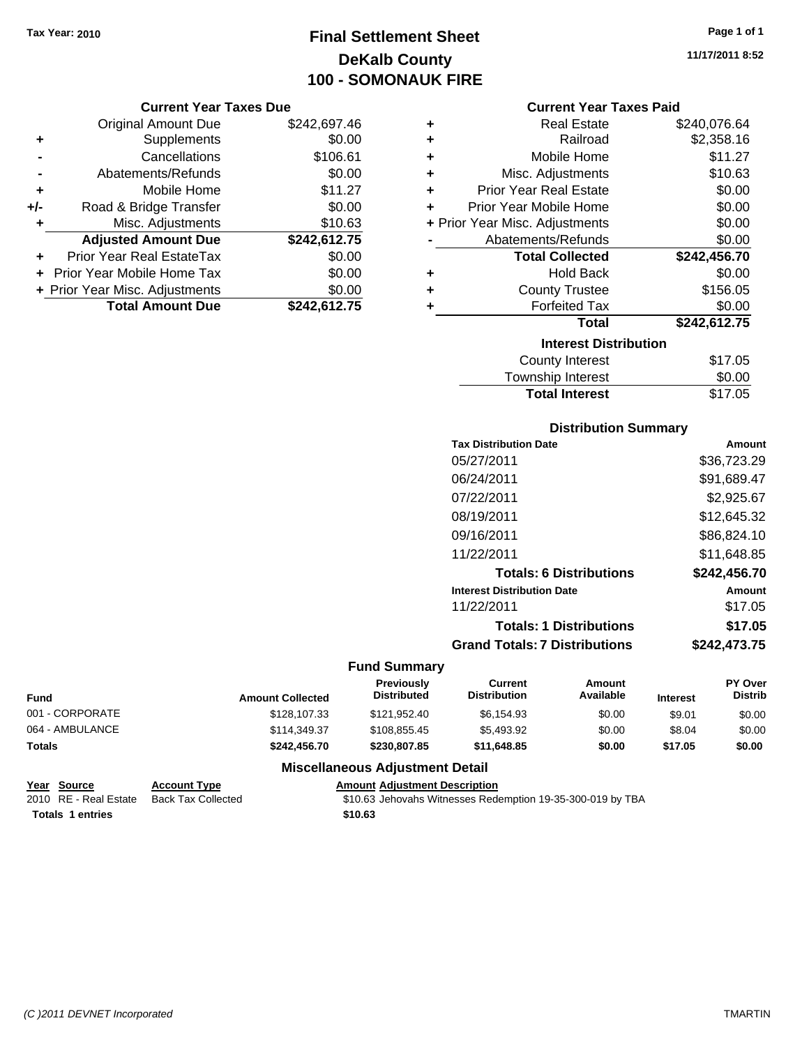Tax Year: 2010

# Final Settlement Sheet
## DeKalb County
## 100 - SOMONAUK FIRE

11/17/2011 8:52

### Current Year Taxes Due

| | | |
|---|---|---|
| | Original Amount Due | $242,697.46 |
| + | Supplements | $0.00 |
| - | Cancellations | $106.61 |
| - | Abatements/Refunds | $0.00 |
| + | Mobile Home | $11.27 |
| +/- | Road & Bridge Transfer | $0.00 |
| + | Misc. Adjustments | $10.63 |
| | **Adjusted Amount Due** | **$242,612.75** |
| + | Prior Year Real EstateTax | $0.00 |
| + | Prior Year Mobile Home Tax | $0.00 |
| + | Prior Year Misc. Adjustments | $0.00 |
| | **Total Amount Due** | **$242,612.75** |

### Current Year Taxes Paid

| | | |
|---|---|---|
| + | Real Estate | $240,076.64 |
| + | Railroad | $2,358.16 |
| + | Mobile Home | $11.27 |
| + | Misc. Adjustments | $10.63 |
| + | Prior Year Real Estate | $0.00 |
| + | Prior Year Mobile Home | $0.00 |
| + | Prior Year Misc. Adjustments | $0.00 |
| - | Abatements/Refunds | $0.00 |
| | **Total Collected** | **$242,456.70** |
| + | Hold Back | $0.00 |
| + | County Trustee | $156.05 |
| + | Forfeited Tax | $0.00 |
| | **Total** | **$242,612.75** |

### Interest Distribution

| | |
|---|---|
| County Interest | $17.05 |
| Township Interest | $0.00 |
| **Total Interest** | $17.05 |

### Distribution Summary

| Tax Distribution Date | Amount |
|---|---|
| 05/27/2011 | $36,723.29 |
| 06/24/2011 | $91,689.47 |
| 07/22/2011 | $2,925.67 |
| 08/19/2011 | $12,645.32 |
| 09/16/2011 | $86,824.10 |
| 11/22/2011 | $11,648.85 |
| **Totals: 6 Distributions** | **$242,456.70** |
| **Interest Distribution Date** | **Amount** |
| 11/22/2011 | $17.05 |
| **Totals: 1 Distributions** | **$17.05** |
| **Grand Totals: 7 Distributions** | **$242,473.75** |

### Fund Summary

| Fund | Amount Collected | Previously Distributed | Current Distribution | Amount Available | Interest | PY Over Distrib |
|---|---|---|---|---|---|---|
| 001 - CORPORATE | $128,107.33 | $121,952.40 | $6,154.93 | $0.00 | $9.01 | $0.00 |
| 064 - AMBULANCE | $114,349.37 | $108,855.45 | $5,493.92 | $0.00 | $8.04 | $0.00 |
| **Totals** | **$242,456.70** | **$230,807.85** | **$11,648.85** | **$0.00** | **$17.05** | **$0.00** |

### Miscellaneous Adjustment Detail

| Year | Source | Account Type | Amount | Adjustment Description |
|---|---|---|---|---|
| 2010 | RE - Real Estate | Back Tax Collected | $10.63 | Jehovahs Witnesses Redemption 19-35-300-019 by TBA |
| **Totals 1 entries** | | | **$10.63** | |

(C )2011 DEVNET Incorporated TMARTIN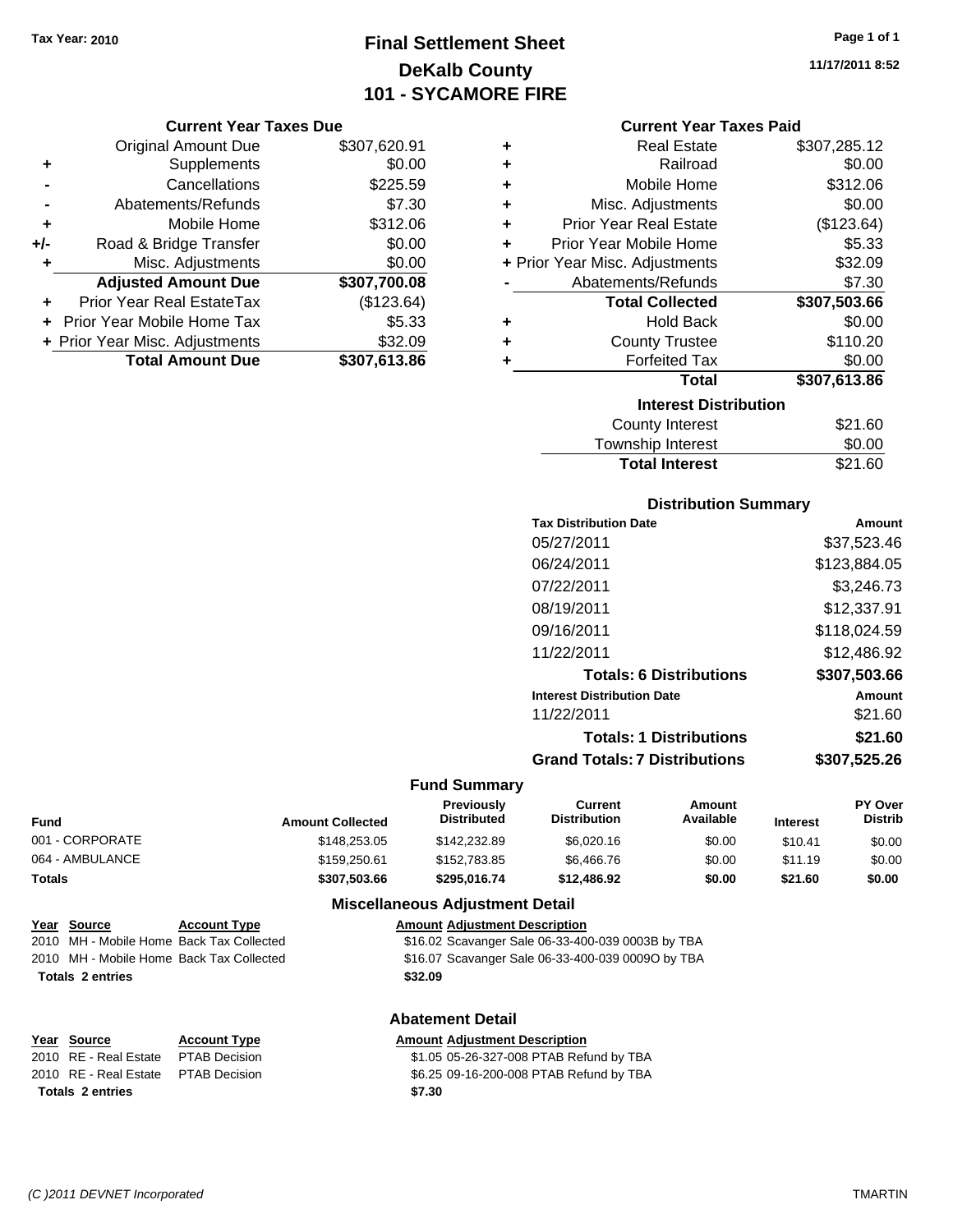Tax Year: 2010

# Final Settlement Sheet
## DeKalb County
## 101 - SYCAMORE FIRE

11/17/2011 8:52

### Current Year Taxes Due

| | | |
|---|---|---|
| | Original Amount Due | $307,620.91 |
| + | Supplements | $0.00 |
| - | Cancellations | $225.59 |
| - | Abatements/Refunds | $7.30 |
| + | Mobile Home | $312.06 |
| +/- | Road & Bridge Transfer | $0.00 |
| + | Misc. Adjustments | $0.00 |
| | **Adjusted Amount Due** | **$307,700.08** |
| + | Prior Year Real EstateTax | ($123.64) |
| + | Prior Year Mobile Home Tax | $5.33 |
| + | Prior Year Misc. Adjustments | $32.09 |
| | **Total Amount Due** | **$307,613.86** |

### Current Year Taxes Paid

| | | |
|---|---|---|
| + | Real Estate | $307,285.12 |
| + | Railroad | $0.00 |
| + | Mobile Home | $312.06 |
| + | Misc. Adjustments | $0.00 |
| + | Prior Year Real Estate | ($123.64) |
| + | Prior Year Mobile Home | $5.33 |
| + | Prior Year Misc. Adjustments | $32.09 |
| - | Abatements/Refunds | $7.30 |
| | **Total Collected** | **$307,503.66** |
| + | Hold Back | $0.00 |
| + | County Trustee | $110.20 |
| + | Forfeited Tax | $0.00 |
| | **Total** | **$307,613.86** |

### Interest Distribution

| | |
|---|---|
| County Interest | $21.60 |
| Township Interest | $0.00 |
| **Total Interest** | $21.60 |

### Distribution Summary

| Tax Distribution Date | Amount |
|---|---|
| 05/27/2011 | $37,523.46 |
| 06/24/2011 | $123,884.05 |
| 07/22/2011 | $3,246.73 |
| 08/19/2011 | $12,337.91 |
| 09/16/2011 | $118,024.59 |
| 11/22/2011 | $12,486.92 |
| **Totals: 6 Distributions** | **$307,503.66** |
| **Interest Distribution Date** | **Amount** |
| 11/22/2011 | $21.60 |
| **Totals: 1 Distributions** | **$21.60** |
| **Grand Totals: 7 Distributions** | **$307,525.26** |

### Fund Summary

| Fund | Amount Collected | Previously Distributed | Current Distribution | Amount Available | Interest | PY Over Distrib |
|---|---|---|---|---|---|---|
| 001 - CORPORATE | $148,253.05 | $142,232.89 | $6,020.16 | $0.00 | $10.41 | $0.00 |
| 064 - AMBULANCE | $159,250.61 | $152,783.85 | $6,466.76 | $0.00 | $11.19 | $0.00 |
| **Totals** | **$307,503.66** | **$295,016.74** | **$12,486.92** | **$0.00** | **$21.60** | **$0.00** |

### Miscellaneous Adjustment Detail

| Year | Source | Account Type | Amount | Adjustment Description |
|---|---|---|---|---|
| 2010 | MH - Mobile Home | Back Tax Collected | $16.02 | Scavanger Sale 06-33-400-039 0003B by TBA |
| 2010 | MH - Mobile Home | Back Tax Collected | $16.07 | Scavanger Sale 06-33-400-039 0009O by TBA |
| **Totals 2 entries** | | | **$32.09** | |

### Abatement Detail

| Year | Source | Account Type | Amount | Adjustment Description |
|---|---|---|---|---|
| 2010 | RE - Real Estate | PTAB Decision | $1.05 | 05-26-327-008 PTAB Refund by TBA |
| 2010 | RE - Real Estate | PTAB Decision | $6.25 | 09-16-200-008 PTAB Refund by TBA |
| **Totals 2 entries** | | | **$7.30** | |

(C )2011 DEVNET Incorporated TMARTIN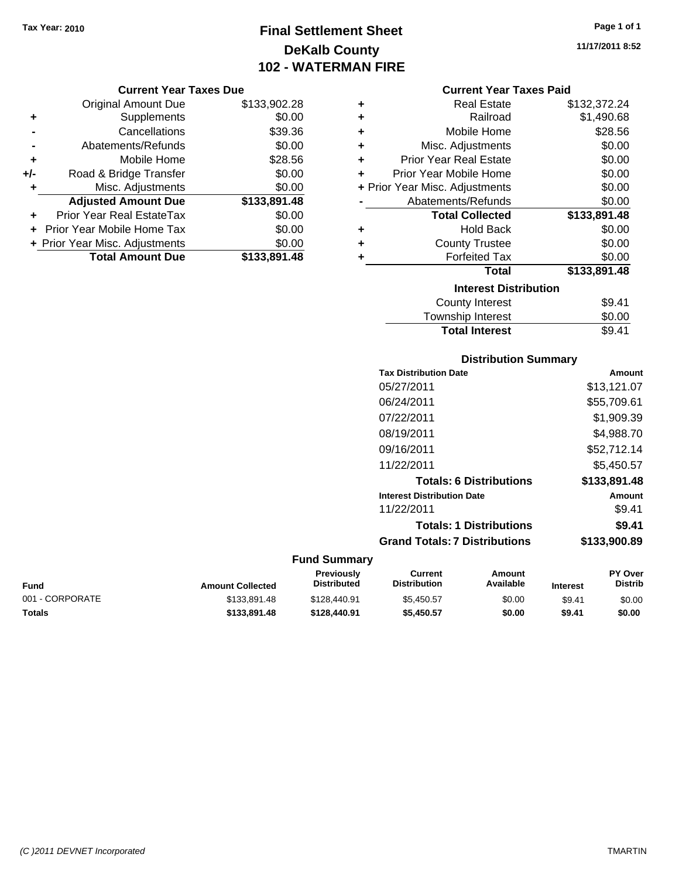**Tax Year: 2010**

# Final Settlement Sheet
## DeKalb County
## 102 - WATERMAN FIRE

11/17/2011 8:52

### Current Year Taxes Due

| | | |
|---|---|---|
| | Original Amount Due | $133,902.28 |
| + | Supplements | $0.00 |
| - | Cancellations | $39.36 |
| - | Abatements/Refunds | $0.00 |
| + | Mobile Home | $28.56 |
| +/- | Road & Bridge Transfer | $0.00 |
| + | Misc. Adjustments | $0.00 |
| | **Adjusted Amount Due** | **$133,891.48** |
| + | Prior Year Real EstateTax | $0.00 |
| + | Prior Year Mobile Home Tax | $0.00 |
| + | Prior Year Misc. Adjustments | $0.00 |
| | **Total Amount Due** | **$133,891.48** |

### Current Year Taxes Paid

| | | |
|---|---|---|
| + | Real Estate | $132,372.24 |
| + | Railroad | $1,490.68 |
| + | Mobile Home | $28.56 |
| + | Misc. Adjustments | $0.00 |
| + | Prior Year Real Estate | $0.00 |
| + | Prior Year Mobile Home | $0.00 |
| + | Prior Year Misc. Adjustments | $0.00 |
| - | Abatements/Refunds | $0.00 |
| | **Total Collected** | **$133,891.48** |
| + | Hold Back | $0.00 |
| + | County Trustee | $0.00 |
| + | Forfeited Tax | $0.00 |
| | **Total** | **$133,891.48** |

### Interest Distribution

| | |
|---|---|
| County Interest | $9.41 |
| Township Interest | $0.00 |
| **Total Interest** | $9.41 |

### Distribution Summary

| Tax Distribution Date | Amount |
|---|---|
| 05/27/2011 | $13,121.07 |
| 06/24/2011 | $55,709.61 |
| 07/22/2011 | $1,909.39 |
| 08/19/2011 | $4,988.70 |
| 09/16/2011 | $52,712.14 |
| 11/22/2011 | $5,450.57 |
| **Totals: 6 Distributions** | **$133,891.48** |
| **Interest Distribution Date** | **Amount** |
| 11/22/2011 | $9.41 |
| **Totals: 1 Distributions** | **$9.41** |
| **Grand Totals: 7 Distributions** | **$133,900.89** |

### Fund Summary

| Fund | Amount Collected | Previously Distributed | Current Distribution | Amount Available | Interest | PY Over Distrib |
|---|---|---|---|---|---|---|
| 001 - CORPORATE | $133,891.48 | $128,440.91 | $5,450.57 | $0.00 | $9.41 | $0.00 |
| **Totals** | **$133,891.48** | **$128,440.91** | **$5,450.57** | **$0.00** | **$9.41** | **$0.00** |

(C )2011 DEVNET Incorporated — TMARTIN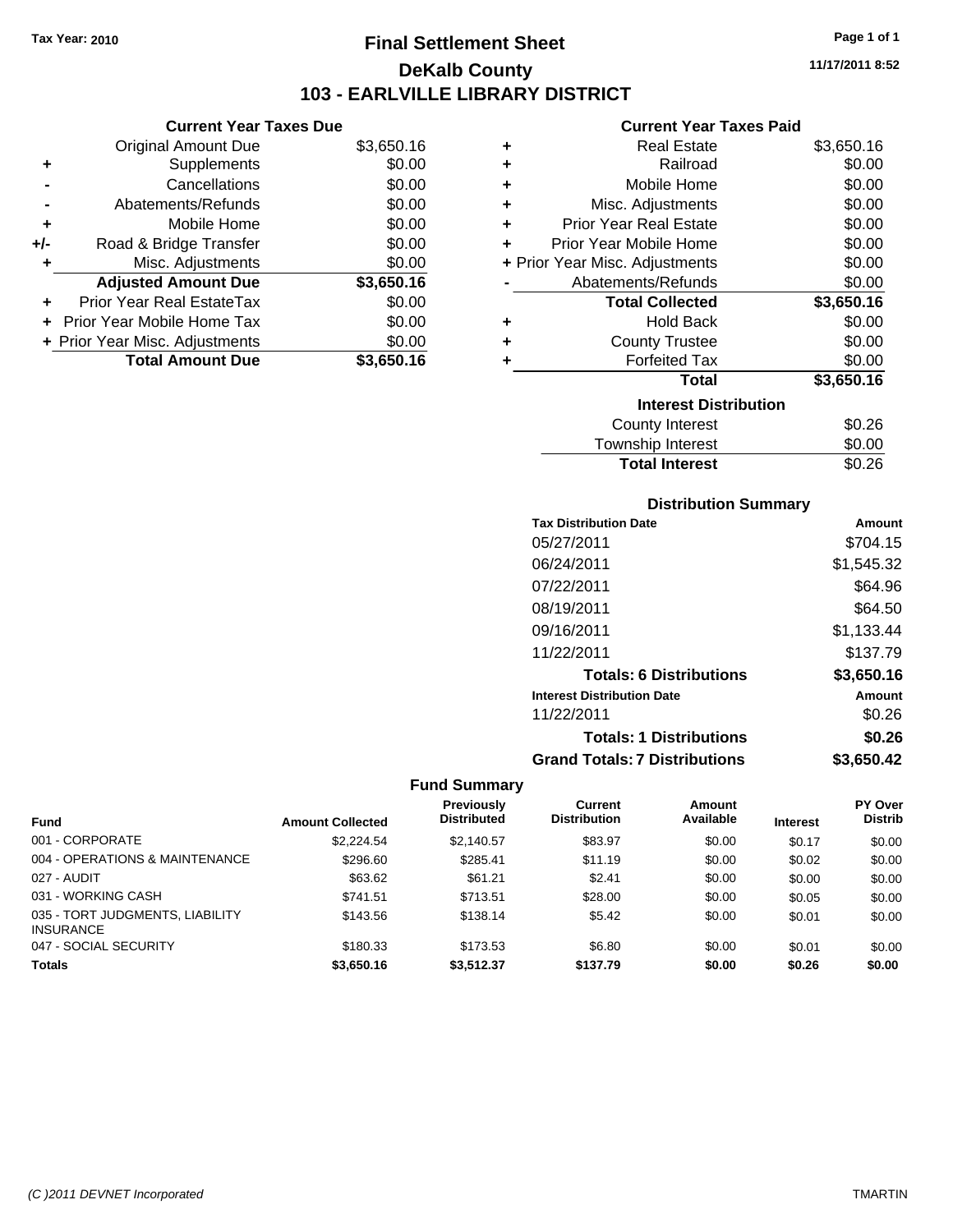Tax Year: 2010

# Final Settlement Sheet
## DeKalb County
## 103 - EARLVILLE LIBRARY DISTRICT

11/17/2011 8:52

### Current Year Taxes Due

| | | |
|---|---|---|
| | Original Amount Due | $3,650.16 |
| + | Supplements | $0.00 |
| - | Cancellations | $0.00 |
| - | Abatements/Refunds | $0.00 |
| + | Mobile Home | $0.00 |
| +/- | Road & Bridge Transfer | $0.00 |
| + | Misc. Adjustments | $0.00 |
| | **Adjusted Amount Due** | **$3,650.16** |
| + | Prior Year Real EstateTax | $0.00 |
| + | Prior Year Mobile Home Tax | $0.00 |
| + | Prior Year Misc. Adjustments | $0.00 |
| | **Total Amount Due** | **$3,650.16** |

### Current Year Taxes Paid

| | | |
|---|---|---|
| + | Real Estate | $3,650.16 |
| + | Railroad | $0.00 |
| + | Mobile Home | $0.00 |
| + | Misc. Adjustments | $0.00 |
| + | Prior Year Real Estate | $0.00 |
| + | Prior Year Mobile Home | $0.00 |
| + | Prior Year Misc. Adjustments | $0.00 |
| - | Abatements/Refunds | $0.00 |
| | **Total Collected** | **$3,650.16** |
| + | Hold Back | $0.00 |
| + | County Trustee | $0.00 |
| + | Forfeited Tax | $0.00 |
| | **Total** | **$3,650.16** |

### Interest Distribution

| | |
|---|---|
| County Interest | $0.26 |
| Township Interest | $0.00 |
| **Total Interest** | $0.26 |

### Distribution Summary

| Tax Distribution Date | Amount |
|---|---|
| 05/27/2011 | $704.15 |
| 06/24/2011 | $1,545.32 |
| 07/22/2011 | $64.96 |
| 08/19/2011 | $64.50 |
| 09/16/2011 | $1,133.44 |
| 11/22/2011 | $137.79 |
| **Totals: 6 Distributions** | **$3,650.16** |
| **Interest Distribution Date** | **Amount** |
| 11/22/2011 | $0.26 |
| **Totals: 1 Distributions** | **$0.26** |
| **Grand Totals: 7 Distributions** | **$3,650.42** |

### Fund Summary

| Fund | Amount Collected | Previously Distributed | Current Distribution | Amount Available | Interest | PY Over Distrib |
|---|---|---|---|---|---|---|
| 001 - CORPORATE | $2,224.54 | $2,140.57 | $83.97 | $0.00 | $0.17 | $0.00 |
| 004 - OPERATIONS & MAINTENANCE | $296.60 | $285.41 | $11.19 | $0.00 | $0.02 | $0.00 |
| 027 - AUDIT | $63.62 | $61.21 | $2.41 | $0.00 | $0.00 | $0.00 |
| 031 - WORKING CASH | $741.51 | $713.51 | $28.00 | $0.00 | $0.05 | $0.00 |
| 035 - TORT JUDGMENTS, LIABILITY INSURANCE | $143.56 | $138.14 | $5.42 | $0.00 | $0.01 | $0.00 |
| 047 - SOCIAL SECURITY | $180.33 | $173.53 | $6.80 | $0.00 | $0.01 | $0.00 |
| **Totals** | **$3,650.16** | **$3,512.37** | **$137.79** | **$0.00** | **$0.26** | **$0.00** |

(C )2011 DEVNET Incorporated

TMARTIN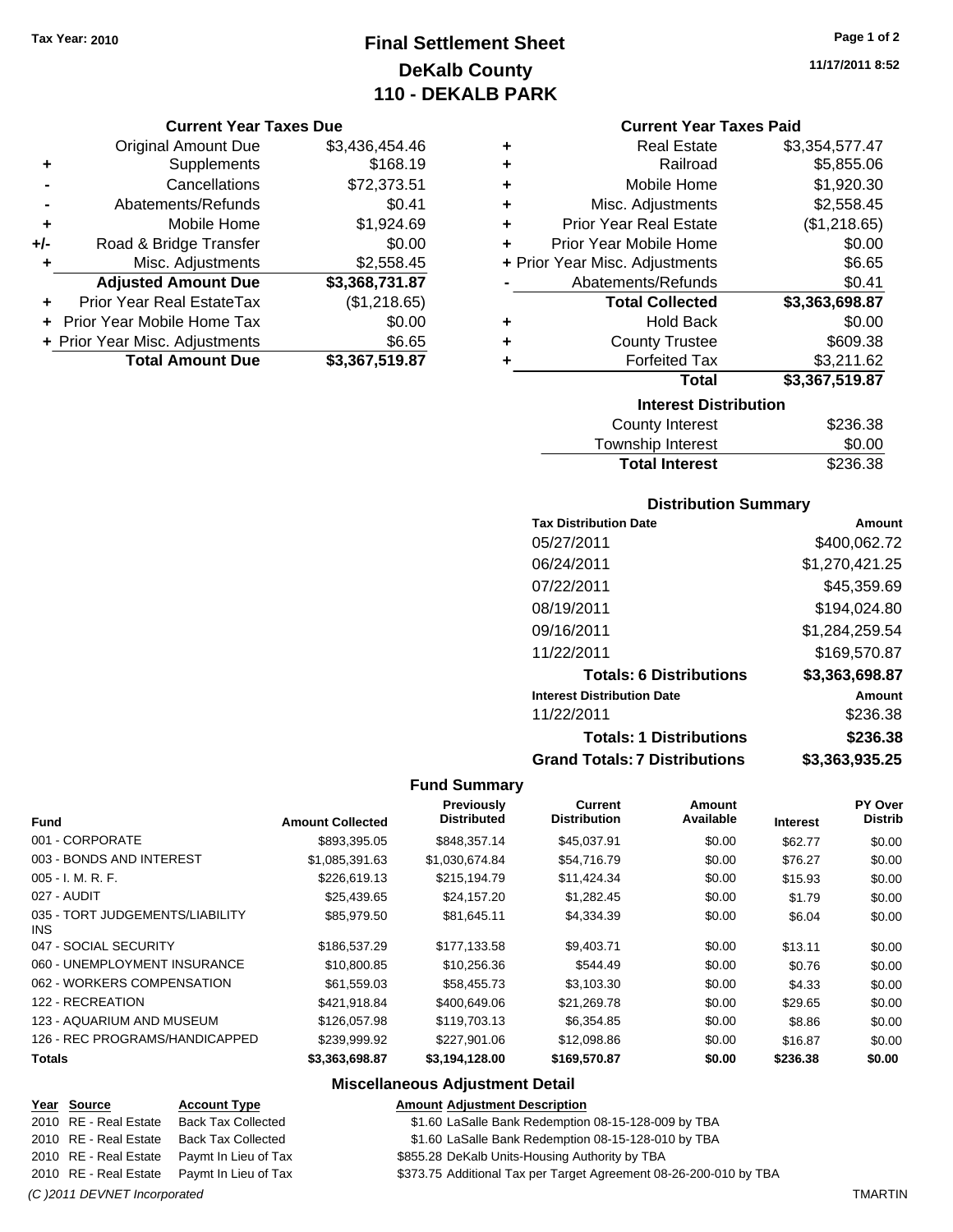Tax Year: 2010

# Final Settlement Sheet
## DeKalb County
## 110 - DEKALB PARK

11/17/2011 8:52

### Current Year Taxes Due

| | | |
|---|---|---|
| | Original Amount Due | $3,436,454.46 |
| + | Supplements | $168.19 |
| - | Cancellations | $72,373.51 |
| - | Abatements/Refunds | $0.41 |
| + | Mobile Home | $1,924.69 |
| +/- | Road & Bridge Transfer | $0.00 |
| + | Misc. Adjustments | $2,558.45 |
| | **Adjusted Amount Due** | **$3,368,731.87** |
| + | Prior Year Real EstateTax | ($1,218.65) |
| + | Prior Year Mobile Home Tax | $0.00 |
| + | Prior Year Misc. Adjustments | $6.65 |
| | **Total Amount Due** | **$3,367,519.87** |

### Current Year Taxes Paid

| | | |
|---|---|---|
| + | Real Estate | $3,354,577.47 |
| + | Railroad | $5,855.06 |
| + | Mobile Home | $1,920.30 |
| + | Misc. Adjustments | $2,558.45 |
| + | Prior Year Real Estate | ($1,218.65) |
| + | Prior Year Mobile Home | $0.00 |
| + | Prior Year Misc. Adjustments | $6.65 |
| - | Abatements/Refunds | $0.41 |
| | **Total Collected** | **$3,363,698.87** |
| + | Hold Back | $0.00 |
| + | County Trustee | $609.38 |
| + | Forfeited Tax | $3,211.62 |
| | **Total** | **$3,367,519.87** |

### Interest Distribution

| | |
|---|---|
| County Interest | $236.38 |
| Township Interest | $0.00 |
| **Total Interest** | $236.38 |

### Distribution Summary

| Tax Distribution Date | Amount |
|---|---|
| 05/27/2011 | $400,062.72 |
| 06/24/2011 | $1,270,421.25 |
| 07/22/2011 | $45,359.69 |
| 08/19/2011 | $194,024.80 |
| 09/16/2011 | $1,284,259.54 |
| 11/22/2011 | $169,570.87 |
| **Totals: 6 Distributions** | **$3,363,698.87** |
| **Interest Distribution Date** | **Amount** |
| 11/22/2011 | $236.38 |
| **Totals: 1 Distributions** | **$236.38** |
| **Grand Totals: 7 Distributions** | **$3,363,935.25** |

### Fund Summary

| Fund | Amount Collected | Previously Distributed | Current Distribution | Amount Available | Interest | PY Over Distrib |
|---|---|---|---|---|---|---|
| 001 - CORPORATE | $893,395.05 | $848,357.14 | $45,037.91 | $0.00 | $62.77 | $0.00 |
| 003 - BONDS AND INTEREST | $1,085,391.63 | $1,030,674.84 | $54,716.79 | $0.00 | $76.27 | $0.00 |
| 005 - I. M. R. F. | $226,619.13 | $215,194.79 | $11,424.34 | $0.00 | $15.93 | $0.00 |
| 027 - AUDIT | $25,439.65 | $24,157.20 | $1,282.45 | $0.00 | $1.79 | $0.00 |
| 035 - TORT JUDGEMENTS/LIABILITY INS | $85,979.50 | $81,645.11 | $4,334.39 | $0.00 | $6.04 | $0.00 |
| 047 - SOCIAL SECURITY | $186,537.29 | $177,133.58 | $9,403.71 | $0.00 | $13.11 | $0.00 |
| 060 - UNEMPLOYMENT INSURANCE | $10,800.85 | $10,256.36 | $544.49 | $0.00 | $0.76 | $0.00 |
| 062 - WORKERS COMPENSATION | $61,559.03 | $58,455.73 | $3,103.30 | $0.00 | $4.33 | $0.00 |
| 122 - RECREATION | $421,918.84 | $400,649.06 | $21,269.78 | $0.00 | $29.65 | $0.00 |
| 123 - AQUARIUM AND MUSEUM | $126,057.98 | $119,703.13 | $6,354.85 | $0.00 | $8.86 | $0.00 |
| 126 - REC PROGRAMS/HANDICAPPED | $239,999.92 | $227,901.06 | $12,098.86 | $0.00 | $16.87 | $0.00 |
| **Totals** | **$3,363,698.87** | **$3,194,128.00** | **$169,570.87** | **$0.00** | **$236.38** | **$0.00** |

### Miscellaneous Adjustment Detail

| Year | Source | Account Type | Amount | Adjustment Description |
|---|---|---|---|---|
| 2010 | RE - Real Estate | Back Tax Collected | $1.60 | LaSalle Bank Redemption 08-15-128-009 by TBA |
| 2010 | RE - Real Estate | Back Tax Collected | $1.60 | LaSalle Bank Redemption 08-15-128-010 by TBA |
| 2010 | RE - Real Estate | Paymt In Lieu of Tax | $855.28 | DeKalb Units-Housing Authority by TBA |
| 2010 | RE - Real Estate | Paymt In Lieu of Tax | $373.75 | Additional Tax per Target Agreement 08-26-200-010 by TBA |

(C )2011 DEVNET Incorporated TMARTIN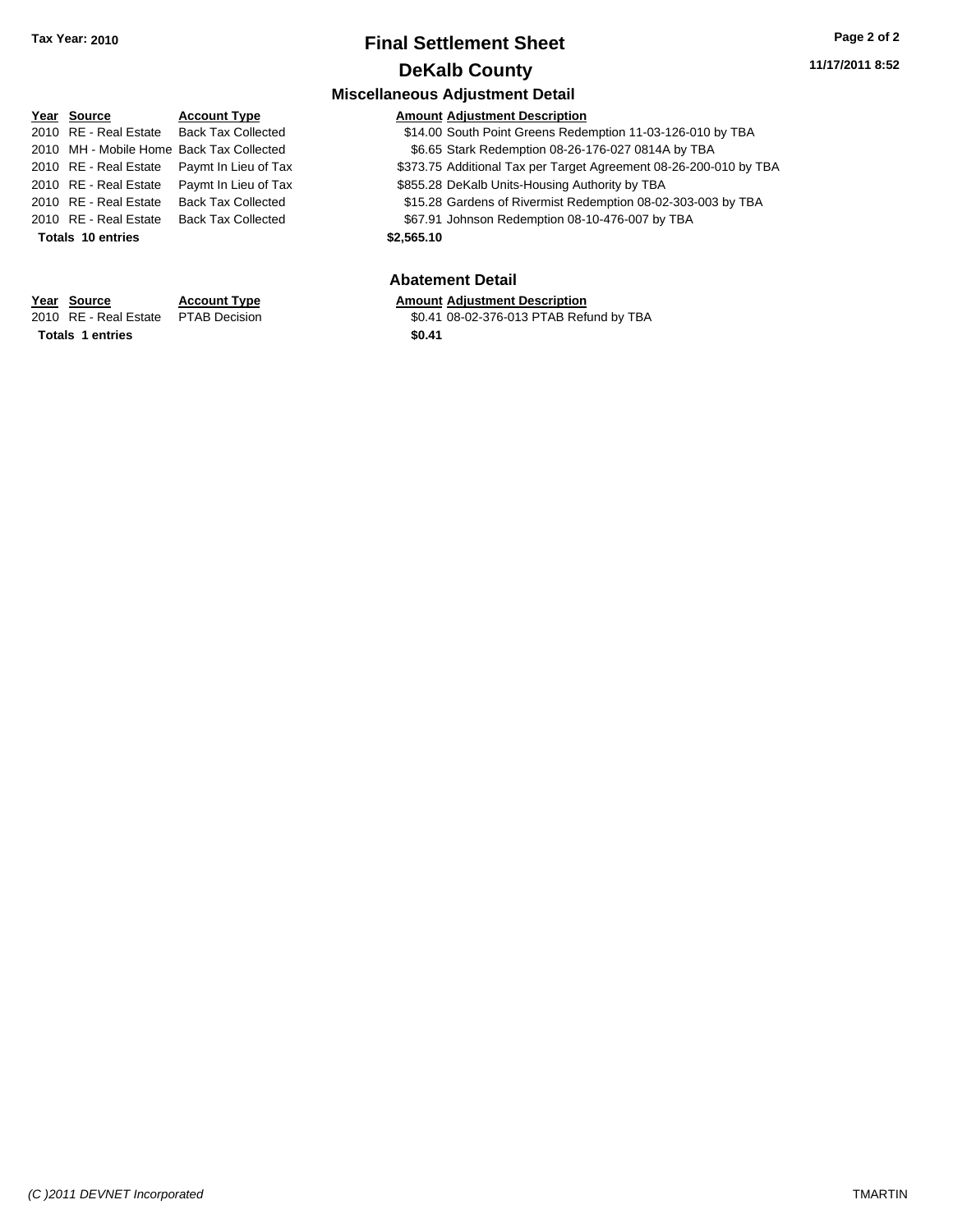**Tax Year: 2010**

# Final Settlement Sheet

## DeKalb County

### Miscellaneous Adjustment Detail

| Year | Source | Account Type | Amount | Adjustment Description |
|---|---|---|---|---|
| 2010 | RE - Real Estate | Back Tax Collected | $14.00 | South Point Greens Redemption 11-03-126-010 by TBA |
| 2010 | MH - Mobile Home | Back Tax Collected | $6.65 | Stark Redemption 08-26-176-027 0814A by TBA |
| 2010 | RE - Real Estate | Paymt In Lieu of Tax | $373.75 | Additional Tax per Target Agreement 08-26-200-010 by TBA |
| 2010 | RE - Real Estate | Paymt In Lieu of Tax | $855.28 | DeKalb Units-Housing Authority by TBA |
| 2010 | RE - Real Estate | Back Tax Collected | $15.28 | Gardens of Rivermist Redemption 08-02-303-003 by TBA |
| 2010 | RE - Real Estate | Back Tax Collected | $67.91 | Johnson Redemption 08-10-476-007 by TBA |
| **Totals 10 entries** | | | **$2,565.10** | |

### Abatement Detail

| Year | Source | Account Type | Amount | Adjustment Description |
|---|---|---|---|---|
| 2010 | RE - Real Estate | PTAB Decision | $0.41 | 08-02-376-013 PTAB Refund by TBA |
| **Totals 1 entries** | | | **$0.41** | |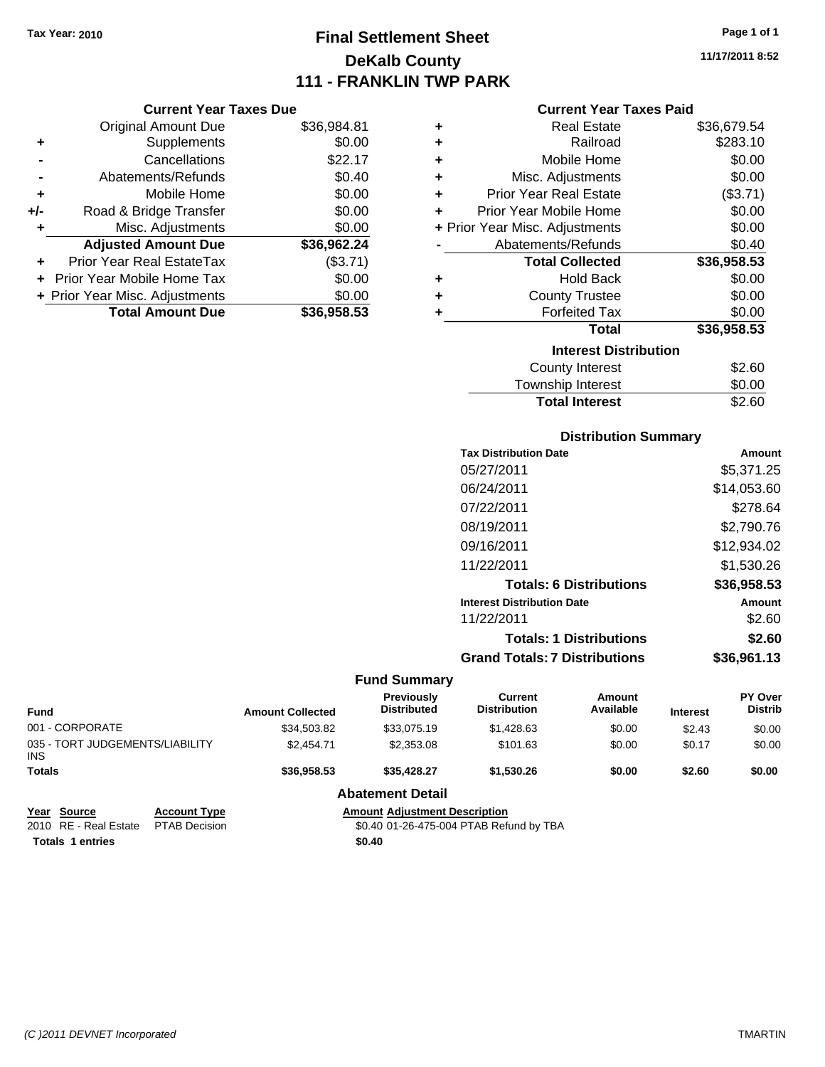Tax Year: 2010

# Final Settlement Sheet
## DeKalb County
## 111 - FRANKLIN TWP PARK

11/17/2011 8:52

### Current Year Taxes Due

| | | |
|---|---|---|
| | Original Amount Due | $36,984.81 |
| + | Supplements | $0.00 |
| - | Cancellations | $22.17 |
| - | Abatements/Refunds | $0.40 |
| + | Mobile Home | $0.00 |
| +/- | Road & Bridge Transfer | $0.00 |
| + | Misc. Adjustments | $0.00 |
| | **Adjusted Amount Due** | **$36,962.24** |
| + | Prior Year Real EstateTax | ($3.71) |
| + | Prior Year Mobile Home Tax | $0.00 |
| + | Prior Year Misc. Adjustments | $0.00 |
| | **Total Amount Due** | **$36,958.53** |

### Current Year Taxes Paid

| | | |
|---|---|---|
| + | Real Estate | $36,679.54 |
| + | Railroad | $283.10 |
| + | Mobile Home | $0.00 |
| + | Misc. Adjustments | $0.00 |
| + | Prior Year Real Estate | ($3.71) |
| + | Prior Year Mobile Home | $0.00 |
| + | Prior Year Misc. Adjustments | $0.00 |
| - | Abatements/Refunds | $0.40 |
| | **Total Collected** | **$36,958.53** |
| + | Hold Back | $0.00 |
| + | County Trustee | $0.00 |
| + | Forfeited Tax | $0.00 |
| | **Total** | **$36,958.53** |

### Interest Distribution

| | |
|---|---|
| County Interest | $2.60 |
| Township Interest | $0.00 |
| **Total Interest** | $2.60 |

### Distribution Summary

| Tax Distribution Date | Amount |
|---|---|
| 05/27/2011 | $5,371.25 |
| 06/24/2011 | $14,053.60 |
| 07/22/2011 | $278.64 |
| 08/19/2011 | $2,790.76 |
| 09/16/2011 | $12,934.02 |
| 11/22/2011 | $1,530.26 |
| **Totals: 6 Distributions** | **$36,958.53** |
| **Interest Distribution Date** | **Amount** |
| 11/22/2011 | $2.60 |
| **Totals: 1 Distributions** | **$2.60** |
| **Grand Totals: 7 Distributions** | **$36,961.13** |

### Fund Summary

| Fund | Amount Collected | Previously Distributed | Current Distribution | Amount Available | Interest | PY Over Distrib |
|---|---|---|---|---|---|---|
| 001 - CORPORATE | $34,503.82 | $33,075.19 | $1,428.63 | $0.00 | $2.43 | $0.00 |
| 035 - TORT JUDGEMENTS/LIABILITY INS | $2,454.71 | $2,353.08 | $101.63 | $0.00 | $0.17 | $0.00 |
| **Totals** | **$36,958.53** | **$35,428.27** | **$1,530.26** | **$0.00** | **$2.60** | **$0.00** |

### Abatement Detail

| Year | Source | Account Type | Amount | Adjustment Description |
|---|---|---|---|---|
| 2010 | RE - Real Estate | PTAB Decision | $0.40 | 01-26-475-004 PTAB Refund by TBA |
| **Totals 1 entries** | | | **$0.40** | |

(C )2011 DEVNET Incorporated — TMARTIN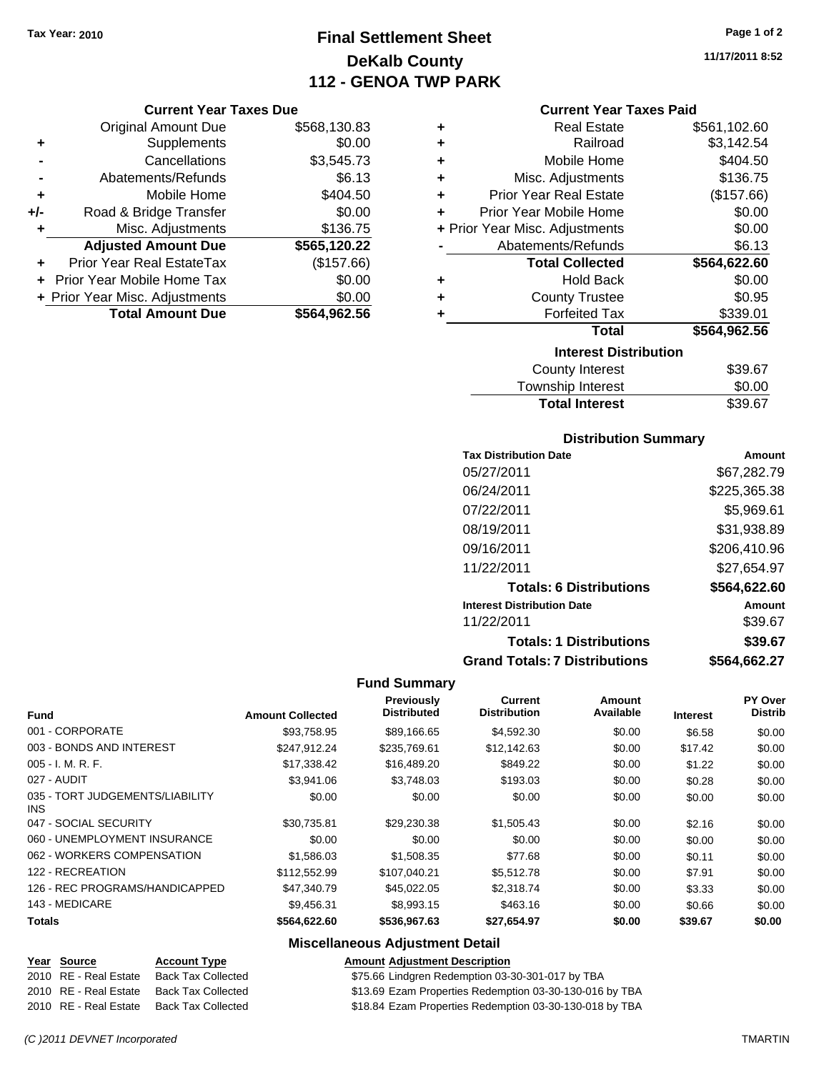Tax Year: 2010

# Final Settlement Sheet

## DeKalb County

## 112 - GENOA TWP PARK

11/17/2011 8:52

### Current Year Taxes Due

| | | |
|---|---|---|
| | Original Amount Due | $568,130.83 |
| + | Supplements | $0.00 |
| - | Cancellations | $3,545.73 |
| - | Abatements/Refunds | $6.13 |
| + | Mobile Home | $404.50 |
| +/- | Road & Bridge Transfer | $0.00 |
| + | Misc. Adjustments | $136.75 |
| | **Adjusted Amount Due** | **$565,120.22** |
| + | Prior Year Real EstateTax | ($157.66) |
| + | Prior Year Mobile Home Tax | $0.00 |
| + | Prior Year Misc. Adjustments | $0.00 |
| | **Total Amount Due** | **$564,962.56** |

### Current Year Taxes Paid

| | | |
|---|---|---|
| + | Real Estate | $561,102.60 |
| + | Railroad | $3,142.54 |
| + | Mobile Home | $404.50 |
| + | Misc. Adjustments | $136.75 |
| + | Prior Year Real Estate | ($157.66) |
| + | Prior Year Mobile Home | $0.00 |
| + | Prior Year Misc. Adjustments | $0.00 |
| - | Abatements/Refunds | $6.13 |
| | **Total Collected** | **$564,622.60** |
| + | Hold Back | $0.00 |
| + | County Trustee | $0.95 |
| + | Forfeited Tax | $339.01 |
| | **Total** | **$564,962.56** |

### Interest Distribution

| | |
|---|---|
| County Interest | $39.67 |
| Township Interest | $0.00 |
| **Total Interest** | $39.67 |

### Distribution Summary

| Tax Distribution Date | Amount |
|---|---|
| 05/27/2011 | $67,282.79 |
| 06/24/2011 | $225,365.38 |
| 07/22/2011 | $5,969.61 |
| 08/19/2011 | $31,938.89 |
| 09/16/2011 | $206,410.96 |
| 11/22/2011 | $27,654.97 |
| **Totals: 6 Distributions** | **$564,622.60** |
| **Interest Distribution Date** | **Amount** |
| 11/22/2011 | $39.67 |
| **Totals: 1 Distributions** | **$39.67** |
| **Grand Totals: 7 Distributions** | **$564,662.27** |

### Fund Summary

| Fund | Amount Collected | Previously Distributed | Current Distribution | Amount Available | Interest | PY Over Distrib |
|---|---|---|---|---|---|---|
| 001 - CORPORATE | $93,758.95 | $89,166.65 | $4,592.30 | $0.00 | $6.58 | $0.00 |
| 003 - BONDS AND INTEREST | $247,912.24 | $235,769.61 | $12,142.63 | $0.00 | $17.42 | $0.00 |
| 005 - I. M. R. F. | $17,338.42 | $16,489.20 | $849.22 | $0.00 | $1.22 | $0.00 |
| 027 - AUDIT | $3,941.06 | $3,748.03 | $193.03 | $0.00 | $0.28 | $0.00 |
| 035 - TORT JUDGEMENTS/LIABILITY INS | $0.00 | $0.00 | $0.00 | $0.00 | $0.00 | $0.00 |
| 047 - SOCIAL SECURITY | $30,735.81 | $29,230.38 | $1,505.43 | $0.00 | $2.16 | $0.00 |
| 060 - UNEMPLOYMENT INSURANCE | $0.00 | $0.00 | $0.00 | $0.00 | $0.00 | $0.00 |
| 062 - WORKERS COMPENSATION | $1,586.03 | $1,508.35 | $77.68 | $0.00 | $0.11 | $0.00 |
| 122 - RECREATION | $112,552.99 | $107,040.21 | $5,512.78 | $0.00 | $7.91 | $0.00 |
| 126 - REC PROGRAMS/HANDICAPPED | $47,340.79 | $45,022.05 | $2,318.74 | $0.00 | $3.33 | $0.00 |
| 143 - MEDICARE | $9,456.31 | $8,993.15 | $463.16 | $0.00 | $0.66 | $0.00 |
| **Totals** | **$564,622.60** | **$536,967.63** | **$27,654.97** | **$0.00** | **$39.67** | **$0.00** |

### Miscellaneous Adjustment Detail

| Year | Source | Account Type | Amount | Adjustment Description |
|---|---|---|---|---|
| 2010 | RE - Real Estate | Back Tax Collected | $75.66 | Lindgren Redemption 03-30-301-017 by TBA |
| 2010 | RE - Real Estate | Back Tax Collected | $13.69 | Ezam Properties Redemption 03-30-130-016 by TBA |
| 2010 | RE - Real Estate | Back Tax Collected | $18.84 | Ezam Properties Redemption 03-30-130-018 by TBA |

(C )2011 DEVNET Incorporated TMARTIN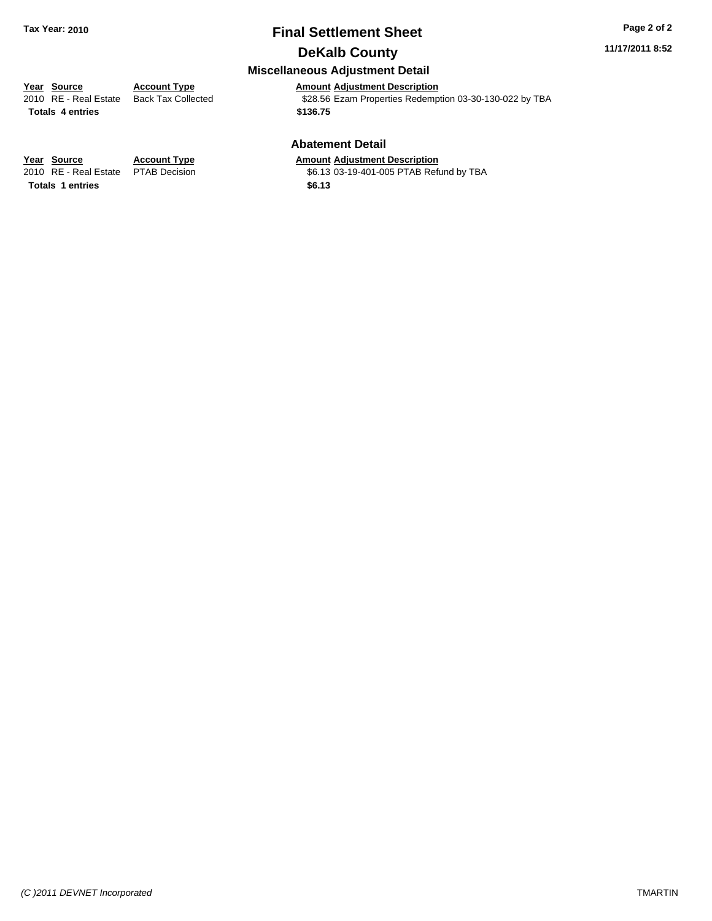**Tax Year: 2010**

# Final Settlement Sheet

## DeKalb County

**11/17/2011 8:52**

### Miscellaneous Adjustment Detail

| Year | Source | Account Type | Amount | Adjustment Description |
|---|---|---|---|---|
| 2010 | RE - Real Estate | Back Tax Collected | $28.56 | Ezam Properties Redemption 03-30-130-022 by TBA |
| **Totals** | **4 entries** | | **$136.75** | |

### Abatement Detail

| Year | Source | Account Type | Amount | Adjustment Description |
|---|---|---|---|---|
| 2010 | RE - Real Estate | PTAB Decision | $6.13 | 03-19-401-005 PTAB Refund by TBA |
| **Totals** | **1 entries** | | **$6.13** | |

*(C )2011 DEVNET Incorporated*

TMARTIN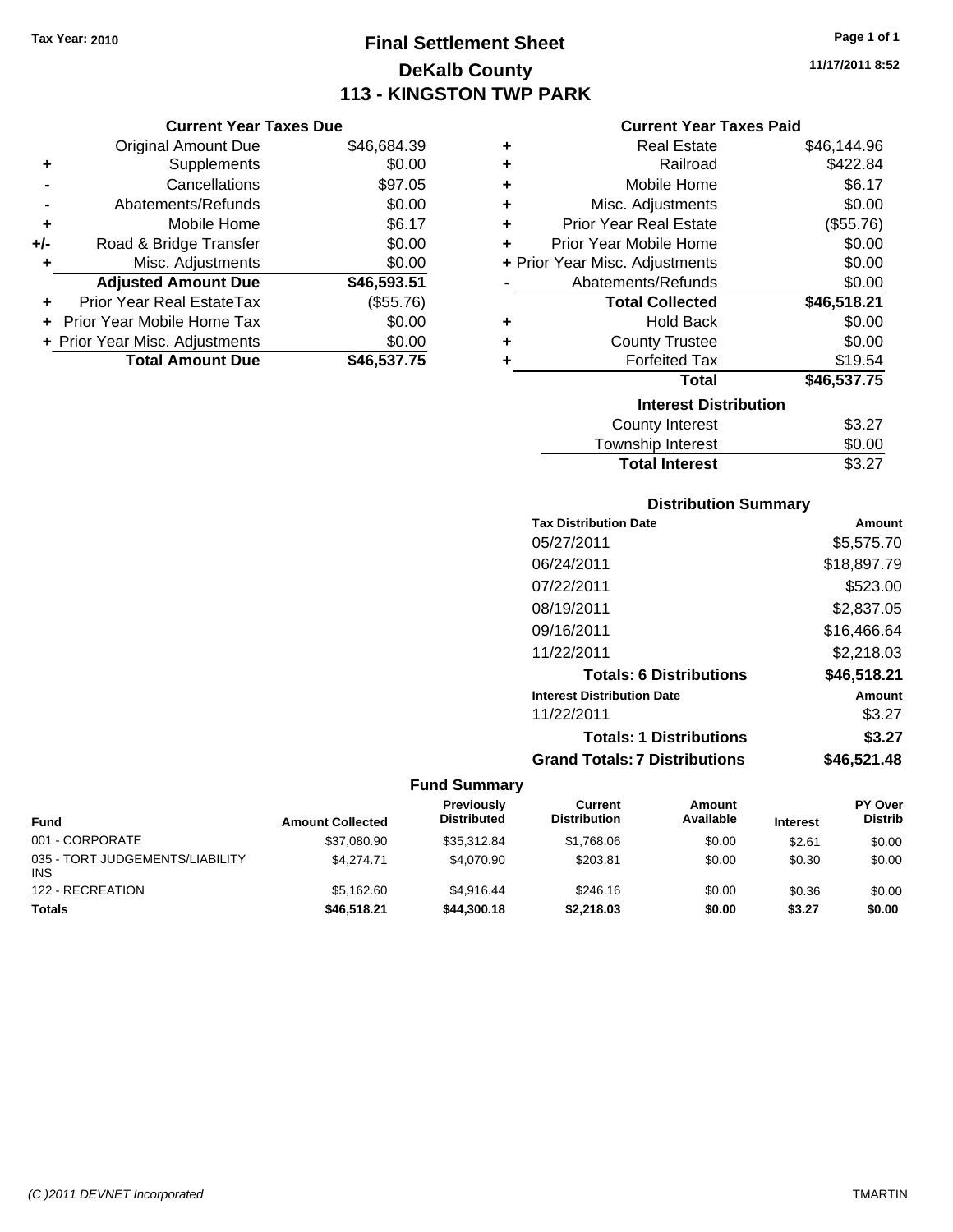**Tax Year: 2010**

# Final Settlement Sheet

## DeKalb County

## 113 - KINGSTON TWP PARK

11/17/2011 8:52

### Current Year Taxes Due

| | | |
|---|---|---|
| | Original Amount Due | $46,684.39 |
| + | Supplements | $0.00 |
| - | Cancellations | $97.05 |
| - | Abatements/Refunds | $0.00 |
| + | Mobile Home | $6.17 |
| +/- | Road & Bridge Transfer | $0.00 |
| + | Misc. Adjustments | $0.00 |
| | **Adjusted Amount Due** | **$46,593.51** |
| + | Prior Year Real EstateTax | ($55.76) |
| + | Prior Year Mobile Home Tax | $0.00 |
| + | Prior Year Misc. Adjustments | $0.00 |
| | **Total Amount Due** | **$46,537.75** |

### Current Year Taxes Paid

| | | |
|---|---|---|
| + | Real Estate | $46,144.96 |
| + | Railroad | $422.84 |
| + | Mobile Home | $6.17 |
| + | Misc. Adjustments | $0.00 |
| + | Prior Year Real Estate | ($55.76) |
| + | Prior Year Mobile Home | $0.00 |
| + | Prior Year Misc. Adjustments | $0.00 |
| - | Abatements/Refunds | $0.00 |
| | **Total Collected** | **$46,518.21** |
| + | Hold Back | $0.00 |
| + | County Trustee | $0.00 |
| + | Forfeited Tax | $19.54 |
| | **Total** | **$46,537.75** |

### Interest Distribution

| | |
|---|---|
| County Interest | $3.27 |
| Township Interest | $0.00 |
| **Total Interest** | $3.27 |

### Distribution Summary

| Tax Distribution Date | Amount |
|---|---|
| 05/27/2011 | $5,575.70 |
| 06/24/2011 | $18,897.79 |
| 07/22/2011 | $523.00 |
| 08/19/2011 | $2,837.05 |
| 09/16/2011 | $16,466.64 |
| 11/22/2011 | $2,218.03 |
| **Totals: 6 Distributions** | **$46,518.21** |
| **Interest Distribution Date** | **Amount** |
| 11/22/2011 | $3.27 |
| **Totals: 1 Distributions** | **$3.27** |
| **Grand Totals: 7 Distributions** | **$46,521.48** |

### Fund Summary

| Fund | Amount Collected | Previously Distributed | Current Distribution | Amount Available | Interest | PY Over Distrib |
|---|---|---|---|---|---|---|
| 001 - CORPORATE | $37,080.90 | $35,312.84 | $1,768.06 | $0.00 | $2.61 | $0.00 |
| 035 - TORT JUDGEMENTS/LIABILITY INS | $4,274.71 | $4,070.90 | $203.81 | $0.00 | $0.30 | $0.00 |
| 122 - RECREATION | $5,162.60 | $4,916.44 | $246.16 | $0.00 | $0.36 | $0.00 |
| **Totals** | **$46,518.21** | **$44,300.18** | **$2,218.03** | **$0.00** | **$3.27** | **$0.00** |

(C )2011 DEVNET Incorporated TMARTIN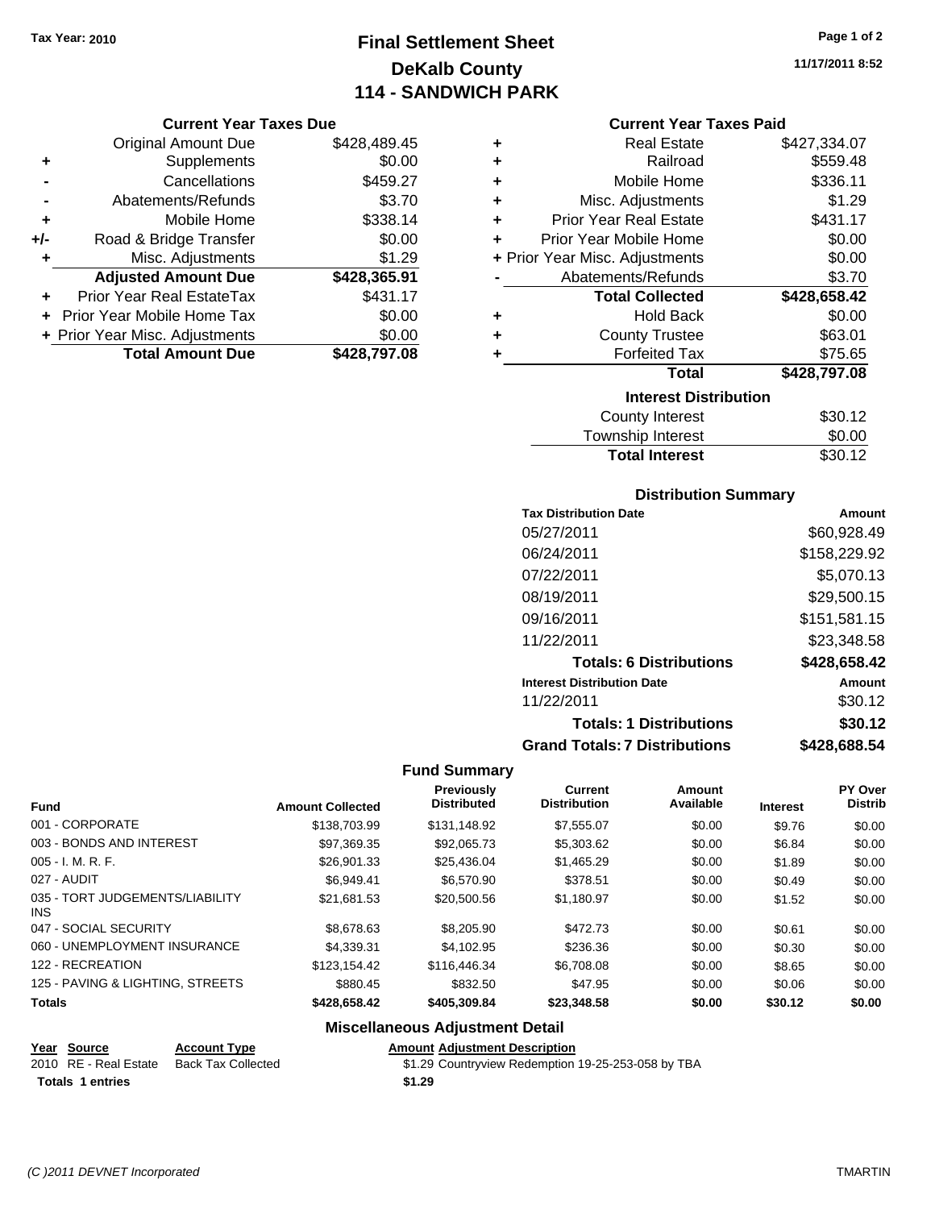Tax Year: 2010

# Final Settlement Sheet
## DeKalb County
## 114 - SANDWICH PARK

11/17/2011 8:52

### Current Year Taxes Due

| | | |
|---|---|---|
| | Original Amount Due | $428,489.45 |
| + | Supplements | $0.00 |
| - | Cancellations | $459.27 |
| - | Abatements/Refunds | $3.70 |
| + | Mobile Home | $338.14 |
| +/- | Road & Bridge Transfer | $0.00 |
| + | Misc. Adjustments | $1.29 |
| | **Adjusted Amount Due** | **$428,365.91** |
| + | Prior Year Real EstateTax | $431.17 |
| + | Prior Year Mobile Home Tax | $0.00 |
| + | Prior Year Misc. Adjustments | $0.00 |
| | **Total Amount Due** | **$428,797.08** |

### Current Year Taxes Paid

| | | |
|---|---|---|
| + | Real Estate | $427,334.07 |
| + | Railroad | $559.48 |
| + | Mobile Home | $336.11 |
| + | Misc. Adjustments | $1.29 |
| + | Prior Year Real Estate | $431.17 |
| + | Prior Year Mobile Home | $0.00 |
| + | Prior Year Misc. Adjustments | $0.00 |
| - | Abatements/Refunds | $3.70 |
| | **Total Collected** | **$428,658.42** |
| + | Hold Back | $0.00 |
| + | County Trustee | $63.01 |
| + | Forfeited Tax | $75.65 |
| | **Total** | **$428,797.08** |

### Interest Distribution

| | |
|---|---|
| County Interest | $30.12 |
| Township Interest | $0.00 |
| **Total Interest** | $30.12 |

### Distribution Summary

| Tax Distribution Date | Amount |
|---|---|
| 05/27/2011 | $60,928.49 |
| 06/24/2011 | $158,229.92 |
| 07/22/2011 | $5,070.13 |
| 08/19/2011 | $29,500.15 |
| 09/16/2011 | $151,581.15 |
| 11/22/2011 | $23,348.58 |
| **Totals: 6 Distributions** | **$428,658.42** |
| **Interest Distribution Date** | **Amount** |
| 11/22/2011 | $30.12 |
| **Totals: 1 Distributions** | **$30.12** |
| **Grand Totals: 7 Distributions** | **$428,688.54** |

### Fund Summary

| Fund | Amount Collected | Previously Distributed | Current Distribution | Amount Available | Interest | PY Over Distrib |
|---|---|---|---|---|---|---|
| 001 - CORPORATE | $138,703.99 | $131,148.92 | $7,555.07 | $0.00 | $9.76 | $0.00 |
| 003 - BONDS AND INTEREST | $97,369.35 | $92,065.73 | $5,303.62 | $0.00 | $6.84 | $0.00 |
| 005 - I. M. R. F. | $26,901.33 | $25,436.04 | $1,465.29 | $0.00 | $1.89 | $0.00 |
| 027 - AUDIT | $6,949.41 | $6,570.90 | $378.51 | $0.00 | $0.49 | $0.00 |
| 035 - TORT JUDGEMENTS/LIABILITY INS | $21,681.53 | $20,500.56 | $1,180.97 | $0.00 | $1.52 | $0.00 |
| 047 - SOCIAL SECURITY | $8,678.63 | $8,205.90 | $472.73 | $0.00 | $0.61 | $0.00 |
| 060 - UNEMPLOYMENT INSURANCE | $4,339.31 | $4,102.95 | $236.36 | $0.00 | $0.30 | $0.00 |
| 122 - RECREATION | $123,154.42 | $116,446.34 | $6,708.08 | $0.00 | $8.65 | $0.00 |
| 125 - PAVING & LIGHTING, STREETS | $880.45 | $832.50 | $47.95 | $0.00 | $0.06 | $0.00 |
| **Totals** | **$428,658.42** | **$405,309.84** | **$23,348.58** | **$0.00** | **$30.12** | **$0.00** |

### Miscellaneous Adjustment Detail

| Year | Source | Account Type | Amount | Adjustment Description |
|---|---|---|---|---|
| 2010 | RE - Real Estate | Back Tax Collected | $1.29 | Countryview Redemption 19-25-253-058 by TBA |
| **Totals 1 entries** | | | **$1.29** | |

(C )2011 DEVNET Incorporated — TMARTIN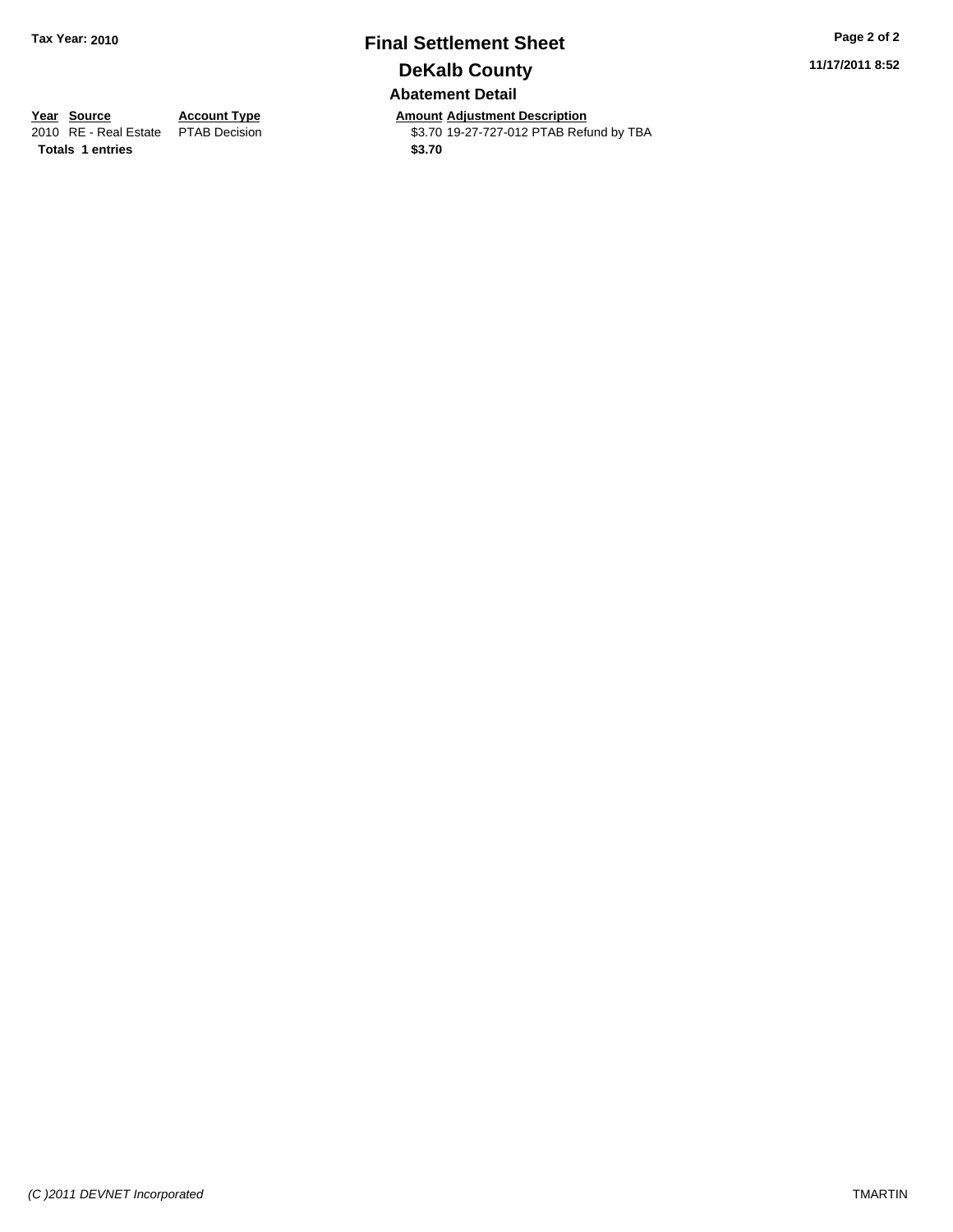**Tax Year: 2010**

# Final Settlement Sheet

## DeKalb County

### Abatement Detail

**11/17/2011 8:52**

| Year | Source | Account Type | Amount | Adjustment Description |
|---|---|---|---|---|
| 2010 | RE - Real Estate | PTAB Decision | $3.70 | 19-27-727-012 PTAB Refund by TBA |
| **Totals** | **1 entries** | | **$3.70** | |

*(C )2011 DEVNET Incorporated*

TMARTIN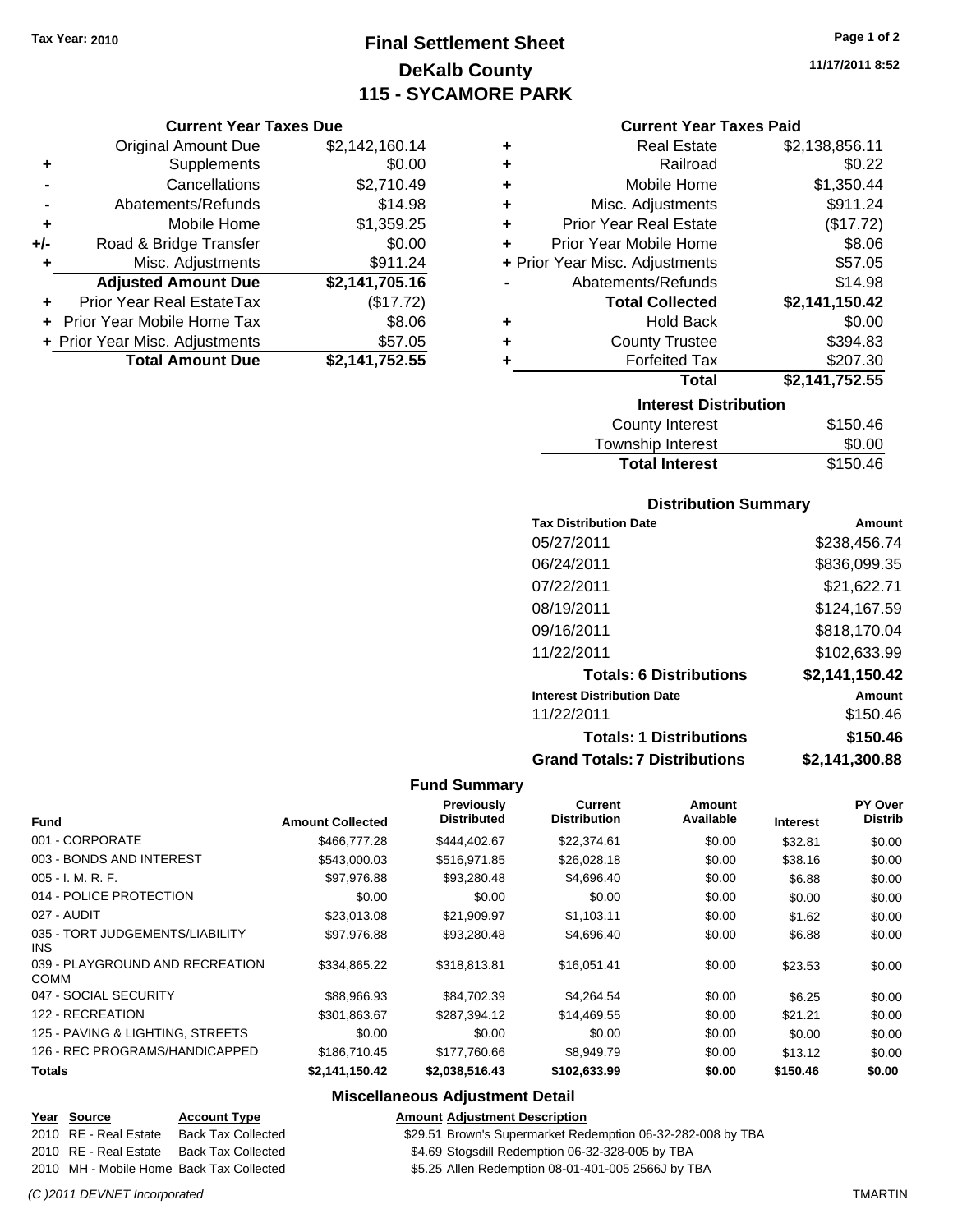Tax Year: 2010

# Final Settlement Sheet
## DeKalb County
## 115 - SYCAMORE PARK

11/17/2011 8:52

### Current Year Taxes Due

| | | |
|---|---|---|
| | Original Amount Due | $2,142,160.14 |
| + | Supplements | $0.00 |
| - | Cancellations | $2,710.49 |
| - | Abatements/Refunds | $14.98 |
| + | Mobile Home | $1,359.25 |
| +/- | Road & Bridge Transfer | $0.00 |
| + | Misc. Adjustments | $911.24 |
| | **Adjusted Amount Due** | **$2,141,705.16** |
| + | Prior Year Real EstateTax | ($17.72) |
| + | Prior Year Mobile Home Tax | $8.06 |
| + | Prior Year Misc. Adjustments | $57.05 |
| | **Total Amount Due** | **$2,141,752.55** |

### Current Year Taxes Paid

| | | |
|---|---|---|
| + | Real Estate | $2,138,856.11 |
| + | Railroad | $0.22 |
| + | Mobile Home | $1,350.44 |
| + | Misc. Adjustments | $911.24 |
| + | Prior Year Real Estate | ($17.72) |
| + | Prior Year Mobile Home | $8.06 |
| + | Prior Year Misc. Adjustments | $57.05 |
| - | Abatements/Refunds | $14.98 |
| | **Total Collected** | **$2,141,150.42** |
| + | Hold Back | $0.00 |
| + | County Trustee | $394.83 |
| + | Forfeited Tax | $207.30 |
| | **Total** | **$2,141,752.55** |

### Interest Distribution

| | |
|---|---|
| County Interest | $150.46 |
| Township Interest | $0.00 |
| **Total Interest** | $150.46 |

### Distribution Summary

| Tax Distribution Date | Amount |
|---|---|
| 05/27/2011 | $238,456.74 |
| 06/24/2011 | $836,099.35 |
| 07/22/2011 | $21,622.71 |
| 08/19/2011 | $124,167.59 |
| 09/16/2011 | $818,170.04 |
| 11/22/2011 | $102,633.99 |
| **Totals: 6 Distributions** | **$2,141,150.42** |
| **Interest Distribution Date** | **Amount** |
| 11/22/2011 | $150.46 |
| **Totals: 1 Distributions** | **$150.46** |
| **Grand Totals: 7 Distributions** | **$2,141,300.88** |

### Fund Summary

| Fund | Amount Collected | Previously Distributed | Current Distribution | Amount Available | Interest | PY Over Distrib |
|---|---|---|---|---|---|---|
| 001 - CORPORATE | $466,777.28 | $444,402.67 | $22,374.61 | $0.00 | $32.81 | $0.00 |
| 003 - BONDS AND INTEREST | $543,000.03 | $516,971.85 | $26,028.18 | $0.00 | $38.16 | $0.00 |
| 005 - I. M. R. F. | $97,976.88 | $93,280.48 | $4,696.40 | $0.00 | $6.88 | $0.00 |
| 014 - POLICE PROTECTION | $0.00 | $0.00 | $0.00 | $0.00 | $0.00 | $0.00 |
| 027 - AUDIT | $23,013.08 | $21,909.97 | $1,103.11 | $0.00 | $1.62 | $0.00 |
| 035 - TORT JUDGEMENTS/LIABILITY INS | $97,976.88 | $93,280.48 | $4,696.40 | $0.00 | $6.88 | $0.00 |
| 039 - PLAYGROUND AND RECREATION COMM | $334,865.22 | $318,813.81 | $16,051.41 | $0.00 | $23.53 | $0.00 |
| 047 - SOCIAL SECURITY | $88,966.93 | $84,702.39 | $4,264.54 | $0.00 | $6.25 | $0.00 |
| 122 - RECREATION | $301,863.67 | $287,394.12 | $14,469.55 | $0.00 | $21.21 | $0.00 |
| 125 - PAVING & LIGHTING, STREETS | $0.00 | $0.00 | $0.00 | $0.00 | $0.00 | $0.00 |
| 126 - REC PROGRAMS/HANDICAPPED | $186,710.45 | $177,760.66 | $8,949.79 | $0.00 | $13.12 | $0.00 |
| **Totals** | **$2,141,150.42** | **$2,038,516.43** | **$102,633.99** | **$0.00** | **$150.46** | **$0.00** |

### Miscellaneous Adjustment Detail

| Year | Source | Account Type | Amount | Adjustment Description |
|---|---|---|---|---|
| 2010 | RE - Real Estate | Back Tax Collected | $29.51 | Brown's Supermarket Redemption 06-32-282-008 by TBA |
| 2010 | RE - Real Estate | Back Tax Collected | $4.69 | Stogsdill Redemption 06-32-328-005 by TBA |
| 2010 | MH - Mobile Home | Back Tax Collected | $5.25 | Allen Redemption 08-01-401-005 2566J by TBA |

(C )2011 DEVNET Incorporated TMARTIN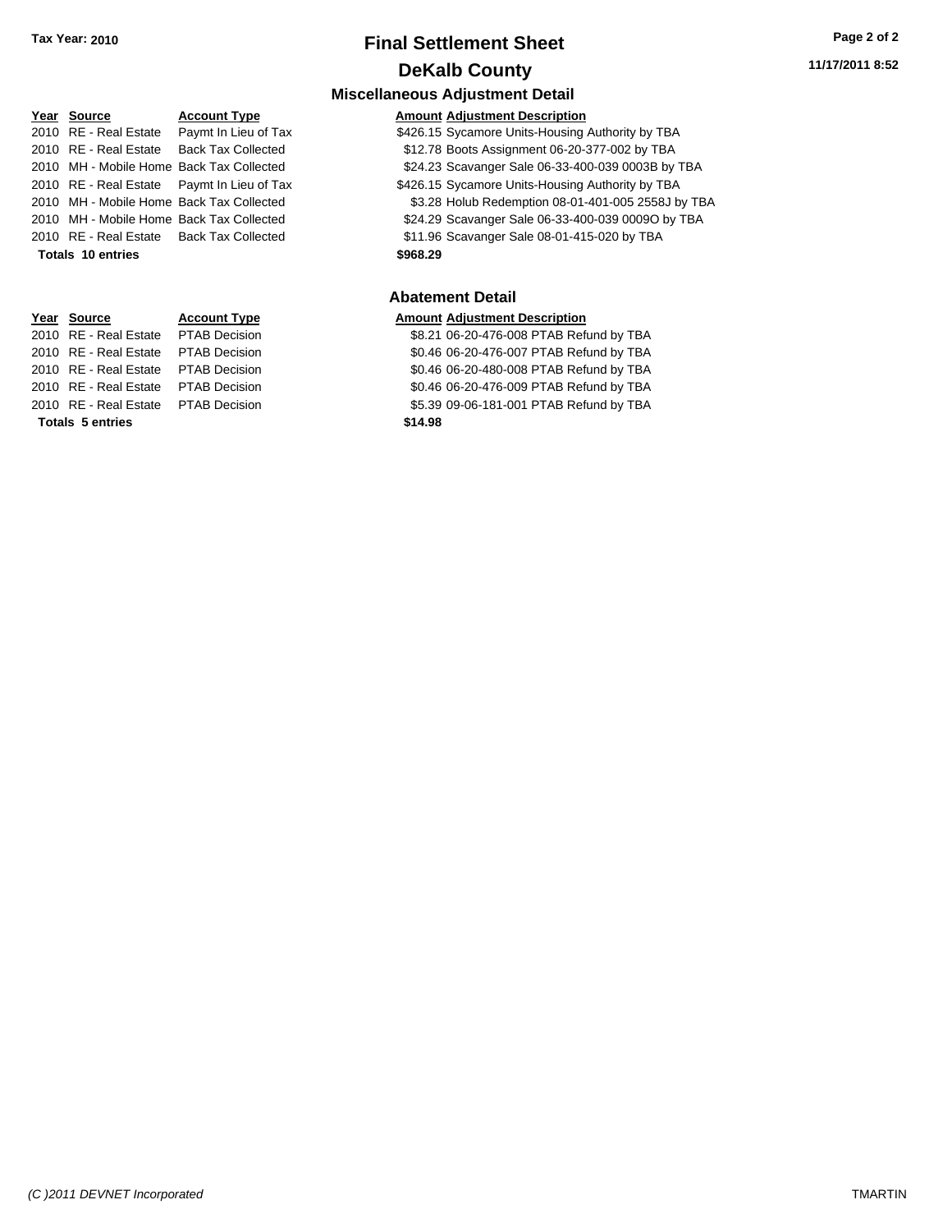**Tax Year: 2010**

# Final Settlement Sheet

## DeKalb County

### Miscellaneous Adjustment Detail

| Year | Source | Account Type | Amount | Adjustment Description |
|---|---|---|---|---|
| 2010 | RE - Real Estate | Paymt In Lieu of Tax | $426.15 | Sycamore Units-Housing Authority by TBA |
| 2010 | RE - Real Estate | Back Tax Collected | $12.78 | Boots Assignment 06-20-377-002 by TBA |
| 2010 | MH - Mobile Home | Back Tax Collected | $24.23 | Scavanger Sale 06-33-400-039 0003B by TBA |
| 2010 | RE - Real Estate | Paymt In Lieu of Tax | $426.15 | Sycamore Units-Housing Authority by TBA |
| 2010 | MH - Mobile Home | Back Tax Collected | $3.28 | Holub Redemption 08-01-401-005 2558J by TBA |
| 2010 | MH - Mobile Home | Back Tax Collected | $24.29 | Scavanger Sale 06-33-400-039 0009O by TBA |
| 2010 | RE - Real Estate | Back Tax Collected | $11.96 | Scavanger Sale 08-01-415-020 by TBA |
| **Totals** | **10 entries** | | **$968.29** | |

### Abatement Detail

| Year | Source | Account Type | Amount | Adjustment Description |
|---|---|---|---|---|
| 2010 | RE - Real Estate | PTAB Decision | $8.21 | 06-20-476-008 PTAB Refund by TBA |
| 2010 | RE - Real Estate | PTAB Decision | $0.46 | 06-20-476-007 PTAB Refund by TBA |
| 2010 | RE - Real Estate | PTAB Decision | $0.46 | 06-20-480-008 PTAB Refund by TBA |
| 2010 | RE - Real Estate | PTAB Decision | $0.46 | 06-20-476-009 PTAB Refund by TBA |
| 2010 | RE - Real Estate | PTAB Decision | $5.39 | 09-06-181-001 PTAB Refund by TBA |
| **Totals** | **5 entries** | | **$14.98** | |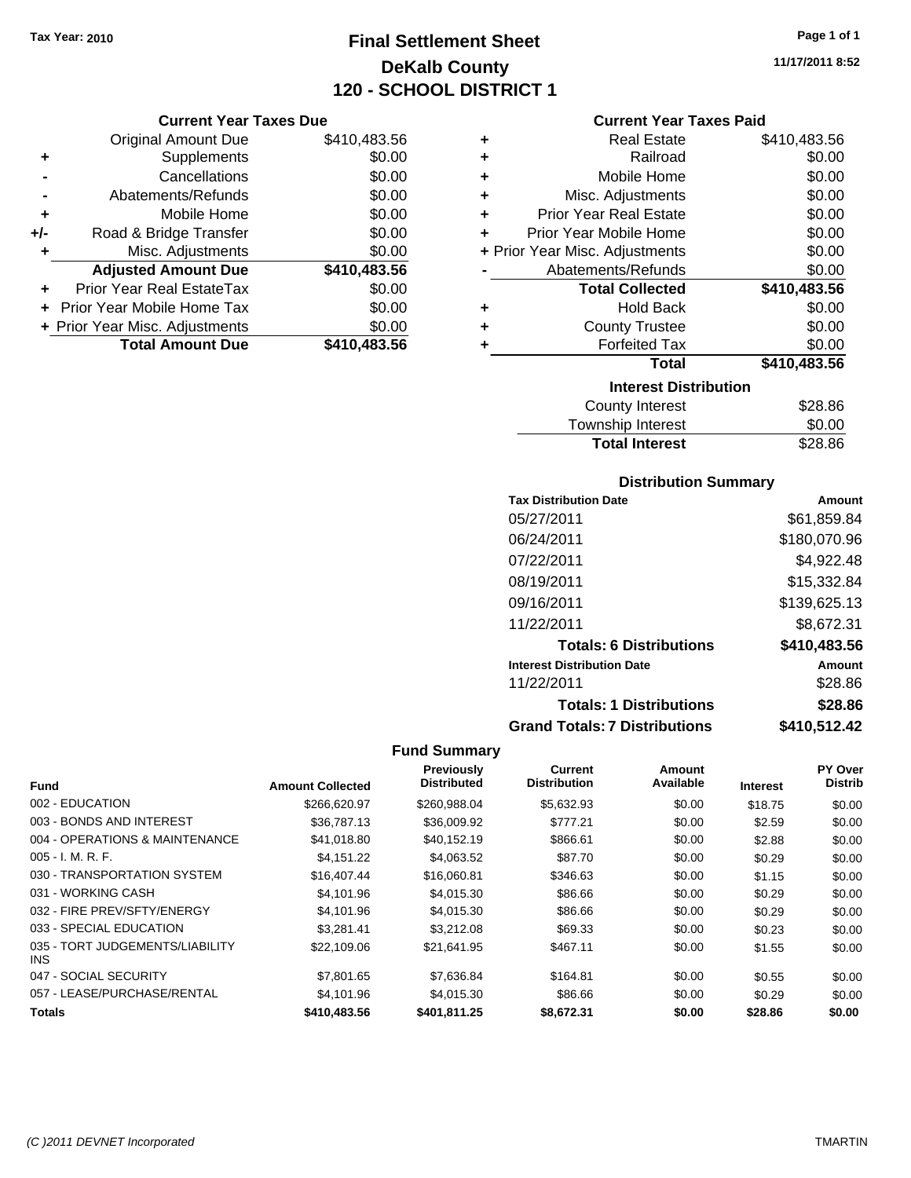Tax Year: 2010

# Final Settlement Sheet

## DeKalb County

## 120 - SCHOOL DISTRICT 1

11/17/2011 8:52

### Current Year Taxes Due

| | | |
|---|---|---|
| | Original Amount Due | $410,483.56 |
| + | Supplements | $0.00 |
| - | Cancellations | $0.00 |
| - | Abatements/Refunds | $0.00 |
| + | Mobile Home | $0.00 |
| +/- | Road & Bridge Transfer | $0.00 |
| + | Misc. Adjustments | $0.00 |
| | **Adjusted Amount Due** | **$410,483.56** |
| + | Prior Year Real EstateTax | $0.00 |
| + | Prior Year Mobile Home Tax | $0.00 |
| + | Prior Year Misc. Adjustments | $0.00 |
| | **Total Amount Due** | **$410,483.56** |

### Current Year Taxes Paid

| | | |
|---|---|---|
| + | Real Estate | $410,483.56 |
| + | Railroad | $0.00 |
| + | Mobile Home | $0.00 |
| + | Misc. Adjustments | $0.00 |
| + | Prior Year Real Estate | $0.00 |
| + | Prior Year Mobile Home | $0.00 |
| + | Prior Year Misc. Adjustments | $0.00 |
| - | Abatements/Refunds | $0.00 |
| | **Total Collected** | **$410,483.56** |
| + | Hold Back | $0.00 |
| + | County Trustee | $0.00 |
| + | Forfeited Tax | $0.00 |
| | **Total** | **$410,483.56** |

### Interest Distribution

| | |
|---|---|
| County Interest | $28.86 |
| Township Interest | $0.00 |
| **Total Interest** | $28.86 |

### Distribution Summary

| Tax Distribution Date | Amount |
|---|---|
| 05/27/2011 | $61,859.84 |
| 06/24/2011 | $180,070.96 |
| 07/22/2011 | $4,922.48 |
| 08/19/2011 | $15,332.84 |
| 09/16/2011 | $139,625.13 |
| 11/22/2011 | $8,672.31 |
| **Totals: 6 Distributions** | **$410,483.56** |
| **Interest Distribution Date** | **Amount** |
| 11/22/2011 | $28.86 |
| **Totals: 1 Distributions** | **$28.86** |
| **Grand Totals: 7 Distributions** | **$410,512.42** |

### Fund Summary

| Fund | Amount Collected | Previously Distributed | Current Distribution | Amount Available | Interest | PY Over Distrib |
|---|---|---|---|---|---|---|
| 002 - EDUCATION | $266,620.97 | $260,988.04 | $5,632.93 | $0.00 | $18.75 | $0.00 |
| 003 - BONDS AND INTEREST | $36,787.13 | $36,009.92 | $777.21 | $0.00 | $2.59 | $0.00 |
| 004 - OPERATIONS & MAINTENANCE | $41,018.80 | $40,152.19 | $866.61 | $0.00 | $2.88 | $0.00 |
| 005 - I. M. R. F. | $4,151.22 | $4,063.52 | $87.70 | $0.00 | $0.29 | $0.00 |
| 030 - TRANSPORTATION SYSTEM | $16,407.44 | $16,060.81 | $346.63 | $0.00 | $1.15 | $0.00 |
| 031 - WORKING CASH | $4,101.96 | $4,015.30 | $86.66 | $0.00 | $0.29 | $0.00 |
| 032 - FIRE PREV/SFTY/ENERGY | $4,101.96 | $4,015.30 | $86.66 | $0.00 | $0.29 | $0.00 |
| 033 - SPECIAL EDUCATION | $3,281.41 | $3,212.08 | $69.33 | $0.00 | $0.23 | $0.00 |
| 035 - TORT JUDGEMENTS/LIABILITY INS | $22,109.06 | $21,641.95 | $467.11 | $0.00 | $1.55 | $0.00 |
| 047 - SOCIAL SECURITY | $7,801.65 | $7,636.84 | $164.81 | $0.00 | $0.55 | $0.00 |
| 057 - LEASE/PURCHASE/RENTAL | $4,101.96 | $4,015.30 | $86.66 | $0.00 | $0.29 | $0.00 |
| **Totals** | **$410,483.56** | **$401,811.25** | **$8,672.31** | **$0.00** | **$28.86** | **$0.00** |

(C )2011 DEVNET Incorporated TMARTIN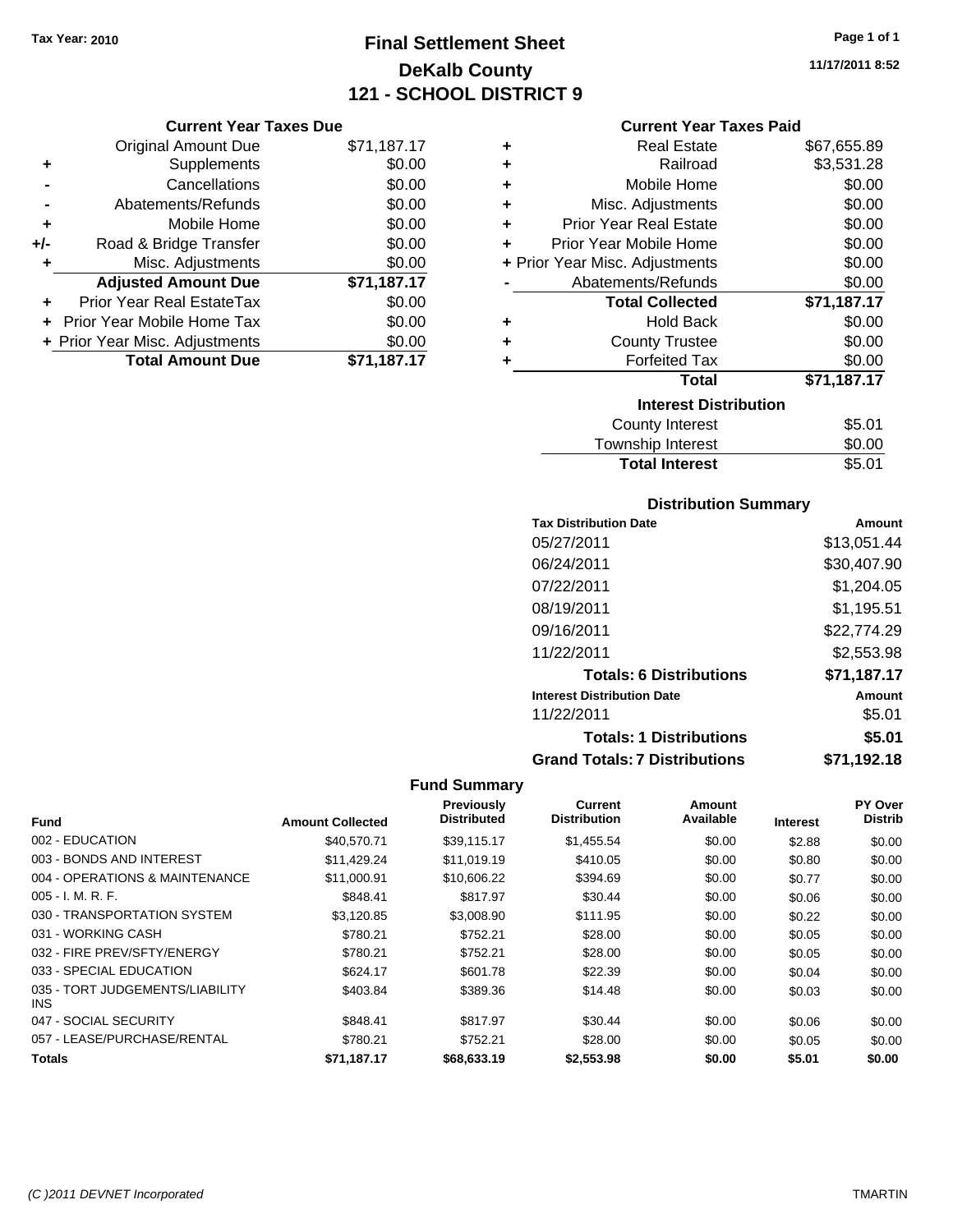Tax Year: 2010

# Final Settlement Sheet
## DeKalb County
## 121 - SCHOOL DISTRICT 9

11/17/2011 8:52

### Current Year Taxes Due

| | | |
|---|---|---|
| | Original Amount Due | $71,187.17 |
| + | Supplements | $0.00 |
| - | Cancellations | $0.00 |
| - | Abatements/Refunds | $0.00 |
| + | Mobile Home | $0.00 |
| +/- | Road & Bridge Transfer | $0.00 |
| + | Misc. Adjustments | $0.00 |
| | **Adjusted Amount Due** | **$71,187.17** |
| + | Prior Year Real EstateTax | $0.00 |
| + | Prior Year Mobile Home Tax | $0.00 |
| + | Prior Year Misc. Adjustments | $0.00 |
| | **Total Amount Due** | **$71,187.17** |

### Current Year Taxes Paid

| | | |
|---|---|---|
| + | Real Estate | $67,655.89 |
| + | Railroad | $3,531.28 |
| + | Mobile Home | $0.00 |
| + | Misc. Adjustments | $0.00 |
| + | Prior Year Real Estate | $0.00 |
| + | Prior Year Mobile Home | $0.00 |
| + | Prior Year Misc. Adjustments | $0.00 |
| - | Abatements/Refunds | $0.00 |
| | **Total Collected** | **$71,187.17** |
| + | Hold Back | $0.00 |
| + | County Trustee | $0.00 |
| + | Forfeited Tax | $0.00 |
| | **Total** | **$71,187.17** |

### Interest Distribution

| | |
|---|---|
| County Interest | $5.01 |
| Township Interest | $0.00 |
| **Total Interest** | $5.01 |

### Distribution Summary

| Tax Distribution Date | Amount |
|---|---|
| 05/27/2011 | $13,051.44 |
| 06/24/2011 | $30,407.90 |
| 07/22/2011 | $1,204.05 |
| 08/19/2011 | $1,195.51 |
| 09/16/2011 | $22,774.29 |
| 11/22/2011 | $2,553.98 |
| **Totals: 6 Distributions** | **$71,187.17** |
| **Interest Distribution Date** | **Amount** |
| 11/22/2011 | $5.01 |
| **Totals: 1 Distributions** | **$5.01** |
| **Grand Totals: 7 Distributions** | **$71,192.18** |

### Fund Summary

| Fund | Amount Collected | Previously Distributed | Current Distribution | Amount Available | Interest | PY Over Distrib |
|---|---|---|---|---|---|---|
| 002 - EDUCATION | $40,570.71 | $39,115.17 | $1,455.54 | $0.00 | $2.88 | $0.00 |
| 003 - BONDS AND INTEREST | $11,429.24 | $11,019.19 | $410.05 | $0.00 | $0.80 | $0.00 |
| 004 - OPERATIONS & MAINTENANCE | $11,000.91 | $10,606.22 | $394.69 | $0.00 | $0.77 | $0.00 |
| 005 - I. M. R. F. | $848.41 | $817.97 | $30.44 | $0.00 | $0.06 | $0.00 |
| 030 - TRANSPORTATION SYSTEM | $3,120.85 | $3,008.90 | $111.95 | $0.00 | $0.22 | $0.00 |
| 031 - WORKING CASH | $780.21 | $752.21 | $28.00 | $0.00 | $0.05 | $0.00 |
| 032 - FIRE PREV/SFTY/ENERGY | $780.21 | $752.21 | $28.00 | $0.00 | $0.05 | $0.00 |
| 033 - SPECIAL EDUCATION | $624.17 | $601.78 | $22.39 | $0.00 | $0.04 | $0.00 |
| 035 - TORT JUDGEMENTS/LIABILITY INS | $403.84 | $389.36 | $14.48 | $0.00 | $0.03 | $0.00 |
| 047 - SOCIAL SECURITY | $848.41 | $817.97 | $30.44 | $0.00 | $0.06 | $0.00 |
| 057 - LEASE/PURCHASE/RENTAL | $780.21 | $752.21 | $28.00 | $0.00 | $0.05 | $0.00 |
| **Totals** | **$71,187.17** | **$68,633.19** | **$2,553.98** | **$0.00** | **$5.01** | **$0.00** |

(C )2011 DEVNET Incorporated

TMARTIN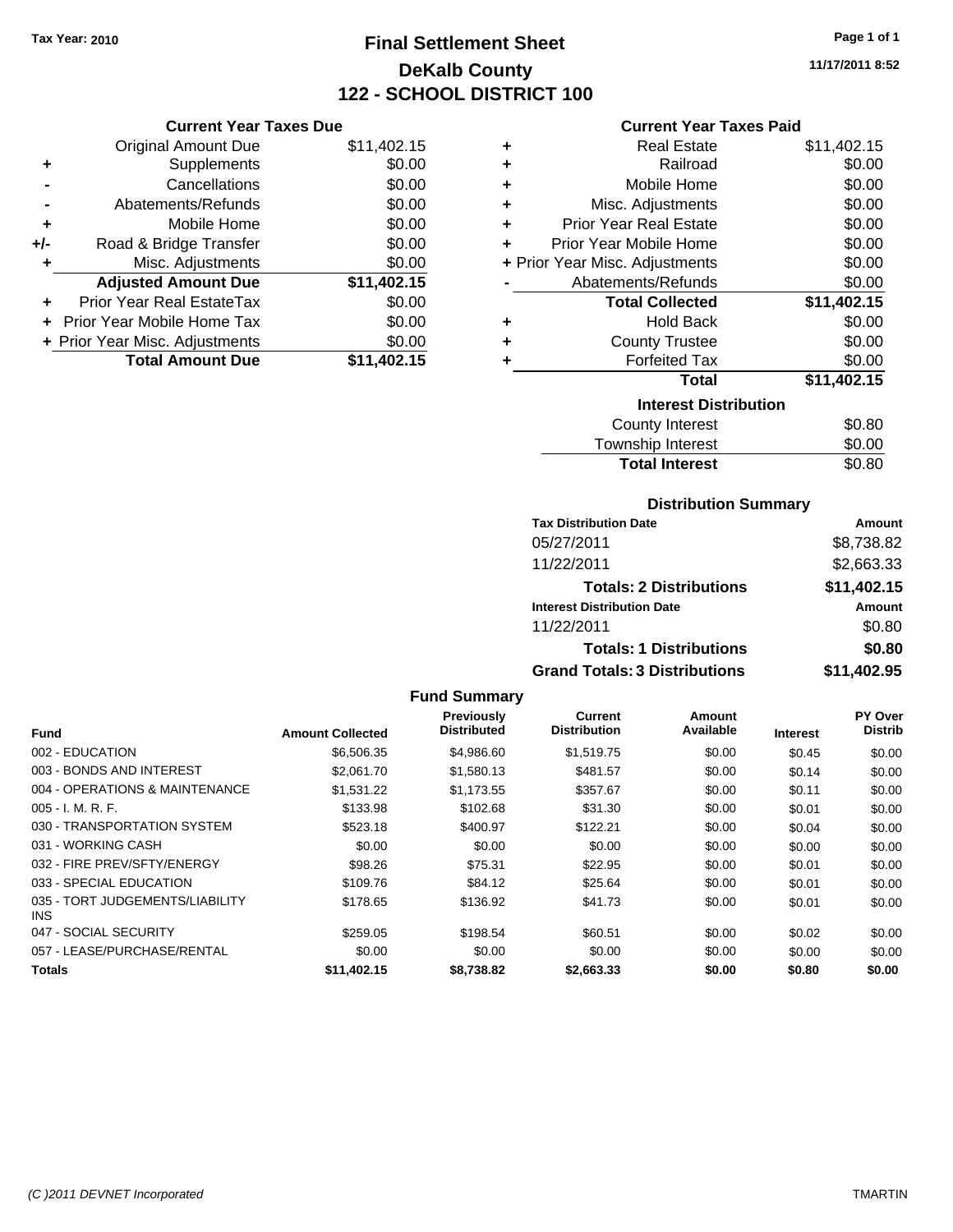Tax Year: 2010

# Final Settlement Sheet
## DeKalb County
## 122 - SCHOOL DISTRICT 100

11/17/2011 8:52

### Current Year Taxes Due

| | | |
|---|---|---|
| | Original Amount Due | $11,402.15 |
| + | Supplements | $0.00 |
| - | Cancellations | $0.00 |
| - | Abatements/Refunds | $0.00 |
| + | Mobile Home | $0.00 |
| +/- | Road & Bridge Transfer | $0.00 |
| + | Misc. Adjustments | $0.00 |
| | **Adjusted Amount Due** | **$11,402.15** |
| + | Prior Year Real EstateTax | $0.00 |
| + | Prior Year Mobile Home Tax | $0.00 |
| + | Prior Year Misc. Adjustments | $0.00 |
| | **Total Amount Due** | **$11,402.15** |

### Current Year Taxes Paid

| | | |
|---|---|---|
| + | Real Estate | $11,402.15 |
| + | Railroad | $0.00 |
| + | Mobile Home | $0.00 |
| + | Misc. Adjustments | $0.00 |
| + | Prior Year Real Estate | $0.00 |
| + | Prior Year Mobile Home | $0.00 |
| + | Prior Year Misc. Adjustments | $0.00 |
| - | Abatements/Refunds | $0.00 |
| | **Total Collected** | **$11,402.15** |
| + | Hold Back | $0.00 |
| + | County Trustee | $0.00 |
| + | Forfeited Tax | $0.00 |
| | **Total** | **$11,402.15** |

### Interest Distribution

| | |
|---|---|
| County Interest | $0.80 |
| Township Interest | $0.00 |
| **Total Interest** | $0.80 |

### Distribution Summary

| Tax Distribution Date | Amount |
|---|---|
| 05/27/2011 | $8,738.82 |
| 11/22/2011 | $2,663.33 |
| **Totals: 2 Distributions** | **$11,402.15** |
| **Interest Distribution Date** | **Amount** |
| 11/22/2011 | $0.80 |
| **Totals: 1 Distributions** | **$0.80** |
| **Grand Totals: 3 Distributions** | **$11,402.95** |

### Fund Summary

| Fund | Amount Collected | Previously Distributed | Current Distribution | Amount Available | Interest | PY Over Distrib |
|---|---|---|---|---|---|---|
| 002 - EDUCATION | $6,506.35 | $4,986.60 | $1,519.75 | $0.00 | $0.45 | $0.00 |
| 003 - BONDS AND INTEREST | $2,061.70 | $1,580.13 | $481.57 | $0.00 | $0.14 | $0.00 |
| 004 - OPERATIONS & MAINTENANCE | $1,531.22 | $1,173.55 | $357.67 | $0.00 | $0.11 | $0.00 |
| 005 - I. M. R. F. | $133.98 | $102.68 | $31.30 | $0.00 | $0.01 | $0.00 |
| 030 - TRANSPORTATION SYSTEM | $523.18 | $400.97 | $122.21 | $0.00 | $0.04 | $0.00 |
| 031 - WORKING CASH | $0.00 | $0.00 | $0.00 | $0.00 | $0.00 | $0.00 |
| 032 - FIRE PREV/SFTY/ENERGY | $98.26 | $75.31 | $22.95 | $0.00 | $0.01 | $0.00 |
| 033 - SPECIAL EDUCATION | $109.76 | $84.12 | $25.64 | $0.00 | $0.01 | $0.00 |
| 035 - TORT JUDGEMENTS/LIABILITY INS | $178.65 | $136.92 | $41.73 | $0.00 | $0.01 | $0.00 |
| 047 - SOCIAL SECURITY | $259.05 | $198.54 | $60.51 | $0.00 | $0.02 | $0.00 |
| 057 - LEASE/PURCHASE/RENTAL | $0.00 | $0.00 | $0.00 | $0.00 | $0.00 | $0.00 |
| **Totals** | **$11,402.15** | **$8,738.82** | **$2,663.33** | **$0.00** | **$0.80** | **$0.00** |

(C )2011 DEVNET Incorporated TMARTIN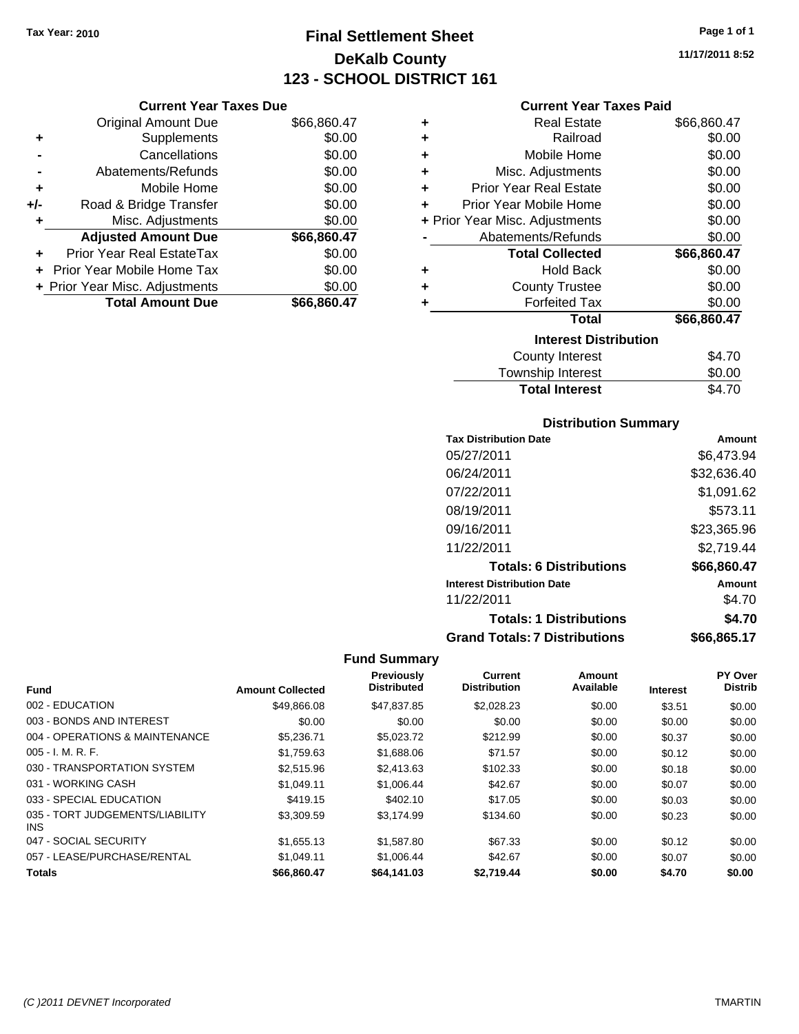Tax Year: 2010

# Final Settlement Sheet
## DeKalb County
## 123 - SCHOOL DISTRICT 161

11/17/2011 8:52

### Current Year Taxes Due

| | | |
|---|---|---|
| | Original Amount Due | $66,860.47 |
| + | Supplements | $0.00 |
| - | Cancellations | $0.00 |
| - | Abatements/Refunds | $0.00 |
| + | Mobile Home | $0.00 |
| +/- | Road & Bridge Transfer | $0.00 |
| + | Misc. Adjustments | $0.00 |
| | **Adjusted Amount Due** | **$66,860.47** |
| + | Prior Year Real EstateTax | $0.00 |
| + | Prior Year Mobile Home Tax | $0.00 |
| + | Prior Year Misc. Adjustments | $0.00 |
| | **Total Amount Due** | **$66,860.47** |

### Current Year Taxes Paid

| | | |
|---|---|---|
| + | Real Estate | $66,860.47 |
| + | Railroad | $0.00 |
| + | Mobile Home | $0.00 |
| + | Misc. Adjustments | $0.00 |
| + | Prior Year Real Estate | $0.00 |
| + | Prior Year Mobile Home | $0.00 |
| + | Prior Year Misc. Adjustments | $0.00 |
| - | Abatements/Refunds | $0.00 |
| | **Total Collected** | **$66,860.47** |
| + | Hold Back | $0.00 |
| + | County Trustee | $0.00 |
| + | Forfeited Tax | $0.00 |
| | **Total** | **$66,860.47** |

### Interest Distribution

| | |
|---|---|
| County Interest | $4.70 |
| Township Interest | $0.00 |
| **Total Interest** | $4.70 |

### Distribution Summary

| Tax Distribution Date | Amount |
|---|---|
| 05/27/2011 | $6,473.94 |
| 06/24/2011 | $32,636.40 |
| 07/22/2011 | $1,091.62 |
| 08/19/2011 | $573.11 |
| 09/16/2011 | $23,365.96 |
| 11/22/2011 | $2,719.44 |
| **Totals: 6 Distributions** | **$66,860.47** |
| **Interest Distribution Date** | **Amount** |
| 11/22/2011 | $4.70 |
| **Totals: 1 Distributions** | **$4.70** |
| **Grand Totals: 7 Distributions** | **$66,865.17** |

### Fund Summary

| Fund | Amount Collected | Previously Distributed | Current Distribution | Amount Available | Interest | PY Over Distrib |
|---|---|---|---|---|---|---|
| 002 - EDUCATION | $49,866.08 | $47,837.85 | $2,028.23 | $0.00 | $3.51 | $0.00 |
| 003 - BONDS AND INTEREST | $0.00 | $0.00 | $0.00 | $0.00 | $0.00 | $0.00 |
| 004 - OPERATIONS & MAINTENANCE | $5,236.71 | $5,023.72 | $212.99 | $0.00 | $0.37 | $0.00 |
| 005 - I. M. R. F. | $1,759.63 | $1,688.06 | $71.57 | $0.00 | $0.12 | $0.00 |
| 030 - TRANSPORTATION SYSTEM | $2,515.96 | $2,413.63 | $102.33 | $0.00 | $0.18 | $0.00 |
| 031 - WORKING CASH | $1,049.11 | $1,006.44 | $42.67 | $0.00 | $0.07 | $0.00 |
| 033 - SPECIAL EDUCATION | $419.15 | $402.10 | $17.05 | $0.00 | $0.03 | $0.00 |
| 035 - TORT JUDGEMENTS/LIABILITY INS | $3,309.59 | $3,174.99 | $134.60 | $0.00 | $0.23 | $0.00 |
| 047 - SOCIAL SECURITY | $1,655.13 | $1,587.80 | $67.33 | $0.00 | $0.12 | $0.00 |
| 057 - LEASE/PURCHASE/RENTAL | $1,049.11 | $1,006.44 | $42.67 | $0.00 | $0.07 | $0.00 |
| **Totals** | **$66,860.47** | **$64,141.03** | **$2,719.44** | **$0.00** | **$4.70** | **$0.00** |

(C )2011 DEVNET Incorporated — TMARTIN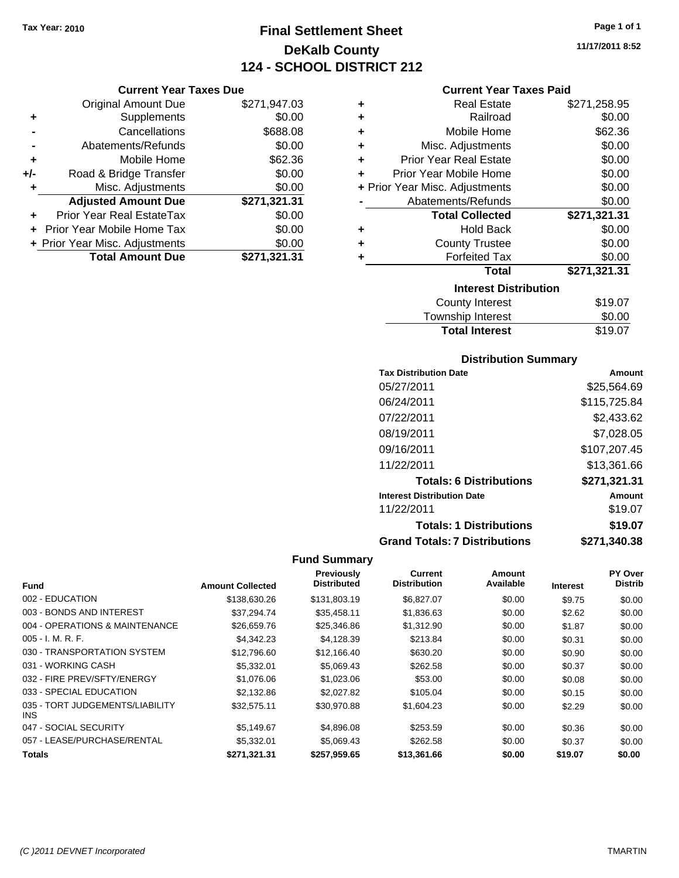Tax Year: 2010

# Final Settlement Sheet
## DeKalb County
## 124 - SCHOOL DISTRICT 212

11/17/2011 8:52

### Current Year Taxes Due

| | | |
|---|---|---|
| | Original Amount Due | $271,947.03 |
| + | Supplements | $0.00 |
| - | Cancellations | $688.08 |
| - | Abatements/Refunds | $0.00 |
| + | Mobile Home | $62.36 |
| +/- | Road & Bridge Transfer | $0.00 |
| + | Misc. Adjustments | $0.00 |
| | **Adjusted Amount Due** | **$271,321.31** |
| + | Prior Year Real EstateTax | $0.00 |
| + | Prior Year Mobile Home Tax | $0.00 |
| + | Prior Year Misc. Adjustments | $0.00 |
| | **Total Amount Due** | **$271,321.31** |

### Current Year Taxes Paid

| | | |
|---|---|---|
| + | Real Estate | $271,258.95 |
| + | Railroad | $0.00 |
| + | Mobile Home | $62.36 |
| + | Misc. Adjustments | $0.00 |
| + | Prior Year Real Estate | $0.00 |
| + | Prior Year Mobile Home | $0.00 |
| + | Prior Year Misc. Adjustments | $0.00 |
| - | Abatements/Refunds | $0.00 |
| | **Total Collected** | **$271,321.31** |
| + | Hold Back | $0.00 |
| + | County Trustee | $0.00 |
| + | Forfeited Tax | $0.00 |
| | **Total** | **$271,321.31** |

### Interest Distribution

| | |
|---|---|
| County Interest | $19.07 |
| Township Interest | $0.00 |
| **Total Interest** | $19.07 |

### Distribution Summary

| Tax Distribution Date | Amount |
|---|---|
| 05/27/2011 | $25,564.69 |
| 06/24/2011 | $115,725.84 |
| 07/22/2011 | $2,433.62 |
| 08/19/2011 | $7,028.05 |
| 09/16/2011 | $107,207.45 |
| 11/22/2011 | $13,361.66 |
| **Totals: 6 Distributions** | **$271,321.31** |
| **Interest Distribution Date** | **Amount** |
| 11/22/2011 | $19.07 |
| **Totals: 1 Distributions** | **$19.07** |
| **Grand Totals: 7 Distributions** | **$271,340.38** |

### Fund Summary

| Fund | Amount Collected | Previously Distributed | Current Distribution | Amount Available | Interest | PY Over Distrib |
|---|---|---|---|---|---|---|
| 002 - EDUCATION | $138,630.26 | $131,803.19 | $6,827.07 | $0.00 | $9.75 | $0.00 |
| 003 - BONDS AND INTEREST | $37,294.74 | $35,458.11 | $1,836.63 | $0.00 | $2.62 | $0.00 |
| 004 - OPERATIONS & MAINTENANCE | $26,659.76 | $25,346.86 | $1,312.90 | $0.00 | $1.87 | $0.00 |
| 005 - I. M. R. F. | $4,342.23 | $4,128.39 | $213.84 | $0.00 | $0.31 | $0.00 |
| 030 - TRANSPORTATION SYSTEM | $12,796.60 | $12,166.40 | $630.20 | $0.00 | $0.90 | $0.00 |
| 031 - WORKING CASH | $5,332.01 | $5,069.43 | $262.58 | $0.00 | $0.37 | $0.00 |
| 032 - FIRE PREV/SFTY/ENERGY | $1,076.06 | $1,023.06 | $53.00 | $0.00 | $0.08 | $0.00 |
| 033 - SPECIAL EDUCATION | $2,132.86 | $2,027.82 | $105.04 | $0.00 | $0.15 | $0.00 |
| 035 - TORT JUDGEMENTS/LIABILITY INS | $32,575.11 | $30,970.88 | $1,604.23 | $0.00 | $2.29 | $0.00 |
| 047 - SOCIAL SECURITY | $5,149.67 | $4,896.08 | $253.59 | $0.00 | $0.36 | $0.00 |
| 057 - LEASE/PURCHASE/RENTAL | $5,332.01 | $5,069.43 | $262.58 | $0.00 | $0.37 | $0.00 |
| **Totals** | **$271,321.31** | **$257,959.65** | **$13,361.66** | **$0.00** | **$19.07** | **$0.00** |

(C )2011 DEVNET Incorporated TMARTIN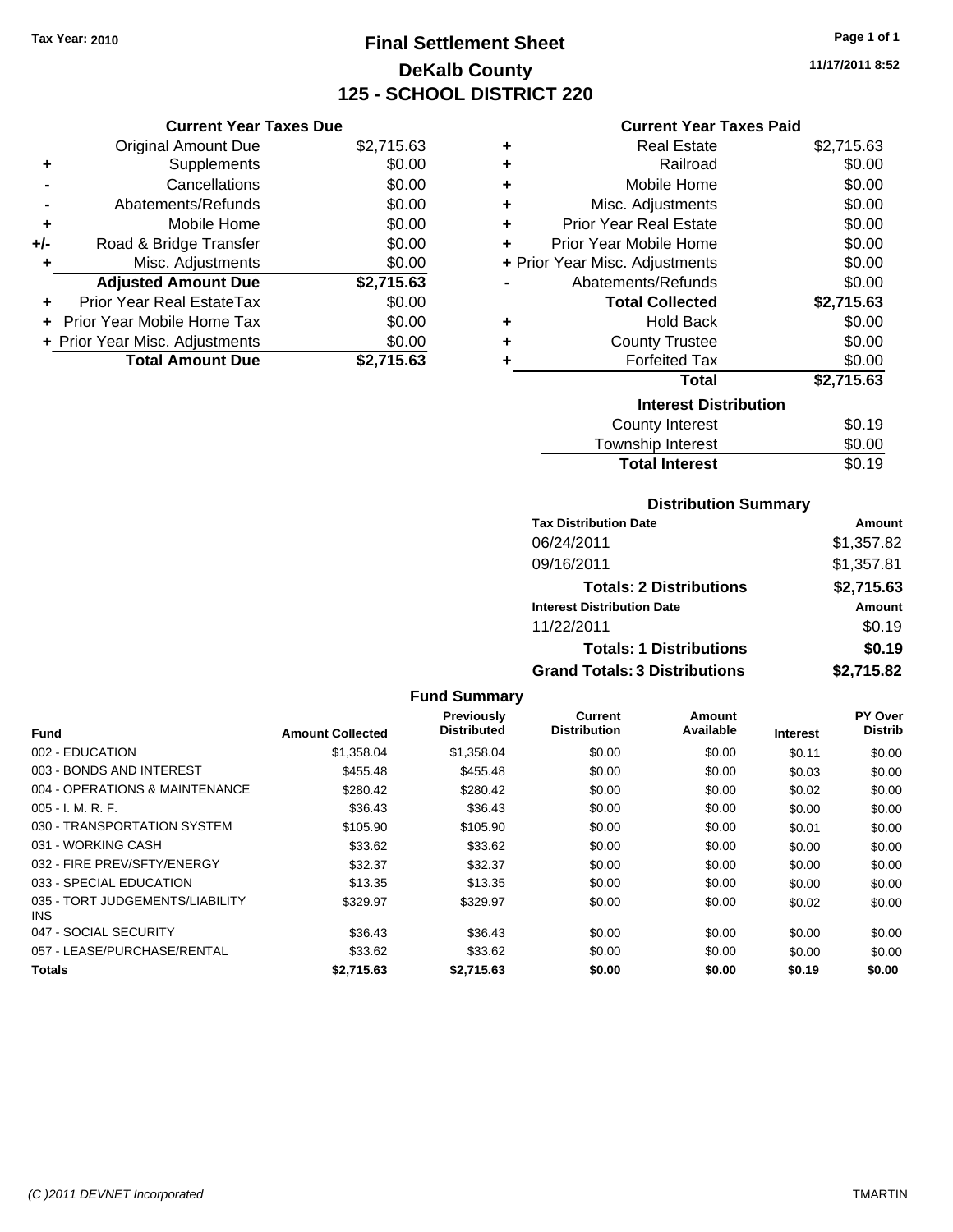Tax Year: 2010

# Final Settlement Sheet
## DeKalb County
## 125 - SCHOOL DISTRICT 220

11/17/2011 8:52

### Current Year Taxes Due

| | | |
|---|---|---|
| | Original Amount Due | $2,715.63 |
| + | Supplements | $0.00 |
| - | Cancellations | $0.00 |
| - | Abatements/Refunds | $0.00 |
| + | Mobile Home | $0.00 |
| +/- | Road & Bridge Transfer | $0.00 |
| + | Misc. Adjustments | $0.00 |
| | **Adjusted Amount Due** | **$2,715.63** |
| + | Prior Year Real EstateTax | $0.00 |
| + | Prior Year Mobile Home Tax | $0.00 |
| + | Prior Year Misc. Adjustments | $0.00 |
| | **Total Amount Due** | **$2,715.63** |

### Current Year Taxes Paid

| | | |
|---|---|---|
| + | Real Estate | $2,715.63 |
| + | Railroad | $0.00 |
| + | Mobile Home | $0.00 |
| + | Misc. Adjustments | $0.00 |
| + | Prior Year Real Estate | $0.00 |
| + | Prior Year Mobile Home | $0.00 |
| + | Prior Year Misc. Adjustments | $0.00 |
| - | Abatements/Refunds | $0.00 |
| | **Total Collected** | **$2,715.63** |
| + | Hold Back | $0.00 |
| + | County Trustee | $0.00 |
| + | Forfeited Tax | $0.00 |
| | **Total** | **$2,715.63** |

### Interest Distribution

| | |
|---|---|
| County Interest | $0.19 |
| Township Interest | $0.00 |
| **Total Interest** | $0.19 |

### Distribution Summary

| Tax Distribution Date | Amount |
|---|---|
| 06/24/2011 | $1,357.82 |
| 09/16/2011 | $1,357.81 |
| **Totals: 2 Distributions** | **$2,715.63** |
| **Interest Distribution Date** | **Amount** |
| 11/22/2011 | $0.19 |
| **Totals: 1 Distributions** | **$0.19** |
| **Grand Totals: 3 Distributions** | **$2,715.82** |

### Fund Summary

| Fund | Amount Collected | Previously Distributed | Current Distribution | Amount Available | Interest | PY Over Distrib |
|---|---|---|---|---|---|---|
| 002 - EDUCATION | $1,358.04 | $1,358.04 | $0.00 | $0.00 | $0.11 | $0.00 |
| 003 - BONDS AND INTEREST | $455.48 | $455.48 | $0.00 | $0.00 | $0.03 | $0.00 |
| 004 - OPERATIONS & MAINTENANCE | $280.42 | $280.42 | $0.00 | $0.00 | $0.02 | $0.00 |
| 005 - I. M. R. F. | $36.43 | $36.43 | $0.00 | $0.00 | $0.00 | $0.00 |
| 030 - TRANSPORTATION SYSTEM | $105.90 | $105.90 | $0.00 | $0.00 | $0.01 | $0.00 |
| 031 - WORKING CASH | $33.62 | $33.62 | $0.00 | $0.00 | $0.00 | $0.00 |
| 032 - FIRE PREV/SFTY/ENERGY | $32.37 | $32.37 | $0.00 | $0.00 | $0.00 | $0.00 |
| 033 - SPECIAL EDUCATION | $13.35 | $13.35 | $0.00 | $0.00 | $0.00 | $0.00 |
| 035 - TORT JUDGEMENTS/LIABILITY INS | $329.97 | $329.97 | $0.00 | $0.00 | $0.02 | $0.00 |
| 047 - SOCIAL SECURITY | $36.43 | $36.43 | $0.00 | $0.00 | $0.00 | $0.00 |
| 057 - LEASE/PURCHASE/RENTAL | $33.62 | $33.62 | $0.00 | $0.00 | $0.00 | $0.00 |
| **Totals** | **$2,715.63** | **$2,715.63** | **$0.00** | **$0.00** | **$0.19** | **$0.00** |

(C )2011 DEVNET Incorporated TMARTIN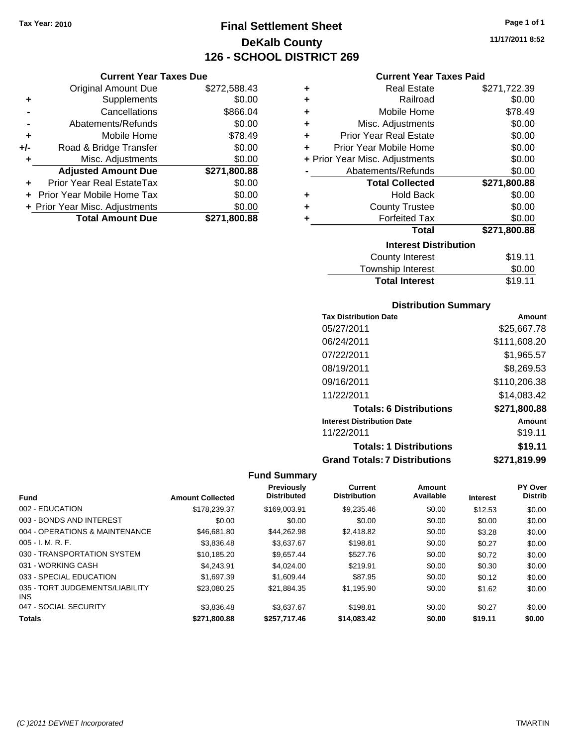Tax Year: 2010

# Final Settlement Sheet
## DeKalb County
## 126 - SCHOOL DISTRICT 269

11/17/2011 8:52

### Current Year Taxes Due

| | | |
|---|---|---|
| | Original Amount Due | $272,588.43 |
| + | Supplements | $0.00 |
| - | Cancellations | $866.04 |
| - | Abatements/Refunds | $0.00 |
| + | Mobile Home | $78.49 |
| +/- | Road & Bridge Transfer | $0.00 |
| + | Misc. Adjustments | $0.00 |
| | **Adjusted Amount Due** | **$271,800.88** |
| + | Prior Year Real EstateTax | $0.00 |
| + | Prior Year Mobile Home Tax | $0.00 |
| + | Prior Year Misc. Adjustments | $0.00 |
| | **Total Amount Due** | **$271,800.88** |

### Current Year Taxes Paid

| | | |
|---|---|---|
| + | Real Estate | $271,722.39 |
| + | Railroad | $0.00 |
| + | Mobile Home | $78.49 |
| + | Misc. Adjustments | $0.00 |
| + | Prior Year Real Estate | $0.00 |
| + | Prior Year Mobile Home | $0.00 |
| + | Prior Year Misc. Adjustments | $0.00 |
| - | Abatements/Refunds | $0.00 |
| | **Total Collected** | **$271,800.88** |
| + | Hold Back | $0.00 |
| + | County Trustee | $0.00 |
| + | Forfeited Tax | $0.00 |
| | **Total** | **$271,800.88** |

### Interest Distribution

| | |
|---|---|
| County Interest | $19.11 |
| Township Interest | $0.00 |
| **Total Interest** | $19.11 |

### Distribution Summary

| Tax Distribution Date | Amount |
|---|---|
| 05/27/2011 | $25,667.78 |
| 06/24/2011 | $111,608.20 |
| 07/22/2011 | $1,965.57 |
| 08/19/2011 | $8,269.53 |
| 09/16/2011 | $110,206.38 |
| 11/22/2011 | $14,083.42 |
| **Totals: 6 Distributions** | **$271,800.88** |
| **Interest Distribution Date** | **Amount** |
| 11/22/2011 | $19.11 |
| **Totals: 1 Distributions** | **$19.11** |
| **Grand Totals: 7 Distributions** | **$271,819.99** |

### Fund Summary

| Fund | Amount Collected | Previously Distributed | Current Distribution | Amount Available | Interest | PY Over Distrib |
|---|---|---|---|---|---|---|
| 002 - EDUCATION | $178,239.37 | $169,003.91 | $9,235.46 | $0.00 | $12.53 | $0.00 |
| 003 - BONDS AND INTEREST | $0.00 | $0.00 | $0.00 | $0.00 | $0.00 | $0.00 |
| 004 - OPERATIONS & MAINTENANCE | $46,681.80 | $44,262.98 | $2,418.82 | $0.00 | $3.28 | $0.00 |
| 005 - I. M. R. F. | $3,836.48 | $3,637.67 | $198.81 | $0.00 | $0.27 | $0.00 |
| 030 - TRANSPORTATION SYSTEM | $10,185.20 | $9,657.44 | $527.76 | $0.00 | $0.72 | $0.00 |
| 031 - WORKING CASH | $4,243.91 | $4,024.00 | $219.91 | $0.00 | $0.30 | $0.00 |
| 033 - SPECIAL EDUCATION | $1,697.39 | $1,609.44 | $87.95 | $0.00 | $0.12 | $0.00 |
| 035 - TORT JUDGEMENTS/LIABILITY INS | $23,080.25 | $21,884.35 | $1,195.90 | $0.00 | $1.62 | $0.00 |
| 047 - SOCIAL SECURITY | $3,836.48 | $3,637.67 | $198.81 | $0.00 | $0.27 | $0.00 |
| **Totals** | **$271,800.88** | **$257,717.46** | **$14,083.42** | **$0.00** | **$19.11** | **$0.00** |

(C )2011 DEVNET Incorporated TMARTIN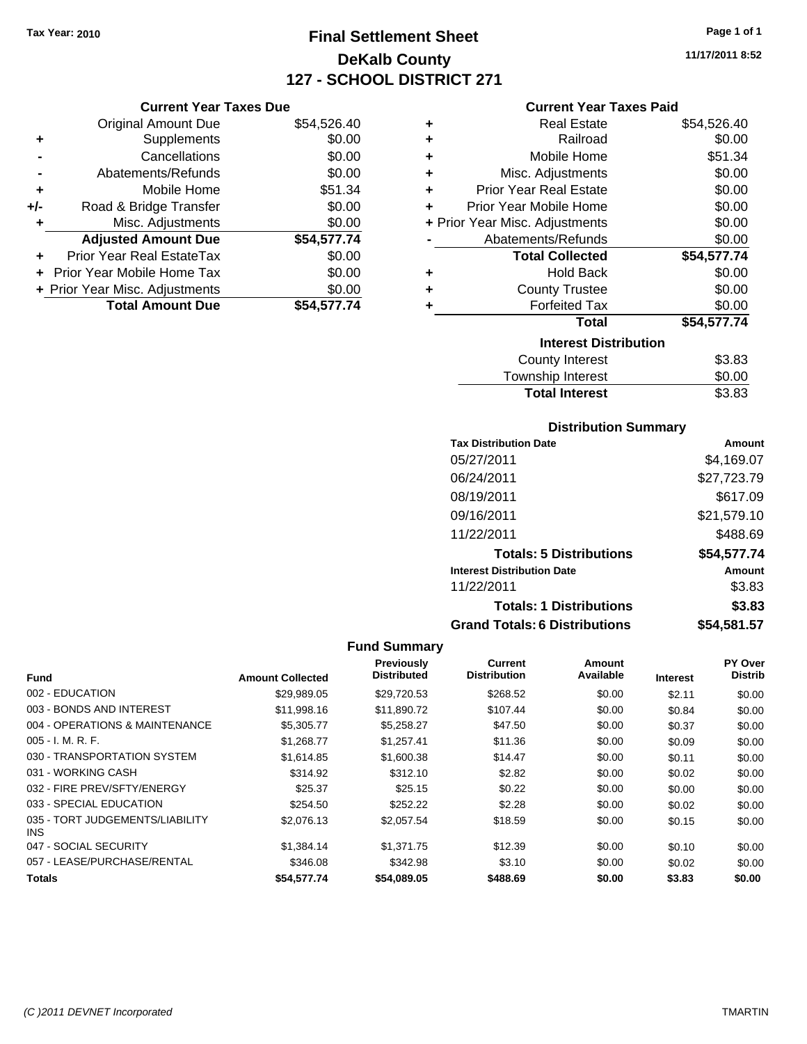Tax Year: 2010

# Final Settlement Sheet
## DeKalb County
## 127 - SCHOOL DISTRICT 271

11/17/2011 8:52

### Current Year Taxes Due

| | | |
|---|---|---|
| | Original Amount Due | $54,526.40 |
| + | Supplements | $0.00 |
| - | Cancellations | $0.00 |
| - | Abatements/Refunds | $0.00 |
| + | Mobile Home | $51.34 |
| +/- | Road & Bridge Transfer | $0.00 |
| + | Misc. Adjustments | $0.00 |
| | **Adjusted Amount Due** | **$54,577.74** |
| + | Prior Year Real EstateTax | $0.00 |
| + | Prior Year Mobile Home Tax | $0.00 |
| + | Prior Year Misc. Adjustments | $0.00 |
| | **Total Amount Due** | **$54,577.74** |

### Current Year Taxes Paid

| | | |
|---|---|---|
| + | Real Estate | $54,526.40 |
| + | Railroad | $0.00 |
| + | Mobile Home | $51.34 |
| + | Misc. Adjustments | $0.00 |
| + | Prior Year Real Estate | $0.00 |
| + | Prior Year Mobile Home | $0.00 |
| + | Prior Year Misc. Adjustments | $0.00 |
| - | Abatements/Refunds | $0.00 |
| | **Total Collected** | **$54,577.74** |
| + | Hold Back | $0.00 |
| + | County Trustee | $0.00 |
| + | Forfeited Tax | $0.00 |
| | **Total** | **$54,577.74** |

### Interest Distribution

| | |
|---|---|
| County Interest | $3.83 |
| Township Interest | $0.00 |
| **Total Interest** | $3.83 |

### Distribution Summary

| Tax Distribution Date | Amount |
|---|---|
| 05/27/2011 | $4,169.07 |
| 06/24/2011 | $27,723.79 |
| 08/19/2011 | $617.09 |
| 09/16/2011 | $21,579.10 |
| 11/22/2011 | $488.69 |
| **Totals: 5 Distributions** | **$54,577.74** |
| **Interest Distribution Date** | **Amount** |
| 11/22/2011 | $3.83 |
| **Totals: 1 Distributions** | **$3.83** |
| **Grand Totals: 6 Distributions** | **$54,581.57** |

### Fund Summary

| Fund | Amount Collected | Previously Distributed | Current Distribution | Amount Available | Interest | PY Over Distrib |
|---|---|---|---|---|---|---|
| 002 - EDUCATION | $29,989.05 | $29,720.53 | $268.52 | $0.00 | $2.11 | $0.00 |
| 003 - BONDS AND INTEREST | $11,998.16 | $11,890.72 | $107.44 | $0.00 | $0.84 | $0.00 |
| 004 - OPERATIONS & MAINTENANCE | $5,305.77 | $5,258.27 | $47.50 | $0.00 | $0.37 | $0.00 |
| 005 - I. M. R. F. | $1,268.77 | $1,257.41 | $11.36 | $0.00 | $0.09 | $0.00 |
| 030 - TRANSPORTATION SYSTEM | $1,614.85 | $1,600.38 | $14.47 | $0.00 | $0.11 | $0.00 |
| 031 - WORKING CASH | $314.92 | $312.10 | $2.82 | $0.00 | $0.02 | $0.00 |
| 032 - FIRE PREV/SFTY/ENERGY | $25.37 | $25.15 | $0.22 | $0.00 | $0.00 | $0.00 |
| 033 - SPECIAL EDUCATION | $254.50 | $252.22 | $2.28 | $0.00 | $0.02 | $0.00 |
| 035 - TORT JUDGEMENTS/LIABILITY INS | $2,076.13 | $2,057.54 | $18.59 | $0.00 | $0.15 | $0.00 |
| 047 - SOCIAL SECURITY | $1,384.14 | $1,371.75 | $12.39 | $0.00 | $0.10 | $0.00 |
| 057 - LEASE/PURCHASE/RENTAL | $346.08 | $342.98 | $3.10 | $0.00 | $0.02 | $0.00 |
| **Totals** | **$54,577.74** | **$54,089.05** | **$488.69** | **$0.00** | **$3.83** | **$0.00** |

(C )2011 DEVNET Incorporated — TMARTIN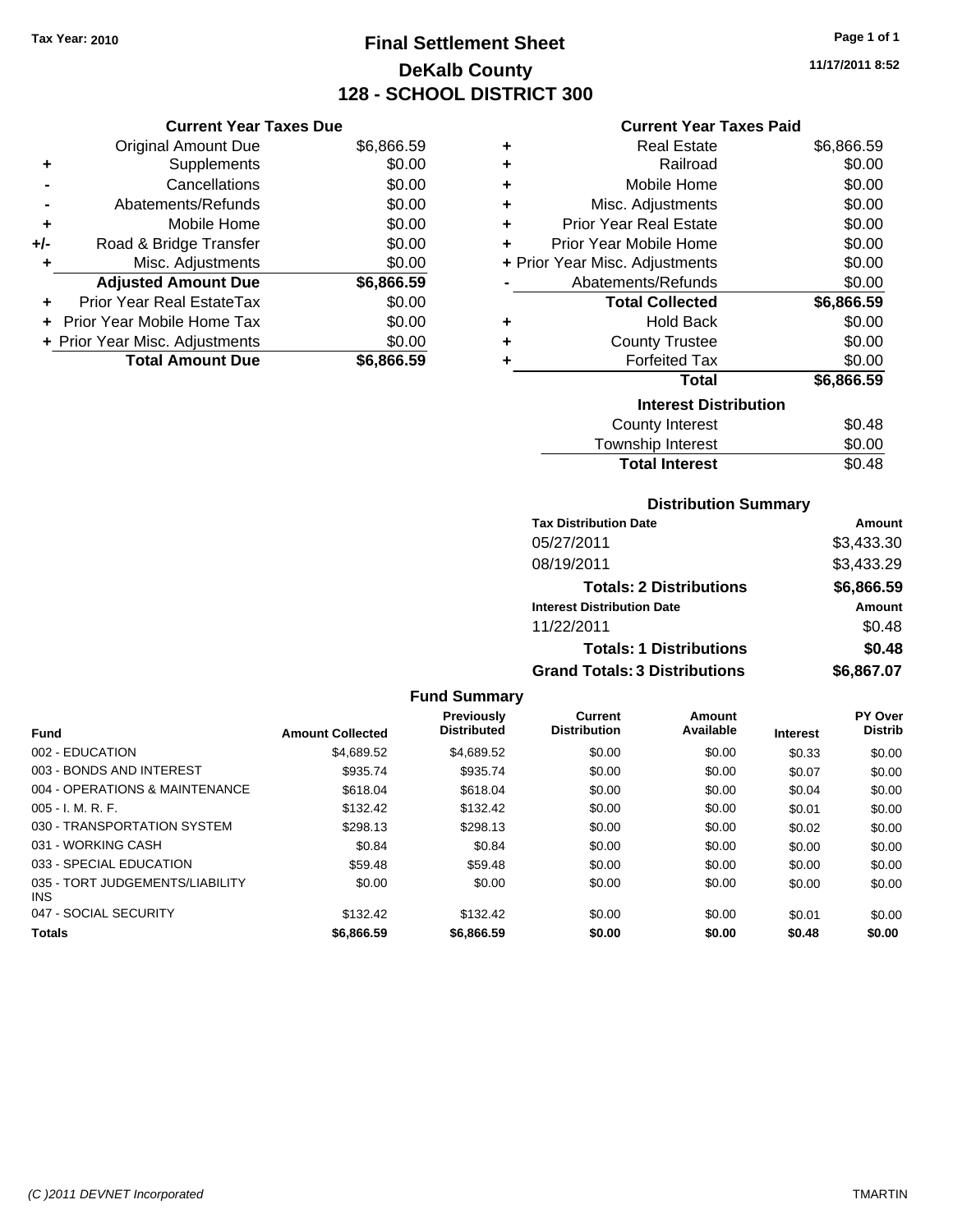Tax Year: 2010

# Final Settlement Sheet
## DeKalb County
## 128 - SCHOOL DISTRICT 300

11/17/2011 8:52

### Current Year Taxes Due

| | | |
|---|---|---|
| | Original Amount Due | $6,866.59 |
| + | Supplements | $0.00 |
| - | Cancellations | $0.00 |
| - | Abatements/Refunds | $0.00 |
| + | Mobile Home | $0.00 |
| +/- | Road & Bridge Transfer | $0.00 |
| + | Misc. Adjustments | $0.00 |
| | **Adjusted Amount Due** | **$6,866.59** |
| + | Prior Year Real EstateTax | $0.00 |
| + | Prior Year Mobile Home Tax | $0.00 |
| + | Prior Year Misc. Adjustments | $0.00 |
| | **Total Amount Due** | **$6,866.59** |

### Current Year Taxes Paid

| | | |
|---|---|---|
| + | Real Estate | $6,866.59 |
| + | Railroad | $0.00 |
| + | Mobile Home | $0.00 |
| + | Misc. Adjustments | $0.00 |
| + | Prior Year Real Estate | $0.00 |
| + | Prior Year Mobile Home | $0.00 |
| + | Prior Year Misc. Adjustments | $0.00 |
| - | Abatements/Refunds | $0.00 |
| | **Total Collected** | **$6,866.59** |
| + | Hold Back | $0.00 |
| + | County Trustee | $0.00 |
| + | Forfeited Tax | $0.00 |
| | **Total** | **$6,866.59** |

### Interest Distribution

| | |
|---|---|
| County Interest | $0.48 |
| Township Interest | $0.00 |
| **Total Interest** | $0.48 |

### Distribution Summary

| Tax Distribution Date | Amount |
|---|---|
| 05/27/2011 | $3,433.30 |
| 08/19/2011 | $3,433.29 |
| **Totals: 2 Distributions** | **$6,866.59** |
| **Interest Distribution Date** | **Amount** |
| 11/22/2011 | $0.48 |
| **Totals: 1 Distributions** | **$0.48** |
| **Grand Totals: 3 Distributions** | **$6,867.07** |

### Fund Summary

| Fund | Amount Collected | Previously Distributed | Current Distribution | Amount Available | Interest | PY Over Distrib |
|---|---|---|---|---|---|---|
| 002 - EDUCATION | $4,689.52 | $4,689.52 | $0.00 | $0.00 | $0.33 | $0.00 |
| 003 - BONDS AND INTEREST | $935.74 | $935.74 | $0.00 | $0.00 | $0.07 | $0.00 |
| 004 - OPERATIONS & MAINTENANCE | $618.04 | $618.04 | $0.00 | $0.00 | $0.04 | $0.00 |
| 005 - I. M. R. F. | $132.42 | $132.42 | $0.00 | $0.00 | $0.01 | $0.00 |
| 030 - TRANSPORTATION SYSTEM | $298.13 | $298.13 | $0.00 | $0.00 | $0.02 | $0.00 |
| 031 - WORKING CASH | $0.84 | $0.84 | $0.00 | $0.00 | $0.00 | $0.00 |
| 033 - SPECIAL EDUCATION | $59.48 | $59.48 | $0.00 | $0.00 | $0.00 | $0.00 |
| 035 - TORT JUDGEMENTS/LIABILITY INS | $0.00 | $0.00 | $0.00 | $0.00 | $0.00 | $0.00 |
| 047 - SOCIAL SECURITY | $132.42 | $132.42 | $0.00 | $0.00 | $0.01 | $0.00 |
| **Totals** | **$6,866.59** | **$6,866.59** | **$0.00** | **$0.00** | **$0.48** | **$0.00** |

(C )2011 DEVNET Incorporated TMARTIN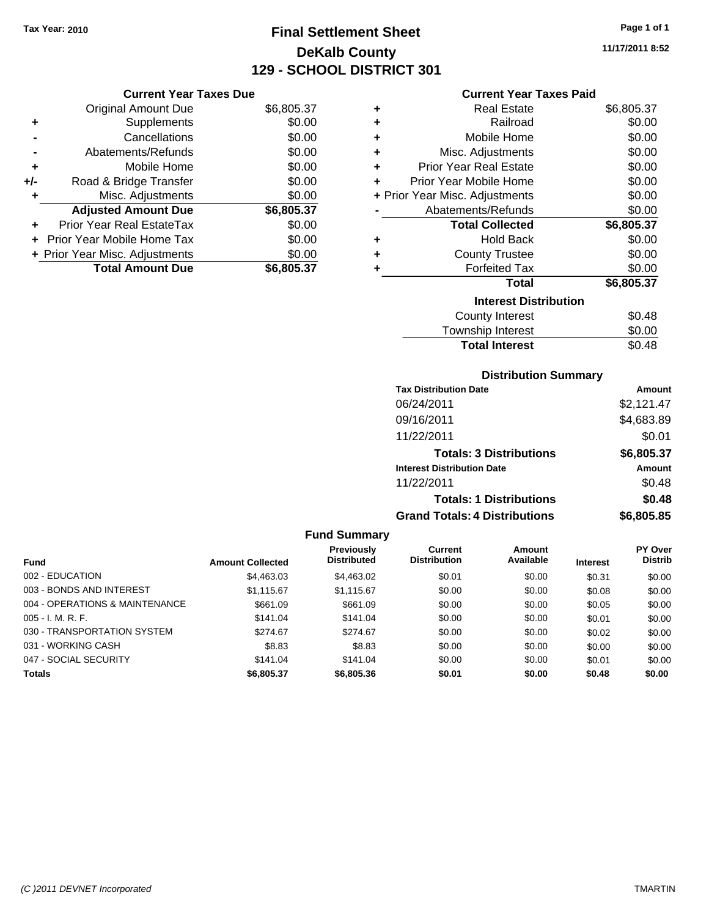Tax Year: 2010

# Final Settlement Sheet
## DeKalb County
## 129 - SCHOOL DISTRICT 301

11/17/2011 8:52

### Current Year Taxes Due

| | | |
|---|---|---|
| | Original Amount Due | $6,805.37 |
| + | Supplements | $0.00 |
| - | Cancellations | $0.00 |
| - | Abatements/Refunds | $0.00 |
| + | Mobile Home | $0.00 |
| +/- | Road & Bridge Transfer | $0.00 |
| + | Misc. Adjustments | $0.00 |
| | **Adjusted Amount Due** | **$6,805.37** |
| + | Prior Year Real EstateTax | $0.00 |
| + | Prior Year Mobile Home Tax | $0.00 |
| + | Prior Year Misc. Adjustments | $0.00 |
| | **Total Amount Due** | **$6,805.37** |

### Current Year Taxes Paid

| | | |
|---|---|---|
| + | Real Estate | $6,805.37 |
| + | Railroad | $0.00 |
| + | Mobile Home | $0.00 |
| + | Misc. Adjustments | $0.00 |
| + | Prior Year Real Estate | $0.00 |
| + | Prior Year Mobile Home | $0.00 |
| + | Prior Year Misc. Adjustments | $0.00 |
| - | Abatements/Refunds | $0.00 |
| | **Total Collected** | **$6,805.37** |
| + | Hold Back | $0.00 |
| + | County Trustee | $0.00 |
| + | Forfeited Tax | $0.00 |
| | **Total** | **$6,805.37** |

### Interest Distribution

| | |
|---|---|
| County Interest | $0.48 |
| Township Interest | $0.00 |
| **Total Interest** | $0.48 |

### Distribution Summary

| Tax Distribution Date | Amount |
|---|---|
| 06/24/2011 | $2,121.47 |
| 09/16/2011 | $4,683.89 |
| 11/22/2011 | $0.01 |
| **Totals: 3 Distributions** | **$6,805.37** |
| **Interest Distribution Date** | **Amount** |
| 11/22/2011 | $0.48 |
| **Totals: 1 Distributions** | **$0.48** |
| **Grand Totals: 4 Distributions** | **$6,805.85** |

### Fund Summary

| Fund | Amount Collected | Previously Distributed | Current Distribution | Amount Available | Interest | PY Over Distrib |
|---|---|---|---|---|---|---|
| 002 - EDUCATION | $4,463.03 | $4,463.02 | $0.01 | $0.00 | $0.31 | $0.00 |
| 003 - BONDS AND INTEREST | $1,115.67 | $1,115.67 | $0.00 | $0.00 | $0.08 | $0.00 |
| 004 - OPERATIONS & MAINTENANCE | $661.09 | $661.09 | $0.00 | $0.00 | $0.05 | $0.00 |
| 005 - I. M. R. F. | $141.04 | $141.04 | $0.00 | $0.00 | $0.01 | $0.00 |
| 030 - TRANSPORTATION SYSTEM | $274.67 | $274.67 | $0.00 | $0.00 | $0.02 | $0.00 |
| 031 - WORKING CASH | $8.83 | $8.83 | $0.00 | $0.00 | $0.00 | $0.00 |
| 047 - SOCIAL SECURITY | $141.04 | $141.04 | $0.00 | $0.00 | $0.01 | $0.00 |
| **Totals** | **$6,805.37** | **$6,805.36** | **$0.01** | **$0.00** | **$0.48** | **$0.00** |

(C )2011 DEVNET Incorporated TMARTIN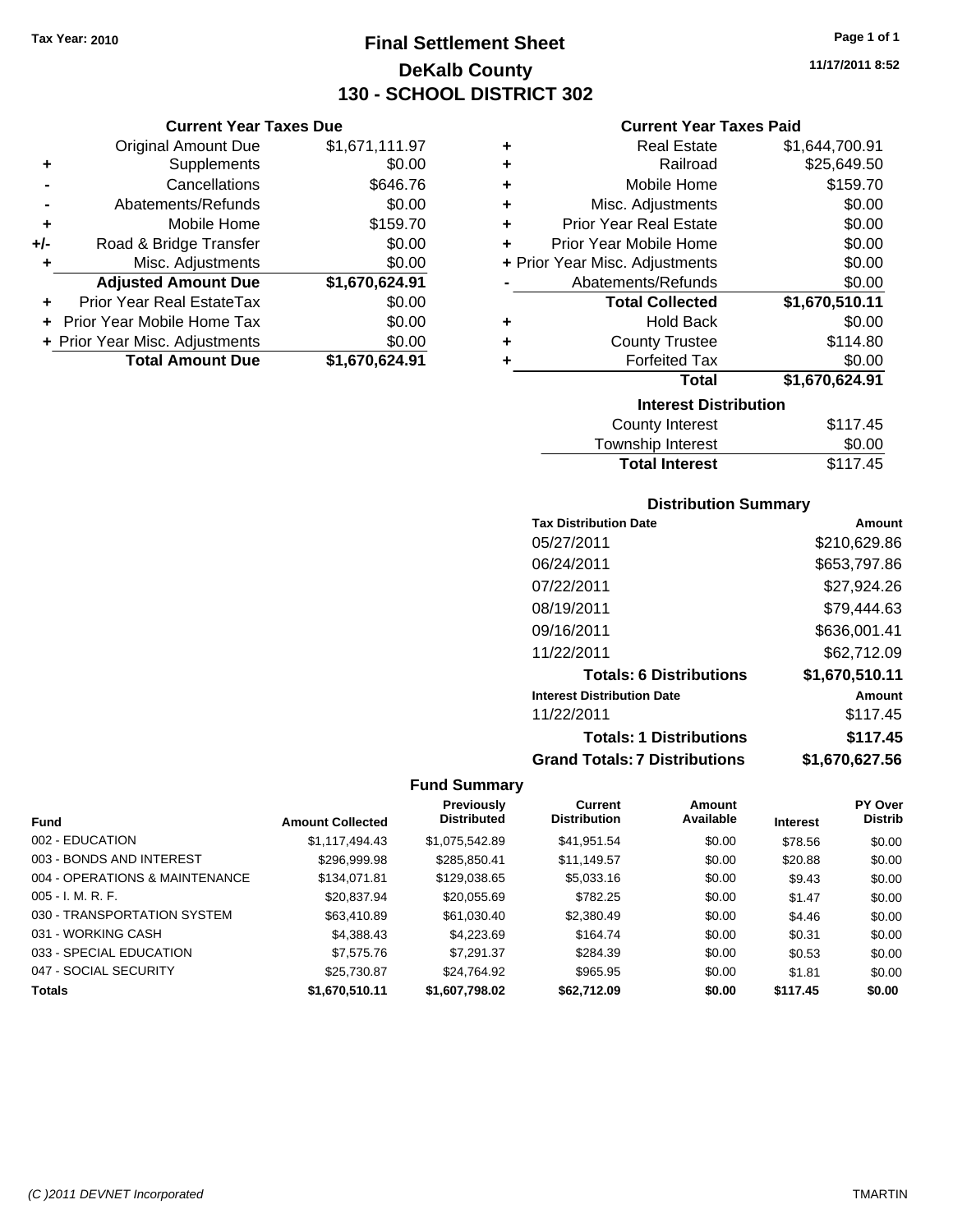Tax Year: 2010

# Final Settlement Sheet

## DeKalb County

## 130 - SCHOOL DISTRICT 302

11/17/2011 8:52

### Current Year Taxes Due

| | | |
|---|---|---|
| | Original Amount Due | $1,671,111.97 |
| + | Supplements | $0.00 |
| - | Cancellations | $646.76 |
| - | Abatements/Refunds | $0.00 |
| + | Mobile Home | $159.70 |
| +/- | Road & Bridge Transfer | $0.00 |
| + | Misc. Adjustments | $0.00 |
| | **Adjusted Amount Due** | **$1,670,624.91** |
| + | Prior Year Real EstateTax | $0.00 |
| + | Prior Year Mobile Home Tax | $0.00 |
| + | Prior Year Misc. Adjustments | $0.00 |
| | **Total Amount Due** | **$1,670,624.91** |

### Current Year Taxes Paid

| | | |
|---|---|---|
| + | Real Estate | $1,644,700.91 |
| + | Railroad | $25,649.50 |
| + | Mobile Home | $159.70 |
| + | Misc. Adjustments | $0.00 |
| + | Prior Year Real Estate | $0.00 |
| + | Prior Year Mobile Home | $0.00 |
| + | Prior Year Misc. Adjustments | $0.00 |
| - | Abatements/Refunds | $0.00 |
| | **Total Collected** | **$1,670,510.11** |
| + | Hold Back | $0.00 |
| + | County Trustee | $114.80 |
| + | Forfeited Tax | $0.00 |
| | **Total** | **$1,670,624.91** |

### Interest Distribution

| | |
|---|---|
| County Interest | $117.45 |
| Township Interest | $0.00 |
| **Total Interest** | $117.45 |

### Distribution Summary

| Tax Distribution Date | Amount |
|---|---|
| 05/27/2011 | $210,629.86 |
| 06/24/2011 | $653,797.86 |
| 07/22/2011 | $27,924.26 |
| 08/19/2011 | $79,444.63 |
| 09/16/2011 | $636,001.41 |
| 11/22/2011 | $62,712.09 |
| **Totals: 6 Distributions** | **$1,670,510.11** |
| **Interest Distribution Date** | **Amount** |
| 11/22/2011 | $117.45 |
| **Totals: 1 Distributions** | **$117.45** |
| **Grand Totals: 7 Distributions** | **$1,670,627.56** |

### Fund Summary

| Fund | Amount Collected | Previously Distributed | Current Distribution | Amount Available | Interest | PY Over Distrib |
|---|---|---|---|---|---|---|
| 002 - EDUCATION | $1,117,494.43 | $1,075,542.89 | $41,951.54 | $0.00 | $78.56 | $0.00 |
| 003 - BONDS AND INTEREST | $296,999.98 | $285,850.41 | $11,149.57 | $0.00 | $20.88 | $0.00 |
| 004 - OPERATIONS & MAINTENANCE | $134,071.81 | $129,038.65 | $5,033.16 | $0.00 | $9.43 | $0.00 |
| 005 - I. M. R. F. | $20,837.94 | $20,055.69 | $782.25 | $0.00 | $1.47 | $0.00 |
| 030 - TRANSPORTATION SYSTEM | $63,410.89 | $61,030.40 | $2,380.49 | $0.00 | $4.46 | $0.00 |
| 031 - WORKING CASH | $4,388.43 | $4,223.69 | $164.74 | $0.00 | $0.31 | $0.00 |
| 033 - SPECIAL EDUCATION | $7,575.76 | $7,291.37 | $284.39 | $0.00 | $0.53 | $0.00 |
| 047 - SOCIAL SECURITY | $25,730.87 | $24,764.92 | $965.95 | $0.00 | $1.81 | $0.00 |
| **Totals** | **$1,670,510.11** | **$1,607,798.02** | **$62,712.09** | **$0.00** | **$117.45** | **$0.00** |

(C )2011 DEVNET Incorporated TMARTIN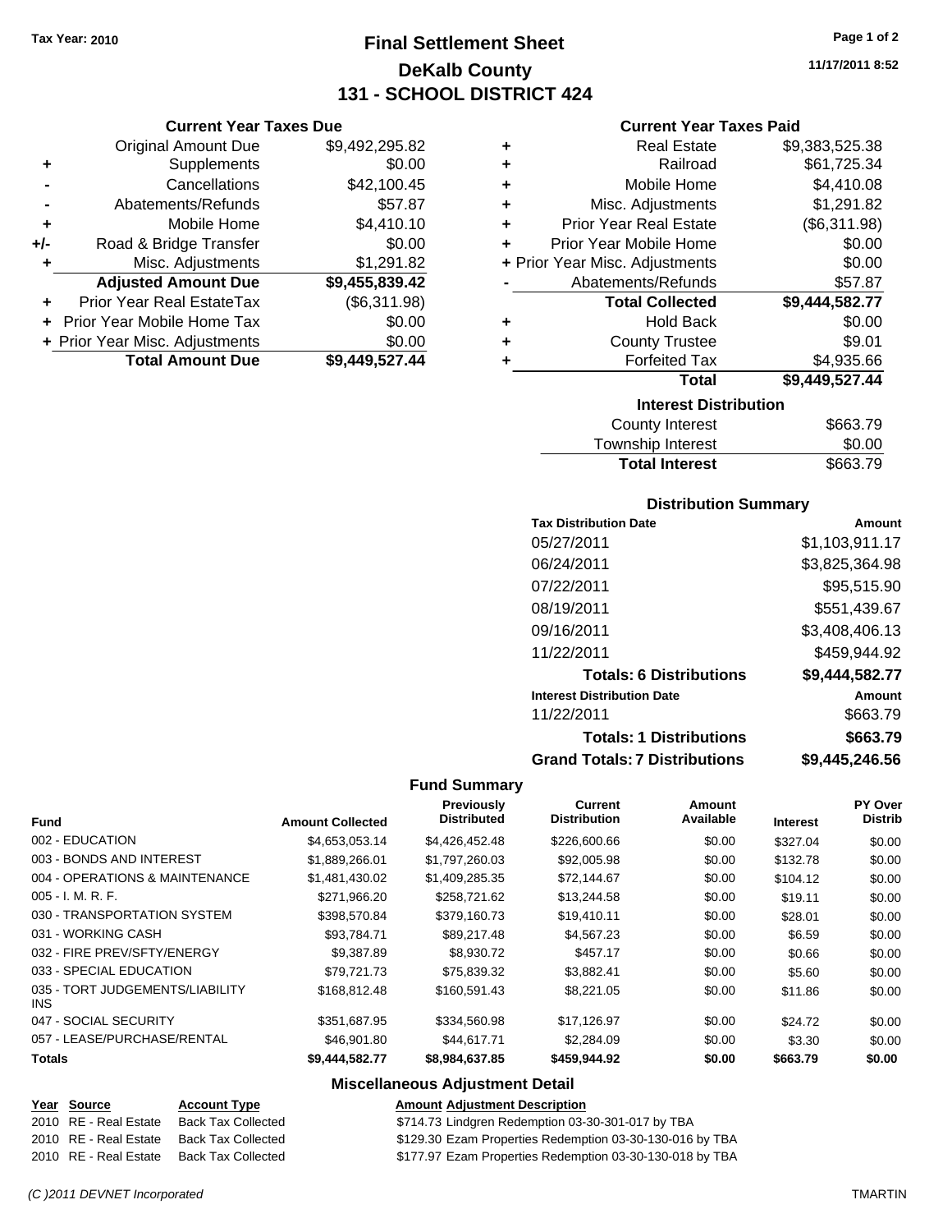Tax Year: 2010

# Final Settlement Sheet
## DeKalb County
## 131 - SCHOOL DISTRICT 424

11/17/2011 8:52

### Current Year Taxes Due

| | | |
|---|---|---|
| | Original Amount Due | $9,492,295.82 |
| + | Supplements | $0.00 |
| - | Cancellations | $42,100.45 |
| - | Abatements/Refunds | $57.87 |
| + | Mobile Home | $4,410.10 |
| +/- | Road & Bridge Transfer | $0.00 |
| + | Misc. Adjustments | $1,291.82 |
| | **Adjusted Amount Due** | **$9,455,839.42** |
| + | Prior Year Real EstateTax | ($6,311.98) |
| + | Prior Year Mobile Home Tax | $0.00 |
| + | Prior Year Misc. Adjustments | $0.00 |
| | **Total Amount Due** | **$9,449,527.44** |

### Current Year Taxes Paid

| | | |
|---|---|---|
| + | Real Estate | $9,383,525.38 |
| + | Railroad | $61,725.34 |
| + | Mobile Home | $4,410.08 |
| + | Misc. Adjustments | $1,291.82 |
| + | Prior Year Real Estate | ($6,311.98) |
| + | Prior Year Mobile Home | $0.00 |
| + | Prior Year Misc. Adjustments | $0.00 |
| - | Abatements/Refunds | $57.87 |
| | **Total Collected** | **$9,444,582.77** |
| + | Hold Back | $0.00 |
| + | County Trustee | $9.01 |
| + | Forfeited Tax | $4,935.66 |
| | **Total** | **$9,449,527.44** |

### Interest Distribution

| | |
|---|---|
| County Interest | $663.79 |
| Township Interest | $0.00 |
| **Total Interest** | $663.79 |

### Distribution Summary

| Tax Distribution Date | Amount |
|---|---|
| 05/27/2011 | $1,103,911.17 |
| 06/24/2011 | $3,825,364.98 |
| 07/22/2011 | $95,515.90 |
| 08/19/2011 | $551,439.67 |
| 09/16/2011 | $3,408,406.13 |
| 11/22/2011 | $459,944.92 |
| **Totals: 6 Distributions** | **$9,444,582.77** |
| **Interest Distribution Date** | **Amount** |
| 11/22/2011 | $663.79 |
| **Totals: 1 Distributions** | **$663.79** |
| **Grand Totals: 7 Distributions** | **$9,445,246.56** |

### Fund Summary

| Fund | Amount Collected | Previously Distributed | Current Distribution | Amount Available | Interest | PY Over Distrib |
|---|---|---|---|---|---|---|
| 002 - EDUCATION | $4,653,053.14 | $4,426,452.48 | $226,600.66 | $0.00 | $327.04 | $0.00 |
| 003 - BONDS AND INTEREST | $1,889,266.01 | $1,797,260.03 | $92,005.98 | $0.00 | $132.78 | $0.00 |
| 004 - OPERATIONS & MAINTENANCE | $1,481,430.02 | $1,409,285.35 | $72,144.67 | $0.00 | $104.12 | $0.00 |
| 005 - I. M. R. F. | $271,966.20 | $258,721.62 | $13,244.58 | $0.00 | $19.11 | $0.00 |
| 030 - TRANSPORTATION SYSTEM | $398,570.84 | $379,160.73 | $19,410.11 | $0.00 | $28.01 | $0.00 |
| 031 - WORKING CASH | $93,784.71 | $89,217.48 | $4,567.23 | $0.00 | $6.59 | $0.00 |
| 032 - FIRE PREV/SFTY/ENERGY | $9,387.89 | $8,930.72 | $457.17 | $0.00 | $0.66 | $0.00 |
| 033 - SPECIAL EDUCATION | $79,721.73 | $75,839.32 | $3,882.41 | $0.00 | $5.60 | $0.00 |
| 035 - TORT JUDGEMENTS/LIABILITY INS | $168,812.48 | $160,591.43 | $8,221.05 | $0.00 | $11.86 | $0.00 |
| 047 - SOCIAL SECURITY | $351,687.95 | $334,560.98 | $17,126.97 | $0.00 | $24.72 | $0.00 |
| 057 - LEASE/PURCHASE/RENTAL | $46,901.80 | $44,617.71 | $2,284.09 | $0.00 | $3.30 | $0.00 |
| **Totals** | **$9,444,582.77** | **$8,984,637.85** | **$459,944.92** | **$0.00** | **$663.79** | **$0.00** |

### Miscellaneous Adjustment Detail

| Year | Source | Account Type | Amount | Adjustment Description |
|---|---|---|---|---|
| 2010 | RE - Real Estate | Back Tax Collected | $714.73 | Lindgren Redemption 03-30-301-017 by TBA |
| 2010 | RE - Real Estate | Back Tax Collected | $129.30 | Ezam Properties Redemption 03-30-130-016 by TBA |
| 2010 | RE - Real Estate | Back Tax Collected | $177.97 | Ezam Properties Redemption 03-30-130-018 by TBA |

(C )2011 DEVNET Incorporated — TMARTIN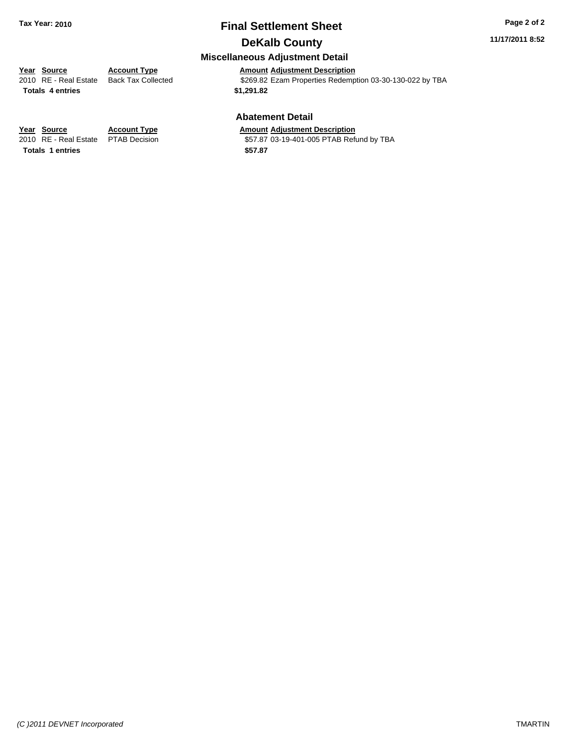**Tax Year: 2010**

# Final Settlement Sheet

## DeKalb County

11/17/2011 8:52

### Miscellaneous Adjustment Detail

| Year | Source | Account Type | Amount | Adjustment Description |
|---|---|---|---|---|
| 2010 | RE - Real Estate | Back Tax Collected | $269.82 | Ezam Properties Redemption 03-30-130-022 by TBA |
| **Totals** | **4 entries** | | **$1,291.82** | |

### Abatement Detail

| Year | Source | Account Type | Amount | Adjustment Description |
|---|---|---|---|---|
| 2010 | RE - Real Estate | PTAB Decision | $57.87 | 03-19-401-005 PTAB Refund by TBA |
| **Totals** | **1 entries** | | **$57.87** | |

*(C )2011 DEVNET Incorporated* TMARTIN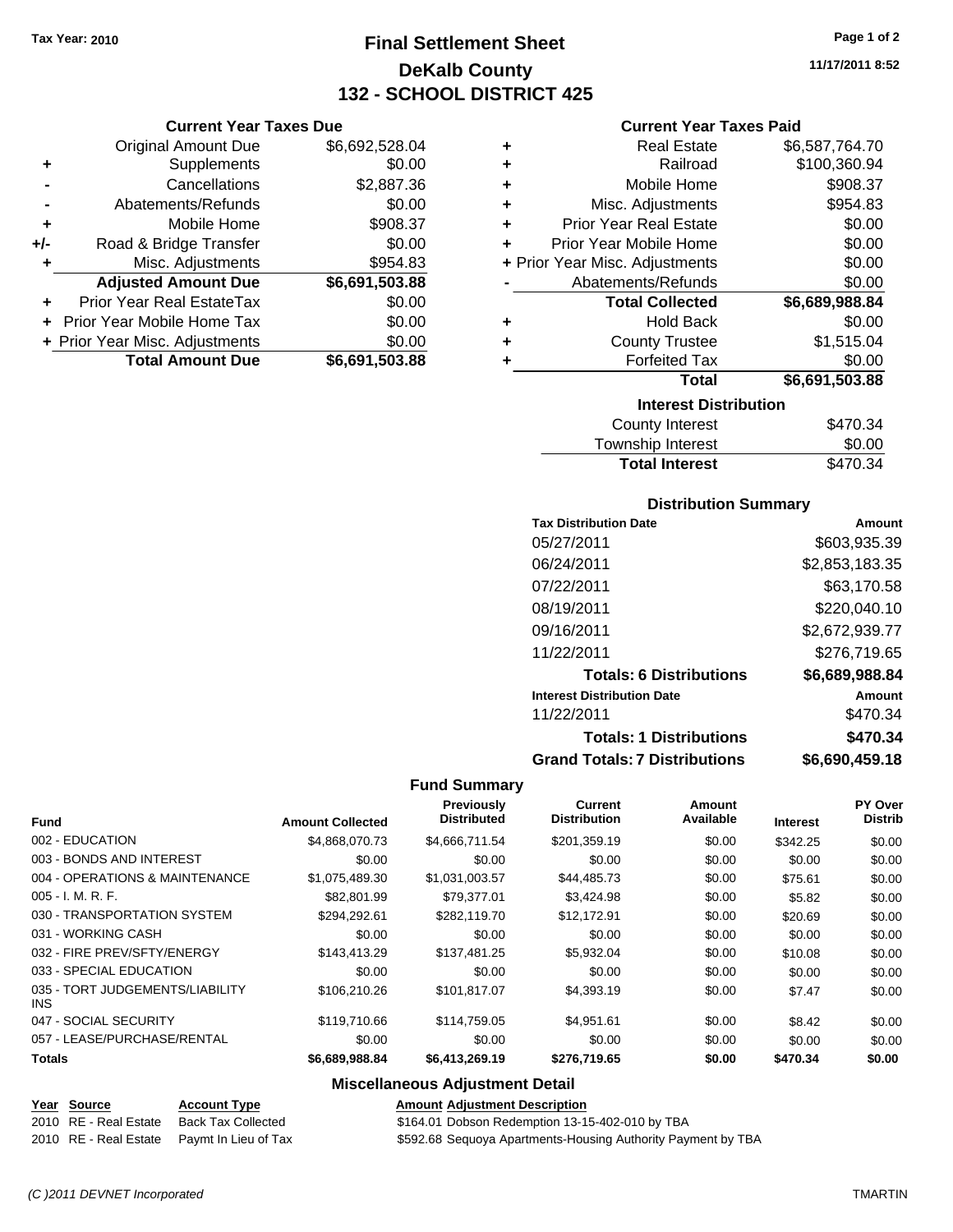Tax Year: 2010

# Final Settlement Sheet
## DeKalb County
## 132 - SCHOOL DISTRICT 425

11/17/2011 8:52

### Current Year Taxes Due

| | | |
|---|---|---|
| | Original Amount Due | $6,692,528.04 |
| + | Supplements | $0.00 |
| - | Cancellations | $2,887.36 |
| - | Abatements/Refunds | $0.00 |
| + | Mobile Home | $908.37 |
| +/- | Road & Bridge Transfer | $0.00 |
| + | Misc. Adjustments | $954.83 |
| | **Adjusted Amount Due** | **$6,691,503.88** |
| + | Prior Year Real EstateTax | $0.00 |
| + | Prior Year Mobile Home Tax | $0.00 |
| + | Prior Year Misc. Adjustments | $0.00 |
| | **Total Amount Due** | **$6,691,503.88** |

### Current Year Taxes Paid

| | | |
|---|---|---|
| + | Real Estate | $6,587,764.70 |
| + | Railroad | $100,360.94 |
| + | Mobile Home | $908.37 |
| + | Misc. Adjustments | $954.83 |
| + | Prior Year Real Estate | $0.00 |
| + | Prior Year Mobile Home | $0.00 |
| + | Prior Year Misc. Adjustments | $0.00 |
| - | Abatements/Refunds | $0.00 |
| | **Total Collected** | **$6,689,988.84** |
| + | Hold Back | $0.00 |
| + | County Trustee | $1,515.04 |
| + | Forfeited Tax | $0.00 |
| | **Total** | **$6,691,503.88** |

### Interest Distribution

| | |
|---|---|
| County Interest | $470.34 |
| Township Interest | $0.00 |
| **Total Interest** | $470.34 |

### Distribution Summary

| Tax Distribution Date | Amount |
|---|---|
| 05/27/2011 | $603,935.39 |
| 06/24/2011 | $2,853,183.35 |
| 07/22/2011 | $63,170.58 |
| 08/19/2011 | $220,040.10 |
| 09/16/2011 | $2,672,939.77 |
| 11/22/2011 | $276,719.65 |
| **Totals: 6 Distributions** | **$6,689,988.84** |
| **Interest Distribution Date** | **Amount** |
| 11/22/2011 | $470.34 |
| **Totals: 1 Distributions** | **$470.34** |
| **Grand Totals: 7 Distributions** | **$6,690,459.18** |

### Fund Summary

| Fund | Amount Collected | Previously Distributed | Current Distribution | Amount Available | Interest | PY Over Distrib |
|---|---|---|---|---|---|---|
| 002 - EDUCATION | $4,868,070.73 | $4,666,711.54 | $201,359.19 | $0.00 | $342.25 | $0.00 |
| 003 - BONDS AND INTEREST | $0.00 | $0.00 | $0.00 | $0.00 | $0.00 | $0.00 |
| 004 - OPERATIONS & MAINTENANCE | $1,075,489.30 | $1,031,003.57 | $44,485.73 | $0.00 | $75.61 | $0.00 |
| 005 - I. M. R. F. | $82,801.99 | $79,377.01 | $3,424.98 | $0.00 | $5.82 | $0.00 |
| 030 - TRANSPORTATION SYSTEM | $294,292.61 | $282,119.70 | $12,172.91 | $0.00 | $20.69 | $0.00 |
| 031 - WORKING CASH | $0.00 | $0.00 | $0.00 | $0.00 | $0.00 | $0.00 |
| 032 - FIRE PREV/SFTY/ENERGY | $143,413.29 | $137,481.25 | $5,932.04 | $0.00 | $10.08 | $0.00 |
| 033 - SPECIAL EDUCATION | $0.00 | $0.00 | $0.00 | $0.00 | $0.00 | $0.00 |
| 035 - TORT JUDGEMENTS/LIABILITY INS | $106,210.26 | $101,817.07 | $4,393.19 | $0.00 | $7.47 | $0.00 |
| 047 - SOCIAL SECURITY | $119,710.66 | $114,759.05 | $4,951.61 | $0.00 | $8.42 | $0.00 |
| 057 - LEASE/PURCHASE/RENTAL | $0.00 | $0.00 | $0.00 | $0.00 | $0.00 | $0.00 |
| **Totals** | **$6,689,988.84** | **$6,413,269.19** | **$276,719.65** | **$0.00** | **$470.34** | **$0.00** |

### Miscellaneous Adjustment Detail

| Year | Source | Account Type | Amount | Adjustment Description |
|---|---|---|---|---|
| 2010 | RE - Real Estate | Back Tax Collected | $164.01 | Dobson Redemption 13-15-402-010 by TBA |
| 2010 | RE - Real Estate | Paymt In Lieu of Tax | $592.68 | Sequoya Apartments-Housing Authority Payment by TBA |

(C )2011 DEVNET Incorporated TMARTIN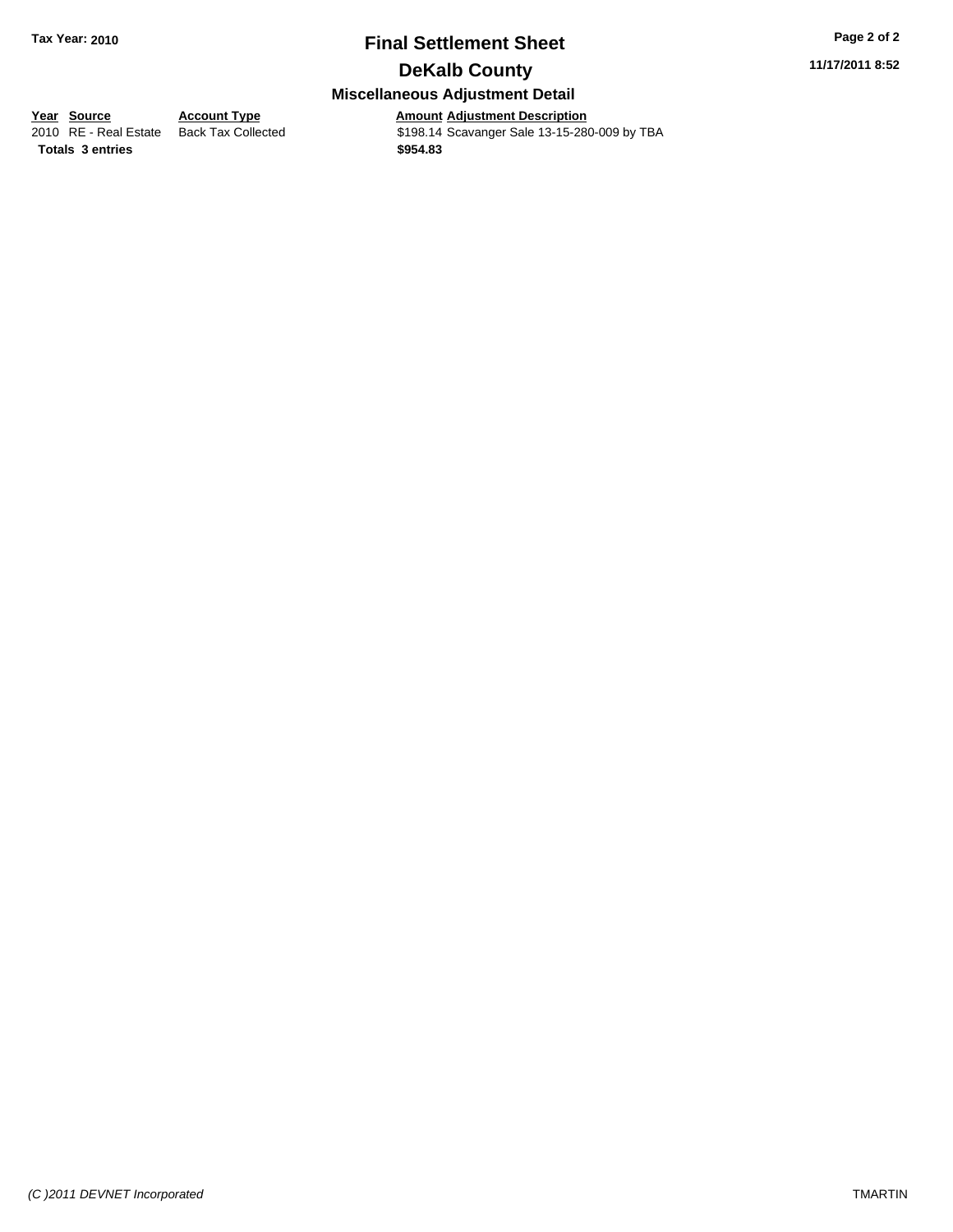**Tax Year: 2010**

# Final Settlement Sheet

## DeKalb County

### Miscellaneous Adjustment Detail

11/17/2011 8:52

| Year | Source | Account Type | Amount | Adjustment Description |
|---|---|---|---|---|
| 2010 | RE - Real Estate | Back Tax Collected | $198.14 | Scavanger Sale 13-15-280-009 by TBA |
| **Totals** | **3 entries** | | **$954.83** | |

*(C )2011 DEVNET Incorporated*

TMARTIN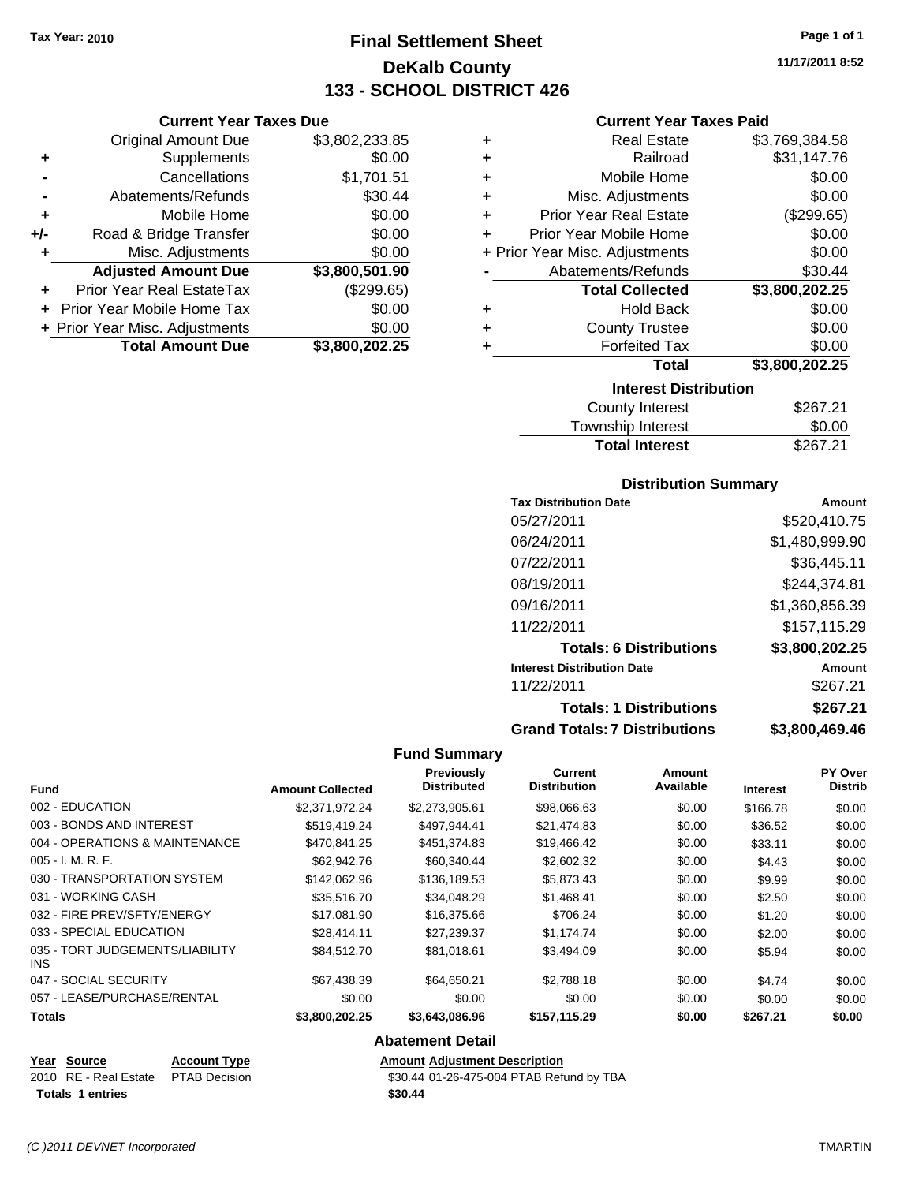Tax Year: 2010

# Final Settlement Sheet
## DeKalb County
## 133 - SCHOOL DISTRICT 426

11/17/2011 8:52

### Current Year Taxes Due

| | | |
|---|---|---|
| | Original Amount Due | $3,802,233.85 |
| + | Supplements | $0.00 |
| - | Cancellations | $1,701.51 |
| - | Abatements/Refunds | $30.44 |
| + | Mobile Home | $0.00 |
| +/- | Road & Bridge Transfer | $0.00 |
| + | Misc. Adjustments | $0.00 |
| | **Adjusted Amount Due** | **$3,800,501.90** |
| + | Prior Year Real EstateTax | ($299.65) |
| + | Prior Year Mobile Home Tax | $0.00 |
| + | Prior Year Misc. Adjustments | $0.00 |
| | **Total Amount Due** | **$3,800,202.25** |

### Current Year Taxes Paid

| | | |
|---|---|---|
| + | Real Estate | $3,769,384.58 |
| + | Railroad | $31,147.76 |
| + | Mobile Home | $0.00 |
| + | Misc. Adjustments | $0.00 |
| + | Prior Year Real Estate | ($299.65) |
| + | Prior Year Mobile Home | $0.00 |
| + | Prior Year Misc. Adjustments | $0.00 |
| - | Abatements/Refunds | $30.44 |
| | **Total Collected** | **$3,800,202.25** |
| + | Hold Back | $0.00 |
| + | County Trustee | $0.00 |
| + | Forfeited Tax | $0.00 |
| | **Total** | **$3,800,202.25** |

### Interest Distribution

| | |
|---|---|
| County Interest | $267.21 |
| Township Interest | $0.00 |
| **Total Interest** | $267.21 |

### Distribution Summary

| Tax Distribution Date | Amount |
|---|---|
| 05/27/2011 | $520,410.75 |
| 06/24/2011 | $1,480,999.90 |
| 07/22/2011 | $36,445.11 |
| 08/19/2011 | $244,374.81 |
| 09/16/2011 | $1,360,856.39 |
| 11/22/2011 | $157,115.29 |
| **Totals: 6 Distributions** | **$3,800,202.25** |
| **Interest Distribution Date** | **Amount** |
| 11/22/2011 | $267.21 |
| **Totals: 1 Distributions** | **$267.21** |
| **Grand Totals: 7 Distributions** | **$3,800,469.46** |

### Fund Summary

| Fund | Amount Collected | Previously Distributed | Current Distribution | Amount Available | Interest | PY Over Distrib |
|---|---|---|---|---|---|---|
| 002 - EDUCATION | $2,371,972.24 | $2,273,905.61 | $98,066.63 | $0.00 | $166.78 | $0.00 |
| 003 - BONDS AND INTEREST | $519,419.24 | $497,944.41 | $21,474.83 | $0.00 | $36.52 | $0.00 |
| 004 - OPERATIONS & MAINTENANCE | $470,841.25 | $451,374.83 | $19,466.42 | $0.00 | $33.11 | $0.00 |
| 005 - I. M. R. F. | $62,942.76 | $60,340.44 | $2,602.32 | $0.00 | $4.43 | $0.00 |
| 030 - TRANSPORTATION SYSTEM | $142,062.96 | $136,189.53 | $5,873.43 | $0.00 | $9.99 | $0.00 |
| 031 - WORKING CASH | $35,516.70 | $34,048.29 | $1,468.41 | $0.00 | $2.50 | $0.00 |
| 032 - FIRE PREV/SFTY/ENERGY | $17,081.90 | $16,375.66 | $706.24 | $0.00 | $1.20 | $0.00 |
| 033 - SPECIAL EDUCATION | $28,414.11 | $27,239.37 | $1,174.74 | $0.00 | $2.00 | $0.00 |
| 035 - TORT JUDGEMENTS/LIABILITY INS | $84,512.70 | $81,018.61 | $3,494.09 | $0.00 | $5.94 | $0.00 |
| 047 - SOCIAL SECURITY | $67,438.39 | $64,650.21 | $2,788.18 | $0.00 | $4.74 | $0.00 |
| 057 - LEASE/PURCHASE/RENTAL | $0.00 | $0.00 | $0.00 | $0.00 | $0.00 | $0.00 |
| **Totals** | **$3,800,202.25** | **$3,643,086.96** | **$157,115.29** | **$0.00** | **$267.21** | **$0.00** |

### Abatement Detail

| Year | Source | Account Type | Amount | Adjustment Description |
|---|---|---|---|---|
| 2010 | RE - Real Estate | PTAB Decision | $30.44 | 01-26-475-004 PTAB Refund by TBA |
| **Totals 1 entries** | | | **$30.44** | |

(C )2011 DEVNET Incorporated TMARTIN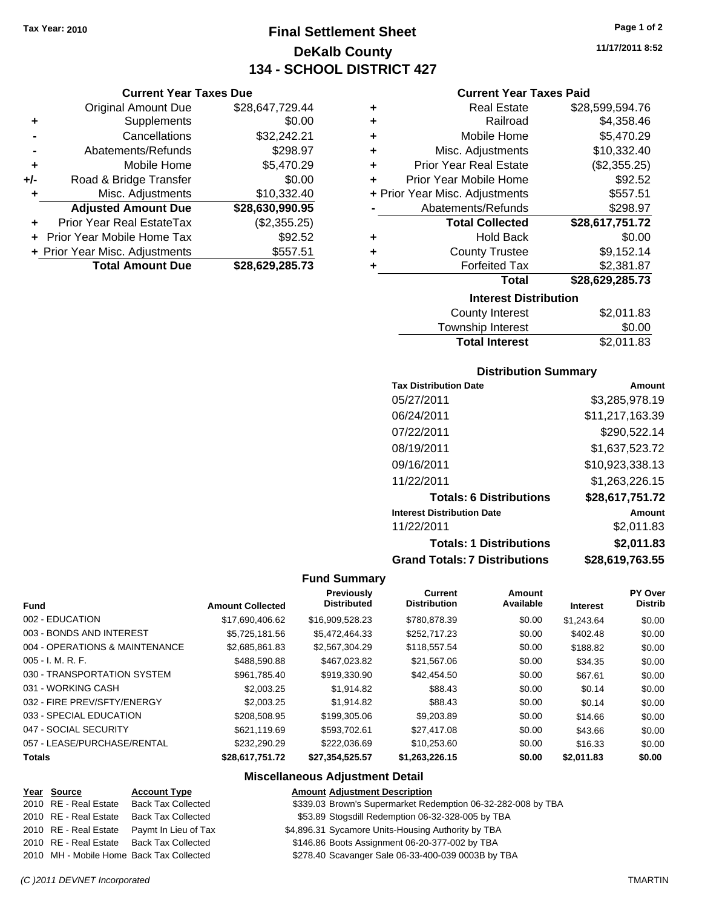Tax Year: 2010

# Final Settlement Sheet
## DeKalb County
## 134 - SCHOOL DISTRICT 427

11/17/2011 8:52

### Current Year Taxes Due

| | | |
|---|---|---|
| | Original Amount Due | $28,647,729.44 |
| + | Supplements | $0.00 |
| - | Cancellations | $32,242.21 |
| - | Abatements/Refunds | $298.97 |
| + | Mobile Home | $5,470.29 |
| +/- | Road & Bridge Transfer | $0.00 |
| + | Misc. Adjustments | $10,332.40 |
| | **Adjusted Amount Due** | **$28,630,990.95** |
| + | Prior Year Real EstateTax | ($2,355.25) |
| + | Prior Year Mobile Home Tax | $92.52 |
| + | Prior Year Misc. Adjustments | $557.51 |
| | **Total Amount Due** | **$28,629,285.73** |

### Current Year Taxes Paid

| | | |
|---|---|---|
| + | Real Estate | $28,599,594.76 |
| + | Railroad | $4,358.46 |
| + | Mobile Home | $5,470.29 |
| + | Misc. Adjustments | $10,332.40 |
| + | Prior Year Real Estate | ($2,355.25) |
| + | Prior Year Mobile Home | $92.52 |
| + | Prior Year Misc. Adjustments | $557.51 |
| - | Abatements/Refunds | $298.97 |
| | **Total Collected** | **$28,617,751.72** |
| + | Hold Back | $0.00 |
| + | County Trustee | $9,152.14 |
| + | Forfeited Tax | $2,381.87 |
| | **Total** | **$28,629,285.73** |

### Interest Distribution

| | |
|---|---|
| County Interest | $2,011.83 |
| Township Interest | $0.00 |
| **Total Interest** | $2,011.83 |

### Distribution Summary

| Tax Distribution Date | Amount |
|---|---|
| 05/27/2011 | $3,285,978.19 |
| 06/24/2011 | $11,217,163.39 |
| 07/22/2011 | $290,522.14 |
| 08/19/2011 | $1,637,523.72 |
| 09/16/2011 | $10,923,338.13 |
| 11/22/2011 | $1,263,226.15 |
| **Totals: 6 Distributions** | **$28,617,751.72** |
| **Interest Distribution Date** | **Amount** |
| 11/22/2011 | $2,011.83 |
| **Totals: 1 Distributions** | **$2,011.83** |
| **Grand Totals: 7 Distributions** | **$28,619,763.55** |

### Fund Summary

| Fund | Amount Collected | Previously Distributed | Current Distribution | Amount Available | Interest | PY Over Distrib |
|---|---|---|---|---|---|---|
| 002 - EDUCATION | $17,690,406.62 | $16,909,528.23 | $780,878.39 | $0.00 | $1,243.64 | $0.00 |
| 003 - BONDS AND INTEREST | $5,725,181.56 | $5,472,464.33 | $252,717.23 | $0.00 | $402.48 | $0.00 |
| 004 - OPERATIONS & MAINTENANCE | $2,685,861.83 | $2,567,304.29 | $118,557.54 | $0.00 | $188.82 | $0.00 |
| 005 - I. M. R. F. | $488,590.88 | $467,023.82 | $21,567.06 | $0.00 | $34.35 | $0.00 |
| 030 - TRANSPORTATION SYSTEM | $961,785.40 | $919,330.90 | $42,454.50 | $0.00 | $67.61 | $0.00 |
| 031 - WORKING CASH | $2,003.25 | $1,914.82 | $88.43 | $0.00 | $0.14 | $0.00 |
| 032 - FIRE PREV/SFTY/ENERGY | $2,003.25 | $1,914.82 | $88.43 | $0.00 | $0.14 | $0.00 |
| 033 - SPECIAL EDUCATION | $208,508.95 | $199,305.06 | $9,203.89 | $0.00 | $14.66 | $0.00 |
| 047 - SOCIAL SECURITY | $621,119.69 | $593,702.61 | $27,417.08 | $0.00 | $43.66 | $0.00 |
| 057 - LEASE/PURCHASE/RENTAL | $232,290.29 | $222,036.69 | $10,253.60 | $0.00 | $16.33 | $0.00 |
| **Totals** | **$28,617,751.72** | **$27,354,525.57** | **$1,263,226.15** | **$0.00** | **$2,011.83** | **$0.00** |

### Miscellaneous Adjustment Detail

| Year | Source | Account Type | Amount | Adjustment Description |
|---|---|---|---|---|
| 2010 | RE - Real Estate | Back Tax Collected | $339.03 | Brown's Supermarket Redemption 06-32-282-008 by TBA |
| 2010 | RE - Real Estate | Back Tax Collected | $53.89 | Stogsdill Redemption 06-32-328-005 by TBA |
| 2010 | RE - Real Estate | Paymt In Lieu of Tax | $4,896.31 | Sycamore Units-Housing Authority by TBA |
| 2010 | RE - Real Estate | Back Tax Collected | $146.86 | Boots Assignment 06-20-377-002 by TBA |
| 2010 | MH - Mobile Home | Back Tax Collected | $278.40 | Scavanger Sale 06-33-400-039 0003B by TBA |

(C )2011 DEVNET Incorporated TMARTIN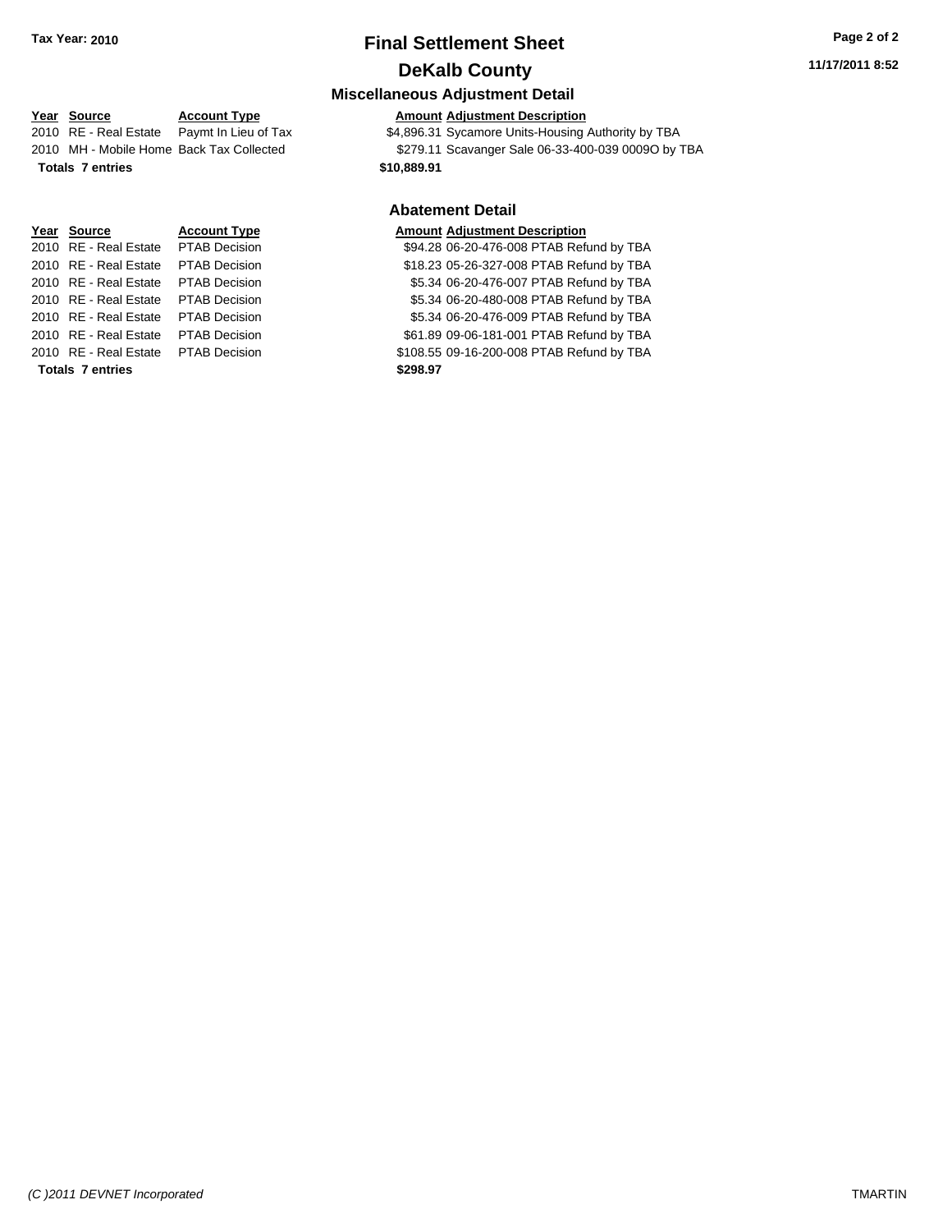**Tax Year: 2010**

# Final Settlement Sheet

## DeKalb County

### Miscellaneous Adjustment Detail

| Year | Source | Account Type | Amount | Adjustment Description |
|---|---|---|---|---|
| 2010 | RE - Real Estate | Paymt In Lieu of Tax | $4,896.31 | Sycamore Units-Housing Authority by TBA |
| 2010 | MH - Mobile Home | Back Tax Collected | $279.11 | Scavanger Sale 06-33-400-039 0009O by TBA |
| **Totals** | **7 entries** | | **$10,889.91** | |

### Abatement Detail

| Year | Source | Account Type | Amount | Adjustment Description |
|---|---|---|---|---|
| 2010 | RE - Real Estate | PTAB Decision | $94.28 | 06-20-476-008 PTAB Refund by TBA |
| 2010 | RE - Real Estate | PTAB Decision | $18.23 | 05-26-327-008 PTAB Refund by TBA |
| 2010 | RE - Real Estate | PTAB Decision | $5.34 | 06-20-476-007 PTAB Refund by TBA |
| 2010 | RE - Real Estate | PTAB Decision | $5.34 | 06-20-480-008 PTAB Refund by TBA |
| 2010 | RE - Real Estate | PTAB Decision | $5.34 | 06-20-476-009 PTAB Refund by TBA |
| 2010 | RE - Real Estate | PTAB Decision | $61.89 | 09-06-181-001 PTAB Refund by TBA |
| 2010 | RE - Real Estate | PTAB Decision | $108.55 | 09-16-200-008 PTAB Refund by TBA |
| **Totals** | **7 entries** | | **$298.97** | |

*(C )2011 DEVNET Incorporated* TMARTIN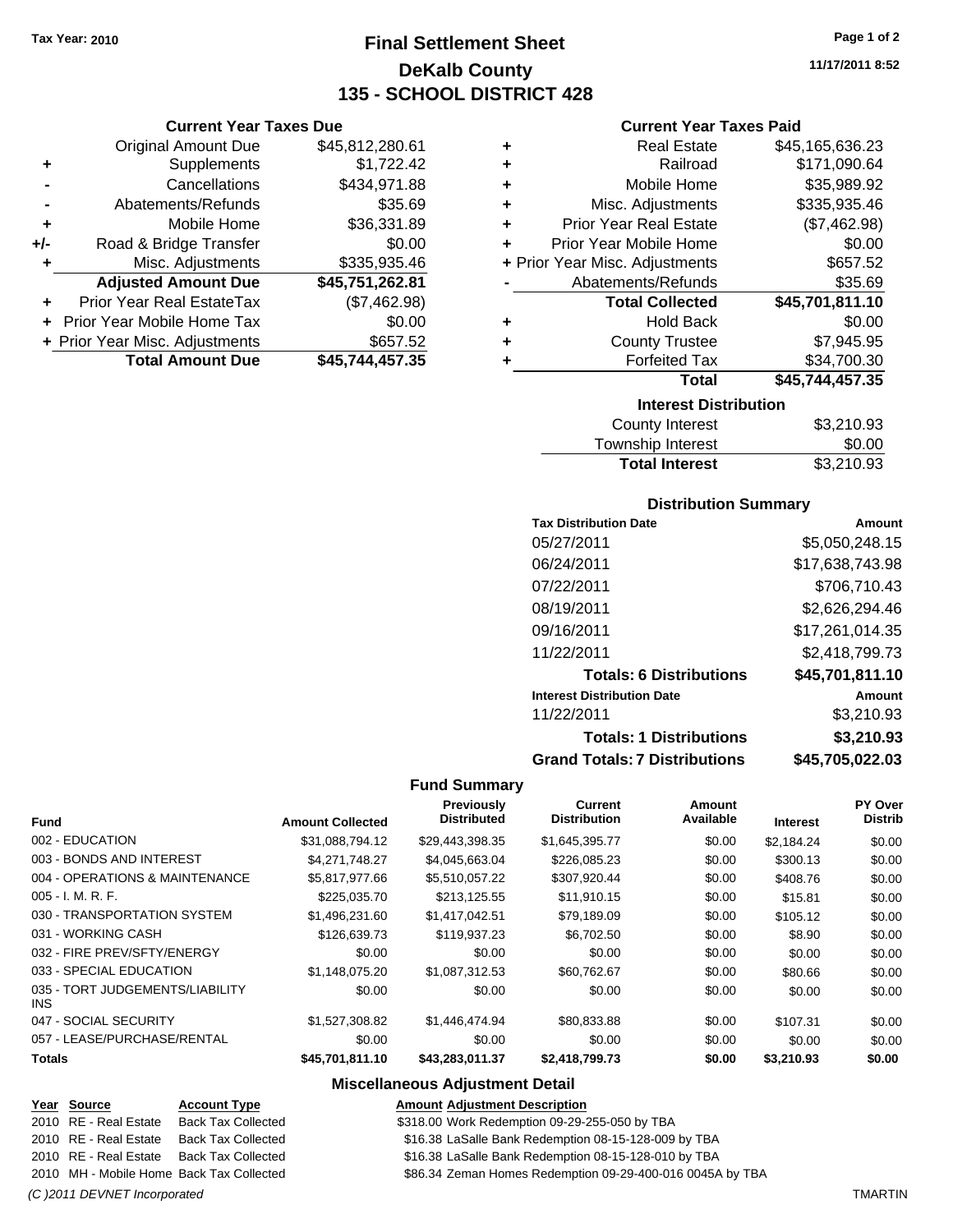Tax Year: 2010

# Final Settlement Sheet
## DeKalb County
## 135 - SCHOOL DISTRICT 428

11/17/2011 8:52

### Current Year Taxes Due

| | | |
|---|---|---|
| | Original Amount Due | $45,812,280.61 |
| + | Supplements | $1,722.42 |
| - | Cancellations | $434,971.88 |
| - | Abatements/Refunds | $35.69 |
| + | Mobile Home | $36,331.89 |
| +/- | Road & Bridge Transfer | $0.00 |
| + | Misc. Adjustments | $335,935.46 |
| | **Adjusted Amount Due** | **$45,751,262.81** |
| + | Prior Year Real EstateTax | ($7,462.98) |
| + | Prior Year Mobile Home Tax | $0.00 |
| + | Prior Year Misc. Adjustments | $657.52 |
| | **Total Amount Due** | **$45,744,457.35** |

### Current Year Taxes Paid

| | | |
|---|---|---|
| + | Real Estate | $45,165,636.23 |
| + | Railroad | $171,090.64 |
| + | Mobile Home | $35,989.92 |
| + | Misc. Adjustments | $335,935.46 |
| + | Prior Year Real Estate | ($7,462.98) |
| + | Prior Year Mobile Home | $0.00 |
| + | Prior Year Misc. Adjustments | $657.52 |
| - | Abatements/Refunds | $35.69 |
| | **Total Collected** | **$45,701,811.10** |
| + | Hold Back | $0.00 |
| + | County Trustee | $7,945.95 |
| + | Forfeited Tax | $34,700.30 |
| | **Total** | **$45,744,457.35** |

### Interest Distribution

| | |
|---|---|
| County Interest | $3,210.93 |
| Township Interest | $0.00 |
| **Total Interest** | $3,210.93 |

### Distribution Summary

| Tax Distribution Date | Amount |
|---|---|
| 05/27/2011 | $5,050,248.15 |
| 06/24/2011 | $17,638,743.98 |
| 07/22/2011 | $706,710.43 |
| 08/19/2011 | $2,626,294.46 |
| 09/16/2011 | $17,261,014.35 |
| 11/22/2011 | $2,418,799.73 |
| **Totals: 6 Distributions** | **$45,701,811.10** |
| **Interest Distribution Date** | **Amount** |
| 11/22/2011 | $3,210.93 |
| **Totals: 1 Distributions** | **$3,210.93** |
| **Grand Totals: 7 Distributions** | **$45,705,022.03** |

### Fund Summary

| Fund | Amount Collected | Previously Distributed | Current Distribution | Amount Available | Interest | PY Over Distrib |
|---|---|---|---|---|---|---|
| 002 - EDUCATION | $31,088,794.12 | $29,443,398.35 | $1,645,395.77 | $0.00 | $2,184.24 | $0.00 |
| 003 - BONDS AND INTEREST | $4,271,748.27 | $4,045,663.04 | $226,085.23 | $0.00 | $300.13 | $0.00 |
| 004 - OPERATIONS & MAINTENANCE | $5,817,977.66 | $5,510,057.22 | $307,920.44 | $0.00 | $408.76 | $0.00 |
| 005 - I. M. R. F. | $225,035.70 | $213,125.55 | $11,910.15 | $0.00 | $15.81 | $0.00 |
| 030 - TRANSPORTATION SYSTEM | $1,496,231.60 | $1,417,042.51 | $79,189.09 | $0.00 | $105.12 | $0.00 |
| 031 - WORKING CASH | $126,639.73 | $119,937.23 | $6,702.50 | $0.00 | $8.90 | $0.00 |
| 032 - FIRE PREV/SFTY/ENERGY | $0.00 | $0.00 | $0.00 | $0.00 | $0.00 | $0.00 |
| 033 - SPECIAL EDUCATION | $1,148,075.20 | $1,087,312.53 | $60,762.67 | $0.00 | $80.66 | $0.00 |
| 035 - TORT JUDGEMENTS/LIABILITY INS | $0.00 | $0.00 | $0.00 | $0.00 | $0.00 | $0.00 |
| 047 - SOCIAL SECURITY | $1,527,308.82 | $1,446,474.94 | $80,833.88 | $0.00 | $107.31 | $0.00 |
| 057 - LEASE/PURCHASE/RENTAL | $0.00 | $0.00 | $0.00 | $0.00 | $0.00 | $0.00 |
| **Totals** | **$45,701,811.10** | **$43,283,011.37** | **$2,418,799.73** | **$0.00** | **$3,210.93** | **$0.00** |

### Miscellaneous Adjustment Detail

| Year | Source | Account Type | Amount | Adjustment Description |
|---|---|---|---|---|
| 2010 | RE - Real Estate | Back Tax Collected | $318.00 | Work Redemption 09-29-255-050 by TBA |
| 2010 | RE - Real Estate | Back Tax Collected | $16.38 | LaSalle Bank Redemption 08-15-128-009 by TBA |
| 2010 | RE - Real Estate | Back Tax Collected | $16.38 | LaSalle Bank Redemption 08-15-128-010 by TBA |
| 2010 | MH - Mobile Home | Back Tax Collected | $86.34 | Zeman Homes Redemption 09-29-400-016 0045A by TBA |

(C )2011 DEVNET Incorporated TMARTIN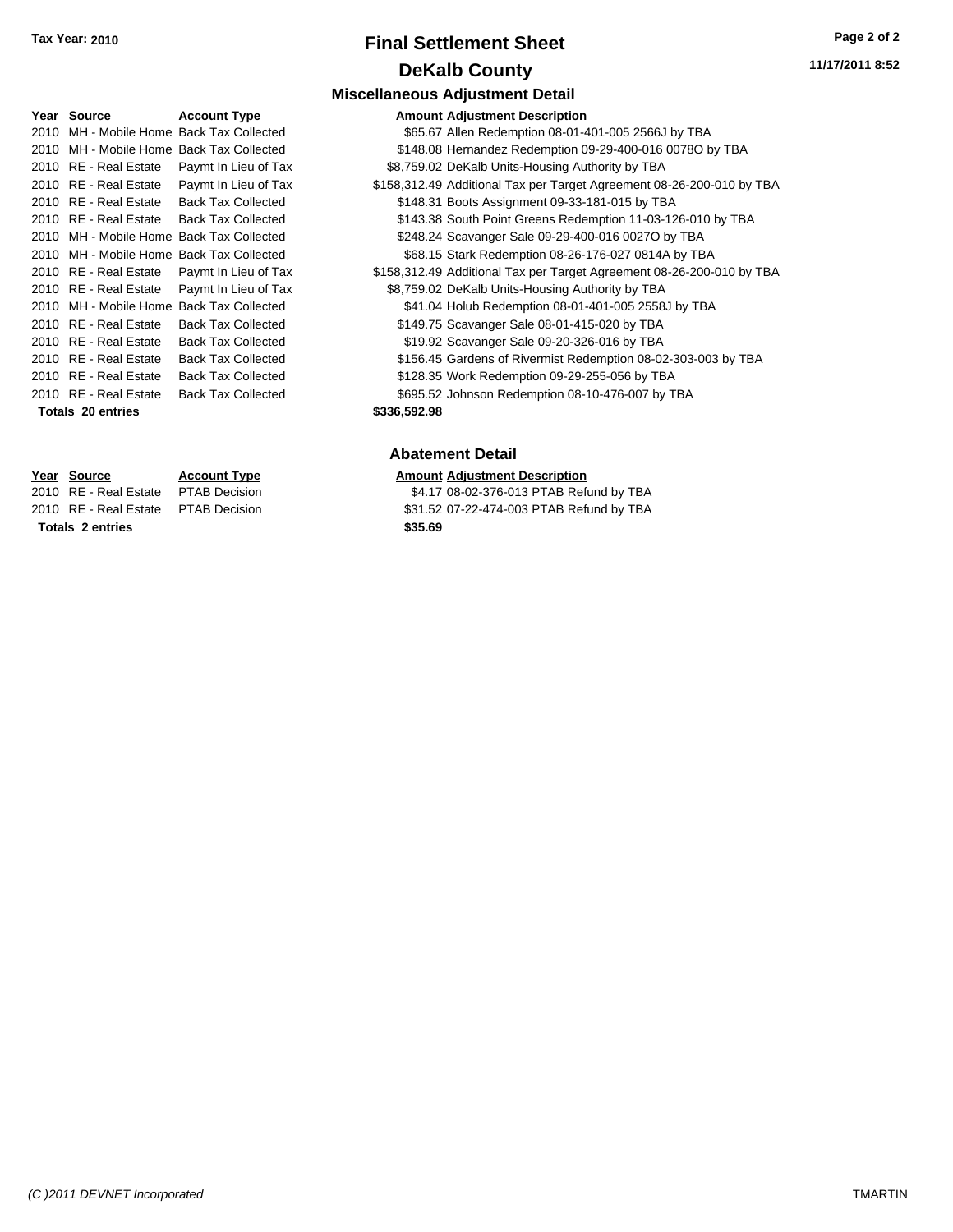**Tax Year: 2010**

# Final Settlement Sheet

## DeKalb County

11/17/2011 8:52

### Miscellaneous Adjustment Detail

| Year | Source | Account Type | Amount | Adjustment Description |
|---|---|---|---|---|
| 2010 | MH - Mobile Home | Back Tax Collected | $65.67 | Allen Redemption 08-01-401-005 2566J by TBA |
| 2010 | MH - Mobile Home | Back Tax Collected | $148.08 | Hernandez Redemption 09-29-400-016 0078O by TBA |
| 2010 | RE - Real Estate | Paymt In Lieu of Tax | $8,759.02 | DeKalb Units-Housing Authority by TBA |
| 2010 | RE - Real Estate | Paymt In Lieu of Tax | $158,312.49 | Additional Tax per Target Agreement 08-26-200-010 by TBA |
| 2010 | RE - Real Estate | Back Tax Collected | $148.31 | Boots Assignment 09-33-181-015 by TBA |
| 2010 | RE - Real Estate | Back Tax Collected | $143.38 | South Point Greens Redemption 11-03-126-010 by TBA |
| 2010 | MH - Mobile Home | Back Tax Collected | $248.24 | Scavanger Sale 09-29-400-016 0027O by TBA |
| 2010 | MH - Mobile Home | Back Tax Collected | $68.15 | Stark Redemption 08-26-176-027 0814A by TBA |
| 2010 | RE - Real Estate | Paymt In Lieu of Tax | $158,312.49 | Additional Tax per Target Agreement 08-26-200-010 by TBA |
| 2010 | RE - Real Estate | Paymt In Lieu of Tax | $8,759.02 | DeKalb Units-Housing Authority by TBA |
| 2010 | MH - Mobile Home | Back Tax Collected | $41.04 | Holub Redemption 08-01-401-005 2558J by TBA |
| 2010 | RE - Real Estate | Back Tax Collected | $149.75 | Scavanger Sale 08-01-415-020 by TBA |
| 2010 | RE - Real Estate | Back Tax Collected | $19.92 | Scavanger Sale 09-20-326-016 by TBA |
| 2010 | RE - Real Estate | Back Tax Collected | $156.45 | Gardens of Rivermist Redemption 08-02-303-003 by TBA |
| 2010 | RE - Real Estate | Back Tax Collected | $128.35 | Work Redemption 09-29-255-056 by TBA |
| 2010 | RE - Real Estate | Back Tax Collected | $695.52 | Johnson Redemption 08-10-476-007 by TBA |
| **Totals 20 entries** | | | **$336,592.98** | |

### Abatement Detail

| Year | Source | Account Type | Amount | Adjustment Description |
|---|---|---|---|---|
| 2010 | RE - Real Estate | PTAB Decision | $4.17 | 08-02-376-013 PTAB Refund by TBA |
| 2010 | RE - Real Estate | PTAB Decision | $31.52 | 07-22-474-003 PTAB Refund by TBA |
| **Totals 2 entries** | | | **$35.69** | |

*(C )2011 DEVNET Incorporated* TMARTIN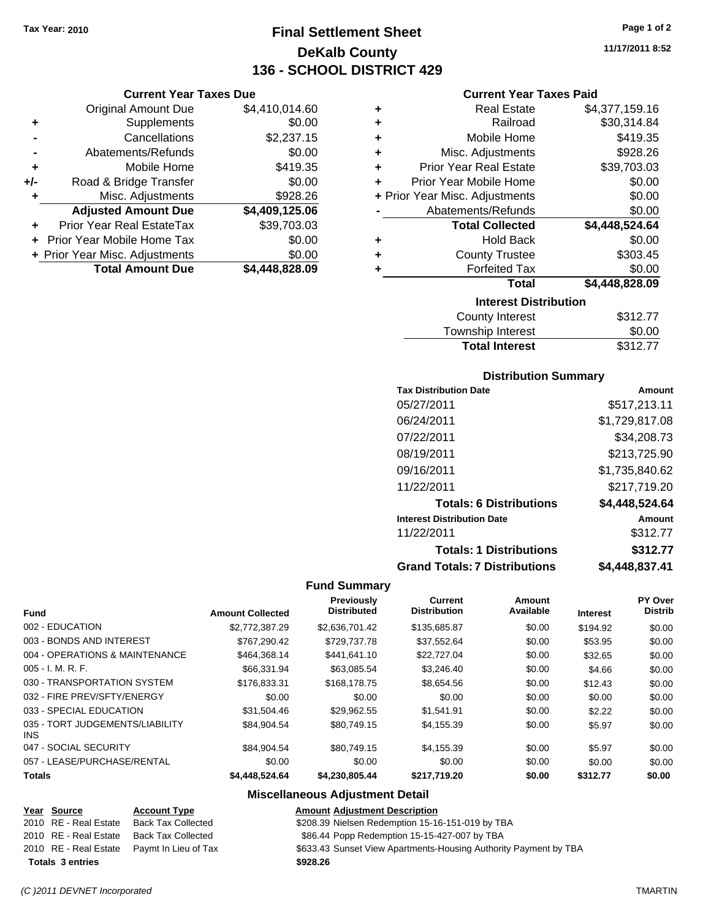Tax Year: 2010

# Final Settlement Sheet
## DeKalb County
## 136 - SCHOOL DISTRICT 429

11/17/2011 8:52

### Current Year Taxes Due

| | | |
|---|---|---|
| | Original Amount Due | $4,410,014.60 |
| + | Supplements | $0.00 |
| - | Cancellations | $2,237.15 |
| - | Abatements/Refunds | $0.00 |
| + | Mobile Home | $419.35 |
| +/- | Road & Bridge Transfer | $0.00 |
| + | Misc. Adjustments | $928.26 |
| | **Adjusted Amount Due** | **$4,409,125.06** |
| + | Prior Year Real EstateTax | $39,703.03 |
| + | Prior Year Mobile Home Tax | $0.00 |
| + | Prior Year Misc. Adjustments | $0.00 |
| | **Total Amount Due** | **$4,448,828.09** |

### Current Year Taxes Paid

| | | |
|---|---|---|
| + | Real Estate | $4,377,159.16 |
| + | Railroad | $30,314.84 |
| + | Mobile Home | $419.35 |
| + | Misc. Adjustments | $928.26 |
| + | Prior Year Real Estate | $39,703.03 |
| + | Prior Year Mobile Home | $0.00 |
| + | Prior Year Misc. Adjustments | $0.00 |
| - | Abatements/Refunds | $0.00 |
| | **Total Collected** | **$4,448,524.64** |
| + | Hold Back | $0.00 |
| + | County Trustee | $303.45 |
| + | Forfeited Tax | $0.00 |
| | **Total** | **$4,448,828.09** |

### Interest Distribution

| | |
|---|---|
| County Interest | $312.77 |
| Township Interest | $0.00 |
| **Total Interest** | $312.77 |

### Distribution Summary

| Tax Distribution Date | Amount |
|---|---|
| 05/27/2011 | $517,213.11 |
| 06/24/2011 | $1,729,817.08 |
| 07/22/2011 | $34,208.73 |
| 08/19/2011 | $213,725.90 |
| 09/16/2011 | $1,735,840.62 |
| 11/22/2011 | $217,719.20 |
| **Totals: 6 Distributions** | **$4,448,524.64** |
| **Interest Distribution Date** | **Amount** |
| 11/22/2011 | $312.77 |
| **Totals: 1 Distributions** | **$312.77** |
| **Grand Totals: 7 Distributions** | **$4,448,837.41** |

### Fund Summary

| Fund | Amount Collected | Previously Distributed | Current Distribution | Amount Available | Interest | PY Over Distrib |
|---|---|---|---|---|---|---|
| 002 - EDUCATION | $2,772,387.29 | $2,636,701.42 | $135,685.87 | $0.00 | $194.92 | $0.00 |
| 003 - BONDS AND INTEREST | $767,290.42 | $729,737.78 | $37,552.64 | $0.00 | $53.95 | $0.00 |
| 004 - OPERATIONS & MAINTENANCE | $464,368.14 | $441,641.10 | $22,727.04 | $0.00 | $32.65 | $0.00 |
| 005 - I. M. R. F. | $66,331.94 | $63,085.54 | $3,246.40 | $0.00 | $4.66 | $0.00 |
| 030 - TRANSPORTATION SYSTEM | $176,833.31 | $168,178.75 | $8,654.56 | $0.00 | $12.43 | $0.00 |
| 032 - FIRE PREV/SFTY/ENERGY | $0.00 | $0.00 | $0.00 | $0.00 | $0.00 | $0.00 |
| 033 - SPECIAL EDUCATION | $31,504.46 | $29,962.55 | $1,541.91 | $0.00 | $2.22 | $0.00 |
| 035 - TORT JUDGEMENTS/LIABILITY INS | $84,904.54 | $80,749.15 | $4,155.39 | $0.00 | $5.97 | $0.00 |
| 047 - SOCIAL SECURITY | $84,904.54 | $80,749.15 | $4,155.39 | $0.00 | $5.97 | $0.00 |
| 057 - LEASE/PURCHASE/RENTAL | $0.00 | $0.00 | $0.00 | $0.00 | $0.00 | $0.00 |
| **Totals** | **$4,448,524.64** | **$4,230,805.44** | **$217,719.20** | **$0.00** | **$312.77** | **$0.00** |

### Miscellaneous Adjustment Detail

| Year | Source | Account Type | Amount | Adjustment Description |
|---|---|---|---|---|
| 2010 | RE - Real Estate | Back Tax Collected | $208.39 | Nielsen Redemption 15-16-151-019 by TBA |
| 2010 | RE - Real Estate | Back Tax Collected | $86.44 | Popp Redemption 15-15-427-007 by TBA |
| 2010 | RE - Real Estate | Paymt In Lieu of Tax | $633.43 | Sunset View Apartments-Housing Authority Payment by TBA |
| **Totals** | **3 entries** | | **$928.26** | |

(C )2011 DEVNET Incorporated — TMARTIN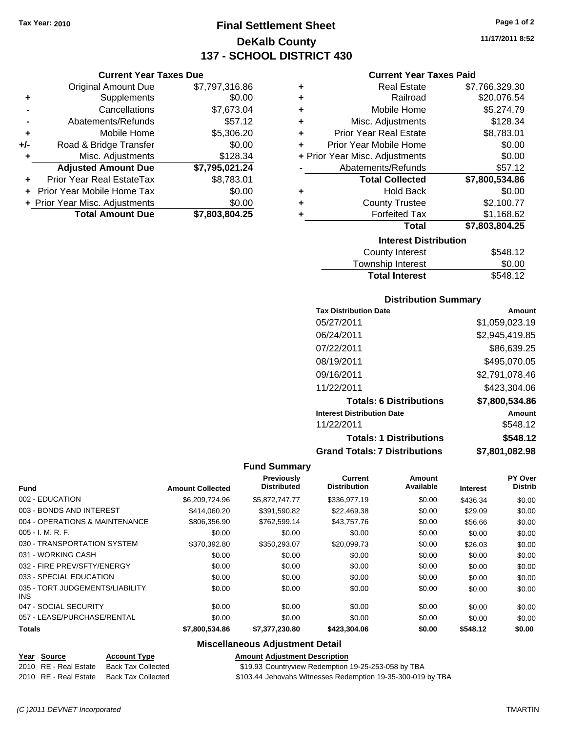Tax Year: 2010

# Final Settlement Sheet
## DeKalb County
## 137 - SCHOOL DISTRICT 430

11/17/2011 8:52

### Current Year Taxes Due

| | | |
|---|---|---|
| | Original Amount Due | $7,797,316.86 |
| + | Supplements | $0.00 |
| - | Cancellations | $7,673.04 |
| - | Abatements/Refunds | $57.12 |
| + | Mobile Home | $5,306.20 |
| +/- | Road & Bridge Transfer | $0.00 |
| + | Misc. Adjustments | $128.34 |
| | **Adjusted Amount Due** | **$7,795,021.24** |
| + | Prior Year Real EstateTax | $8,783.01 |
| + | Prior Year Mobile Home Tax | $0.00 |
| + | Prior Year Misc. Adjustments | $0.00 |
| | **Total Amount Due** | **$7,803,804.25** |

### Current Year Taxes Paid

| | | |
|---|---|---|
| + | Real Estate | $7,766,329.30 |
| + | Railroad | $20,076.54 |
| + | Mobile Home | $5,274.79 |
| + | Misc. Adjustments | $128.34 |
| + | Prior Year Real Estate | $8,783.01 |
| + | Prior Year Mobile Home | $0.00 |
| + | Prior Year Misc. Adjustments | $0.00 |
| - | Abatements/Refunds | $57.12 |
| | **Total Collected** | **$7,800,534.86** |
| + | Hold Back | $0.00 |
| + | County Trustee | $2,100.77 |
| + | Forfeited Tax | $1,168.62 |
| | **Total** | **$7,803,804.25** |

### Interest Distribution

| | |
|---|---|
| County Interest | $548.12 |
| Township Interest | $0.00 |
| **Total Interest** | $548.12 |

### Distribution Summary

| Tax Distribution Date | Amount |
|---|---|
| 05/27/2011 | $1,059,023.19 |
| 06/24/2011 | $2,945,419.85 |
| 07/22/2011 | $86,639.25 |
| 08/19/2011 | $495,070.05 |
| 09/16/2011 | $2,791,078.46 |
| 11/22/2011 | $423,304.06 |
| **Totals: 6 Distributions** | **$7,800,534.86** |
| **Interest Distribution Date** | **Amount** |
| 11/22/2011 | $548.12 |
| **Totals: 1 Distributions** | **$548.12** |
| **Grand Totals: 7 Distributions** | **$7,801,082.98** |

### Fund Summary

| Fund | Amount Collected | Previously Distributed | Current Distribution | Amount Available | Interest | PY Over Distrib |
|---|---|---|---|---|---|---|
| 002 - EDUCATION | $6,209,724.96 | $5,872,747.77 | $336,977.19 | $0.00 | $436.34 | $0.00 |
| 003 - BONDS AND INTEREST | $414,060.20 | $391,590.82 | $22,469.38 | $0.00 | $29.09 | $0.00 |
| 004 - OPERATIONS & MAINTENANCE | $806,356.90 | $762,599.14 | $43,757.76 | $0.00 | $56.66 | $0.00 |
| 005 - I. M. R. F. | $0.00 | $0.00 | $0.00 | $0.00 | $0.00 | $0.00 |
| 030 - TRANSPORTATION SYSTEM | $370,392.80 | $350,293.07 | $20,099.73 | $0.00 | $26.03 | $0.00 |
| 031 - WORKING CASH | $0.00 | $0.00 | $0.00 | $0.00 | $0.00 | $0.00 |
| 032 - FIRE PREV/SFTY/ENERGY | $0.00 | $0.00 | $0.00 | $0.00 | $0.00 | $0.00 |
| 033 - SPECIAL EDUCATION | $0.00 | $0.00 | $0.00 | $0.00 | $0.00 | $0.00 |
| 035 - TORT JUDGEMENTS/LIABILITY INS | $0.00 | $0.00 | $0.00 | $0.00 | $0.00 | $0.00 |
| 047 - SOCIAL SECURITY | $0.00 | $0.00 | $0.00 | $0.00 | $0.00 | $0.00 |
| 057 - LEASE/PURCHASE/RENTAL | $0.00 | $0.00 | $0.00 | $0.00 | $0.00 | $0.00 |
| **Totals** | **$7,800,534.86** | **$7,377,230.80** | **$423,304.06** | **$0.00** | **$548.12** | **$0.00** |

### Miscellaneous Adjustment Detail

| Year | Source | Account Type | Amount | Adjustment Description |
|---|---|---|---|---|
| 2010 | RE - Real Estate | Back Tax Collected | $19.93 | Countryview Redemption 19-25-253-058 by TBA |
| 2010 | RE - Real Estate | Back Tax Collected | $103.44 | Jehovahs Witnesses Redemption 19-35-300-019 by TBA |

(C )2011 DEVNET Incorporated TMARTIN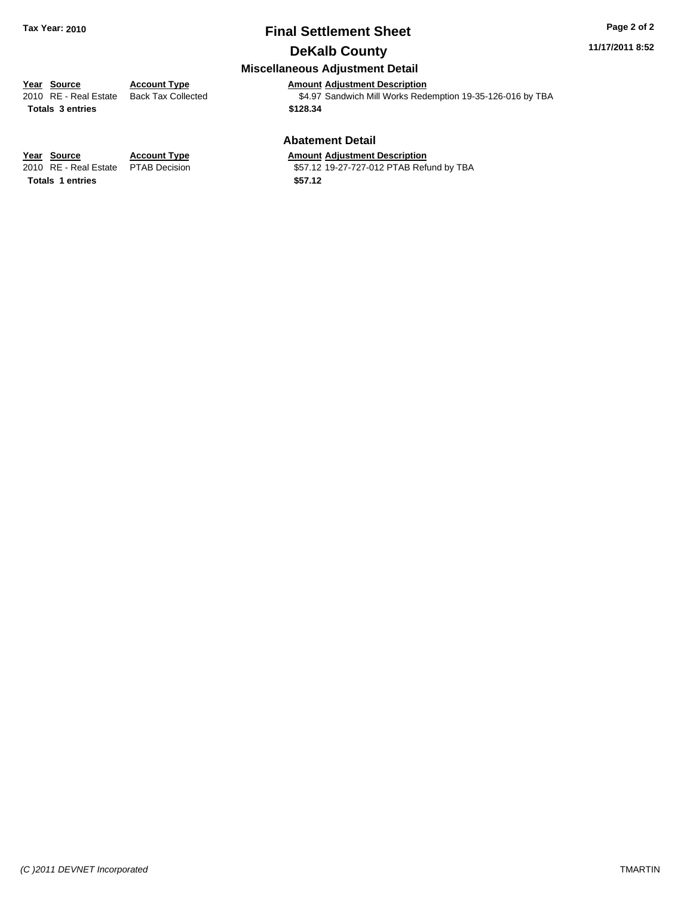**Tax Year: 2010**

# Final Settlement Sheet

## DeKalb County

### Miscellaneous Adjustment Detail

| Year | Source | Account Type | Amount | Adjustment Description |
|---|---|---|---|---|
| 2010 | RE - Real Estate | Back Tax Collected | $4.97 | Sandwich Mill Works Redemption 19-35-126-016 by TBA |
| **Totals** | **3 entries** | | **$128.34** | |

### Abatement Detail

| Year | Source | Account Type | Amount | Adjustment Description |
|---|---|---|---|---|
| 2010 | RE - Real Estate | PTAB Decision | $57.12 | 19-27-727-012 PTAB Refund by TBA |
| **Totals** | **1 entries** | | **$57.12** | |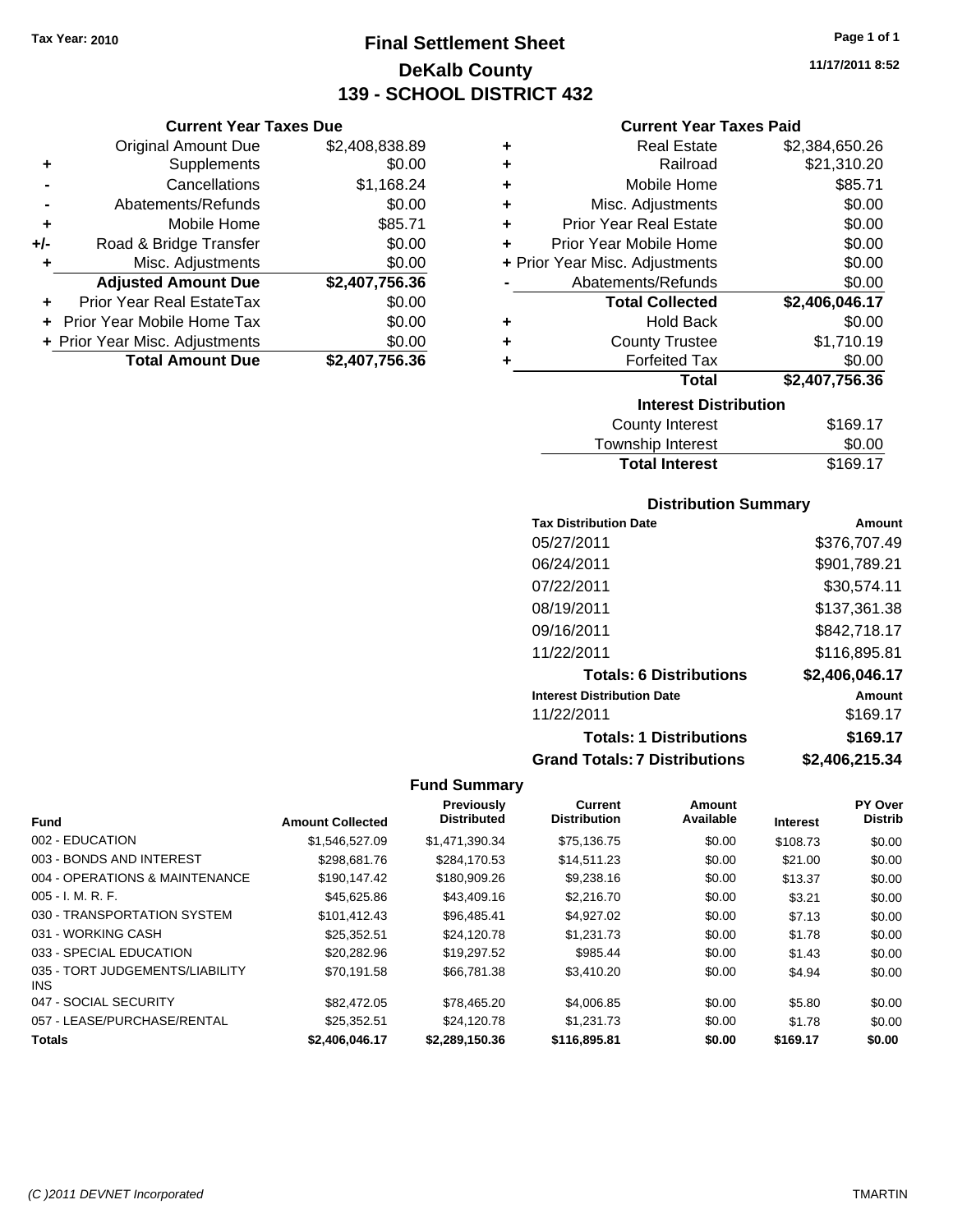Tax Year: 2010

# Final Settlement Sheet
## DeKalb County
## 139 - SCHOOL DISTRICT 432

11/17/2011 8:52

### Current Year Taxes Due

| | | |
|---|---|---|
| | Original Amount Due | $2,408,838.89 |
| + | Supplements | $0.00 |
| - | Cancellations | $1,168.24 |
| - | Abatements/Refunds | $0.00 |
| + | Mobile Home | $85.71 |
| +/- | Road & Bridge Transfer | $0.00 |
| + | Misc. Adjustments | $0.00 |
| | **Adjusted Amount Due** | **$2,407,756.36** |
| + | Prior Year Real EstateTax | $0.00 |
| + | Prior Year Mobile Home Tax | $0.00 |
| + | Prior Year Misc. Adjustments | $0.00 |
| | **Total Amount Due** | **$2,407,756.36** |

### Current Year Taxes Paid

| | | |
|---|---|---|
| + | Real Estate | $2,384,650.26 |
| + | Railroad | $21,310.20 |
| + | Mobile Home | $85.71 |
| + | Misc. Adjustments | $0.00 |
| + | Prior Year Real Estate | $0.00 |
| + | Prior Year Mobile Home | $0.00 |
| + | Prior Year Misc. Adjustments | $0.00 |
| - | Abatements/Refunds | $0.00 |
| | **Total Collected** | **$2,406,046.17** |
| + | Hold Back | $0.00 |
| + | County Trustee | $1,710.19 |
| + | Forfeited Tax | $0.00 |
| | **Total** | **$2,407,756.36** |

### Interest Distribution

| | |
|---|---|
| County Interest | $169.17 |
| Township Interest | $0.00 |
| **Total Interest** | $169.17 |

### Distribution Summary

| Tax Distribution Date | Amount |
|---|---|
| 05/27/2011 | $376,707.49 |
| 06/24/2011 | $901,789.21 |
| 07/22/2011 | $30,574.11 |
| 08/19/2011 | $137,361.38 |
| 09/16/2011 | $842,718.17 |
| 11/22/2011 | $116,895.81 |
| **Totals: 6 Distributions** | **$2,406,046.17** |
| **Interest Distribution Date** | **Amount** |
| 11/22/2011 | $169.17 |
| **Totals: 1 Distributions** | **$169.17** |
| **Grand Totals: 7 Distributions** | **$2,406,215.34** |

### Fund Summary

| Fund | Amount Collected | Previously Distributed | Current Distribution | Amount Available | Interest | PY Over Distrib |
|---|---|---|---|---|---|---|
| 002 - EDUCATION | $1,546,527.09 | $1,471,390.34 | $75,136.75 | $0.00 | $108.73 | $0.00 |
| 003 - BONDS AND INTEREST | $298,681.76 | $284,170.53 | $14,511.23 | $0.00 | $21.00 | $0.00 |
| 004 - OPERATIONS & MAINTENANCE | $190,147.42 | $180,909.26 | $9,238.16 | $0.00 | $13.37 | $0.00 |
| 005 - I. M. R. F. | $45,625.86 | $43,409.16 | $2,216.70 | $0.00 | $3.21 | $0.00 |
| 030 - TRANSPORTATION SYSTEM | $101,412.43 | $96,485.41 | $4,927.02 | $0.00 | $7.13 | $0.00 |
| 031 - WORKING CASH | $25,352.51 | $24,120.78 | $1,231.73 | $0.00 | $1.78 | $0.00 |
| 033 - SPECIAL EDUCATION | $20,282.96 | $19,297.52 | $985.44 | $0.00 | $1.43 | $0.00 |
| 035 - TORT JUDGEMENTS/LIABILITY INS | $70,191.58 | $66,781.38 | $3,410.20 | $0.00 | $4.94 | $0.00 |
| 047 - SOCIAL SECURITY | $82,472.05 | $78,465.20 | $4,006.85 | $0.00 | $5.80 | $0.00 |
| 057 - LEASE/PURCHASE/RENTAL | $25,352.51 | $24,120.78 | $1,231.73 | $0.00 | $1.78 | $0.00 |
| **Totals** | **$2,406,046.17** | **$2,289,150.36** | **$116,895.81** | **$0.00** | **$169.17** | **$0.00** |

(C )2011 DEVNET Incorporated — TMARTIN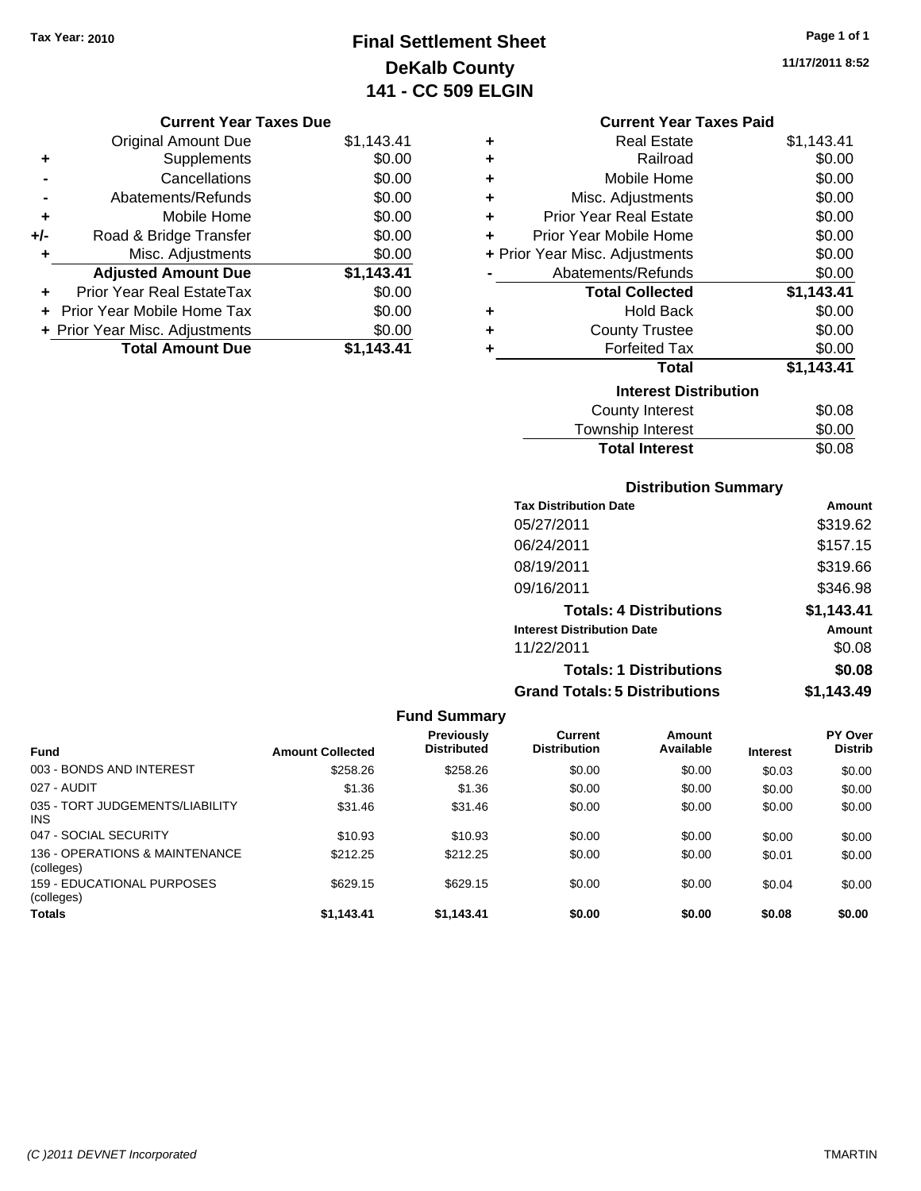Tax Year: 2010

# Final Settlement Sheet
## DeKalb County
## 141 - CC 509 ELGIN

11/17/2011 8:52

### Current Year Taxes Due

| | | |
|---|---|---|
| | Original Amount Due | $1,143.41 |
| + | Supplements | $0.00 |
| - | Cancellations | $0.00 |
| - | Abatements/Refunds | $0.00 |
| + | Mobile Home | $0.00 |
| +/- | Road & Bridge Transfer | $0.00 |
| + | Misc. Adjustments | $0.00 |
| | **Adjusted Amount Due** | **$1,143.41** |
| + | Prior Year Real EstateTax | $0.00 |
| + | Prior Year Mobile Home Tax | $0.00 |
| + | Prior Year Misc. Adjustments | $0.00 |
| | **Total Amount Due** | **$1,143.41** |

### Current Year Taxes Paid

| | | |
|---|---|---|
| + | Real Estate | $1,143.41 |
| + | Railroad | $0.00 |
| + | Mobile Home | $0.00 |
| + | Misc. Adjustments | $0.00 |
| + | Prior Year Real Estate | $0.00 |
| + | Prior Year Mobile Home | $0.00 |
| + | Prior Year Misc. Adjustments | $0.00 |
| - | Abatements/Refunds | $0.00 |
| | **Total Collected** | **$1,143.41** |
| + | Hold Back | $0.00 |
| + | County Trustee | $0.00 |
| + | Forfeited Tax | $0.00 |
| | **Total** | **$1,143.41** |

### Interest Distribution

| | |
|---|---|
| County Interest | $0.08 |
| Township Interest | $0.00 |
| **Total Interest** | $0.08 |

### Distribution Summary

| Tax Distribution Date | Amount |
|---|---|
| 05/27/2011 | $319.62 |
| 06/24/2011 | $157.15 |
| 08/19/2011 | $319.66 |
| 09/16/2011 | $346.98 |
| **Totals: 4 Distributions** | **$1,143.41** |
| **Interest Distribution Date** | **Amount** |
| 11/22/2011 | $0.08 |
| **Totals: 1 Distributions** | **$0.08** |
| **Grand Totals: 5 Distributions** | **$1,143.49** |

### Fund Summary

| Fund | Amount Collected | Previously Distributed | Current Distribution | Amount Available | Interest | PY Over Distrib |
|---|---|---|---|---|---|---|
| 003 - BONDS AND INTEREST | $258.26 | $258.26 | $0.00 | $0.00 | $0.03 | $0.00 |
| 027 - AUDIT | $1.36 | $1.36 | $0.00 | $0.00 | $0.00 | $0.00 |
| 035 - TORT JUDGEMENTS/LIABILITY INS | $31.46 | $31.46 | $0.00 | $0.00 | $0.00 | $0.00 |
| 047 - SOCIAL SECURITY | $10.93 | $10.93 | $0.00 | $0.00 | $0.00 | $0.00 |
| 136 - OPERATIONS & MAINTENANCE (colleges) | $212.25 | $212.25 | $0.00 | $0.00 | $0.01 | $0.00 |
| 159 - EDUCATIONAL PURPOSES (colleges) | $629.15 | $629.15 | $0.00 | $0.00 | $0.04 | $0.00 |
| **Totals** | **$1,143.41** | **$1,143.41** | **$0.00** | **$0.00** | **$0.08** | **$0.00** |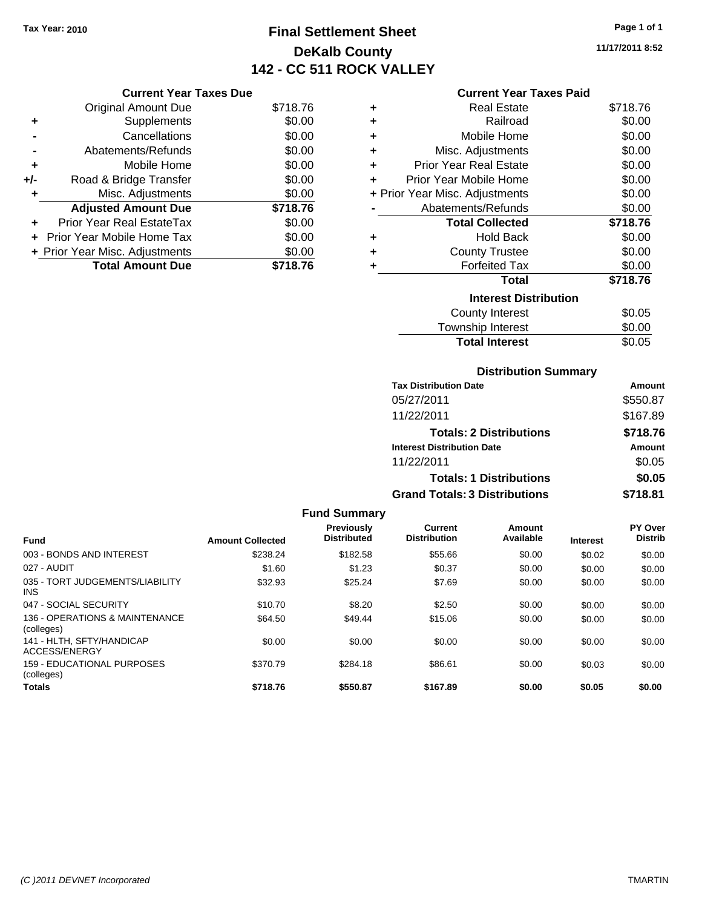Tax Year: 2010

# Final Settlement Sheet
## DeKalb County
## 142 - CC 511 ROCK VALLEY

11/17/2011 8:52

### Current Year Taxes Due

| | | |
|---|---|---|
| | Original Amount Due | $718.76 |
| + | Supplements | $0.00 |
| - | Cancellations | $0.00 |
| - | Abatements/Refunds | $0.00 |
| + | Mobile Home | $0.00 |
| +/- | Road & Bridge Transfer | $0.00 |
| + | Misc. Adjustments | $0.00 |
| | **Adjusted Amount Due** | **$718.76** |
| + | Prior Year Real EstateTax | $0.00 |
| + | Prior Year Mobile Home Tax | $0.00 |
| + | Prior Year Misc. Adjustments | $0.00 |
| | **Total Amount Due** | **$718.76** |

### Current Year Taxes Paid

| | | |
|---|---|---|
| + | Real Estate | $718.76 |
| + | Railroad | $0.00 |
| + | Mobile Home | $0.00 |
| + | Misc. Adjustments | $0.00 |
| + | Prior Year Real Estate | $0.00 |
| + | Prior Year Mobile Home | $0.00 |
| + | Prior Year Misc. Adjustments | $0.00 |
| - | Abatements/Refunds | $0.00 |
| | **Total Collected** | **$718.76** |
| + | Hold Back | $0.00 |
| + | County Trustee | $0.00 |
| + | Forfeited Tax | $0.00 |
| | **Total** | **$718.76** |

### Interest Distribution

| | |
|---|---|
| County Interest | $0.05 |
| Township Interest | $0.00 |
| **Total Interest** | $0.05 |

### Distribution Summary

| Tax Distribution Date | Amount |
|---|---|
| 05/27/2011 | $550.87 |
| 11/22/2011 | $167.89 |
| **Totals: 2 Distributions** | **$718.76** |
| **Interest Distribution Date** | **Amount** |
| 11/22/2011 | $0.05 |
| **Totals: 1 Distributions** | **$0.05** |
| **Grand Totals: 3 Distributions** | **$718.81** |

### Fund Summary

| Fund | Amount Collected | Previously Distributed | Current Distribution | Amount Available | Interest | PY Over Distrib |
|---|---|---|---|---|---|---|
| 003 - BONDS AND INTEREST | $238.24 | $182.58 | $55.66 | $0.00 | $0.02 | $0.00 |
| 027 - AUDIT | $1.60 | $1.23 | $0.37 | $0.00 | $0.00 | $0.00 |
| 035 - TORT JUDGEMENTS/LIABILITY INS | $32.93 | $25.24 | $7.69 | $0.00 | $0.00 | $0.00 |
| 047 - SOCIAL SECURITY | $10.70 | $8.20 | $2.50 | $0.00 | $0.00 | $0.00 |
| 136 - OPERATIONS & MAINTENANCE (colleges) | $64.50 | $49.44 | $15.06 | $0.00 | $0.00 | $0.00 |
| 141 - HLTH, SFTY/HANDICAP ACCESS/ENERGY | $0.00 | $0.00 | $0.00 | $0.00 | $0.00 | $0.00 |
| 159 - EDUCATIONAL PURPOSES (colleges) | $370.79 | $284.18 | $86.61 | $0.00 | $0.03 | $0.00 |
| **Totals** | **$718.76** | **$550.87** | **$167.89** | **$0.00** | **$0.05** | **$0.00** |

(C )2011 DEVNET Incorporated TMARTIN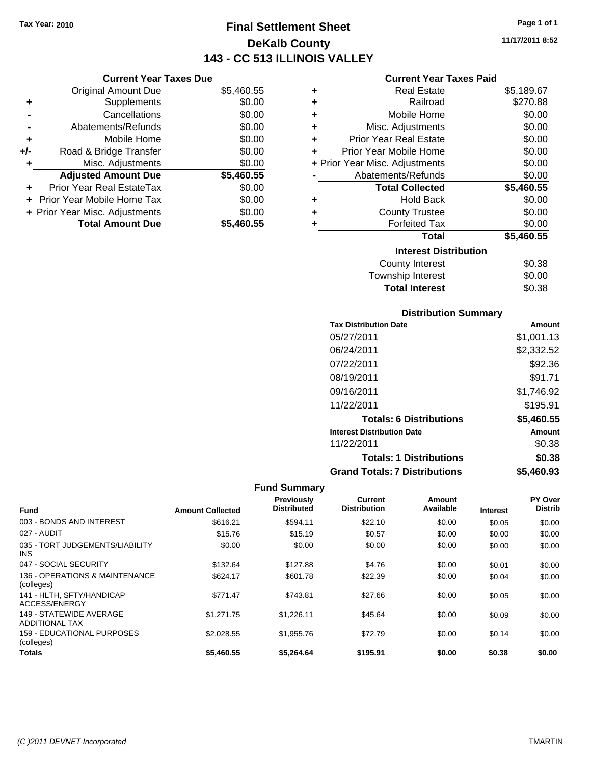Tax Year: 2010

# Final Settlement Sheet
## DeKalb County
## 143 - CC 513 ILLINOIS VALLEY

11/17/2011 8:52

### Current Year Taxes Due

| | | |
|---|---|---|
| | Original Amount Due | $5,460.55 |
| + | Supplements | $0.00 |
| - | Cancellations | $0.00 |
| - | Abatements/Refunds | $0.00 |
| + | Mobile Home | $0.00 |
| +/- | Road & Bridge Transfer | $0.00 |
| + | Misc. Adjustments | $0.00 |
| | **Adjusted Amount Due** | **$5,460.55** |
| + | Prior Year Real EstateTax | $0.00 |
| + | Prior Year Mobile Home Tax | $0.00 |
| + | Prior Year Misc. Adjustments | $0.00 |
| | **Total Amount Due** | **$5,460.55** |

### Current Year Taxes Paid

| | | |
|---|---|---|
| + | Real Estate | $5,189.67 |
| + | Railroad | $270.88 |
| + | Mobile Home | $0.00 |
| + | Misc. Adjustments | $0.00 |
| + | Prior Year Real Estate | $0.00 |
| + | Prior Year Mobile Home | $0.00 |
| + | Prior Year Misc. Adjustments | $0.00 |
| - | Abatements/Refunds | $0.00 |
| | **Total Collected** | **$5,460.55** |
| + | Hold Back | $0.00 |
| + | County Trustee | $0.00 |
| + | Forfeited Tax | $0.00 |
| | **Total** | **$5,460.55** |

### Interest Distribution

| | |
|---|---|
| County Interest | $0.38 |
| Township Interest | $0.00 |
| **Total Interest** | $0.38 |

### Distribution Summary

| Tax Distribution Date | Amount |
|---|---|
| 05/27/2011 | $1,001.13 |
| 06/24/2011 | $2,332.52 |
| 07/22/2011 | $92.36 |
| 08/19/2011 | $91.71 |
| 09/16/2011 | $1,746.92 |
| 11/22/2011 | $195.91 |
| **Totals: 6 Distributions** | **$5,460.55** |
| **Interest Distribution Date** | **Amount** |
| 11/22/2011 | $0.38 |
| **Totals: 1 Distributions** | **$0.38** |
| **Grand Totals: 7 Distributions** | **$5,460.93** |

### Fund Summary

| Fund | Amount Collected | Previously Distributed | Current Distribution | Amount Available | Interest | PY Over Distrib |
|---|---|---|---|---|---|---|
| 003 - BONDS AND INTEREST | $616.21 | $594.11 | $22.10 | $0.00 | $0.05 | $0.00 |
| 027 - AUDIT | $15.76 | $15.19 | $0.57 | $0.00 | $0.00 | $0.00 |
| 035 - TORT JUDGEMENTS/LIABILITY INS | $0.00 | $0.00 | $0.00 | $0.00 | $0.00 | $0.00 |
| 047 - SOCIAL SECURITY | $132.64 | $127.88 | $4.76 | $0.00 | $0.01 | $0.00 |
| 136 - OPERATIONS & MAINTENANCE (colleges) | $624.17 | $601.78 | $22.39 | $0.00 | $0.04 | $0.00 |
| 141 - HLTH, SFTY/HANDICAP ACCESS/ENERGY | $771.47 | $743.81 | $27.66 | $0.00 | $0.05 | $0.00 |
| 149 - STATEWIDE AVERAGE ADDITIONAL TAX | $1,271.75 | $1,226.11 | $45.64 | $0.00 | $0.09 | $0.00 |
| 159 - EDUCATIONAL PURPOSES (colleges) | $2,028.55 | $1,955.76 | $72.79 | $0.00 | $0.14 | $0.00 |
| **Totals** | **$5,460.55** | **$5,264.64** | **$195.91** | **$0.00** | **$0.38** | **$0.00** |

(C )2011 DEVNET Incorporated — TMARTIN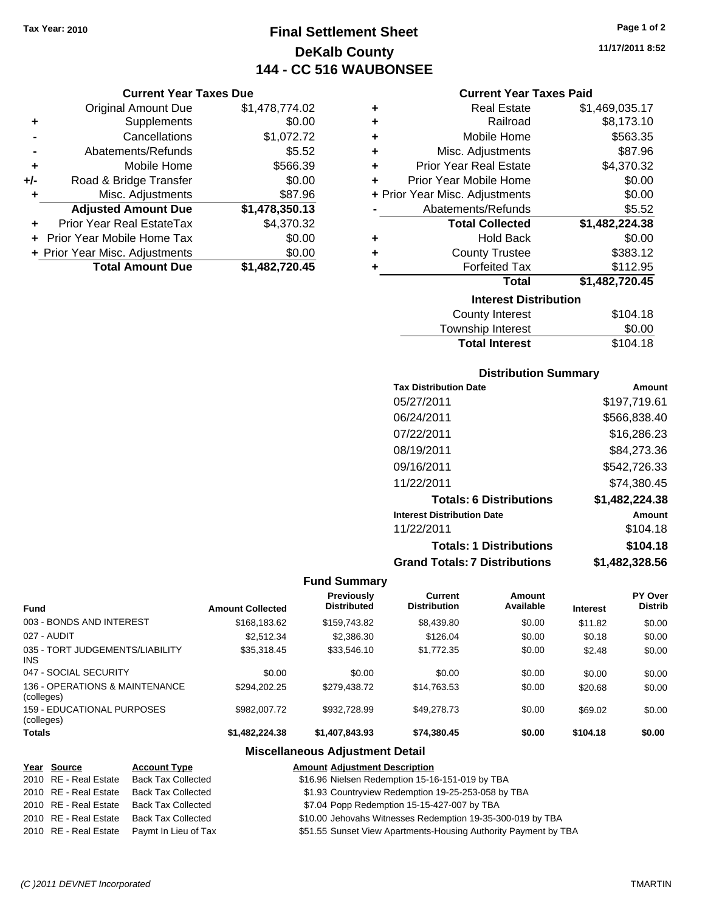Tax Year: 2010

# Final Settlement Sheet
## DeKalb County
## 144 - CC 516 WAUBONSEE

11/17/2011 8:52

### Current Year Taxes Due

| | | |
|---|---|---|
| | Original Amount Due | $1,478,774.02 |
| + | Supplements | $0.00 |
| - | Cancellations | $1,072.72 |
| - | Abatements/Refunds | $5.52 |
| + | Mobile Home | $566.39 |
| +/- | Road & Bridge Transfer | $0.00 |
| + | Misc. Adjustments | $87.96 |
| | **Adjusted Amount Due** | **$1,478,350.13** |
| + | Prior Year Real EstateTax | $4,370.32 |
| + | Prior Year Mobile Home Tax | $0.00 |
| + | Prior Year Misc. Adjustments | $0.00 |
| | **Total Amount Due** | **$1,482,720.45** |

### Current Year Taxes Paid

| | | |
|---|---|---|
| + | Real Estate | $1,469,035.17 |
| + | Railroad | $8,173.10 |
| + | Mobile Home | $563.35 |
| + | Misc. Adjustments | $87.96 |
| + | Prior Year Real Estate | $4,370.32 |
| + | Prior Year Mobile Home | $0.00 |
| + | Prior Year Misc. Adjustments | $0.00 |
| - | Abatements/Refunds | $5.52 |
| | **Total Collected** | **$1,482,224.38** |
| + | Hold Back | $0.00 |
| + | County Trustee | $383.12 |
| + | Forfeited Tax | $112.95 |
| | **Total** | **$1,482,720.45** |

### Interest Distribution

| | |
|---|---|
| County Interest | $104.18 |
| Township Interest | $0.00 |
| **Total Interest** | $104.18 |

### Distribution Summary

| Tax Distribution Date | Amount |
|---|---|
| 05/27/2011 | $197,719.61 |
| 06/24/2011 | $566,838.40 |
| 07/22/2011 | $16,286.23 |
| 08/19/2011 | $84,273.36 |
| 09/16/2011 | $542,726.33 |
| 11/22/2011 | $74,380.45 |
| **Totals: 6 Distributions** | **$1,482,224.38** |

| Interest Distribution Date | Amount |
|---|---|
| 11/22/2011 | $104.18 |
| **Totals: 1 Distributions** | **$104.18** |
| **Grand Totals: 7 Distributions** | **$1,482,328.56** |

### Fund Summary

| Fund | Amount Collected | Previously Distributed | Current Distribution | Amount Available | Interest | PY Over Distrib |
|---|---|---|---|---|---|---|
| 003 - BONDS AND INTEREST | $168,183.62 | $159,743.82 | $8,439.80 | $0.00 | $11.82 | $0.00 |
| 027 - AUDIT | $2,512.34 | $2,386.30 | $126.04 | $0.00 | $0.18 | $0.00 |
| 035 - TORT JUDGEMENTS/LIABILITY INS | $35,318.45 | $33,546.10 | $1,772.35 | $0.00 | $2.48 | $0.00 |
| 047 - SOCIAL SECURITY | $0.00 | $0.00 | $0.00 | $0.00 | $0.00 | $0.00 |
| 136 - OPERATIONS & MAINTENANCE (colleges) | $294,202.25 | $279,438.72 | $14,763.53 | $0.00 | $20.68 | $0.00 |
| 159 - EDUCATIONAL PURPOSES (colleges) | $982,007.72 | $932,728.99 | $49,278.73 | $0.00 | $69.02 | $0.00 |
| **Totals** | **$1,482,224.38** | **$1,407,843.93** | **$74,380.45** | **$0.00** | **$104.18** | **$0.00** |

### Miscellaneous Adjustment Detail

| Year | Source | Account Type | Amount | Adjustment Description |
|---|---|---|---|---|
| 2010 | RE - Real Estate | Back Tax Collected | $16.96 | Nielsen Redemption 15-16-151-019 by TBA |
| 2010 | RE - Real Estate | Back Tax Collected | $1.93 | Countryview Redemption 19-25-253-058 by TBA |
| 2010 | RE - Real Estate | Back Tax Collected | $7.04 | Popp Redemption 15-15-427-007 by TBA |
| 2010 | RE - Real Estate | Back Tax Collected | $10.00 | Jehovahs Witnesses Redemption 19-35-300-019 by TBA |
| 2010 | RE - Real Estate | Paymt In Lieu of Tax | $51.55 | Sunset View Apartments-Housing Authority Payment by TBA |

(C )2011 DEVNET Incorporated — TMARTIN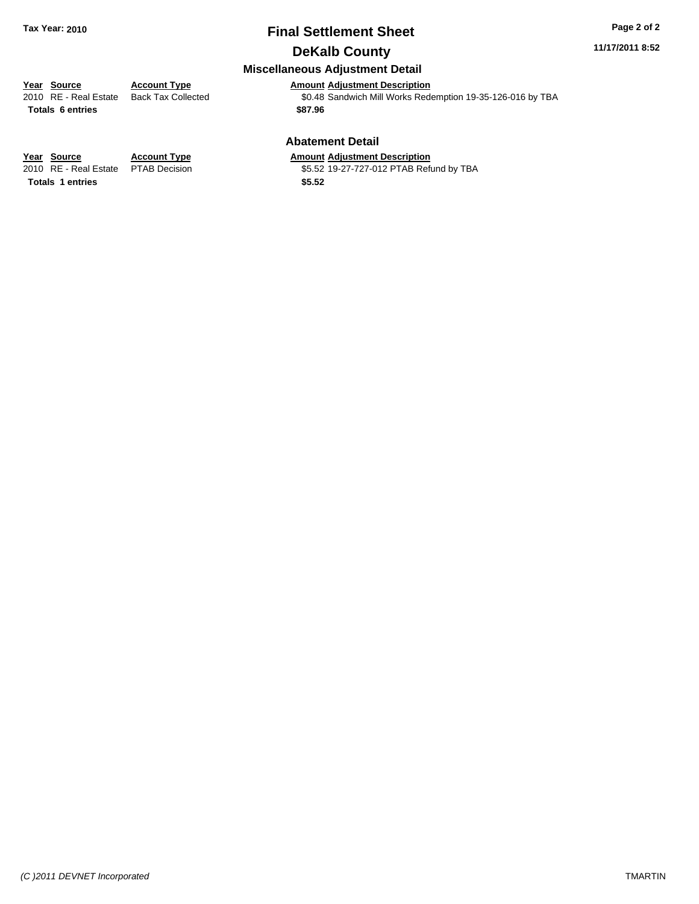# Final Settlement Sheet

## DeKalb County

Tax Year: 2010

11/17/2011 8:52

### Miscellaneous Adjustment Detail

| Year | Source | Account Type | Amount | Adjustment Description |
|---|---|---|---|---|
| 2010 | RE - Real Estate | Back Tax Collected | $0.48 | Sandwich Mill Works Redemption 19-35-126-016 by TBA |
| **Totals** | **6 entries** | | **$87.96** | |

### Abatement Detail

| Year | Source | Account Type | Amount | Adjustment Description |
|---|---|---|---|---|
| 2010 | RE - Real Estate | PTAB Decision | $5.52 | 19-27-727-012 PTAB Refund by TBA |
| **Totals** | **1 entries** | | **$5.52** | |

*(C )2011 DEVNET Incorporated* TMARTIN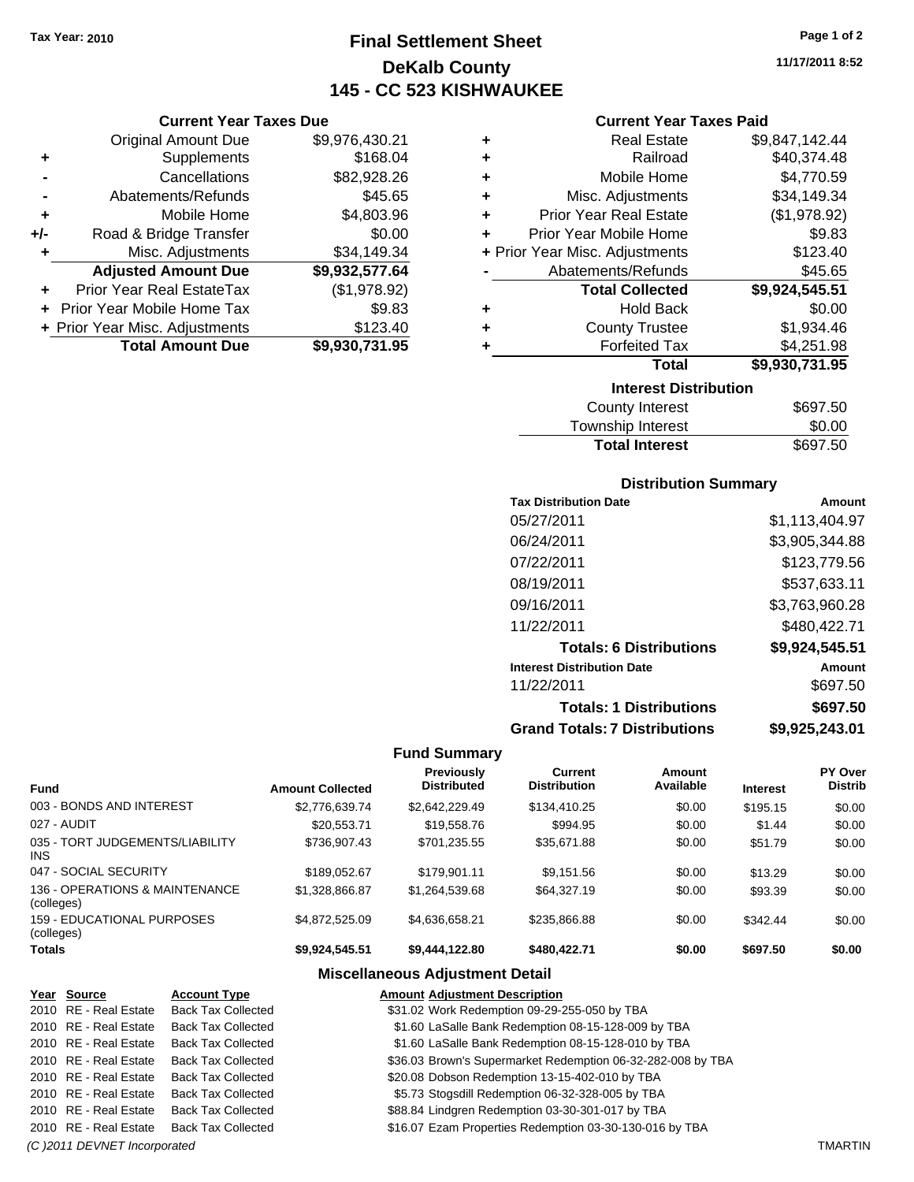Tax Year: 2010

# Final Settlement Sheet
## DeKalb County
## 145 - CC 523 KISHWAUKEE

11/17/2011 8:52

### Current Year Taxes Due

| | | |
|---|---|---|
| | Original Amount Due | $9,976,430.21 |
| + | Supplements | $168.04 |
| - | Cancellations | $82,928.26 |
| - | Abatements/Refunds | $45.65 |
| + | Mobile Home | $4,803.96 |
| +/- | Road & Bridge Transfer | $0.00 |
| + | Misc. Adjustments | $34,149.34 |
| | **Adjusted Amount Due** | **$9,932,577.64** |
| + | Prior Year Real EstateTax | ($1,978.92) |
| + | Prior Year Mobile Home Tax | $9.83 |
| + | Prior Year Misc. Adjustments | $123.40 |
| | **Total Amount Due** | **$9,930,731.95** |

### Current Year Taxes Paid

| | | |
|---|---|---|
| + | Real Estate | $9,847,142.44 |
| + | Railroad | $40,374.48 |
| + | Mobile Home | $4,770.59 |
| + | Misc. Adjustments | $34,149.34 |
| + | Prior Year Real Estate | ($1,978.92) |
| + | Prior Year Mobile Home | $9.83 |
| + | Prior Year Misc. Adjustments | $123.40 |
| - | Abatements/Refunds | $45.65 |
| | **Total Collected** | **$9,924,545.51** |
| + | Hold Back | $0.00 |
| + | County Trustee | $1,934.46 |
| + | Forfeited Tax | $4,251.98 |
| | **Total** | **$9,930,731.95** |

### Interest Distribution

| | |
|---|---|
| County Interest | $697.50 |
| Township Interest | $0.00 |
| **Total Interest** | $697.50 |

### Distribution Summary

| Tax Distribution Date | Amount |
|---|---|
| 05/27/2011 | $1,113,404.97 |
| 06/24/2011 | $3,905,344.88 |
| 07/22/2011 | $123,779.56 |
| 08/19/2011 | $537,633.11 |
| 09/16/2011 | $3,763,960.28 |
| 11/22/2011 | $480,422.71 |
| **Totals: 6 Distributions** | **$9,924,545.51** |
| **Interest Distribution Date** | **Amount** |
| 11/22/2011 | $697.50 |
| **Totals: 1 Distributions** | **$697.50** |
| **Grand Totals: 7 Distributions** | **$9,925,243.01** |

### Fund Summary

| Fund | Amount Collected | Previously Distributed | Current Distribution | Amount Available | Interest | PY Over Distrib |
|---|---|---|---|---|---|---|
| 003 - BONDS AND INTEREST | $2,776,639.74 | $2,642,229.49 | $134,410.25 | $0.00 | $195.15 | $0.00 |
| 027 - AUDIT | $20,553.71 | $19,558.76 | $994.95 | $0.00 | $1.44 | $0.00 |
| 035 - TORT JUDGEMENTS/LIABILITY INS | $736,907.43 | $701,235.55 | $35,671.88 | $0.00 | $51.79 | $0.00 |
| 047 - SOCIAL SECURITY | $189,052.67 | $179,901.11 | $9,151.56 | $0.00 | $13.29 | $0.00 |
| 136 - OPERATIONS & MAINTENANCE (colleges) | $1,328,866.87 | $1,264,539.68 | $64,327.19 | $0.00 | $93.39 | $0.00 |
| 159 - EDUCATIONAL PURPOSES (colleges) | $4,872,525.09 | $4,636,658.21 | $235,866.88 | $0.00 | $342.44 | $0.00 |
| **Totals** | **$9,924,545.51** | **$9,444,122.80** | **$480,422.71** | **$0.00** | **$697.50** | **$0.00** |

### Miscellaneous Adjustment Detail

| Year | Source | Account Type | Amount | Adjustment Description |
|---|---|---|---|---|
| 2010 | RE - Real Estate | Back Tax Collected | $31.02 | Work Redemption 09-29-255-050 by TBA |
| 2010 | RE - Real Estate | Back Tax Collected | $1.60 | LaSalle Bank Redemption 08-15-128-009 by TBA |
| 2010 | RE - Real Estate | Back Tax Collected | $1.60 | LaSalle Bank Redemption 08-15-128-010 by TBA |
| 2010 | RE - Real Estate | Back Tax Collected | $36.03 | Brown's Supermarket Redemption 06-32-282-008 by TBA |
| 2010 | RE - Real Estate | Back Tax Collected | $20.08 | Dobson Redemption 13-15-402-010 by TBA |
| 2010 | RE - Real Estate | Back Tax Collected | $5.73 | Stogsdill Redemption 06-32-328-005 by TBA |
| 2010 | RE - Real Estate | Back Tax Collected | $88.84 | Lindgren Redemption 03-30-301-017 by TBA |
| 2010 | RE - Real Estate | Back Tax Collected | $16.07 | Ezam Properties Redemption 03-30-130-016 by TBA |

(C )2011 DEVNET Incorporated TMARTIN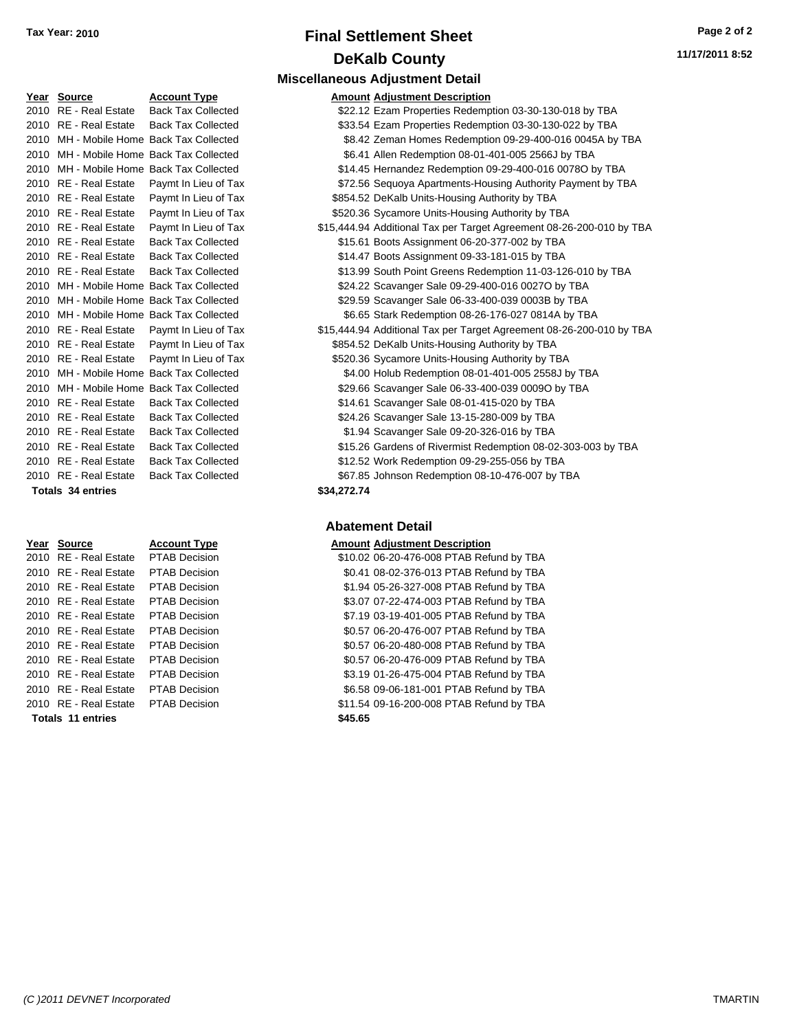**Tax Year: 2010**

# Final Settlement Sheet

## DeKalb County

### Miscellaneous Adjustment Detail

| Year | Source | Account Type | Amount | Adjustment Description |
|---|---|---|---|---|
| 2010 | RE - Real Estate | Back Tax Collected | $22.12 | Ezam Properties Redemption 03-30-130-018 by TBA |
| 2010 | RE - Real Estate | Back Tax Collected | $33.54 | Ezam Properties Redemption 03-30-130-022 by TBA |
| 2010 | MH - Mobile Home | Back Tax Collected | $8.42 | Zeman Homes Redemption 09-29-400-016 0045A by TBA |
| 2010 | MH - Mobile Home | Back Tax Collected | $6.41 | Allen Redemption 08-01-401-005 2566J by TBA |
| 2010 | MH - Mobile Home | Back Tax Collected | $14.45 | Hernandez Redemption 09-29-400-016 0078O by TBA |
| 2010 | RE - Real Estate | Paymt In Lieu of Tax | $72.56 | Sequoya Apartments-Housing Authority Payment by TBA |
| 2010 | RE - Real Estate | Paymt In Lieu of Tax | $854.52 | DeKalb Units-Housing Authority by TBA |
| 2010 | RE - Real Estate | Paymt In Lieu of Tax | $520.36 | Sycamore Units-Housing Authority by TBA |
| 2010 | RE - Real Estate | Paymt In Lieu of Tax | $15,444.94 | Additional Tax per Target Agreement 08-26-200-010 by TBA |
| 2010 | RE - Real Estate | Back Tax Collected | $15.61 | Boots Assignment 06-20-377-002 by TBA |
| 2010 | RE - Real Estate | Back Tax Collected | $14.47 | Boots Assignment 09-33-181-015 by TBA |
| 2010 | RE - Real Estate | Back Tax Collected | $13.99 | South Point Greens Redemption 11-03-126-010 by TBA |
| 2010 | MH - Mobile Home | Back Tax Collected | $24.22 | Scavanger Sale 09-29-400-016 0027O by TBA |
| 2010 | MH - Mobile Home | Back Tax Collected | $29.59 | Scavanger Sale 06-33-400-039 0003B by TBA |
| 2010 | MH - Mobile Home | Back Tax Collected | $6.65 | Stark Redemption 08-26-176-027 0814A by TBA |
| 2010 | RE - Real Estate | Paymt In Lieu of Tax | $15,444.94 | Additional Tax per Target Agreement 08-26-200-010 by TBA |
| 2010 | RE - Real Estate | Paymt In Lieu of Tax | $854.52 | DeKalb Units-Housing Authority by TBA |
| 2010 | RE - Real Estate | Paymt In Lieu of Tax | $520.36 | Sycamore Units-Housing Authority by TBA |
| 2010 | MH - Mobile Home | Back Tax Collected | $4.00 | Holub Redemption 08-01-401-005 2558J by TBA |
| 2010 | MH - Mobile Home | Back Tax Collected | $29.66 | Scavanger Sale 06-33-400-039 0009O by TBA |
| 2010 | RE - Real Estate | Back Tax Collected | $14.61 | Scavanger Sale 08-01-415-020 by TBA |
| 2010 | RE - Real Estate | Back Tax Collected | $24.26 | Scavanger Sale 13-15-280-009 by TBA |
| 2010 | RE - Real Estate | Back Tax Collected | $1.94 | Scavanger Sale 09-20-326-016 by TBA |
| 2010 | RE - Real Estate | Back Tax Collected | $15.26 | Gardens of Rivermist Redemption 08-02-303-003 by TBA |
| 2010 | RE - Real Estate | Back Tax Collected | $12.52 | Work Redemption 09-29-255-056 by TBA |
| 2010 | RE - Real Estate | Back Tax Collected | $67.85 | Johnson Redemption 08-10-476-007 by TBA |
| **Totals 34 entries** | | | **$34,272.74** | |

### Abatement Detail

| Year | Source | Account Type | Amount | Adjustment Description |
|---|---|---|---|---|
| 2010 | RE - Real Estate | PTAB Decision | $10.02 | 06-20-476-008 PTAB Refund by TBA |
| 2010 | RE - Real Estate | PTAB Decision | $0.41 | 08-02-376-013 PTAB Refund by TBA |
| 2010 | RE - Real Estate | PTAB Decision | $1.94 | 05-26-327-008 PTAB Refund by TBA |
| 2010 | RE - Real Estate | PTAB Decision | $3.07 | 07-22-474-003 PTAB Refund by TBA |
| 2010 | RE - Real Estate | PTAB Decision | $7.19 | 03-19-401-005 PTAB Refund by TBA |
| 2010 | RE - Real Estate | PTAB Decision | $0.57 | 06-20-476-007 PTAB Refund by TBA |
| 2010 | RE - Real Estate | PTAB Decision | $0.57 | 06-20-480-008 PTAB Refund by TBA |
| 2010 | RE - Real Estate | PTAB Decision | $0.57 | 06-20-476-009 PTAB Refund by TBA |
| 2010 | RE - Real Estate | PTAB Decision | $3.19 | 01-26-475-004 PTAB Refund by TBA |
| 2010 | RE - Real Estate | PTAB Decision | $6.58 | 09-06-181-001 PTAB Refund by TBA |
| 2010 | RE - Real Estate | PTAB Decision | $11.54 | 09-16-200-008 PTAB Refund by TBA |
| **Totals 11 entries** | | | **$45.65** | |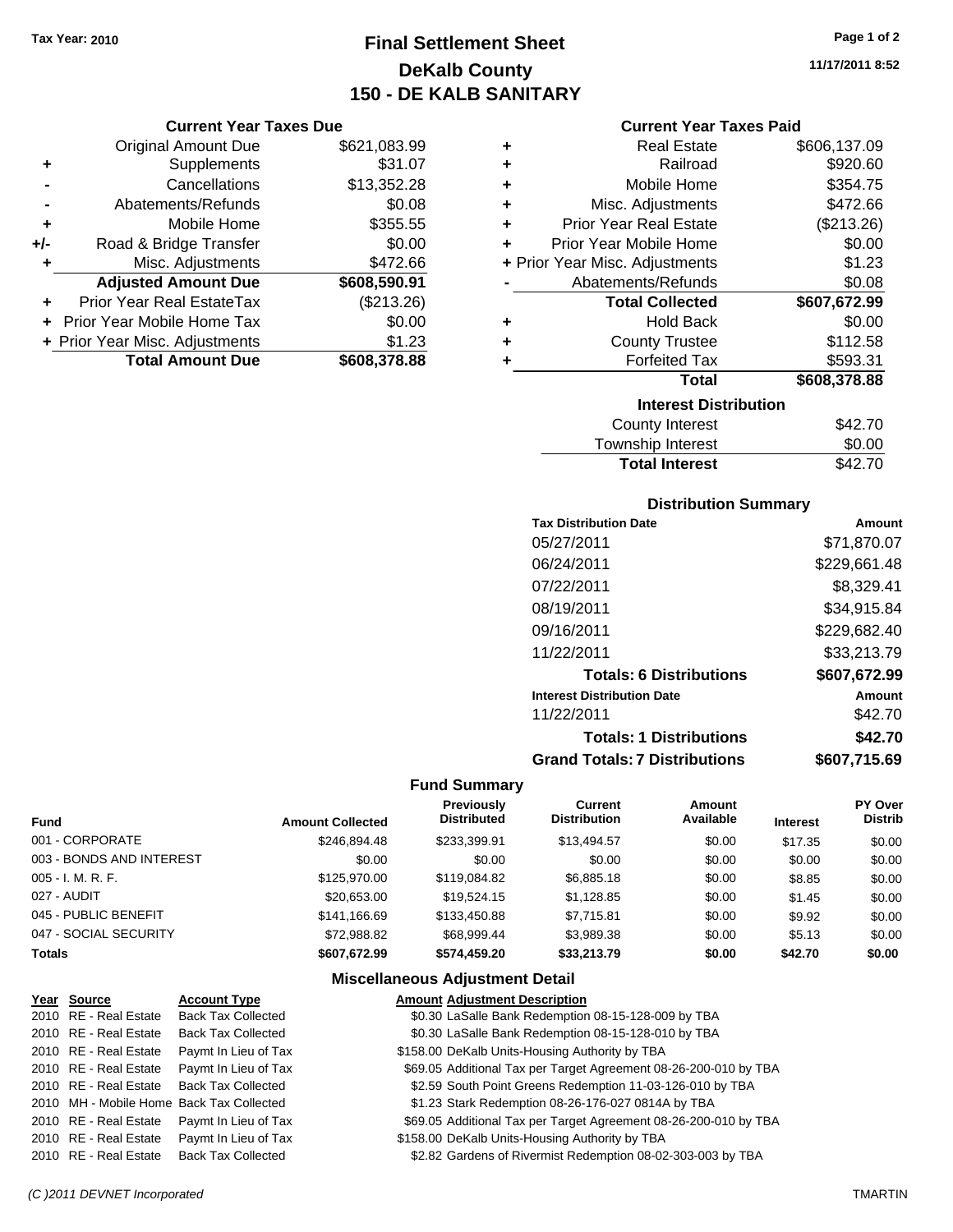Tax Year: 2010

# Final Settlement Sheet
## DeKalb County
## 150 - DE KALB SANITARY

11/17/2011 8:52

### Current Year Taxes Due

| | | |
|---|---|---|
| | Original Amount Due | $621,083.99 |
| + | Supplements | $31.07 |
| - | Cancellations | $13,352.28 |
| - | Abatements/Refunds | $0.08 |
| + | Mobile Home | $355.55 |
| +/- | Road & Bridge Transfer | $0.00 |
| + | Misc. Adjustments | $472.66 |
| | **Adjusted Amount Due** | **$608,590.91** |
| + | Prior Year Real EstateTax | ($213.26) |
| + | Prior Year Mobile Home Tax | $0.00 |
| + | Prior Year Misc. Adjustments | $1.23 |
| | **Total Amount Due** | **$608,378.88** |

### Current Year Taxes Paid

| | | |
|---|---|---|
| + | Real Estate | $606,137.09 |
| + | Railroad | $920.60 |
| + | Mobile Home | $354.75 |
| + | Misc. Adjustments | $472.66 |
| + | Prior Year Real Estate | ($213.26) |
| + | Prior Year Mobile Home | $0.00 |
| + | Prior Year Misc. Adjustments | $1.23 |
| - | Abatements/Refunds | $0.08 |
| | **Total Collected** | **$607,672.99** |
| + | Hold Back | $0.00 |
| + | County Trustee | $112.58 |
| + | Forfeited Tax | $593.31 |
| | **Total** | **$608,378.88** |

### Interest Distribution

| | |
|---|---|
| County Interest | $42.70 |
| Township Interest | $0.00 |
| **Total Interest** | $42.70 |

### Distribution Summary

| Tax Distribution Date | Amount |
|---|---|
| 05/27/2011 | $71,870.07 |
| 06/24/2011 | $229,661.48 |
| 07/22/2011 | $8,329.41 |
| 08/19/2011 | $34,915.84 |
| 09/16/2011 | $229,682.40 |
| 11/22/2011 | $33,213.79 |
| **Totals: 6 Distributions** | **$607,672.99** |
| **Interest Distribution Date** | **Amount** |
| 11/22/2011 | $42.70 |
| **Totals: 1 Distributions** | **$42.70** |
| **Grand Totals: 7 Distributions** | **$607,715.69** |

### Fund Summary

| Fund | Amount Collected | Previously Distributed | Current Distribution | Amount Available | Interest | PY Over Distrib |
|---|---|---|---|---|---|---|
| 001 - CORPORATE | $246,894.48 | $233,399.91 | $13,494.57 | $0.00 | $17.35 | $0.00 |
| 003 - BONDS AND INTEREST | $0.00 | $0.00 | $0.00 | $0.00 | $0.00 | $0.00 |
| 005 - I. M. R. F. | $125,970.00 | $119,084.82 | $6,885.18 | $0.00 | $8.85 | $0.00 |
| 027 - AUDIT | $20,653.00 | $19,524.15 | $1,128.85 | $0.00 | $1.45 | $0.00 |
| 045 - PUBLIC BENEFIT | $141,166.69 | $133,450.88 | $7,715.81 | $0.00 | $9.92 | $0.00 |
| 047 - SOCIAL SECURITY | $72,988.82 | $68,999.44 | $3,989.38 | $0.00 | $5.13 | $0.00 |
| **Totals** | **$607,672.99** | **$574,459.20** | **$33,213.79** | **$0.00** | **$42.70** | **$0.00** |

### Miscellaneous Adjustment Detail

| Year | Source | Account Type | Amount | Adjustment Description |
|---|---|---|---|---|
| 2010 | RE - Real Estate | Back Tax Collected | $0.30 | LaSalle Bank Redemption 08-15-128-009 by TBA |
| 2010 | RE - Real Estate | Back Tax Collected | $0.30 | LaSalle Bank Redemption 08-15-128-010 by TBA |
| 2010 | RE - Real Estate | Paymt In Lieu of Tax | $158.00 | DeKalb Units-Housing Authority by TBA |
| 2010 | RE - Real Estate | Paymt In Lieu of Tax | $69.05 | Additional Tax per Target Agreement 08-26-200-010 by TBA |
| 2010 | RE - Real Estate | Back Tax Collected | $2.59 | South Point Greens Redemption 11-03-126-010 by TBA |
| 2010 | MH - Mobile Home | Back Tax Collected | $1.23 | Stark Redemption 08-26-176-027 0814A by TBA |
| 2010 | RE - Real Estate | Paymt In Lieu of Tax | $69.05 | Additional Tax per Target Agreement 08-26-200-010 by TBA |
| 2010 | RE - Real Estate | Paymt In Lieu of Tax | $158.00 | DeKalb Units-Housing Authority by TBA |
| 2010 | RE - Real Estate | Back Tax Collected | $2.82 | Gardens of Rivermist Redemption 08-02-303-003 by TBA |

(C )2011 DEVNET Incorporated TMARTIN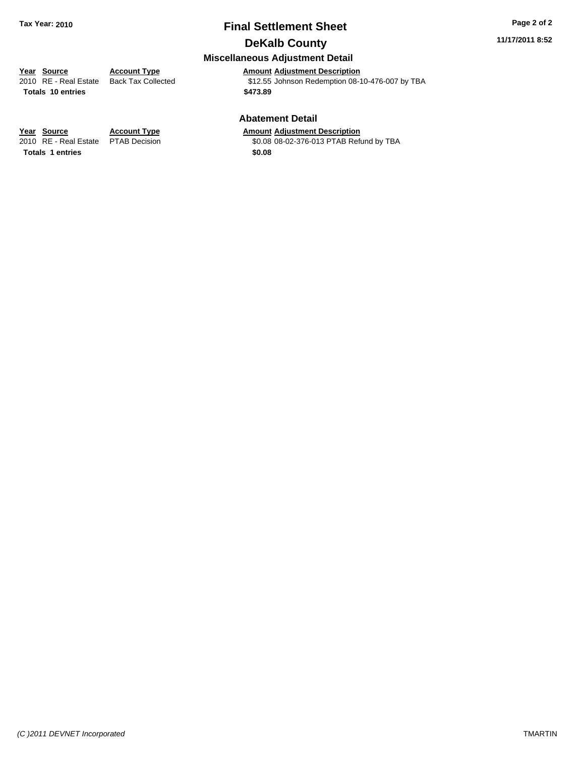**Tax Year: 2010**

# Final Settlement Sheet

## DeKalb County

### Miscellaneous Adjustment Detail

| Year | Source | Account Type | Amount | Adjustment Description |
|---|---|---|---|---|
| 2010 | RE - Real Estate | Back Tax Collected | $12.55 | Johnson Redemption 08-10-476-007 by TBA |
| **Totals 10 entries** | | | **$473.89** | |

### Abatement Detail

| Year | Source | Account Type | Amount | Adjustment Description |
|---|---|---|---|---|
| 2010 | RE - Real Estate | PTAB Decision | $0.08 | 08-02-376-013 PTAB Refund by TBA |
| **Totals 1 entries** | | | **$0.08** | |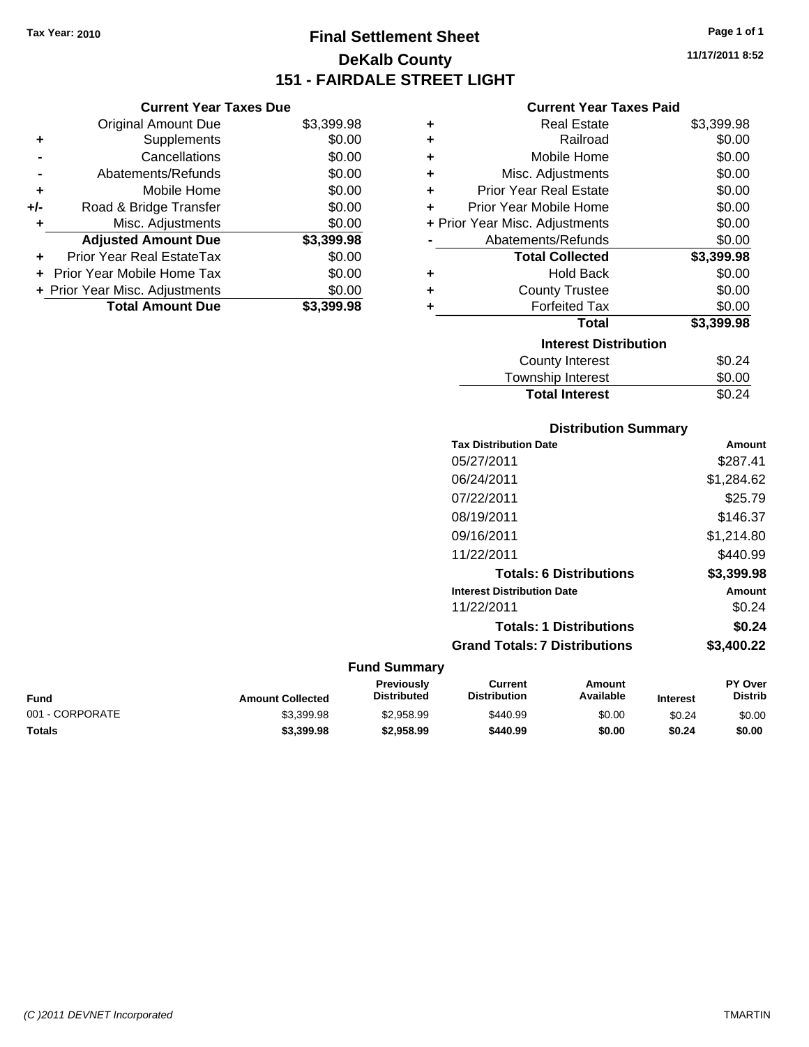Tax Year: 2010

# Final Settlement Sheet
## DeKalb County
### 151 - FAIRDALE STREET LIGHT

11/17/2011 8:52

**Current Year Taxes Due**

| | | |
|---|---|---|
| | Original Amount Due | $3,399.98 |
| + | Supplements | $0.00 |
| - | Cancellations | $0.00 |
| - | Abatements/Refunds | $0.00 |
| + | Mobile Home | $0.00 |
| +/- | Road & Bridge Transfer | $0.00 |
| + | Misc. Adjustments | $0.00 |
| | **Adjusted Amount Due** | **$3,399.98** |
| + | Prior Year Real EstateTax | $0.00 |
| + | Prior Year Mobile Home Tax | $0.00 |
| + | Prior Year Misc. Adjustments | $0.00 |
| | **Total Amount Due** | **$3,399.98** |

**Current Year Taxes Paid**

| | | |
|---|---|---|
| + | Real Estate | $3,399.98 |
| + | Railroad | $0.00 |
| + | Mobile Home | $0.00 |
| + | Misc. Adjustments | $0.00 |
| + | Prior Year Real Estate | $0.00 |
| + | Prior Year Mobile Home | $0.00 |
| + | Prior Year Misc. Adjustments | $0.00 |
| - | Abatements/Refunds | $0.00 |
| | **Total Collected** | **$3,399.98** |
| + | Hold Back | $0.00 |
| + | County Trustee | $0.00 |
| + | Forfeited Tax | $0.00 |
| | **Total** | **$3,399.98** |

**Interest Distribution**

| | |
|---|---|
| County Interest | $0.24 |
| Township Interest | $0.00 |
| **Total Interest** | $0.24 |

**Distribution Summary**

| Tax Distribution Date | Amount |
|---|---|
| 05/27/2011 | $287.41 |
| 06/24/2011 | $1,284.62 |
| 07/22/2011 | $25.79 |
| 08/19/2011 | $146.37 |
| 09/16/2011 | $1,214.80 |
| 11/22/2011 | $440.99 |
| **Totals: 6 Distributions** | **$3,399.98** |
| **Interest Distribution Date** | **Amount** |
| 11/22/2011 | $0.24 |
| **Totals: 1 Distributions** | **$0.24** |
| **Grand Totals: 7 Distributions** | **$3,400.22** |

**Fund Summary**

| Fund | Amount Collected | Previously Distributed | Current Distribution | Amount Available | Interest | PY Over Distrib |
|---|---|---|---|---|---|---|
| 001 - CORPORATE | $3,399.98 | $2,958.99 | $440.99 | $0.00 | $0.24 | $0.00 |
| **Totals** | **$3,399.98** | **$2,958.99** | **$440.99** | **$0.00** | **$0.24** | **$0.00** |

(C )2011 DEVNET Incorporated TMARTIN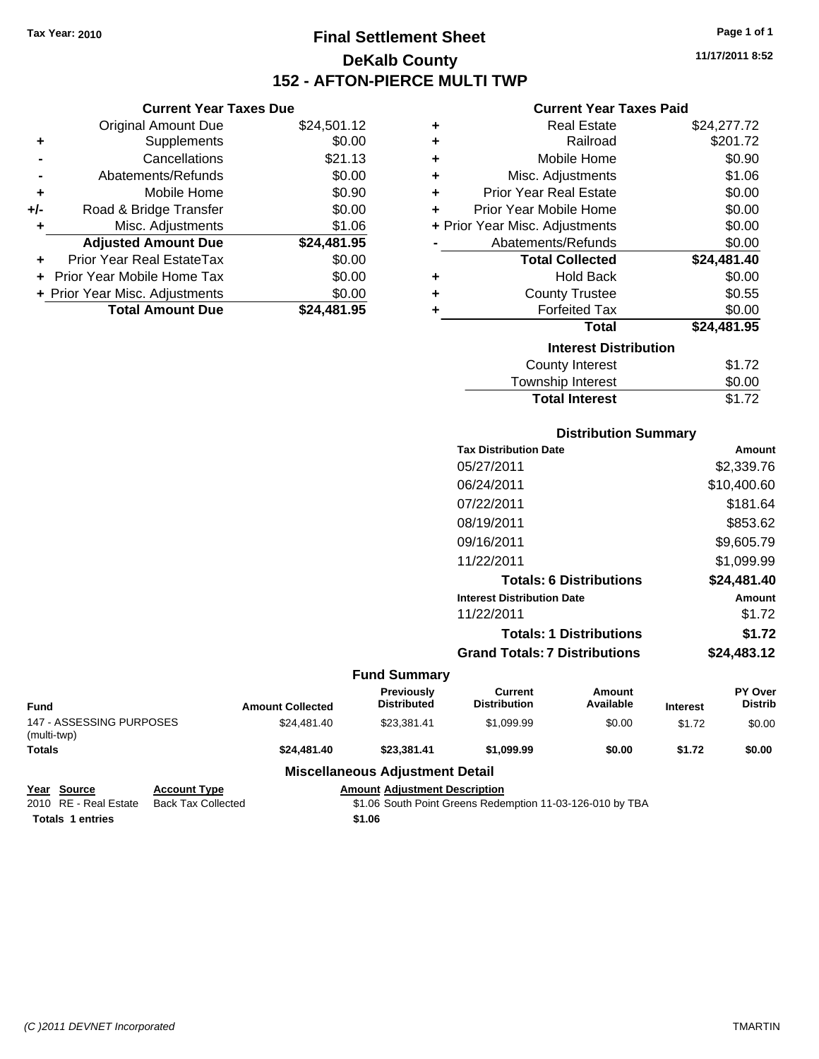Tax Year: 2010

# Final Settlement Sheet

## DeKalb County

## 152 - AFTON-PIERCE MULTI TWP

11/17/2011 8:52

### Current Year Taxes Due

| | | |
|---|---|---|
| | Original Amount Due | $24,501.12 |
| + | Supplements | $0.00 |
| - | Cancellations | $21.13 |
| - | Abatements/Refunds | $0.00 |
| + | Mobile Home | $0.90 |
| +/- | Road & Bridge Transfer | $0.00 |
| + | Misc. Adjustments | $1.06 |
| | **Adjusted Amount Due** | **$24,481.95** |
| + | Prior Year Real EstateTax | $0.00 |
| + | Prior Year Mobile Home Tax | $0.00 |
| + | Prior Year Misc. Adjustments | $0.00 |
| | **Total Amount Due** | **$24,481.95** |

### Current Year Taxes Paid

| | | |
|---|---|---|
| + | Real Estate | $24,277.72 |
| + | Railroad | $201.72 |
| + | Mobile Home | $0.90 |
| + | Misc. Adjustments | $1.06 |
| + | Prior Year Real Estate | $0.00 |
| + | Prior Year Mobile Home | $0.00 |
| + | Prior Year Misc. Adjustments | $0.00 |
| - | Abatements/Refunds | $0.00 |
| | **Total Collected** | **$24,481.40** |
| + | Hold Back | $0.00 |
| + | County Trustee | $0.55 |
| + | Forfeited Tax | $0.00 |
| | **Total** | **$24,481.95** |

### Interest Distribution

| | |
|---|---|
| County Interest | $1.72 |
| Township Interest | $0.00 |
| **Total Interest** | $1.72 |

### Distribution Summary

| Tax Distribution Date | Amount |
|---|---|
| 05/27/2011 | $2,339.76 |
| 06/24/2011 | $10,400.60 |
| 07/22/2011 | $181.64 |
| 08/19/2011 | $853.62 |
| 09/16/2011 | $9,605.79 |
| 11/22/2011 | $1,099.99 |
| **Totals: 6 Distributions** | **$24,481.40** |
| **Interest Distribution Date** | **Amount** |
| 11/22/2011 | $1.72 |
| **Totals: 1 Distributions** | **$1.72** |
| **Grand Totals: 7 Distributions** | **$24,483.12** |

### Fund Summary

| Fund | Amount Collected | Previously Distributed | Current Distribution | Amount Available | Interest | PY Over Distrib |
|---|---|---|---|---|---|---|
| 147 - ASSESSING PURPOSES (multi-twp) | $24,481.40 | $23,381.41 | $1,099.99 | $0.00 | $1.72 | $0.00 |
| **Totals** | **$24,481.40** | **$23,381.41** | **$1,099.99** | **$0.00** | **$1.72** | **$0.00** |

### Miscellaneous Adjustment Detail

| Year | Source | Account Type | Amount | Adjustment Description |
|---|---|---|---|---|
| 2010 | RE - Real Estate | Back Tax Collected | $1.06 | South Point Greens Redemption 11-03-126-010 by TBA |
| **Totals 1 entries** | | | **$1.06** | |

(C )2011 DEVNET Incorporated — TMARTIN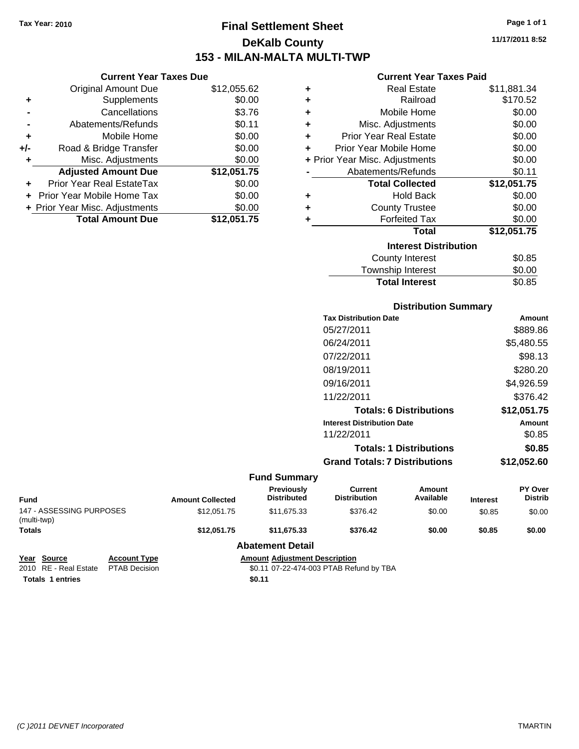Tax Year: 2010

# Final Settlement Sheet
## DeKalb County
## 153 - MILAN-MALTA MULTI-TWP

11/17/2011 8:52

### Current Year Taxes Due

| | | |
|---|---|---|
| | Original Amount Due | $12,055.62 |
| + | Supplements | $0.00 |
| - | Cancellations | $3.76 |
| - | Abatements/Refunds | $0.11 |
| + | Mobile Home | $0.00 |
| +/- | Road & Bridge Transfer | $0.00 |
| + | Misc. Adjustments | $0.00 |
| | **Adjusted Amount Due** | **$12,051.75** |
| + | Prior Year Real EstateTax | $0.00 |
| + | Prior Year Mobile Home Tax | $0.00 |
| + | Prior Year Misc. Adjustments | $0.00 |
| | **Total Amount Due** | **$12,051.75** |

### Current Year Taxes Paid

| | | |
|---|---|---|
| + | Real Estate | $11,881.34 |
| + | Railroad | $170.52 |
| + | Mobile Home | $0.00 |
| + | Misc. Adjustments | $0.00 |
| + | Prior Year Real Estate | $0.00 |
| + | Prior Year Mobile Home | $0.00 |
| + | Prior Year Misc. Adjustments | $0.00 |
| - | Abatements/Refunds | $0.11 |
| | **Total Collected** | **$12,051.75** |
| + | Hold Back | $0.00 |
| + | County Trustee | $0.00 |
| + | Forfeited Tax | $0.00 |
| | **Total** | **$12,051.75** |

### Interest Distribution

| | |
|---|---|
| County Interest | $0.85 |
| Township Interest | $0.00 |
| **Total Interest** | **$0.85** |

### Distribution Summary

| Tax Distribution Date | Amount |
|---|---|
| 05/27/2011 | $889.86 |
| 06/24/2011 | $5,480.55 |
| 07/22/2011 | $98.13 |
| 08/19/2011 | $280.20 |
| 09/16/2011 | $4,926.59 |
| 11/22/2011 | $376.42 |
| **Totals: 6 Distributions** | **$12,051.75** |
| **Interest Distribution Date** | **Amount** |
| 11/22/2011 | $0.85 |
| **Totals: 1 Distributions** | **$0.85** |
| **Grand Totals: 7 Distributions** | **$12,052.60** |

### Fund Summary

| Fund | Amount Collected | Previously Distributed | Current Distribution | Amount Available | Interest | PY Over Distrib |
|---|---|---|---|---|---|---|
| 147 - ASSESSING PURPOSES (multi-twp) | $12,051.75 | $11,675.33 | $376.42 | $0.00 | $0.85 | $0.00 |
| **Totals** | **$12,051.75** | **$11,675.33** | **$376.42** | **$0.00** | **$0.85** | **$0.00** |

### Abatement Detail

| Year | Source | Account Type | Amount | Adjustment Description |
|---|---|---|---|---|
| 2010 | RE - Real Estate | PTAB Decision | $0.11 | 07-22-474-003 PTAB Refund by TBA |
| **Totals 1 entries** | | | **$0.11** | |

(C )2011 DEVNET Incorporated TMARTIN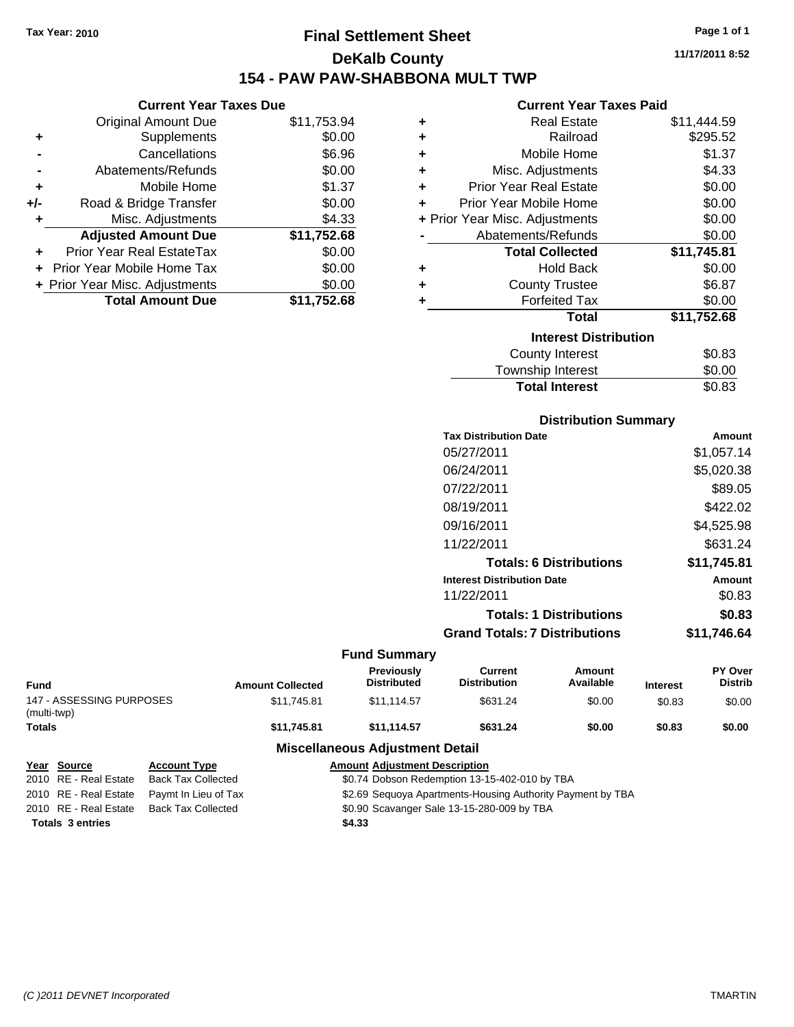Tax Year: 2010

# Final Settlement Sheet

## DeKalb County

## 154 - PAW PAW-SHABBONA MULT TWP

11/17/2011 8:52

### Current Year Taxes Due

| | | |
|---|---|---|
| | Original Amount Due | $11,753.94 |
| + | Supplements | $0.00 |
| - | Cancellations | $6.96 |
| - | Abatements/Refunds | $0.00 |
| + | Mobile Home | $1.37 |
| +/- | Road & Bridge Transfer | $0.00 |
| + | Misc. Adjustments | $4.33 |
| | **Adjusted Amount Due** | **$11,752.68** |
| + | Prior Year Real EstateTax | $0.00 |
| + | Prior Year Mobile Home Tax | $0.00 |
| + | Prior Year Misc. Adjustments | $0.00 |
| | **Total Amount Due** | **$11,752.68** |

### Current Year Taxes Paid

| | | |
|---|---|---|
| + | Real Estate | $11,444.59 |
| + | Railroad | $295.52 |
| + | Mobile Home | $1.37 |
| + | Misc. Adjustments | $4.33 |
| + | Prior Year Real Estate | $0.00 |
| + | Prior Year Mobile Home | $0.00 |
| + | Prior Year Misc. Adjustments | $0.00 |
| - | Abatements/Refunds | $0.00 |
| | **Total Collected** | **$11,745.81** |
| + | Hold Back | $0.00 |
| + | County Trustee | $6.87 |
| + | Forfeited Tax | $0.00 |
| | **Total** | **$11,752.68** |

### Interest Distribution

| | |
|---|---|
| County Interest | $0.83 |
| Township Interest | $0.00 |
| **Total Interest** | **$0.83** |

### Distribution Summary

| Tax Distribution Date | Amount |
|---|---|
| 05/27/2011 | $1,057.14 |
| 06/24/2011 | $5,020.38 |
| 07/22/2011 | $89.05 |
| 08/19/2011 | $422.02 |
| 09/16/2011 | $4,525.98 |
| 11/22/2011 | $631.24 |
| **Totals: 6 Distributions** | **$11,745.81** |
| **Interest Distribution Date** | **Amount** |
| 11/22/2011 | $0.83 |
| **Totals: 1 Distributions** | **$0.83** |
| **Grand Totals: 7 Distributions** | **$11,746.64** |

### Fund Summary

| Fund | Amount Collected | Previously Distributed | Current Distribution | Amount Available | Interest | PY Over Distrib |
|---|---|---|---|---|---|---|
| 147 - ASSESSING PURPOSES (multi-twp) | $11,745.81 | $11,114.57 | $631.24 | $0.00 | $0.83 | $0.00 |
| **Totals** | **$11,745.81** | **$11,114.57** | **$631.24** | **$0.00** | **$0.83** | **$0.00** |

### Miscellaneous Adjustment Detail

| Year | Source | Account Type | Amount | Adjustment Description |
|---|---|---|---|---|
| 2010 | RE - Real Estate | Back Tax Collected | $0.74 | Dobson Redemption 13-15-402-010 by TBA |
| 2010 | RE - Real Estate | Paymt In Lieu of Tax | $2.69 | Sequoya Apartments-Housing Authority Payment by TBA |
| 2010 | RE - Real Estate | Back Tax Collected | $0.90 | Scavanger Sale 13-15-280-009 by TBA |
| **Totals 3 entries** | | | **$4.33** | |

(C )2011 DEVNET Incorporated TMARTIN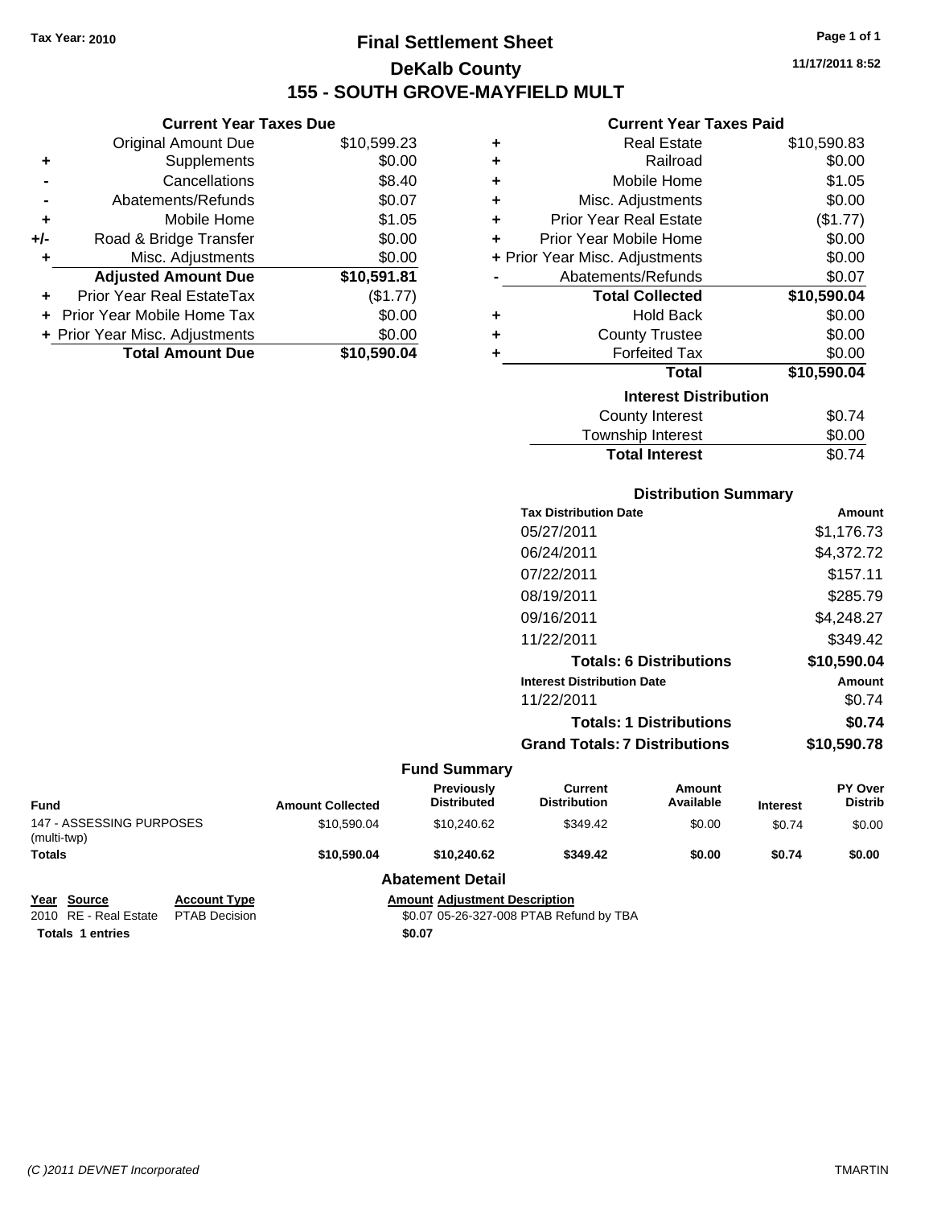**Tax Year: 2010**

# Final Settlement Sheet

## DeKalb County

## 155 - SOUTH GROVE-MAYFIELD MULT

11/17/2011 8:52

### Current Year Taxes Due

| | | |
|---|---|---|
| | Original Amount Due | $10,599.23 |
| + | Supplements | $0.00 |
| - | Cancellations | $8.40 |
| - | Abatements/Refunds | $0.07 |
| + | Mobile Home | $1.05 |
| +/- | Road & Bridge Transfer | $0.00 |
| + | Misc. Adjustments | $0.00 |
| | **Adjusted Amount Due** | **$10,591.81** |
| + | Prior Year Real EstateTax | ($1.77) |
| + | Prior Year Mobile Home Tax | $0.00 |
| + | Prior Year Misc. Adjustments | $0.00 |
| | **Total Amount Due** | **$10,590.04** |

### Current Year Taxes Paid

| | | |
|---|---|---|
| + | Real Estate | $10,590.83 |
| + | Railroad | $0.00 |
| + | Mobile Home | $1.05 |
| + | Misc. Adjustments | $0.00 |
| + | Prior Year Real Estate | ($1.77) |
| + | Prior Year Mobile Home | $0.00 |
| + | Prior Year Misc. Adjustments | $0.00 |
| - | Abatements/Refunds | $0.07 |
| | **Total Collected** | **$10,590.04** |
| + | Hold Back | $0.00 |
| + | County Trustee | $0.00 |
| + | Forfeited Tax | $0.00 |
| | **Total** | **$10,590.04** |

### Interest Distribution

| | |
|---|---|
| County Interest | $0.74 |
| Township Interest | $0.00 |
| **Total Interest** | $0.74 |

### Distribution Summary

| Tax Distribution Date | Amount |
|---|---|
| 05/27/2011 | $1,176.73 |
| 06/24/2011 | $4,372.72 |
| 07/22/2011 | $157.11 |
| 08/19/2011 | $285.79 |
| 09/16/2011 | $4,248.27 |
| 11/22/2011 | $349.42 |
| **Totals: 6 Distributions** | **$10,590.04** |
| **Interest Distribution Date** | **Amount** |
| 11/22/2011 | $0.74 |
| **Totals: 1 Distributions** | **$0.74** |
| **Grand Totals: 7 Distributions** | **$10,590.78** |

### Fund Summary

| Fund | Amount Collected | Previously Distributed | Current Distribution | Amount Available | Interest | PY Over Distrib |
|---|---|---|---|---|---|---|
| 147 - ASSESSING PURPOSES (multi-twp) | $10,590.04 | $10,240.62 | $349.42 | $0.00 | $0.74 | $0.00 |
| **Totals** | **$10,590.04** | **$10,240.62** | **$349.42** | **$0.00** | **$0.74** | **$0.00** |

### Abatement Detail

| Year | Source | Account Type | Amount | Adjustment Description |
|---|---|---|---|---|
| 2010 | RE - Real Estate | PTAB Decision | $0.07 | 05-26-327-008 PTAB Refund by TBA |
| **Totals 1 entries** | | | **$0.07** | |

*(C )2011 DEVNET Incorporated* TMARTIN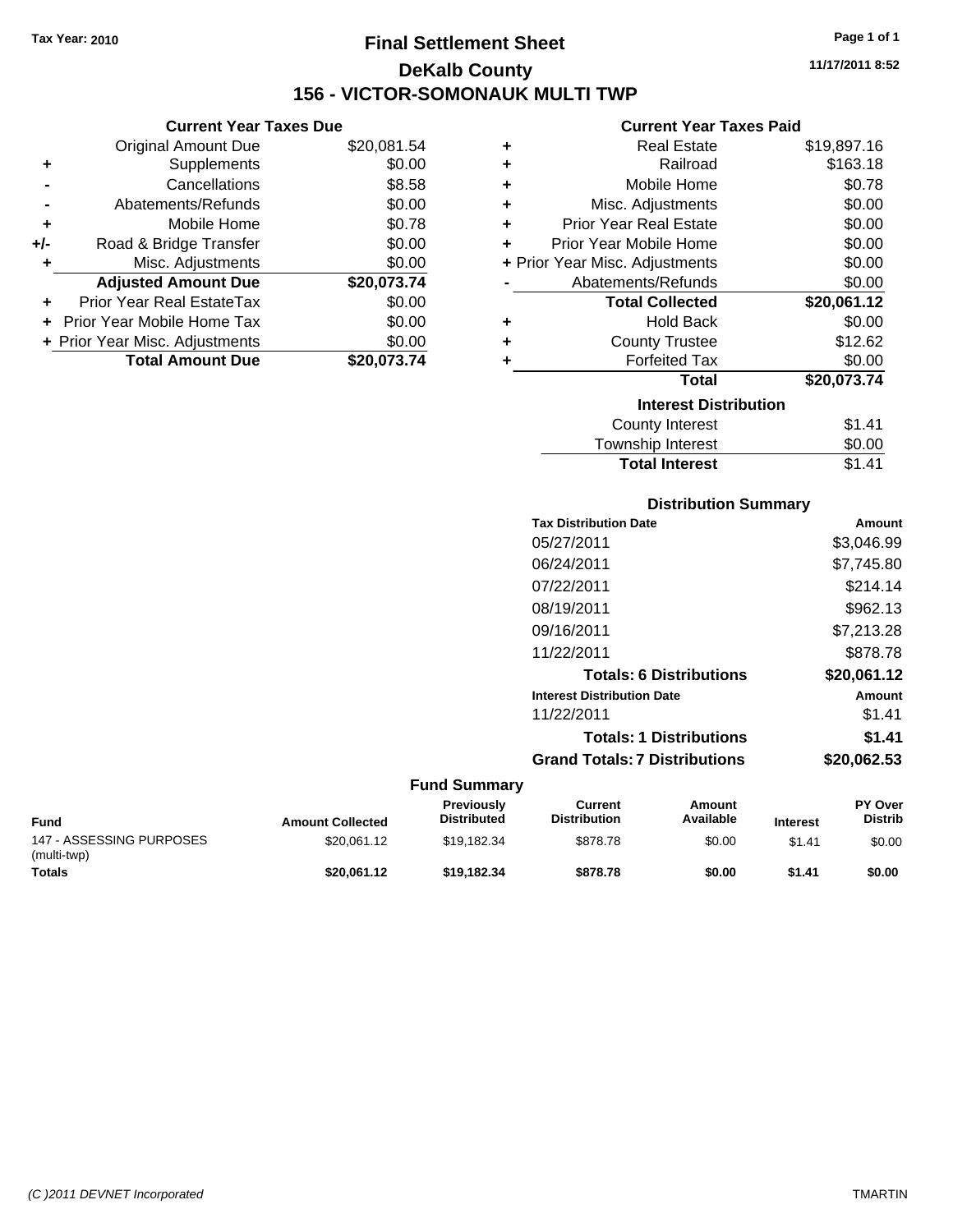Tax Year: 2010

# Final Settlement Sheet

## DeKalb County

## 156 - VICTOR-SOMONAUK MULTI TWP

11/17/2011 8:52

### Current Year Taxes Due

| | | |
|---|---|---|
| | Original Amount Due | $20,081.54 |
| + | Supplements | $0.00 |
| - | Cancellations | $8.58 |
| - | Abatements/Refunds | $0.00 |
| + | Mobile Home | $0.78 |
| +/- | Road & Bridge Transfer | $0.00 |
| + | Misc. Adjustments | $0.00 |
| | **Adjusted Amount Due** | **$20,073.74** |
| + | Prior Year Real EstateTax | $0.00 |
| + | Prior Year Mobile Home Tax | $0.00 |
| + | Prior Year Misc. Adjustments | $0.00 |
| | **Total Amount Due** | **$20,073.74** |

### Current Year Taxes Paid

| | | |
|---|---|---|
| + | Real Estate | $19,897.16 |
| + | Railroad | $163.18 |
| + | Mobile Home | $0.78 |
| + | Misc. Adjustments | $0.00 |
| + | Prior Year Real Estate | $0.00 |
| + | Prior Year Mobile Home | $0.00 |
| + | Prior Year Misc. Adjustments | $0.00 |
| - | Abatements/Refunds | $0.00 |
| | **Total Collected** | **$20,061.12** |
| + | Hold Back | $0.00 |
| + | County Trustee | $12.62 |
| + | Forfeited Tax | $0.00 |
| | **Total** | **$20,073.74** |

### Interest Distribution

| | |
|---|---|
| County Interest | $1.41 |
| Township Interest | $0.00 |
| **Total Interest** | $1.41 |

### Distribution Summary

| Tax Distribution Date | Amount |
|---|---|
| 05/27/2011 | $3,046.99 |
| 06/24/2011 | $7,745.80 |
| 07/22/2011 | $214.14 |
| 08/19/2011 | $962.13 |
| 09/16/2011 | $7,213.28 |
| 11/22/2011 | $878.78 |
| **Totals: 6 Distributions** | **$20,061.12** |
| **Interest Distribution Date** | **Amount** |
| 11/22/2011 | $1.41 |
| **Totals: 1 Distributions** | **$1.41** |
| **Grand Totals: 7 Distributions** | **$20,062.53** |

### Fund Summary

| Fund | Amount Collected | Previously Distributed | Current Distribution | Amount Available | Interest | PY Over Distrib |
|---|---|---|---|---|---|---|
| 147 - ASSESSING PURPOSES (multi-twp) | $20,061.12 | $19,182.34 | $878.78 | $0.00 | $1.41 | $0.00 |
| **Totals** | **$20,061.12** | **$19,182.34** | **$878.78** | **$0.00** | **$1.41** | **$0.00** |

(C )2011 DEVNET Incorporated TMARTIN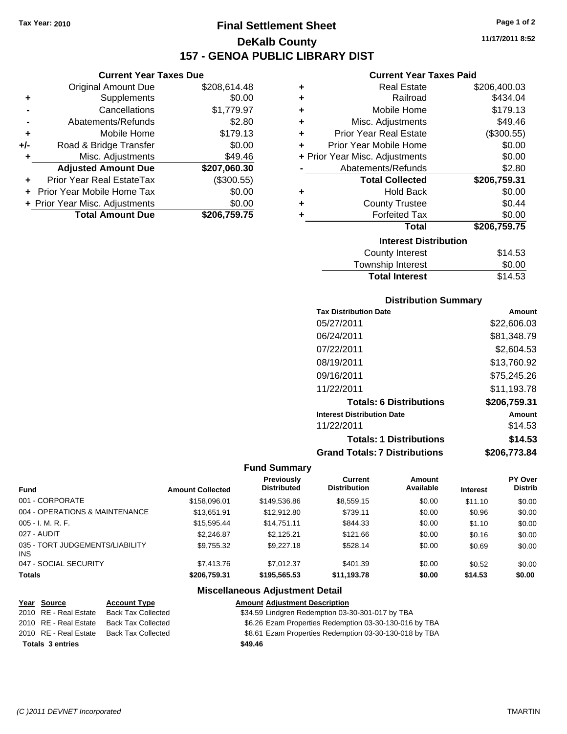Tax Year: 2010

# Final Settlement Sheet
## DeKalb County
## 157 - GENOA PUBLIC LIBRARY DIST

11/17/2011 8:52

### Current Year Taxes Due

| | | |
|---|---|---|
| | Original Amount Due | $208,614.48 |
| + | Supplements | $0.00 |
| - | Cancellations | $1,779.97 |
| - | Abatements/Refunds | $2.80 |
| + | Mobile Home | $179.13 |
| +/- | Road & Bridge Transfer | $0.00 |
| + | Misc. Adjustments | $49.46 |
| | **Adjusted Amount Due** | **$207,060.30** |
| + | Prior Year Real EstateTax | ($300.55) |
| + | Prior Year Mobile Home Tax | $0.00 |
| + | Prior Year Misc. Adjustments | $0.00 |
| | **Total Amount Due** | **$206,759.75** |

### Current Year Taxes Paid

| | | |
|---|---|---|
| + | Real Estate | $206,400.03 |
| + | Railroad | $434.04 |
| + | Mobile Home | $179.13 |
| + | Misc. Adjustments | $49.46 |
| + | Prior Year Real Estate | ($300.55) |
| + | Prior Year Mobile Home | $0.00 |
| + | Prior Year Misc. Adjustments | $0.00 |
| - | Abatements/Refunds | $2.80 |
| | **Total Collected** | **$206,759.31** |
| + | Hold Back | $0.00 |
| + | County Trustee | $0.44 |
| + | Forfeited Tax | $0.00 |
| | **Total** | **$206,759.75** |

### Interest Distribution

| | |
|---|---|
| County Interest | $14.53 |
| Township Interest | $0.00 |
| **Total Interest** | $14.53 |

### Distribution Summary

| Tax Distribution Date | Amount |
|---|---|
| 05/27/2011 | $22,606.03 |
| 06/24/2011 | $81,348.79 |
| 07/22/2011 | $2,604.53 |
| 08/19/2011 | $13,760.92 |
| 09/16/2011 | $75,245.26 |
| 11/22/2011 | $11,193.78 |
| **Totals: 6 Distributions** | **$206,759.31** |
| **Interest Distribution Date** | **Amount** |
| 11/22/2011 | $14.53 |
| **Totals: 1 Distributions** | **$14.53** |
| **Grand Totals: 7 Distributions** | **$206,773.84** |

### Fund Summary

| Fund | Amount Collected | Previously Distributed | Current Distribution | Amount Available | Interest | PY Over Distrib |
|---|---|---|---|---|---|---|
| 001 - CORPORATE | $158,096.01 | $149,536.86 | $8,559.15 | $0.00 | $11.10 | $0.00 |
| 004 - OPERATIONS & MAINTENANCE | $13,651.91 | $12,912.80 | $739.11 | $0.00 | $0.96 | $0.00 |
| 005 - I. M. R. F. | $15,595.44 | $14,751.11 | $844.33 | $0.00 | $1.10 | $0.00 |
| 027 - AUDIT | $2,246.87 | $2,125.21 | $121.66 | $0.00 | $0.16 | $0.00 |
| 035 - TORT JUDGEMENTS/LIABILITY INS | $9,755.32 | $9,227.18 | $528.14 | $0.00 | $0.69 | $0.00 |
| 047 - SOCIAL SECURITY | $7,413.76 | $7,012.37 | $401.39 | $0.00 | $0.52 | $0.00 |
| **Totals** | **$206,759.31** | **$195,565.53** | **$11,193.78** | **$0.00** | **$14.53** | **$0.00** |

### Miscellaneous Adjustment Detail

| Year | Source | Account Type | Amount | Adjustment Description |
|---|---|---|---|---|
| 2010 | RE - Real Estate | Back Tax Collected | $34.59 | Lindgren Redemption 03-30-301-017 by TBA |
| 2010 | RE - Real Estate | Back Tax Collected | $6.26 | Ezam Properties Redemption 03-30-130-016 by TBA |
| 2010 | RE - Real Estate | Back Tax Collected | $8.61 | Ezam Properties Redemption 03-30-130-018 by TBA |
| **Totals 3 entries** | | | **$49.46** | |

(C )2011 DEVNET Incorporated — TMARTIN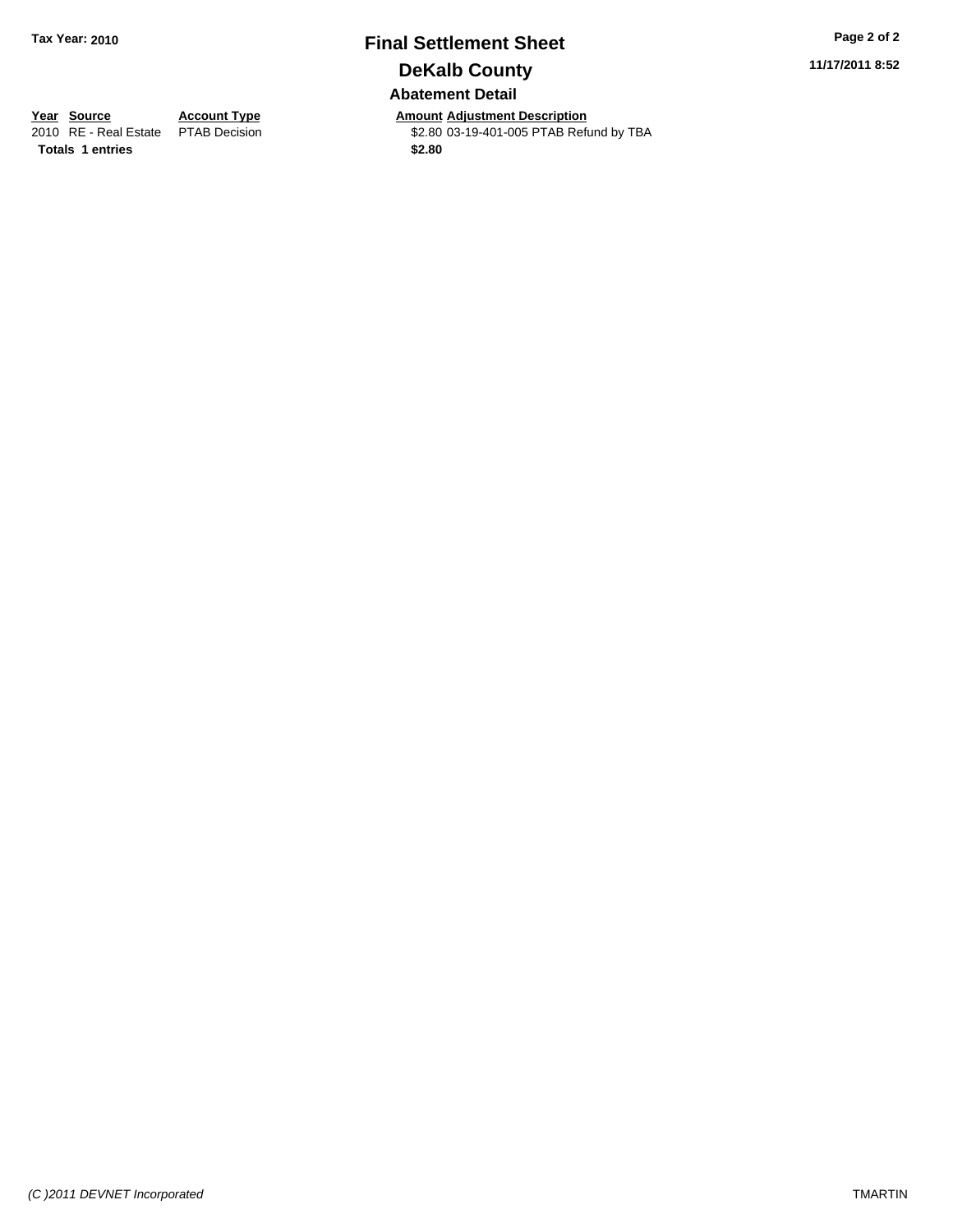**Tax Year: 2010**

# Final Settlement Sheet

## DeKalb County

**11/17/2011 8:52**

### Abatement Detail

| Year | Source | Account Type | Amount | Adjustment Description |
|---|---|---|---|---|
| 2010 | RE - Real Estate | PTAB Decision | $2.80 | 03-19-401-005 PTAB Refund by TBA |
| **Totals** | **1 entries** | | **$2.80** | |

*(C )2011 DEVNET Incorporated* TMARTIN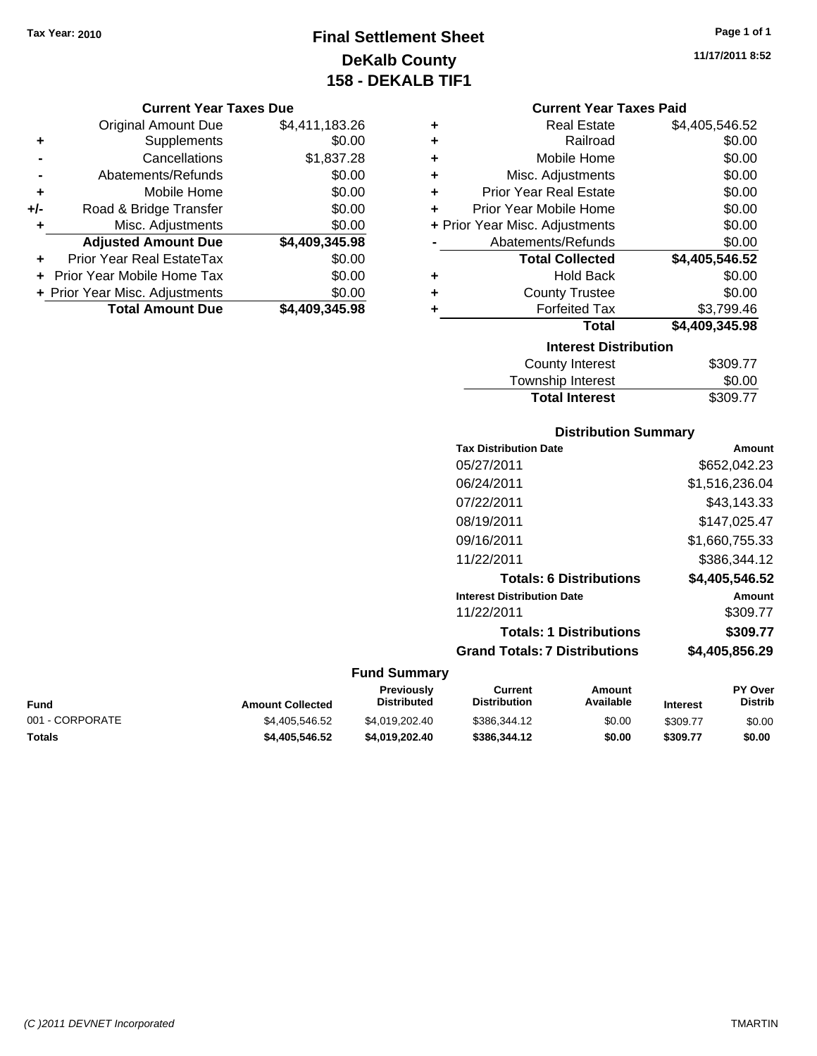Tax Year: 2010

# Final Settlement Sheet
## DeKalb County
## 158 - DEKALB TIF1

11/17/2011 8:52

### Current Year Taxes Due

| | | |
|---|---|---|
| | Original Amount Due | $4,411,183.26 |
| + | Supplements | $0.00 |
| - | Cancellations | $1,837.28 |
| - | Abatements/Refunds | $0.00 |
| + | Mobile Home | $0.00 |
| +/- | Road & Bridge Transfer | $0.00 |
| + | Misc. Adjustments | $0.00 |
| | **Adjusted Amount Due** | **$4,409,345.98** |
| + | Prior Year Real EstateTax | $0.00 |
| + | Prior Year Mobile Home Tax | $0.00 |
| + | Prior Year Misc. Adjustments | $0.00 |
| | **Total Amount Due** | **$4,409,345.98** |

### Current Year Taxes Paid

| | | |
|---|---|---|
| + | Real Estate | $4,405,546.52 |
| + | Railroad | $0.00 |
| + | Mobile Home | $0.00 |
| + | Misc. Adjustments | $0.00 |
| + | Prior Year Real Estate | $0.00 |
| + | Prior Year Mobile Home | $0.00 |
| + | Prior Year Misc. Adjustments | $0.00 |
| - | Abatements/Refunds | $0.00 |
| | **Total Collected** | **$4,405,546.52** |
| + | Hold Back | $0.00 |
| + | County Trustee | $0.00 |
| + | Forfeited Tax | $3,799.46 |
| | **Total** | **$4,409,345.98** |

### Interest Distribution

| | |
|---|---|
| County Interest | $309.77 |
| Township Interest | $0.00 |
| **Total Interest** | $309.77 |

### Distribution Summary

| Tax Distribution Date | Amount |
|---|---|
| 05/27/2011 | $652,042.23 |
| 06/24/2011 | $1,516,236.04 |
| 07/22/2011 | $43,143.33 |
| 08/19/2011 | $147,025.47 |
| 09/16/2011 | $1,660,755.33 |
| 11/22/2011 | $386,344.12 |
| **Totals: 6 Distributions** | **$4,405,546.52** |

| Interest Distribution Date | Amount |
|---|---|
| 11/22/2011 | $309.77 |
| **Totals: 1 Distributions** | **$309.77** |
| **Grand Totals: 7 Distributions** | **$4,405,856.29** |

### Fund Summary

| Fund | Amount Collected | Previously Distributed | Current Distribution | Amount Available | Interest | PY Over Distrib |
|---|---|---|---|---|---|---|
| 001 - CORPORATE | $4,405,546.52 | $4,019,202.40 | $386,344.12 | $0.00 | $309.77 | $0.00 |
| **Totals** | **$4,405,546.52** | **$4,019,202.40** | **$386,344.12** | **$0.00** | **$309.77** | **$0.00** |

(C )2011 DEVNET Incorporated TMARTIN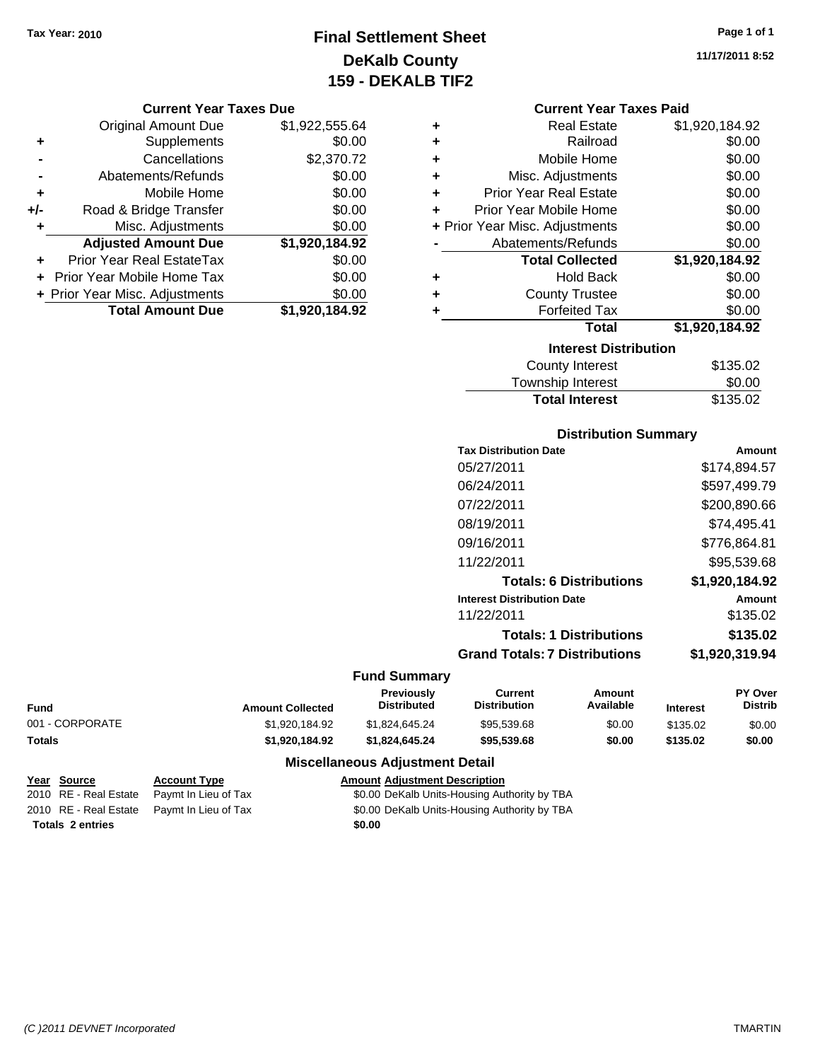Tax Year: 2010

# Final Settlement Sheet
## DeKalb County
## 159 - DEKALB TIF2

11/17/2011 8:52

### Current Year Taxes Due

| | | |
|---|---|---|
| | Original Amount Due | $1,922,555.64 |
| + | Supplements | $0.00 |
| - | Cancellations | $2,370.72 |
| - | Abatements/Refunds | $0.00 |
| + | Mobile Home | $0.00 |
| +/- | Road & Bridge Transfer | $0.00 |
| + | Misc. Adjustments | $0.00 |
| | **Adjusted Amount Due** | **$1,920,184.92** |
| + | Prior Year Real EstateTax | $0.00 |
| + | Prior Year Mobile Home Tax | $0.00 |
| + | Prior Year Misc. Adjustments | $0.00 |
| | **Total Amount Due** | **$1,920,184.92** |

### Current Year Taxes Paid

| | | |
|---|---|---|
| + | Real Estate | $1,920,184.92 |
| + | Railroad | $0.00 |
| + | Mobile Home | $0.00 |
| + | Misc. Adjustments | $0.00 |
| + | Prior Year Real Estate | $0.00 |
| + | Prior Year Mobile Home | $0.00 |
| + | Prior Year Misc. Adjustments | $0.00 |
| - | Abatements/Refunds | $0.00 |
| | **Total Collected** | **$1,920,184.92** |
| + | Hold Back | $0.00 |
| + | County Trustee | $0.00 |
| + | Forfeited Tax | $0.00 |
| | **Total** | **$1,920,184.92** |

### Interest Distribution

| | |
|---|---|
| County Interest | $135.02 |
| Township Interest | $0.00 |
| **Total Interest** | $135.02 |

### Distribution Summary

| Tax Distribution Date | Amount |
|---|---|
| 05/27/2011 | $174,894.57 |
| 06/24/2011 | $597,499.79 |
| 07/22/2011 | $200,890.66 |
| 08/19/2011 | $74,495.41 |
| 09/16/2011 | $776,864.81 |
| 11/22/2011 | $95,539.68 |
| **Totals: 6 Distributions** | **$1,920,184.92** |
| **Interest Distribution Date** | **Amount** |
| 11/22/2011 | $135.02 |
| **Totals: 1 Distributions** | **$135.02** |
| **Grand Totals: 7 Distributions** | **$1,920,319.94** |

### Fund Summary

| Fund | Amount Collected | Previously Distributed | Current Distribution | Amount Available | Interest | PY Over Distrib |
|---|---|---|---|---|---|---|
| 001 - CORPORATE | $1,920,184.92 | $1,824,645.24 | $95,539.68 | $0.00 | $135.02 | $0.00 |
| **Totals** | **$1,920,184.92** | **$1,824,645.24** | **$95,539.68** | **$0.00** | **$135.02** | **$0.00** |

### Miscellaneous Adjustment Detail

| Year | Source | Account Type | Amount | Adjustment Description |
|---|---|---|---|---|
| 2010 | RE - Real Estate | Paymt In Lieu of Tax | $0.00 | DeKalb Units-Housing Authority by TBA |
| 2010 | RE - Real Estate | Paymt In Lieu of Tax | $0.00 | DeKalb Units-Housing Authority by TBA |
| **Totals** | **2 entries** | | **$0.00** | |

(C )2011 DEVNET Incorporated TMARTIN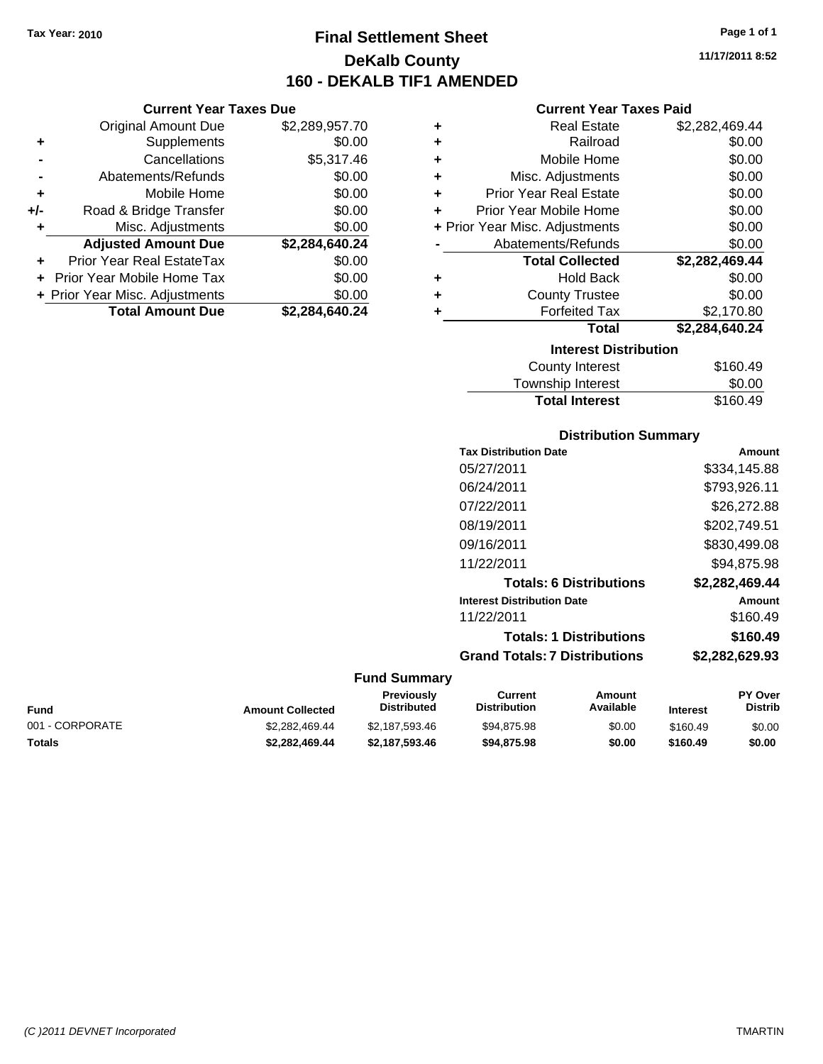Tax Year: 2010

# Final Settlement Sheet
## DeKalb County
## 160 - DEKALB TIF1 AMENDED

11/17/2011 8:52

### Current Year Taxes Due

| | | |
|---|---|---|
| | Original Amount Due | $2,289,957.70 |
| + | Supplements | $0.00 |
| - | Cancellations | $5,317.46 |
| - | Abatements/Refunds | $0.00 |
| + | Mobile Home | $0.00 |
| +/- | Road & Bridge Transfer | $0.00 |
| + | Misc. Adjustments | $0.00 |
| | **Adjusted Amount Due** | **$2,284,640.24** |
| + | Prior Year Real EstateTax | $0.00 |
| + | Prior Year Mobile Home Tax | $0.00 |
| + | Prior Year Misc. Adjustments | $0.00 |
| | **Total Amount Due** | **$2,284,640.24** |

### Current Year Taxes Paid

| | | |
|---|---|---|
| + | Real Estate | $2,282,469.44 |
| + | Railroad | $0.00 |
| + | Mobile Home | $0.00 |
| + | Misc. Adjustments | $0.00 |
| + | Prior Year Real Estate | $0.00 |
| + | Prior Year Mobile Home | $0.00 |
| + | Prior Year Misc. Adjustments | $0.00 |
| - | Abatements/Refunds | $0.00 |
| | **Total Collected** | **$2,282,469.44** |
| + | Hold Back | $0.00 |
| + | County Trustee | $0.00 |
| + | Forfeited Tax | $2,170.80 |
| | **Total** | **$2,284,640.24** |

### Interest Distribution

| | |
|---|---|
| County Interest | $160.49 |
| Township Interest | $0.00 |
| **Total Interest** | $160.49 |

### Distribution Summary

| Tax Distribution Date | Amount |
|---|---|
| 05/27/2011 | $334,145.88 |
| 06/24/2011 | $793,926.11 |
| 07/22/2011 | $26,272.88 |
| 08/19/2011 | $202,749.51 |
| 09/16/2011 | $830,499.08 |
| 11/22/2011 | $94,875.98 |
| **Totals: 6 Distributions** | **$2,282,469.44** |

| Interest Distribution Date | Amount |
|---|---|
| 11/22/2011 | $160.49 |
| **Totals: 1 Distributions** | **$160.49** |
| **Grand Totals: 7 Distributions** | **$2,282,629.93** |

### Fund Summary

| Fund | Amount Collected | Previously Distributed | Current Distribution | Amount Available | Interest | PY Over Distrib |
|---|---|---|---|---|---|---|
| 001 - CORPORATE | $2,282,469.44 | $2,187,593.46 | $94,875.98 | $0.00 | $160.49 | $0.00 |
| **Totals** | **$2,282,469.44** | **$2,187,593.46** | **$94,875.98** | **$0.00** | **$160.49** | **$0.00** |

(C )2011 DEVNET Incorporated — TMARTIN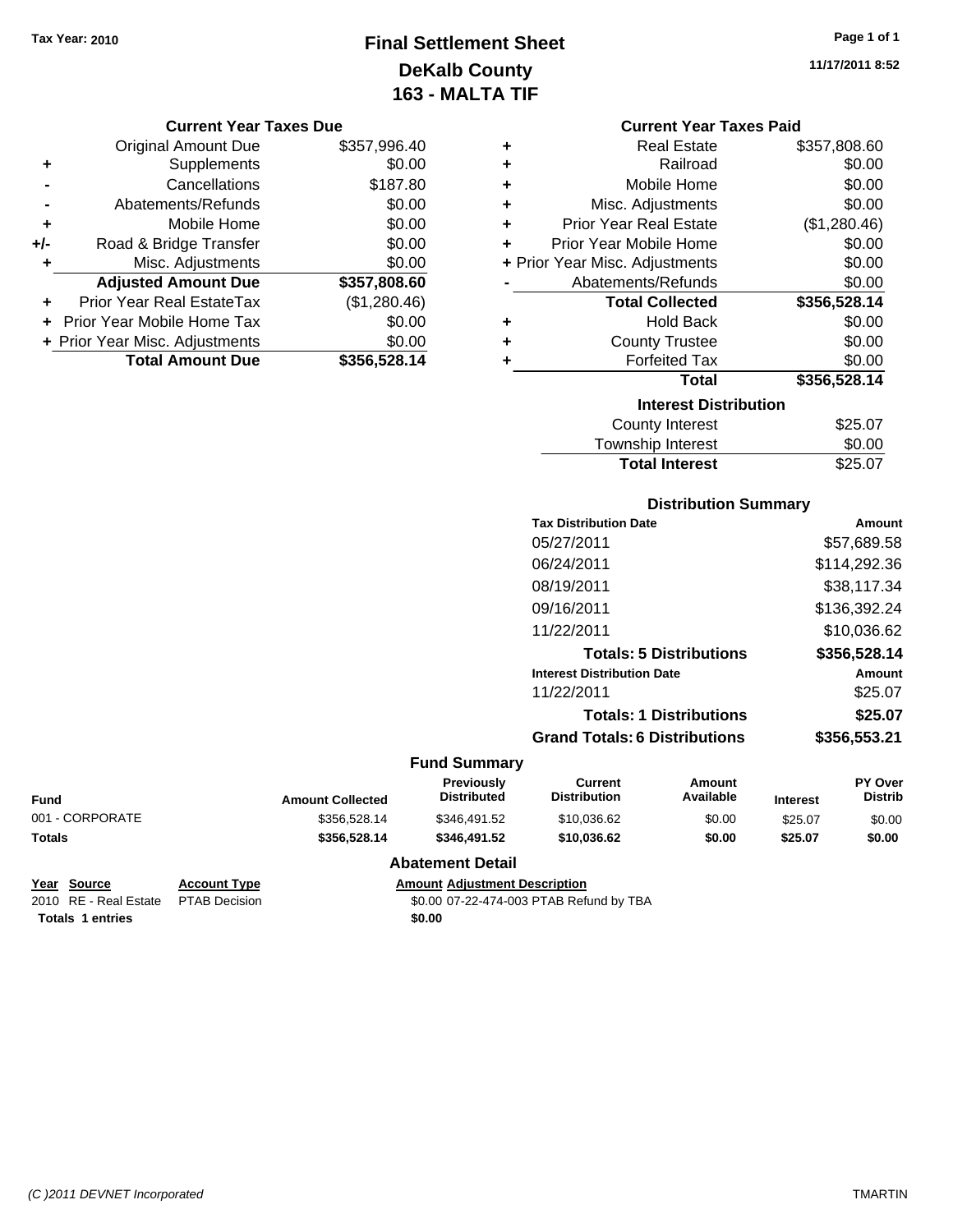Tax Year: 2010

# Final Settlement Sheet
## DeKalb County
## 163 - MALTA TIF

11/17/2011 8:52

### Current Year Taxes Due

| | | |
|---|---|---|
| | Original Amount Due | $357,996.40 |
| + | Supplements | $0.00 |
| - | Cancellations | $187.80 |
| - | Abatements/Refunds | $0.00 |
| + | Mobile Home | $0.00 |
| +/- | Road & Bridge Transfer | $0.00 |
| + | Misc. Adjustments | $0.00 |
| | **Adjusted Amount Due** | **$357,808.60** |
| + | Prior Year Real EstateTax | ($1,280.46) |
| + | Prior Year Mobile Home Tax | $0.00 |
| + | Prior Year Misc. Adjustments | $0.00 |
| | **Total Amount Due** | **$356,528.14** |

### Current Year Taxes Paid

| | | |
|---|---|---|
| + | Real Estate | $357,808.60 |
| + | Railroad | $0.00 |
| + | Mobile Home | $0.00 |
| + | Misc. Adjustments | $0.00 |
| + | Prior Year Real Estate | ($1,280.46) |
| + | Prior Year Mobile Home | $0.00 |
| + | Prior Year Misc. Adjustments | $0.00 |
| - | Abatements/Refunds | $0.00 |
| | **Total Collected** | **$356,528.14** |
| + | Hold Back | $0.00 |
| + | County Trustee | $0.00 |
| + | Forfeited Tax | $0.00 |
| | **Total** | **$356,528.14** |

### Interest Distribution

| | |
|---|---|
| County Interest | $25.07 |
| Township Interest | $0.00 |
| **Total Interest** | $25.07 |

### Distribution Summary

| Tax Distribution Date | Amount |
|---|---|
| 05/27/2011 | $57,689.58 |
| 06/24/2011 | $114,292.36 |
| 08/19/2011 | $38,117.34 |
| 09/16/2011 | $136,392.24 |
| 11/22/2011 | $10,036.62 |
| **Totals: 5 Distributions** | **$356,528.14** |
| **Interest Distribution Date** | **Amount** |
| 11/22/2011 | $25.07 |
| **Totals: 1 Distributions** | **$25.07** |
| **Grand Totals: 6 Distributions** | **$356,553.21** |

### Fund Summary

| Fund | Amount Collected | Previously Distributed | Current Distribution | Amount Available | Interest | PY Over Distrib |
|---|---|---|---|---|---|---|
| 001 - CORPORATE | $356,528.14 | $346,491.52 | $10,036.62 | $0.00 | $25.07 | $0.00 |
| **Totals** | **$356,528.14** | **$346,491.52** | **$10,036.62** | **$0.00** | **$25.07** | **$0.00** |

### Abatement Detail

| Year | Source | Account Type | Amount | Adjustment Description |
|---|---|---|---|---|
| 2010 | RE - Real Estate | PTAB Decision | $0.00 | 07-22-474-003 PTAB Refund by TBA |
| **Totals 1 entries** | | | **$0.00** | |

(C )2011 DEVNET Incorporated TMARTIN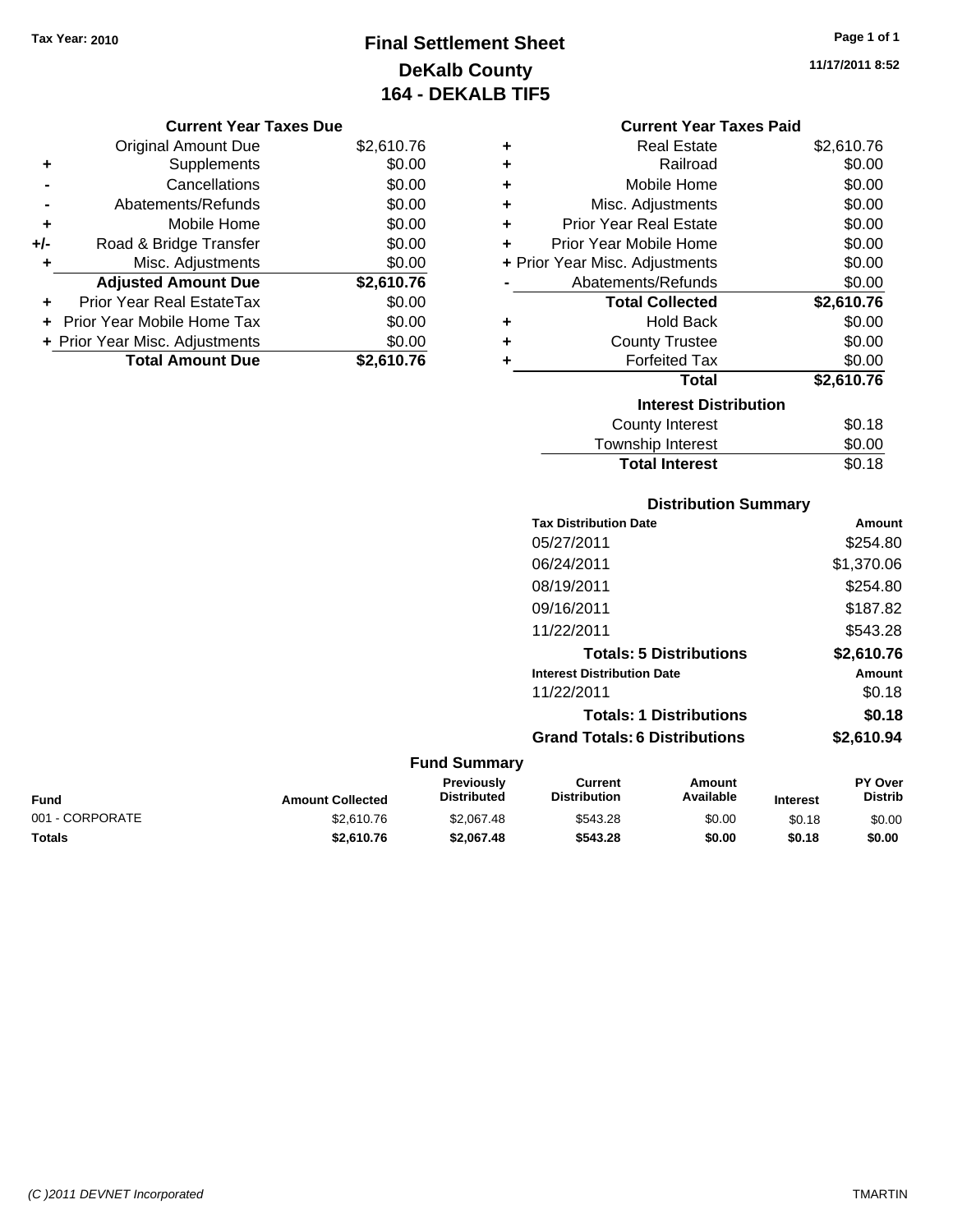Tax Year: 2010

# Final Settlement Sheet
## DeKalb County
## 164 - DEKALB TIF5

11/17/2011 8:52

### Current Year Taxes Due

| | | |
|---|---|---|
| | Original Amount Due | $2,610.76 |
| + | Supplements | $0.00 |
| - | Cancellations | $0.00 |
| - | Abatements/Refunds | $0.00 |
| + | Mobile Home | $0.00 |
| +/- | Road & Bridge Transfer | $0.00 |
| + | Misc. Adjustments | $0.00 |
| | **Adjusted Amount Due** | **$2,610.76** |
| + | Prior Year Real EstateTax | $0.00 |
| + | Prior Year Mobile Home Tax | $0.00 |
| + | Prior Year Misc. Adjustments | $0.00 |
| | **Total Amount Due** | **$2,610.76** |

### Current Year Taxes Paid

| | | |
|---|---|---|
| + | Real Estate | $2,610.76 |
| + | Railroad | $0.00 |
| + | Mobile Home | $0.00 |
| + | Misc. Adjustments | $0.00 |
| + | Prior Year Real Estate | $0.00 |
| + | Prior Year Mobile Home | $0.00 |
| + | Prior Year Misc. Adjustments | $0.00 |
| - | Abatements/Refunds | $0.00 |
| | **Total Collected** | **$2,610.76** |
| + | Hold Back | $0.00 |
| + | County Trustee | $0.00 |
| + | Forfeited Tax | $0.00 |
| | **Total** | **$2,610.76** |

### Interest Distribution

| | |
|---|---|
| County Interest | $0.18 |
| Township Interest | $0.00 |
| **Total Interest** | $0.18 |

### Distribution Summary

| Tax Distribution Date | Amount |
|---|---|
| 05/27/2011 | $254.80 |
| 06/24/2011 | $1,370.06 |
| 08/19/2011 | $254.80 |
| 09/16/2011 | $187.82 |
| 11/22/2011 | $543.28 |
| **Totals: 5 Distributions** | **$2,610.76** |
| **Interest Distribution Date** | **Amount** |
| 11/22/2011 | $0.18 |
| **Totals: 1 Distributions** | **$0.18** |
| **Grand Totals: 6 Distributions** | **$2,610.94** |

### Fund Summary

| Fund | Amount Collected | Previously Distributed | Current Distribution | Amount Available | Interest | PY Over Distrib |
|---|---|---|---|---|---|---|
| 001 - CORPORATE | $2,610.76 | $2,067.48 | $543.28 | $0.00 | $0.18 | $0.00 |
| **Totals** | **$2,610.76** | **$2,067.48** | **$543.28** | **$0.00** | **$0.18** | **$0.00** |

(C )2011 DEVNET Incorporated — TMARTIN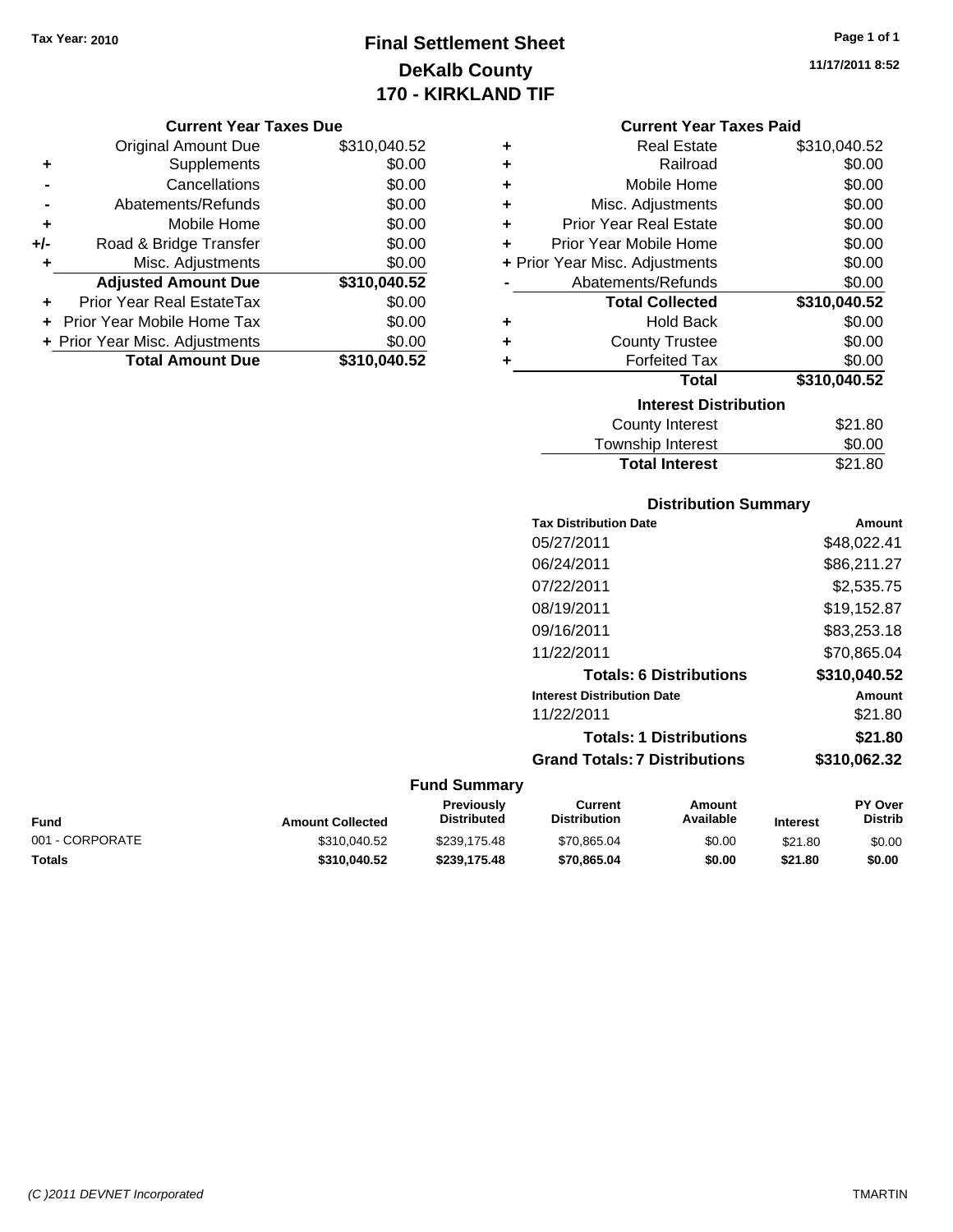**Tax Year: 2010**

# Final Settlement Sheet
## DeKalb County
## 170 - KIRKLAND TIF

11/17/2011 8:52

### Current Year Taxes Due

| | | |
|---|---|---|
| | Original Amount Due | $310,040.52 |
| + | Supplements | $0.00 |
| - | Cancellations | $0.00 |
| - | Abatements/Refunds | $0.00 |
| + | Mobile Home | $0.00 |
| +/- | Road & Bridge Transfer | $0.00 |
| + | Misc. Adjustments | $0.00 |
| | **Adjusted Amount Due** | **$310,040.52** |
| + | Prior Year Real EstateTax | $0.00 |
| + | Prior Year Mobile Home Tax | $0.00 |
| + | Prior Year Misc. Adjustments | $0.00 |
| | **Total Amount Due** | **$310,040.52** |

### Current Year Taxes Paid

| | | |
|---|---|---|
| + | Real Estate | $310,040.52 |
| + | Railroad | $0.00 |
| + | Mobile Home | $0.00 |
| + | Misc. Adjustments | $0.00 |
| + | Prior Year Real Estate | $0.00 |
| + | Prior Year Mobile Home | $0.00 |
| + | Prior Year Misc. Adjustments | $0.00 |
| - | Abatements/Refunds | $0.00 |
| | **Total Collected** | **$310,040.52** |
| + | Hold Back | $0.00 |
| + | County Trustee | $0.00 |
| + | Forfeited Tax | $0.00 |
| | **Total** | **$310,040.52** |

### Interest Distribution

| | |
|---|---|
| County Interest | $21.80 |
| Township Interest | $0.00 |
| **Total Interest** | $21.80 |

### Distribution Summary

| Tax Distribution Date | Amount |
|---|---|
| 05/27/2011 | $48,022.41 |
| 06/24/2011 | $86,211.27 |
| 07/22/2011 | $2,535.75 |
| 08/19/2011 | $19,152.87 |
| 09/16/2011 | $83,253.18 |
| 11/22/2011 | $70,865.04 |
| **Totals: 6 Distributions** | **$310,040.52** |
| **Interest Distribution Date** | **Amount** |
| 11/22/2011 | $21.80 |
| **Totals: 1 Distributions** | **$21.80** |
| **Grand Totals: 7 Distributions** | **$310,062.32** |

### Fund Summary

| Fund | Amount Collected | Previously Distributed | Current Distribution | Amount Available | Interest | PY Over Distrib |
|---|---|---|---|---|---|---|
| 001 - CORPORATE | $310,040.52 | $239,175.48 | $70,865.04 | $0.00 | $21.80 | $0.00 |
| **Totals** | **$310,040.52** | **$239,175.48** | **$70,865.04** | **$0.00** | **$21.80** | **$0.00** |

(C )2011 DEVNET Incorporated — TMARTIN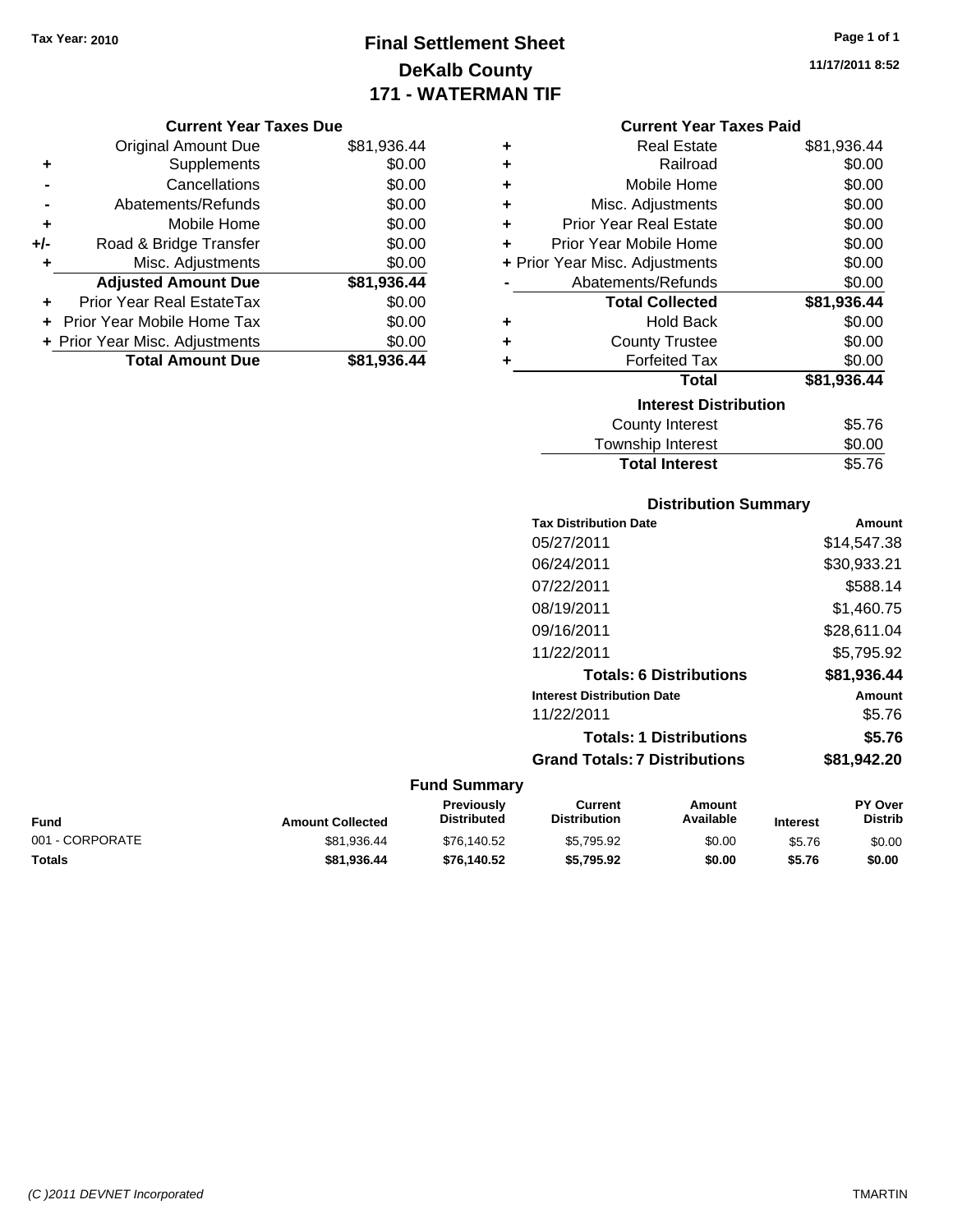Tax Year: 2010

# Final Settlement Sheet

## DeKalb County

## 171 - WATERMAN TIF

11/17/2011 8:52

### Current Year Taxes Due

| | | |
|---|---|---|
| | Original Amount Due | $81,936.44 |
| + | Supplements | $0.00 |
| - | Cancellations | $0.00 |
| - | Abatements/Refunds | $0.00 |
| + | Mobile Home | $0.00 |
| +/- | Road & Bridge Transfer | $0.00 |
| + | Misc. Adjustments | $0.00 |
| | **Adjusted Amount Due** | **$81,936.44** |
| + | Prior Year Real EstateTax | $0.00 |
| + | Prior Year Mobile Home Tax | $0.00 |
| + | Prior Year Misc. Adjustments | $0.00 |
| | **Total Amount Due** | **$81,936.44** |

### Current Year Taxes Paid

| | | |
|---|---|---|
| + | Real Estate | $81,936.44 |
| + | Railroad | $0.00 |
| + | Mobile Home | $0.00 |
| + | Misc. Adjustments | $0.00 |
| + | Prior Year Real Estate | $0.00 |
| + | Prior Year Mobile Home | $0.00 |
| + | Prior Year Misc. Adjustments | $0.00 |
| - | Abatements/Refunds | $0.00 |
| | **Total Collected** | **$81,936.44** |
| + | Hold Back | $0.00 |
| + | County Trustee | $0.00 |
| + | Forfeited Tax | $0.00 |
| | **Total** | **$81,936.44** |

### Interest Distribution

| | |
|---|---|
| County Interest | $5.76 |
| Township Interest | $0.00 |
| **Total Interest** | $5.76 |

### Distribution Summary

| Tax Distribution Date | Amount |
|---|---|
| 05/27/2011 | $14,547.38 |
| 06/24/2011 | $30,933.21 |
| 07/22/2011 | $588.14 |
| 08/19/2011 | $1,460.75 |
| 09/16/2011 | $28,611.04 |
| 11/22/2011 | $5,795.92 |
| **Totals: 6 Distributions** | **$81,936.44** |
| **Interest Distribution Date** | **Amount** |
| 11/22/2011 | $5.76 |
| **Totals: 1 Distributions** | **$5.76** |
| **Grand Totals: 7 Distributions** | **$81,942.20** |

### Fund Summary

| Fund | Amount Collected | Previously Distributed | Current Distribution | Amount Available | Interest | PY Over Distrib |
|---|---|---|---|---|---|---|
| 001 - CORPORATE | $81,936.44 | $76,140.52 | $5,795.92 | $0.00 | $5.76 | $0.00 |
| **Totals** | **$81,936.44** | **$76,140.52** | **$5,795.92** | **$0.00** | **$5.76** | **$0.00** |

(C )2011 DEVNET Incorporated TMARTIN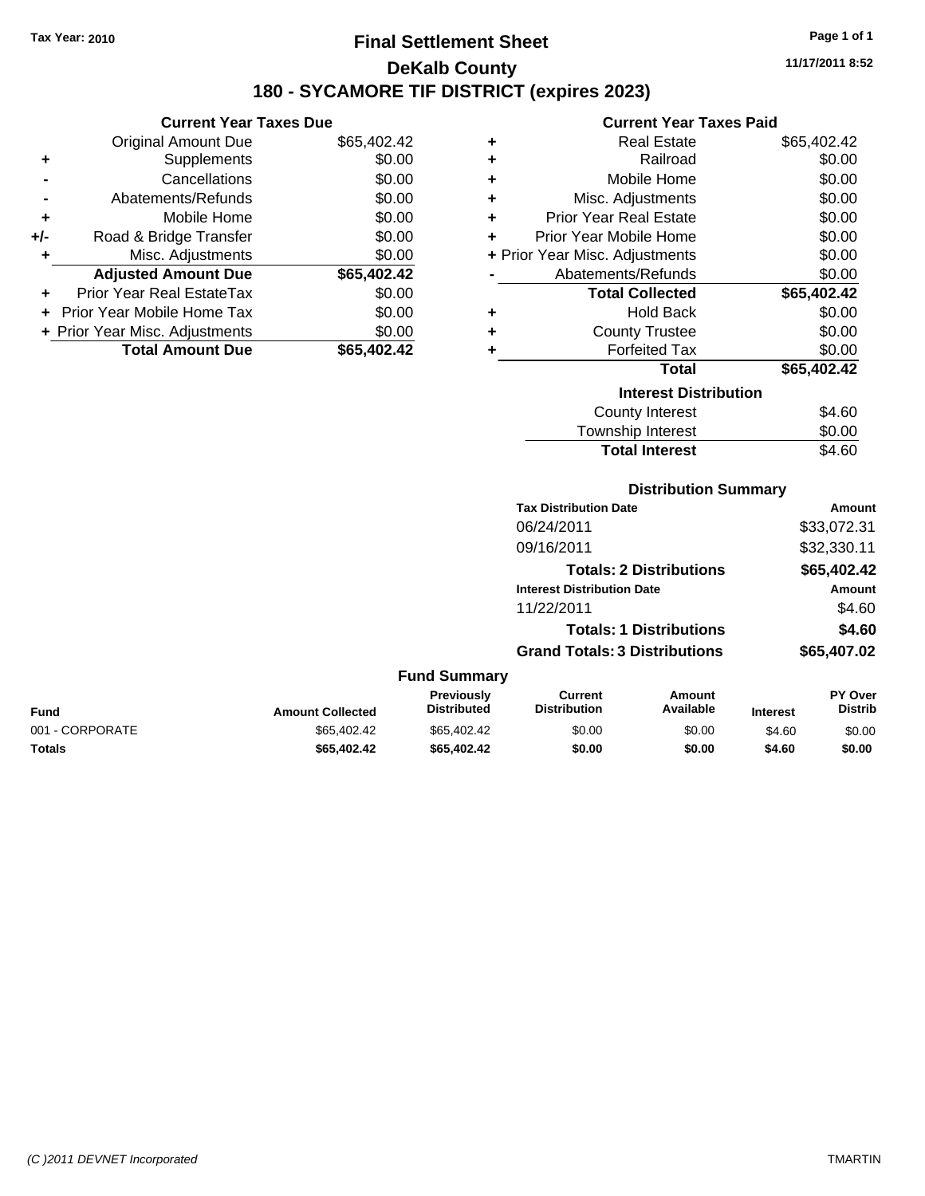Tax Year: 2010

# Final Settlement Sheet

## DeKalb County

## 180 - SYCAMORE TIF DISTRICT (expires 2023)

11/17/2011 8:52

### Current Year Taxes Due

| | | |
|---|---|---|
| | Original Amount Due | $65,402.42 |
| + | Supplements | $0.00 |
| - | Cancellations | $0.00 |
| - | Abatements/Refunds | $0.00 |
| + | Mobile Home | $0.00 |
| +/- | Road & Bridge Transfer | $0.00 |
| + | Misc. Adjustments | $0.00 |
| | **Adjusted Amount Due** | **$65,402.42** |
| + | Prior Year Real EstateTax | $0.00 |
| + | Prior Year Mobile Home Tax | $0.00 |
| + | Prior Year Misc. Adjustments | $0.00 |
| | **Total Amount Due** | **$65,402.42** |

### Current Year Taxes Paid

| | | |
|---|---|---|
| + | Real Estate | $65,402.42 |
| + | Railroad | $0.00 |
| + | Mobile Home | $0.00 |
| + | Misc. Adjustments | $0.00 |
| + | Prior Year Real Estate | $0.00 |
| + | Prior Year Mobile Home | $0.00 |
| + | Prior Year Misc. Adjustments | $0.00 |
| - | Abatements/Refunds | $0.00 |
| | **Total Collected** | **$65,402.42** |
| + | Hold Back | $0.00 |
| + | County Trustee | $0.00 |
| + | Forfeited Tax | $0.00 |
| | **Total** | **$65,402.42** |

### Interest Distribution

| | |
|---|---|
| County Interest | $4.60 |
| Township Interest | $0.00 |
| **Total Interest** | $4.60 |

### Distribution Summary

| Tax Distribution Date | Amount |
|---|---|
| 06/24/2011 | $33,072.31 |
| 09/16/2011 | $32,330.11 |
| **Totals: 2 Distributions** | **$65,402.42** |
| **Interest Distribution Date** | **Amount** |
| 11/22/2011 | $4.60 |
| **Totals: 1 Distributions** | **$4.60** |
| **Grand Totals: 3 Distributions** | **$65,407.02** |

### Fund Summary

| Fund | Amount Collected | Previously Distributed | Current Distribution | Amount Available | Interest | PY Over Distrib |
|---|---|---|---|---|---|---|
| 001 - CORPORATE | $65,402.42 | $65,402.42 | $0.00 | $0.00 | $4.60 | $0.00 |
| **Totals** | **$65,402.42** | **$65,402.42** | **$0.00** | **$0.00** | **$4.60** | **$0.00** |

(C )2011 DEVNET Incorporated TMARTIN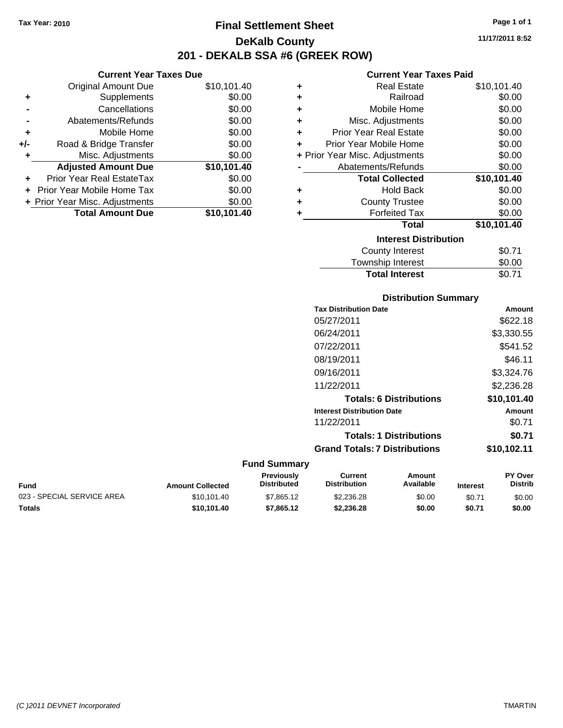Tax Year: 2010

# Final Settlement Sheet

## DeKalb County

## 201 - DEKALB SSA #6 (GREEK ROW)

11/17/2011 8:52

### Current Year Taxes Due

| | | |
|---|---|---|
| | Original Amount Due | $10,101.40 |
| + | Supplements | $0.00 |
| - | Cancellations | $0.00 |
| - | Abatements/Refunds | $0.00 |
| + | Mobile Home | $0.00 |
| +/- | Road & Bridge Transfer | $0.00 |
| + | Misc. Adjustments | $0.00 |
| | **Adjusted Amount Due** | **$10,101.40** |
| + | Prior Year Real EstateTax | $0.00 |
| + | Prior Year Mobile Home Tax | $0.00 |
| + | Prior Year Misc. Adjustments | $0.00 |
| | **Total Amount Due** | **$10,101.40** |

### Current Year Taxes Paid

| | | |
|---|---|---|
| + | Real Estate | $10,101.40 |
| + | Railroad | $0.00 |
| + | Mobile Home | $0.00 |
| + | Misc. Adjustments | $0.00 |
| + | Prior Year Real Estate | $0.00 |
| + | Prior Year Mobile Home | $0.00 |
| + | Prior Year Misc. Adjustments | $0.00 |
| - | Abatements/Refunds | $0.00 |
| | **Total Collected** | **$10,101.40** |
| + | Hold Back | $0.00 |
| + | County Trustee | $0.00 |
| + | Forfeited Tax | $0.00 |
| | **Total** | **$10,101.40** |

### Interest Distribution

| | |
|---|---|
| County Interest | $0.71 |
| Township Interest | $0.00 |
| **Total Interest** | $0.71 |

### Distribution Summary

| Tax Distribution Date | Amount |
|---|---|
| 05/27/2011 | $622.18 |
| 06/24/2011 | $3,330.55 |
| 07/22/2011 | $541.52 |
| 08/19/2011 | $46.11 |
| 09/16/2011 | $3,324.76 |
| 11/22/2011 | $2,236.28 |
| **Totals: 6 Distributions** | **$10,101.40** |
| **Interest Distribution Date** | **Amount** |
| 11/22/2011 | $0.71 |
| **Totals: 1 Distributions** | **$0.71** |
| **Grand Totals: 7 Distributions** | **$10,102.11** |

### Fund Summary

| Fund | Amount Collected | Previously Distributed | Current Distribution | Amount Available | Interest | PY Over Distrib |
|---|---|---|---|---|---|---|
| 023 - SPECIAL SERVICE AREA | $10,101.40 | $7,865.12 | $2,236.28 | $0.00 | $0.71 | $0.00 |
| **Totals** | **$10,101.40** | **$7,865.12** | **$2,236.28** | **$0.00** | **$0.71** | **$0.00** |

(C )2011 DEVNET Incorporated TMARTIN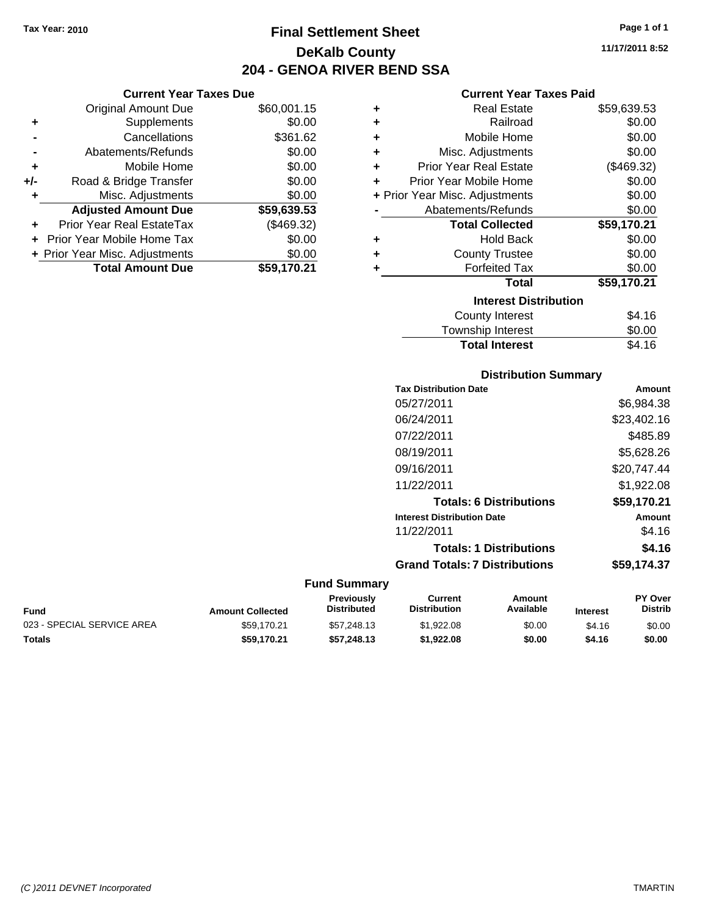Tax Year: 2010

# Final Settlement Sheet
## DeKalb County
## 204 - GENOA RIVER BEND SSA

11/17/2011 8:52

### Current Year Taxes Due

| | | |
|---|---|---|
| | Original Amount Due | $60,001.15 |
| + | Supplements | $0.00 |
| - | Cancellations | $361.62 |
| - | Abatements/Refunds | $0.00 |
| + | Mobile Home | $0.00 |
| +/- | Road & Bridge Transfer | $0.00 |
| + | Misc. Adjustments | $0.00 |
| | **Adjusted Amount Due** | **$59,639.53** |
| + | Prior Year Real EstateTax | ($469.32) |
| + | Prior Year Mobile Home Tax | $0.00 |
| + | Prior Year Misc. Adjustments | $0.00 |
| | **Total Amount Due** | **$59,170.21** |

### Current Year Taxes Paid

| | | |
|---|---|---|
| + | Real Estate | $59,639.53 |
| + | Railroad | $0.00 |
| + | Mobile Home | $0.00 |
| + | Misc. Adjustments | $0.00 |
| + | Prior Year Real Estate | ($469.32) |
| + | Prior Year Mobile Home | $0.00 |
| + | Prior Year Misc. Adjustments | $0.00 |
| - | Abatements/Refunds | $0.00 |
| | **Total Collected** | **$59,170.21** |
| + | Hold Back | $0.00 |
| + | County Trustee | $0.00 |
| + | Forfeited Tax | $0.00 |
| | **Total** | **$59,170.21** |

### Interest Distribution

| | |
|---|---|
| County Interest | $4.16 |
| Township Interest | $0.00 |
| **Total Interest** | $4.16 |

### Distribution Summary

| Tax Distribution Date | Amount |
|---|---|
| 05/27/2011 | $6,984.38 |
| 06/24/2011 | $23,402.16 |
| 07/22/2011 | $485.89 |
| 08/19/2011 | $5,628.26 |
| 09/16/2011 | $20,747.44 |
| 11/22/2011 | $1,922.08 |
| **Totals: 6 Distributions** | **$59,170.21** |
| **Interest Distribution Date** | **Amount** |
| 11/22/2011 | $4.16 |
| **Totals: 1 Distributions** | **$4.16** |
| **Grand Totals: 7 Distributions** | **$59,174.37** |

### Fund Summary

| Fund | Amount Collected | Previously Distributed | Current Distribution | Amount Available | Interest | PY Over Distrib |
|---|---|---|---|---|---|---|
| 023 - SPECIAL SERVICE AREA | $59,170.21 | $57,248.13 | $1,922.08 | $0.00 | $4.16 | $0.00 |
| **Totals** | **$59,170.21** | **$57,248.13** | **$1,922.08** | **$0.00** | **$4.16** | **$0.00** |

(C )2011 DEVNET Incorporated TMARTIN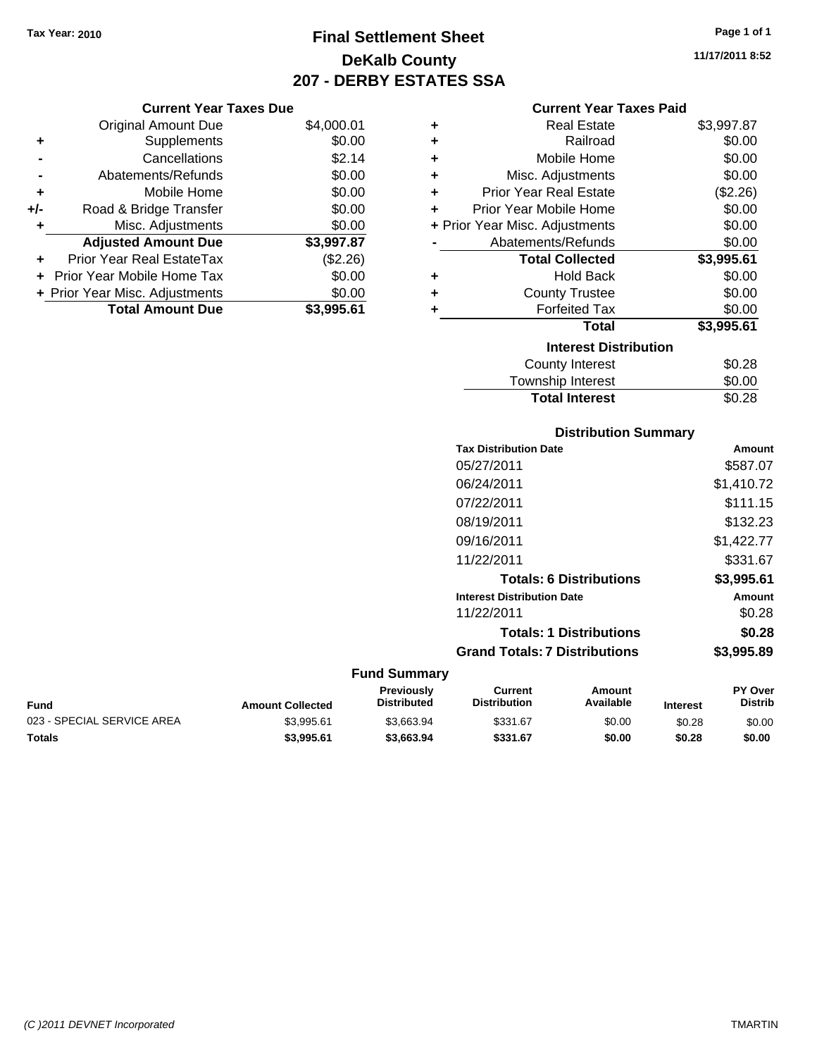Tax Year: 2010

# Final Settlement Sheet
## DeKalb County
## 207 - DERBY ESTATES SSA

11/17/2011 8:52

### Current Year Taxes Due

| | | |
|---|---|---|
| | Original Amount Due | $4,000.01 |
| + | Supplements | $0.00 |
| - | Cancellations | $2.14 |
| - | Abatements/Refunds | $0.00 |
| + | Mobile Home | $0.00 |
| +/- | Road & Bridge Transfer | $0.00 |
| + | Misc. Adjustments | $0.00 |
| | **Adjusted Amount Due** | **$3,997.87** |
| + | Prior Year Real EstateTax | ($2.26) |
| + | Prior Year Mobile Home Tax | $0.00 |
| + | Prior Year Misc. Adjustments | $0.00 |
| | **Total Amount Due** | **$3,995.61** |

### Current Year Taxes Paid

| | | |
|---|---|---|
| + | Real Estate | $3,997.87 |
| + | Railroad | $0.00 |
| + | Mobile Home | $0.00 |
| + | Misc. Adjustments | $0.00 |
| + | Prior Year Real Estate | ($2.26) |
| + | Prior Year Mobile Home | $0.00 |
| + | Prior Year Misc. Adjustments | $0.00 |
| - | Abatements/Refunds | $0.00 |
| | **Total Collected** | **$3,995.61** |
| + | Hold Back | $0.00 |
| + | County Trustee | $0.00 |
| + | Forfeited Tax | $0.00 |
| | **Total** | **$3,995.61** |

### Interest Distribution

| | |
|---|---|
| County Interest | $0.28 |
| Township Interest | $0.00 |
| **Total Interest** | $0.28 |

### Distribution Summary

| Tax Distribution Date | Amount |
|---|---|
| 05/27/2011 | $587.07 |
| 06/24/2011 | $1,410.72 |
| 07/22/2011 | $111.15 |
| 08/19/2011 | $132.23 |
| 09/16/2011 | $1,422.77 |
| 11/22/2011 | $331.67 |
| **Totals: 6 Distributions** | **$3,995.61** |
| **Interest Distribution Date** | **Amount** |
| 11/22/2011 | $0.28 |
| **Totals: 1 Distributions** | **$0.28** |
| **Grand Totals: 7 Distributions** | **$3,995.89** |

### Fund Summary

| Fund | Amount Collected | Previously Distributed | Current Distribution | Amount Available | Interest | PY Over Distrib |
|---|---|---|---|---|---|---|
| 023 - SPECIAL SERVICE AREA | $3,995.61 | $3,663.94 | $331.67 | $0.00 | $0.28 | $0.00 |
| **Totals** | **$3,995.61** | **$3,663.94** | **$331.67** | **$0.00** | **$0.28** | **$0.00** |

(C )2011 DEVNET Incorporated TMARTIN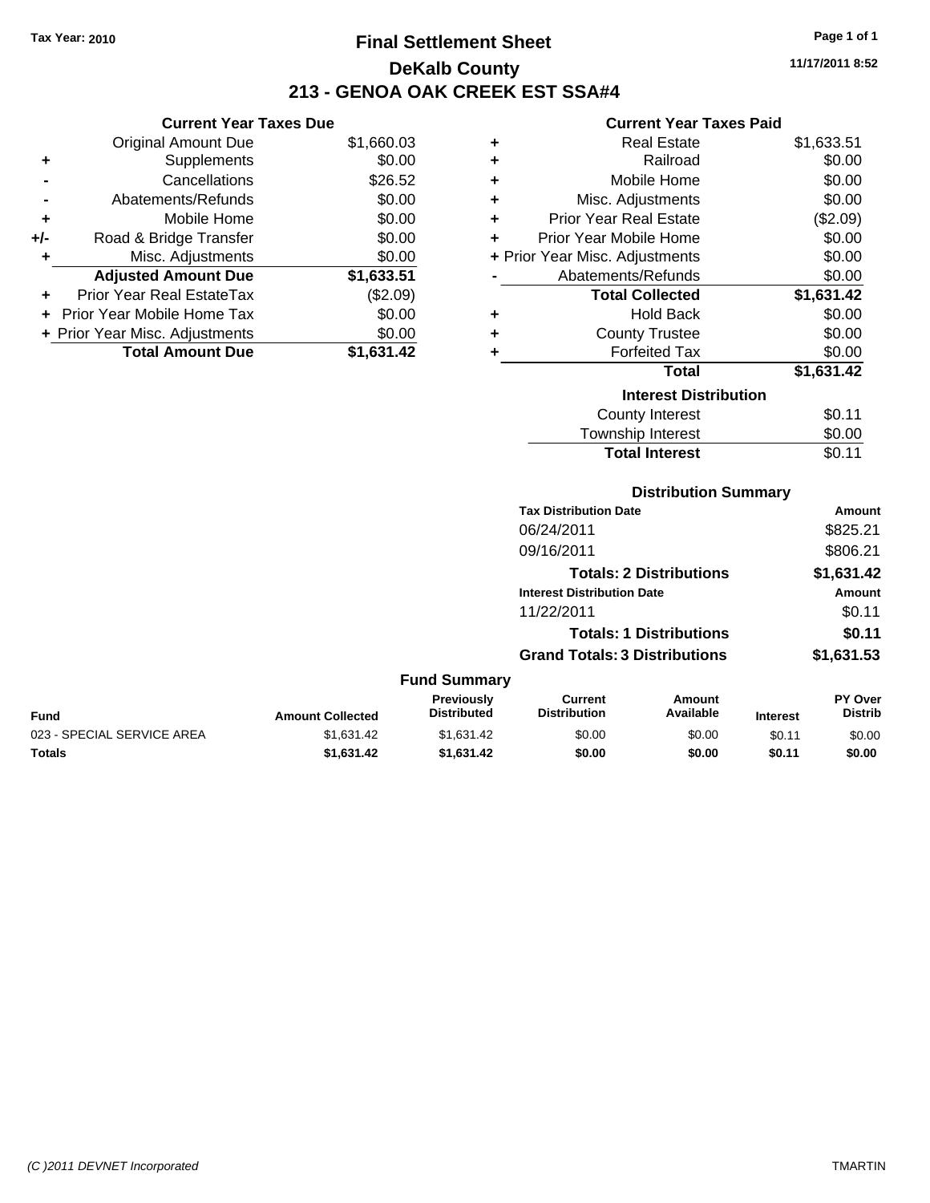Tax Year: 2010

# Final Settlement Sheet
## DeKalb County
## 213 - GENOA OAK CREEK EST SSA#4

11/17/2011 8:52

### Current Year Taxes Due

| | | |
|---|---|---|
| | Original Amount Due | $1,660.03 |
| + | Supplements | $0.00 |
| - | Cancellations | $26.52 |
| - | Abatements/Refunds | $0.00 |
| + | Mobile Home | $0.00 |
| +/- | Road & Bridge Transfer | $0.00 |
| + | Misc. Adjustments | $0.00 |
| | **Adjusted Amount Due** | **$1,633.51** |
| + | Prior Year Real EstateTax | ($2.09) |
| + | Prior Year Mobile Home Tax | $0.00 |
| + | Prior Year Misc. Adjustments | $0.00 |
| | **Total Amount Due** | **$1,631.42** |

### Current Year Taxes Paid

| | | |
|---|---|---|
| + | Real Estate | $1,633.51 |
| + | Railroad | $0.00 |
| + | Mobile Home | $0.00 |
| + | Misc. Adjustments | $0.00 |
| + | Prior Year Real Estate | ($2.09) |
| + | Prior Year Mobile Home | $0.00 |
| + | Prior Year Misc. Adjustments | $0.00 |
| - | Abatements/Refunds | $0.00 |
| | **Total Collected** | **$1,631.42** |
| + | Hold Back | $0.00 |
| + | County Trustee | $0.00 |
| + | Forfeited Tax | $0.00 |
| | **Total** | **$1,631.42** |

### Interest Distribution

| | |
|---|---|
| County Interest | $0.11 |
| Township Interest | $0.00 |
| **Total Interest** | $0.11 |

### Distribution Summary

| Tax Distribution Date | Amount |
|---|---|
| 06/24/2011 | $825.21 |
| 09/16/2011 | $806.21 |
| **Totals: 2 Distributions** | **$1,631.42** |
| **Interest Distribution Date** | **Amount** |
| 11/22/2011 | $0.11 |
| **Totals: 1 Distributions** | **$0.11** |
| **Grand Totals: 3 Distributions** | **$1,631.53** |

### Fund Summary

| Fund | Amount Collected | Previously Distributed | Current Distribution | Amount Available | Interest | PY Over Distrib |
|---|---|---|---|---|---|---|
| 023 - SPECIAL SERVICE AREA | $1,631.42 | $1,631.42 | $0.00 | $0.00 | $0.11 | $0.00 |
| **Totals** | **$1,631.42** | **$1,631.42** | **$0.00** | **$0.00** | **$0.11** | **$0.00** |

(C )2011 DEVNET Incorporated TMARTIN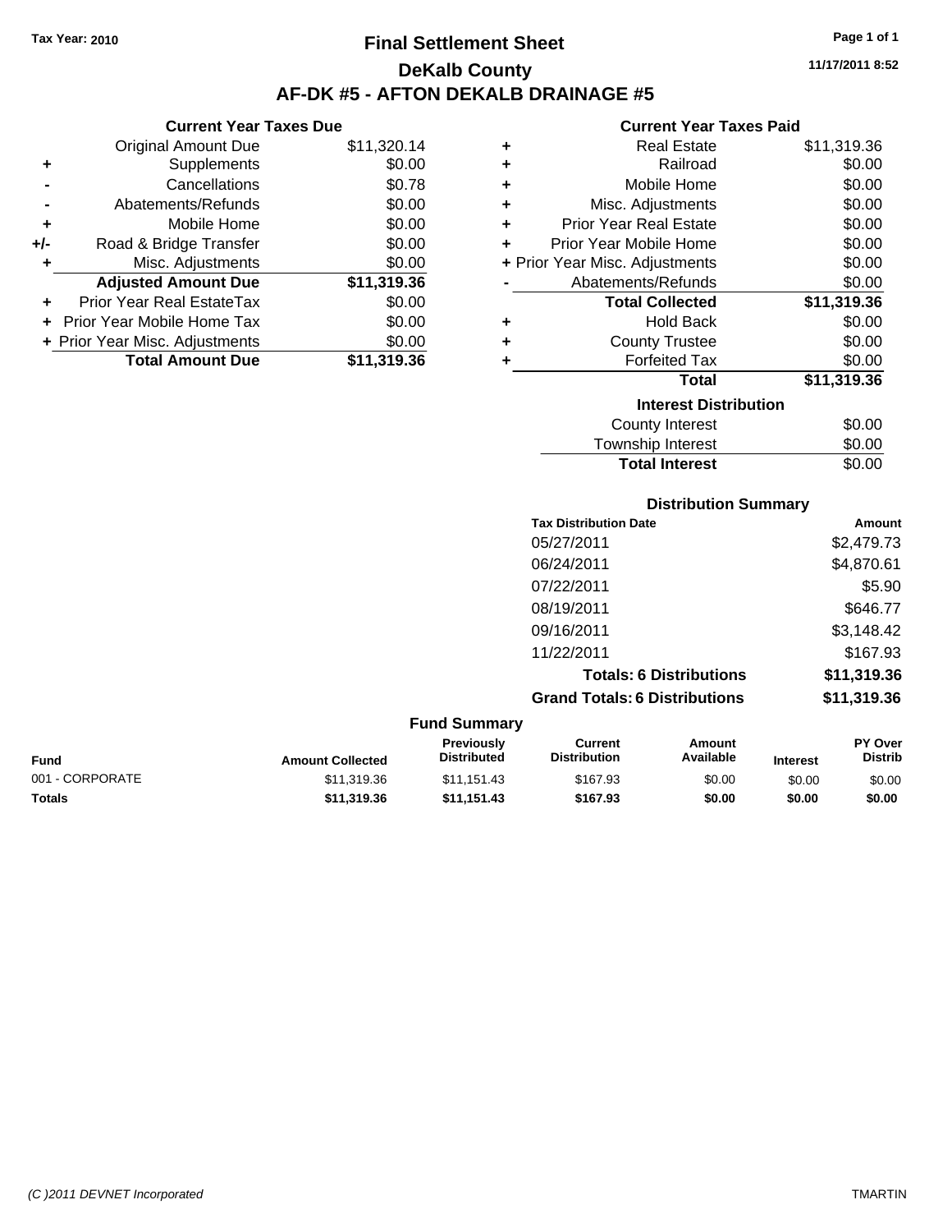**Tax Year: 2010**

# Final Settlement Sheet

## DeKalb County

## AF-DK #5 - AFTON DEKALB DRAINAGE #5

11/17/2011 8:52

### Current Year Taxes Due

| | | |
|---|---|---|
| | Original Amount Due | $11,320.14 |
| + | Supplements | $0.00 |
| - | Cancellations | $0.78 |
| - | Abatements/Refunds | $0.00 |
| + | Mobile Home | $0.00 |
| +/- | Road & Bridge Transfer | $0.00 |
| + | Misc. Adjustments | $0.00 |
| | **Adjusted Amount Due** | **$11,319.36** |
| + | Prior Year Real EstateTax | $0.00 |
| + | Prior Year Mobile Home Tax | $0.00 |
| + | Prior Year Misc. Adjustments | $0.00 |
| | **Total Amount Due** | **$11,319.36** |

### Current Year Taxes Paid

| | | |
|---|---|---|
| + | Real Estate | $11,319.36 |
| + | Railroad | $0.00 |
| + | Mobile Home | $0.00 |
| + | Misc. Adjustments | $0.00 |
| + | Prior Year Real Estate | $0.00 |
| + | Prior Year Mobile Home | $0.00 |
| + | Prior Year Misc. Adjustments | $0.00 |
| - | Abatements/Refunds | $0.00 |
| | **Total Collected** | **$11,319.36** |
| + | Hold Back | $0.00 |
| + | County Trustee | $0.00 |
| + | Forfeited Tax | $0.00 |
| | **Total** | **$11,319.36** |

### Interest Distribution

| | |
|---|---|
| County Interest | $0.00 |
| Township Interest | $0.00 |
| **Total Interest** | $0.00 |

### Distribution Summary

| Tax Distribution Date | Amount |
|---|---|
| 05/27/2011 | $2,479.73 |
| 06/24/2011 | $4,870.61 |
| 07/22/2011 | $5.90 |
| 08/19/2011 | $646.77 |
| 09/16/2011 | $3,148.42 |
| 11/22/2011 | $167.93 |
| **Totals: 6 Distributions** | **$11,319.36** |
| **Grand Totals: 6 Distributions** | **$11,319.36** |

### Fund Summary

| Fund | Amount Collected | Previously Distributed | Current Distribution | Amount Available | Interest | PY Over Distrib |
|---|---|---|---|---|---|---|
| 001 - CORPORATE | $11,319.36 | $11,151.43 | $167.93 | $0.00 | $0.00 | $0.00 |
| **Totals** | **$11,319.36** | **$11,151.43** | **$167.93** | **$0.00** | **$0.00** | **$0.00** |

(C )2011 DEVNET Incorporated  TMARTIN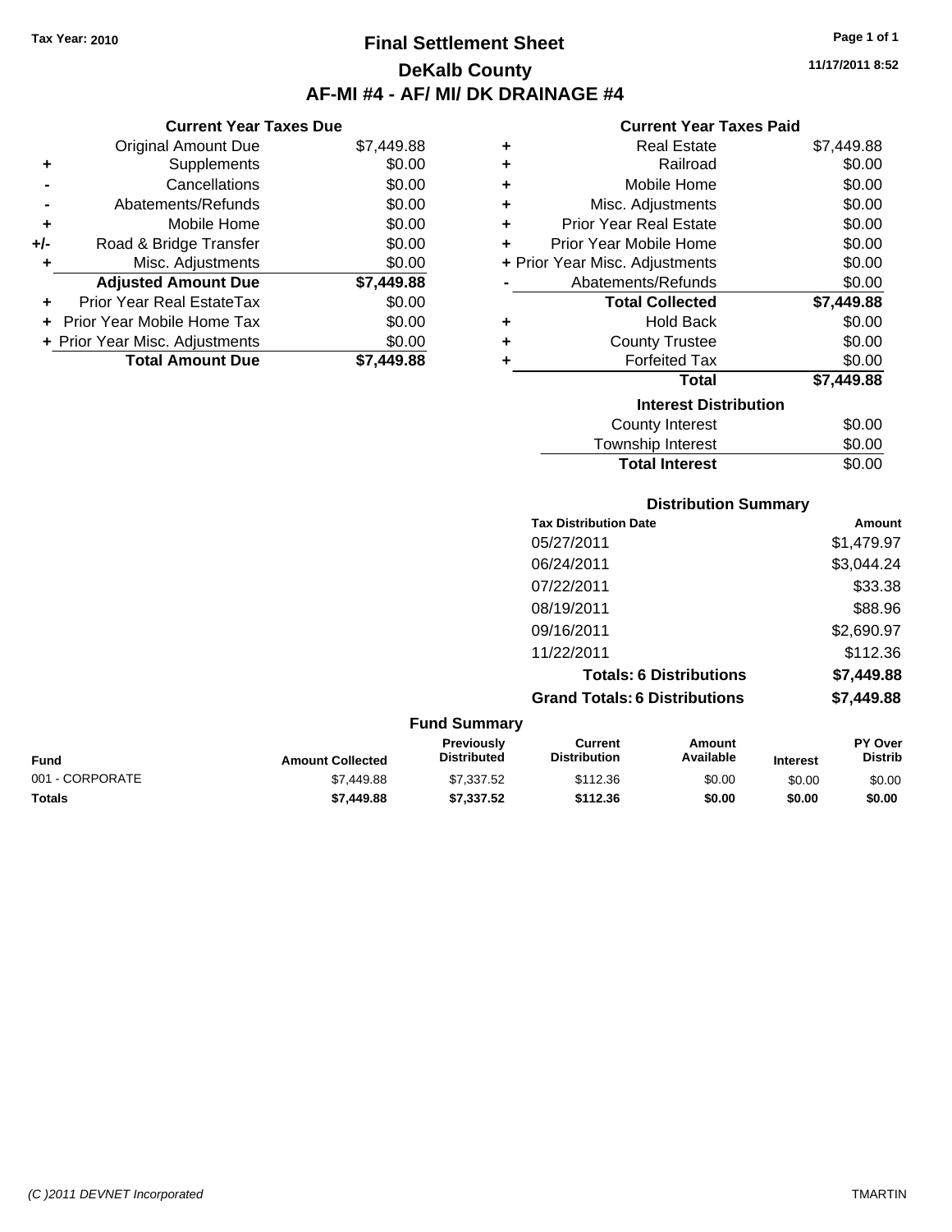Tax Year: 2010

# Final Settlement Sheet

## DeKalb County

## AF-MI #4 - AF/ MI/ DK DRAINAGE #4

11/17/2011 8:52

### Current Year Taxes Due

| | | |
|---|---|---|
| | Original Amount Due | $7,449.88 |
| + | Supplements | $0.00 |
| - | Cancellations | $0.00 |
| - | Abatements/Refunds | $0.00 |
| + | Mobile Home | $0.00 |
| +/- | Road & Bridge Transfer | $0.00 |
| + | Misc. Adjustments | $0.00 |
| | **Adjusted Amount Due** | **$7,449.88** |
| + | Prior Year Real EstateTax | $0.00 |
| + | Prior Year Mobile Home Tax | $0.00 |
| + | Prior Year Misc. Adjustments | $0.00 |
| | **Total Amount Due** | **$7,449.88** |

### Current Year Taxes Paid

| | | |
|---|---|---|
| + | Real Estate | $7,449.88 |
| + | Railroad | $0.00 |
| + | Mobile Home | $0.00 |
| + | Misc. Adjustments | $0.00 |
| + | Prior Year Real Estate | $0.00 |
| + | Prior Year Mobile Home | $0.00 |
| + | Prior Year Misc. Adjustments | $0.00 |
| - | Abatements/Refunds | $0.00 |
| | **Total Collected** | **$7,449.88** |
| + | Hold Back | $0.00 |
| + | County Trustee | $0.00 |
| + | Forfeited Tax | $0.00 |
| | **Total** | **$7,449.88** |

### Interest Distribution

| | |
|---|---|
| County Interest | $0.00 |
| Township Interest | $0.00 |
| **Total Interest** | $0.00 |

### Distribution Summary

| Tax Distribution Date | Amount |
|---|---|
| 05/27/2011 | $1,479.97 |
| 06/24/2011 | $3,044.24 |
| 07/22/2011 | $33.38 |
| 08/19/2011 | $88.96 |
| 09/16/2011 | $2,690.97 |
| 11/22/2011 | $112.36 |
| **Totals: 6 Distributions** | **$7,449.88** |
| **Grand Totals: 6 Distributions** | **$7,449.88** |

### Fund Summary

| Fund | Amount Collected | Previously Distributed | Current Distribution | Amount Available | Interest | PY Over Distrib |
|---|---|---|---|---|---|---|
| 001 - CORPORATE | $7,449.88 | $7,337.52 | $112.36 | $0.00 | $0.00 | $0.00 |
| **Totals** | **$7,449.88** | **$7,337.52** | **$112.36** | **$0.00** | **$0.00** | **$0.00** |

(C )2011 DEVNET Incorporated TMARTIN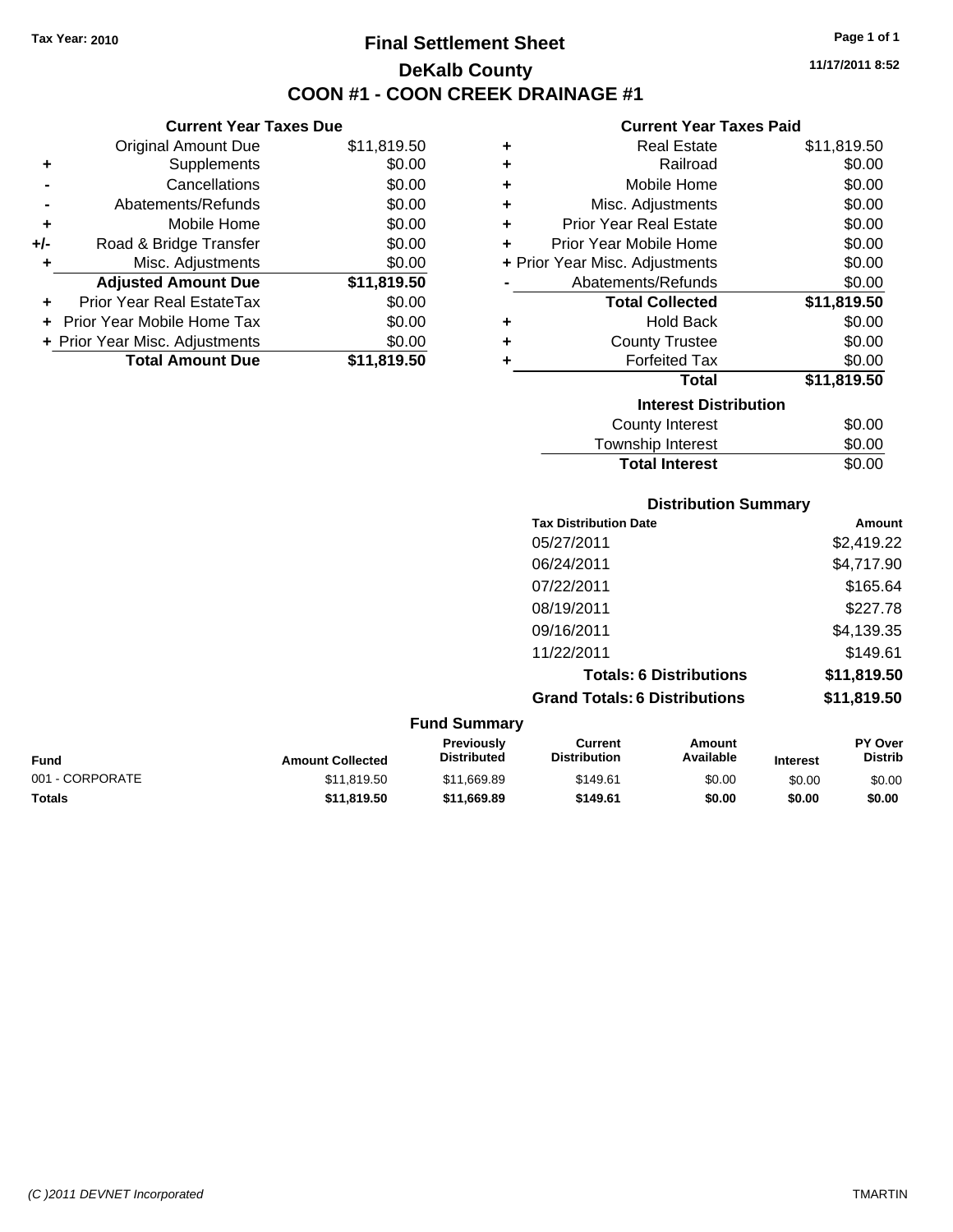Tax Year: 2010

# Final Settlement Sheet

## DeKalb County

## COON #1 - COON CREEK DRAINAGE #1

11/17/2011 8:52

### Current Year Taxes Due

| | | |
|---|---|---|
| | Original Amount Due | $11,819.50 |
| + | Supplements | $0.00 |
| - | Cancellations | $0.00 |
| - | Abatements/Refunds | $0.00 |
| + | Mobile Home | $0.00 |
| +/- | Road & Bridge Transfer | $0.00 |
| + | Misc. Adjustments | $0.00 |
| | **Adjusted Amount Due** | **$11,819.50** |
| + | Prior Year Real EstateTax | $0.00 |
| + | Prior Year Mobile Home Tax | $0.00 |
| + | Prior Year Misc. Adjustments | $0.00 |
| | **Total Amount Due** | **$11,819.50** |

### Current Year Taxes Paid

| | | |
|---|---|---|
| + | Real Estate | $11,819.50 |
| + | Railroad | $0.00 |
| + | Mobile Home | $0.00 |
| + | Misc. Adjustments | $0.00 |
| + | Prior Year Real Estate | $0.00 |
| + | Prior Year Mobile Home | $0.00 |
| + | Prior Year Misc. Adjustments | $0.00 |
| - | Abatements/Refunds | $0.00 |
| | **Total Collected** | **$11,819.50** |
| + | Hold Back | $0.00 |
| + | County Trustee | $0.00 |
| + | Forfeited Tax | $0.00 |
| | **Total** | **$11,819.50** |

### Interest Distribution

| | |
|---|---|
| County Interest | $0.00 |
| Township Interest | $0.00 |
| **Total Interest** | $0.00 |

### Distribution Summary

| Tax Distribution Date | Amount |
|---|---|
| 05/27/2011 | $2,419.22 |
| 06/24/2011 | $4,717.90 |
| 07/22/2011 | $165.64 |
| 08/19/2011 | $227.78 |
| 09/16/2011 | $4,139.35 |
| 11/22/2011 | $149.61 |
| **Totals: 6 Distributions** | **$11,819.50** |
| **Grand Totals: 6 Distributions** | **$11,819.50** |

### Fund Summary

| Fund | Amount Collected | Previously Distributed | Current Distribution | Amount Available | Interest | PY Over Distrib |
|---|---|---|---|---|---|---|
| 001 - CORPORATE | $11,819.50 | $11,669.89 | $149.61 | $0.00 | $0.00 | $0.00 |
| **Totals** | **$11,819.50** | **$11,669.89** | **$149.61** | **$0.00** | **$0.00** | **$0.00** |

(C )2011 DEVNET Incorporated TMARTIN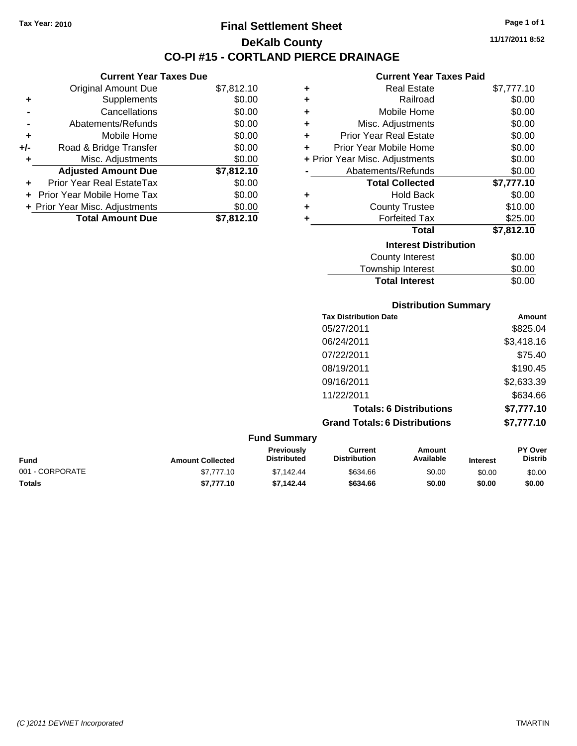Tax Year: 2010

# Final Settlement Sheet

## DeKalb County

## CO-PI #15 - CORTLAND PIERCE DRAINAGE

11/17/2011 8:52

### Current Year Taxes Due

| | | |
|---|---|---|
| | Original Amount Due | $7,812.10 |
| + | Supplements | $0.00 |
| - | Cancellations | $0.00 |
| - | Abatements/Refunds | $0.00 |
| + | Mobile Home | $0.00 |
| +/- | Road & Bridge Transfer | $0.00 |
| + | Misc. Adjustments | $0.00 |
| | **Adjusted Amount Due** | **$7,812.10** |
| + | Prior Year Real EstateTax | $0.00 |
| + | Prior Year Mobile Home Tax | $0.00 |
| + | Prior Year Misc. Adjustments | $0.00 |
| | **Total Amount Due** | **$7,812.10** |

### Current Year Taxes Paid

| | | |
|---|---|---|
| + | Real Estate | $7,777.10 |
| + | Railroad | $0.00 |
| + | Mobile Home | $0.00 |
| + | Misc. Adjustments | $0.00 |
| + | Prior Year Real Estate | $0.00 |
| + | Prior Year Mobile Home | $0.00 |
| + | Prior Year Misc. Adjustments | $0.00 |
| - | Abatements/Refunds | $0.00 |
| | **Total Collected** | **$7,777.10** |
| + | Hold Back | $0.00 |
| + | County Trustee | $10.00 |
| + | Forfeited Tax | $25.00 |
| | **Total** | **$7,812.10** |

### Interest Distribution

| | |
|---|---|
| County Interest | $0.00 |
| Township Interest | $0.00 |
| **Total Interest** | $0.00 |

### Distribution Summary

| Tax Distribution Date | Amount |
|---|---|
| 05/27/2011 | $825.04 |
| 06/24/2011 | $3,418.16 |
| 07/22/2011 | $75.40 |
| 08/19/2011 | $190.45 |
| 09/16/2011 | $2,633.39 |
| 11/22/2011 | $634.66 |
| **Totals: 6 Distributions** | **$7,777.10** |
| **Grand Totals: 6 Distributions** | **$7,777.10** |

### Fund Summary

| Fund | Amount Collected | Previously Distributed | Current Distribution | Amount Available | Interest | PY Over Distrib |
|---|---|---|---|---|---|---|
| 001 - CORPORATE | $7,777.10 | $7,142.44 | $634.66 | $0.00 | $0.00 | $0.00 |
| **Totals** | **$7,777.10** | **$7,142.44** | **$634.66** | **$0.00** | **$0.00** | **$0.00** |

(C )2011 DEVNET Incorporated TMARTIN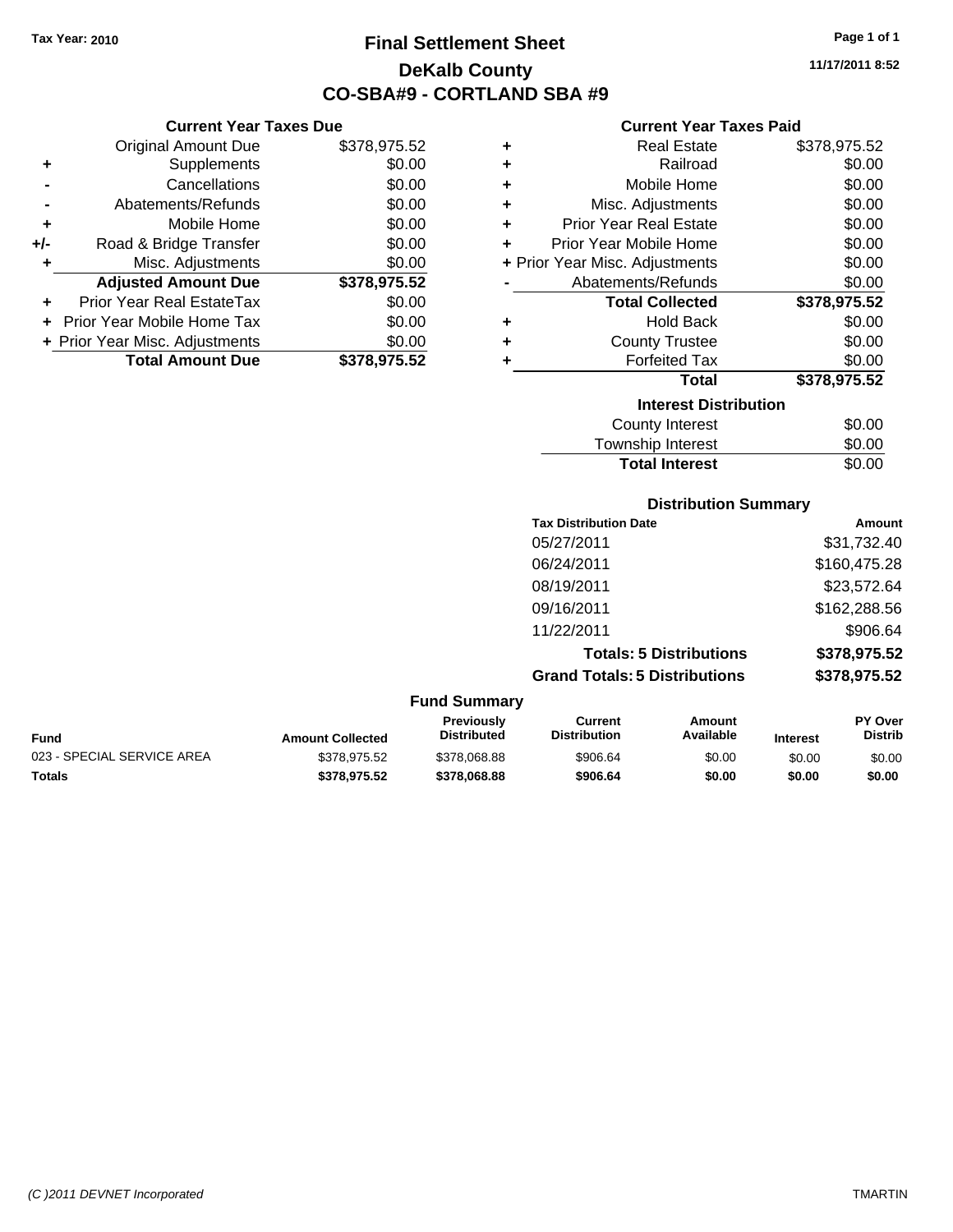Tax Year: 2010

# Final Settlement Sheet
## DeKalb County
## CO-SBA#9 - CORTLAND SBA #9

11/17/2011 8:52

### Current Year Taxes Due

| | | |
|---|---|---|
| | Original Amount Due | $378,975.52 |
| + | Supplements | $0.00 |
| - | Cancellations | $0.00 |
| - | Abatements/Refunds | $0.00 |
| + | Mobile Home | $0.00 |
| +/- | Road & Bridge Transfer | $0.00 |
| + | Misc. Adjustments | $0.00 |
| | **Adjusted Amount Due** | **$378,975.52** |
| + | Prior Year Real EstateTax | $0.00 |
| + | Prior Year Mobile Home Tax | $0.00 |
| + | Prior Year Misc. Adjustments | $0.00 |
| | **Total Amount Due** | **$378,975.52** |

### Current Year Taxes Paid

| | | |
|---|---|---|
| + | Real Estate | $378,975.52 |
| + | Railroad | $0.00 |
| + | Mobile Home | $0.00 |
| + | Misc. Adjustments | $0.00 |
| + | Prior Year Real Estate | $0.00 |
| + | Prior Year Mobile Home | $0.00 |
| + | Prior Year Misc. Adjustments | $0.00 |
| - | Abatements/Refunds | $0.00 |
| | **Total Collected** | **$378,975.52** |
| + | Hold Back | $0.00 |
| + | County Trustee | $0.00 |
| + | Forfeited Tax | $0.00 |
| | **Total** | **$378,975.52** |

### Interest Distribution

| | |
|---|---|
| County Interest | $0.00 |
| Township Interest | $0.00 |
| **Total Interest** | $0.00 |

### Distribution Summary

| Tax Distribution Date | Amount |
|---|---|
| 05/27/2011 | $31,732.40 |
| 06/24/2011 | $160,475.28 |
| 08/19/2011 | $23,572.64 |
| 09/16/2011 | $162,288.56 |
| 11/22/2011 | $906.64 |
| **Totals: 5 Distributions** | **$378,975.52** |
| **Grand Totals: 5 Distributions** | **$378,975.52** |

### Fund Summary

| Fund | Amount Collected | Previously Distributed | Current Distribution | Amount Available | Interest | PY Over Distrib |
|---|---|---|---|---|---|---|
| 023 - SPECIAL SERVICE AREA | $378,975.52 | $378,068.88 | $906.64 | $0.00 | $0.00 | $0.00 |
| **Totals** | **$378,975.52** | **$378,068.88** | **$906.64** | **$0.00** | **$0.00** | **$0.00** |

(C )2011 DEVNET Incorporated

TMARTIN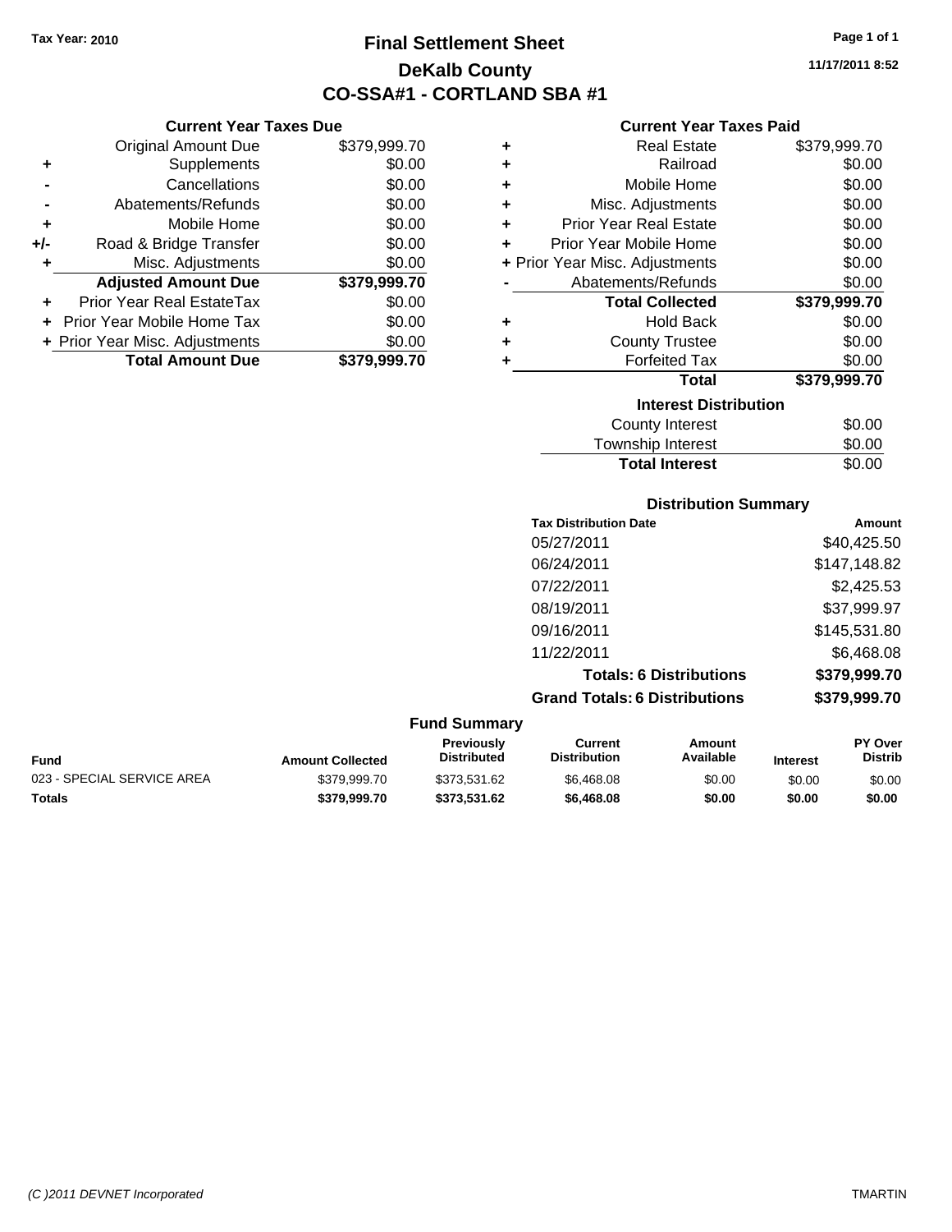Tax Year: 2010

# Final Settlement Sheet
## DeKalb County
## CO-SSA#1 - CORTLAND SBA #1

11/17/2011 8:52

### Current Year Taxes Due

| | | |
|---|---|---|
| | Original Amount Due | $379,999.70 |
| + | Supplements | $0.00 |
| - | Cancellations | $0.00 |
| - | Abatements/Refunds | $0.00 |
| + | Mobile Home | $0.00 |
| +/- | Road & Bridge Transfer | $0.00 |
| + | Misc. Adjustments | $0.00 |
| | **Adjusted Amount Due** | **$379,999.70** |
| + | Prior Year Real EstateTax | $0.00 |
| + | Prior Year Mobile Home Tax | $0.00 |
| + | Prior Year Misc. Adjustments | $0.00 |
| | **Total Amount Due** | **$379,999.70** |

### Current Year Taxes Paid

| | | |
|---|---|---|
| + | Real Estate | $379,999.70 |
| + | Railroad | $0.00 |
| + | Mobile Home | $0.00 |
| + | Misc. Adjustments | $0.00 |
| + | Prior Year Real Estate | $0.00 |
| + | Prior Year Mobile Home | $0.00 |
| + | Prior Year Misc. Adjustments | $0.00 |
| - | Abatements/Refunds | $0.00 |
| | **Total Collected** | **$379,999.70** |
| + | Hold Back | $0.00 |
| + | County Trustee | $0.00 |
| + | Forfeited Tax | $0.00 |
| | **Total** | **$379,999.70** |

### Interest Distribution

| | |
|---|---|
| County Interest | $0.00 |
| Township Interest | $0.00 |
| **Total Interest** | $0.00 |

### Distribution Summary

| Tax Distribution Date | Amount |
|---|---|
| 05/27/2011 | $40,425.50 |
| 06/24/2011 | $147,148.82 |
| 07/22/2011 | $2,425.53 |
| 08/19/2011 | $37,999.97 |
| 09/16/2011 | $145,531.80 |
| 11/22/2011 | $6,468.08 |
| **Totals: 6 Distributions** | **$379,999.70** |
| **Grand Totals: 6 Distributions** | **$379,999.70** |

### Fund Summary

| Fund | Amount Collected | Previously Distributed | Current Distribution | Amount Available | Interest | PY Over Distrib |
|---|---|---|---|---|---|---|
| 023 - SPECIAL SERVICE AREA | $379,999.70 | $373,531.62 | $6,468.08 | $0.00 | $0.00 | $0.00 |
| **Totals** | **$379,999.70** | **$373,531.62** | **$6,468.08** | **$0.00** | **$0.00** | **$0.00** |

(C )2011 DEVNET Incorporated TMARTIN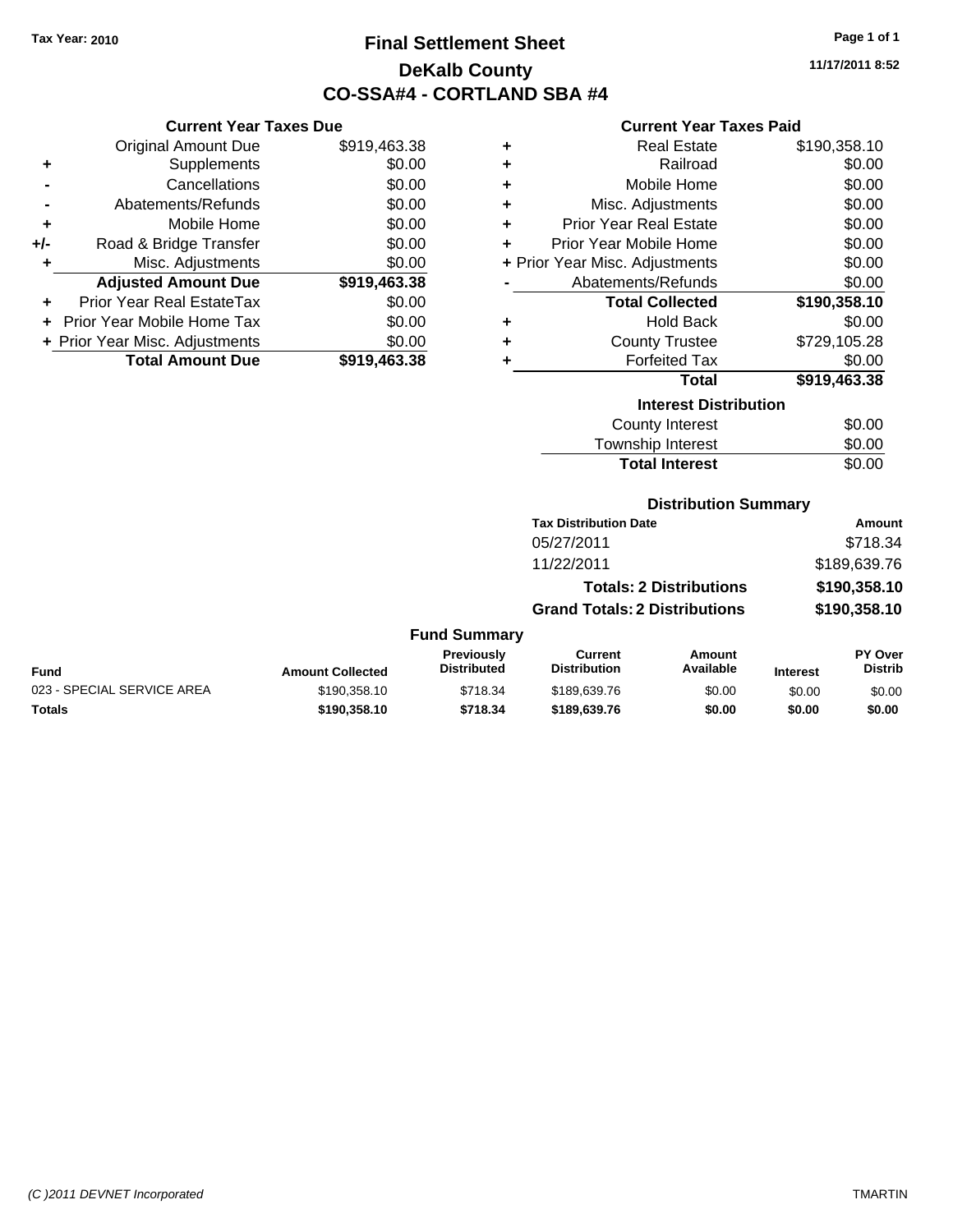Tax Year: 2010

# Final Settlement Sheet

## DeKalb County

## CO-SSA#4 - CORTLAND SBA #4

11/17/2011 8:52

### Current Year Taxes Due

| | | |
|---|---|---|
| | Original Amount Due | $919,463.38 |
| + | Supplements | $0.00 |
| - | Cancellations | $0.00 |
| - | Abatements/Refunds | $0.00 |
| + | Mobile Home | $0.00 |
| +/- | Road & Bridge Transfer | $0.00 |
| + | Misc. Adjustments | $0.00 |
| | **Adjusted Amount Due** | **$919,463.38** |
| + | Prior Year Real EstateTax | $0.00 |
| + | Prior Year Mobile Home Tax | $0.00 |
| + | Prior Year Misc. Adjustments | $0.00 |
| | **Total Amount Due** | **$919,463.38** |

### Current Year Taxes Paid

| | | |
|---|---|---|
| + | Real Estate | $190,358.10 |
| + | Railroad | $0.00 |
| + | Mobile Home | $0.00 |
| + | Misc. Adjustments | $0.00 |
| + | Prior Year Real Estate | $0.00 |
| + | Prior Year Mobile Home | $0.00 |
| + | Prior Year Misc. Adjustments | $0.00 |
| - | Abatements/Refunds | $0.00 |
| | **Total Collected** | **$190,358.10** |
| + | Hold Back | $0.00 |
| + | County Trustee | $729,105.28 |
| + | Forfeited Tax | $0.00 |
| | **Total** | **$919,463.38** |

### Interest Distribution

| | |
|---|---|
| County Interest | $0.00 |
| Township Interest | $0.00 |
| **Total Interest** | $0.00 |

### Distribution Summary

| Tax Distribution Date | Amount |
|---|---|
| 05/27/2011 | $718.34 |
| 11/22/2011 | $189,639.76 |
| **Totals: 2 Distributions** | **$190,358.10** |
| **Grand Totals: 2 Distributions** | **$190,358.10** |

### Fund Summary

| Fund | Amount Collected | Previously Distributed | Current Distribution | Amount Available | Interest | PY Over Distrib |
|---|---|---|---|---|---|---|
| 023 - SPECIAL SERVICE AREA | $190,358.10 | $718.34 | $189,639.76 | $0.00 | $0.00 | $0.00 |
| **Totals** | **$190,358.10** | **$718.34** | **$189,639.76** | **$0.00** | **$0.00** | **$0.00** |

(C )2011 DEVNET Incorporated TMARTIN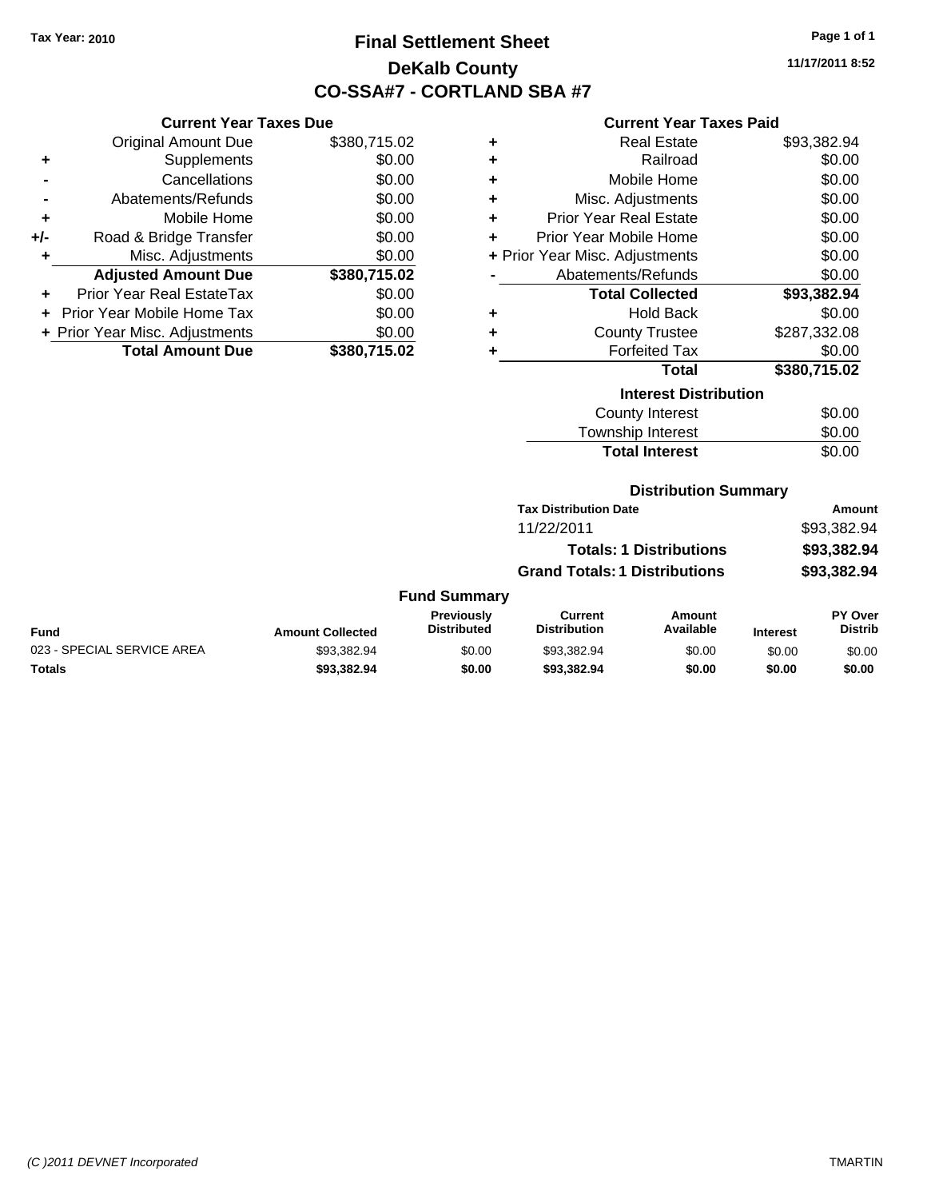Tax Year: 2010

# Final Settlement Sheet
## DeKalb County
## CO-SSA#7 - CORTLAND SBA #7

11/17/2011 8:52

### Current Year Taxes Due

| | | |
|---|---|---|
| | Original Amount Due | $380,715.02 |
| + | Supplements | $0.00 |
| - | Cancellations | $0.00 |
| - | Abatements/Refunds | $0.00 |
| + | Mobile Home | $0.00 |
| +/- | Road & Bridge Transfer | $0.00 |
| + | Misc. Adjustments | $0.00 |
| | **Adjusted Amount Due** | **$380,715.02** |
| + | Prior Year Real EstateTax | $0.00 |
| + | Prior Year Mobile Home Tax | $0.00 |
| + | Prior Year Misc. Adjustments | $0.00 |
| | **Total Amount Due** | **$380,715.02** |

### Current Year Taxes Paid

| | | |
|---|---|---|
| + | Real Estate | $93,382.94 |
| + | Railroad | $0.00 |
| + | Mobile Home | $0.00 |
| + | Misc. Adjustments | $0.00 |
| + | Prior Year Real Estate | $0.00 |
| + | Prior Year Mobile Home | $0.00 |
| + | Prior Year Misc. Adjustments | $0.00 |
| - | Abatements/Refunds | $0.00 |
| | **Total Collected** | **$93,382.94** |
| + | Hold Back | $0.00 |
| + | County Trustee | $287,332.08 |
| + | Forfeited Tax | $0.00 |
| | **Total** | **$380,715.02** |

### Interest Distribution

| | |
|---|---|
| County Interest | $0.00 |
| Township Interest | $0.00 |
| **Total Interest** | $0.00 |

### Distribution Summary

| Tax Distribution Date | Amount |
|---|---|
| 11/22/2011 | $93,382.94 |
| **Totals: 1 Distributions** | **$93,382.94** |
| **Grand Totals: 1 Distributions** | **$93,382.94** |

### Fund Summary

| Fund | Amount Collected | Previously Distributed | Current Distribution | Amount Available | Interest | PY Over Distrib |
|---|---|---|---|---|---|---|
| 023 - SPECIAL SERVICE AREA | $93,382.94 | $0.00 | $93,382.94 | $0.00 | $0.00 | $0.00 |
| **Totals** | **$93,382.94** | **$0.00** | **$93,382.94** | **$0.00** | **$0.00** | **$0.00** |

(C )2011 DEVNET Incorporated TMARTIN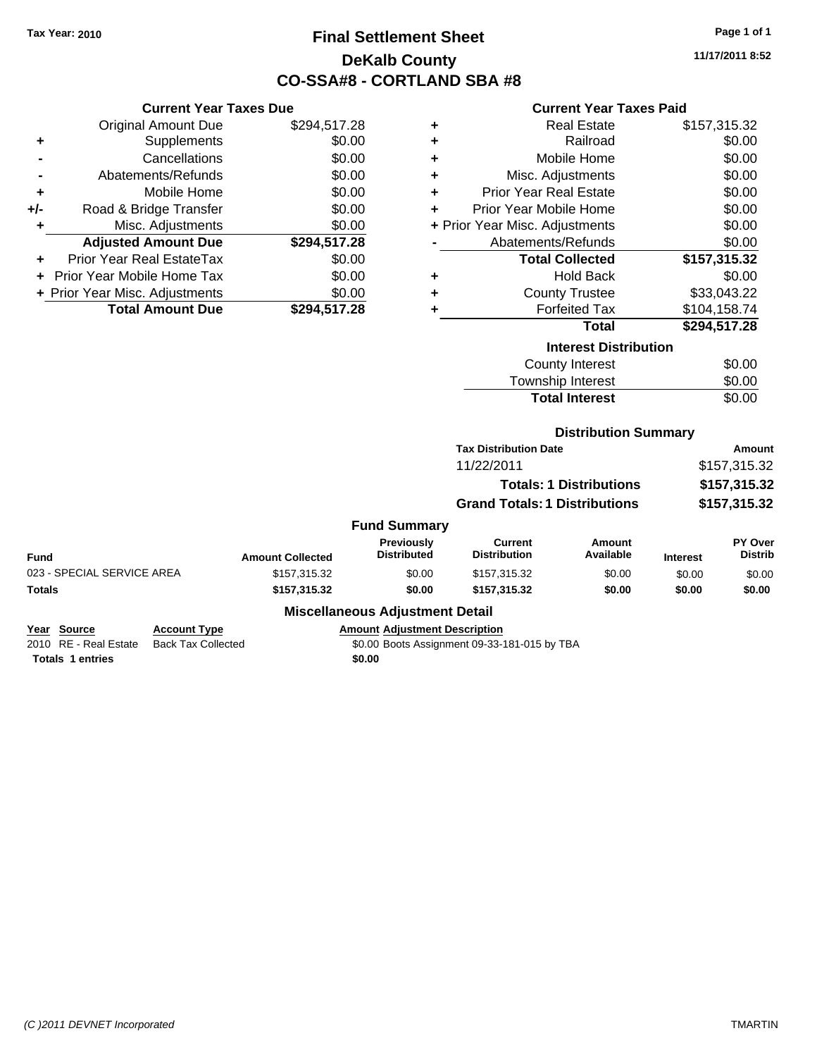Tax Year: 2010

# Final Settlement Sheet

## DeKalb County

## CO-SSA#8 - CORTLAND SBA #8

11/17/2011 8:52

### Current Year Taxes Due

| | | |
|---|---|---|
| | Original Amount Due | $294,517.28 |
| + | Supplements | $0.00 |
| - | Cancellations | $0.00 |
| - | Abatements/Refunds | $0.00 |
| + | Mobile Home | $0.00 |
| +/- | Road & Bridge Transfer | $0.00 |
| + | Misc. Adjustments | $0.00 |
| | **Adjusted Amount Due** | **$294,517.28** |
| + | Prior Year Real EstateTax | $0.00 |
| + | Prior Year Mobile Home Tax | $0.00 |
| + | Prior Year Misc. Adjustments | $0.00 |
| | **Total Amount Due** | **$294,517.28** |

### Current Year Taxes Paid

| | | |
|---|---|---|
| + | Real Estate | $157,315.32 |
| + | Railroad | $0.00 |
| + | Mobile Home | $0.00 |
| + | Misc. Adjustments | $0.00 |
| + | Prior Year Real Estate | $0.00 |
| + | Prior Year Mobile Home | $0.00 |
| + | Prior Year Misc. Adjustments | $0.00 |
| - | Abatements/Refunds | $0.00 |
| | **Total Collected** | **$157,315.32** |
| + | Hold Back | $0.00 |
| + | County Trustee | $33,043.22 |
| + | Forfeited Tax | $104,158.74 |
| | **Total** | **$294,517.28** |

### Interest Distribution

| | |
|---|---|
| County Interest | $0.00 |
| Township Interest | $0.00 |
| **Total Interest** | $0.00 |

### Distribution Summary

| Tax Distribution Date | Amount |
|---|---|
| 11/22/2011 | $157,315.32 |
| **Totals: 1 Distributions** | **$157,315.32** |
| **Grand Totals: 1 Distributions** | **$157,315.32** |

### Fund Summary

| Fund | Amount Collected | Previously Distributed | Current Distribution | Amount Available | Interest | PY Over Distrib |
|---|---|---|---|---|---|---|
| 023 - SPECIAL SERVICE AREA | $157,315.32 | $0.00 | $157,315.32 | $0.00 | $0.00 | $0.00 |
| **Totals** | **$157,315.32** | **$0.00** | **$157,315.32** | **$0.00** | **$0.00** | **$0.00** |

### Miscellaneous Adjustment Detail

| Year | Source | Account Type | Amount | Adjustment Description |
|---|---|---|---|---|
| 2010 | RE - Real Estate | Back Tax Collected | $0.00 | Boots Assignment 09-33-181-015 by TBA |
| **Totals 1 entries** | | | **$0.00** | |

(C )2011 DEVNET Incorporated TMARTIN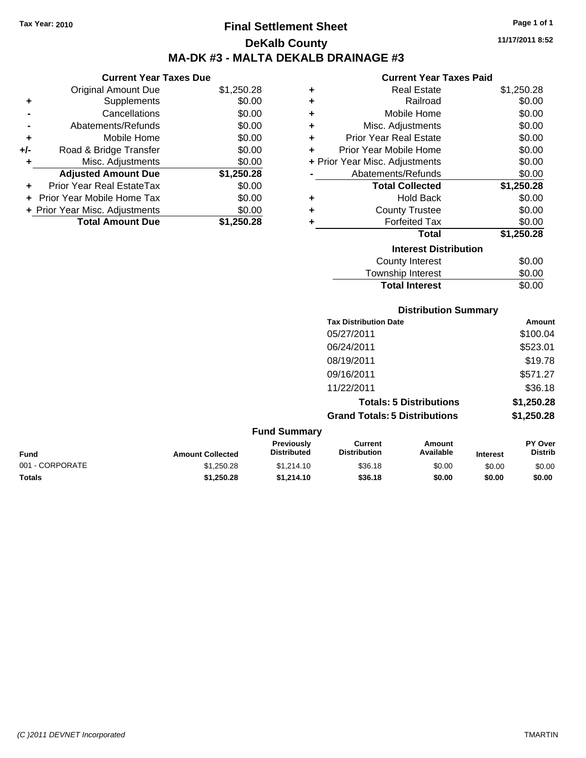Tax Year: 2010

# Final Settlement Sheet

## DeKalb County

## MA-DK #3 - MALTA DEKALB DRAINAGE #3

11/17/2011 8:52

### Current Year Taxes Due

| | | |
|---|---|---|
| | Original Amount Due | $1,250.28 |
| + | Supplements | $0.00 |
| - | Cancellations | $0.00 |
| - | Abatements/Refunds | $0.00 |
| + | Mobile Home | $0.00 |
| +/- | Road & Bridge Transfer | $0.00 |
| + | Misc. Adjustments | $0.00 |
| | **Adjusted Amount Due** | **$1,250.28** |
| + | Prior Year Real EstateTax | $0.00 |
| + | Prior Year Mobile Home Tax | $0.00 |
| + | Prior Year Misc. Adjustments | $0.00 |
| | **Total Amount Due** | **$1,250.28** |

### Current Year Taxes Paid

| | | |
|---|---|---|
| + | Real Estate | $1,250.28 |
| + | Railroad | $0.00 |
| + | Mobile Home | $0.00 |
| + | Misc. Adjustments | $0.00 |
| + | Prior Year Real Estate | $0.00 |
| + | Prior Year Mobile Home | $0.00 |
| + | Prior Year Misc. Adjustments | $0.00 |
| - | Abatements/Refunds | $0.00 |
| | **Total Collected** | **$1,250.28** |
| + | Hold Back | $0.00 |
| + | County Trustee | $0.00 |
| + | Forfeited Tax | $0.00 |
| | **Total** | **$1,250.28** |

### Interest Distribution

| | |
|---|---|
| County Interest | $0.00 |
| Township Interest | $0.00 |
| **Total Interest** | $0.00 |

### Distribution Summary

| Tax Distribution Date | Amount |
|---|---|
| 05/27/2011 | $100.04 |
| 06/24/2011 | $523.01 |
| 08/19/2011 | $19.78 |
| 09/16/2011 | $571.27 |
| 11/22/2011 | $36.18 |
| **Totals: 5 Distributions** | **$1,250.28** |
| **Grand Totals: 5 Distributions** | **$1,250.28** |

### Fund Summary

| Fund | Amount Collected | Previously Distributed | Current Distribution | Amount Available | Interest | PY Over Distrib |
|---|---|---|---|---|---|---|
| 001 - CORPORATE | $1,250.28 | $1,214.10 | $36.18 | $0.00 | $0.00 | $0.00 |
| **Totals** | **$1,250.28** | **$1,214.10** | **$36.18** | **$0.00** | **$0.00** | **$0.00** |

(C )2011 DEVNET Incorporated — TMARTIN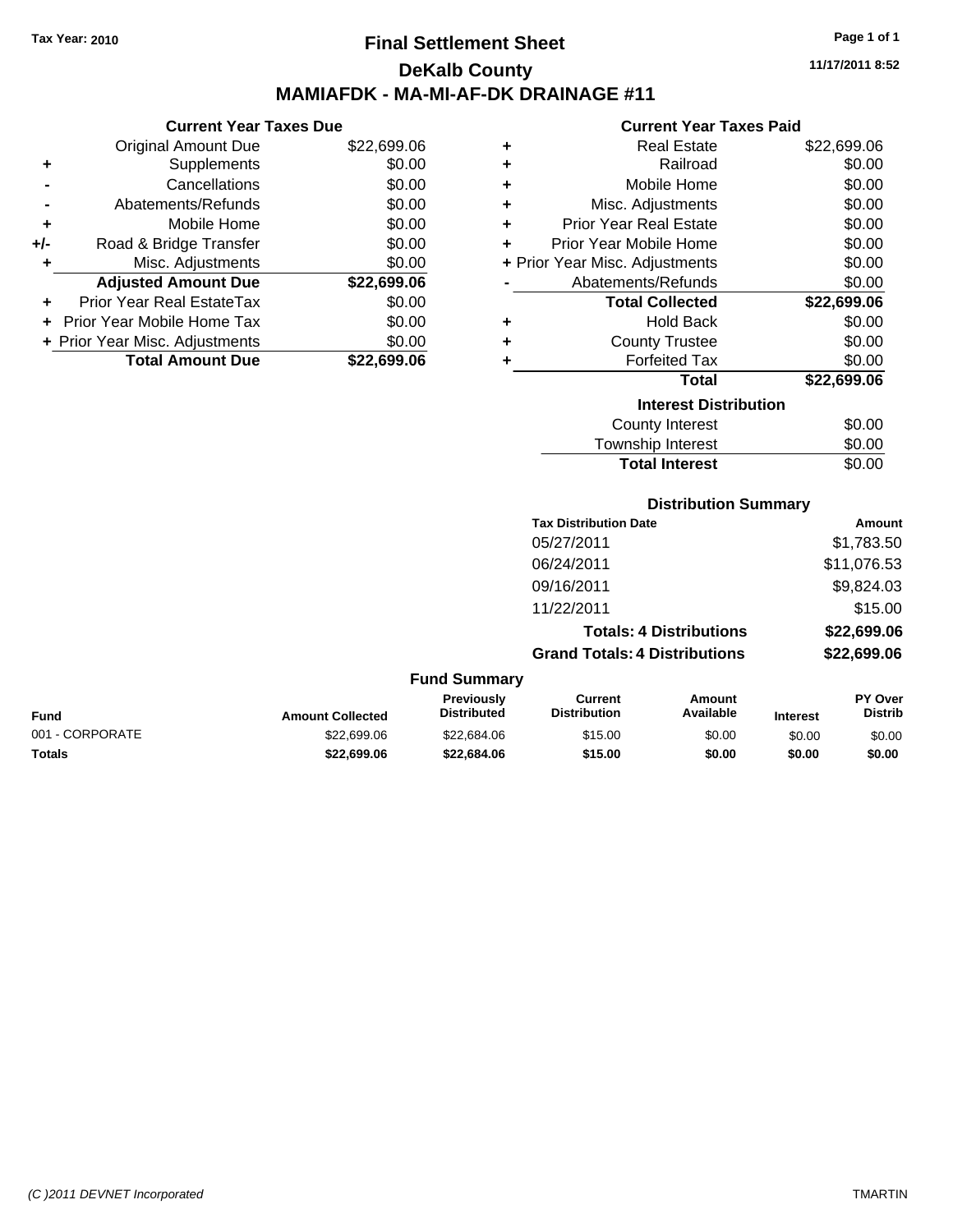Tax Year: 2010

# Final Settlement Sheet
## DeKalb County
## MAMIAFDK - MA-MI-AF-DK DRAINAGE #11

11/17/2011 8:52

### Current Year Taxes Due

| | | |
|---|---|---|
| | Original Amount Due | $22,699.06 |
| + | Supplements | $0.00 |
| - | Cancellations | $0.00 |
| - | Abatements/Refunds | $0.00 |
| + | Mobile Home | $0.00 |
| +/- | Road & Bridge Transfer | $0.00 |
| + | Misc. Adjustments | $0.00 |
| | **Adjusted Amount Due** | **$22,699.06** |
| + | Prior Year Real EstateTax | $0.00 |
| + | Prior Year Mobile Home Tax | $0.00 |
| + | Prior Year Misc. Adjustments | $0.00 |
| | **Total Amount Due** | **$22,699.06** |

### Current Year Taxes Paid

| | | |
|---|---|---|
| + | Real Estate | $22,699.06 |
| + | Railroad | $0.00 |
| + | Mobile Home | $0.00 |
| + | Misc. Adjustments | $0.00 |
| + | Prior Year Real Estate | $0.00 |
| + | Prior Year Mobile Home | $0.00 |
| + | Prior Year Misc. Adjustments | $0.00 |
| - | Abatements/Refunds | $0.00 |
| | **Total Collected** | **$22,699.06** |
| + | Hold Back | $0.00 |
| + | County Trustee | $0.00 |
| + | Forfeited Tax | $0.00 |
| | **Total** | **$22,699.06** |

### Interest Distribution

| | |
|---|---|
| County Interest | $0.00 |
| Township Interest | $0.00 |
| **Total Interest** | $0.00 |

### Distribution Summary

| Tax Distribution Date | Amount |
|---|---|
| 05/27/2011 | $1,783.50 |
| 06/24/2011 | $11,076.53 |
| 09/16/2011 | $9,824.03 |
| 11/22/2011 | $15.00 |
| **Totals: 4 Distributions** | **$22,699.06** |
| **Grand Totals: 4 Distributions** | **$22,699.06** |

### Fund Summary

| Fund | Amount Collected | Previously Distributed | Current Distribution | Amount Available | Interest | PY Over Distrib |
|---|---|---|---|---|---|---|
| 001 - CORPORATE | $22,699.06 | $22,684.06 | $15.00 | $0.00 | $0.00 | $0.00 |
| **Totals** | **$22,699.06** | **$22,684.06** | **$15.00** | **$0.00** | **$0.00** | **$0.00** |

(C )2011 DEVNET Incorporated TMARTIN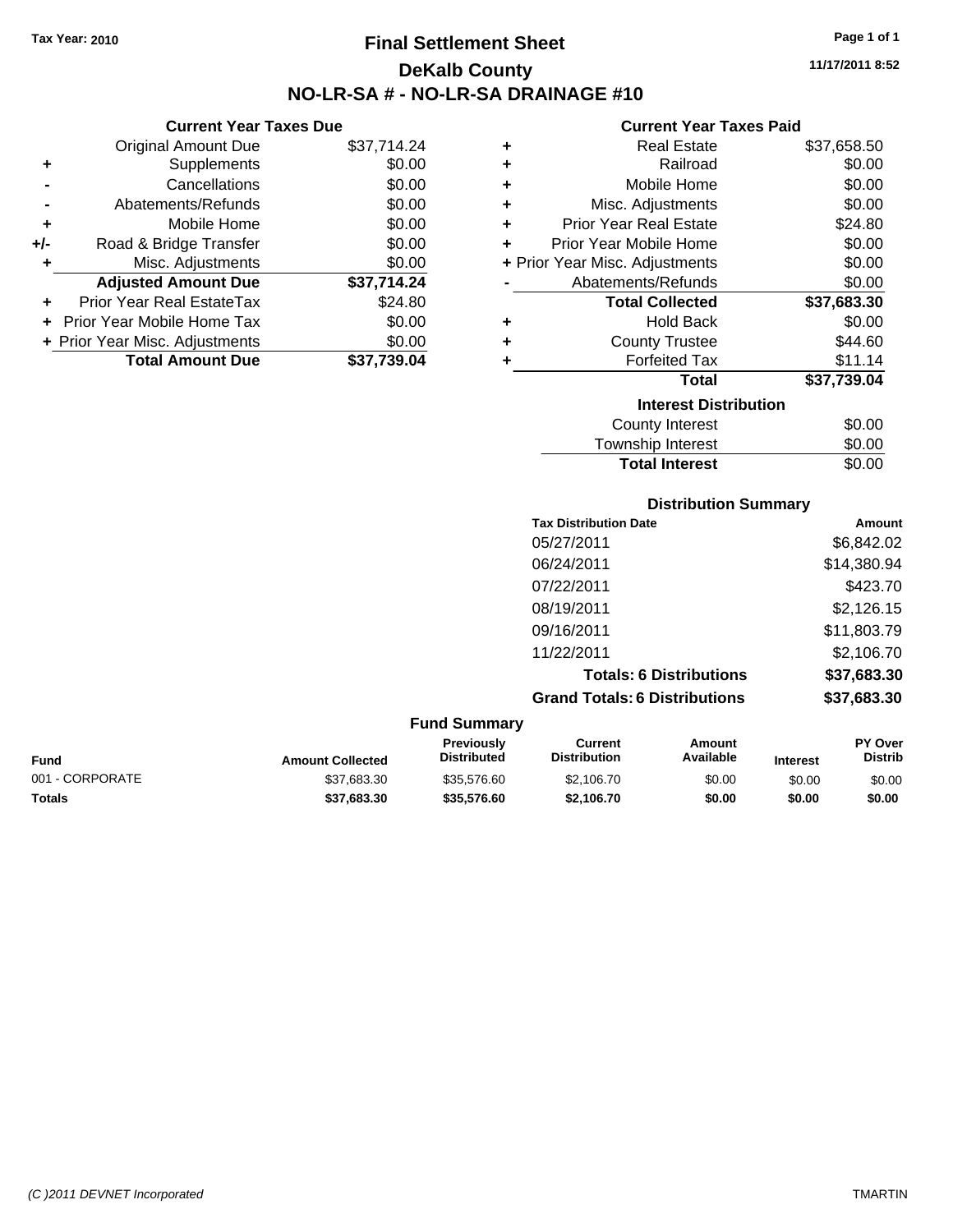Tax Year: 2010

# Final Settlement Sheet

## DeKalb County

## NO-LR-SA # - NO-LR-SA DRAINAGE #10

11/17/2011 8:52

### Current Year Taxes Due

| | | |
|---|---|---|
| | Original Amount Due | $37,714.24 |
| + | Supplements | $0.00 |
| - | Cancellations | $0.00 |
| - | Abatements/Refunds | $0.00 |
| + | Mobile Home | $0.00 |
| +/- | Road & Bridge Transfer | $0.00 |
| + | Misc. Adjustments | $0.00 |
| | **Adjusted Amount Due** | **$37,714.24** |
| + | Prior Year Real EstateTax | $24.80 |
| + | Prior Year Mobile Home Tax | $0.00 |
| + | Prior Year Misc. Adjustments | $0.00 |
| | **Total Amount Due** | **$37,739.04** |

### Current Year Taxes Paid

| | | |
|---|---|---|
| + | Real Estate | $37,658.50 |
| + | Railroad | $0.00 |
| + | Mobile Home | $0.00 |
| + | Misc. Adjustments | $0.00 |
| + | Prior Year Real Estate | $24.80 |
| + | Prior Year Mobile Home | $0.00 |
| + | Prior Year Misc. Adjustments | $0.00 |
| - | Abatements/Refunds | $0.00 |
| | **Total Collected** | **$37,683.30** |
| + | Hold Back | $0.00 |
| + | County Trustee | $44.60 |
| + | Forfeited Tax | $11.14 |
| | **Total** | **$37,739.04** |

### Interest Distribution

| | |
|---|---|
| County Interest | $0.00 |
| Township Interest | $0.00 |
| **Total Interest** | $0.00 |

### Distribution Summary

| Tax Distribution Date | Amount |
|---|---|
| 05/27/2011 | $6,842.02 |
| 06/24/2011 | $14,380.94 |
| 07/22/2011 | $423.70 |
| 08/19/2011 | $2,126.15 |
| 09/16/2011 | $11,803.79 |
| 11/22/2011 | $2,106.70 |
| **Totals: 6 Distributions** | **$37,683.30** |
| **Grand Totals: 6 Distributions** | **$37,683.30** |

### Fund Summary

| Fund | Amount Collected | Previously Distributed | Current Distribution | Amount Available | Interest | PY Over Distrib |
|---|---|---|---|---|---|---|
| 001 - CORPORATE | $37,683.30 | $35,576.60 | $2,106.70 | $0.00 | $0.00 | $0.00 |
| **Totals** | **$37,683.30** | **$35,576.60** | **$2,106.70** | **$0.00** | **$0.00** | **$0.00** |

(C )2011 DEVNET Incorporated TMARTIN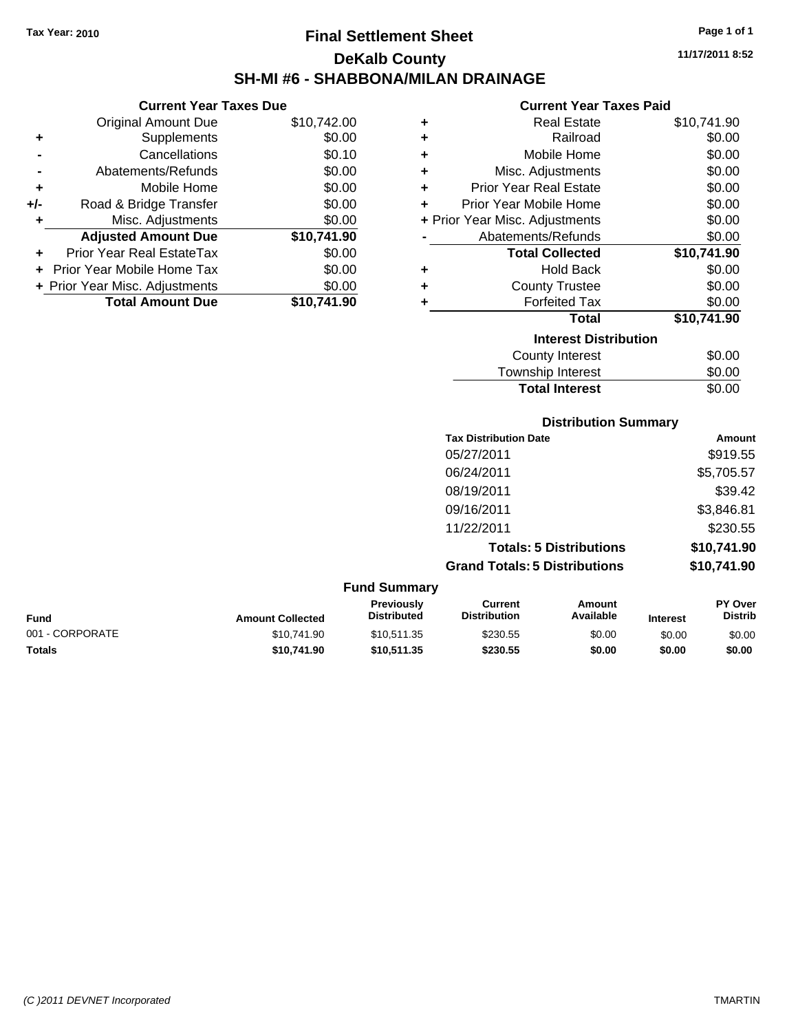Tax Year: 2010

# Final Settlement Sheet

## DeKalb County

## SH-MI #6 - SHABBONA/MILAN DRAINAGE

11/17/2011 8:52

### Current Year Taxes Due

| | | |
|---|---|---|
| | Original Amount Due | $10,742.00 |
| + | Supplements | $0.00 |
| - | Cancellations | $0.10 |
| - | Abatements/Refunds | $0.00 |
| + | Mobile Home | $0.00 |
| +/- | Road & Bridge Transfer | $0.00 |
| + | Misc. Adjustments | $0.00 |
| | **Adjusted Amount Due** | **$10,741.90** |
| + | Prior Year Real EstateTax | $0.00 |
| + | Prior Year Mobile Home Tax | $0.00 |
| + | Prior Year Misc. Adjustments | $0.00 |
| | **Total Amount Due** | **$10,741.90** |

### Current Year Taxes Paid

| | | |
|---|---|---|
| + | Real Estate | $10,741.90 |
| + | Railroad | $0.00 |
| + | Mobile Home | $0.00 |
| + | Misc. Adjustments | $0.00 |
| + | Prior Year Real Estate | $0.00 |
| + | Prior Year Mobile Home | $0.00 |
| + | Prior Year Misc. Adjustments | $0.00 |
| - | Abatements/Refunds | $0.00 |
| | **Total Collected** | **$10,741.90** |
| + | Hold Back | $0.00 |
| + | County Trustee | $0.00 |
| + | Forfeited Tax | $0.00 |
| | **Total** | **$10,741.90** |

### Interest Distribution

| | |
|---|---|
| County Interest | $0.00 |
| Township Interest | $0.00 |
| **Total Interest** | $0.00 |

### Distribution Summary

| Tax Distribution Date | Amount |
|---|---|
| 05/27/2011 | $919.55 |
| 06/24/2011 | $5,705.57 |
| 08/19/2011 | $39.42 |
| 09/16/2011 | $3,846.81 |
| 11/22/2011 | $230.55 |
| **Totals: 5 Distributions** | **$10,741.90** |
| **Grand Totals: 5 Distributions** | **$10,741.90** |

### Fund Summary

| Fund | Amount Collected | Previously Distributed | Current Distribution | Amount Available | Interest | PY Over Distrib |
|---|---|---|---|---|---|---|
| 001 - CORPORATE | $10,741.90 | $10,511.35 | $230.55 | $0.00 | $0.00 | $0.00 |
| **Totals** | **$10,741.90** | **$10,511.35** | **$230.55** | **$0.00** | **$0.00** | **$0.00** |

(C )2011 DEVNET Incorporated TMARTIN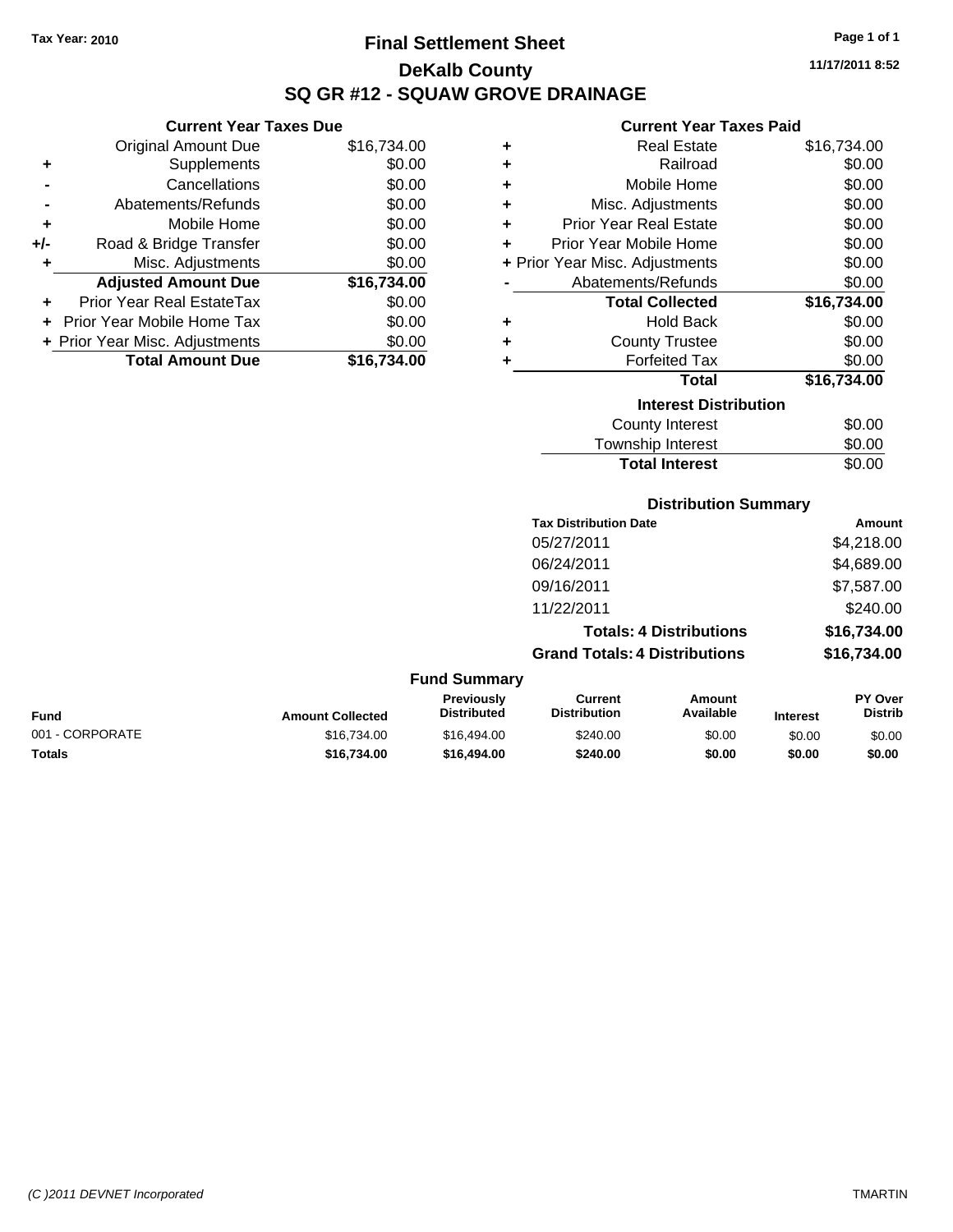Tax Year: 2010

# Final Settlement Sheet

## DeKalb County

## SQ GR #12 - SQUAW GROVE DRAINAGE

11/17/2011 8:52

### Current Year Taxes Due

| | | |
|---|---|---|
| | Original Amount Due | $16,734.00 |
| + | Supplements | $0.00 |
| - | Cancellations | $0.00 |
| - | Abatements/Refunds | $0.00 |
| + | Mobile Home | $0.00 |
| +/- | Road & Bridge Transfer | $0.00 |
| + | Misc. Adjustments | $0.00 |
| | **Adjusted Amount Due** | **$16,734.00** |
| + | Prior Year Real EstateTax | $0.00 |
| + | Prior Year Mobile Home Tax | $0.00 |
| + | Prior Year Misc. Adjustments | $0.00 |
| | **Total Amount Due** | **$16,734.00** |

### Current Year Taxes Paid

| | | |
|---|---|---|
| + | Real Estate | $16,734.00 |
| + | Railroad | $0.00 |
| + | Mobile Home | $0.00 |
| + | Misc. Adjustments | $0.00 |
| + | Prior Year Real Estate | $0.00 |
| + | Prior Year Mobile Home | $0.00 |
| + | Prior Year Misc. Adjustments | $0.00 |
| - | Abatements/Refunds | $0.00 |
| | **Total Collected** | **$16,734.00** |
| + | Hold Back | $0.00 |
| + | County Trustee | $0.00 |
| + | Forfeited Tax | $0.00 |
| | **Total** | **$16,734.00** |

### Interest Distribution

| | |
|---|---|
| County Interest | $0.00 |
| Township Interest | $0.00 |
| **Total Interest** | $0.00 |

### Distribution Summary

| Tax Distribution Date | Amount |
|---|---|
| 05/27/2011 | $4,218.00 |
| 06/24/2011 | $4,689.00 |
| 09/16/2011 | $7,587.00 |
| 11/22/2011 | $240.00 |
| **Totals: 4 Distributions** | **$16,734.00** |
| **Grand Totals: 4 Distributions** | **$16,734.00** |

### Fund Summary

| Fund | Amount Collected | Previously Distributed | Current Distribution | Amount Available | Interest | PY Over Distrib |
|---|---|---|---|---|---|---|
| 001 - CORPORATE | $16,734.00 | $16,494.00 | $240.00 | $0.00 | $0.00 | $0.00 |
| **Totals** | **$16,734.00** | **$16,494.00** | **$240.00** | **$0.00** | **$0.00** | **$0.00** |

(C )2011 DEVNET Incorporated

TMARTIN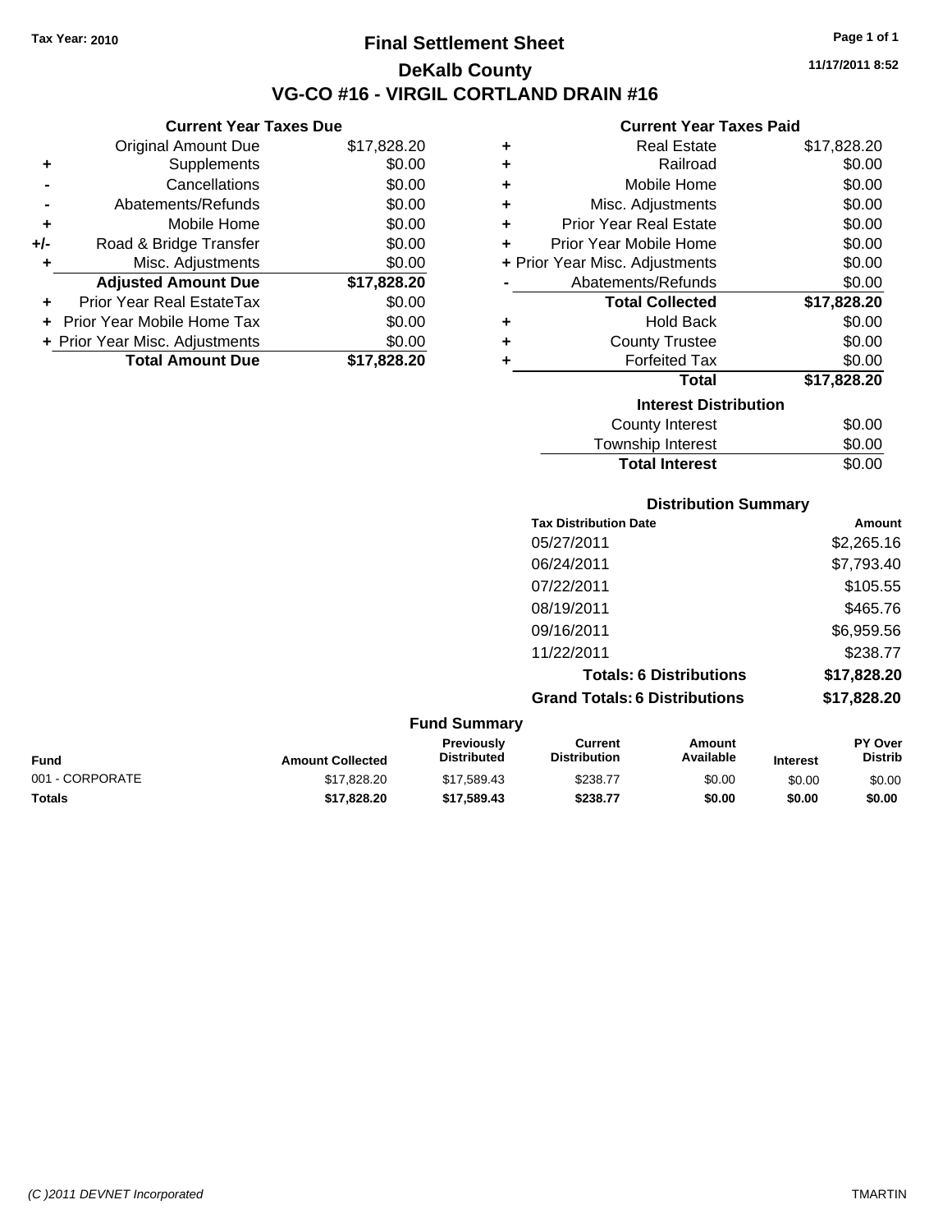Tax Year: 2010

# Final Settlement Sheet

## DeKalb County

## VG-CO #16 - VIRGIL CORTLAND DRAIN #16

11/17/2011 8:52

### Current Year Taxes Due

| | | |
|---|---|---|
| | Original Amount Due | $17,828.20 |
| + | Supplements | $0.00 |
| - | Cancellations | $0.00 |
| - | Abatements/Refunds | $0.00 |
| + | Mobile Home | $0.00 |
| +/- | Road & Bridge Transfer | $0.00 |
| + | Misc. Adjustments | $0.00 |
| | **Adjusted Amount Due** | **$17,828.20** |
| + | Prior Year Real EstateTax | $0.00 |
| + | Prior Year Mobile Home Tax | $0.00 |
| + | Prior Year Misc. Adjustments | $0.00 |
| | **Total Amount Due** | **$17,828.20** |

### Current Year Taxes Paid

| | | |
|---|---|---|
| + | Real Estate | $17,828.20 |
| + | Railroad | $0.00 |
| + | Mobile Home | $0.00 |
| + | Misc. Adjustments | $0.00 |
| + | Prior Year Real Estate | $0.00 |
| + | Prior Year Mobile Home | $0.00 |
| + | Prior Year Misc. Adjustments | $0.00 |
| - | Abatements/Refunds | $0.00 |
| | **Total Collected** | **$17,828.20** |
| + | Hold Back | $0.00 |
| + | County Trustee | $0.00 |
| + | Forfeited Tax | $0.00 |
| | **Total** | **$17,828.20** |

### Interest Distribution

| | |
|---|---|
| County Interest | $0.00 |
| Township Interest | $0.00 |
| **Total Interest** | $0.00 |

### Distribution Summary

| Tax Distribution Date | Amount |
|---|---|
| 05/27/2011 | $2,265.16 |
| 06/24/2011 | $7,793.40 |
| 07/22/2011 | $105.55 |
| 08/19/2011 | $465.76 |
| 09/16/2011 | $6,959.56 |
| 11/22/2011 | $238.77 |
| **Totals: 6 Distributions** | **$17,828.20** |
| **Grand Totals: 6 Distributions** | **$17,828.20** |

### Fund Summary

| Fund | Amount Collected | Previously Distributed | Current Distribution | Amount Available | Interest | PY Over Distrib |
|---|---|---|---|---|---|---|
| 001 - CORPORATE | $17,828.20 | $17,589.43 | $238.77 | $0.00 | $0.00 | $0.00 |
| **Totals** | **$17,828.20** | **$17,589.43** | **$238.77** | **$0.00** | **$0.00** | **$0.00** |

(C )2011 DEVNET Incorporated — TMARTIN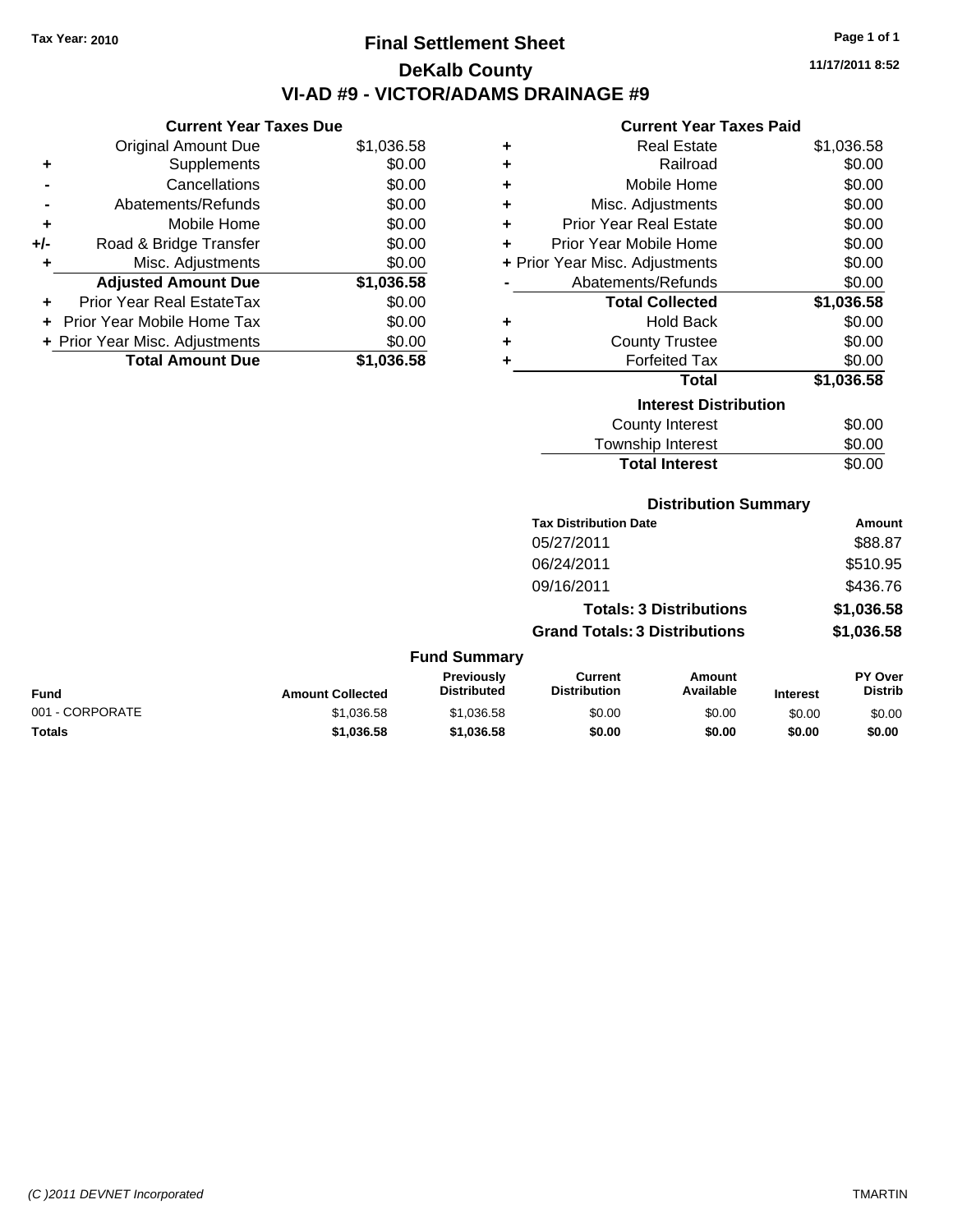Tax Year: 2010

# Final Settlement Sheet

## DeKalb County

## VI-AD #9 - VICTOR/ADAMS DRAINAGE #9

11/17/2011 8:52

### Current Year Taxes Due

| | | |
|---|---|---|
| | Original Amount Due | $1,036.58 |
| + | Supplements | $0.00 |
| - | Cancellations | $0.00 |
| - | Abatements/Refunds | $0.00 |
| + | Mobile Home | $0.00 |
| +/- | Road & Bridge Transfer | $0.00 |
| + | Misc. Adjustments | $0.00 |
| | **Adjusted Amount Due** | **$1,036.58** |
| + | Prior Year Real EstateTax | $0.00 |
| + | Prior Year Mobile Home Tax | $0.00 |
| + | Prior Year Misc. Adjustments | $0.00 |
| | **Total Amount Due** | **$1,036.58** |

### Current Year Taxes Paid

| | | |
|---|---|---|
| + | Real Estate | $1,036.58 |
| + | Railroad | $0.00 |
| + | Mobile Home | $0.00 |
| + | Misc. Adjustments | $0.00 |
| + | Prior Year Real Estate | $0.00 |
| + | Prior Year Mobile Home | $0.00 |
| + | Prior Year Misc. Adjustments | $0.00 |
| - | Abatements/Refunds | $0.00 |
| | **Total Collected** | **$1,036.58** |
| + | Hold Back | $0.00 |
| + | County Trustee | $0.00 |
| + | Forfeited Tax | $0.00 |
| | **Total** | **$1,036.58** |

### Interest Distribution

| | |
|---|---|
| County Interest | $0.00 |
| Township Interest | $0.00 |
| **Total Interest** | $0.00 |

### Distribution Summary

| Tax Distribution Date | Amount |
|---|---|
| 05/27/2011 | $88.87 |
| 06/24/2011 | $510.95 |
| 09/16/2011 | $436.76 |
| **Totals: 3 Distributions** | **$1,036.58** |
| **Grand Totals: 3 Distributions** | **$1,036.58** |

### Fund Summary

| Fund | Amount Collected | Previously Distributed | Current Distribution | Amount Available | Interest | PY Over Distrib |
|---|---|---|---|---|---|---|
| 001 - CORPORATE | $1,036.58 | $1,036.58 | $0.00 | $0.00 | $0.00 | $0.00 |
| **Totals** | **$1,036.58** | **$1,036.58** | **$0.00** | **$0.00** | **$0.00** | **$0.00** |

(C )2011 DEVNET Incorporated TMARTIN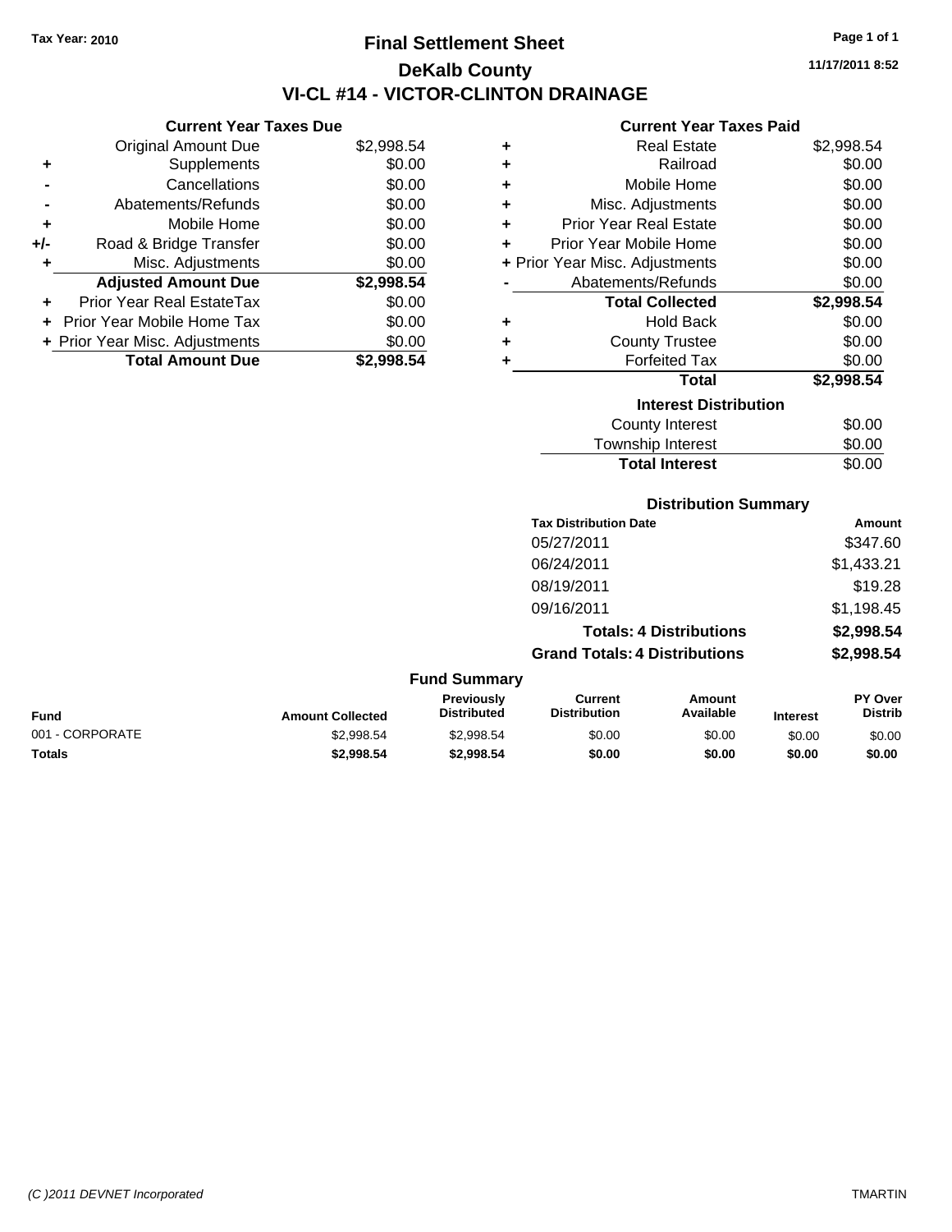Tax Year: 2010

# Final Settlement Sheet

## DeKalb County

## VI-CL #14 - VICTOR-CLINTON DRAINAGE

11/17/2011 8:52

### Current Year Taxes Due

| | | |
|---|---|---|
| | Original Amount Due | $2,998.54 |
| + | Supplements | $0.00 |
| - | Cancellations | $0.00 |
| - | Abatements/Refunds | $0.00 |
| + | Mobile Home | $0.00 |
| +/- | Road & Bridge Transfer | $0.00 |
| + | Misc. Adjustments | $0.00 |
| | **Adjusted Amount Due** | **$2,998.54** |
| + | Prior Year Real EstateTax | $0.00 |
| + | Prior Year Mobile Home Tax | $0.00 |
| + | Prior Year Misc. Adjustments | $0.00 |
| | **Total Amount Due** | **$2,998.54** |

### Current Year Taxes Paid

| | | |
|---|---|---|
| + | Real Estate | $2,998.54 |
| + | Railroad | $0.00 |
| + | Mobile Home | $0.00 |
| + | Misc. Adjustments | $0.00 |
| + | Prior Year Real Estate | $0.00 |
| + | Prior Year Mobile Home | $0.00 |
| + | Prior Year Misc. Adjustments | $0.00 |
| - | Abatements/Refunds | $0.00 |
| | **Total Collected** | **$2,998.54** |
| + | Hold Back | $0.00 |
| + | County Trustee | $0.00 |
| + | Forfeited Tax | $0.00 |
| | **Total** | **$2,998.54** |

### Interest Distribution

| | |
|---|---|
| County Interest | $0.00 |
| Township Interest | $0.00 |
| **Total Interest** | $0.00 |

### Distribution Summary

| Tax Distribution Date | Amount |
|---|---|
| 05/27/2011 | $347.60 |
| 06/24/2011 | $1,433.21 |
| 08/19/2011 | $19.28 |
| 09/16/2011 | $1,198.45 |
| **Totals: 4 Distributions** | **$2,998.54** |
| **Grand Totals: 4 Distributions** | **$2,998.54** |

### Fund Summary

| Fund | Amount Collected | Previously Distributed | Current Distribution | Amount Available | Interest | PY Over Distrib |
|---|---|---|---|---|---|---|
| 001 - CORPORATE | $2,998.54 | $2,998.54 | $0.00 | $0.00 | $0.00 | $0.00 |
| **Totals** | **$2,998.54** | **$2,998.54** | **$0.00** | **$0.00** | **$0.00** | **$0.00** |

(C )2011 DEVNET Incorporated TMARTIN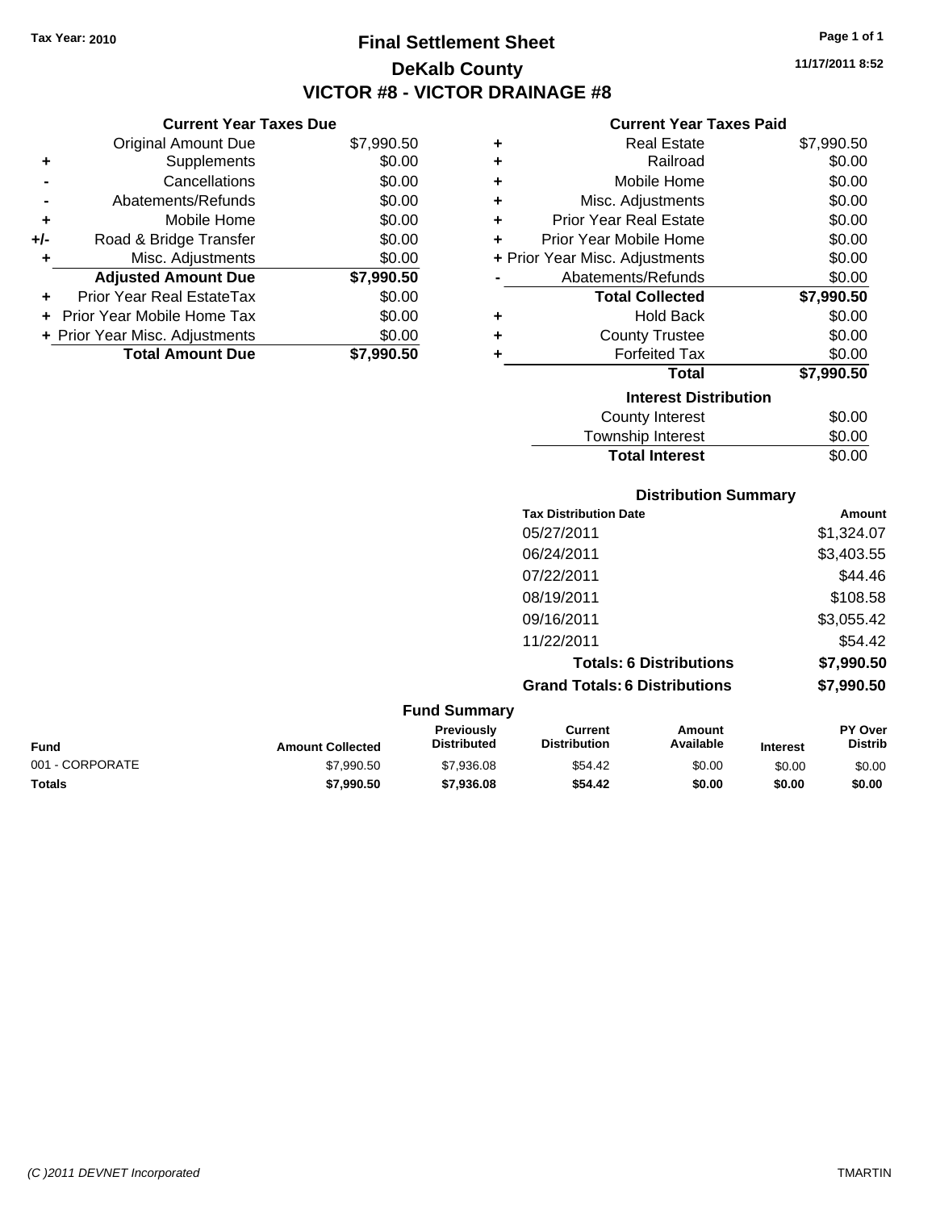Tax Year: 2010

# Final Settlement Sheet

## DeKalb County

## VICTOR #8 - VICTOR DRAINAGE #8

11/17/2011 8:52

### Current Year Taxes Due

| | | |
|---|---|---|
| | Original Amount Due | $7,990.50 |
| + | Supplements | $0.00 |
| - | Cancellations | $0.00 |
| - | Abatements/Refunds | $0.00 |
| + | Mobile Home | $0.00 |
| +/- | Road & Bridge Transfer | $0.00 |
| + | Misc. Adjustments | $0.00 |
| | **Adjusted Amount Due** | **$7,990.50** |
| + | Prior Year Real EstateTax | $0.00 |
| + | Prior Year Mobile Home Tax | $0.00 |
| + | Prior Year Misc. Adjustments | $0.00 |
| | **Total Amount Due** | **$7,990.50** |

### Current Year Taxes Paid

| | | |
|---|---|---|
| + | Real Estate | $7,990.50 |
| + | Railroad | $0.00 |
| + | Mobile Home | $0.00 |
| + | Misc. Adjustments | $0.00 |
| + | Prior Year Real Estate | $0.00 |
| + | Prior Year Mobile Home | $0.00 |
| + | Prior Year Misc. Adjustments | $0.00 |
| - | Abatements/Refunds | $0.00 |
| | **Total Collected** | **$7,990.50** |
| + | Hold Back | $0.00 |
| + | County Trustee | $0.00 |
| + | Forfeited Tax | $0.00 |
| | **Total** | **$7,990.50** |

### Interest Distribution

| | |
|---|---|
| County Interest | $0.00 |
| Township Interest | $0.00 |
| **Total Interest** | $0.00 |

### Distribution Summary

| Tax Distribution Date | Amount |
|---|---|
| 05/27/2011 | $1,324.07 |
| 06/24/2011 | $3,403.55 |
| 07/22/2011 | $44.46 |
| 08/19/2011 | $108.58 |
| 09/16/2011 | $3,055.42 |
| 11/22/2011 | $54.42 |
| **Totals: 6 Distributions** | **$7,990.50** |
| **Grand Totals: 6 Distributions** | **$7,990.50** |

### Fund Summary

| Fund | Amount Collected | Previously Distributed | Current Distribution | Amount Available | Interest | PY Over Distrib |
|---|---|---|---|---|---|---|
| 001 - CORPORATE | $7,990.50 | $7,936.08 | $54.42 | $0.00 | $0.00 | $0.00 |
| **Totals** | **$7,990.50** | **$7,936.08** | **$54.42** | **$0.00** | **$0.00** | **$0.00** |

(C )2011 DEVNET Incorporated

TMARTIN